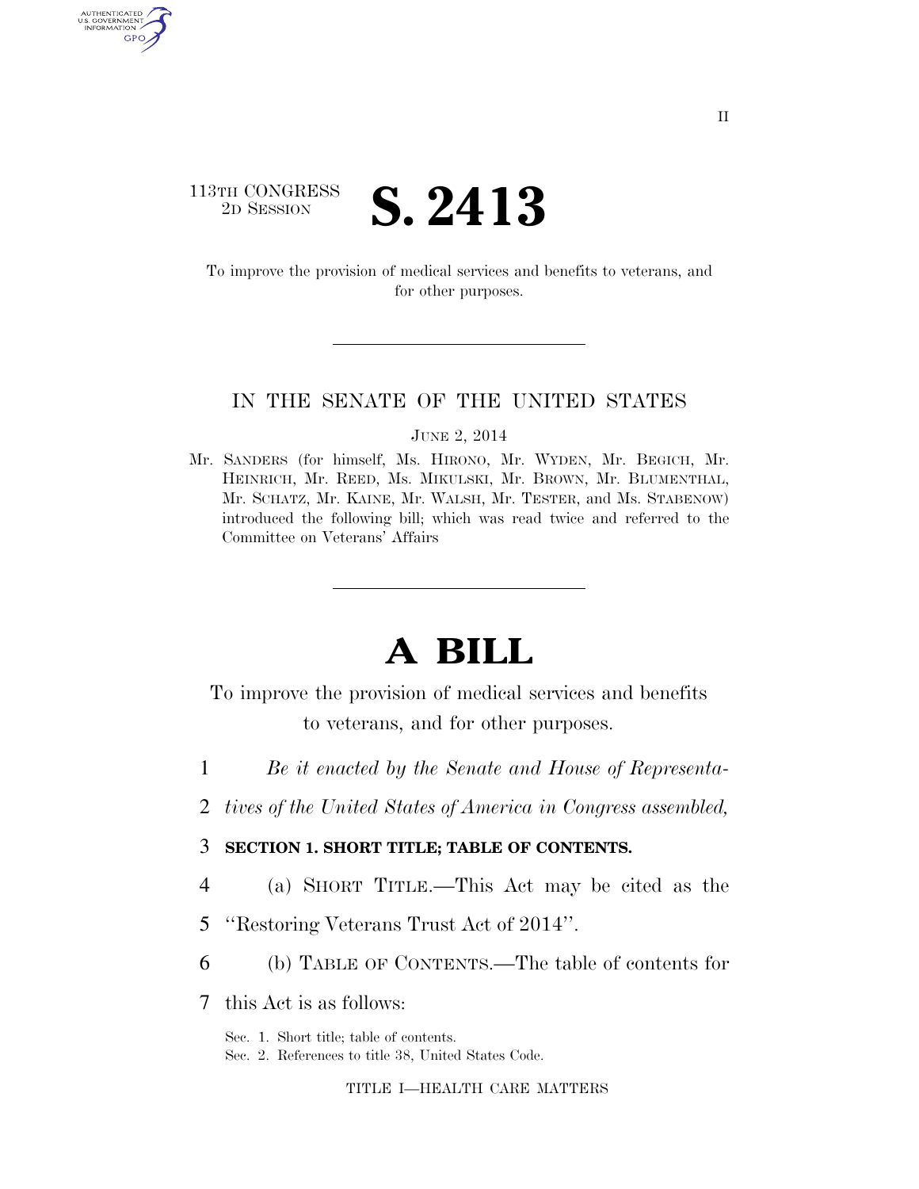113TH CONGRESS
2D SESSION

# S. 2413

To improve the provision of medical services and benefits to veterans, and for other purposes.

IN THE SENATE OF THE UNITED STATES

JUNE 2, 2014

Mr. SANDERS (for himself, Ms. HIRONO, Mr. WYDEN, Mr. BEGICH, Mr. HEINRICH, Mr. REED, Ms. MIKULSKI, Mr. BROWN, Mr. BLUMENTHAL, Mr. SCHATZ, Mr. KAINE, Mr. WALSH, Mr. TESTER, and Ms. STABENOW) introduced the following bill; which was read twice and referred to the Committee on Veterans' Affairs

# A BILL

To improve the provision of medical services and benefits to veterans, and for other purposes.

1 *Be it enacted by the Senate and House of Representa-*
2 *tives of the United States of America in Congress assembled,*

3 **SECTION 1. SHORT TITLE; TABLE OF CONTENTS.**

4 (a) SHORT TITLE.—This Act may be cited as the
5 "Restoring Veterans Trust Act of 2014".
6 (b) TABLE OF CONTENTS.—The table of contents for
7 this Act is as follows:

Sec. 1. Short title; table of contents.
Sec. 2. References to title 38, United States Code.

TITLE I—HEALTH CARE MATTERS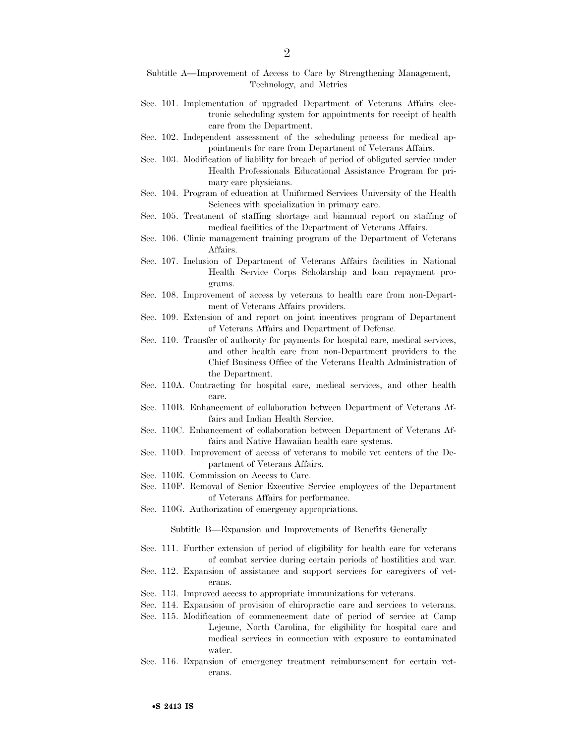Subtitle A—Improvement of Access to Care by Strengthening Management, Technology, and Metrics

Sec. 101. Implementation of upgraded Department of Veterans Affairs electronic scheduling system for appointments for receipt of health care from the Department.

Sec. 102. Independent assessment of the scheduling process for medical appointments for care from Department of Veterans Affairs.

Sec. 103. Modification of liability for breach of period of obligated service under Health Professionals Educational Assistance Program for primary care physicians.

Sec. 104. Program of education at Uniformed Services University of the Health Sciences with specialization in primary care.

Sec. 105. Treatment of staffing shortage and biannual report on staffing of medical facilities of the Department of Veterans Affairs.

Sec. 106. Clinic management training program of the Department of Veterans Affairs.

Sec. 107. Inclusion of Department of Veterans Affairs facilities in National Health Service Corps Scholarship and loan repayment programs.

Sec. 108. Improvement of access by veterans to health care from non-Department of Veterans Affairs providers.

Sec. 109. Extension of and report on joint incentives program of Department of Veterans Affairs and Department of Defense.

Sec. 110. Transfer of authority for payments for hospital care, medical services, and other health care from non-Department providers to the Chief Business Office of the Veterans Health Administration of the Department.

Sec. 110A. Contracting for hospital care, medical services, and other health care.

Sec. 110B. Enhancement of collaboration between Department of Veterans Affairs and Indian Health Service.

Sec. 110C. Enhancement of collaboration between Department of Veterans Affairs and Native Hawaiian health care systems.

Sec. 110D. Improvement of access of veterans to mobile vet centers of the Department of Veterans Affairs.

Sec. 110E. Commission on Access to Care.

Sec. 110F. Removal of Senior Executive Service employees of the Department of Veterans Affairs for performance.

Sec. 110G. Authorization of emergency appropriations.

Subtitle B—Expansion and Improvements of Benefits Generally

Sec. 111. Further extension of period of eligibility for health care for veterans of combat service during certain periods of hostilities and war.

Sec. 112. Expansion of assistance and support services for caregivers of veterans.

Sec. 113. Improved access to appropriate immunizations for veterans.

Sec. 114. Expansion of provision of chiropractic care and services to veterans.

Sec. 115. Modification of commencement date of period of service at Camp Lejeune, North Carolina, for eligibility for hospital care and medical services in connection with exposure to contaminated water.

Sec. 116. Expansion of emergency treatment reimbursement for certain veterans.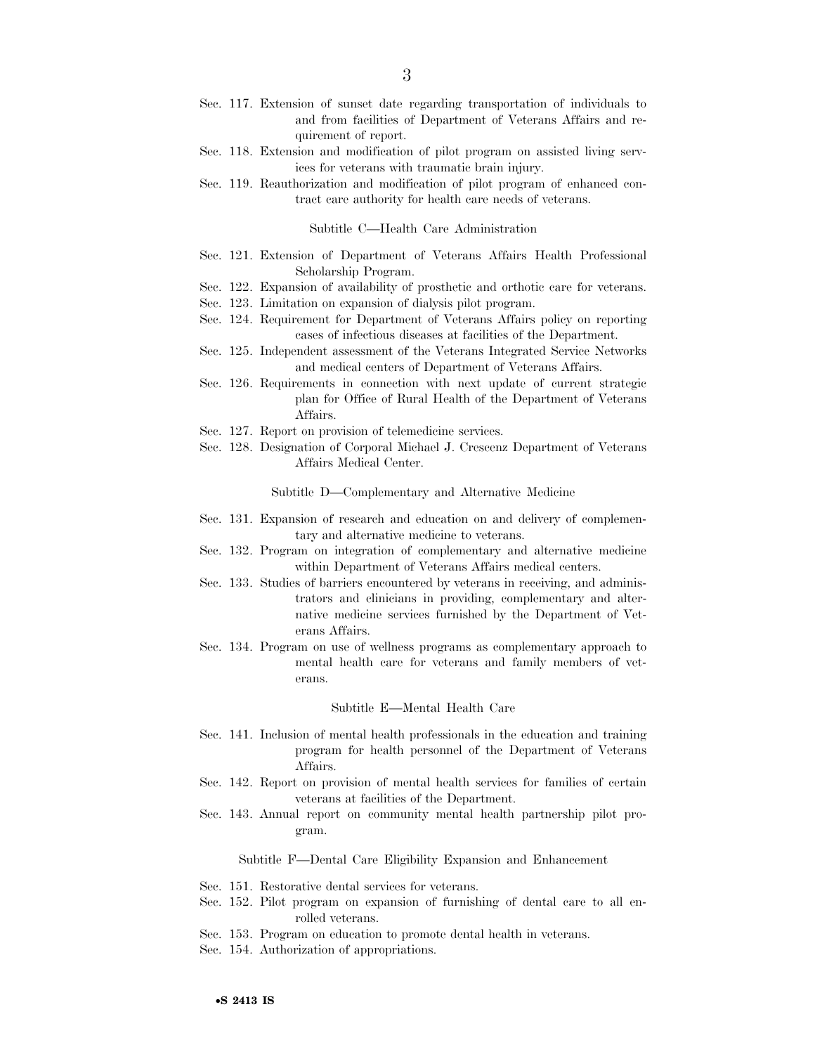Sec. 117. Extension of sunset date regarding transportation of individuals to and from facilities of Department of Veterans Affairs and requirement of report.

Sec. 118. Extension and modification of pilot program on assisted living services for veterans with traumatic brain injury.

Sec. 119. Reauthorization and modification of pilot program of enhanced contract care authority for health care needs of veterans.

Subtitle C—Health Care Administration

Sec. 121. Extension of Department of Veterans Affairs Health Professional Scholarship Program.

Sec. 122. Expansion of availability of prosthetic and orthotic care for veterans.

Sec. 123. Limitation on expansion of dialysis pilot program.

Sec. 124. Requirement for Department of Veterans Affairs policy on reporting cases of infectious diseases at facilities of the Department.

Sec. 125. Independent assessment of the Veterans Integrated Service Networks and medical centers of Department of Veterans Affairs.

Sec. 126. Requirements in connection with next update of current strategic plan for Office of Rural Health of the Department of Veterans Affairs.

Sec. 127. Report on provision of telemedicine services.

Sec. 128. Designation of Corporal Michael J. Crescenz Department of Veterans Affairs Medical Center.

Subtitle D—Complementary and Alternative Medicine

Sec. 131. Expansion of research and education on and delivery of complementary and alternative medicine to veterans.

Sec. 132. Program on integration of complementary and alternative medicine within Department of Veterans Affairs medical centers.

Sec. 133. Studies of barriers encountered by veterans in receiving, and administrators and clinicians in providing, complementary and alternative medicine services furnished by the Department of Veterans Affairs.

Sec. 134. Program on use of wellness programs as complementary approach to mental health care for veterans and family members of veterans.

Subtitle E—Mental Health Care

Sec. 141. Inclusion of mental health professionals in the education and training program for health personnel of the Department of Veterans Affairs.

Sec. 142. Report on provision of mental health services for families of certain veterans at facilities of the Department.

Sec. 143. Annual report on community mental health partnership pilot program.

Subtitle F—Dental Care Eligibility Expansion and Enhancement

Sec. 151. Restorative dental services for veterans.

Sec. 152. Pilot program on expansion of furnishing of dental care to all enrolled veterans.

Sec. 153. Program on education to promote dental health in veterans.

Sec. 154. Authorization of appropriations.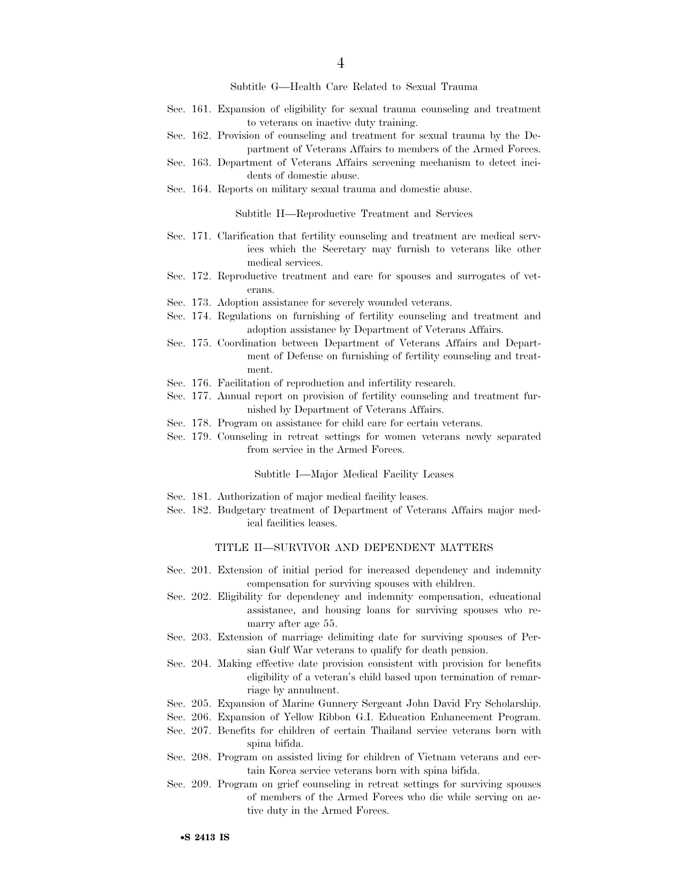### Subtitle G—Health Care Related to Sexual Trauma

Sec. 161. Expansion of eligibility for sexual trauma counseling and treatment to veterans on inactive duty training.

Sec. 162. Provision of counseling and treatment for sexual trauma by the Department of Veterans Affairs to members of the Armed Forces.

Sec. 163. Department of Veterans Affairs screening mechanism to detect incidents of domestic abuse.

Sec. 164. Reports on military sexual trauma and domestic abuse.

### Subtitle H—Reproductive Treatment and Services

Sec. 171. Clarification that fertility counseling and treatment are medical services which the Secretary may furnish to veterans like other medical services.

Sec. 172. Reproductive treatment and care for spouses and surrogates of veterans.

Sec. 173. Adoption assistance for severely wounded veterans.

Sec. 174. Regulations on furnishing of fertility counseling and treatment and adoption assistance by Department of Veterans Affairs.

Sec. 175. Coordination between Department of Veterans Affairs and Department of Defense on furnishing of fertility counseling and treatment.

Sec. 176. Facilitation of reproduction and infertility research.

Sec. 177. Annual report on provision of fertility counseling and treatment furnished by Department of Veterans Affairs.

Sec. 178. Program on assistance for child care for certain veterans.

Sec. 179. Counseling in retreat settings for women veterans newly separated from service in the Armed Forces.

### Subtitle I—Major Medical Facility Leases

Sec. 181. Authorization of major medical facility leases.

Sec. 182. Budgetary treatment of Department of Veterans Affairs major medical facilities leases.

## TITLE II—SURVIVOR AND DEPENDENT MATTERS

Sec. 201. Extension of initial period for increased dependency and indemnity compensation for surviving spouses with children.

Sec. 202. Eligibility for dependency and indemnity compensation, educational assistance, and housing loans for surviving spouses who remarry after age 55.

Sec. 203. Extension of marriage delimiting date for surviving spouses of Persian Gulf War veterans to qualify for death pension.

Sec. 204. Making effective date provision consistent with provision for benefits eligibility of a veteran's child based upon termination of remarriage by annulment.

Sec. 205. Expansion of Marine Gunnery Sergeant John David Fry Scholarship.

Sec. 206. Expansion of Yellow Ribbon G.I. Education Enhancement Program.

Sec. 207. Benefits for children of certain Thailand service veterans born with spina bifida.

Sec. 208. Program on assisted living for children of Vietnam veterans and certain Korea service veterans born with spina bifida.

Sec. 209. Program on grief counseling in retreat settings for surviving spouses of members of the Armed Forces who die while serving on active duty in the Armed Forces.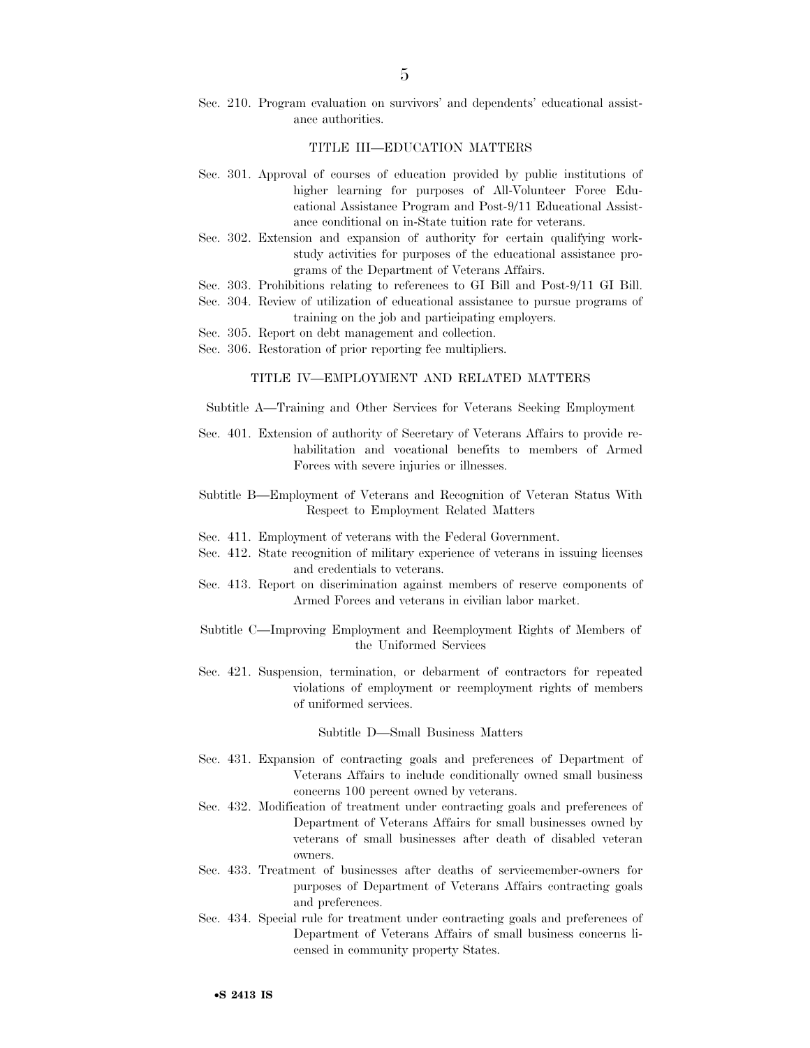Sec. 210. Program evaluation on survivors' and dependents' educational assistance authorities.

TITLE III—EDUCATION MATTERS

Sec. 301. Approval of courses of education provided by public institutions of higher learning for purposes of All-Volunteer Force Educational Assistance Program and Post-9/11 Educational Assistance conditional on in-State tuition rate for veterans.
Sec. 302. Extension and expansion of authority for certain qualifying work-study activities for purposes of the educational assistance programs of the Department of Veterans Affairs.
Sec. 303. Prohibitions relating to references to GI Bill and Post-9/11 GI Bill.
Sec. 304. Review of utilization of educational assistance to pursue programs of training on the job and participating employers.
Sec. 305. Report on debt management and collection.
Sec. 306. Restoration of prior reporting fee multipliers.

TITLE IV—EMPLOYMENT AND RELATED MATTERS

Subtitle A—Training and Other Services for Veterans Seeking Employment

Sec. 401. Extension of authority of Secretary of Veterans Affairs to provide rehabilitation and vocational benefits to members of Armed Forces with severe injuries or illnesses.

Subtitle B—Employment of Veterans and Recognition of Veteran Status With Respect to Employment Related Matters

Sec. 411. Employment of veterans with the Federal Government.
Sec. 412. State recognition of military experience of veterans in issuing licenses and credentials to veterans.
Sec. 413. Report on discrimination against members of reserve components of Armed Forces and veterans in civilian labor market.

Subtitle C—Improving Employment and Reemployment Rights of Members of the Uniformed Services

Sec. 421. Suspension, termination, or debarment of contractors for repeated violations of employment or reemployment rights of members of uniformed services.

Subtitle D—Small Business Matters

Sec. 431. Expansion of contracting goals and preferences of Department of Veterans Affairs to include conditionally owned small business concerns 100 percent owned by veterans.
Sec. 432. Modification of treatment under contracting goals and preferences of Department of Veterans Affairs for small businesses owned by veterans of small businesses after death of disabled veteran owners.
Sec. 433. Treatment of businesses after deaths of servicemember-owners for purposes of Department of Veterans Affairs contracting goals and preferences.
Sec. 434. Special rule for treatment under contracting goals and preferences of Department of Veterans Affairs of small business concerns licensed in community property States.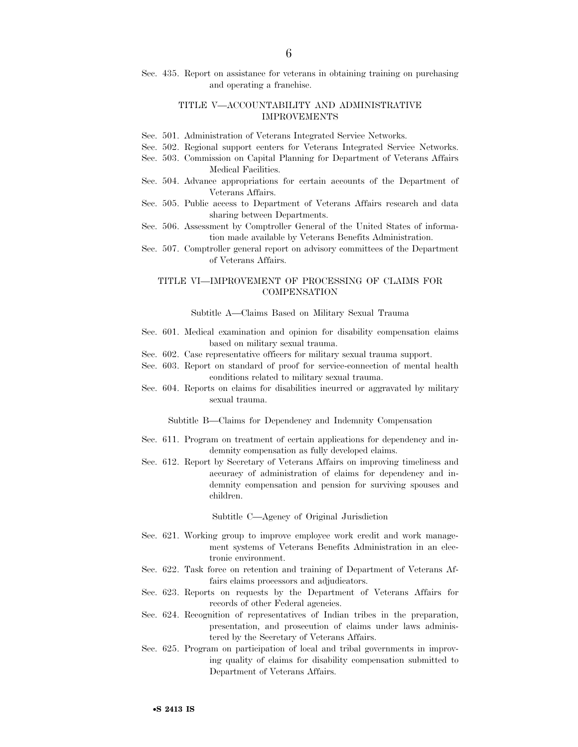Sec. 435. Report on assistance for veterans in obtaining training on purchasing and operating a franchise.

### TITLE V—ACCOUNTABILITY AND ADMINISTRATIVE IMPROVEMENTS

Sec. 501. Administration of Veterans Integrated Service Networks.

Sec. 502. Regional support centers for Veterans Integrated Service Networks.

Sec. 503. Commission on Capital Planning for Department of Veterans Affairs Medical Facilities.

Sec. 504. Advance appropriations for certain accounts of the Department of Veterans Affairs.

Sec. 505. Public access to Department of Veterans Affairs research and data sharing between Departments.

Sec. 506. Assessment by Comptroller General of the United States of information made available by Veterans Benefits Administration.

Sec. 507. Comptroller general report on advisory committees of the Department of Veterans Affairs.

### TITLE VI—IMPROVEMENT OF PROCESSING OF CLAIMS FOR COMPENSATION

#### Subtitle A—Claims Based on Military Sexual Trauma

Sec. 601. Medical examination and opinion for disability compensation claims based on military sexual trauma.

Sec. 602. Case representative officers for military sexual trauma support.

Sec. 603. Report on standard of proof for service-connection of mental health conditions related to military sexual trauma.

Sec. 604. Reports on claims for disabilities incurred or aggravated by military sexual trauma.

#### Subtitle B—Claims for Dependency and Indemnity Compensation

Sec. 611. Program on treatment of certain applications for dependency and indemnity compensation as fully developed claims.

Sec. 612. Report by Secretary of Veterans Affairs on improving timeliness and accuracy of administration of claims for dependency and indemnity compensation and pension for surviving spouses and children.

#### Subtitle C—Agency of Original Jurisdiction

Sec. 621. Working group to improve employee work credit and work management systems of Veterans Benefits Administration in an electronic environment.

Sec. 622. Task force on retention and training of Department of Veterans Affairs claims processors and adjudicators.

Sec. 623. Reports on requests by the Department of Veterans Affairs for records of other Federal agencies.

Sec. 624. Recognition of representatives of Indian tribes in the preparation, presentation, and prosecution of claims under laws administered by the Secretary of Veterans Affairs.

Sec. 625. Program on participation of local and tribal governments in improving quality of claims for disability compensation submitted to Department of Veterans Affairs.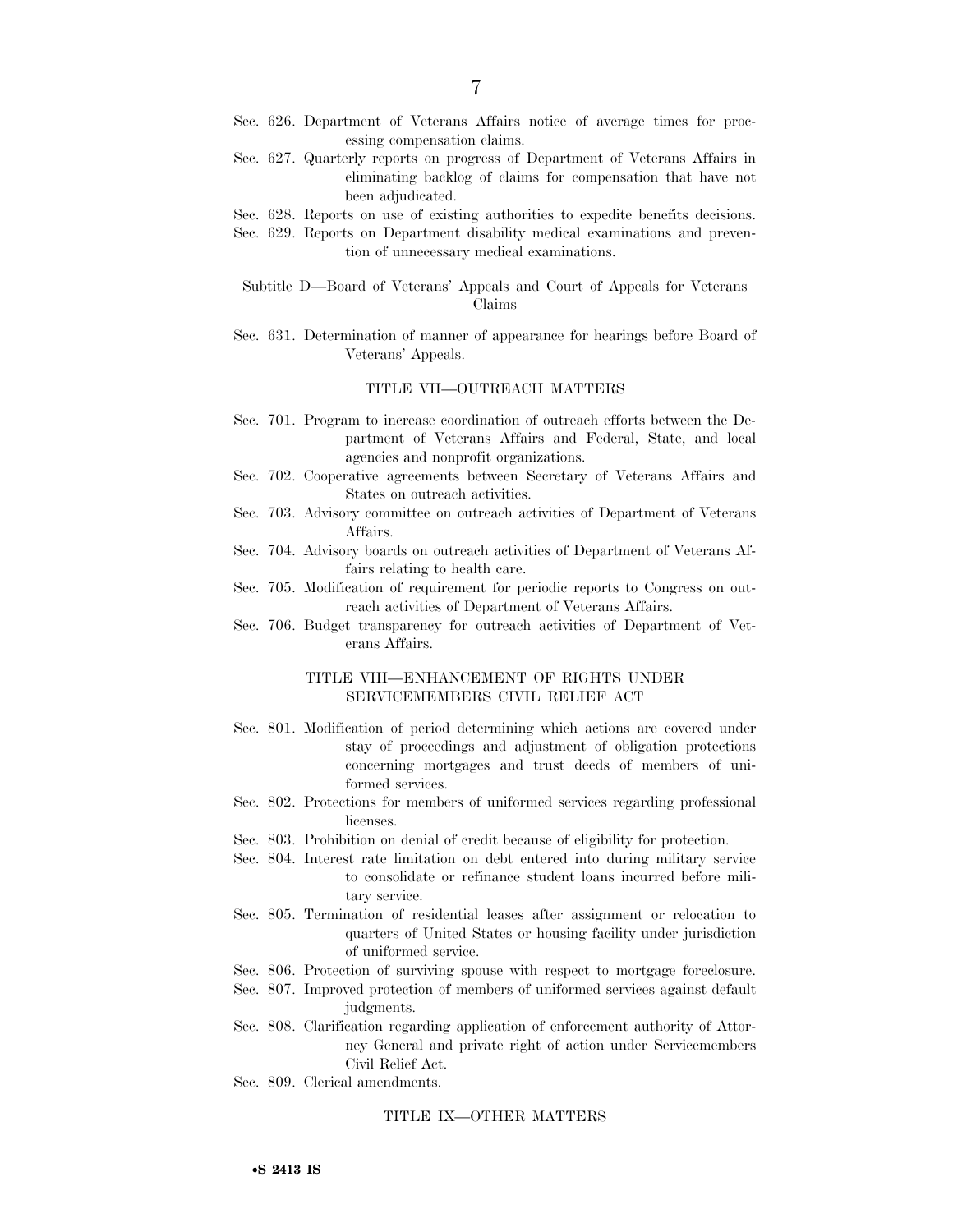Sec. 626. Department of Veterans Affairs notice of average times for processing compensation claims.

Sec. 627. Quarterly reports on progress of Department of Veterans Affairs in eliminating backlog of claims for compensation that have not been adjudicated.

Sec. 628. Reports on use of existing authorities to expedite benefits decisions.

Sec. 629. Reports on Department disability medical examinations and prevention of unnecessary medical examinations.

Subtitle D—Board of Veterans' Appeals and Court of Appeals for Veterans Claims

Sec. 631. Determination of manner of appearance for hearings before Board of Veterans' Appeals.

TITLE VII—OUTREACH MATTERS

Sec. 701. Program to increase coordination of outreach efforts between the Department of Veterans Affairs and Federal, State, and local agencies and nonprofit organizations.

Sec. 702. Cooperative agreements between Secretary of Veterans Affairs and States on outreach activities.

Sec. 703. Advisory committee on outreach activities of Department of Veterans Affairs.

Sec. 704. Advisory boards on outreach activities of Department of Veterans Affairs relating to health care.

Sec. 705. Modification of requirement for periodic reports to Congress on outreach activities of Department of Veterans Affairs.

Sec. 706. Budget transparency for outreach activities of Department of Veterans Affairs.

TITLE VIII—ENHANCEMENT OF RIGHTS UNDER SERVICEMEMBERS CIVIL RELIEF ACT

Sec. 801. Modification of period determining which actions are covered under stay of proceedings and adjustment of obligation protections concerning mortgages and trust deeds of members of uniformed services.

Sec. 802. Protections for members of uniformed services regarding professional licenses.

Sec. 803. Prohibition on denial of credit because of eligibility for protection.

Sec. 804. Interest rate limitation on debt entered into during military service to consolidate or refinance student loans incurred before military service.

Sec. 805. Termination of residential leases after assignment or relocation to quarters of United States or housing facility under jurisdiction of uniformed service.

Sec. 806. Protection of surviving spouse with respect to mortgage foreclosure.

Sec. 807. Improved protection of members of uniformed services against default judgments.

Sec. 808. Clarification regarding application of enforcement authority of Attorney General and private right of action under Servicemembers Civil Relief Act.

Sec. 809. Clerical amendments.

TITLE IX—OTHER MATTERS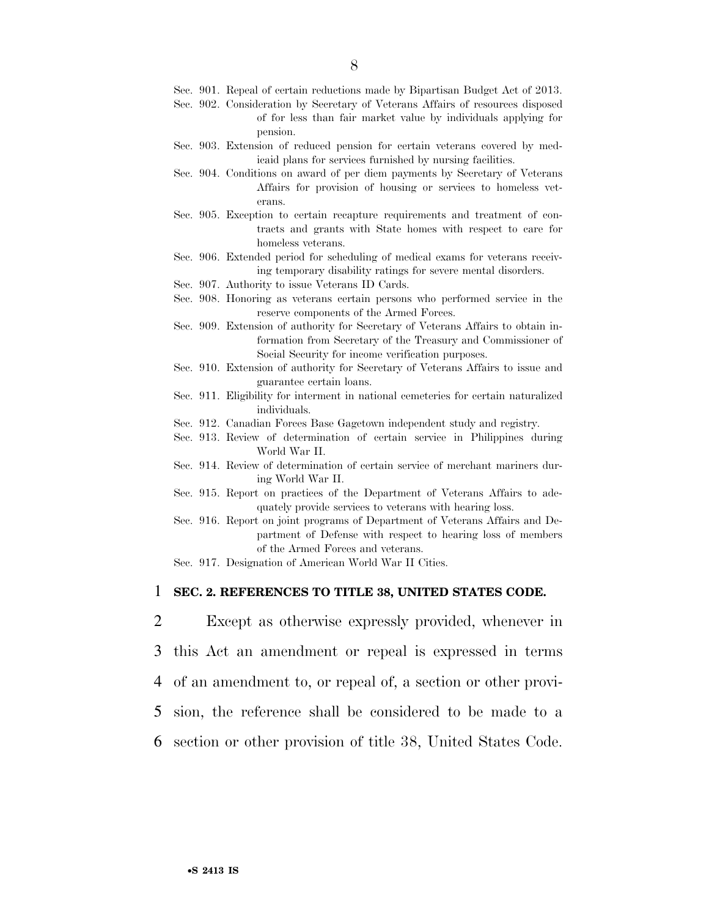Sec. 901. Repeal of certain reductions made by Bipartisan Budget Act of 2013.

Sec. 902. Consideration by Secretary of Veterans Affairs of resources disposed of for less than fair market value by individuals applying for pension.

Sec. 903. Extension of reduced pension for certain veterans covered by medicaid plans for services furnished by nursing facilities.

Sec. 904. Conditions on award of per diem payments by Secretary of Veterans Affairs for provision of housing or services to homeless veterans.

Sec. 905. Exception to certain recapture requirements and treatment of contracts and grants with State homes with respect to care for homeless veterans.

Sec. 906. Extended period for scheduling of medical exams for veterans receiving temporary disability ratings for severe mental disorders.

Sec. 907. Authority to issue Veterans ID Cards.

Sec. 908. Honoring as veterans certain persons who performed service in the reserve components of the Armed Forces.

Sec. 909. Extension of authority for Secretary of Veterans Affairs to obtain information from Secretary of the Treasury and Commissioner of Social Security for income verification purposes.

Sec. 910. Extension of authority for Secretary of Veterans Affairs to issue and guarantee certain loans.

Sec. 911. Eligibility for interment in national cemeteries for certain naturalized individuals.

Sec. 912. Canadian Forces Base Gagetown independent study and registry.

Sec. 913. Review of determination of certain service in Philippines during World War II.

Sec. 914. Review of determination of certain service of merchant mariners during World War II.

Sec. 915. Report on practices of the Department of Veterans Affairs to adequately provide services to veterans with hearing loss.

Sec. 916. Report on joint programs of Department of Veterans Affairs and Department of Defense with respect to hearing loss of members of the Armed Forces and veterans.

Sec. 917. Designation of American World War II Cities.

1 **SEC. 2. REFERENCES TO TITLE 38, UNITED STATES CODE.**

2 Except as otherwise expressly provided, whenever in
3 this Act an amendment or repeal is expressed in terms
4 of an amendment to, or repeal of, a section or other provi-
5 sion, the reference shall be considered to be made to a
6 section or other provision of title 38, United States Code.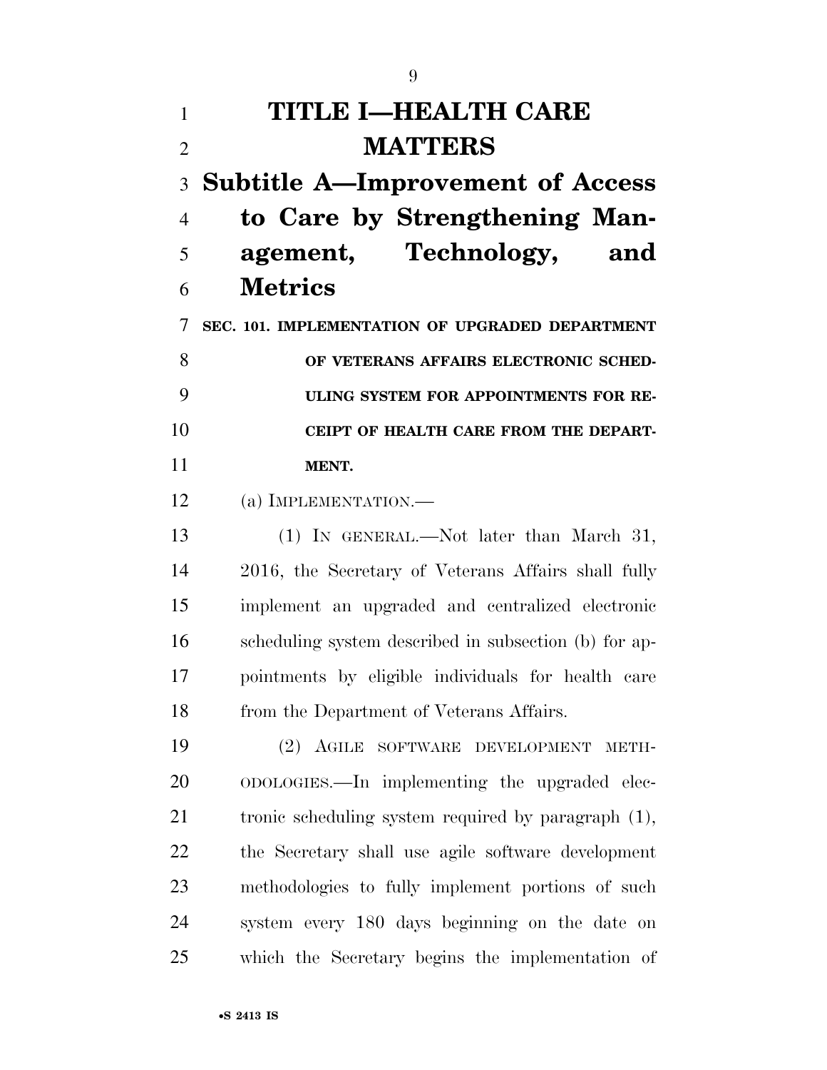# TITLE I—HEALTH CARE MATTERS

## Subtitle A—Improvement of Access to Care by Strengthening Management, Technology, and Metrics

**SEC. 101. IMPLEMENTATION OF UPGRADED DEPARTMENT OF VETERANS AFFAIRS ELECTRONIC SCHEDULING SYSTEM FOR APPOINTMENTS FOR RECEIPT OF HEALTH CARE FROM THE DEPARTMENT.**

(a) IMPLEMENTATION.—

(1) IN GENERAL.—Not later than March 31, 2016, the Secretary of Veterans Affairs shall fully implement an upgraded and centralized electronic scheduling system described in subsection (b) for appointments by eligible individuals for health care from the Department of Veterans Affairs.

(2) AGILE SOFTWARE DEVELOPMENT METHODOLOGIES.—In implementing the upgraded electronic scheduling system required by paragraph (1), the Secretary shall use agile software development methodologies to fully implement portions of such system every 180 days beginning on the date on which the Secretary begins the implementation of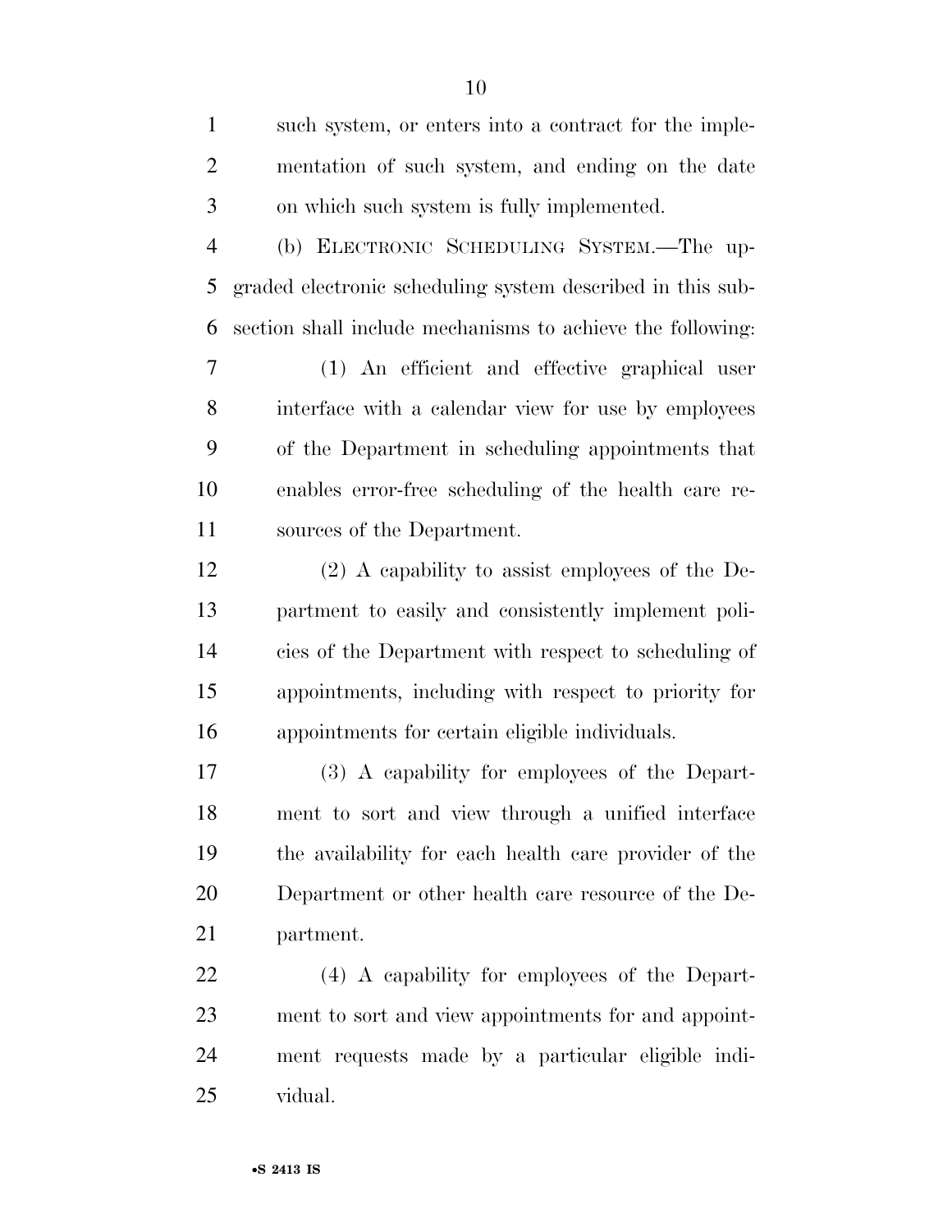such system, or enters into a contract for the implementation of such system, and ending on the date on which such system is fully implemented.

(b) ELECTRONIC SCHEDULING SYSTEM.—The upgraded electronic scheduling system described in this subsection shall include mechanisms to achieve the following:

(1) An efficient and effective graphical user interface with a calendar view for use by employees of the Department in scheduling appointments that enables error-free scheduling of the health care resources of the Department.

(2) A capability to assist employees of the Department to easily and consistently implement policies of the Department with respect to scheduling of appointments, including with respect to priority for appointments for certain eligible individuals.

(3) A capability for employees of the Department to sort and view through a unified interface the availability for each health care provider of the Department or other health care resource of the Department.

(4) A capability for employees of the Department to sort and view appointments for and appointment requests made by a particular eligible individual.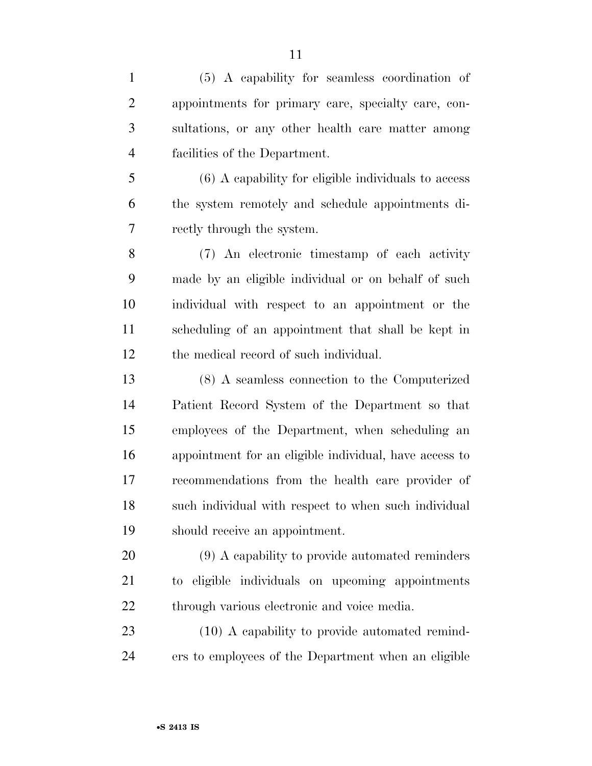(5) A capability for seamless coordination of appointments for primary care, specialty care, consultations, or any other health care matter among facilities of the Department.

(6) A capability for eligible individuals to access the system remotely and schedule appointments directly through the system.

(7) An electronic timestamp of each activity made by an eligible individual or on behalf of such individual with respect to an appointment or the scheduling of an appointment that shall be kept in the medical record of such individual.

(8) A seamless connection to the Computerized Patient Record System of the Department so that employees of the Department, when scheduling an appointment for an eligible individual, have access to recommendations from the health care provider of such individual with respect to when such individual should receive an appointment.

(9) A capability to provide automated reminders to eligible individuals on upcoming appointments through various electronic and voice media.

(10) A capability to provide automated reminders to employees of the Department when an eligible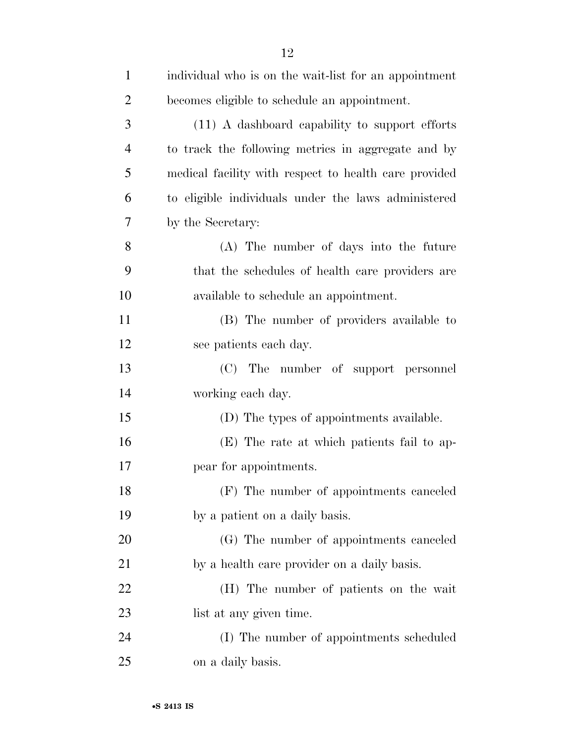individual who is on the wait-list for an appointment becomes eligible to schedule an appointment.

(11) A dashboard capability to support efforts to track the following metrics in aggregate and by medical facility with respect to health care provided to eligible individuals under the laws administered by the Secretary:

(A) The number of days into the future that the schedules of health care providers are available to schedule an appointment.

(B) The number of providers available to see patients each day.

(C) The number of support personnel working each day.

(D) The types of appointments available.

(E) The rate at which patients fail to appear for appointments.

(F) The number of appointments canceled by a patient on a daily basis.

(G) The number of appointments canceled by a health care provider on a daily basis.

(H) The number of patients on the wait list at any given time.

(I) The number of appointments scheduled on a daily basis.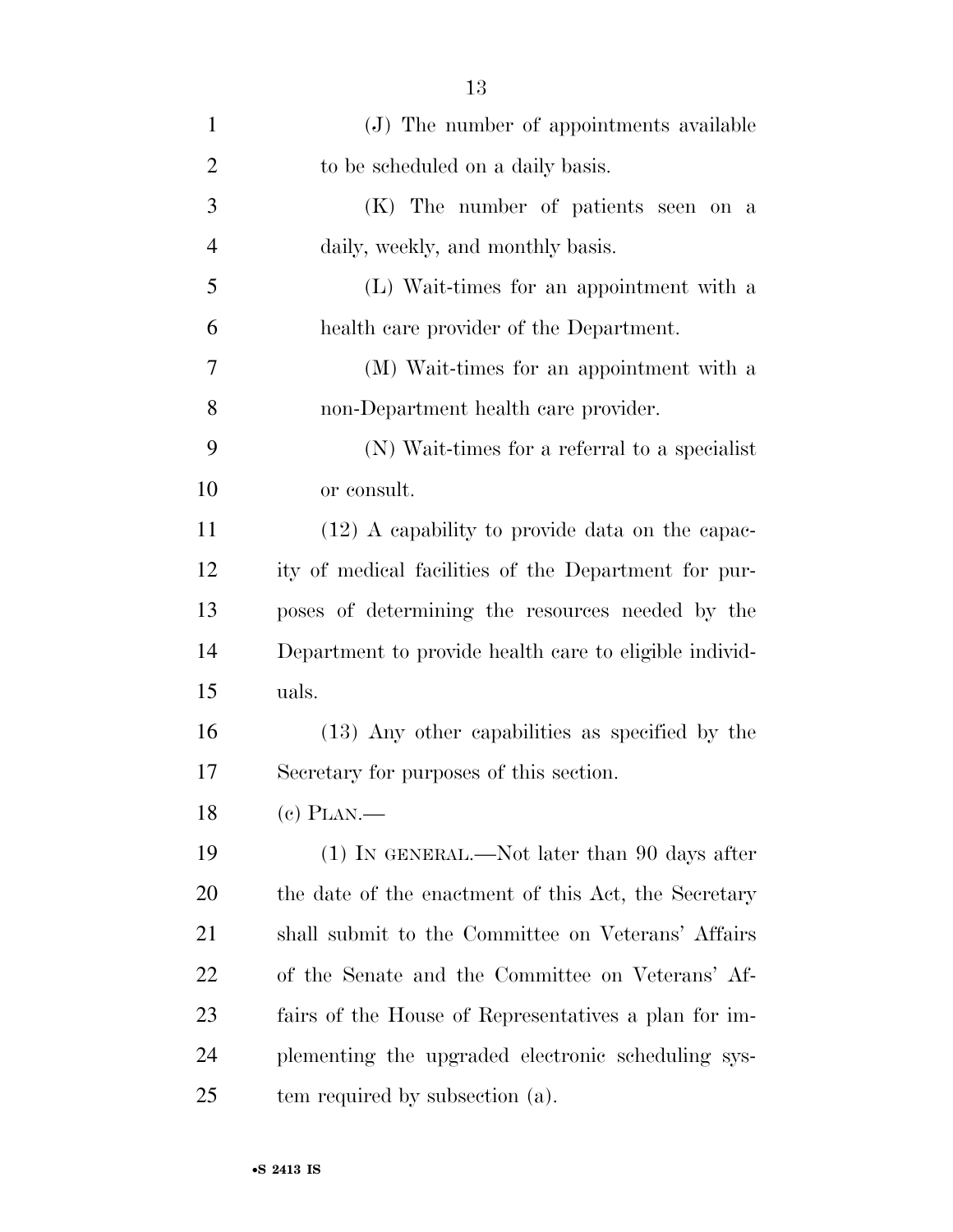(J) The number of appointments available to be scheduled on a daily basis.

(K) The number of patients seen on a daily, weekly, and monthly basis.

(L) Wait-times for an appointment with a health care provider of the Department.

(M) Wait-times for an appointment with a non-Department health care provider.

(N) Wait-times for a referral to a specialist or consult.

(12) A capability to provide data on the capacity of medical facilities of the Department for purposes of determining the resources needed by the Department to provide health care to eligible individuals.

(13) Any other capabilities as specified by the Secretary for purposes of this section.

(c) PLAN.—

(1) IN GENERAL.—Not later than 90 days after the date of the enactment of this Act, the Secretary shall submit to the Committee on Veterans' Affairs of the Senate and the Committee on Veterans' Affairs of the House of Representatives a plan for implementing the upgraded electronic scheduling system required by subsection (a).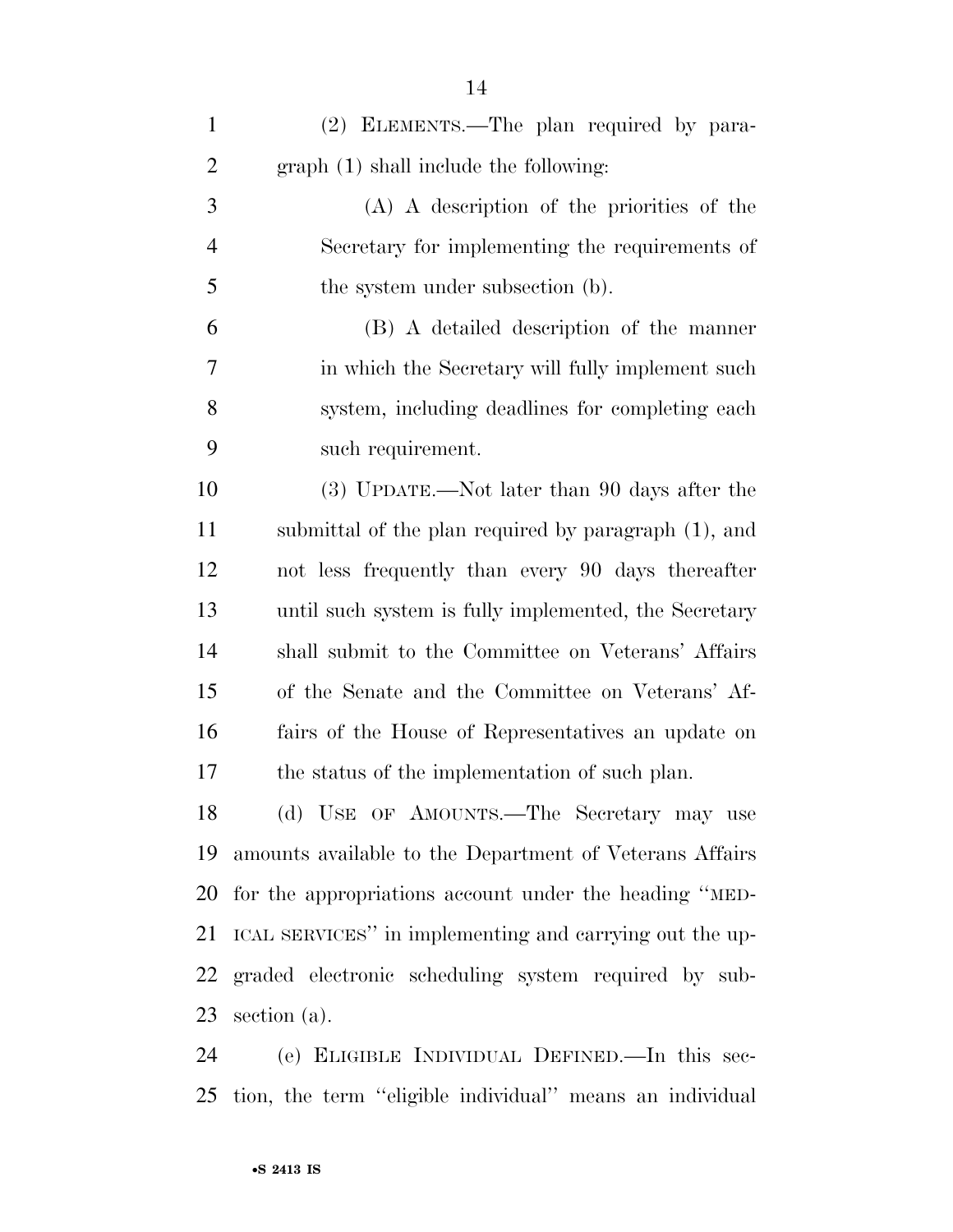(2) ELEMENTS.—The plan required by paragraph (1) shall include the following:

(A) A description of the priorities of the Secretary for implementing the requirements of the system under subsection (b).

(B) A detailed description of the manner in which the Secretary will fully implement such system, including deadlines for completing each such requirement.

(3) UPDATE.—Not later than 90 days after the submittal of the plan required by paragraph (1), and not less frequently than every 90 days thereafter until such system is fully implemented, the Secretary shall submit to the Committee on Veterans' Affairs of the Senate and the Committee on Veterans' Affairs of the House of Representatives an update on the status of the implementation of such plan.

(d) USE OF AMOUNTS.—The Secretary may use amounts available to the Department of Veterans Affairs for the appropriations account under the heading ''MEDICAL SERVICES'' in implementing and carrying out the upgraded electronic scheduling system required by subsection (a).

(e) ELIGIBLE INDIVIDUAL DEFINED.—In this section, the term ''eligible individual'' means an individual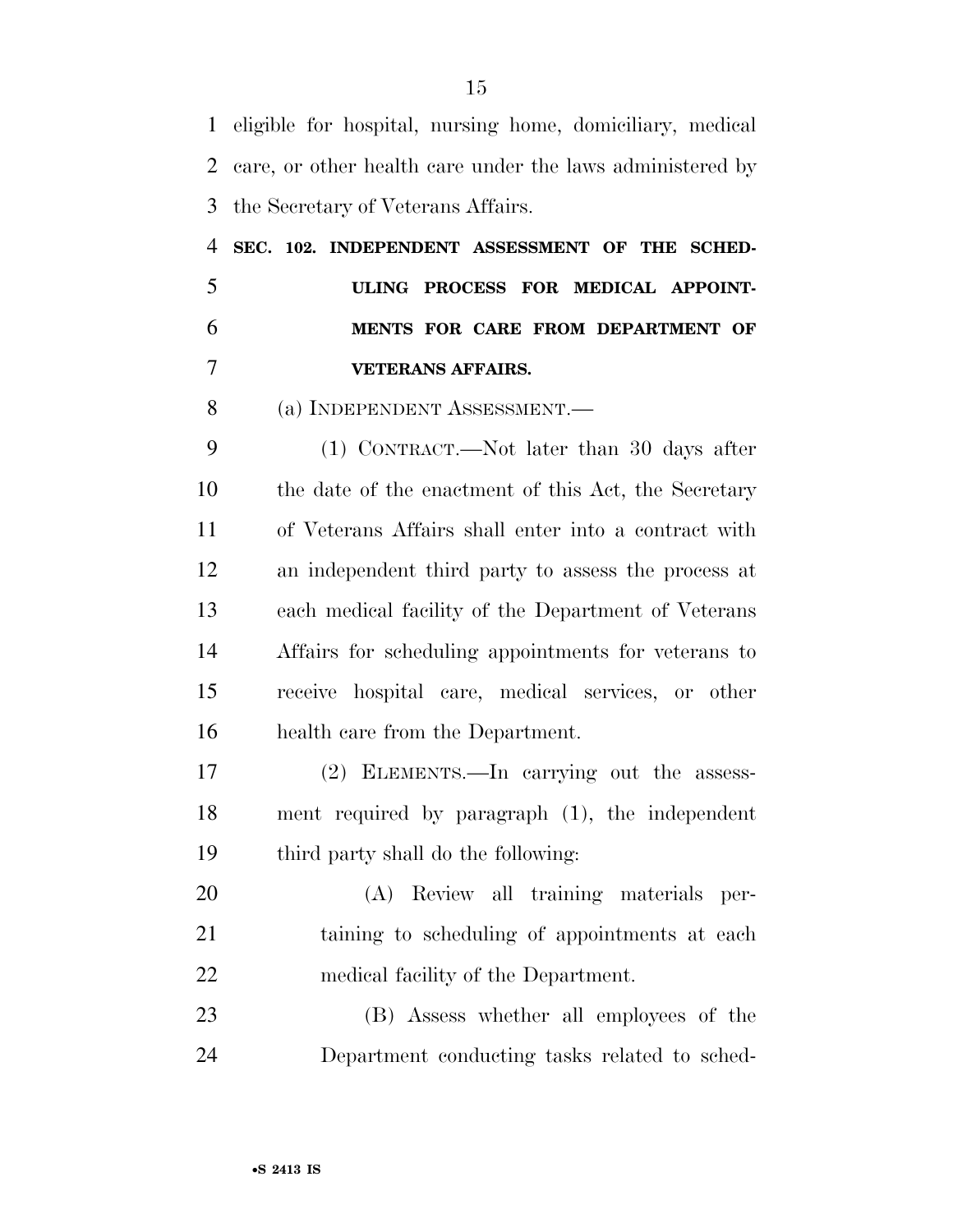eligible for hospital, nursing home, domiciliary, medical care, or other health care under the laws administered by the Secretary of Veterans Affairs.

**SEC. 102. INDEPENDENT ASSESSMENT OF THE SCHEDULING PROCESS FOR MEDICAL APPOINTMENTS FOR CARE FROM DEPARTMENT OF VETERANS AFFAIRS.**

(a) INDEPENDENT ASSESSMENT.—

(1) CONTRACT.—Not later than 30 days after the date of the enactment of this Act, the Secretary of Veterans Affairs shall enter into a contract with an independent third party to assess the process at each medical facility of the Department of Veterans Affairs for scheduling appointments for veterans to receive hospital care, medical services, or other health care from the Department.

(2) ELEMENTS.—In carrying out the assessment required by paragraph (1), the independent third party shall do the following:

(A) Review all training materials pertaining to scheduling of appointments at each medical facility of the Department.

(B) Assess whether all employees of the Department conducting tasks related to sched-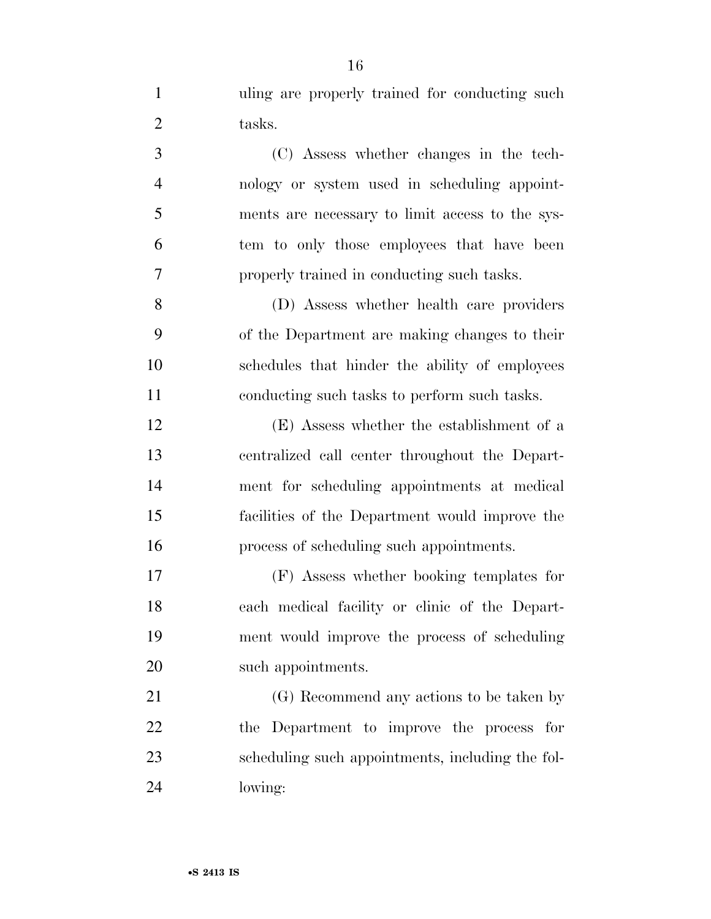uling are properly trained for conducting such tasks.

(C) Assess whether changes in the technology or system used in scheduling appointments are necessary to limit access to the system to only those employees that have been properly trained in conducting such tasks.

(D) Assess whether health care providers of the Department are making changes to their schedules that hinder the ability of employees conducting such tasks to perform such tasks.

(E) Assess whether the establishment of a centralized call center throughout the Department for scheduling appointments at medical facilities of the Department would improve the process of scheduling such appointments.

(F) Assess whether booking templates for each medical facility or clinic of the Department would improve the process of scheduling such appointments.

(G) Recommend any actions to be taken by the Department to improve the process for scheduling such appointments, including the following: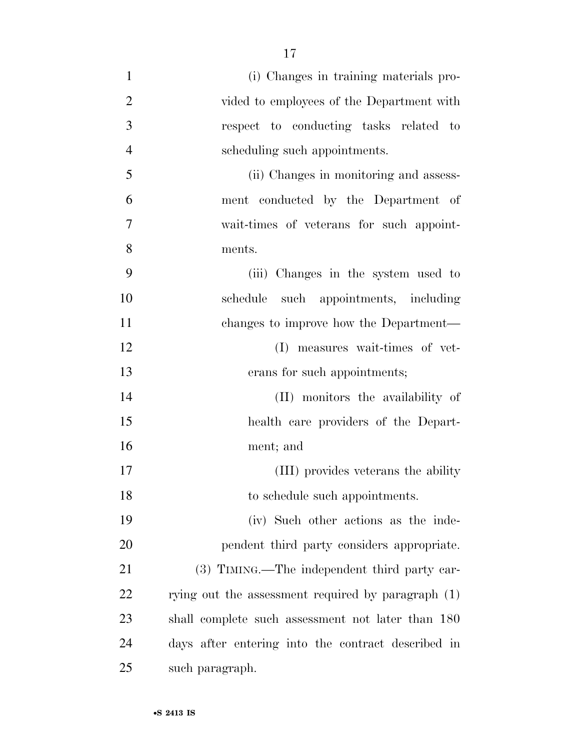(i) Changes in training materials provided to employees of the Department with respect to conducting tasks related to scheduling such appointments.

(ii) Changes in monitoring and assessment conducted by the Department of wait-times of veterans for such appointments.

(iii) Changes in the system used to schedule such appointments, including changes to improve how the Department—

(I) measures wait-times of veterans for such appointments;

(II) monitors the availability of health care providers of the Department; and

(III) provides veterans the ability to schedule such appointments.

(iv) Such other actions as the independent third party considers appropriate.

(3) TIMING.—The independent third party carrying out the assessment required by paragraph (1) shall complete such assessment not later than 180 days after entering into the contract described in such paragraph.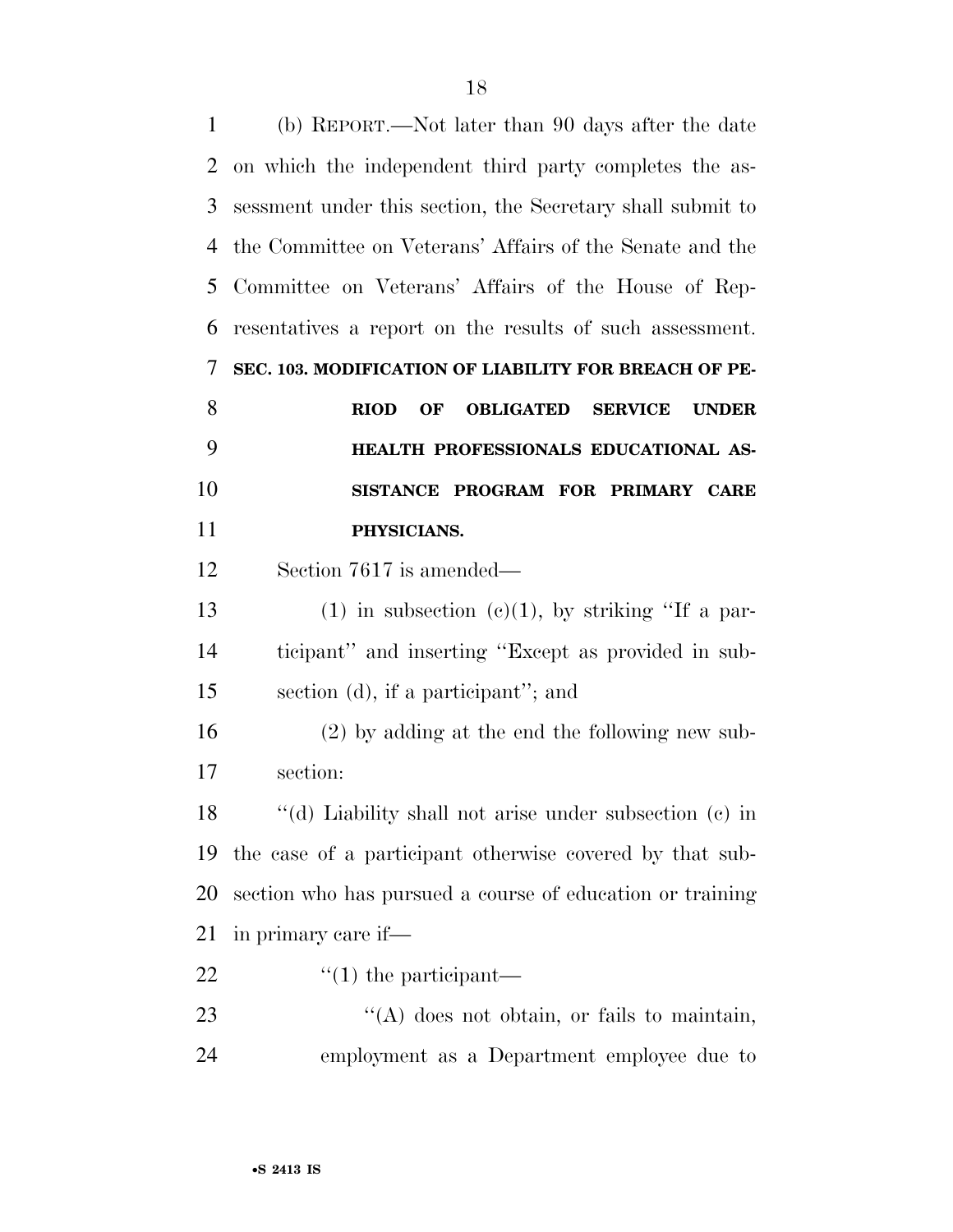(b) REPORT.—Not later than 90 days after the date on which the independent third party completes the assessment under this section, the Secretary shall submit to the Committee on Veterans' Affairs of the Senate and the Committee on Veterans' Affairs of the House of Representatives a report on the results of such assessment.

### SEC. 103. MODIFICATION OF LIABILITY FOR BREACH OF PERIOD OF OBLIGATED SERVICE UNDER HEALTH PROFESSIONALS EDUCATIONAL ASSISTANCE PROGRAM FOR PRIMARY CARE PHYSICIANS.

Section 7617 is amended—

(1) in subsection (c)(1), by striking "If a participant" and inserting "Except as provided in subsection (d), if a participant"; and

(2) by adding at the end the following new subsection:

"(d) Liability shall not arise under subsection (c) in the case of a participant otherwise covered by that subsection who has pursued a course of education or training in primary care if—

"(1) the participant—

"(A) does not obtain, or fails to maintain, employment as a Department employee due to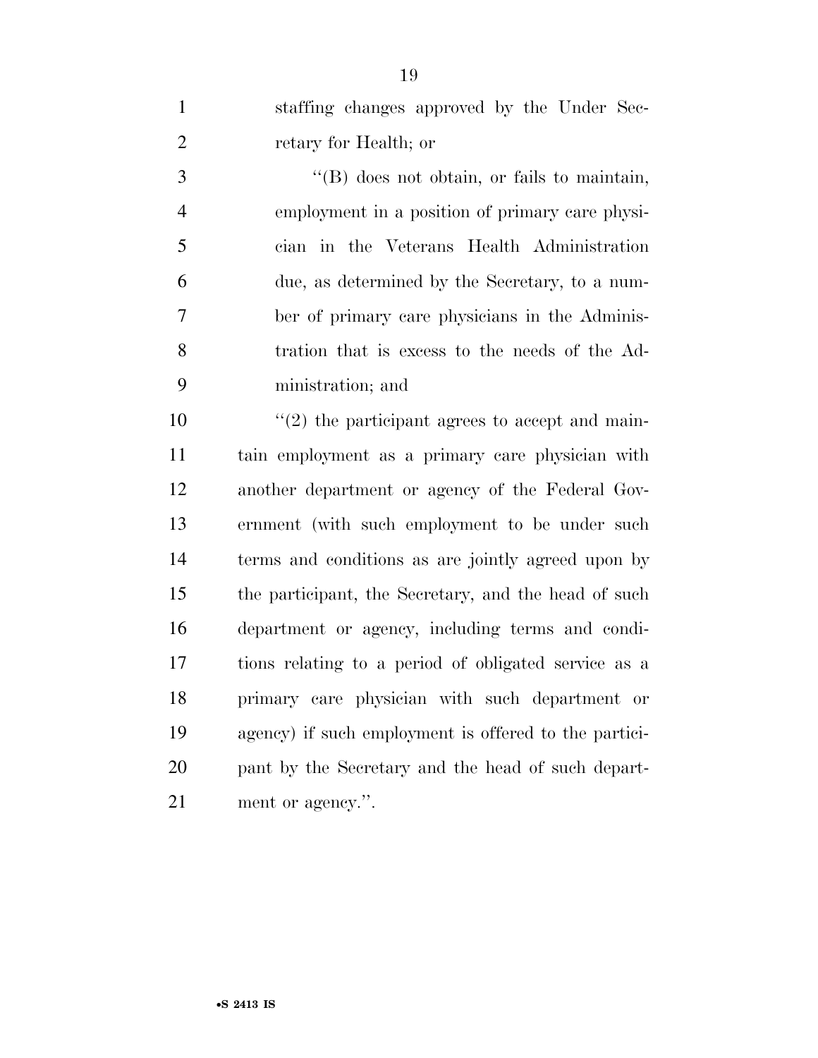staffing changes approved by the Under Secretary for Health; or

"(B) does not obtain, or fails to maintain, employment in a position of primary care physician in the Veterans Health Administration due, as determined by the Secretary, to a number of primary care physicians in the Administration that is excess to the needs of the Administration; and

"(2) the participant agrees to accept and maintain employment as a primary care physician with another department or agency of the Federal Government (with such employment to be under such terms and conditions as are jointly agreed upon by the participant, the Secretary, and the head of such department or agency, including terms and conditions relating to a period of obligated service as a primary care physician with such department or agency) if such employment is offered to the participant by the Secretary and the head of such department or agency.".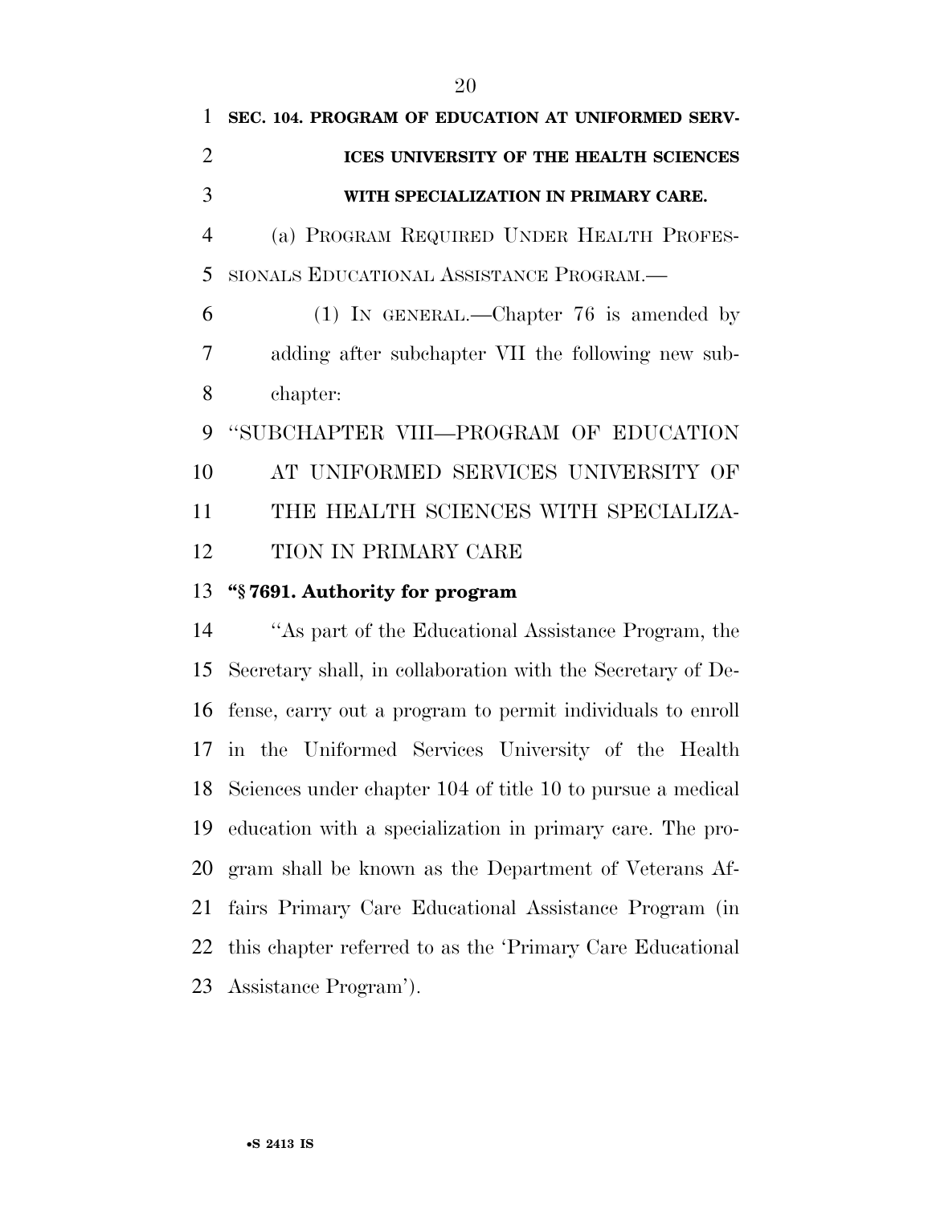**SEC. 104. PROGRAM OF EDUCATION AT UNIFORMED SERVICES UNIVERSITY OF THE HEALTH SCIENCES WITH SPECIALIZATION IN PRIMARY CARE.**

(a) PROGRAM REQUIRED UNDER HEALTH PROFESSIONALS EDUCATIONAL ASSISTANCE PROGRAM.—

(1) IN GENERAL.—Chapter 76 is amended by adding after subchapter VII the following new subchapter:

"SUBCHAPTER VIII—PROGRAM OF EDUCATION AT UNIFORMED SERVICES UNIVERSITY OF THE HEALTH SCIENCES WITH SPECIALIZATION IN PRIMARY CARE

**"§ 7691. Authority for program**

"As part of the Educational Assistance Program, the Secretary shall, in collaboration with the Secretary of Defense, carry out a program to permit individuals to enroll in the Uniformed Services University of the Health Sciences under chapter 104 of title 10 to pursue a medical education with a specialization in primary care. The program shall be known as the Department of Veterans Affairs Primary Care Educational Assistance Program (in this chapter referred to as the 'Primary Care Educational Assistance Program').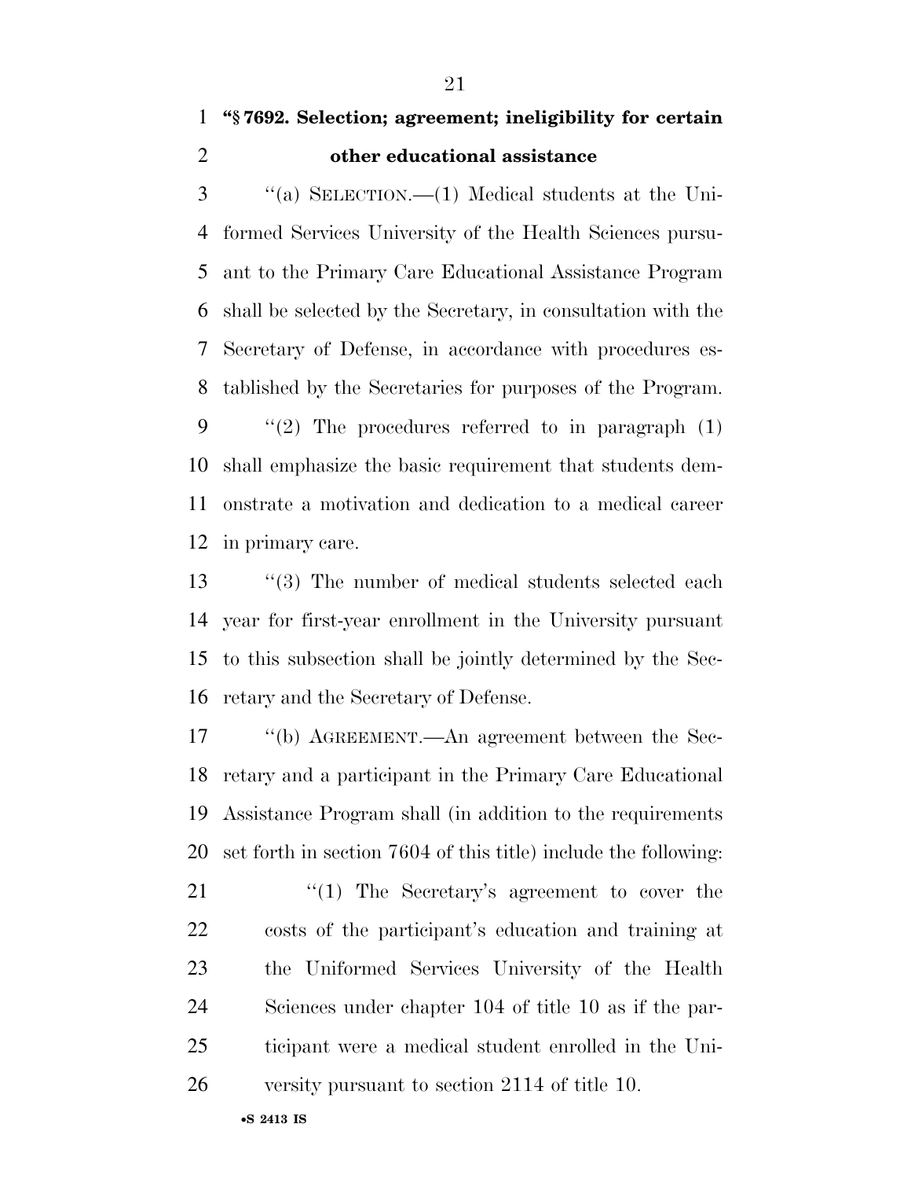**"§ 7692. Selection; agreement; ineligibility for certain other educational assistance**

"(a) SELECTION.—(1) Medical students at the Uniformed Services University of the Health Sciences pursuant to the Primary Care Educational Assistance Program shall be selected by the Secretary, in consultation with the Secretary of Defense, in accordance with procedures established by the Secretaries for purposes of the Program.

"(2) The procedures referred to in paragraph (1) shall emphasize the basic requirement that students demonstrate a motivation and dedication to a medical career in primary care.

"(3) The number of medical students selected each year for first-year enrollment in the University pursuant to this subsection shall be jointly determined by the Secretary and the Secretary of Defense.

"(b) AGREEMENT.—An agreement between the Secretary and a participant in the Primary Care Educational Assistance Program shall (in addition to the requirements set forth in section 7604 of this title) include the following:

"(1) The Secretary's agreement to cover the costs of the participant's education and training at the Uniformed Services University of the Health Sciences under chapter 104 of title 10 as if the participant were a medical student enrolled in the University pursuant to section 2114 of title 10.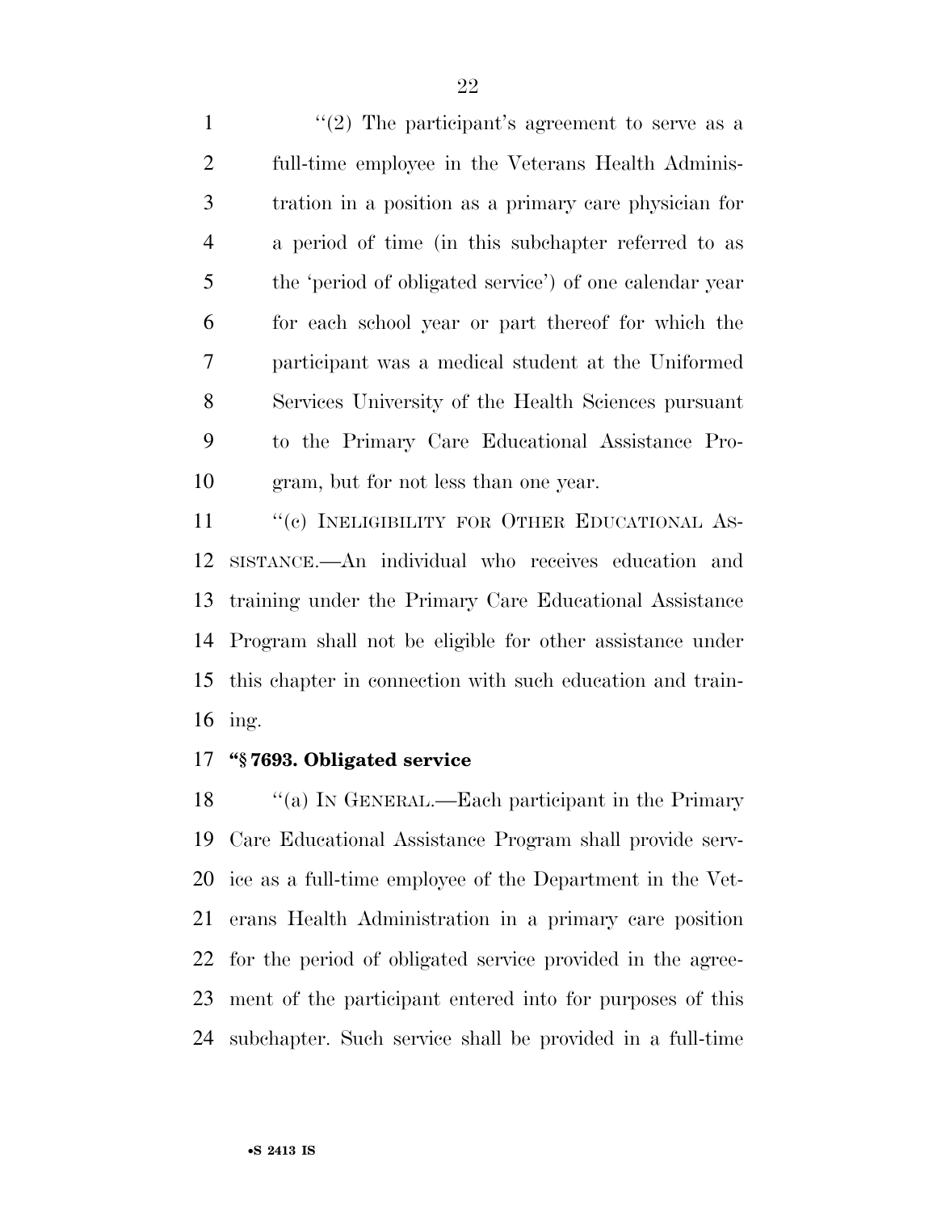"(2) The participant's agreement to serve as a full-time employee in the Veterans Health Administration in a position as a primary care physician for a period of time (in this subchapter referred to as the 'period of obligated service') of one calendar year for each school year or part thereof for which the participant was a medical student at the Uniformed Services University of the Health Sciences pursuant to the Primary Care Educational Assistance Program, but for not less than one year.

"(c) INELIGIBILITY FOR OTHER EDUCATIONAL ASSISTANCE.—An individual who receives education and training under the Primary Care Educational Assistance Program shall not be eligible for other assistance under this chapter in connection with such education and training.

**"§ 7693. Obligated service**

"(a) IN GENERAL.—Each participant in the Primary Care Educational Assistance Program shall provide service as a full-time employee of the Department in the Veterans Health Administration in a primary care position for the period of obligated service provided in the agreement of the participant entered into for purposes of this subchapter. Such service shall be provided in a full-time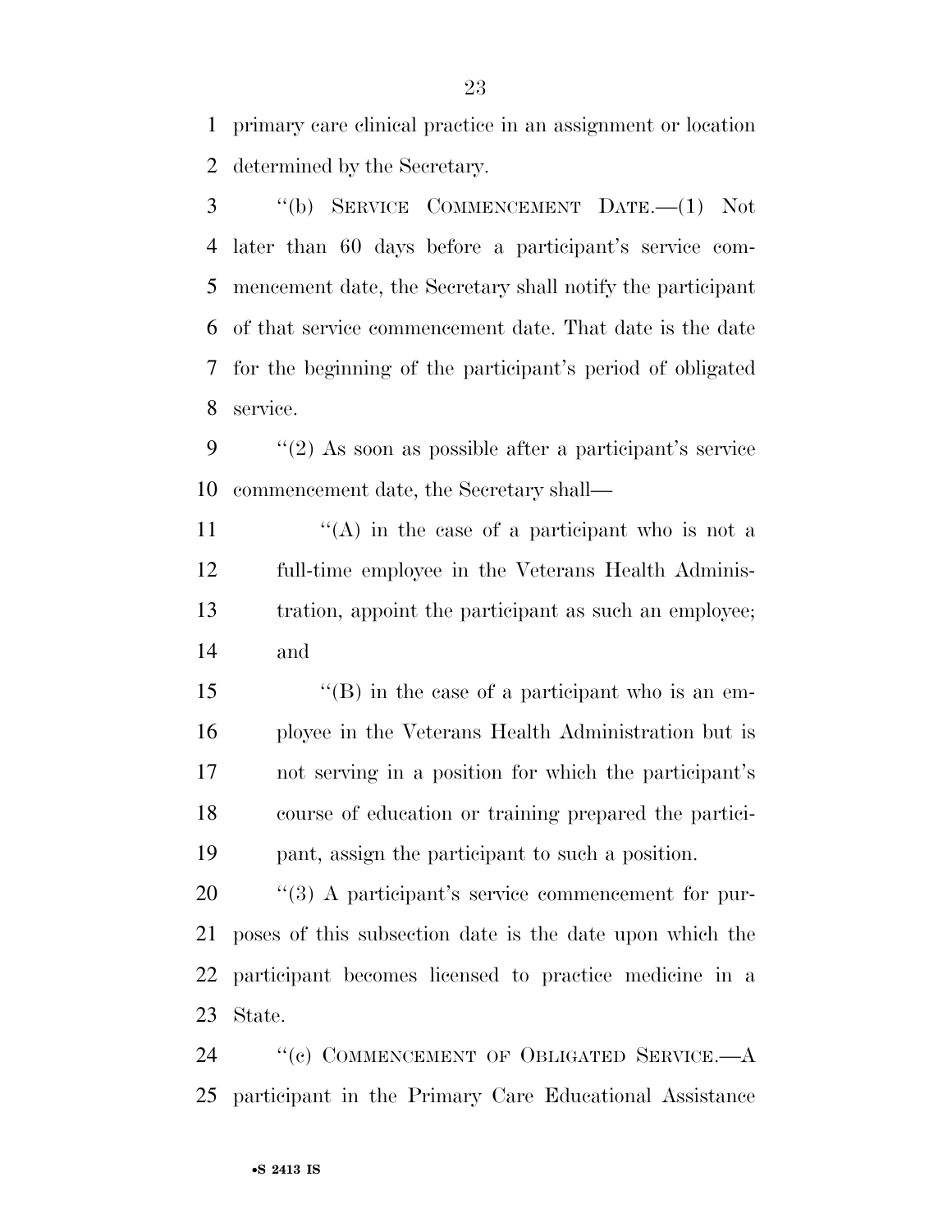primary care clinical practice in an assignment or location determined by the Secretary.

"(b) SERVICE COMMENCEMENT DATE.—(1) Not later than 60 days before a participant's service commencement date, the Secretary shall notify the participant of that service commencement date. That date is the date for the beginning of the participant's period of obligated service.

"(2) As soon as possible after a participant's service commencement date, the Secretary shall—

"(A) in the case of a participant who is not a full-time employee in the Veterans Health Administration, appoint the participant as such an employee; and

"(B) in the case of a participant who is an employee in the Veterans Health Administration but is not serving in a position for which the participant's course of education or training prepared the participant, assign the participant to such a position.

"(3) A participant's service commencement for purposes of this subsection date is the date upon which the participant becomes licensed to practice medicine in a State.

"(c) COMMENCEMENT OF OBLIGATED SERVICE.—A participant in the Primary Care Educational Assistance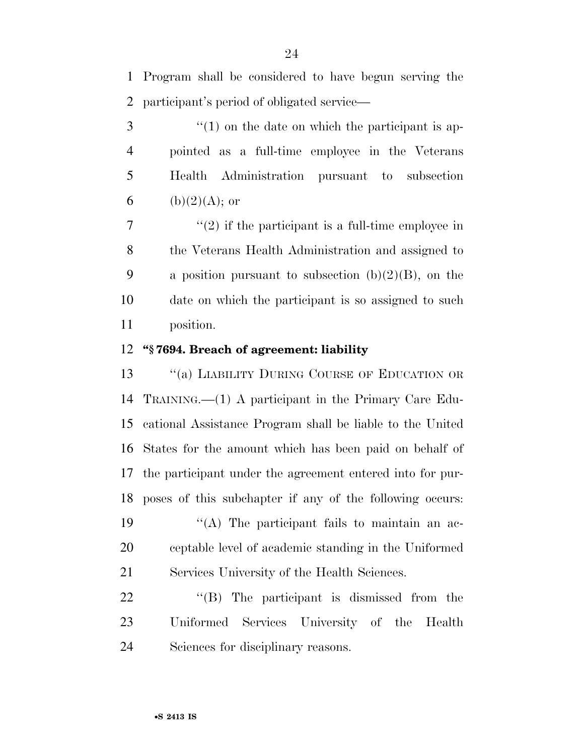Program shall be considered to have begun serving the participant's period of obligated service—

"(1) on the date on which the participant is appointed as a full-time employee in the Veterans Health Administration pursuant to subsection (b)(2)(A); or

"(2) if the participant is a full-time employee in the Veterans Health Administration and assigned to a position pursuant to subsection (b)(2)(B), on the date on which the participant is so assigned to such position.

**"§ 7694. Breach of agreement: liability**

"(a) LIABILITY DURING COURSE OF EDUCATION OR TRAINING.—(1) A participant in the Primary Care Educational Assistance Program shall be liable to the United States for the amount which has been paid on behalf of the participant under the agreement entered into for purposes of this subchapter if any of the following occurs:

"(A) The participant fails to maintain an acceptable level of academic standing in the Uniformed Services University of the Health Sciences.

"(B) The participant is dismissed from the Uniformed Services University of the Health Sciences for disciplinary reasons.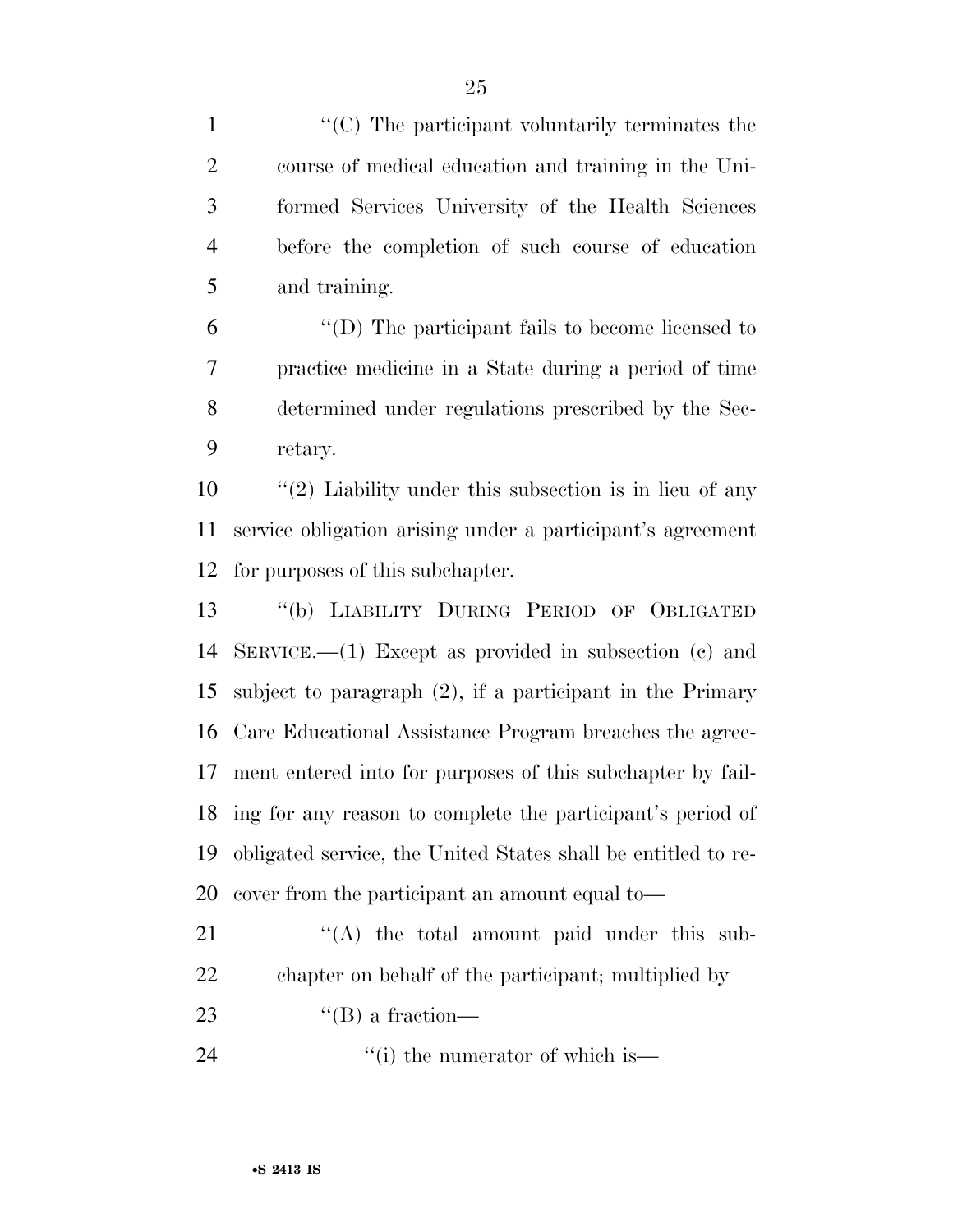''(C) The participant voluntarily terminates the course of medical education and training in the Uniformed Services University of the Health Sciences before the completion of such course of education and training.

''(D) The participant fails to become licensed to practice medicine in a State during a period of time determined under regulations prescribed by the Secretary.

''(2) Liability under this subsection is in lieu of any service obligation arising under a participant's agreement for purposes of this subchapter.

''(b) LIABILITY DURING PERIOD OF OBLIGATED SERVICE.—(1) Except as provided in subsection (c) and subject to paragraph (2), if a participant in the Primary Care Educational Assistance Program breaches the agreement entered into for purposes of this subchapter by failing for any reason to complete the participant's period of obligated service, the United States shall be entitled to recover from the participant an amount equal to—

''(A) the total amount paid under this subchapter on behalf of the participant; multiplied by

''(B) a fraction—

''(i) the numerator of which is—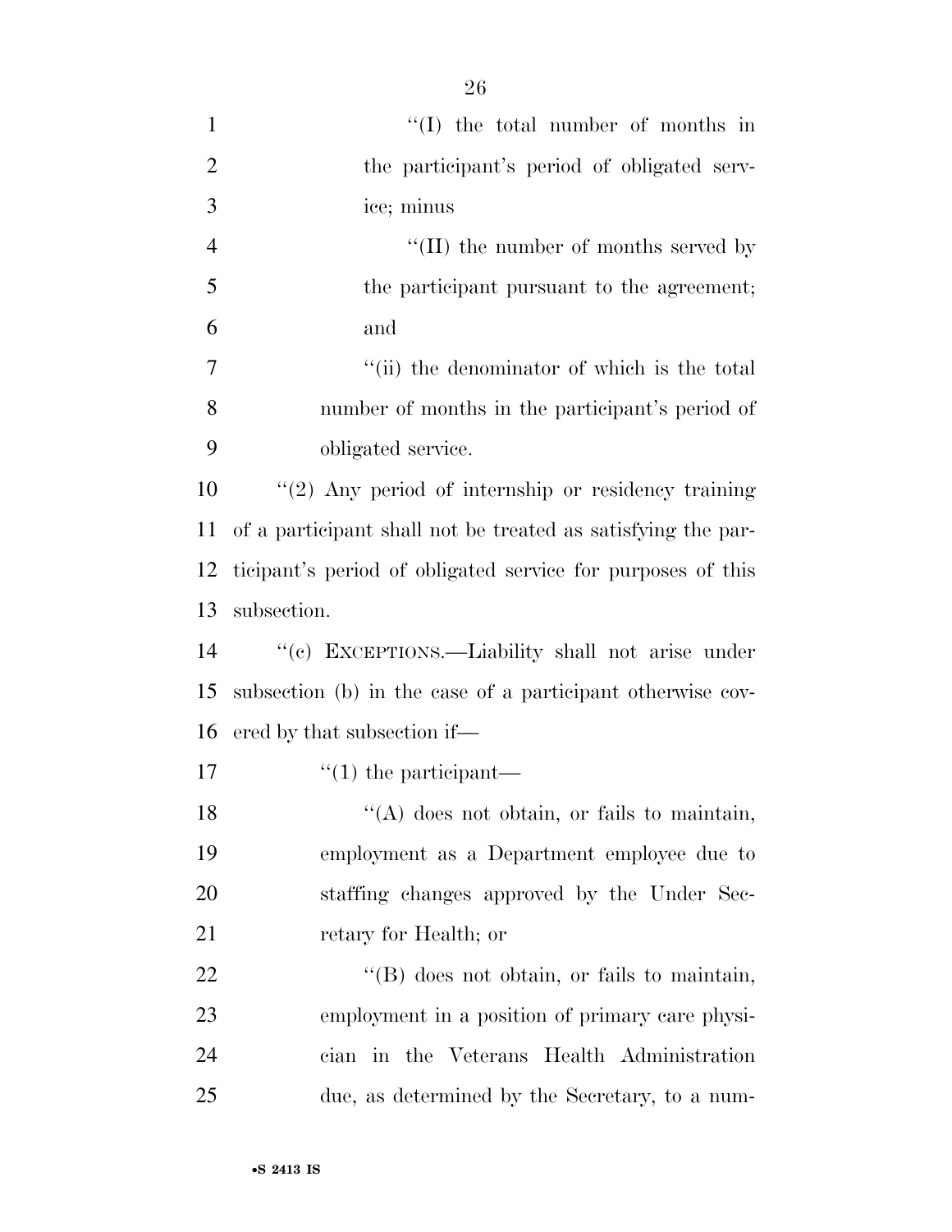''(I) the total number of months in the participant's period of obligated service; minus

''(II) the number of months served by the participant pursuant to the agreement; and

''(ii) the denominator of which is the total number of months in the participant's period of obligated service.

''(2) Any period of internship or residency training of a participant shall not be treated as satisfying the participant's period of obligated service for purposes of this subsection.

''(c) EXCEPTIONS.—Liability shall not arise under subsection (b) in the case of a participant otherwise covered by that subsection if—

''(1) the participant—

''(A) does not obtain, or fails to maintain, employment as a Department employee due to staffing changes approved by the Under Secretary for Health; or

''(B) does not obtain, or fails to maintain, employment in a position of primary care physician in the Veterans Health Administration due, as determined by the Secretary, to a num-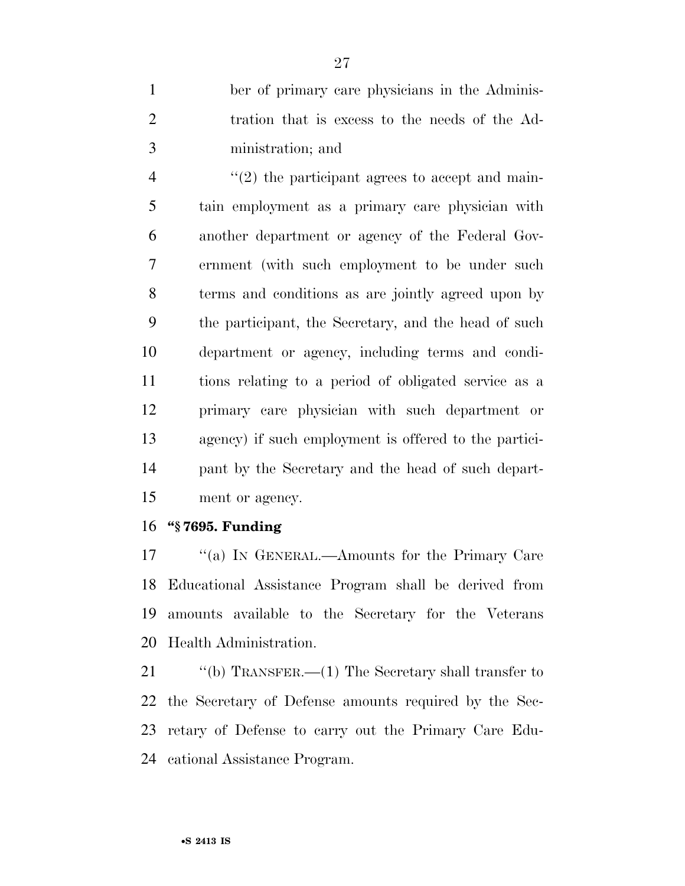ber of primary care physicians in the Administration that is excess to the needs of the Administration; and

''(2) the participant agrees to accept and maintain employment as a primary care physician with another department or agency of the Federal Government (with such employment to be under such terms and conditions as are jointly agreed upon by the participant, the Secretary, and the head of such department or agency, including terms and conditions relating to a period of obligated service as a primary care physician with such department or agency) if such employment is offered to the participant by the Secretary and the head of such department or agency.

**''§ 7695. Funding**

''(a) IN GENERAL.—Amounts for the Primary Care Educational Assistance Program shall be derived from amounts available to the Secretary for the Veterans Health Administration.

''(b) TRANSFER.—(1) The Secretary shall transfer to the Secretary of Defense amounts required by the Secretary of Defense to carry out the Primary Care Educational Assistance Program.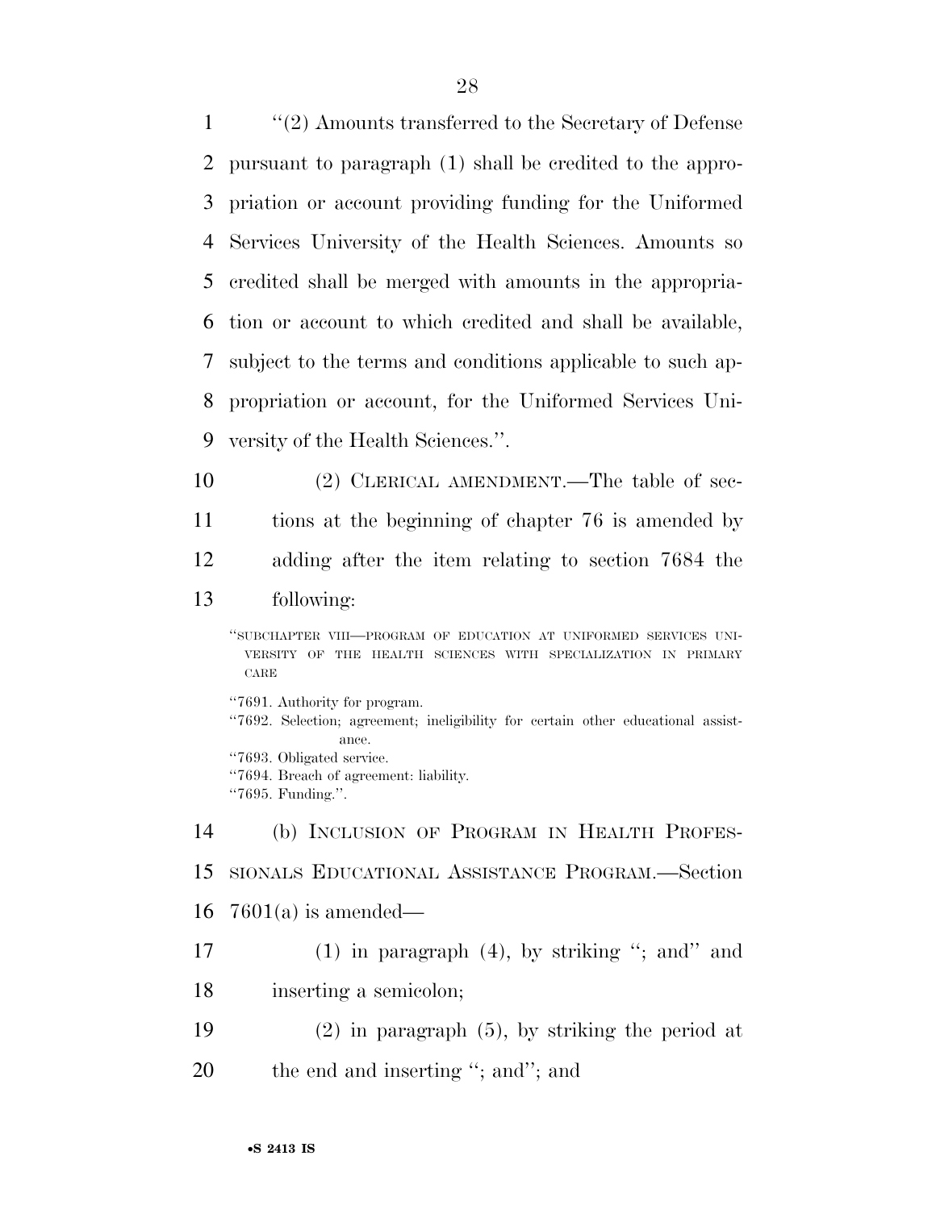"(2) Amounts transferred to the Secretary of Defense pursuant to paragraph (1) shall be credited to the appropriation or account providing funding for the Uniformed Services University of the Health Sciences. Amounts so credited shall be merged with amounts in the appropriation or account to which credited and shall be available, subject to the terms and conditions applicable to such appropriation or account, for the Uniformed Services University of the Health Sciences.".

(2) CLERICAL AMENDMENT.—The table of sections at the beginning of chapter 76 is amended by adding after the item relating to section 7684 the following:

"SUBCHAPTER VIII—PROGRAM OF EDUCATION AT UNIFORMED SERVICES UNIVERSITY OF THE HEALTH SCIENCES WITH SPECIALIZATION IN PRIMARY CARE

"7691. Authority for program.
"7692. Selection; agreement; ineligibility for certain other educational assistance.
"7693. Obligated service.
"7694. Breach of agreement: liability.
"7695. Funding.".

(b) INCLUSION OF PROGRAM IN HEALTH PROFESSIONALS EDUCATIONAL ASSISTANCE PROGRAM.—Section 7601(a) is amended—

(1) in paragraph (4), by striking "; and" and inserting a semicolon;

(2) in paragraph (5), by striking the period at the end and inserting "; and"; and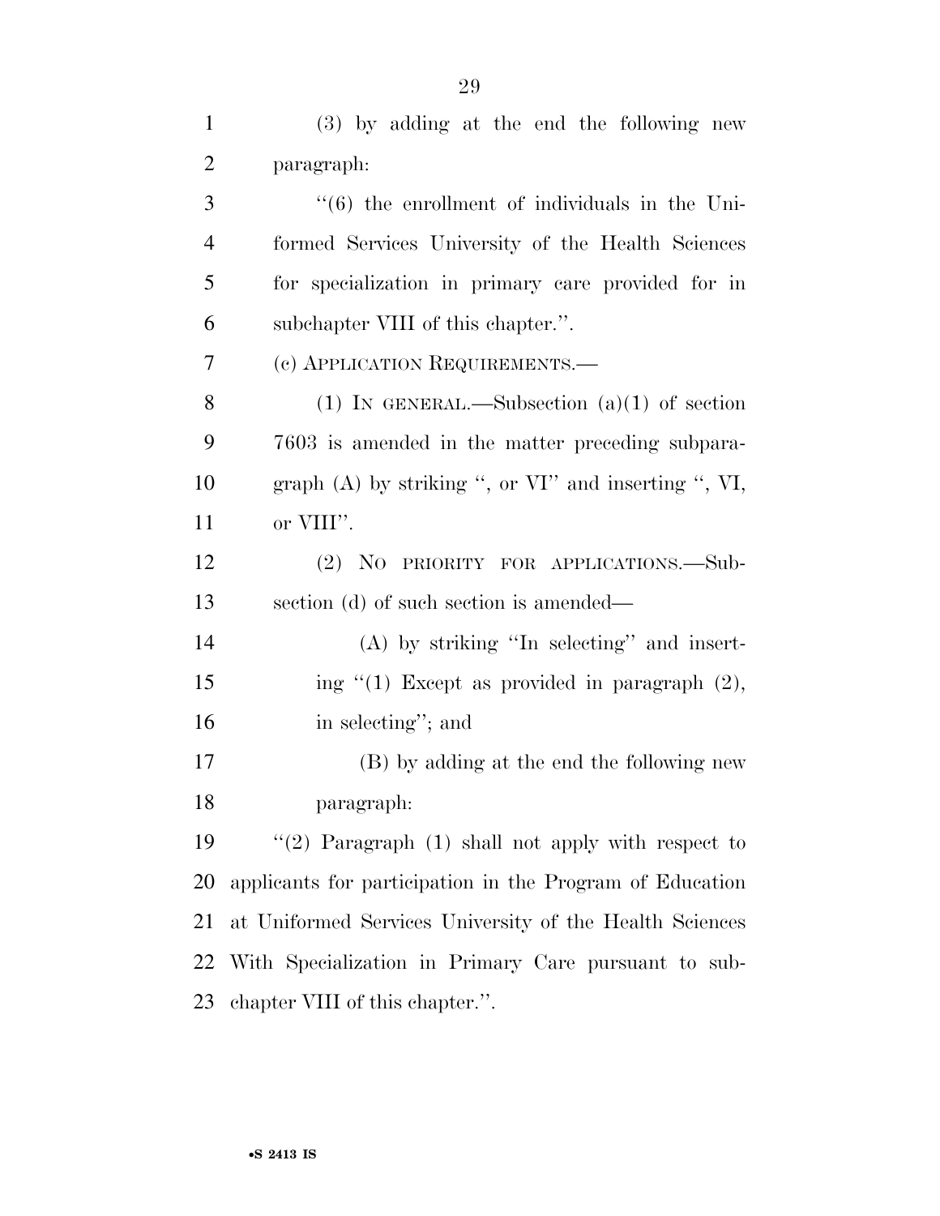(3) by adding at the end the following new paragraph:

"(6) the enrollment of individuals in the Uniformed Services University of the Health Sciences for specialization in primary care provided for in subchapter VIII of this chapter.".

(c) APPLICATION REQUIREMENTS.—

(1) IN GENERAL.—Subsection (a)(1) of section 7603 is amended in the matter preceding subparagraph (A) by striking ", or VI" and inserting ", VI, or VIII".

(2) NO PRIORITY FOR APPLICATIONS.—Subsection (d) of such section is amended—

(A) by striking "In selecting" and inserting "(1) Except as provided in paragraph (2), in selecting"; and

(B) by adding at the end the following new paragraph:

"(2) Paragraph (1) shall not apply with respect to applicants for participation in the Program of Education at Uniformed Services University of the Health Sciences With Specialization in Primary Care pursuant to subchapter VIII of this chapter.".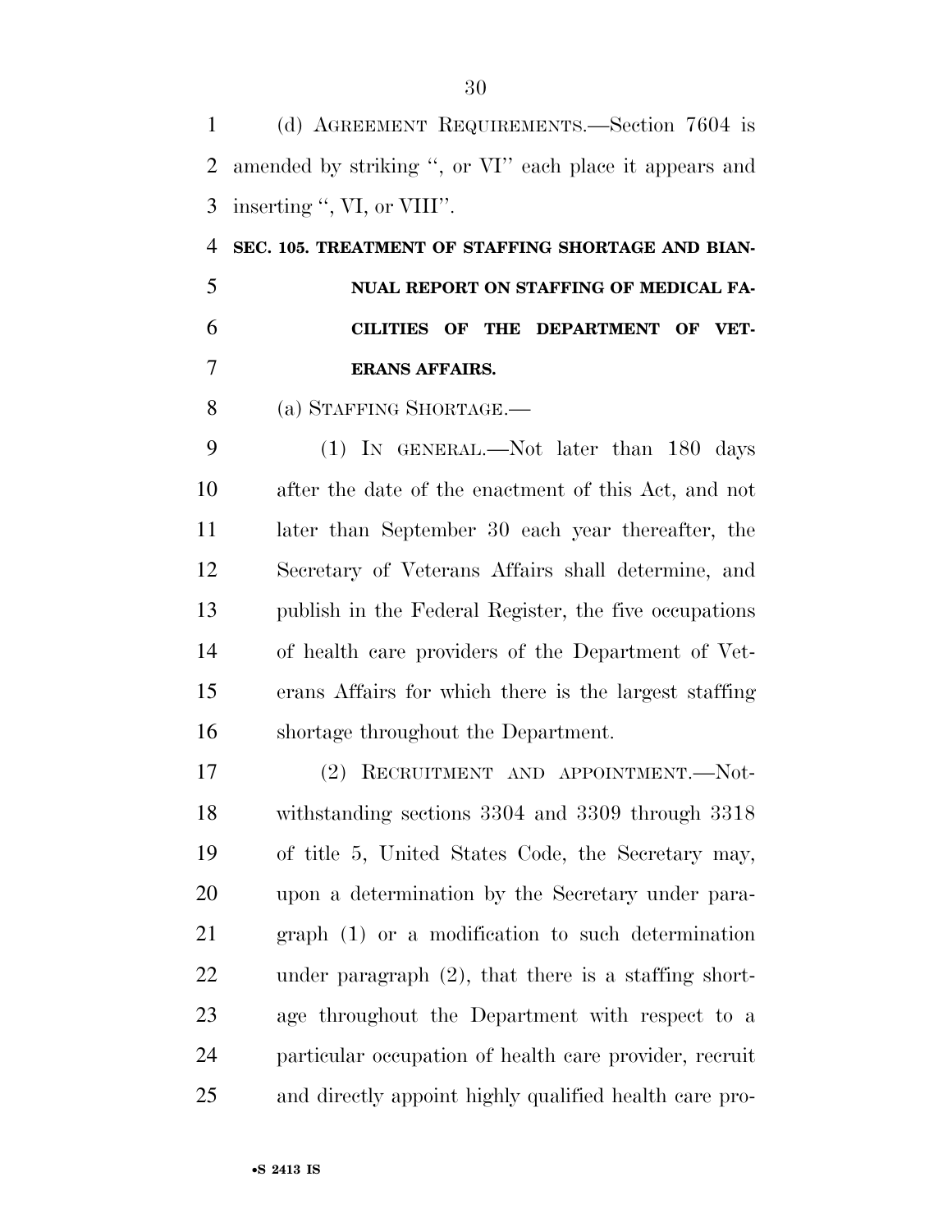(d) AGREEMENT REQUIREMENTS.—Section 7604 is amended by striking ", or VI" each place it appears and inserting ", VI, or VIII".

**SEC. 105. TREATMENT OF STAFFING SHORTAGE AND BIANNUAL REPORT ON STAFFING OF MEDICAL FACILITIES OF THE DEPARTMENT OF VETERANS AFFAIRS.**

(a) STAFFING SHORTAGE.—

(1) IN GENERAL.—Not later than 180 days after the date of the enactment of this Act, and not later than September 30 each year thereafter, the Secretary of Veterans Affairs shall determine, and publish in the Federal Register, the five occupations of health care providers of the Department of Veterans Affairs for which there is the largest staffing shortage throughout the Department.

(2) RECRUITMENT AND APPOINTMENT.—Notwithstanding sections 3304 and 3309 through 3318 of title 5, United States Code, the Secretary may, upon a determination by the Secretary under paragraph (1) or a modification to such determination under paragraph (2), that there is a staffing shortage throughout the Department with respect to a particular occupation of health care provider, recruit and directly appoint highly qualified health care pro-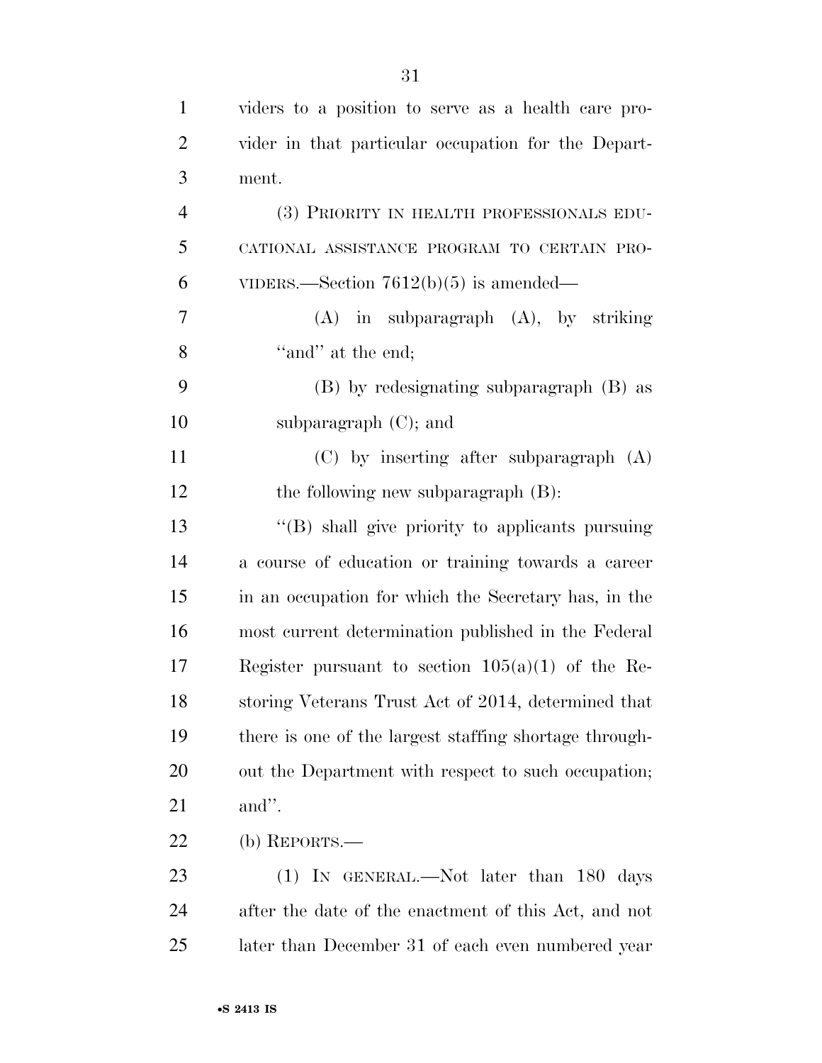viders to a position to serve as a health care provider in that particular occupation for the Department.

(3) PRIORITY IN HEALTH PROFESSIONALS EDUCATIONAL ASSISTANCE PROGRAM TO CERTAIN PROVIDERS.—Section 7612(b)(5) is amended—

(A) in subparagraph (A), by striking "and" at the end;

(B) by redesignating subparagraph (B) as subparagraph (C); and

(C) by inserting after subparagraph (A) the following new subparagraph (B):

"(B) shall give priority to applicants pursuing a course of education or training towards a career in an occupation for which the Secretary has, in the most current determination published in the Federal Register pursuant to section 105(a)(1) of the Restoring Veterans Trust Act of 2014, determined that there is one of the largest staffing shortage throughout the Department with respect to such occupation; and".

(b) REPORTS.—

(1) IN GENERAL.—Not later than 180 days after the date of the enactment of this Act, and not later than December 31 of each even numbered year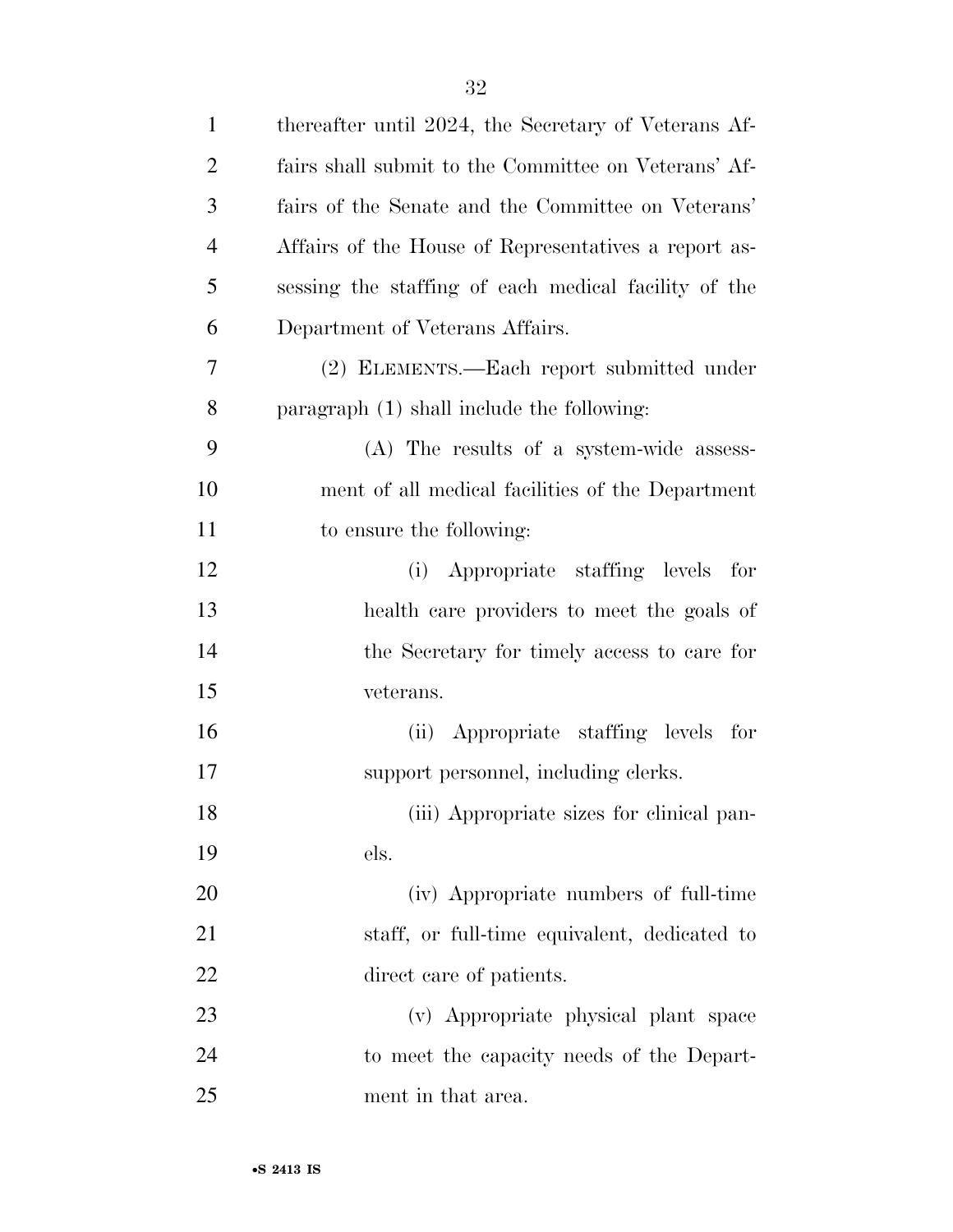thereafter until 2024, the Secretary of Veterans Affairs shall submit to the Committee on Veterans' Affairs of the Senate and the Committee on Veterans' Affairs of the House of Representatives a report assessing the staffing of each medical facility of the Department of Veterans Affairs.

(2) ELEMENTS.—Each report submitted under paragraph (1) shall include the following:

(A) The results of a system-wide assessment of all medical facilities of the Department to ensure the following:

(i) Appropriate staffing levels for health care providers to meet the goals of the Secretary for timely access to care for veterans.

(ii) Appropriate staffing levels for support personnel, including clerks.

(iii) Appropriate sizes for clinical panels.

(iv) Appropriate numbers of full-time staff, or full-time equivalent, dedicated to direct care of patients.

(v) Appropriate physical plant space to meet the capacity needs of the Department in that area.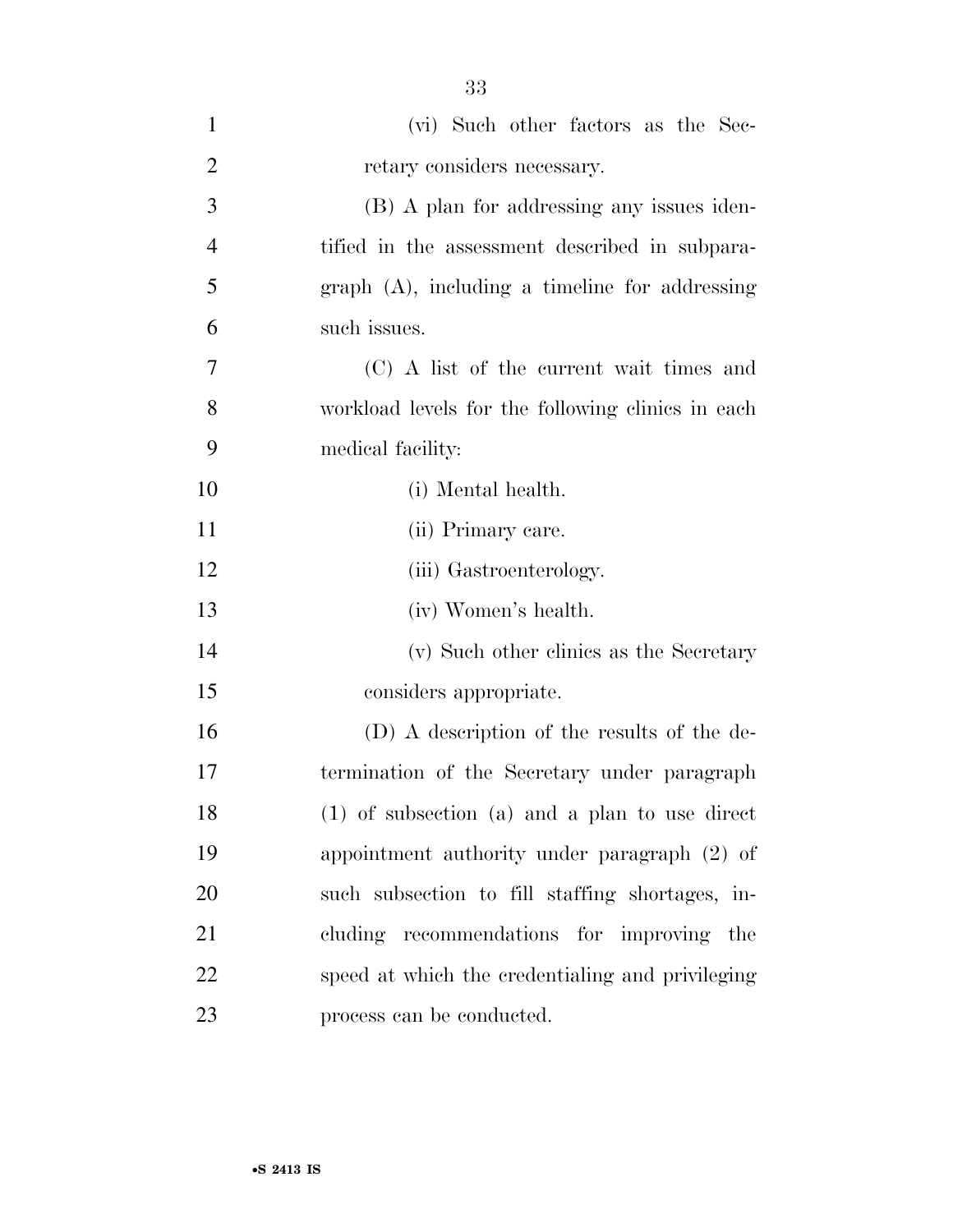(vi) Such other factors as the Secretary considers necessary.

(B) A plan for addressing any issues identified in the assessment described in subparagraph (A), including a timeline for addressing such issues.

(C) A list of the current wait times and workload levels for the following clinics in each medical facility:

(i) Mental health.

(ii) Primary care.

(iii) Gastroenterology.

(iv) Women's health.

(v) Such other clinics as the Secretary considers appropriate.

(D) A description of the results of the determination of the Secretary under paragraph (1) of subsection (a) and a plan to use direct appointment authority under paragraph (2) of such subsection to fill staffing shortages, including recommendations for improving the speed at which the credentialing and privileging process can be conducted.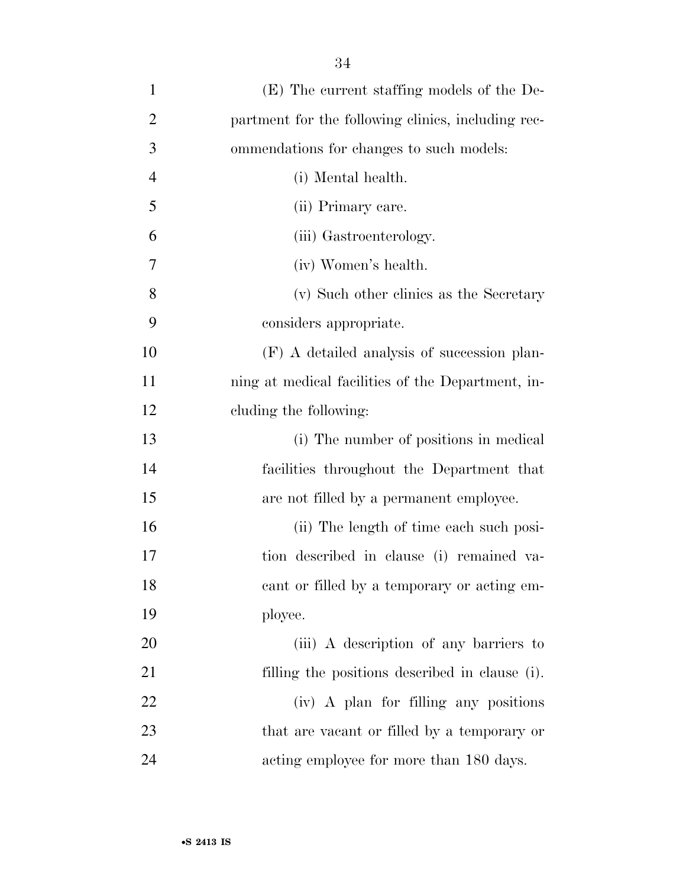(E) The current staffing models of the Department for the following clinics, including recommendations for changes to such models:

(i) Mental health.

(ii) Primary care.

(iii) Gastroenterology.

(iv) Women's health.

(v) Such other clinics as the Secretary considers appropriate.

(F) A detailed analysis of succession planning at medical facilities of the Department, including the following:

(i) The number of positions in medical facilities throughout the Department that are not filled by a permanent employee.

(ii) The length of time each such position described in clause (i) remained vacant or filled by a temporary or acting employee.

(iii) A description of any barriers to filling the positions described in clause (i).

(iv) A plan for filling any positions that are vacant or filled by a temporary or acting employee for more than 180 days.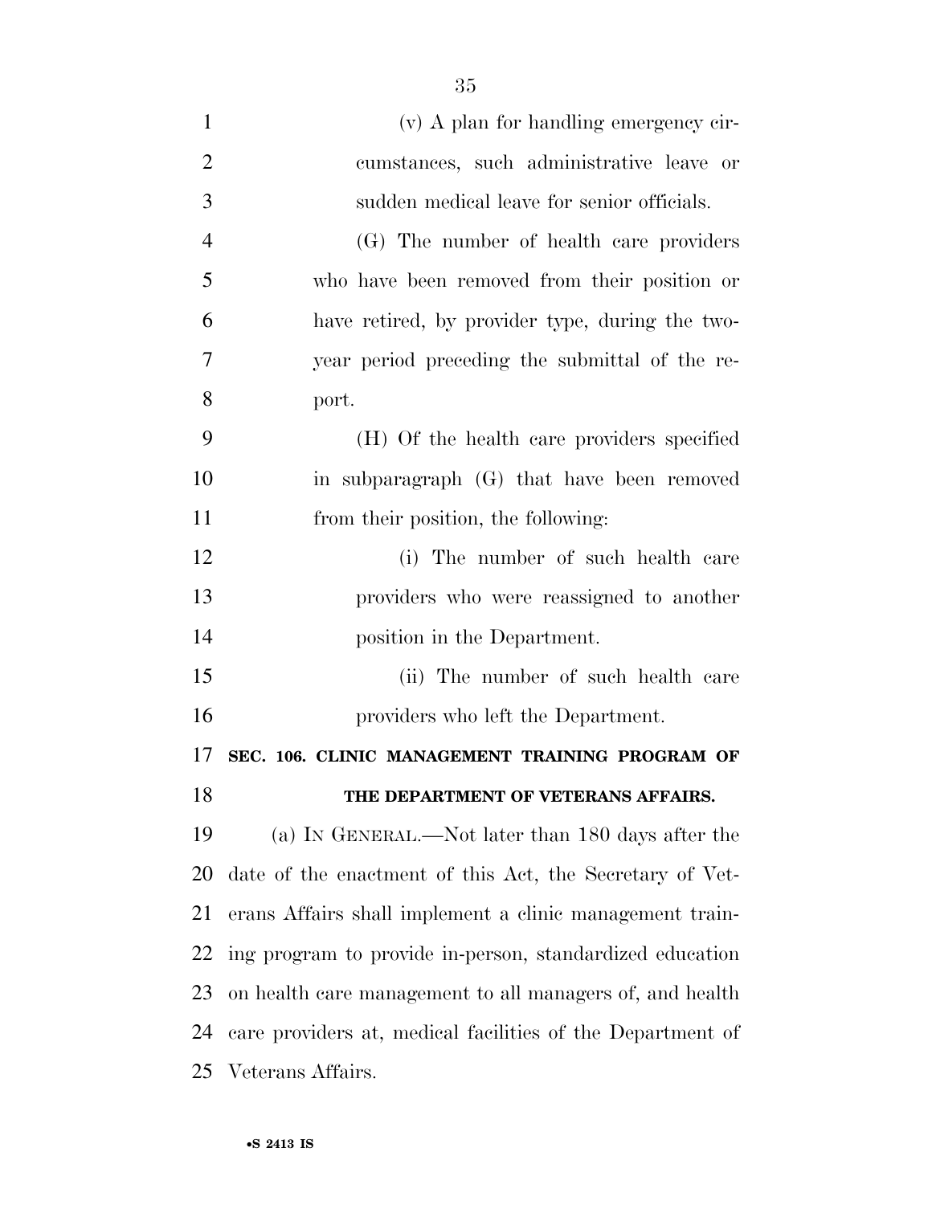(v) A plan for handling emergency circumstances, such administrative leave or sudden medical leave for senior officials.

(G) The number of health care providers who have been removed from their position or have retired, by provider type, during the two-year period preceding the submittal of the report.

(H) Of the health care providers specified in subparagraph (G) that have been removed from their position, the following:

(i) The number of such health care providers who were reassigned to another position in the Department.

(ii) The number of such health care providers who left the Department.

**SEC. 106. CLINIC MANAGEMENT TRAINING PROGRAM OF THE DEPARTMENT OF VETERANS AFFAIRS.**

(a) IN GENERAL.—Not later than 180 days after the date of the enactment of this Act, the Secretary of Veterans Affairs shall implement a clinic management training program to provide in-person, standardized education on health care management to all managers of, and health care providers at, medical facilities of the Department of Veterans Affairs.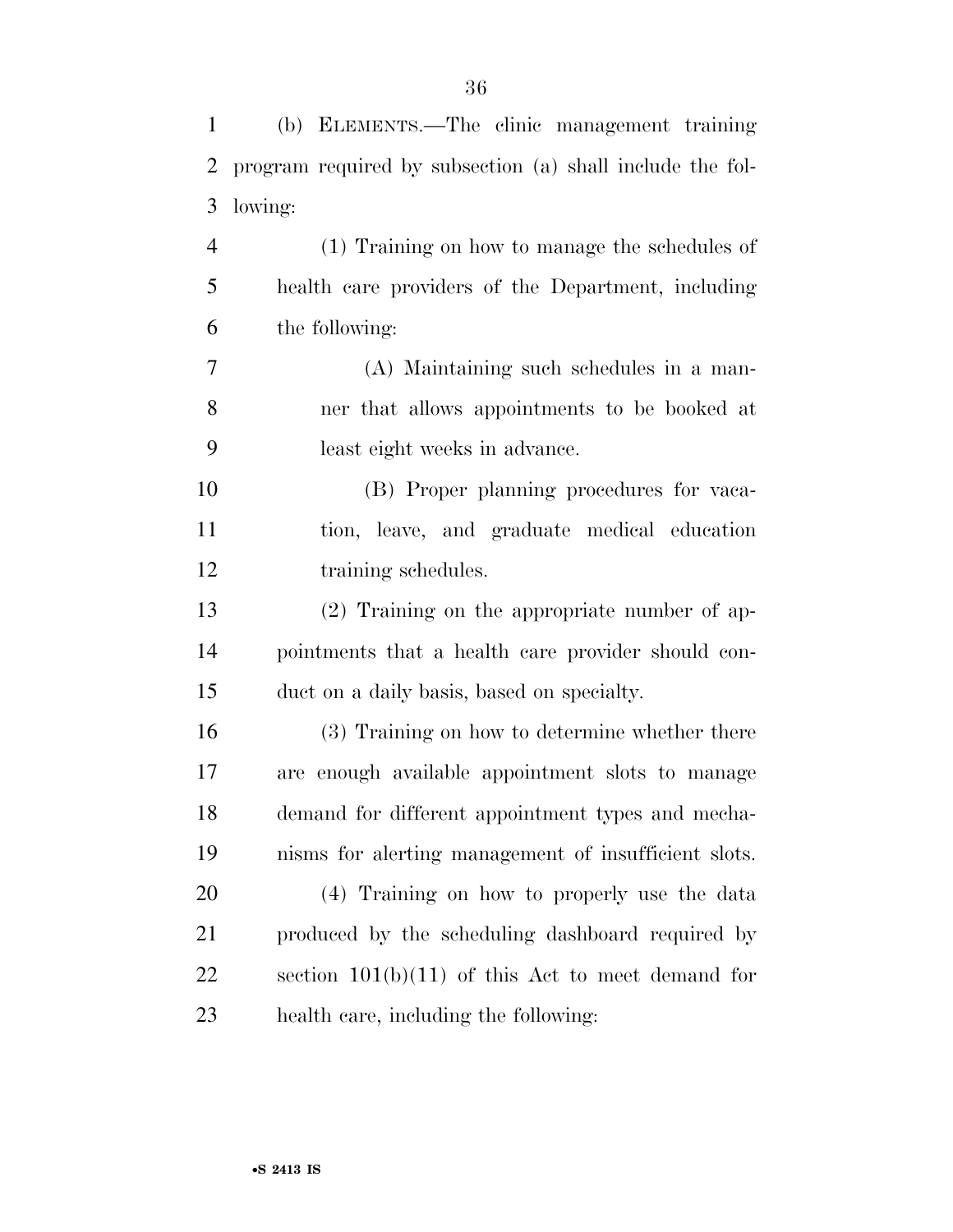(b) ELEMENTS.—The clinic management training program required by subsection (a) shall include the following:

(1) Training on how to manage the schedules of health care providers of the Department, including the following:

(A) Maintaining such schedules in a manner that allows appointments to be booked at least eight weeks in advance.

(B) Proper planning procedures for vacation, leave, and graduate medical education training schedules.

(2) Training on the appropriate number of appointments that a health care provider should conduct on a daily basis, based on specialty.

(3) Training on how to determine whether there are enough available appointment slots to manage demand for different appointment types and mechanisms for alerting management of insufficient slots.

(4) Training on how to properly use the data produced by the scheduling dashboard required by section 101(b)(11) of this Act to meet demand for health care, including the following: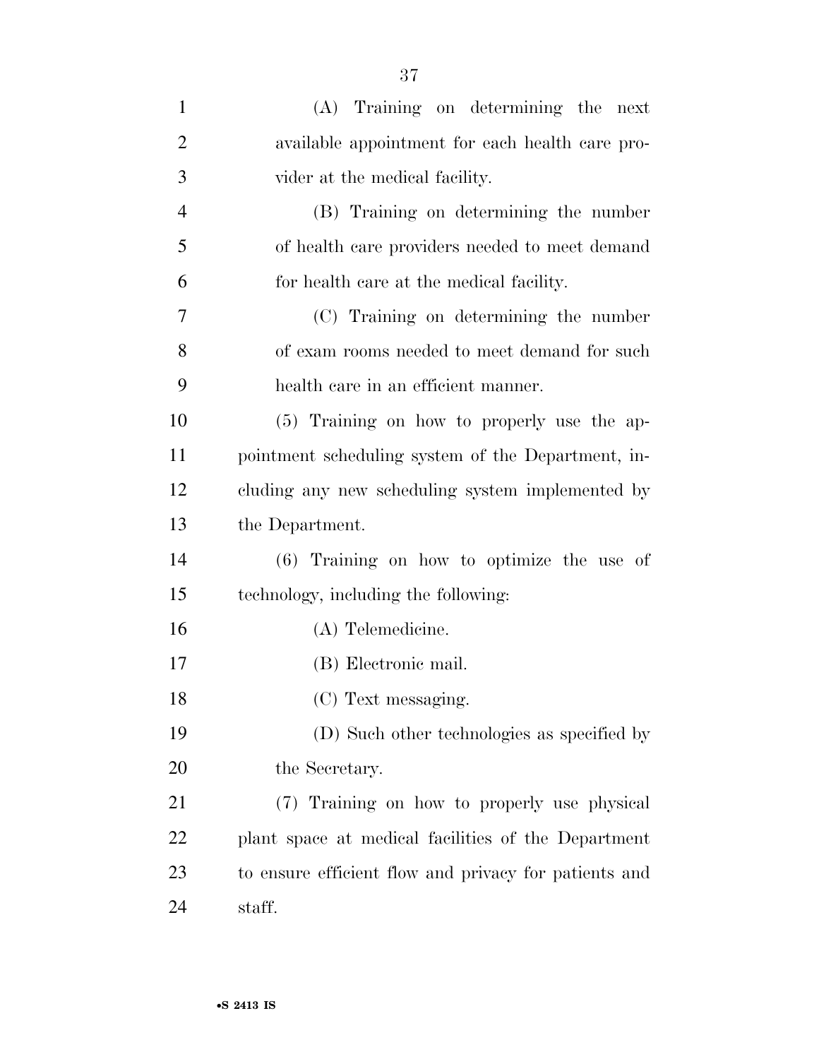(A) Training on determining the next available appointment for each health care provider at the medical facility.

(B) Training on determining the number of health care providers needed to meet demand for health care at the medical facility.

(C) Training on determining the number of exam rooms needed to meet demand for such health care in an efficient manner.

(5) Training on how to properly use the appointment scheduling system of the Department, including any new scheduling system implemented by the Department.

(6) Training on how to optimize the use of technology, including the following:

(A) Telemedicine.

(B) Electronic mail.

(C) Text messaging.

(D) Such other technologies as specified by the Secretary.

(7) Training on how to properly use physical plant space at medical facilities of the Department to ensure efficient flow and privacy for patients and staff.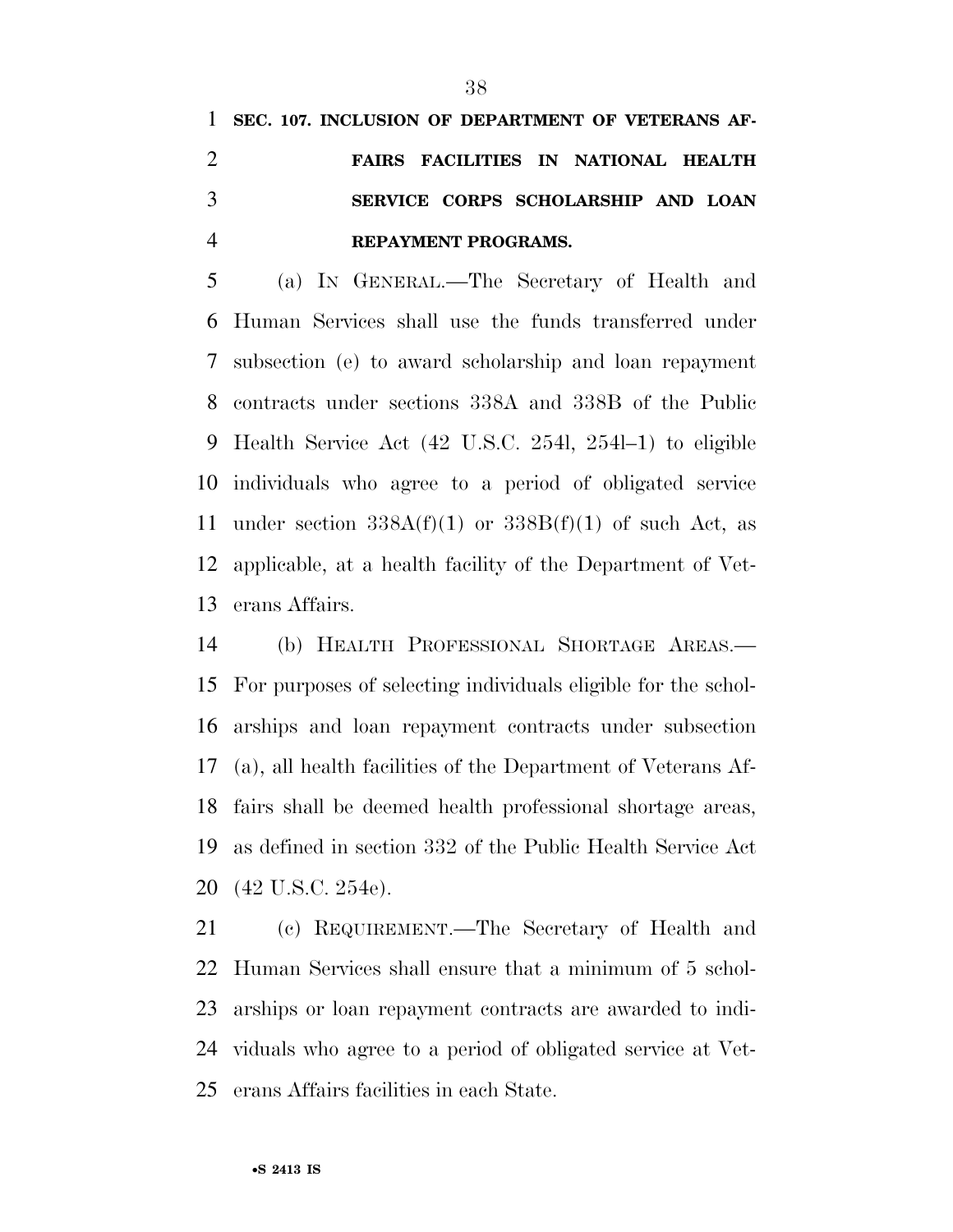**SEC. 107. INCLUSION OF DEPARTMENT OF VETERANS AFFAIRS FACILITIES IN NATIONAL HEALTH SERVICE CORPS SCHOLARSHIP AND LOAN REPAYMENT PROGRAMS.**

(a) IN GENERAL.—The Secretary of Health and Human Services shall use the funds transferred under subsection (e) to award scholarship and loan repayment contracts under sections 338A and 338B of the Public Health Service Act (42 U.S.C. 254l, 254l–1) to eligible individuals who agree to a period of obligated service under section 338A(f)(1) or 338B(f)(1) of such Act, as applicable, at a health facility of the Department of Veterans Affairs.

(b) HEALTH PROFESSIONAL SHORTAGE AREAS.—For purposes of selecting individuals eligible for the scholarships and loan repayment contracts under subsection (a), all health facilities of the Department of Veterans Affairs shall be deemed health professional shortage areas, as defined in section 332 of the Public Health Service Act (42 U.S.C. 254e).

(c) REQUIREMENT.—The Secretary of Health and Human Services shall ensure that a minimum of 5 scholarships or loan repayment contracts are awarded to individuals who agree to a period of obligated service at Veterans Affairs facilities in each State.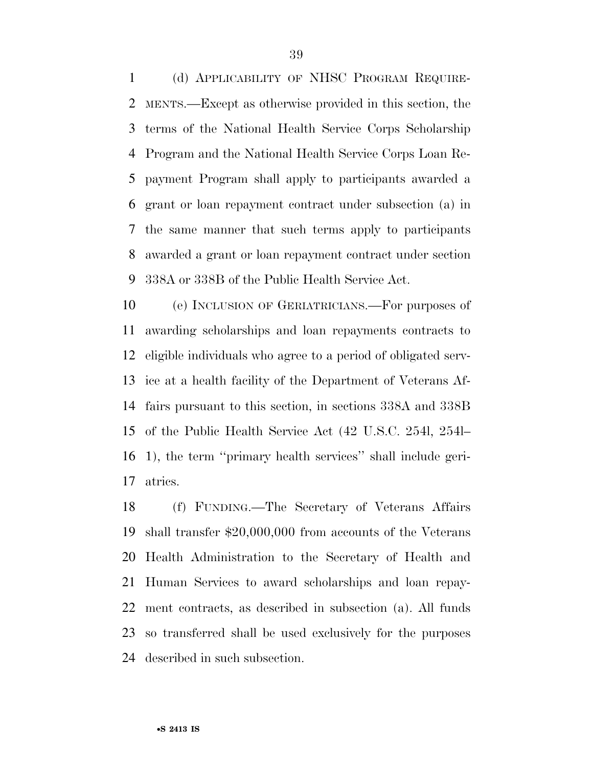(d) APPLICABILITY OF NHSC PROGRAM REQUIREMENTS.—Except as otherwise provided in this section, the terms of the National Health Service Corps Scholarship Program and the National Health Service Corps Loan Repayment Program shall apply to participants awarded a grant or loan repayment contract under subsection (a) in the same manner that such terms apply to participants awarded a grant or loan repayment contract under section 338A or 338B of the Public Health Service Act.

(e) INCLUSION OF GERIATRICIANS.—For purposes of awarding scholarships and loan repayments contracts to eligible individuals who agree to a period of obligated service at a health facility of the Department of Veterans Affairs pursuant to this section, in sections 338A and 338B of the Public Health Service Act (42 U.S.C. 254l, 254l–1), the term ''primary health services'' shall include geriatrics.

(f) FUNDING.—The Secretary of Veterans Affairs shall transfer $20,000,000 from accounts of the Veterans Health Administration to the Secretary of Health and Human Services to award scholarships and loan repayment contracts, as described in subsection (a). All funds so transferred shall be used exclusively for the purposes described in such subsection.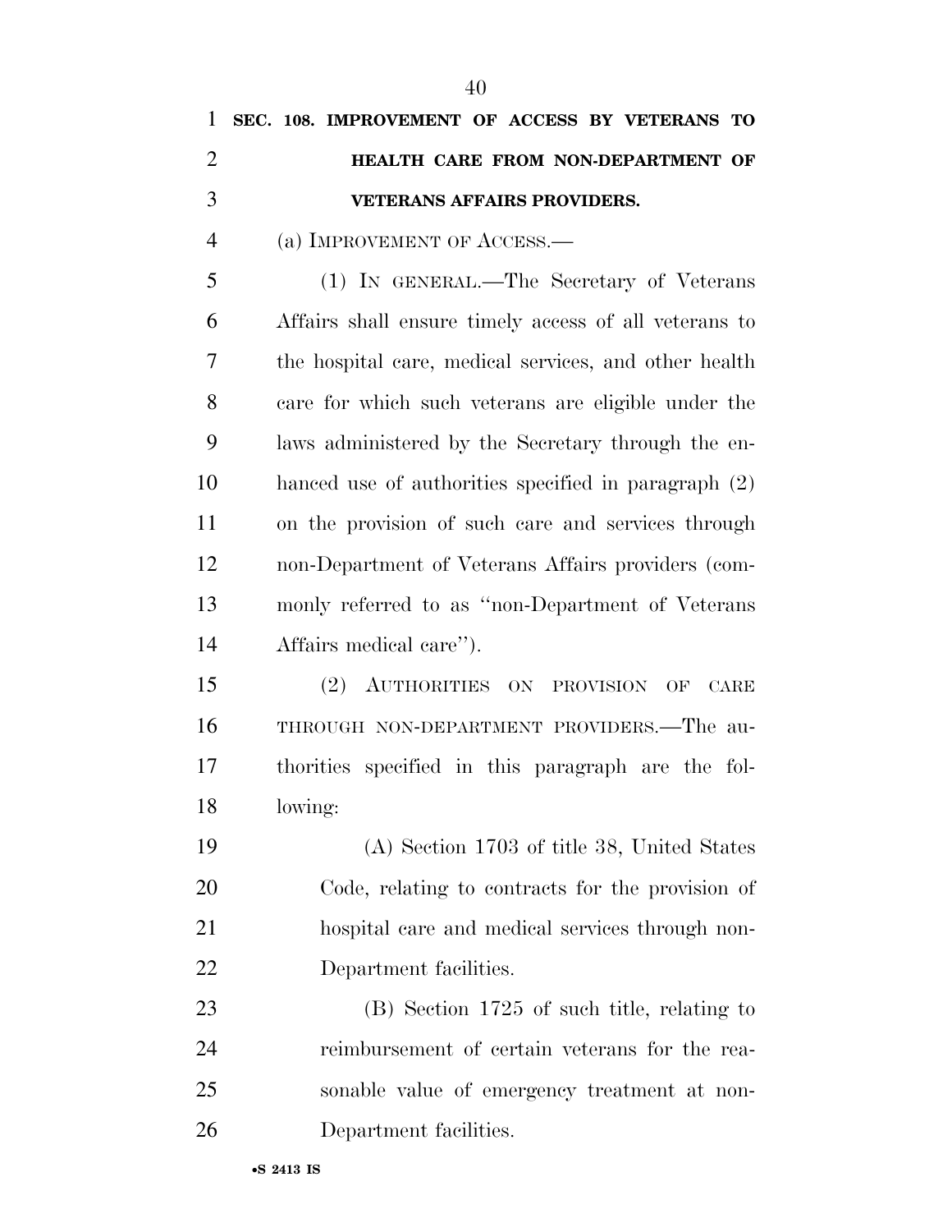**SEC. 108. IMPROVEMENT OF ACCESS BY VETERANS TO HEALTH CARE FROM NON-DEPARTMENT OF VETERANS AFFAIRS PROVIDERS.**

(a) IMPROVEMENT OF ACCESS.—

(1) IN GENERAL.—The Secretary of Veterans Affairs shall ensure timely access of all veterans to the hospital care, medical services, and other health care for which such veterans are eligible under the laws administered by the Secretary through the enhanced use of authorities specified in paragraph (2) on the provision of such care and services through non-Department of Veterans Affairs providers (commonly referred to as ''non-Department of Veterans Affairs medical care'').

(2) AUTHORITIES ON PROVISION OF CARE THROUGH NON-DEPARTMENT PROVIDERS.—The authorities specified in this paragraph are the following:

(A) Section 1703 of title 38, United States Code, relating to contracts for the provision of hospital care and medical services through non-Department facilities.

(B) Section 1725 of such title, relating to reimbursement of certain veterans for the reasonable value of emergency treatment at non-Department facilities.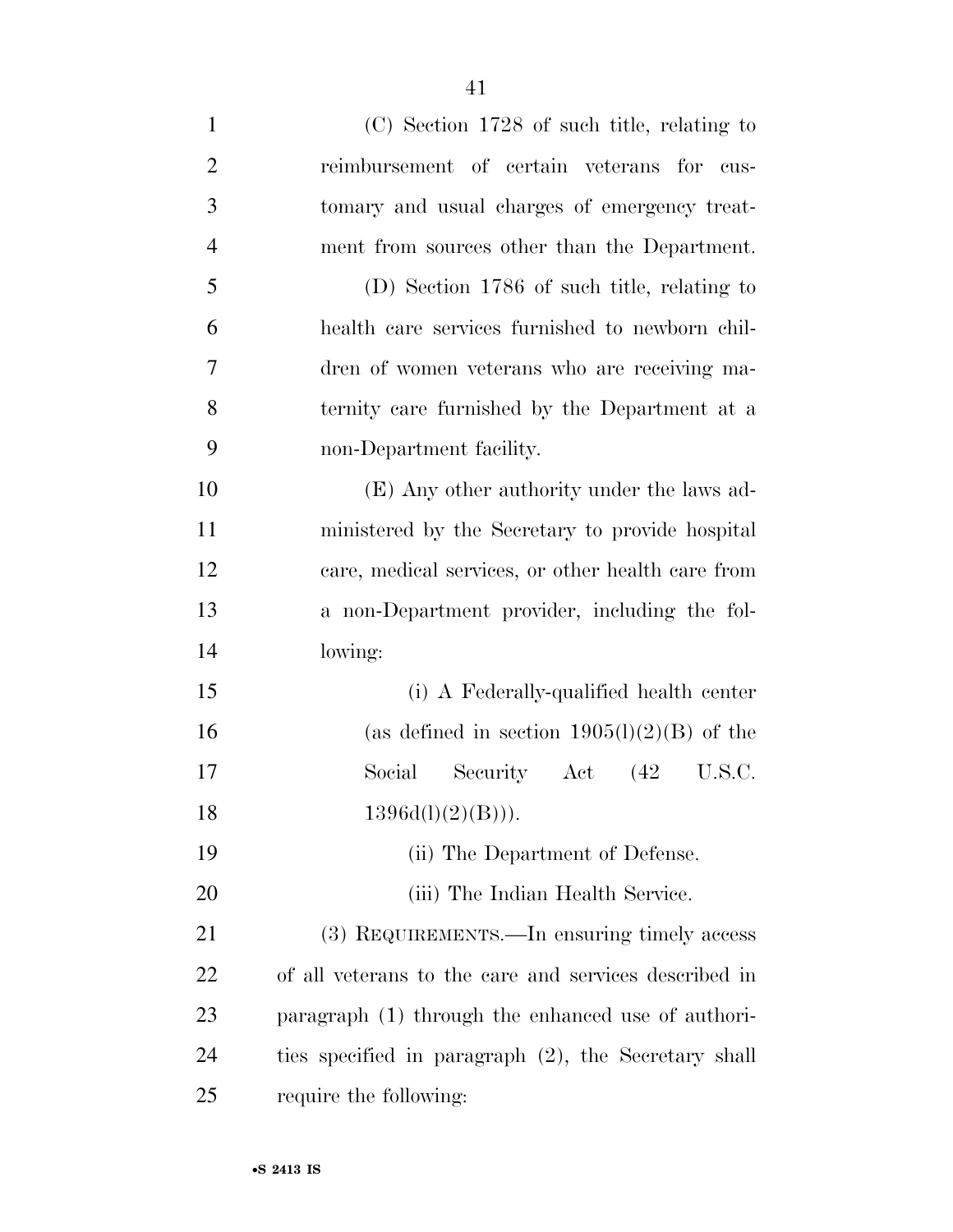(C) Section 1728 of such title, relating to reimbursement of certain veterans for customary and usual charges of emergency treatment from sources other than the Department.

(D) Section 1786 of such title, relating to health care services furnished to newborn children of women veterans who are receiving maternity care furnished by the Department at a non-Department facility.

(E) Any other authority under the laws administered by the Secretary to provide hospital care, medical services, or other health care from a non-Department provider, including the following:

(i) A Federally-qualified health center (as defined in section 1905(l)(2)(B) of the Social Security Act (42 U.S.C. 1396d(l)(2)(B))).

(ii) The Department of Defense.

(iii) The Indian Health Service.

(3) REQUIREMENTS.—In ensuring timely access of all veterans to the care and services described in paragraph (1) through the enhanced use of authorities specified in paragraph (2), the Secretary shall require the following: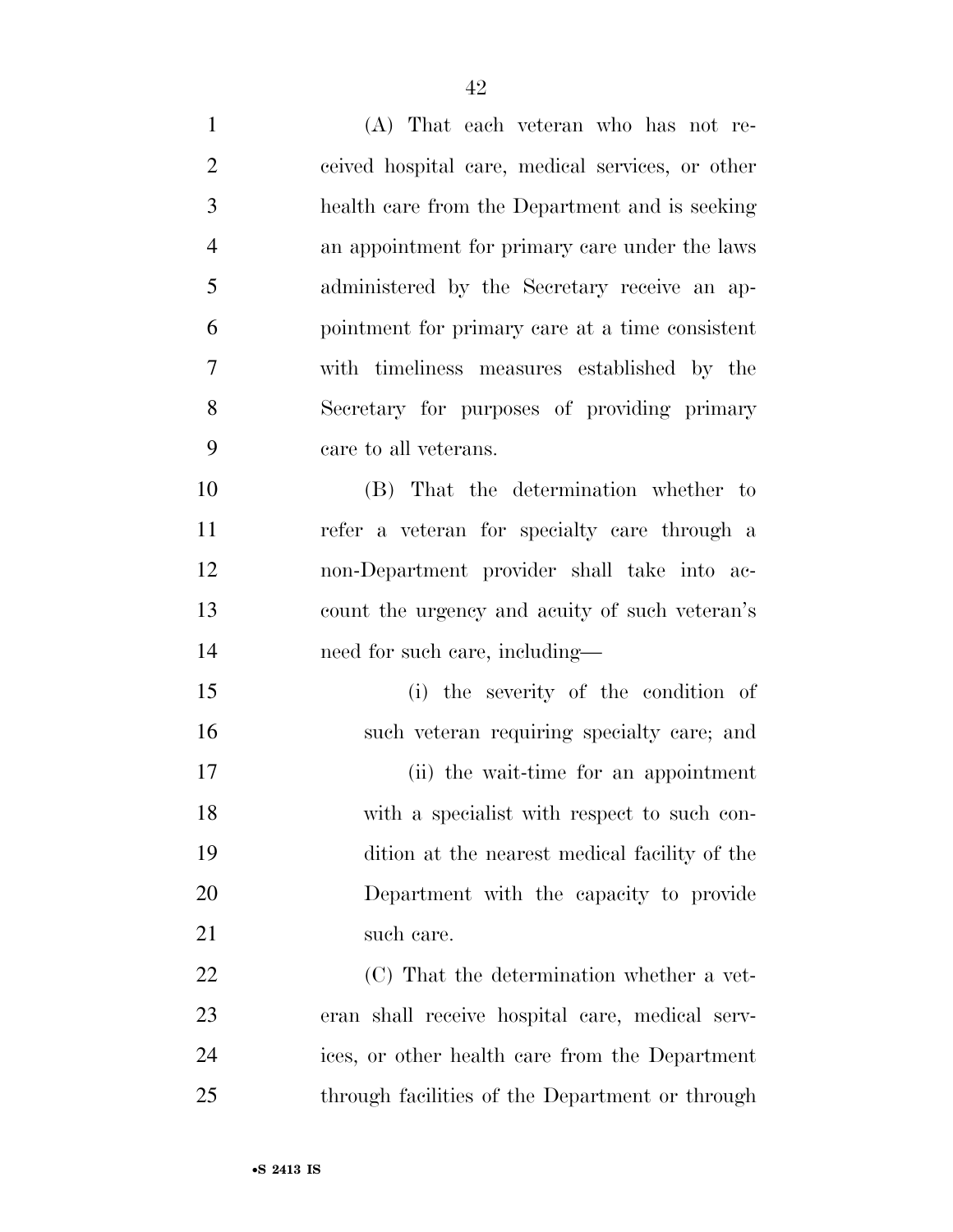(A) That each veteran who has not received hospital care, medical services, or other health care from the Department and is seeking an appointment for primary care under the laws administered by the Secretary receive an appointment for primary care at a time consistent with timeliness measures established by the Secretary for purposes of providing primary care to all veterans.

(B) That the determination whether to refer a veteran for specialty care through a non-Department provider shall take into account the urgency and acuity of such veteran's need for such care, including—

(i) the severity of the condition of such veteran requiring specialty care; and

(ii) the wait-time for an appointment with a specialist with respect to such condition at the nearest medical facility of the Department with the capacity to provide such care.

(C) That the determination whether a veteran shall receive hospital care, medical services, or other health care from the Department through facilities of the Department or through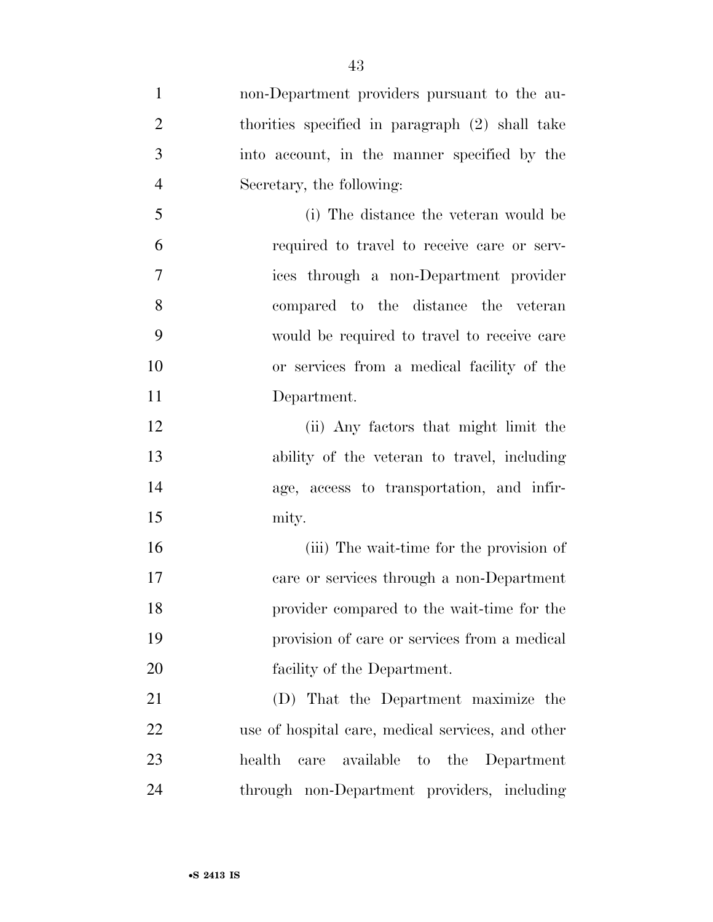non-Department providers pursuant to the authorities specified in paragraph (2) shall take into account, in the manner specified by the Secretary, the following:

(i) The distance the veteran would be required to travel to receive care or services through a non-Department provider compared to the distance the veteran would be required to travel to receive care or services from a medical facility of the Department.

(ii) Any factors that might limit the ability of the veteran to travel, including age, access to transportation, and infirmity.

(iii) The wait-time for the provision of care or services through a non-Department provider compared to the wait-time for the provision of care or services from a medical facility of the Department.

(D) That the Department maximize the use of hospital care, medical services, and other health care available to the Department through non-Department providers, including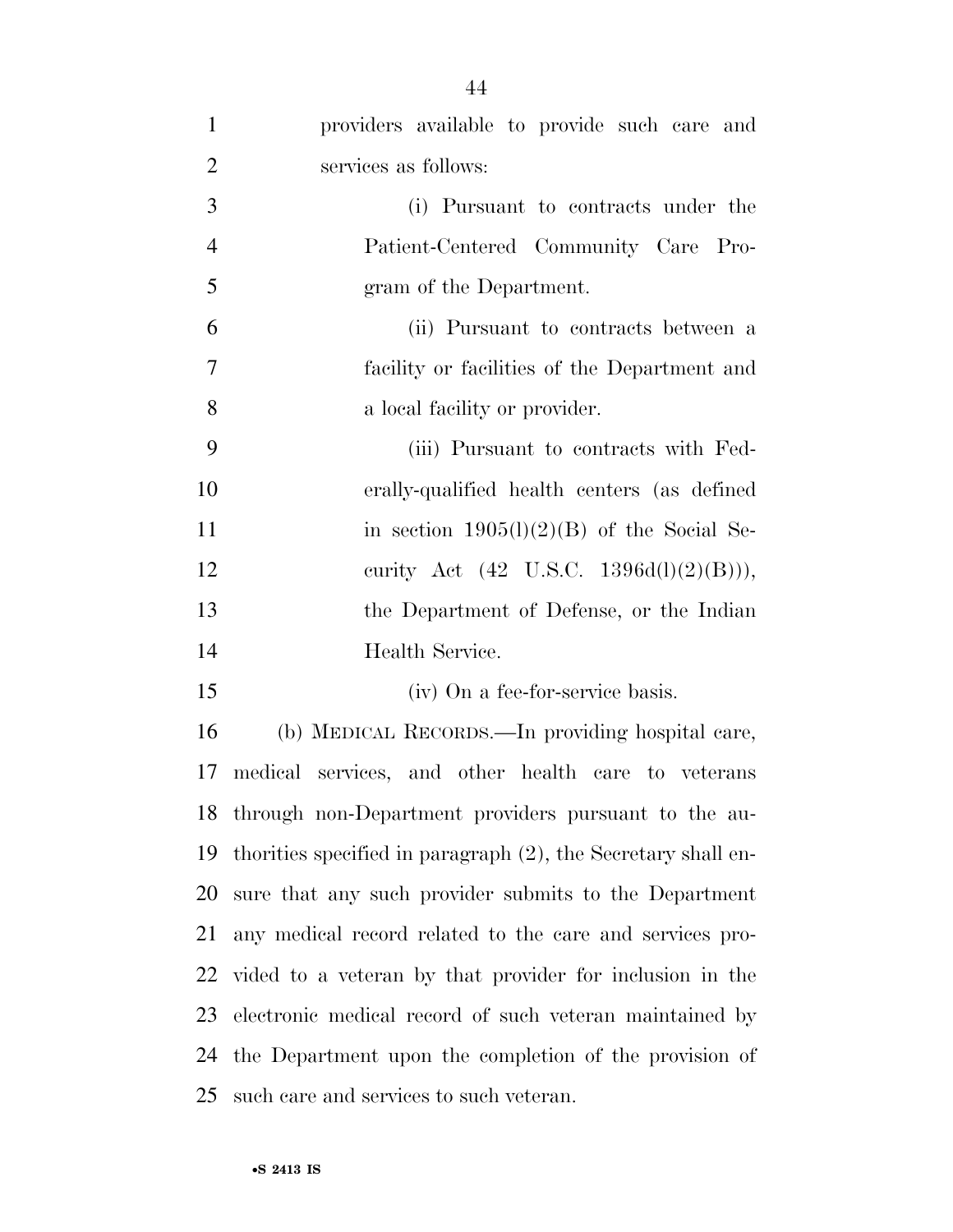providers available to provide such care and services as follows:

(i) Pursuant to contracts under the Patient-Centered Community Care Program of the Department.

(ii) Pursuant to contracts between a facility or facilities of the Department and a local facility or provider.

(iii) Pursuant to contracts with Federally-qualified health centers (as defined in section 1905(l)(2)(B) of the Social Security Act (42 U.S.C. 1396d(l)(2)(B))), the Department of Defense, or the Indian Health Service.

(iv) On a fee-for-service basis.

(b) MEDICAL RECORDS.—In providing hospital care, medical services, and other health care to veterans through non-Department providers pursuant to the authorities specified in paragraph (2), the Secretary shall ensure that any such provider submits to the Department any medical record related to the care and services provided to a veteran by that provider for inclusion in the electronic medical record of such veteran maintained by the Department upon the completion of the provision of such care and services to such veteran.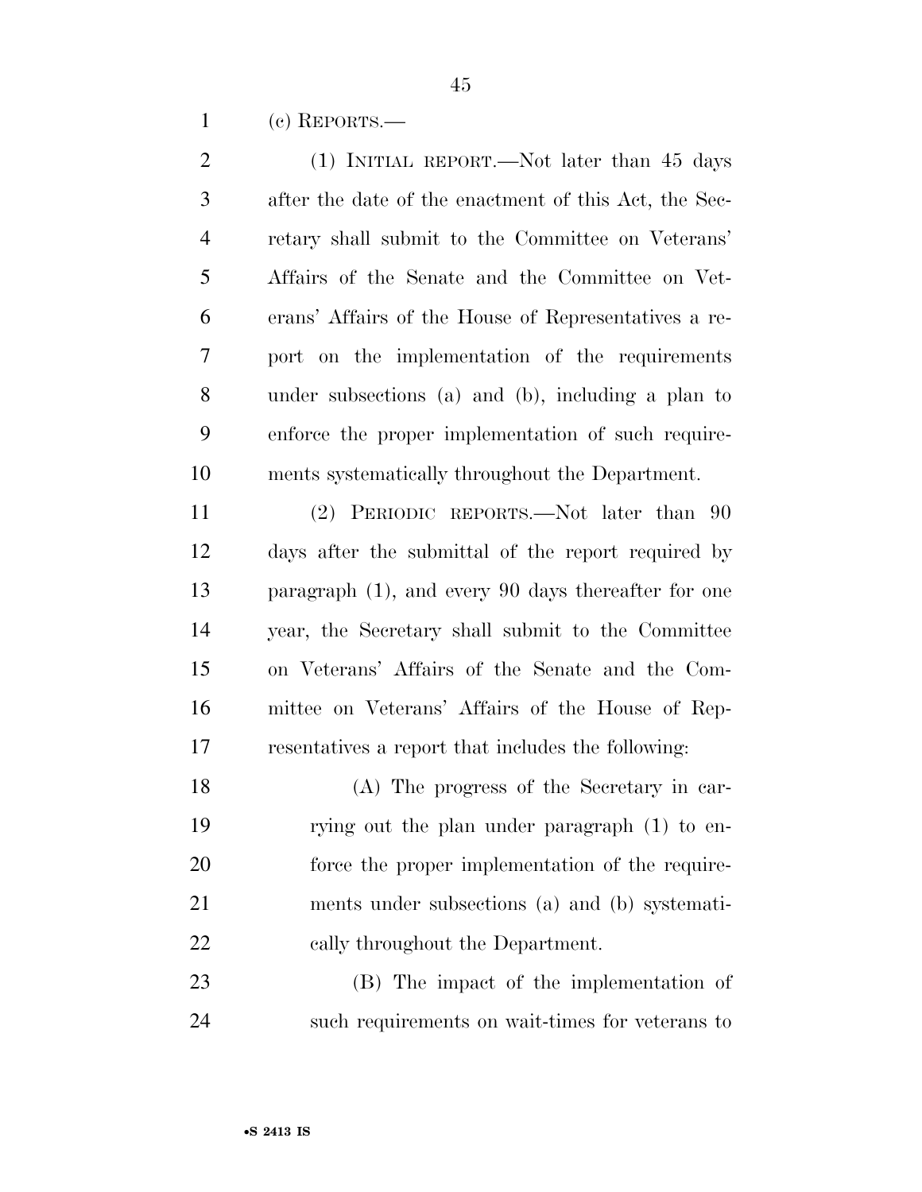(c) REPORTS.—

(1) INITIAL REPORT.—Not later than 45 days after the date of the enactment of this Act, the Secretary shall submit to the Committee on Veterans' Affairs of the Senate and the Committee on Veterans' Affairs of the House of Representatives a report on the implementation of the requirements under subsections (a) and (b), including a plan to enforce the proper implementation of such requirements systematically throughout the Department.

(2) PERIODIC REPORTS.—Not later than 90 days after the submittal of the report required by paragraph (1), and every 90 days thereafter for one year, the Secretary shall submit to the Committee on Veterans' Affairs of the Senate and the Committee on Veterans' Affairs of the House of Representatives a report that includes the following:

(A) The progress of the Secretary in carrying out the plan under paragraph (1) to enforce the proper implementation of the requirements under subsections (a) and (b) systematically throughout the Department.

(B) The impact of the implementation of such requirements on wait-times for veterans to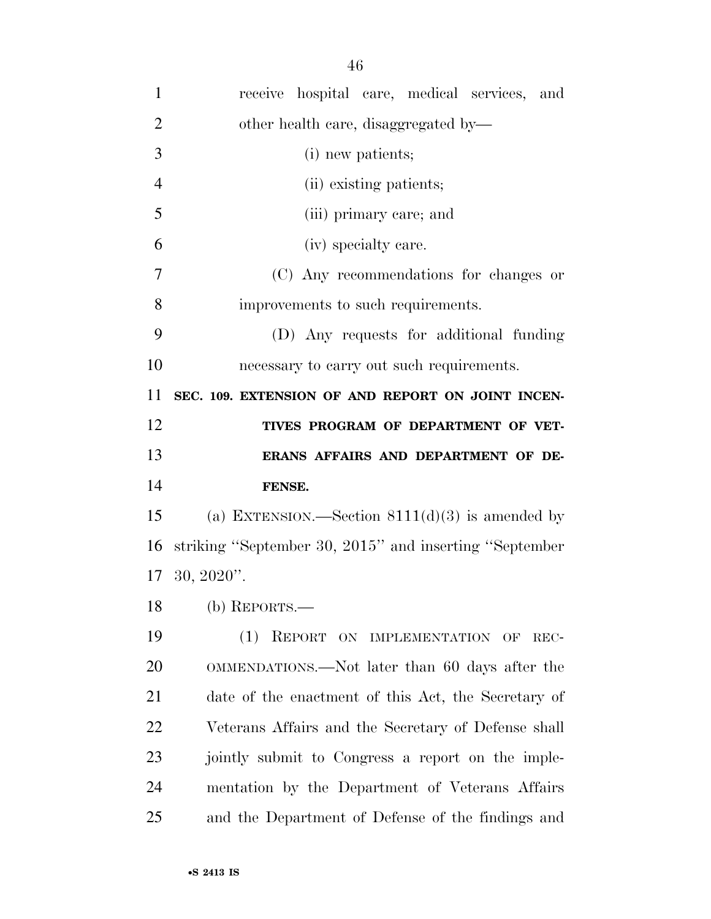receive hospital care, medical services, and other health care, disaggregated by—

(i) new patients;

(ii) existing patients;

(iii) primary care; and

(iv) specialty care.

(C) Any recommendations for changes or improvements to such requirements.

(D) Any requests for additional funding necessary to carry out such requirements.

**SEC. 109. EXTENSION OF AND REPORT ON JOINT INCENTIVES PROGRAM OF DEPARTMENT OF VETERANS AFFAIRS AND DEPARTMENT OF DEFENSE.**

(a) EXTENSION.—Section 8111(d)(3) is amended by striking ''September 30, 2015'' and inserting ''September 30, 2020''.

(b) REPORTS.—

(1) REPORT ON IMPLEMENTATION OF RECOMMENDATIONS.—Not later than 60 days after the date of the enactment of this Act, the Secretary of Veterans Affairs and the Secretary of Defense shall jointly submit to Congress a report on the implementation by the Department of Veterans Affairs and the Department of Defense of the findings and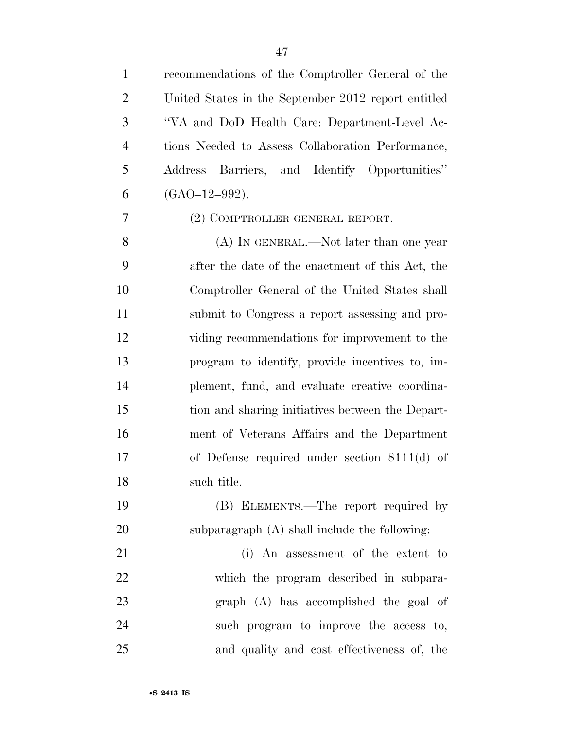recommendations of the Comptroller General of the United States in the September 2012 report entitled ''VA and DoD Health Care: Department-Level Actions Needed to Assess Collaboration Performance, Address Barriers, and Identify Opportunities'' (GAO–12–992).

(2) COMPTROLLER GENERAL REPORT.—

(A) IN GENERAL.—Not later than one year after the date of the enactment of this Act, the Comptroller General of the United States shall submit to Congress a report assessing and providing recommendations for improvement to the program to identify, provide incentives to, implement, fund, and evaluate creative coordination and sharing initiatives between the Department of Veterans Affairs and the Department of Defense required under section 8111(d) of such title.

(B) ELEMENTS.—The report required by subparagraph (A) shall include the following:

(i) An assessment of the extent to which the program described in subparagraph (A) has accomplished the goal of such program to improve the access to, and quality and cost effectiveness of, the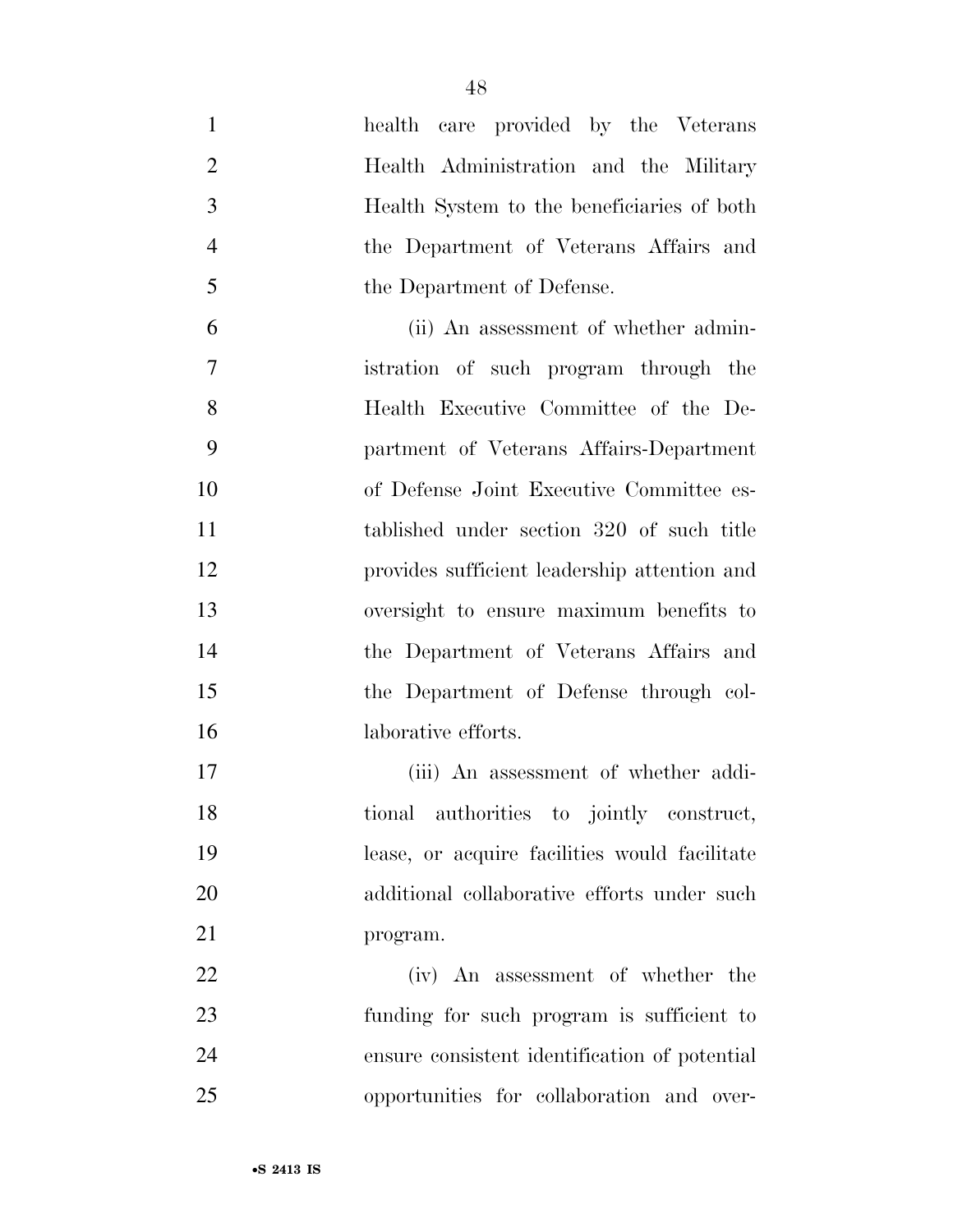health care provided by the Veterans Health Administration and the Military Health System to the beneficiaries of both the Department of Veterans Affairs and the Department of Defense.

(ii) An assessment of whether administration of such program through the Health Executive Committee of the Department of Veterans Affairs-Department of Defense Joint Executive Committee established under section 320 of such title provides sufficient leadership attention and oversight to ensure maximum benefits to the Department of Veterans Affairs and the Department of Defense through collaborative efforts.

(iii) An assessment of whether additional authorities to jointly construct, lease, or acquire facilities would facilitate additional collaborative efforts under such program.

(iv) An assessment of whether the funding for such program is sufficient to ensure consistent identification of potential opportunities for collaboration and over-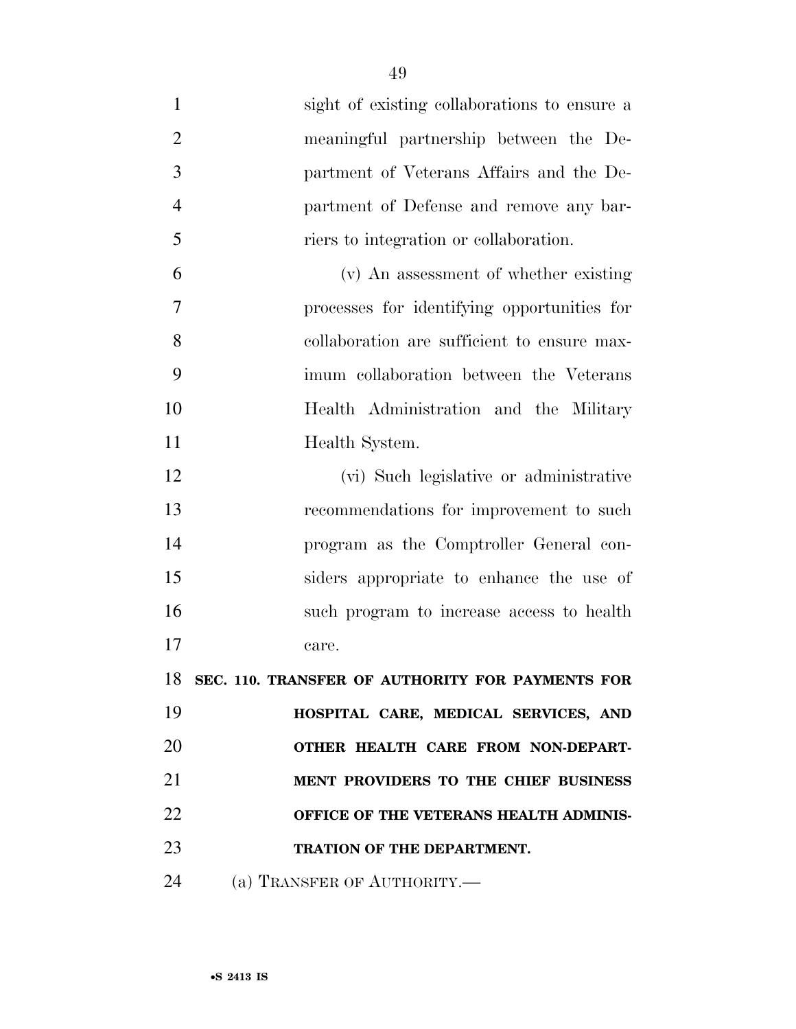sight of existing collaborations to ensure a meaningful partnership between the Department of Veterans Affairs and the Department of Defense and remove any barriers to integration or collaboration.

(v) An assessment of whether existing processes for identifying opportunities for collaboration are sufficient to ensure maximum collaboration between the Veterans Health Administration and the Military Health System.

(vi) Such legislative or administrative recommendations for improvement to such program as the Comptroller General considers appropriate to enhance the use of such program to increase access to health care.

**SEC. 110. TRANSFER OF AUTHORITY FOR PAYMENTS FOR HOSPITAL CARE, MEDICAL SERVICES, AND OTHER HEALTH CARE FROM NON-DEPARTMENT PROVIDERS TO THE CHIEF BUSINESS OFFICE OF THE VETERANS HEALTH ADMINISTRATION OF THE DEPARTMENT.**

(a) TRANSFER OF AUTHORITY.—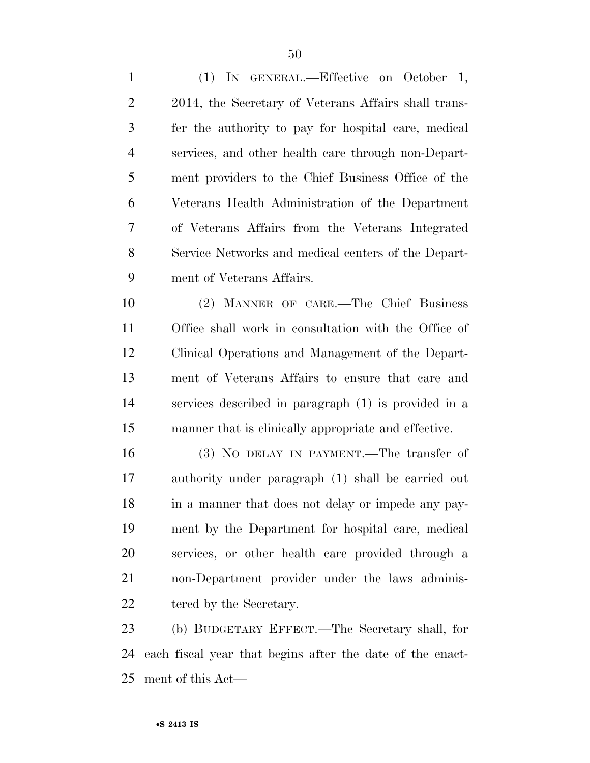(1) IN GENERAL.—Effective on October 1, 2014, the Secretary of Veterans Affairs shall transfer the authority to pay for hospital care, medical services, and other health care through non-Department providers to the Chief Business Office of the Veterans Health Administration of the Department of Veterans Affairs from the Veterans Integrated Service Networks and medical centers of the Department of Veterans Affairs.

(2) MANNER OF CARE.—The Chief Business Office shall work in consultation with the Office of Clinical Operations and Management of the Department of Veterans Affairs to ensure that care and services described in paragraph (1) is provided in a manner that is clinically appropriate and effective.

(3) NO DELAY IN PAYMENT.—The transfer of authority under paragraph (1) shall be carried out in a manner that does not delay or impede any payment by the Department for hospital care, medical services, or other health care provided through a non-Department provider under the laws administered by the Secretary.

(b) BUDGETARY EFFECT.—The Secretary shall, for each fiscal year that begins after the date of the enactment of this Act—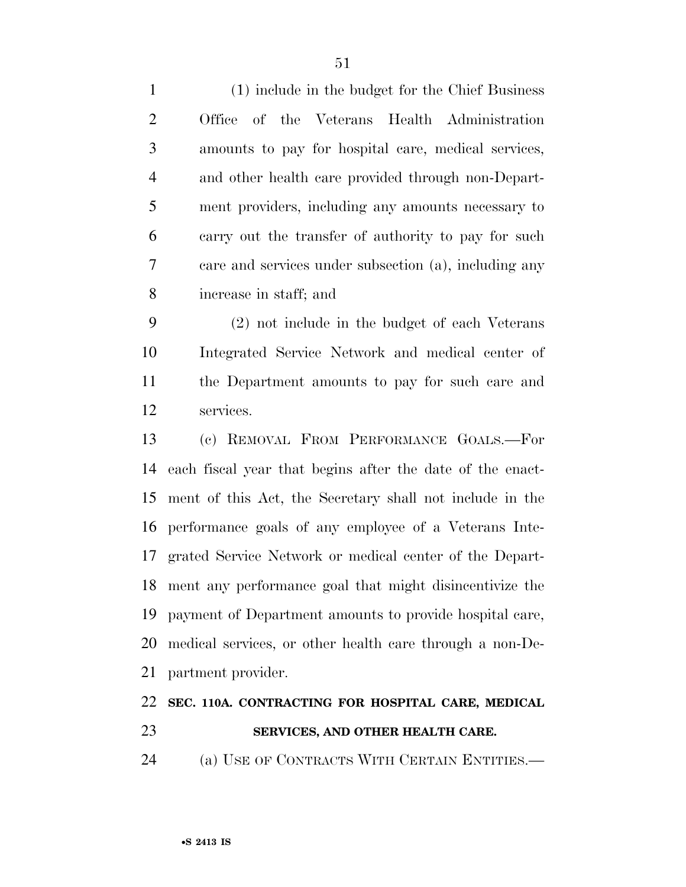(1) include in the budget for the Chief Business Office of the Veterans Health Administration amounts to pay for hospital care, medical services, and other health care provided through non-Department providers, including any amounts necessary to carry out the transfer of authority to pay for such care and services under subsection (a), including any increase in staff; and

(2) not include in the budget of each Veterans Integrated Service Network and medical center of the Department amounts to pay for such care and services.

(c) REMOVAL FROM PERFORMANCE GOALS.—For each fiscal year that begins after the date of the enactment of this Act, the Secretary shall not include in the performance goals of any employee of a Veterans Integrated Service Network or medical center of the Department any performance goal that might disincentivize the payment of Department amounts to provide hospital care, medical services, or other health care through a non-Department provider.

**SEC. 110A. CONTRACTING FOR HOSPITAL CARE, MEDICAL SERVICES, AND OTHER HEALTH CARE.**

(a) USE OF CONTRACTS WITH CERTAIN ENTITIES.—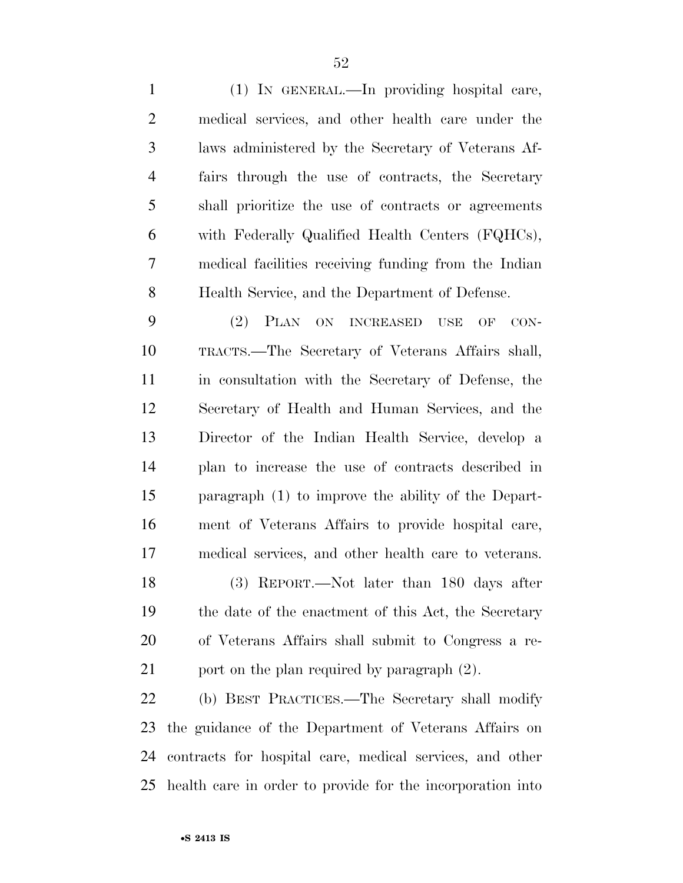(1) IN GENERAL.—In providing hospital care, medical services, and other health care under the laws administered by the Secretary of Veterans Affairs through the use of contracts, the Secretary shall prioritize the use of contracts or agreements with Federally Qualified Health Centers (FQHCs), medical facilities receiving funding from the Indian Health Service, and the Department of Defense.

(2) PLAN ON INCREASED USE OF CONTRACTS.—The Secretary of Veterans Affairs shall, in consultation with the Secretary of Defense, the Secretary of Health and Human Services, and the Director of the Indian Health Service, develop a plan to increase the use of contracts described in paragraph (1) to improve the ability of the Department of Veterans Affairs to provide hospital care, medical services, and other health care to veterans.

(3) REPORT.—Not later than 180 days after the date of the enactment of this Act, the Secretary of Veterans Affairs shall submit to Congress a report on the plan required by paragraph (2).

(b) BEST PRACTICES.—The Secretary shall modify the guidance of the Department of Veterans Affairs on contracts for hospital care, medical services, and other health care in order to provide for the incorporation into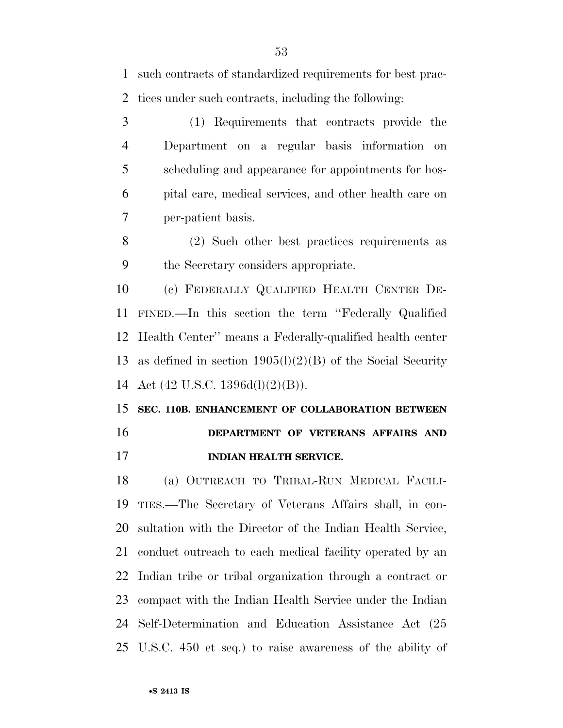such contracts of standardized requirements for best practices under such contracts, including the following:

(1) Requirements that contracts provide the Department on a regular basis information on scheduling and appearance for appointments for hospital care, medical services, and other health care on per-patient basis.

(2) Such other best practices requirements as the Secretary considers appropriate.

(c) FEDERALLY QUALIFIED HEALTH CENTER DEFINED.—In this section the term ''Federally Qualified Health Center'' means a Federally-qualified health center as defined in section 1905(l)(2)(B) of the Social Security Act (42 U.S.C. 1396d(l)(2)(B)).

**SEC. 110B. ENHANCEMENT OF COLLABORATION BETWEEN DEPARTMENT OF VETERANS AFFAIRS AND INDIAN HEALTH SERVICE.**

(a) OUTREACH TO TRIBAL-RUN MEDICAL FACILITIES.—The Secretary of Veterans Affairs shall, in consultation with the Director of the Indian Health Service, conduct outreach to each medical facility operated by an Indian tribe or tribal organization through a contract or compact with the Indian Health Service under the Indian Self-Determination and Education Assistance Act (25 U.S.C. 450 et seq.) to raise awareness of the ability of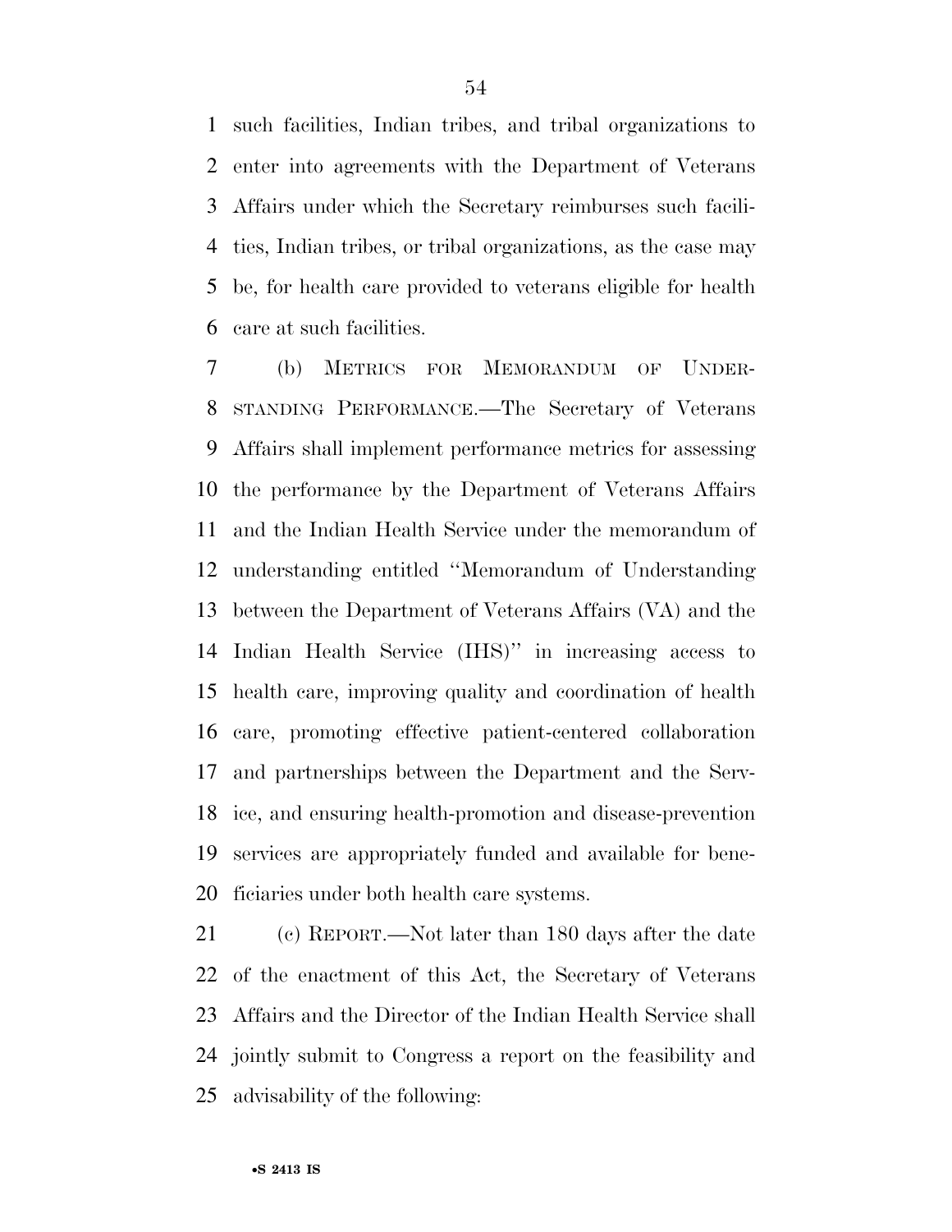such facilities, Indian tribes, and tribal organizations to enter into agreements with the Department of Veterans Affairs under which the Secretary reimburses such facilities, Indian tribes, or tribal organizations, as the case may be, for health care provided to veterans eligible for health care at such facilities.

(b) METRICS FOR MEMORANDUM OF UNDERSTANDING PERFORMANCE.—The Secretary of Veterans Affairs shall implement performance metrics for assessing the performance by the Department of Veterans Affairs and the Indian Health Service under the memorandum of understanding entitled ''Memorandum of Understanding between the Department of Veterans Affairs (VA) and the Indian Health Service (IHS)'' in increasing access to health care, improving quality and coordination of health care, promoting effective patient-centered collaboration and partnerships between the Department and the Service, and ensuring health-promotion and disease-prevention services are appropriately funded and available for beneficiaries under both health care systems.

(c) REPORT.—Not later than 180 days after the date of the enactment of this Act, the Secretary of Veterans Affairs and the Director of the Indian Health Service shall jointly submit to Congress a report on the feasibility and advisability of the following: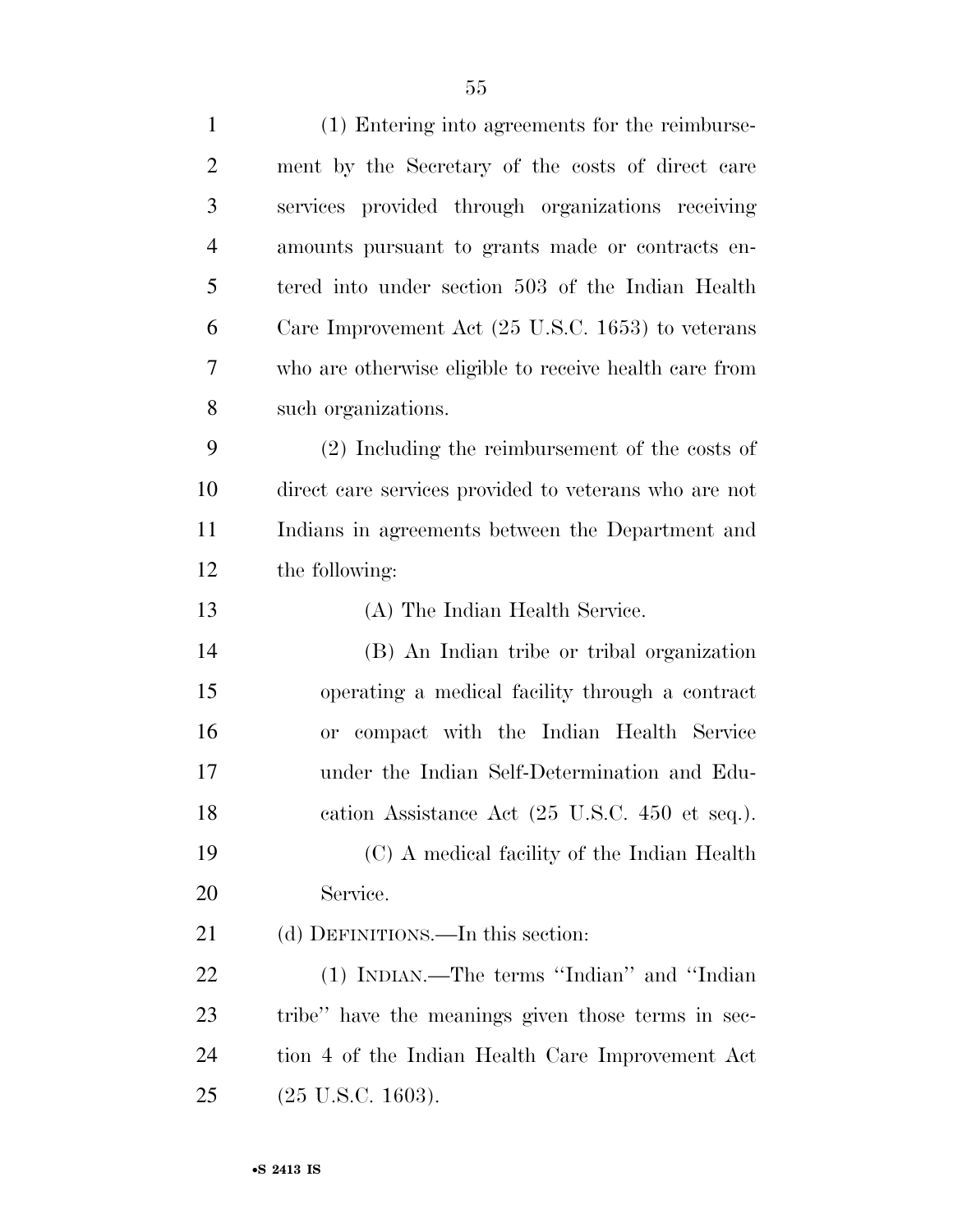(1) Entering into agreements for the reimbursement by the Secretary of the costs of direct care services provided through organizations receiving amounts pursuant to grants made or contracts entered into under section 503 of the Indian Health Care Improvement Act (25 U.S.C. 1653) to veterans who are otherwise eligible to receive health care from such organizations.

(2) Including the reimbursement of the costs of direct care services provided to veterans who are not Indians in agreements between the Department and the following:

(A) The Indian Health Service.

(B) An Indian tribe or tribal organization operating a medical facility through a contract or compact with the Indian Health Service under the Indian Self-Determination and Education Assistance Act (25 U.S.C. 450 et seq.).

(C) A medical facility of the Indian Health Service.

(d) DEFINITIONS.—In this section:

(1) INDIAN.—The terms ''Indian'' and ''Indian tribe'' have the meanings given those terms in section 4 of the Indian Health Care Improvement Act (25 U.S.C. 1603).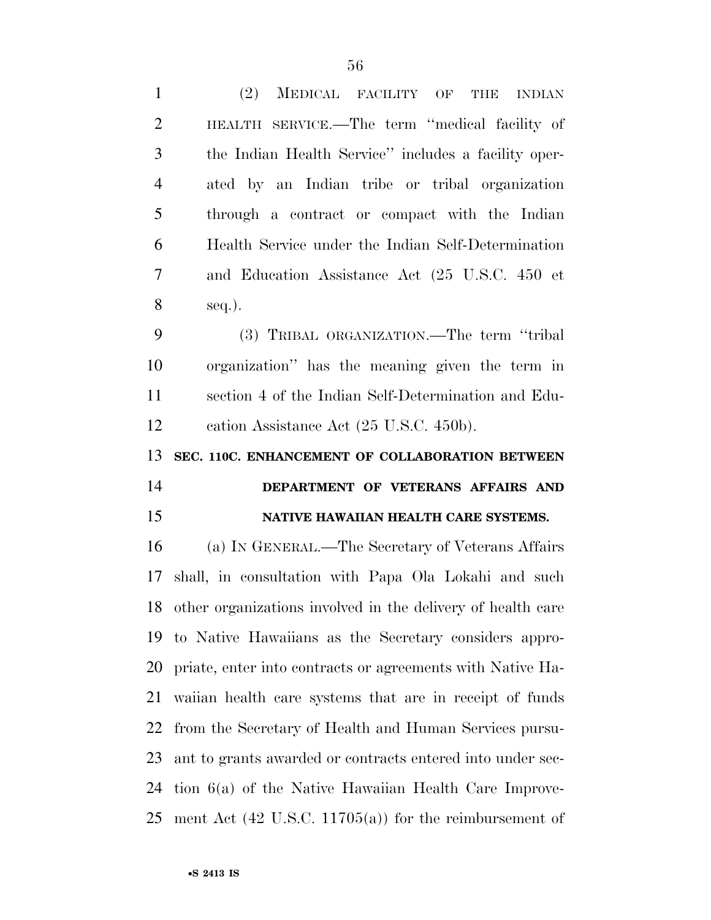(2) MEDICAL FACILITY OF THE INDIAN HEALTH SERVICE.—The term ''medical facility of the Indian Health Service'' includes a facility operated by an Indian tribe or tribal organization through a contract or compact with the Indian Health Service under the Indian Self-Determination and Education Assistance Act (25 U.S.C. 450 et seq.).

(3) TRIBAL ORGANIZATION.—The term ''tribal organization'' has the meaning given the term in section 4 of the Indian Self-Determination and Education Assistance Act (25 U.S.C. 450b).

**SEC. 110C. ENHANCEMENT OF COLLABORATION BETWEEN DEPARTMENT OF VETERANS AFFAIRS AND NATIVE HAWAIIAN HEALTH CARE SYSTEMS.**

(a) IN GENERAL.—The Secretary of Veterans Affairs shall, in consultation with Papa Ola Lokahi and such other organizations involved in the delivery of health care to Native Hawaiians as the Secretary considers appropriate, enter into contracts or agreements with Native Hawaiian health care systems that are in receipt of funds from the Secretary of Health and Human Services pursuant to grants awarded or contracts entered into under section 6(a) of the Native Hawaiian Health Care Improvement Act (42 U.S.C. 11705(a)) for the reimbursement of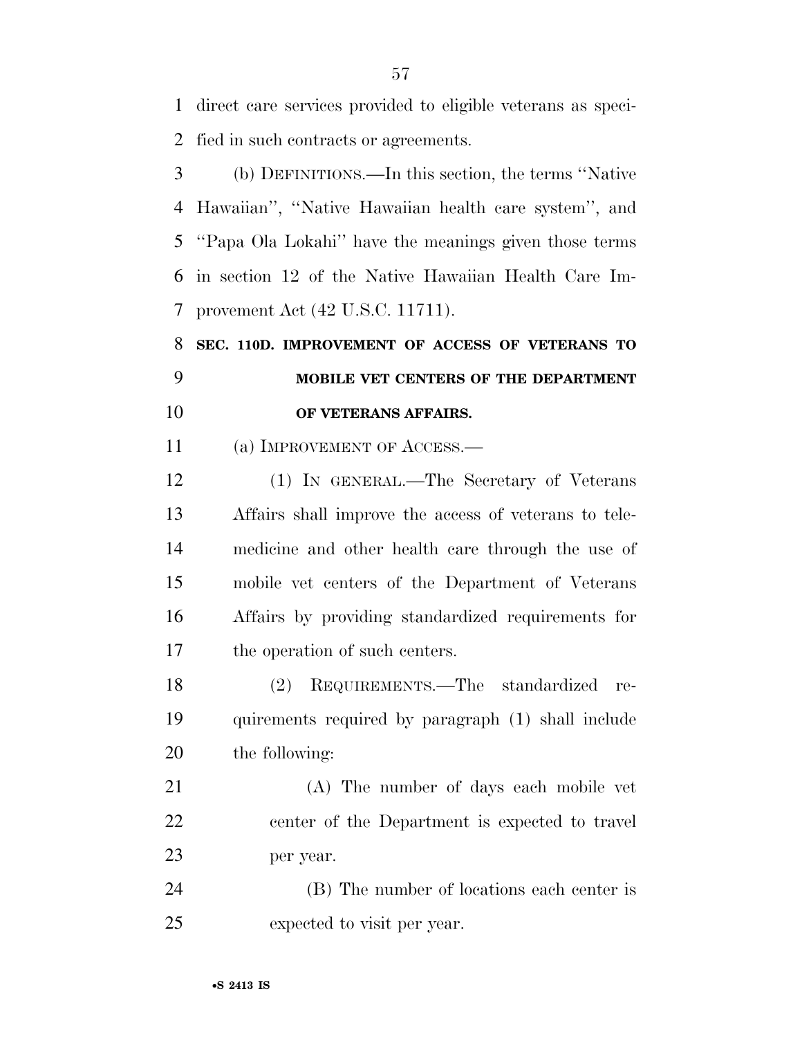direct care services provided to eligible veterans as specified in such contracts or agreements.

(b) DEFINITIONS.—In this section, the terms ''Native Hawaiian'', ''Native Hawaiian health care system'', and ''Papa Ola Lokahi'' have the meanings given those terms in section 12 of the Native Hawaiian Health Care Improvement Act (42 U.S.C. 11711).

**SEC. 110D. IMPROVEMENT OF ACCESS OF VETERANS TO MOBILE VET CENTERS OF THE DEPARTMENT OF VETERANS AFFAIRS.**

(a) IMPROVEMENT OF ACCESS.—

(1) IN GENERAL.—The Secretary of Veterans Affairs shall improve the access of veterans to telemedicine and other health care through the use of mobile vet centers of the Department of Veterans Affairs by providing standardized requirements for the operation of such centers.

(2) REQUIREMENTS.—The standardized requirements required by paragraph (1) shall include the following:

(A) The number of days each mobile vet center of the Department is expected to travel per year.

(B) The number of locations each center is expected to visit per year.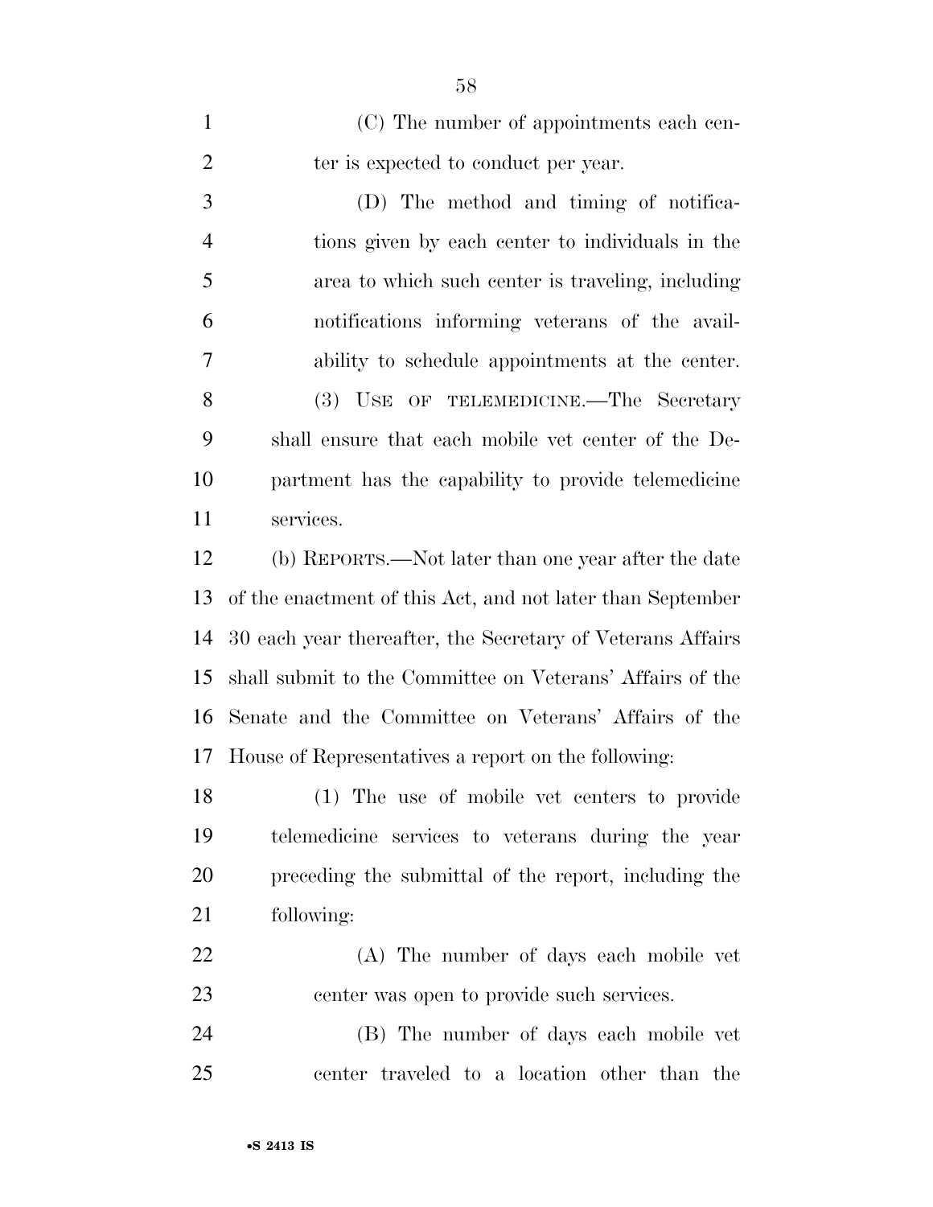(C) The number of appointments each center is expected to conduct per year.

(D) The method and timing of notifications given by each center to individuals in the area to which such center is traveling, including notifications informing veterans of the availability to schedule appointments at the center.

(3) USE OF TELEMEDICINE.—The Secretary shall ensure that each mobile vet center of the Department has the capability to provide telemedicine services.

(b) REPORTS.—Not later than one year after the date of the enactment of this Act, and not later than September 30 each year thereafter, the Secretary of Veterans Affairs shall submit to the Committee on Veterans' Affairs of the Senate and the Committee on Veterans' Affairs of the House of Representatives a report on the following:

(1) The use of mobile vet centers to provide telemedicine services to veterans during the year preceding the submittal of the report, including the following:

(A) The number of days each mobile vet center was open to provide such services.

(B) The number of days each mobile vet center traveled to a location other than the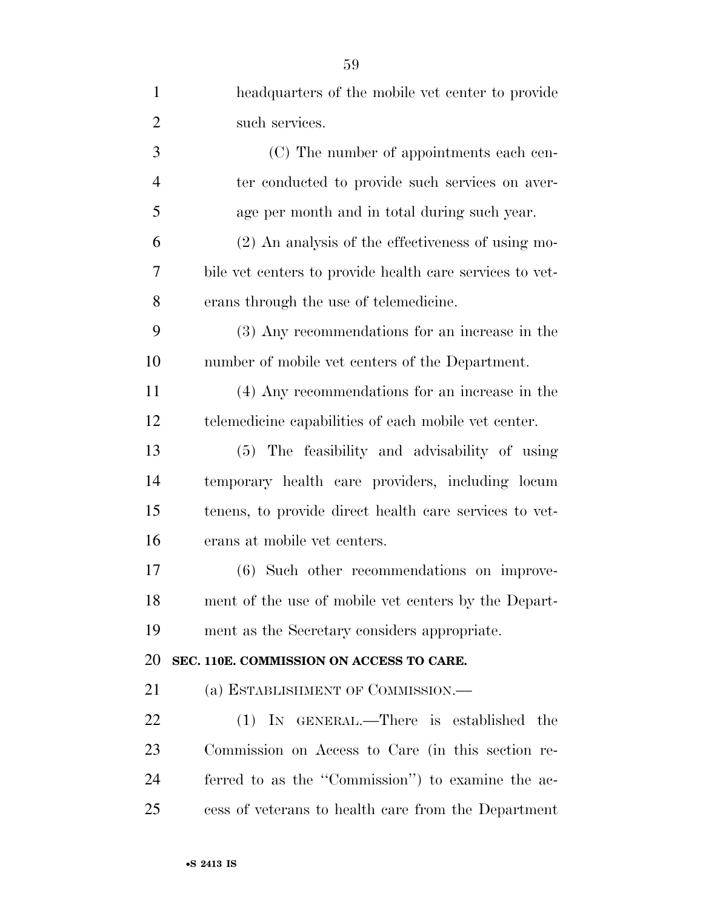headquarters of the mobile vet center to provide such services.

(C) The number of appointments each center conducted to provide such services on average per month and in total during such year.

(2) An analysis of the effectiveness of using mobile vet centers to provide health care services to veterans through the use of telemedicine.

(3) Any recommendations for an increase in the number of mobile vet centers of the Department.

(4) Any recommendations for an increase in the telemedicine capabilities of each mobile vet center.

(5) The feasibility and advisability of using temporary health care providers, including locum tenens, to provide direct health care services to veterans at mobile vet centers.

(6) Such other recommendations on improvement of the use of mobile vet centers by the Department as the Secretary considers appropriate.

**SEC. 110E. COMMISSION ON ACCESS TO CARE.**

(a) ESTABLISHMENT OF COMMISSION.—

(1) IN GENERAL.—There is established the Commission on Access to Care (in this section referred to as the ''Commission'') to examine the access of veterans to health care from the Department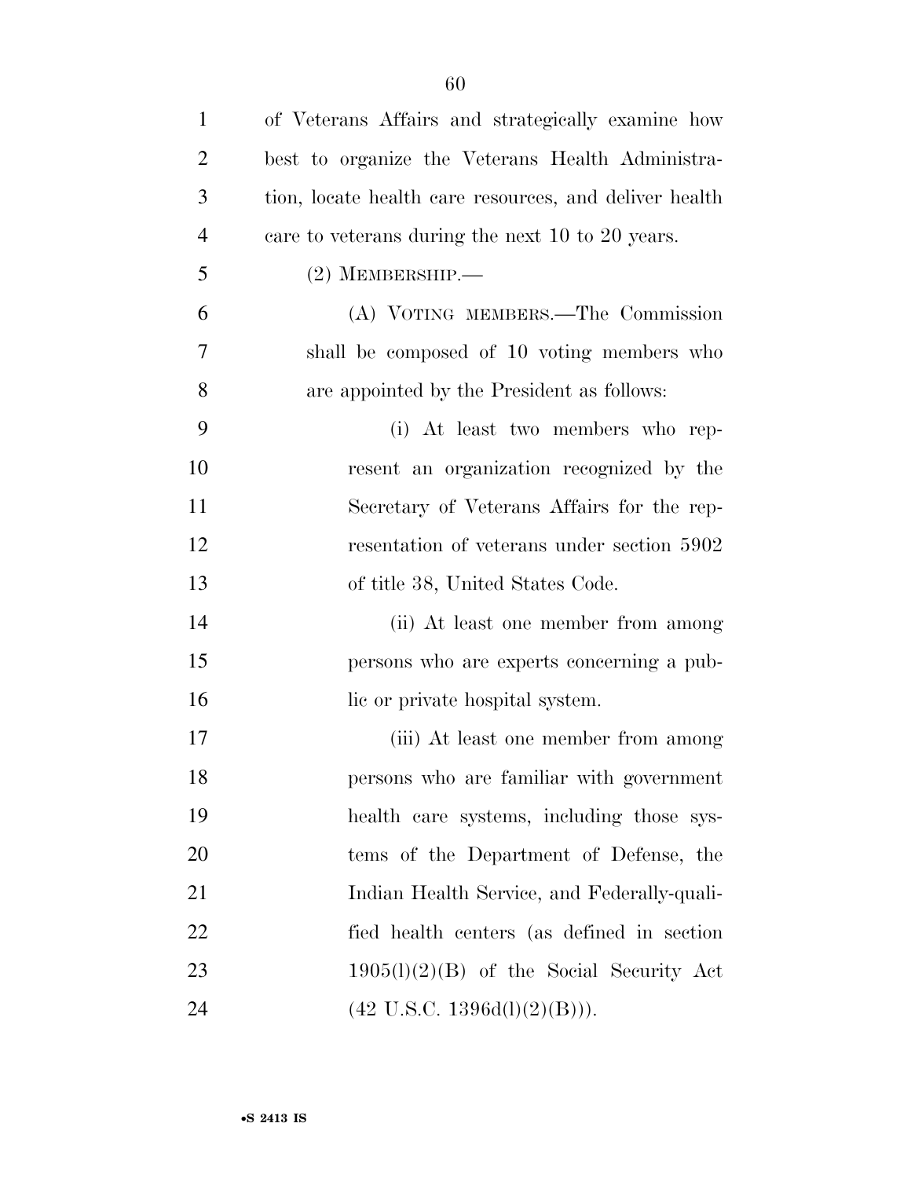of Veterans Affairs and strategically examine how best to organize the Veterans Health Administration, locate health care resources, and deliver health care to veterans during the next 10 to 20 years.

(2) MEMBERSHIP.—

(A) VOTING MEMBERS.—The Commission shall be composed of 10 voting members who are appointed by the President as follows:

(i) At least two members who represent an organization recognized by the Secretary of Veterans Affairs for the representation of veterans under section 5902 of title 38, United States Code.

(ii) At least one member from among persons who are experts concerning a public or private hospital system.

(iii) At least one member from among persons who are familiar with government health care systems, including those systems of the Department of Defense, the Indian Health Service, and Federally-qualified health centers (as defined in section 1905(l)(2)(B) of the Social Security Act (42 U.S.C. 1396d(l)(2)(B))).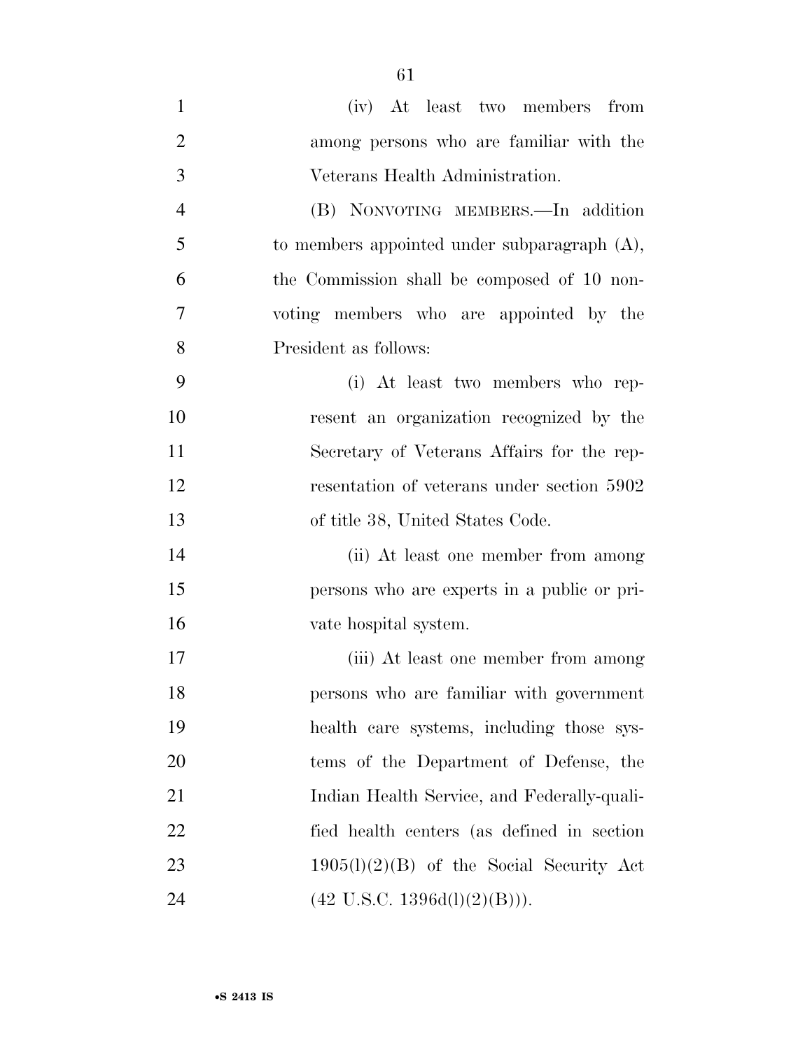(iv) At least two members from among persons who are familiar with the Veterans Health Administration.

(B) NONVOTING MEMBERS.—In addition to members appointed under subparagraph (A), the Commission shall be composed of 10 non-voting members who are appointed by the President as follows:

(i) At least two members who represent an organization recognized by the Secretary of Veterans Affairs for the representation of veterans under section 5902 of title 38, United States Code.

(ii) At least one member from among persons who are experts in a public or private hospital system.

(iii) At least one member from among persons who are familiar with government health care systems, including those systems of the Department of Defense, the Indian Health Service, and Federally-qualified health centers (as defined in section 1905(l)(2)(B) of the Social Security Act (42 U.S.C. 1396d(l)(2)(B))).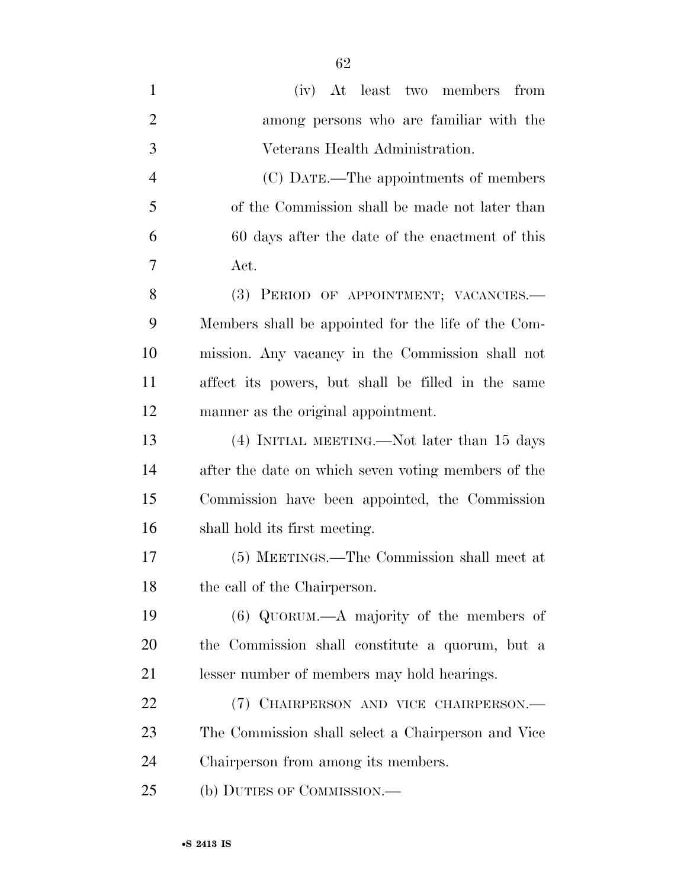(iv) At least two members from among persons who are familiar with the Veterans Health Administration.

(C) DATE.—The appointments of members of the Commission shall be made not later than 60 days after the date of the enactment of this Act.

(3) PERIOD OF APPOINTMENT; VACANCIES.—Members shall be appointed for the life of the Commission. Any vacancy in the Commission shall not affect its powers, but shall be filled in the same manner as the original appointment.

(4) INITIAL MEETING.—Not later than 15 days after the date on which seven voting members of the Commission have been appointed, the Commission shall hold its first meeting.

(5) MEETINGS.—The Commission shall meet at the call of the Chairperson.

(6) QUORUM.—A majority of the members of the Commission shall constitute a quorum, but a lesser number of members may hold hearings.

(7) CHAIRPERSON AND VICE CHAIRPERSON.—The Commission shall select a Chairperson and Vice Chairperson from among its members.

(b) DUTIES OF COMMISSION.—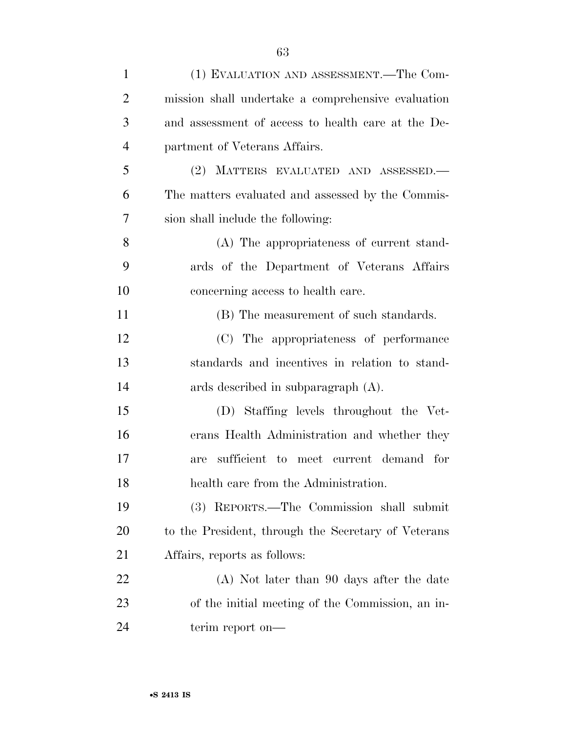(1) EVALUATION AND ASSESSMENT.—The Commission shall undertake a comprehensive evaluation and assessment of access to health care at the Department of Veterans Affairs.

(2) MATTERS EVALUATED AND ASSESSED.—The matters evaluated and assessed by the Commission shall include the following:

(A) The appropriateness of current standards of the Department of Veterans Affairs concerning access to health care.

(B) The measurement of such standards.

(C) The appropriateness of performance standards and incentives in relation to standards described in subparagraph (A).

(D) Staffing levels throughout the Veterans Health Administration and whether they are sufficient to meet current demand for health care from the Administration.

(3) REPORTS.—The Commission shall submit to the President, through the Secretary of Veterans Affairs, reports as follows:

(A) Not later than 90 days after the date of the initial meeting of the Commission, an interim report on—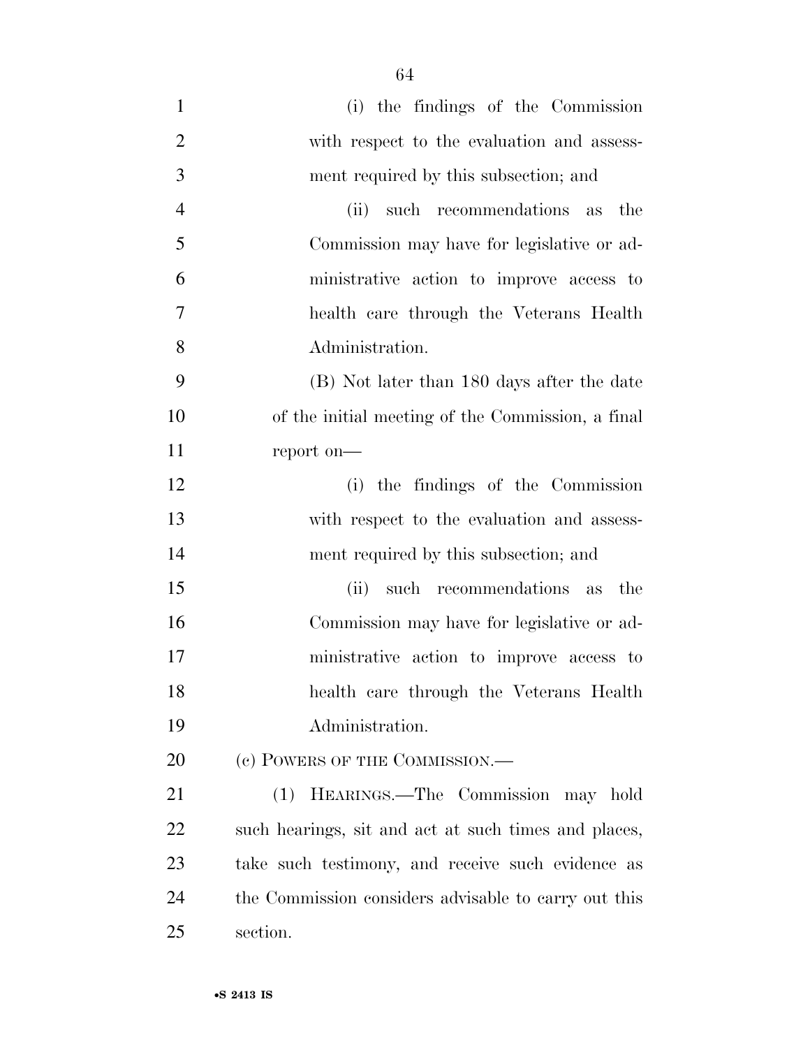(i) the findings of the Commission with respect to the evaluation and assessment required by this subsection; and

(ii) such recommendations as the Commission may have for legislative or administrative action to improve access to health care through the Veterans Health Administration.

(B) Not later than 180 days after the date of the initial meeting of the Commission, a final report on—

(i) the findings of the Commission with respect to the evaluation and assessment required by this subsection; and

(ii) such recommendations as the Commission may have for legislative or administrative action to improve access to health care through the Veterans Health Administration.

(c) POWERS OF THE COMMISSION.—

(1) HEARINGS.—The Commission may hold such hearings, sit and act at such times and places, take such testimony, and receive such evidence as the Commission considers advisable to carry out this section.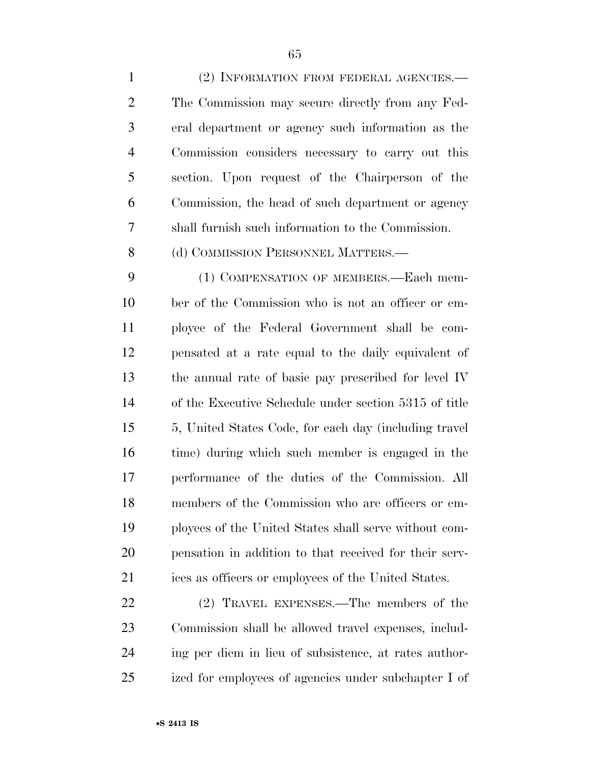(2) INFORMATION FROM FEDERAL AGENCIES.—The Commission may secure directly from any Federal department or agency such information as the Commission considers necessary to carry out this section. Upon request of the Chairperson of the Commission, the head of such department or agency shall furnish such information to the Commission.

(d) COMMISSION PERSONNEL MATTERS.—

(1) COMPENSATION OF MEMBERS.—Each member of the Commission who is not an officer or employee of the Federal Government shall be compensated at a rate equal to the daily equivalent of the annual rate of basic pay prescribed for level IV of the Executive Schedule under section 5315 of title 5, United States Code, for each day (including travel time) during which such member is engaged in the performance of the duties of the Commission. All members of the Commission who are officers or employees of the United States shall serve without compensation in addition to that received for their services as officers or employees of the United States.

(2) TRAVEL EXPENSES.—The members of the Commission shall be allowed travel expenses, including per diem in lieu of subsistence, at rates authorized for employees of agencies under subchapter I of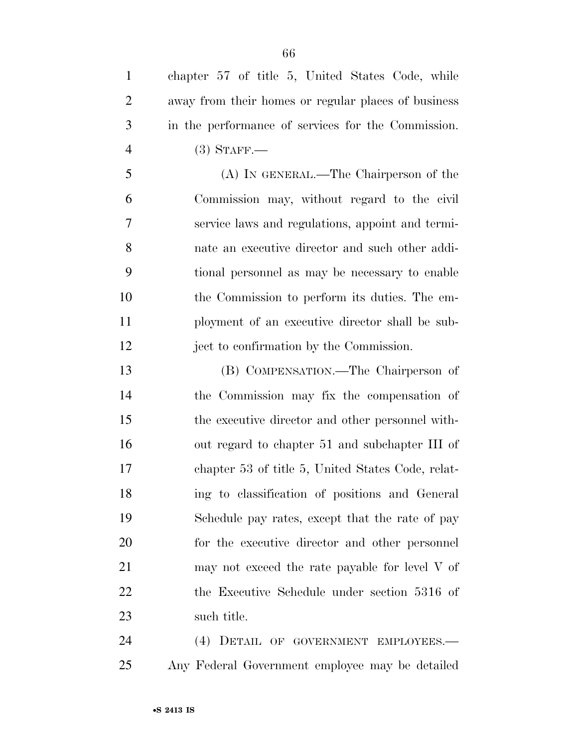chapter 57 of title 5, United States Code, while away from their homes or regular places of business in the performance of services for the Commission.

(3) STAFF.—

(A) IN GENERAL.—The Chairperson of the Commission may, without regard to the civil service laws and regulations, appoint and terminate an executive director and such other additional personnel as may be necessary to enable the Commission to perform its duties. The employment of an executive director shall be subject to confirmation by the Commission.

(B) COMPENSATION.—The Chairperson of the Commission may fix the compensation of the executive director and other personnel without regard to chapter 51 and subchapter III of chapter 53 of title 5, United States Code, relating to classification of positions and General Schedule pay rates, except that the rate of pay for the executive director and other personnel may not exceed the rate payable for level V of the Executive Schedule under section 5316 of such title.

(4) DETAIL OF GOVERNMENT EMPLOYEES.— Any Federal Government employee may be detailed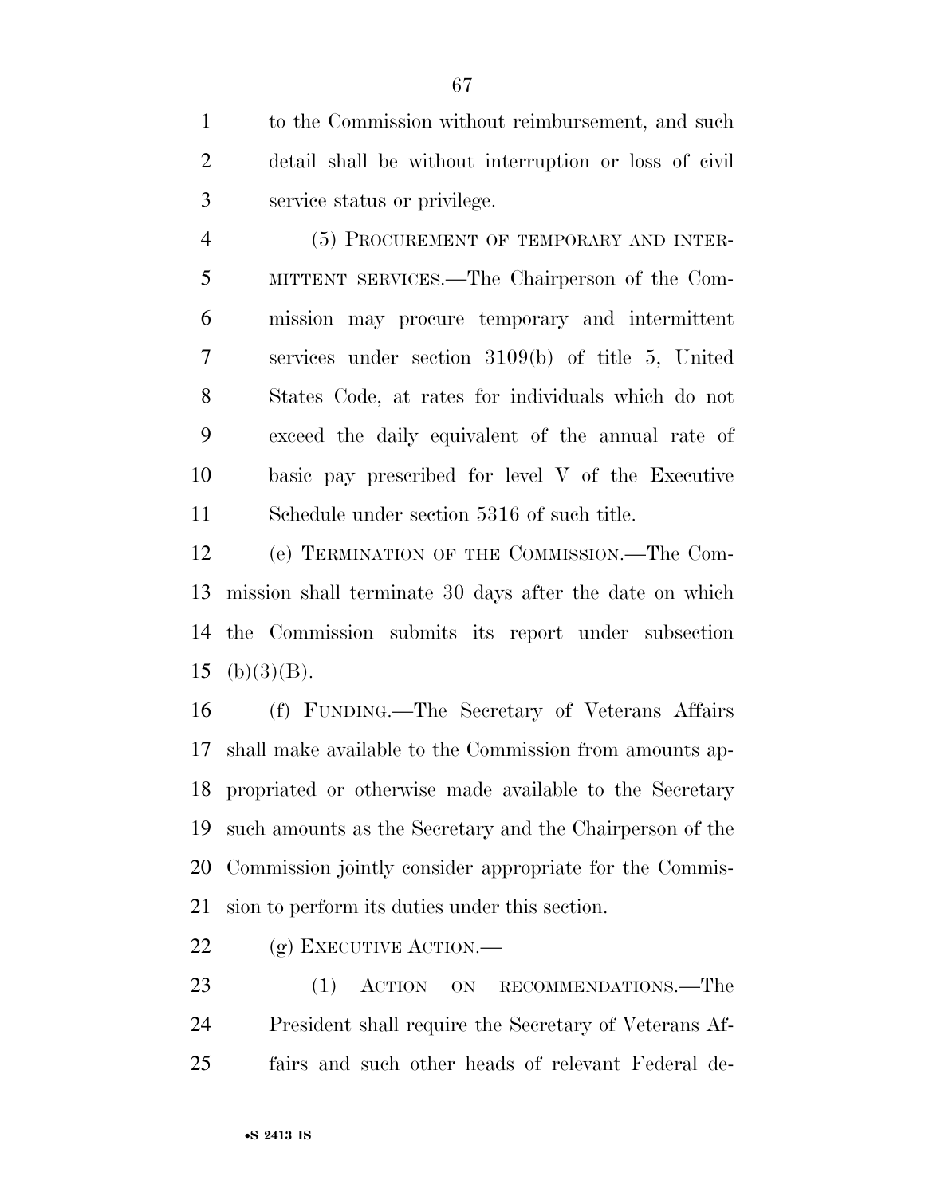to the Commission without reimbursement, and such detail shall be without interruption or loss of civil service status or privilege.

(5) PROCUREMENT OF TEMPORARY AND INTERMITTENT SERVICES.—The Chairperson of the Commission may procure temporary and intermittent services under section 3109(b) of title 5, United States Code, at rates for individuals which do not exceed the daily equivalent of the annual rate of basic pay prescribed for level V of the Executive Schedule under section 5316 of such title.

(e) TERMINATION OF THE COMMISSION.—The Commission shall terminate 30 days after the date on which the Commission submits its report under subsection (b)(3)(B).

(f) FUNDING.—The Secretary of Veterans Affairs shall make available to the Commission from amounts appropriated or otherwise made available to the Secretary such amounts as the Secretary and the Chairperson of the Commission jointly consider appropriate for the Commission to perform its duties under this section.

(g) EXECUTIVE ACTION.—

(1) ACTION ON RECOMMENDATIONS.—The President shall require the Secretary of Veterans Affairs and such other heads of relevant Federal de-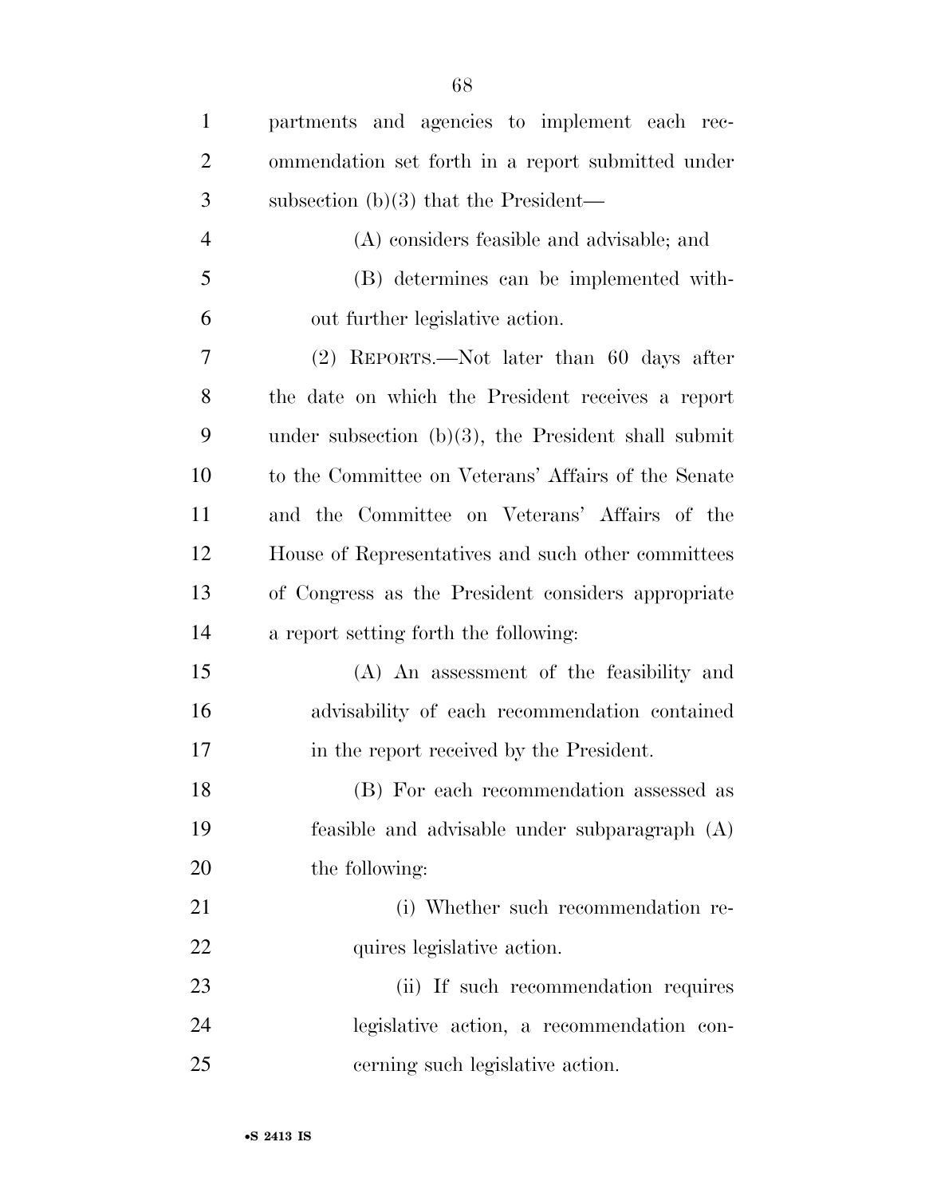partments and agencies to implement each recommendation set forth in a report submitted under subsection (b)(3) that the President—

(A) considers feasible and advisable; and

(B) determines can be implemented without further legislative action.

(2) REPORTS.—Not later than 60 days after the date on which the President receives a report under subsection (b)(3), the President shall submit to the Committee on Veterans' Affairs of the Senate and the Committee on Veterans' Affairs of the House of Representatives and such other committees of Congress as the President considers appropriate a report setting forth the following:

(A) An assessment of the feasibility and advisability of each recommendation contained in the report received by the President.

(B) For each recommendation assessed as feasible and advisable under subparagraph (A) the following:

(i) Whether such recommendation requires legislative action.

(ii) If such recommendation requires legislative action, a recommendation concerning such legislative action.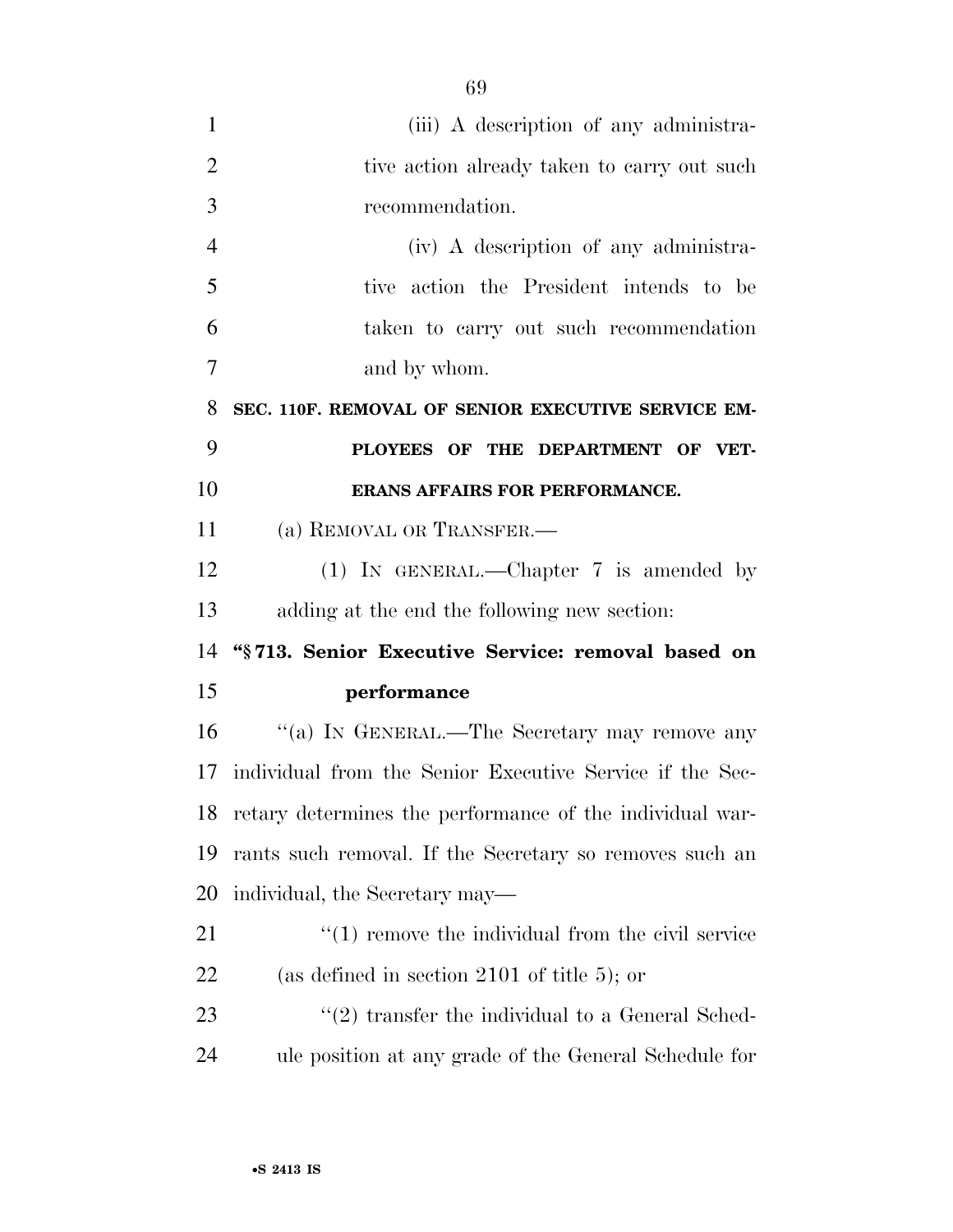(iii) A description of any administrative action already taken to carry out such recommendation.

(iv) A description of any administrative action the President intends to be taken to carry out such recommendation and by whom.

**SEC. 110F. REMOVAL OF SENIOR EXECUTIVE SERVICE EMPLOYEES OF THE DEPARTMENT OF VETERANS AFFAIRS FOR PERFORMANCE.**

(a) REMOVAL OR TRANSFER.—

(1) IN GENERAL.—Chapter 7 is amended by adding at the end the following new section:

**"§ 713. Senior Executive Service: removal based on performance**

"(a) IN GENERAL.—The Secretary may remove any individual from the Senior Executive Service if the Secretary determines the performance of the individual warrants such removal. If the Secretary so removes such an individual, the Secretary may—

"(1) remove the individual from the civil service (as defined in section 2101 of title 5); or

"(2) transfer the individual to a General Schedule position at any grade of the General Schedule for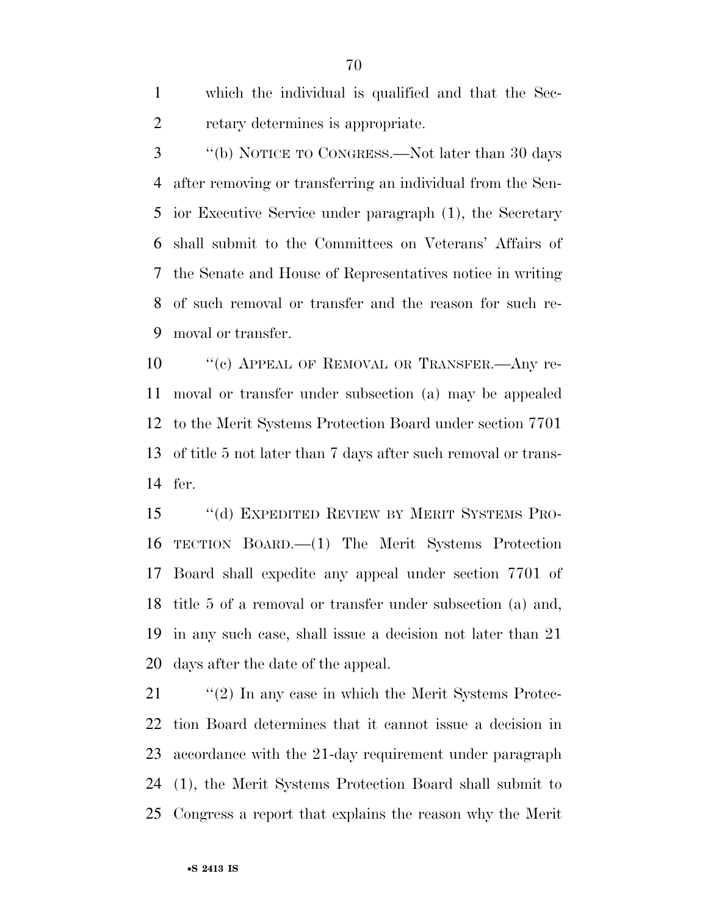which the individual is qualified and that the Secretary determines is appropriate.

"(b) NOTICE TO CONGRESS.—Not later than 30 days after removing or transferring an individual from the Senior Executive Service under paragraph (1), the Secretary shall submit to the Committees on Veterans' Affairs of the Senate and House of Representatives notice in writing of such removal or transfer and the reason for such removal or transfer.

"(c) APPEAL OF REMOVAL OR TRANSFER.—Any removal or transfer under subsection (a) may be appealed to the Merit Systems Protection Board under section 7701 of title 5 not later than 7 days after such removal or transfer.

"(d) EXPEDITED REVIEW BY MERIT SYSTEMS PROTECTION BOARD.—(1) The Merit Systems Protection Board shall expedite any appeal under section 7701 of title 5 of a removal or transfer under subsection (a) and, in any such case, shall issue a decision not later than 21 days after the date of the appeal.

"(2) In any case in which the Merit Systems Protection Board determines that it cannot issue a decision in accordance with the 21-day requirement under paragraph (1), the Merit Systems Protection Board shall submit to Congress a report that explains the reason why the Merit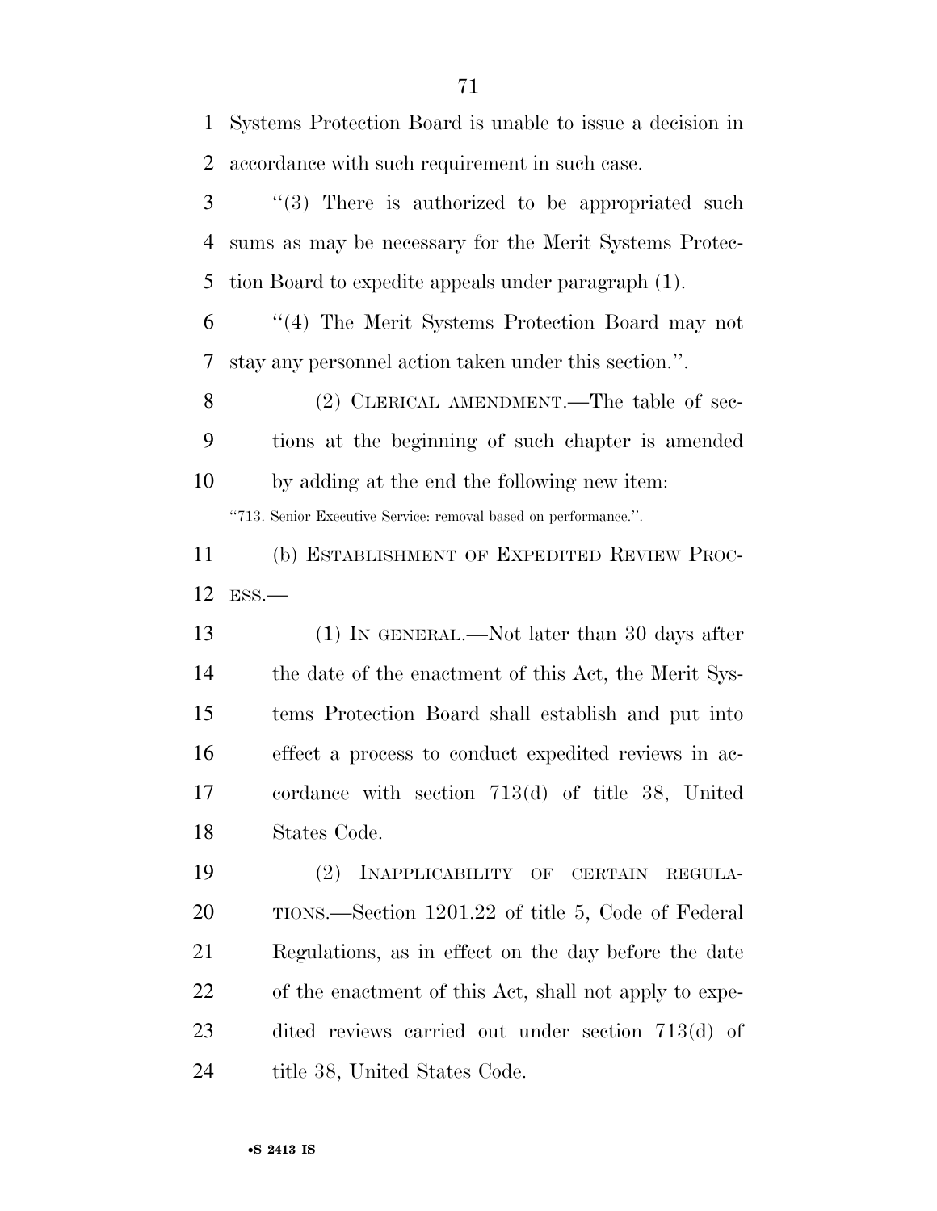Systems Protection Board is unable to issue a decision in accordance with such requirement in such case.

"(3) There is authorized to be appropriated such sums as may be necessary for the Merit Systems Protection Board to expedite appeals under paragraph (1).

"(4) The Merit Systems Protection Board may not stay any personnel action taken under this section.".

(2) CLERICAL AMENDMENT.—The table of sections at the beginning of such chapter is amended by adding at the end the following new item:

"713. Senior Executive Service: removal based on performance.".

(b) ESTABLISHMENT OF EXPEDITED REVIEW PROCESS.—

(1) IN GENERAL.—Not later than 30 days after the date of the enactment of this Act, the Merit Systems Protection Board shall establish and put into effect a process to conduct expedited reviews in accordance with section 713(d) of title 38, United States Code.

(2) INAPPLICABILITY OF CERTAIN REGULATIONS.—Section 1201.22 of title 5, Code of Federal Regulations, as in effect on the day before the date of the enactment of this Act, shall not apply to expedited reviews carried out under section 713(d) of title 38, United States Code.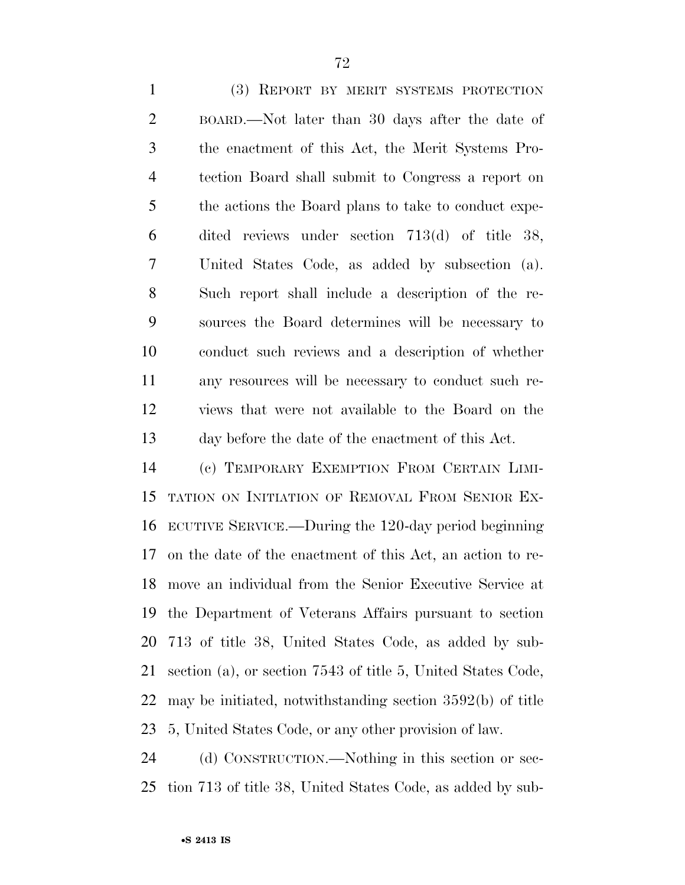(3) REPORT BY MERIT SYSTEMS PROTECTION BOARD.—Not later than 30 days after the date of the enactment of this Act, the Merit Systems Protection Board shall submit to Congress a report on the actions the Board plans to take to conduct expedited reviews under section 713(d) of title 38, United States Code, as added by subsection (a). Such report shall include a description of the resources the Board determines will be necessary to conduct such reviews and a description of whether any resources will be necessary to conduct such reviews that were not available to the Board on the day before the date of the enactment of this Act.

(c) TEMPORARY EXEMPTION FROM CERTAIN LIMITATION ON INITIATION OF REMOVAL FROM SENIOR EXECUTIVE SERVICE.—During the 120-day period beginning on the date of the enactment of this Act, an action to remove an individual from the Senior Executive Service at the Department of Veterans Affairs pursuant to section 713 of title 38, United States Code, as added by subsection (a), or section 7543 of title 5, United States Code, may be initiated, notwithstanding section 3592(b) of title 5, United States Code, or any other provision of law.

(d) CONSTRUCTION.—Nothing in this section or section 713 of title 38, United States Code, as added by sub-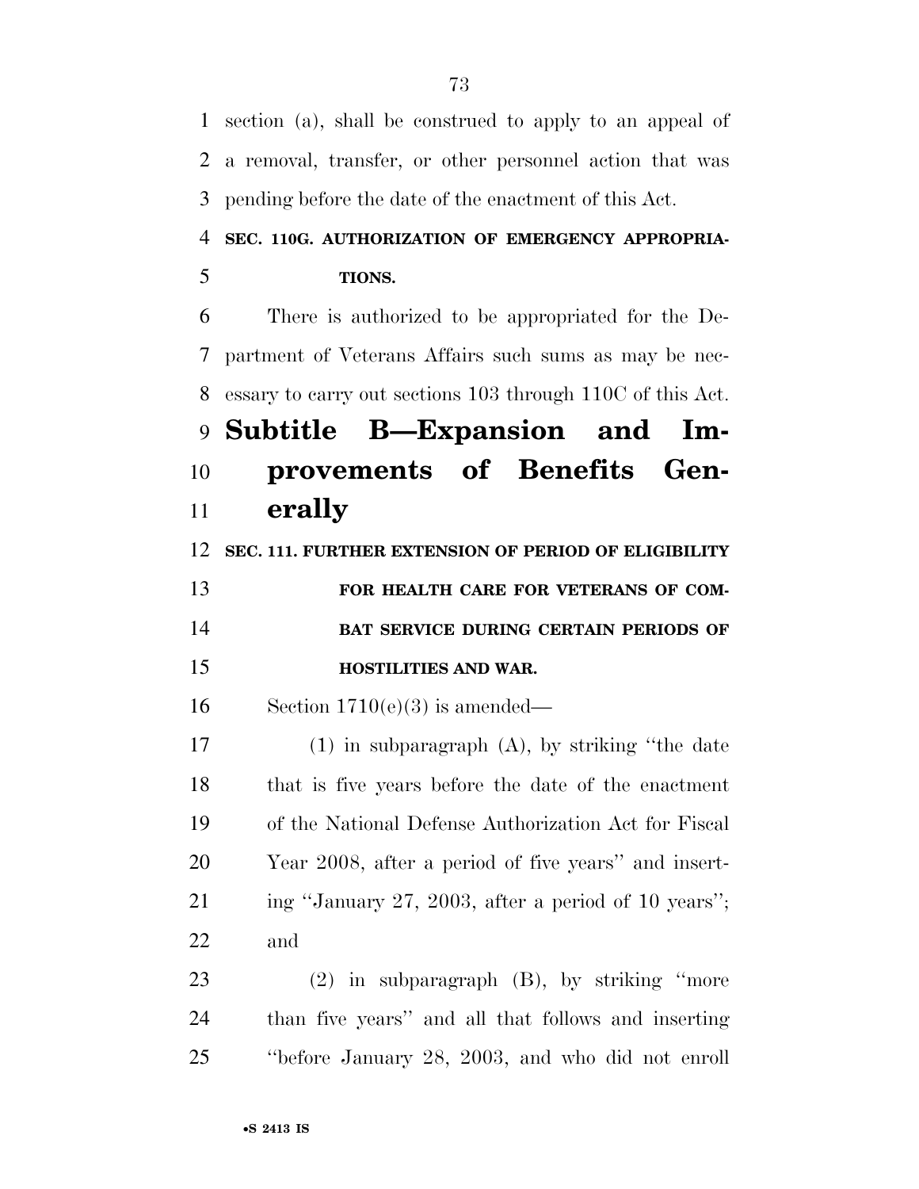section (a), shall be construed to apply to an appeal of a removal, transfer, or other personnel action that was pending before the date of the enactment of this Act.

**SEC. 110G. AUTHORIZATION OF EMERGENCY APPROPRIATIONS.**

There is authorized to be appropriated for the Department of Veterans Affairs such sums as may be necessary to carry out sections 103 through 110C of this Act.

## Subtitle B—Expansion and Improvements of Benefits Generally

**SEC. 111. FURTHER EXTENSION OF PERIOD OF ELIGIBILITY FOR HEALTH CARE FOR VETERANS OF COMBAT SERVICE DURING CERTAIN PERIODS OF HOSTILITIES AND WAR.**

Section 1710(e)(3) is amended—

(1) in subparagraph (A), by striking "the date that is five years before the date of the enactment of the National Defense Authorization Act for Fiscal Year 2008, after a period of five years" and inserting "January 27, 2003, after a period of 10 years"; and

(2) in subparagraph (B), by striking "more than five years" and all that follows and inserting "before January 28, 2003, and who did not enroll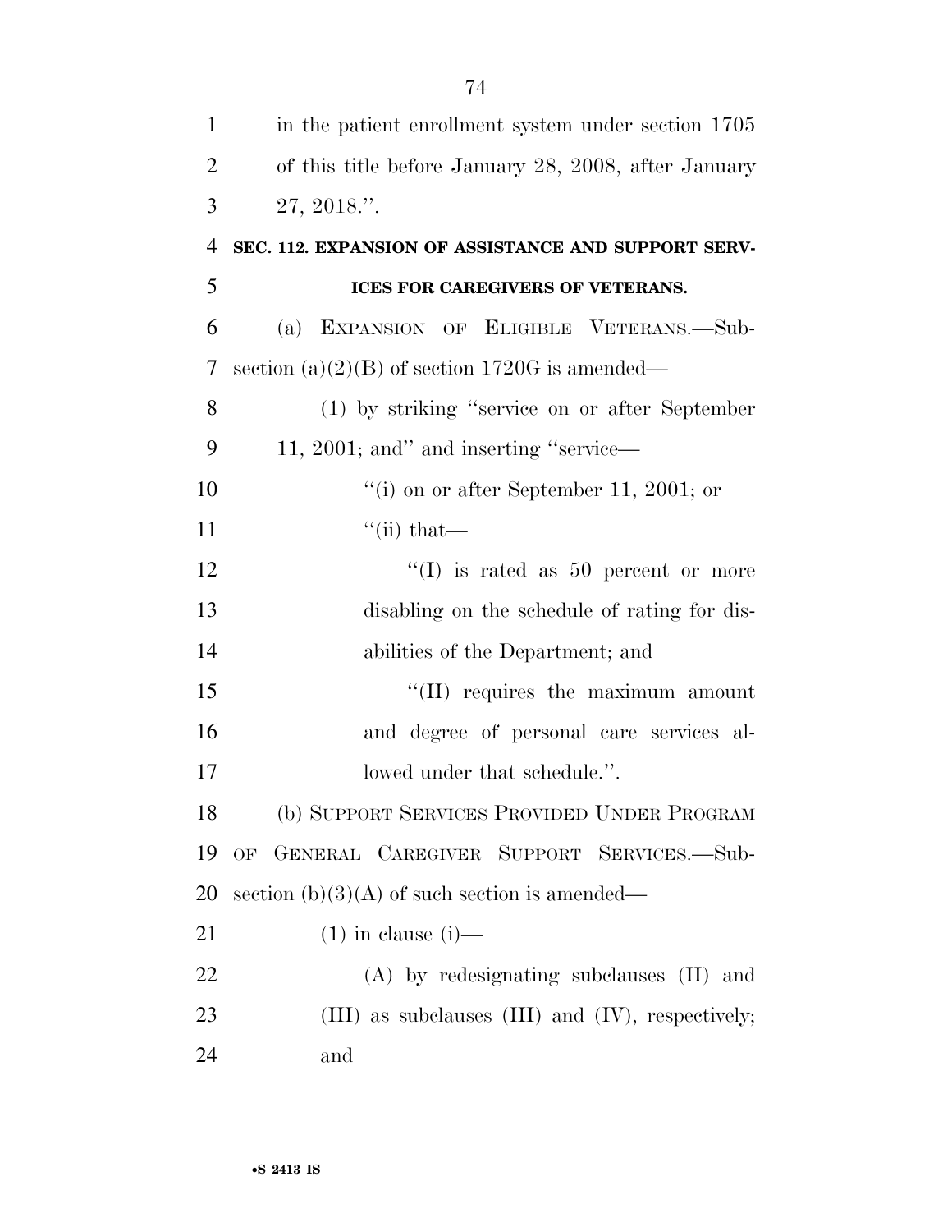in the patient enrollment system under section 1705 of this title before January 28, 2008, after January 27, 2018.''.

**SEC. 112. EXPANSION OF ASSISTANCE AND SUPPORT SERVICES FOR CAREGIVERS OF VETERANS.**

(a) EXPANSION OF ELIGIBLE VETERANS.—Subsection (a)(2)(B) of section 1720G is amended—

(1) by striking ''service on or after September 11, 2001; and'' and inserting ''service—

''(i) on or after September 11, 2001; or

''(ii) that—

''(I) is rated as 50 percent or more disabling on the schedule of rating for disabilities of the Department; and

''(II) requires the maximum amount and degree of personal care services allowed under that schedule.''.

(b) SUPPORT SERVICES PROVIDED UNDER PROGRAM OF GENERAL CAREGIVER SUPPORT SERVICES.—Subsection (b)(3)(A) of such section is amended—

(1) in clause (i)—

(A) by redesignating subclauses (II) and (III) as subclauses (III) and (IV), respectively; and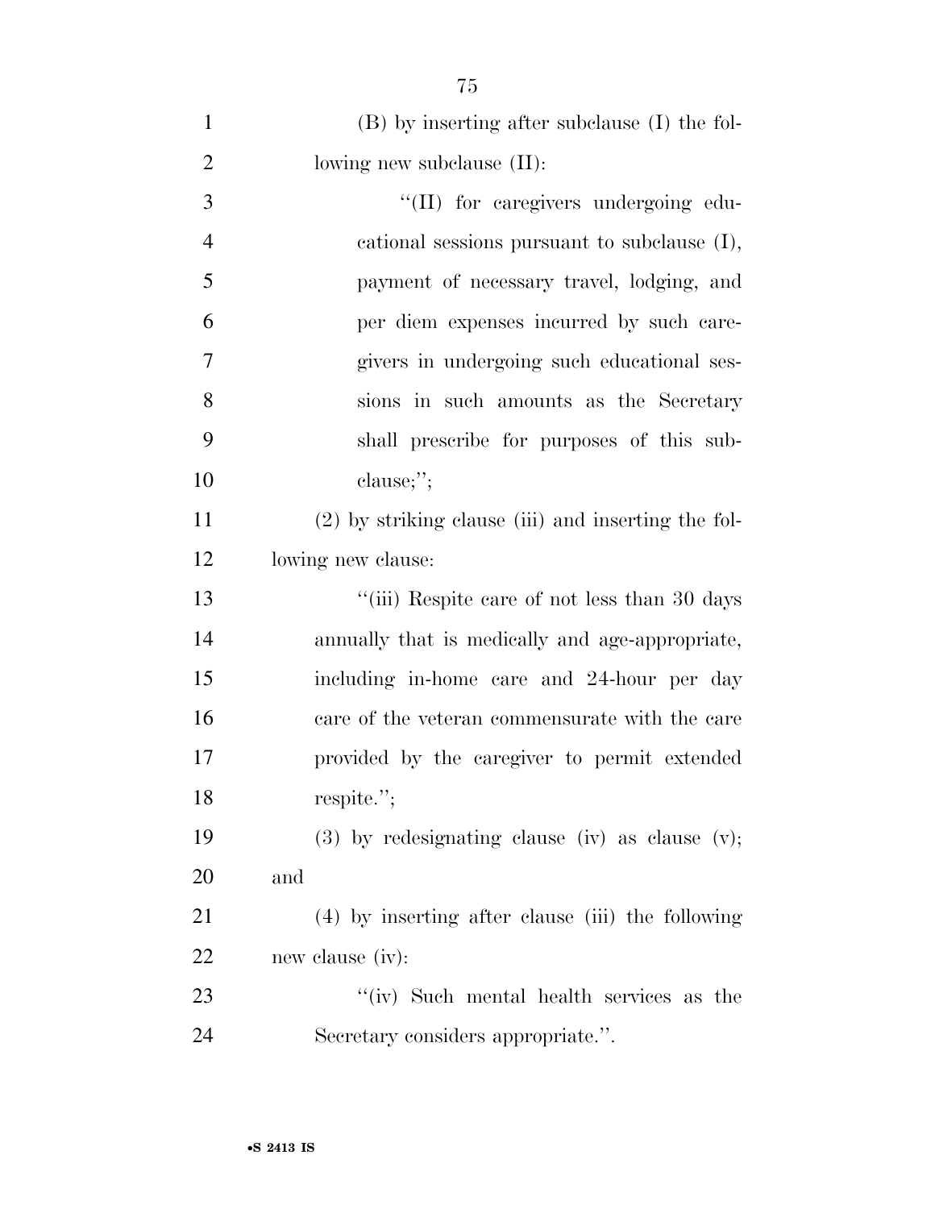(B) by inserting after subclause (I) the following new subclause (II):

> "(II) for caregivers undergoing educational sessions pursuant to subclause (I), payment of necessary travel, lodging, and per diem expenses incurred by such caregivers in undergoing such educational sessions in such amounts as the Secretary shall prescribe for purposes of this subclause;";

(2) by striking clause (iii) and inserting the following new clause:

> "(iii) Respite care of not less than 30 days annually that is medically and age-appropriate, including in-home care and 24-hour per day care of the veteran commensurate with the care provided by the caregiver to permit extended respite.";

(3) by redesignating clause (iv) as clause (v); and

(4) by inserting after clause (iii) the following new clause (iv):

> "(iv) Such mental health services as the Secretary considers appropriate.".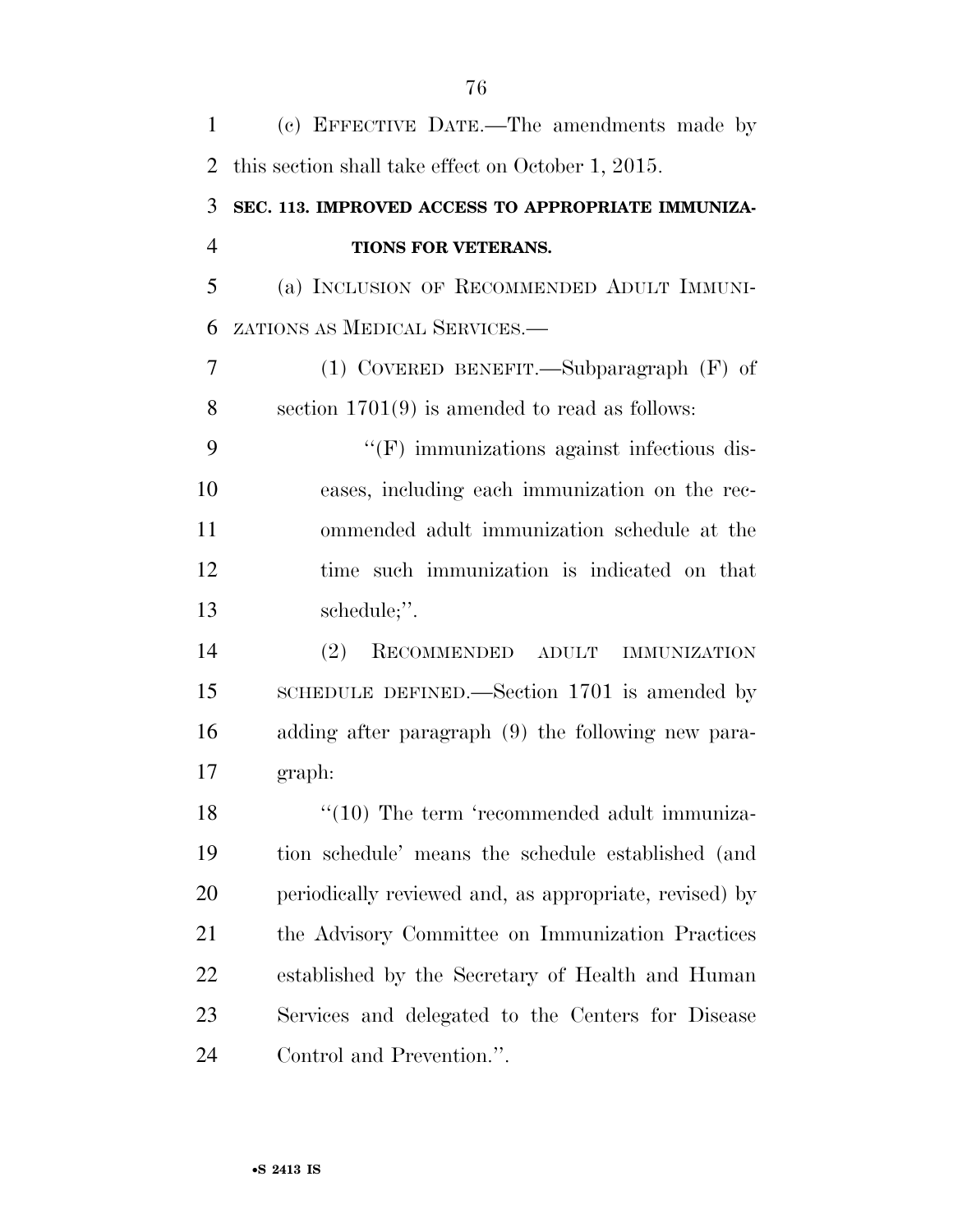(c) EFFECTIVE DATE.—The amendments made by this section shall take effect on October 1, 2015.

**SEC. 113. IMPROVED ACCESS TO APPROPRIATE IMMUNIZATIONS FOR VETERANS.**

(a) INCLUSION OF RECOMMENDED ADULT IMMUNIZATIONS AS MEDICAL SERVICES.—

(1) COVERED BENEFIT.—Subparagraph (F) of section 1701(9) is amended to read as follows:

"(F) immunizations against infectious diseases, including each immunization on the recommended adult immunization schedule at the time such immunization is indicated on that schedule;".

(2) RECOMMENDED ADULT IMMUNIZATION SCHEDULE DEFINED.—Section 1701 is amended by adding after paragraph (9) the following new paragraph:

"(10) The term 'recommended adult immunization schedule' means the schedule established (and periodically reviewed and, as appropriate, revised) by the Advisory Committee on Immunization Practices established by the Secretary of Health and Human Services and delegated to the Centers for Disease Control and Prevention.".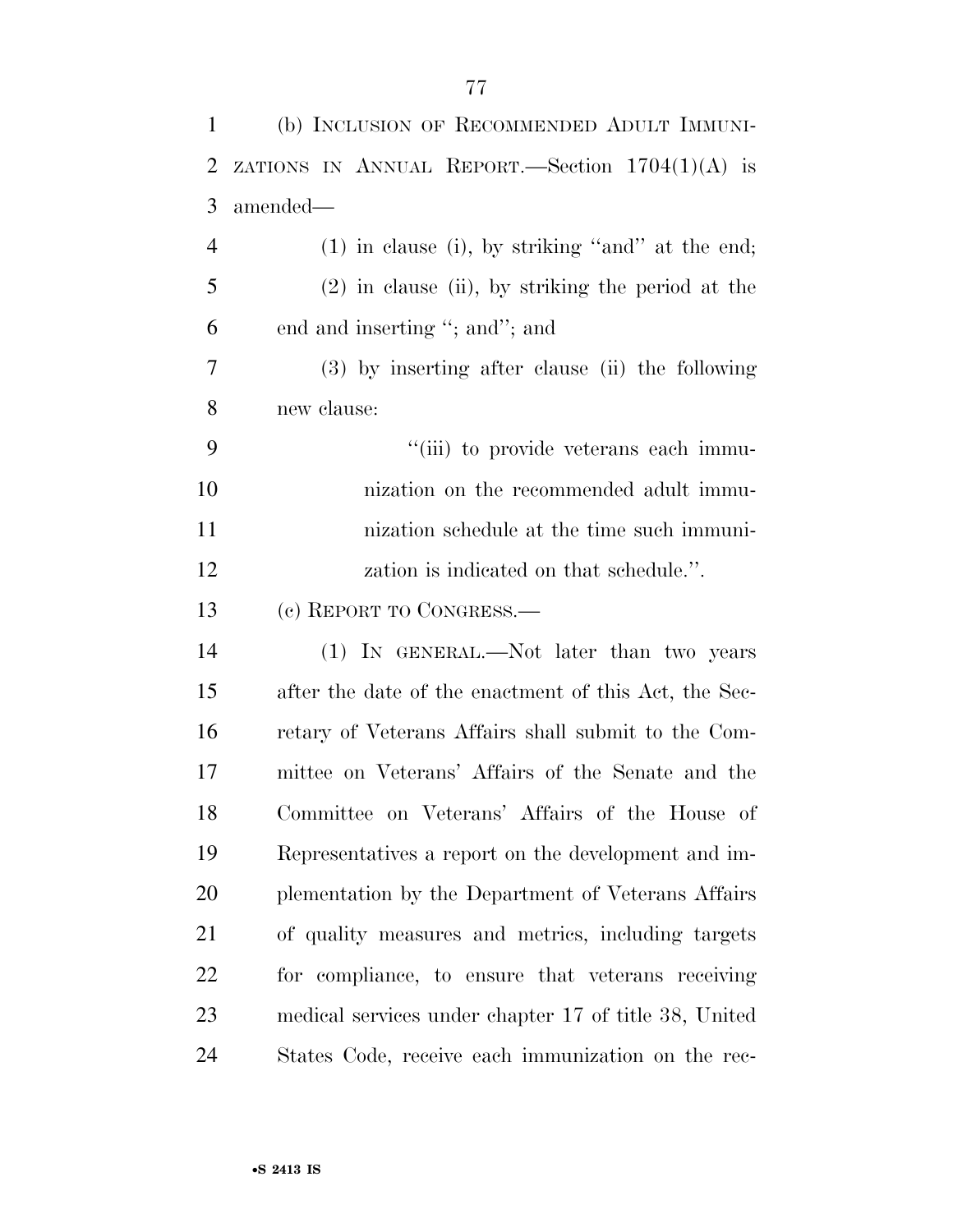(b) INCLUSION OF RECOMMENDED ADULT IMMUNIZATIONS IN ANNUAL REPORT.—Section 1704(1)(A) is amended—

(1) in clause (i), by striking ''and'' at the end;

(2) in clause (ii), by striking the period at the end and inserting ''; and''; and

(3) by inserting after clause (ii) the following new clause:

''(iii) to provide veterans each immunization on the recommended adult immunization schedule at the time such immunization is indicated on that schedule.''.

(c) REPORT TO CONGRESS.—

(1) IN GENERAL.—Not later than two years after the date of the enactment of this Act, the Secretary of Veterans Affairs shall submit to the Committee on Veterans' Affairs of the Senate and the Committee on Veterans' Affairs of the House of Representatives a report on the development and implementation by the Department of Veterans Affairs of quality measures and metrics, including targets for compliance, to ensure that veterans receiving medical services under chapter 17 of title 38, United States Code, receive each immunization on the rec-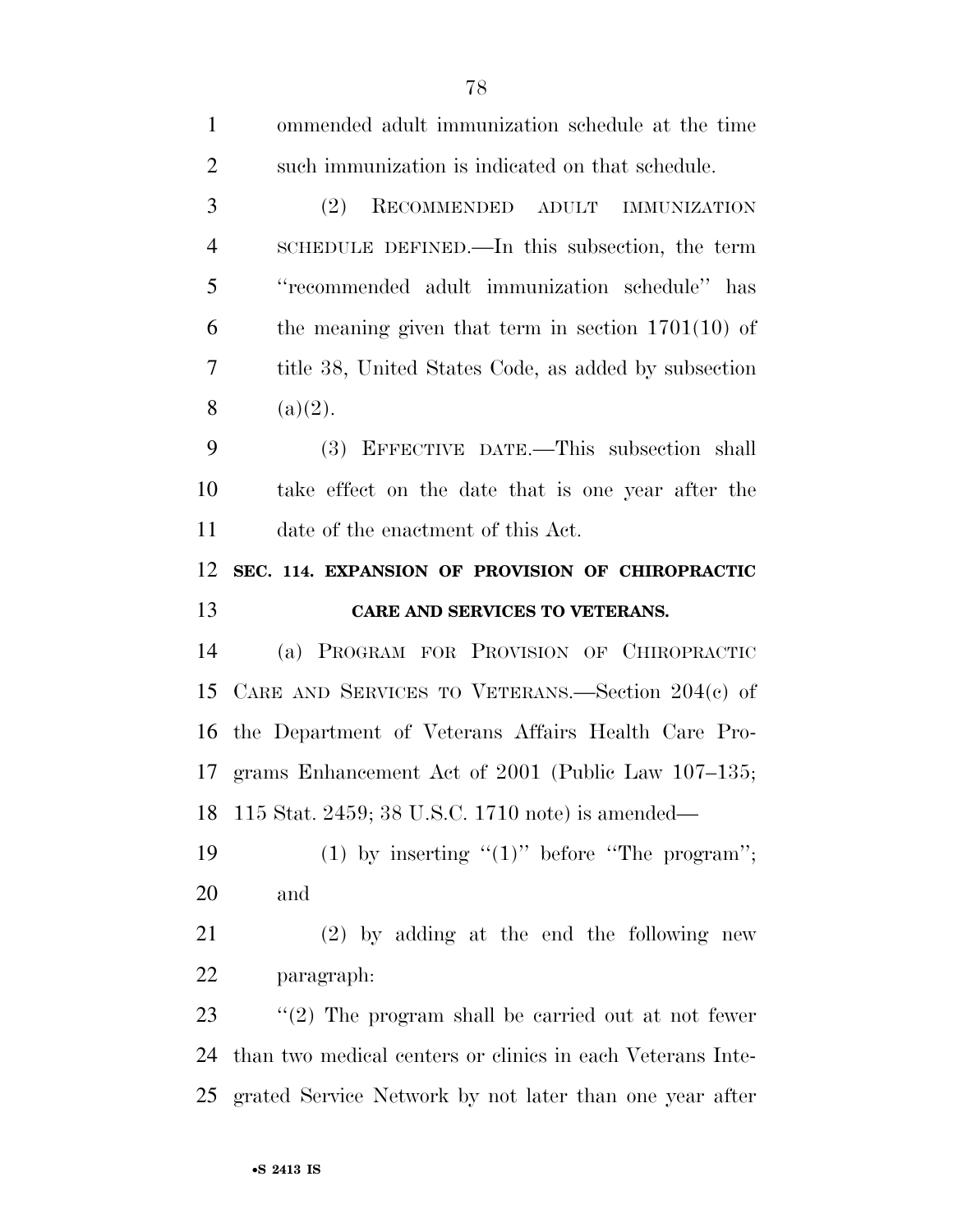ommended adult immunization schedule at the time such immunization is indicated on that schedule.

(2) RECOMMENDED ADULT IMMUNIZATION SCHEDULE DEFINED.—In this subsection, the term ''recommended adult immunization schedule'' has the meaning given that term in section 1701(10) of title 38, United States Code, as added by subsection (a)(2).

(3) EFFECTIVE DATE.—This subsection shall take effect on the date that is one year after the date of the enactment of this Act.

**SEC. 114. EXPANSION OF PROVISION OF CHIROPRACTIC CARE AND SERVICES TO VETERANS.**

(a) PROGRAM FOR PROVISION OF CHIROPRACTIC CARE AND SERVICES TO VETERANS.—Section 204(c) of the Department of Veterans Affairs Health Care Programs Enhancement Act of 2001 (Public Law 107–135; 115 Stat. 2459; 38 U.S.C. 1710 note) is amended—

(1) by inserting ''(1)'' before ''The program''; and

(2) by adding at the end the following new paragraph:

''(2) The program shall be carried out at not fewer than two medical centers or clinics in each Veterans Integrated Service Network by not later than one year after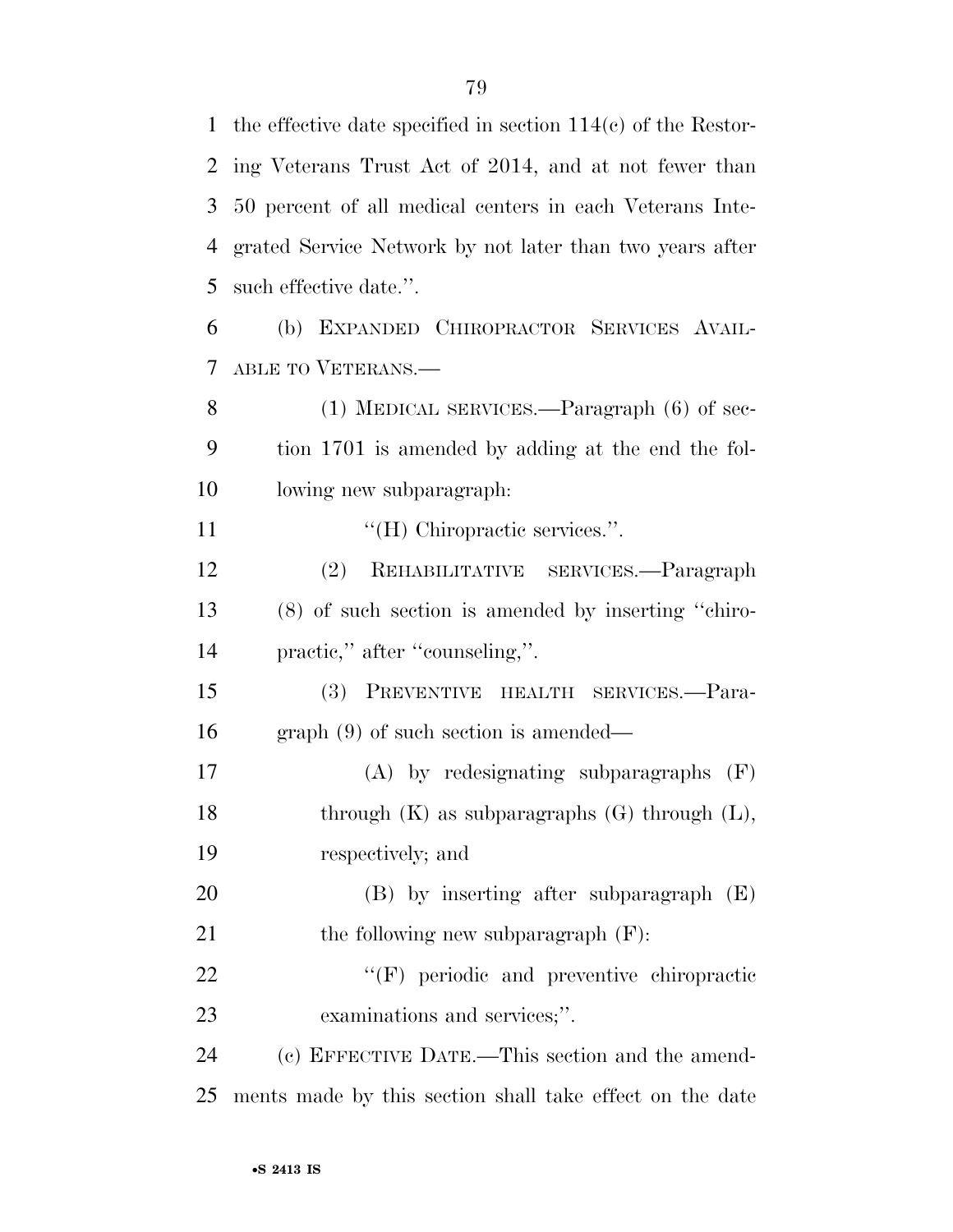the effective date specified in section 114(c) of the Restoring Veterans Trust Act of 2014, and at not fewer than 50 percent of all medical centers in each Veterans Integrated Service Network by not later than two years after such effective date.''.

(b) EXPANDED CHIROPRACTOR SERVICES AVAILABLE TO VETERANS.—

(1) MEDICAL SERVICES.—Paragraph (6) of section 1701 is amended by adding at the end the following new subparagraph:

''(H) Chiropractic services.''.

(2) REHABILITATIVE SERVICES.—Paragraph (8) of such section is amended by inserting ''chiropractic,'' after ''counseling,''.

(3) PREVENTIVE HEALTH SERVICES.—Paragraph (9) of such section is amended—

(A) by redesignating subparagraphs (F) through (K) as subparagraphs (G) through (L), respectively; and

(B) by inserting after subparagraph (E) the following new subparagraph (F):

''(F) periodic and preventive chiropractic examinations and services;''.

(c) EFFECTIVE DATE.—This section and the amendments made by this section shall take effect on the date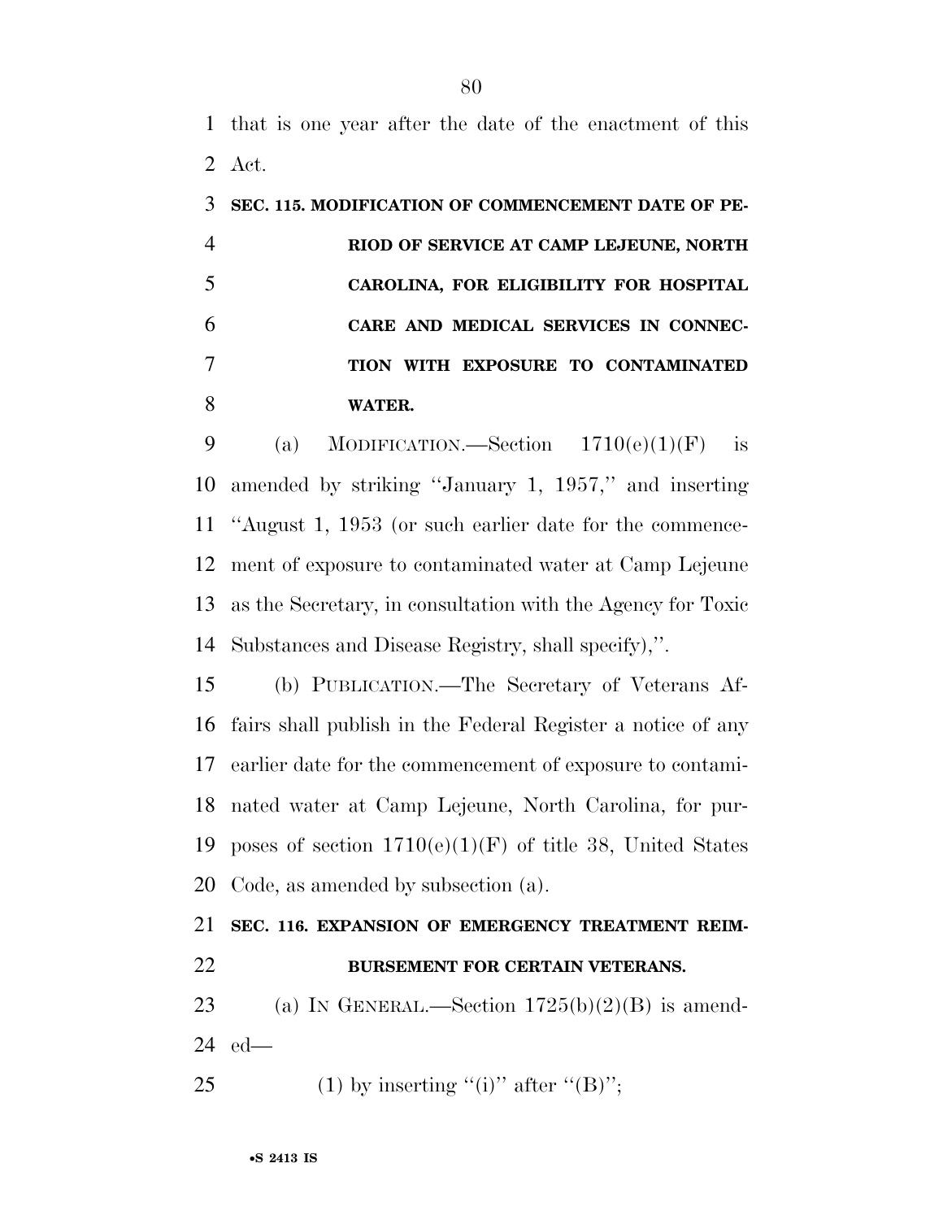that is one year after the date of the enactment of this Act.

**SEC. 115. MODIFICATION OF COMMENCEMENT DATE OF PERIOD OF SERVICE AT CAMP LEJEUNE, NORTH CAROLINA, FOR ELIGIBILITY FOR HOSPITAL CARE AND MEDICAL SERVICES IN CONNECTION WITH EXPOSURE TO CONTAMINATED WATER.**

(a) MODIFICATION.—Section 1710(e)(1)(F) is amended by striking ''January 1, 1957,'' and inserting ''August 1, 1953 (or such earlier date for the commencement of exposure to contaminated water at Camp Lejeune as the Secretary, in consultation with the Agency for Toxic Substances and Disease Registry, shall specify),''.

(b) PUBLICATION.—The Secretary of Veterans Affairs shall publish in the Federal Register a notice of any earlier date for the commencement of exposure to contaminated water at Camp Lejeune, North Carolina, for purposes of section 1710(e)(1)(F) of title 38, United States Code, as amended by subsection (a).

**SEC. 116. EXPANSION OF EMERGENCY TREATMENT REIMBURSEMENT FOR CERTAIN VETERANS.**

(a) IN GENERAL.—Section 1725(b)(2)(B) is amended—

(1) by inserting ''(i)'' after ''(B)'';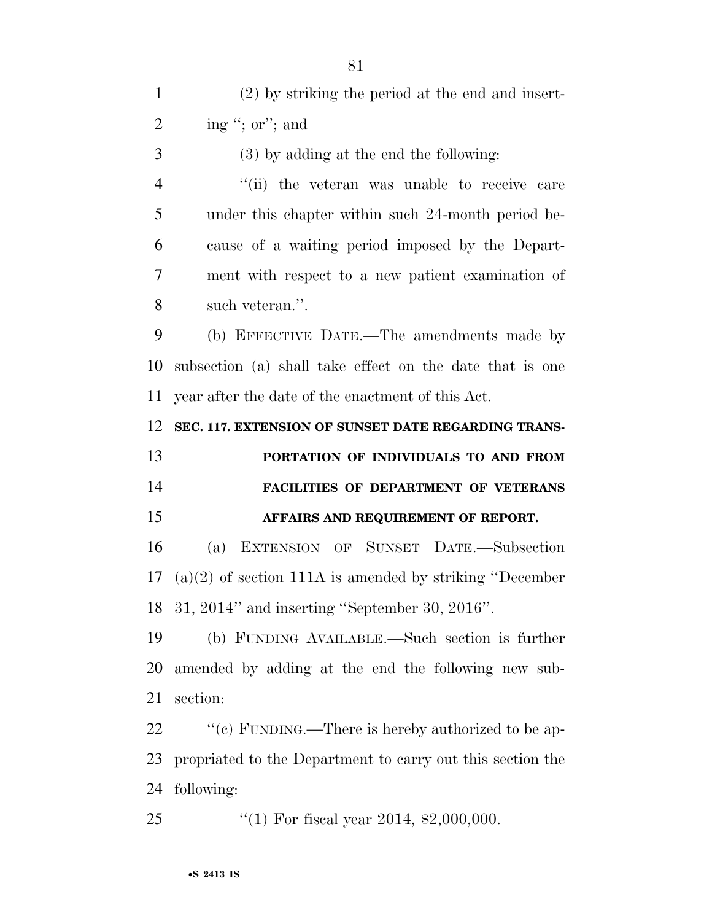(2) by striking the period at the end and inserting "; or"; and

(3) by adding at the end the following:

"(ii) the veteran was unable to receive care under this chapter within such 24-month period because of a waiting period imposed by the Department with respect to a new patient examination of such veteran.".

(b) EFFECTIVE DATE.—The amendments made by subsection (a) shall take effect on the date that is one year after the date of the enactment of this Act.

**SEC. 117. EXTENSION OF SUNSET DATE REGARDING TRANSPORTATION OF INDIVIDUALS TO AND FROM FACILITIES OF DEPARTMENT OF VETERANS AFFAIRS AND REQUIREMENT OF REPORT.**

(a) EXTENSION OF SUNSET DATE.—Subsection (a)(2) of section 111A is amended by striking "December 31, 2014" and inserting "September 30, 2016".

(b) FUNDING AVAILABLE.—Such section is further amended by adding at the end the following new subsection:

"(c) FUNDING.—There is hereby authorized to be appropriated to the Department to carry out this section the following:

"(1) For fiscal year 2014, $2,000,000.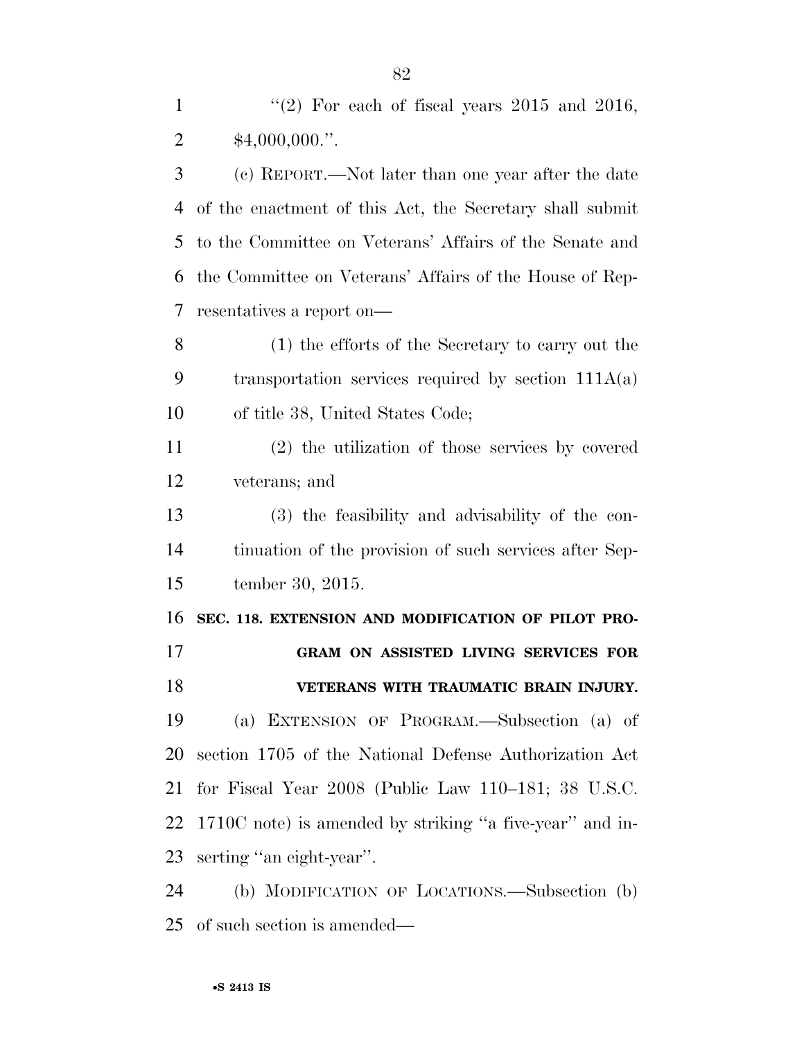"(2) For each of fiscal years 2015 and 2016, $4,000,000.".

(c) REPORT.—Not later than one year after the date of the enactment of this Act, the Secretary shall submit to the Committee on Veterans' Affairs of the Senate and the Committee on Veterans' Affairs of the House of Representatives a report on—

(1) the efforts of the Secretary to carry out the transportation services required by section 111A(a) of title 38, United States Code;

(2) the utilization of those services by covered veterans; and

(3) the feasibility and advisability of the continuation of the provision of such services after September 30, 2015.

**SEC. 118. EXTENSION AND MODIFICATION OF PILOT PROGRAM ON ASSISTED LIVING SERVICES FOR VETERANS WITH TRAUMATIC BRAIN INJURY.**

(a) EXTENSION OF PROGRAM.—Subsection (a) of section 1705 of the National Defense Authorization Act for Fiscal Year 2008 (Public Law 110–181; 38 U.S.C. 1710C note) is amended by striking "a five-year" and inserting "an eight-year".

(b) MODIFICATION OF LOCATIONS.—Subsection (b) of such section is amended—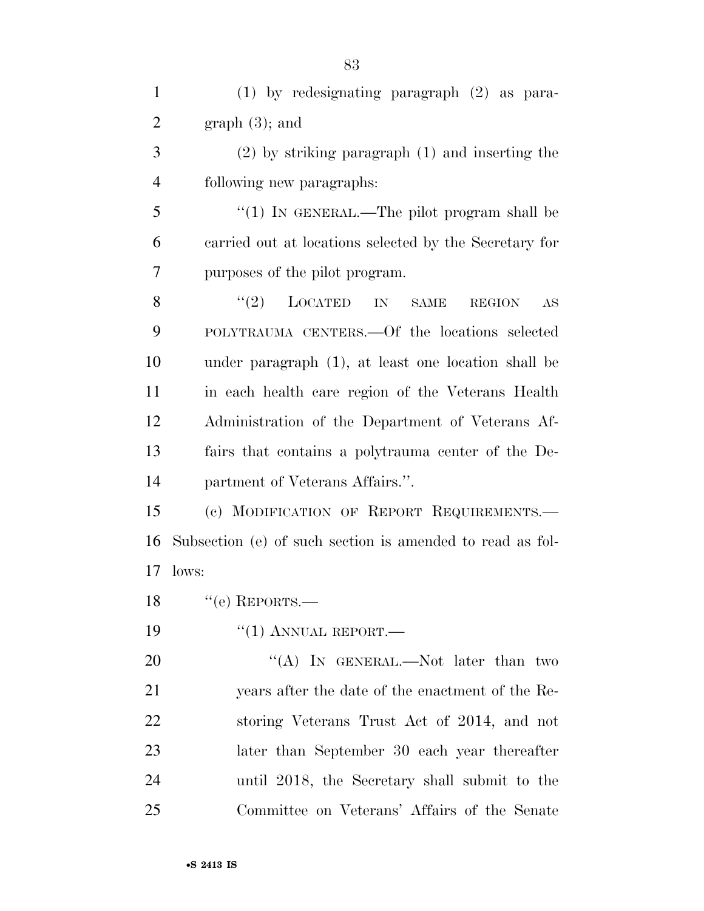(1) by redesignating paragraph (2) as paragraph (3); and

(2) by striking paragraph (1) and inserting the following new paragraphs:

"(1) IN GENERAL.—The pilot program shall be carried out at locations selected by the Secretary for purposes of the pilot program.

"(2) LOCATED IN SAME REGION AS POLYTRAUMA CENTERS.—Of the locations selected under paragraph (1), at least one location shall be in each health care region of the Veterans Health Administration of the Department of Veterans Affairs that contains a polytrauma center of the Department of Veterans Affairs.".

(c) MODIFICATION OF REPORT REQUIREMENTS.—Subsection (e) of such section is amended to read as follows:

"(e) REPORTS.—

"(1) ANNUAL REPORT.—

"(A) IN GENERAL.—Not later than two years after the date of the enactment of the Restoring Veterans Trust Act of 2014, and not later than September 30 each year thereafter until 2018, the Secretary shall submit to the Committee on Veterans' Affairs of the Senate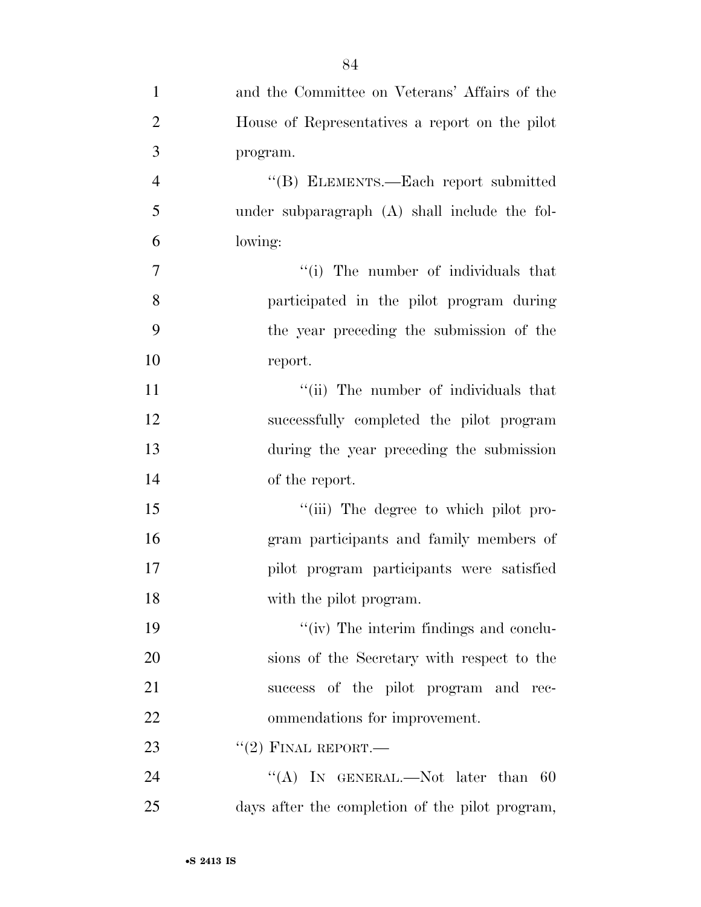and the Committee on Veterans' Affairs of the House of Representatives a report on the pilot program.

"(B) ELEMENTS.—Each report submitted under subparagraph (A) shall include the following:

"(i) The number of individuals that participated in the pilot program during the year preceding the submission of the report.

"(ii) The number of individuals that successfully completed the pilot program during the year preceding the submission of the report.

"(iii) The degree to which pilot program participants and family members of pilot program participants were satisfied with the pilot program.

"(iv) The interim findings and conclusions of the Secretary with respect to the success of the pilot program and recommendations for improvement.

"(2) FINAL REPORT.—

"(A) IN GENERAL.—Not later than 60 days after the completion of the pilot program,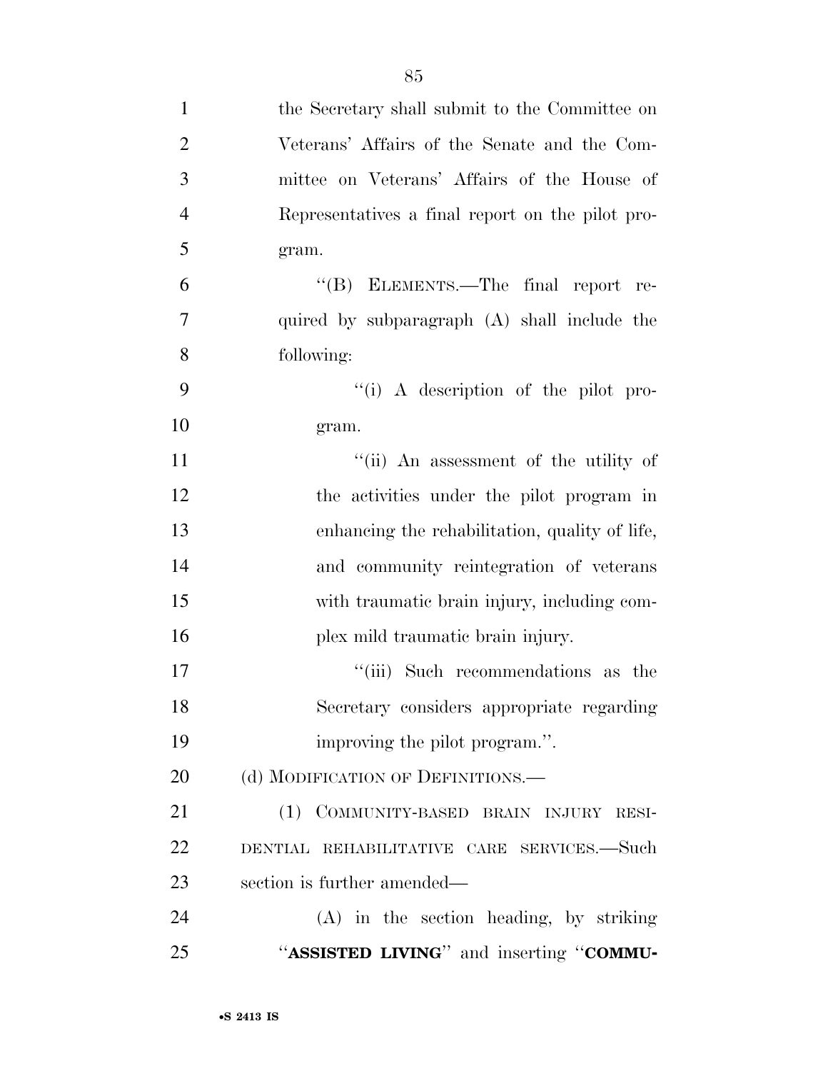the Secretary shall submit to the Committee on Veterans' Affairs of the Senate and the Committee on Veterans' Affairs of the House of Representatives a final report on the pilot program.

"(B) ELEMENTS.—The final report required by subparagraph (A) shall include the following:

"(i) A description of the pilot program.

"(ii) An assessment of the utility of the activities under the pilot program in enhancing the rehabilitation, quality of life, and community reintegration of veterans with traumatic brain injury, including complex mild traumatic brain injury.

"(iii) Such recommendations as the Secretary considers appropriate regarding improving the pilot program.".

(d) MODIFICATION OF DEFINITIONS.—

(1) COMMUNITY-BASED BRAIN INJURY RESIDENTIAL REHABILITATIVE CARE SERVICES.—Such section is further amended—

(A) in the section heading, by striking "**ASSISTED LIVING**" and inserting "**COMMU-**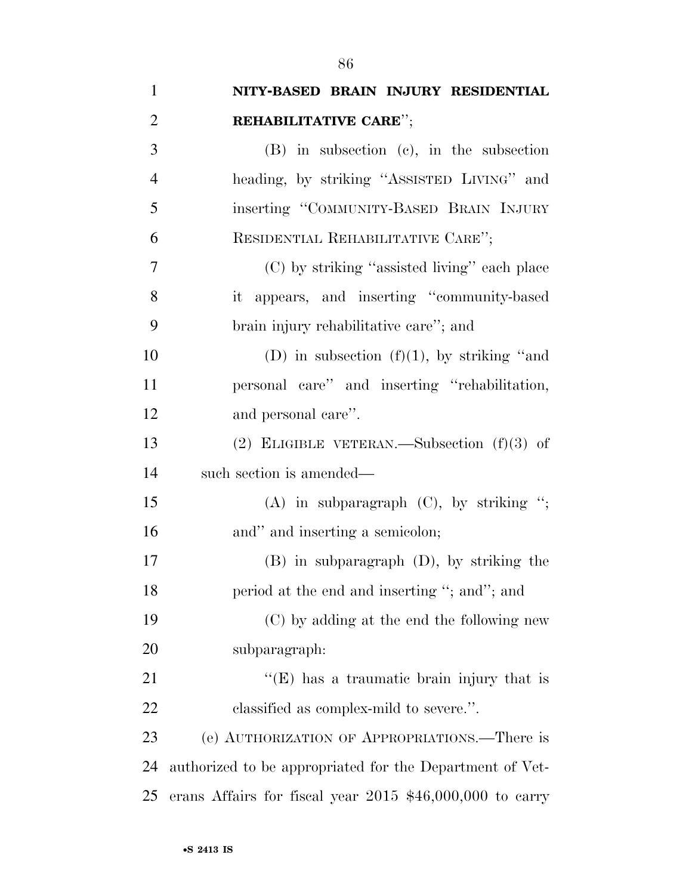**NITY-BASED BRAIN INJURY RESIDENTIAL REHABILITATIVE CARE**'';

(B) in subsection (c), in the subsection heading, by striking ''ASSISTED LIVING'' and inserting ''COMMUNITY-BASED BRAIN INJURY RESIDENTIAL REHABILITATIVE CARE'';

(C) by striking ''assisted living'' each place it appears, and inserting ''community-based brain injury rehabilitative care''; and

(D) in subsection (f)(1), by striking ''and personal care'' and inserting ''rehabilitation, and personal care''.

(2) ELIGIBLE VETERAN.—Subsection (f)(3) of such section is amended—

(A) in subparagraph (C), by striking ''; and'' and inserting a semicolon;

(B) in subparagraph (D), by striking the period at the end and inserting ''; and''; and

(C) by adding at the end the following new subparagraph:

''(E) has a traumatic brain injury that is classified as complex-mild to severe.''.

(e) AUTHORIZATION OF APPROPRIATIONS.—There is authorized to be appropriated for the Department of Veterans Affairs for fiscal year 2015 $46,000,000 to carry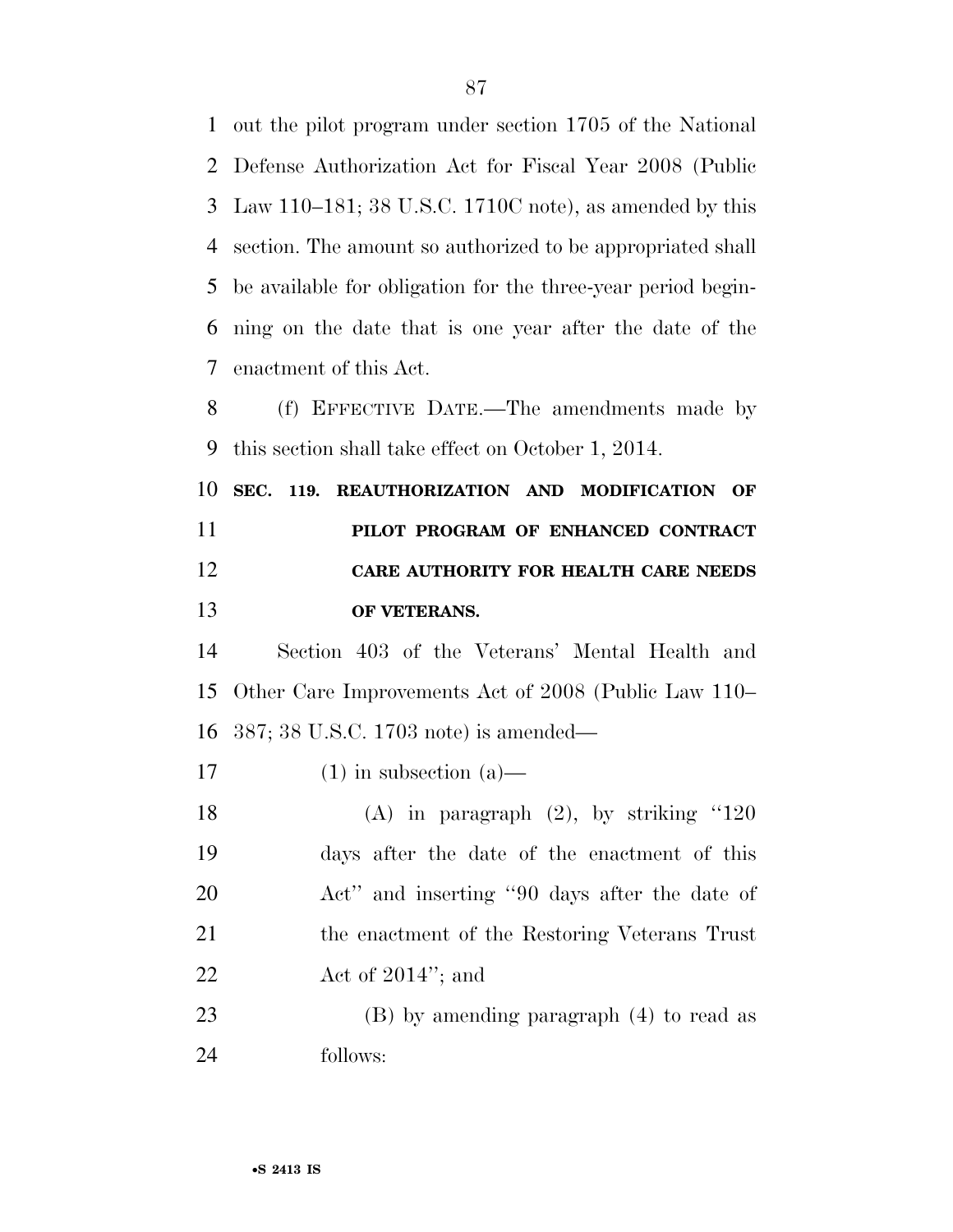out the pilot program under section 1705 of the National Defense Authorization Act for Fiscal Year 2008 (Public Law 110–181; 38 U.S.C. 1710C note), as amended by this section. The amount so authorized to be appropriated shall be available for obligation for the three-year period beginning on the date that is one year after the date of the enactment of this Act.

(f) EFFECTIVE DATE.—The amendments made by this section shall take effect on October 1, 2014.

**SEC. 119. REAUTHORIZATION AND MODIFICATION OF PILOT PROGRAM OF ENHANCED CONTRACT CARE AUTHORITY FOR HEALTH CARE NEEDS OF VETERANS.**

Section 403 of the Veterans' Mental Health and Other Care Improvements Act of 2008 (Public Law 110–387; 38 U.S.C. 1703 note) is amended—

(1) in subsection (a)—

(A) in paragraph (2), by striking "120 days after the date of the enactment of this Act" and inserting "90 days after the date of the enactment of the Restoring Veterans Trust Act of 2014"; and

(B) by amending paragraph (4) to read as follows: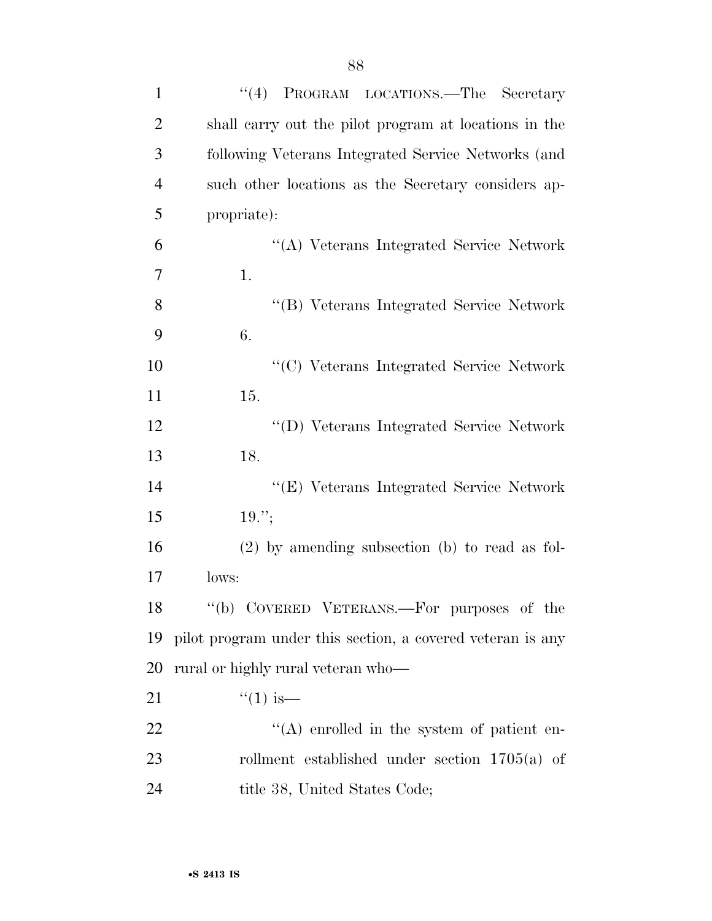''(4) PROGRAM LOCATIONS.—The Secretary shall carry out the pilot program at locations in the following Veterans Integrated Service Networks (and such other locations as the Secretary considers appropriate):

''(A) Veterans Integrated Service Network 1.

''(B) Veterans Integrated Service Network 6.

''(C) Veterans Integrated Service Network 15.

''(D) Veterans Integrated Service Network 18.

''(E) Veterans Integrated Service Network 19.'';

(2) by amending subsection (b) to read as follows:

''(b) COVERED VETERANS.—For purposes of the pilot program under this section, a covered veteran is any rural or highly rural veteran who—

''(1) is—

''(A) enrolled in the system of patient enrollment established under section 1705(a) of title 38, United States Code;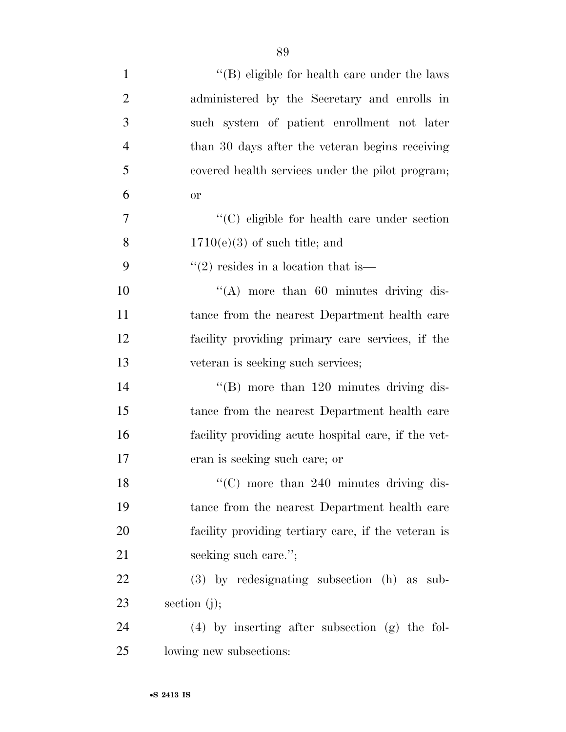''(B) eligible for health care under the laws administered by the Secretary and enrolls in such system of patient enrollment not later than 30 days after the veteran begins receiving covered health services under the pilot program; or

''(C) eligible for health care under section 1710(e)(3) of such title; and

''(2) resides in a location that is—

''(A) more than 60 minutes driving distance from the nearest Department health care facility providing primary care services, if the veteran is seeking such services;

''(B) more than 120 minutes driving distance from the nearest Department health care facility providing acute hospital care, if the veteran is seeking such care; or

''(C) more than 240 minutes driving distance from the nearest Department health care facility providing tertiary care, if the veteran is seeking such care.'';

(3) by redesignating subsection (h) as subsection (j);

(4) by inserting after subsection (g) the following new subsections: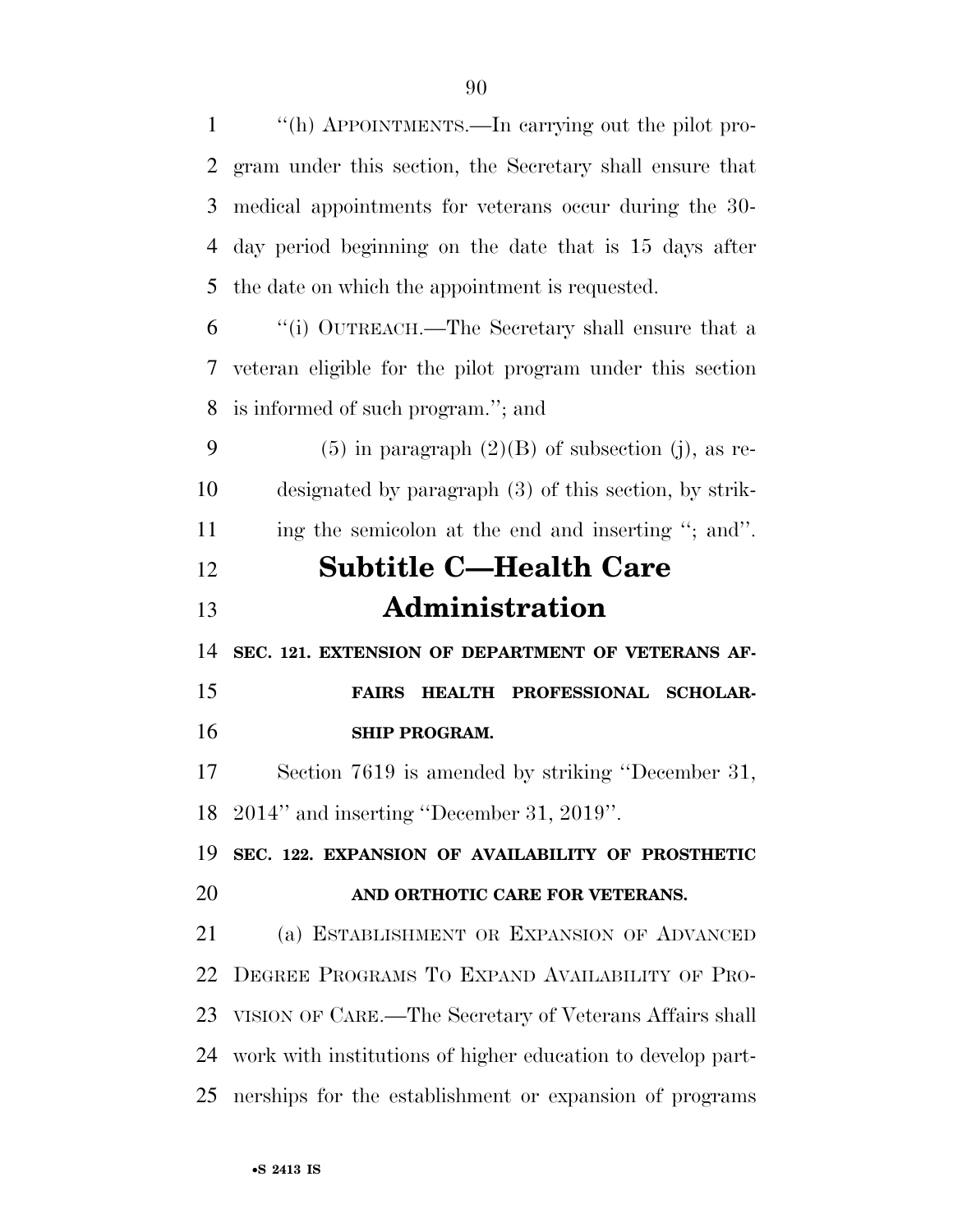"(h) APPOINTMENTS.—In carrying out the pilot program under this section, the Secretary shall ensure that medical appointments for veterans occur during the 30-day period beginning on the date that is 15 days after the date on which the appointment is requested.

"(i) OUTREACH.—The Secretary shall ensure that a veteran eligible for the pilot program under this section is informed of such program."; and

(5) in paragraph (2)(B) of subsection (j), as redesignated by paragraph (3) of this section, by striking the semicolon at the end and inserting "; and".

# Subtitle C—Health Care Administration

**SEC. 121. EXTENSION OF DEPARTMENT OF VETERANS AFFAIRS HEALTH PROFESSIONAL SCHOLARSHIP PROGRAM.**

Section 7619 is amended by striking "December 31, 2014" and inserting "December 31, 2019".

**SEC. 122. EXPANSION OF AVAILABILITY OF PROSTHETIC AND ORTHOTIC CARE FOR VETERANS.**

(a) ESTABLISHMENT OR EXPANSION OF ADVANCED DEGREE PROGRAMS TO EXPAND AVAILABILITY OF PROVISION OF CARE.—The Secretary of Veterans Affairs shall work with institutions of higher education to develop partnerships for the establishment or expansion of programs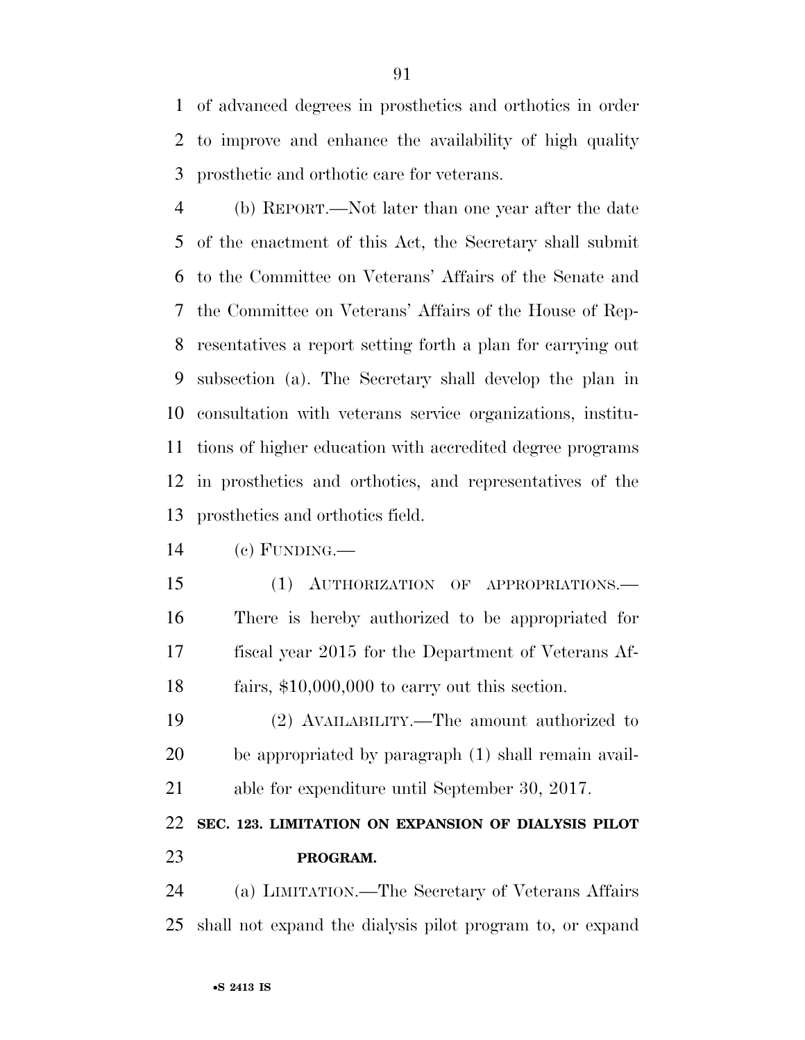of advanced degrees in prosthetics and orthotics in order to improve and enhance the availability of high quality prosthetic and orthotic care for veterans.

(b) REPORT.—Not later than one year after the date of the enactment of this Act, the Secretary shall submit to the Committee on Veterans' Affairs of the Senate and the Committee on Veterans' Affairs of the House of Representatives a report setting forth a plan for carrying out subsection (a). The Secretary shall develop the plan in consultation with veterans service organizations, institutions of higher education with accredited degree programs in prosthetics and orthotics, and representatives of the prosthetics and orthotics field.

(c) FUNDING.—

(1) AUTHORIZATION OF APPROPRIATIONS.— There is hereby authorized to be appropriated for fiscal year 2015 for the Department of Veterans Affairs, $10,000,000 to carry out this section.

(2) AVAILABILITY.—The amount authorized to be appropriated by paragraph (1) shall remain available for expenditure until September 30, 2017.

**SEC. 123. LIMITATION ON EXPANSION OF DIALYSIS PILOT PROGRAM.**

(a) LIMITATION.—The Secretary of Veterans Affairs shall not expand the dialysis pilot program to, or expand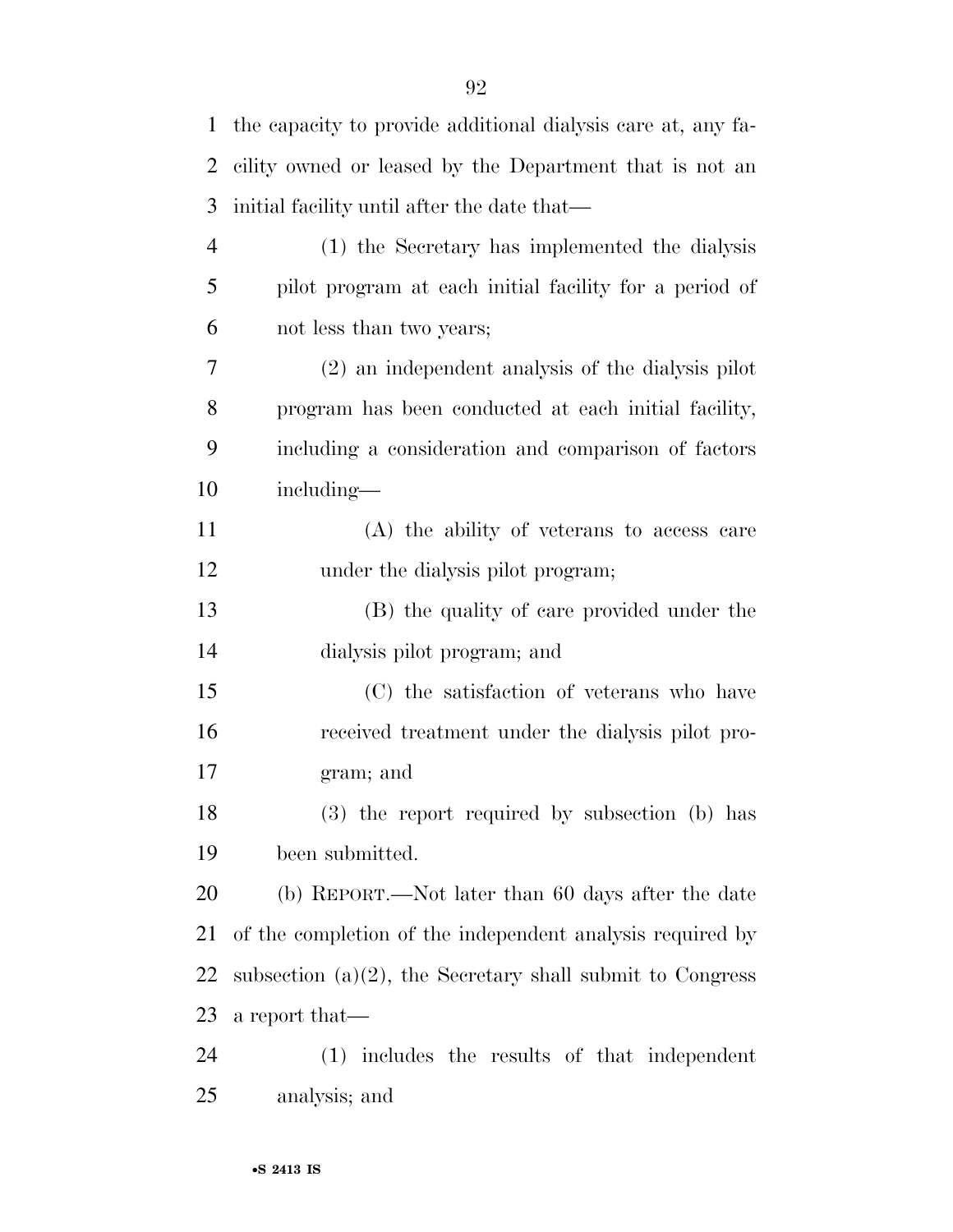the capacity to provide additional dialysis care at, any facility owned or leased by the Department that is not an initial facility until after the date that—

(1) the Secretary has implemented the dialysis pilot program at each initial facility for a period of not less than two years;

(2) an independent analysis of the dialysis pilot program has been conducted at each initial facility, including a consideration and comparison of factors including—

(A) the ability of veterans to access care under the dialysis pilot program;

(B) the quality of care provided under the dialysis pilot program; and

(C) the satisfaction of veterans who have received treatment under the dialysis pilot program; and

(3) the report required by subsection (b) has been submitted.

(b) REPORT.—Not later than 60 days after the date of the completion of the independent analysis required by subsection (a)(2), the Secretary shall submit to Congress a report that—

(1) includes the results of that independent analysis; and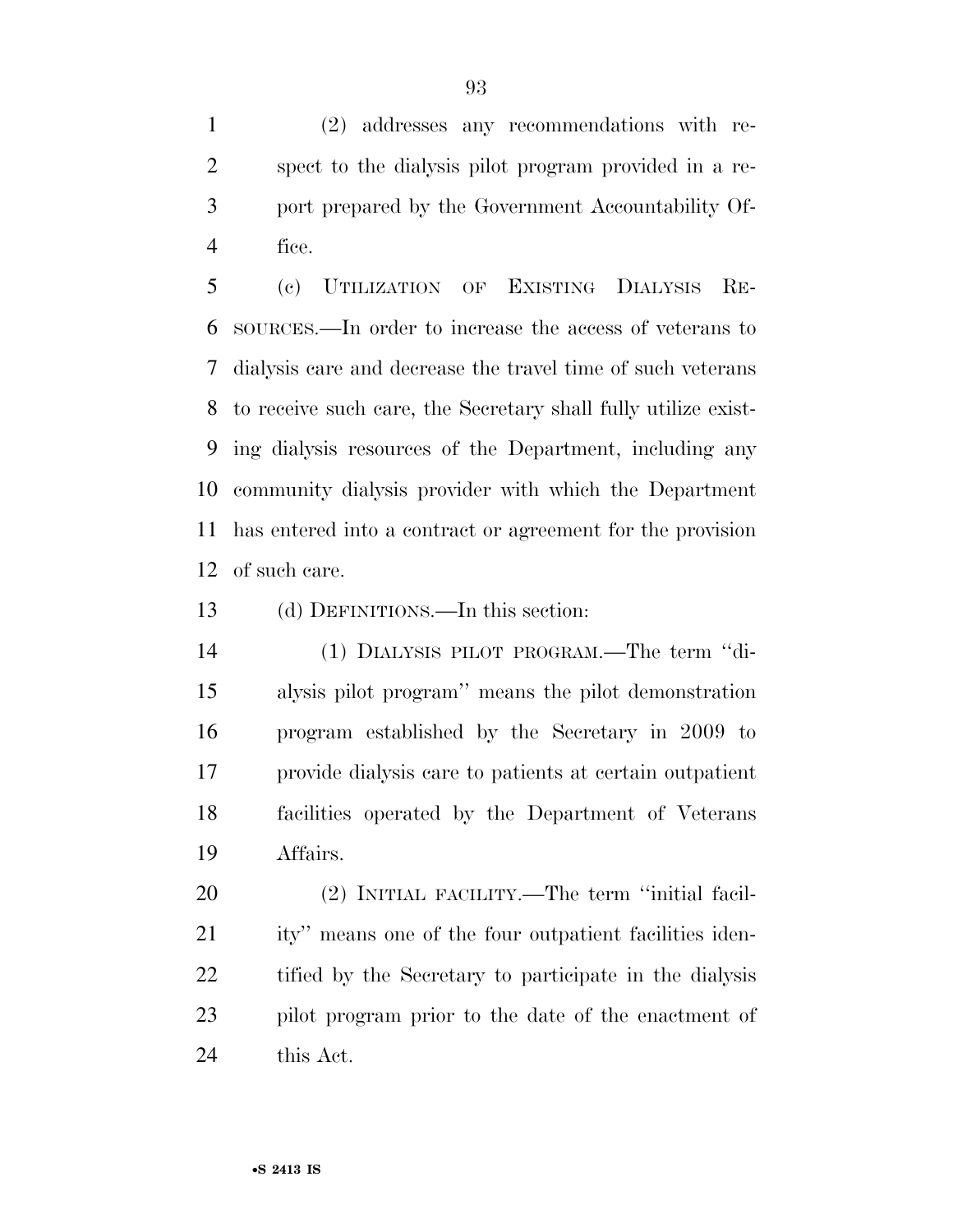(2) addresses any recommendations with respect to the dialysis pilot program provided in a report prepared by the Government Accountability Office.

(c) UTILIZATION OF EXISTING DIALYSIS RESOURCES.—In order to increase the access of veterans to dialysis care and decrease the travel time of such veterans to receive such care, the Secretary shall fully utilize existing dialysis resources of the Department, including any community dialysis provider with which the Department has entered into a contract or agreement for the provision of such care.

(d) DEFINITIONS.—In this section:

(1) DIALYSIS PILOT PROGRAM.—The term ''dialysis pilot program'' means the pilot demonstration program established by the Secretary in 2009 to provide dialysis care to patients at certain outpatient facilities operated by the Department of Veterans Affairs.

(2) INITIAL FACILITY.—The term ''initial facility'' means one of the four outpatient facilities identified by the Secretary to participate in the dialysis pilot program prior to the date of the enactment of this Act.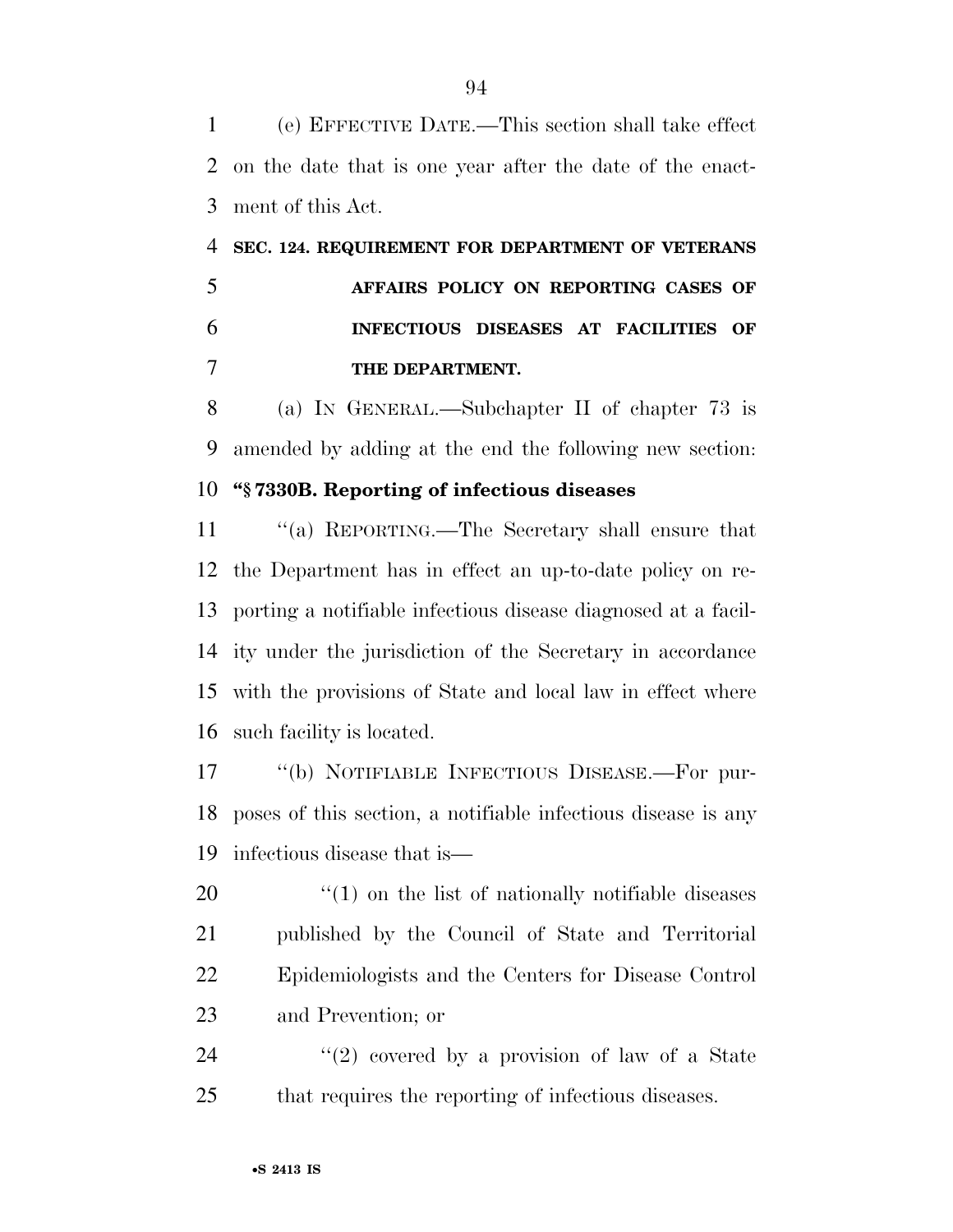(e) EFFECTIVE DATE.—This section shall take effect on the date that is one year after the date of the enactment of this Act.

**SEC. 124. REQUIREMENT FOR DEPARTMENT OF VETERANS AFFAIRS POLICY ON REPORTING CASES OF INFECTIOUS DISEASES AT FACILITIES OF THE DEPARTMENT.**

(a) IN GENERAL.—Subchapter II of chapter 73 is amended by adding at the end the following new section:

**"§ 7330B. Reporting of infectious diseases**

"(a) REPORTING.—The Secretary shall ensure that the Department has in effect an up-to-date policy on reporting a notifiable infectious disease diagnosed at a facility under the jurisdiction of the Secretary in accordance with the provisions of State and local law in effect where such facility is located.

"(b) NOTIFIABLE INFECTIOUS DISEASE.—For purposes of this section, a notifiable infectious disease is any infectious disease that is—

"(1) on the list of nationally notifiable diseases published by the Council of State and Territorial Epidemiologists and the Centers for Disease Control and Prevention; or

"(2) covered by a provision of law of a State that requires the reporting of infectious diseases.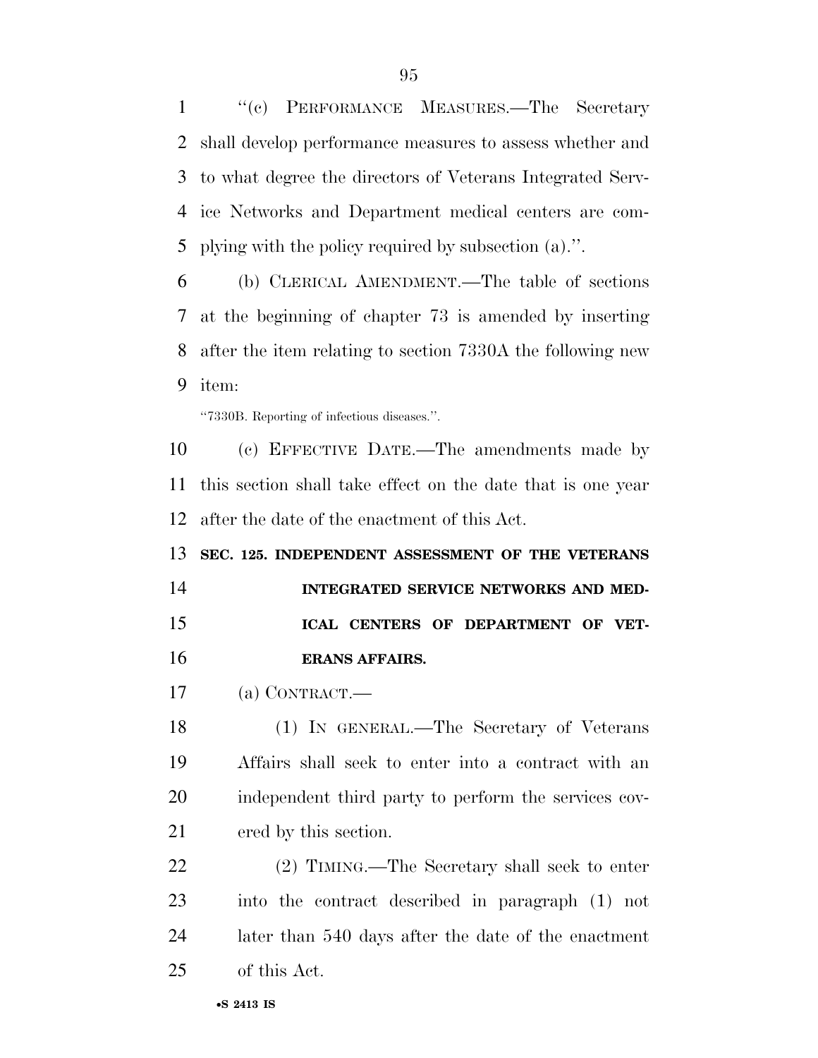"(c) PERFORMANCE MEASURES.—The Secretary shall develop performance measures to assess whether and to what degree the directors of Veterans Integrated Service Networks and Department medical centers are complying with the policy required by subsection (a).".

(b) CLERICAL AMENDMENT.—The table of sections at the beginning of chapter 73 is amended by inserting after the item relating to section 7330A the following new item:

"7330B. Reporting of infectious diseases.".

(c) EFFECTIVE DATE.—The amendments made by this section shall take effect on the date that is one year after the date of the enactment of this Act.

**SEC. 125. INDEPENDENT ASSESSMENT OF THE VETERANS INTEGRATED SERVICE NETWORKS AND MEDICAL CENTERS OF DEPARTMENT OF VETERANS AFFAIRS.**

(a) CONTRACT.—

(1) IN GENERAL.—The Secretary of Veterans Affairs shall seek to enter into a contract with an independent third party to perform the services covered by this section.

(2) TIMING.—The Secretary shall seek to enter into the contract described in paragraph (1) not later than 540 days after the date of the enactment of this Act.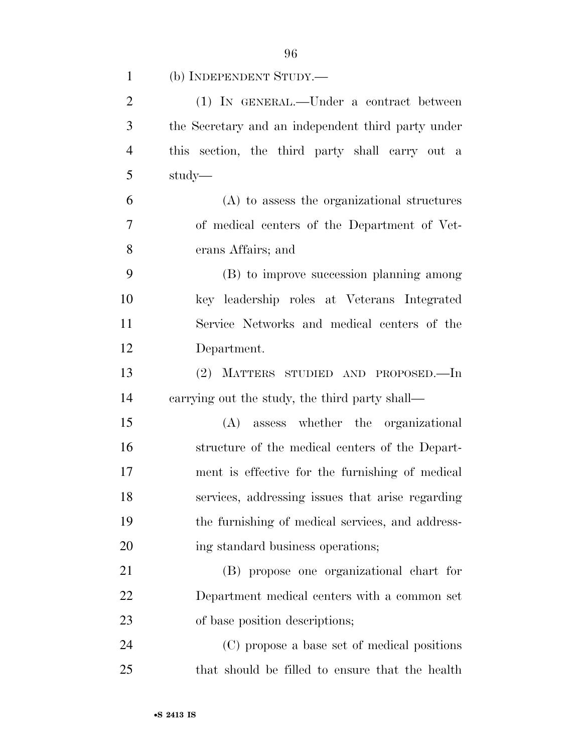(b) INDEPENDENT STUDY.—

(1) IN GENERAL.—Under a contract between the Secretary and an independent third party under this section, the third party shall carry out a study—

(A) to assess the organizational structures of medical centers of the Department of Veterans Affairs; and

(B) to improve succession planning among key leadership roles at Veterans Integrated Service Networks and medical centers of the Department.

(2) MATTERS STUDIED AND PROPOSED.—In carrying out the study, the third party shall—

(A) assess whether the organizational structure of the medical centers of the Department is effective for the furnishing of medical services, addressing issues that arise regarding the furnishing of medical services, and addressing standard business operations;

(B) propose one organizational chart for Department medical centers with a common set of base position descriptions;

(C) propose a base set of medical positions that should be filled to ensure that the health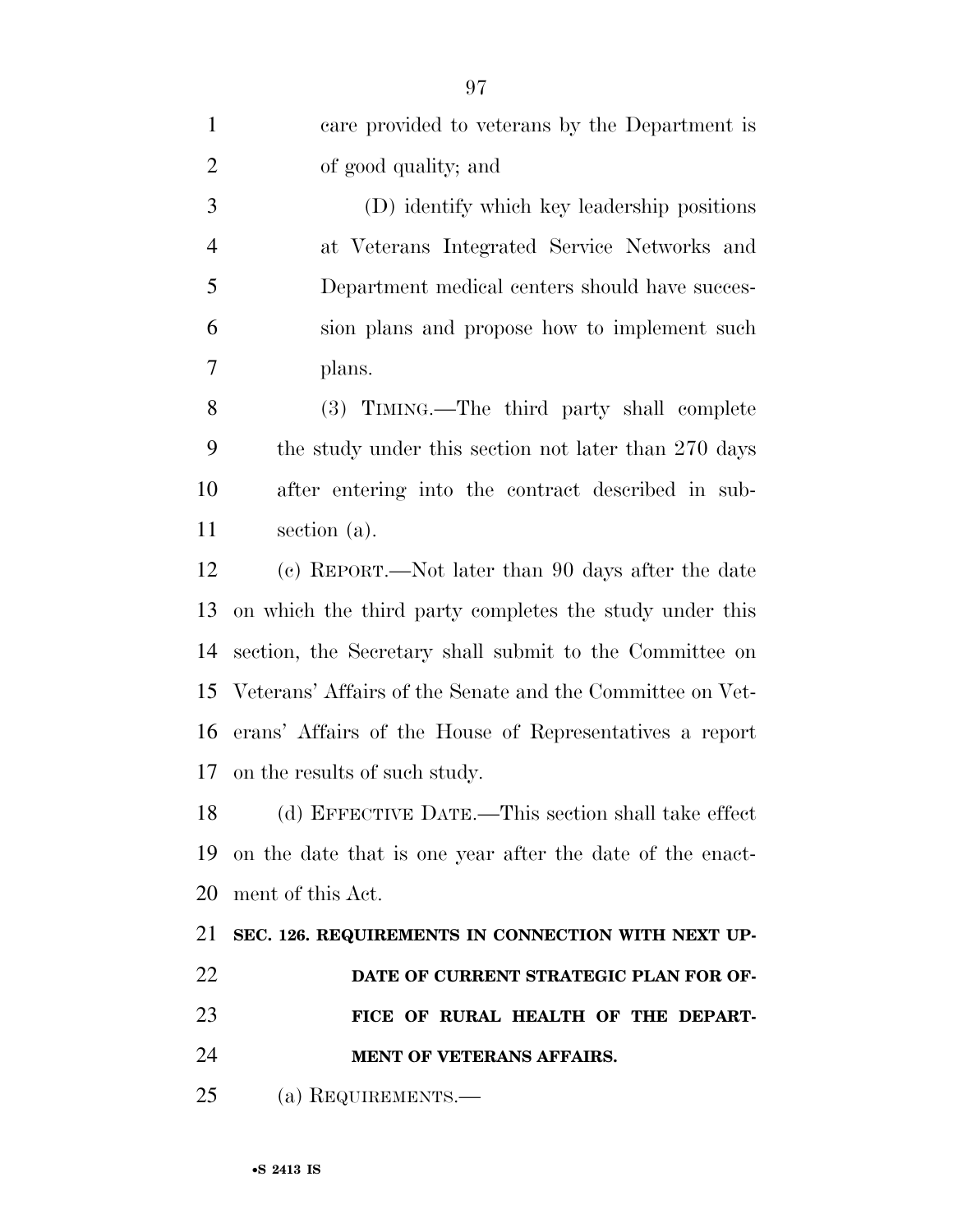care provided to veterans by the Department is of good quality; and

(D) identify which key leadership positions at Veterans Integrated Service Networks and Department medical centers should have succession plans and propose how to implement such plans.

(3) TIMING.—The third party shall complete the study under this section not later than 270 days after entering into the contract described in subsection (a).

(c) REPORT.—Not later than 90 days after the date on which the third party completes the study under this section, the Secretary shall submit to the Committee on Veterans' Affairs of the Senate and the Committee on Veterans' Affairs of the House of Representatives a report on the results of such study.

(d) EFFECTIVE DATE.—This section shall take effect on the date that is one year after the date of the enactment of this Act.

**SEC. 126. REQUIREMENTS IN CONNECTION WITH NEXT UPDATE OF CURRENT STRATEGIC PLAN FOR OFFICE OF RURAL HEALTH OF THE DEPARTMENT OF VETERANS AFFAIRS.**

(a) REQUIREMENTS.—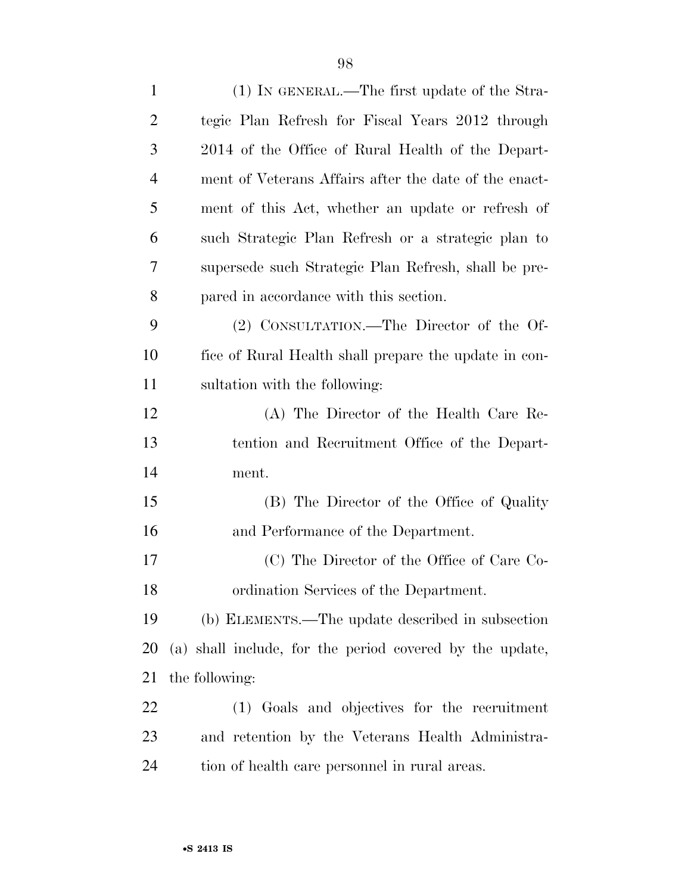(1) IN GENERAL.—The first update of the Strategic Plan Refresh for Fiscal Years 2012 through 2014 of the Office of Rural Health of the Department of Veterans Affairs after the date of the enactment of this Act, whether an update or refresh of such Strategic Plan Refresh or a strategic plan to supersede such Strategic Plan Refresh, shall be prepared in accordance with this section.

(2) CONSULTATION.—The Director of the Office of Rural Health shall prepare the update in consultation with the following:

(A) The Director of the Health Care Retention and Recruitment Office of the Department.

(B) The Director of the Office of Quality and Performance of the Department.

(C) The Director of the Office of Care Coordination Services of the Department.

(b) ELEMENTS.—The update described in subsection (a) shall include, for the period covered by the update, the following:

(1) Goals and objectives for the recruitment and retention by the Veterans Health Administration of health care personnel in rural areas.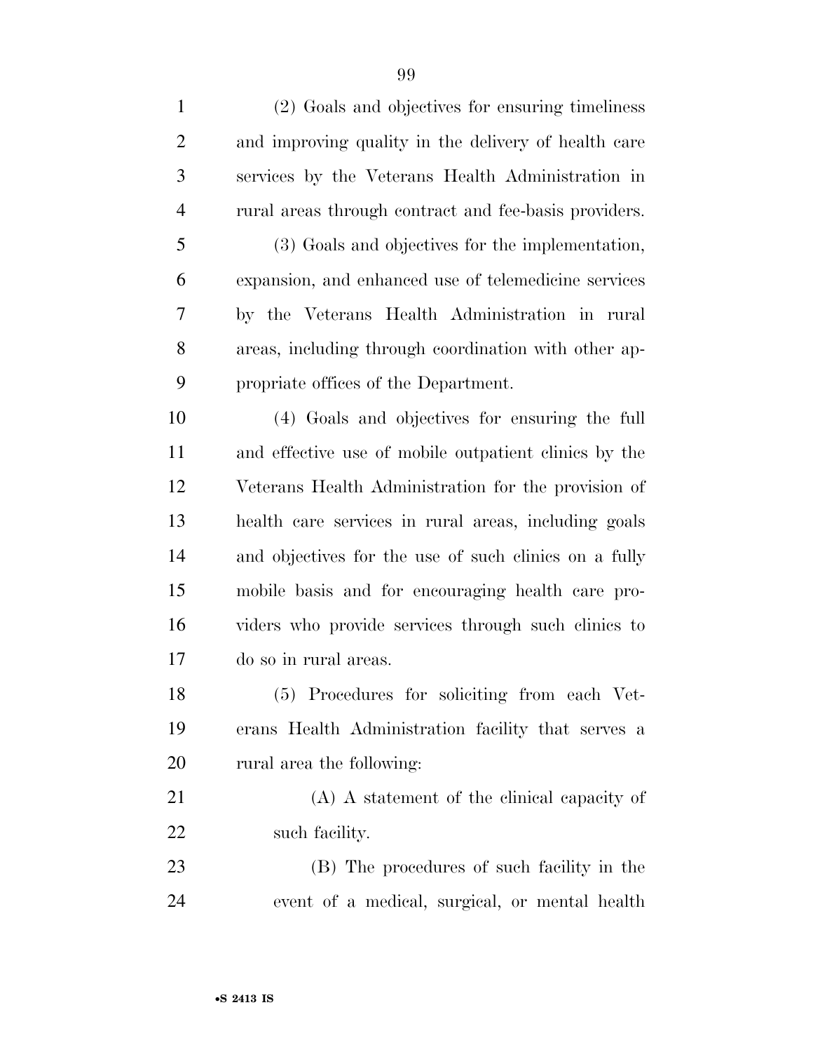(2) Goals and objectives for ensuring timeliness and improving quality in the delivery of health care services by the Veterans Health Administration in rural areas through contract and fee-basis providers.

(3) Goals and objectives for the implementation, expansion, and enhanced use of telemedicine services by the Veterans Health Administration in rural areas, including through coordination with other appropriate offices of the Department.

(4) Goals and objectives for ensuring the full and effective use of mobile outpatient clinics by the Veterans Health Administration for the provision of health care services in rural areas, including goals and objectives for the use of such clinics on a fully mobile basis and for encouraging health care providers who provide services through such clinics to do so in rural areas.

(5) Procedures for soliciting from each Veterans Health Administration facility that serves a rural area the following:

(A) A statement of the clinical capacity of such facility.

(B) The procedures of such facility in the event of a medical, surgical, or mental health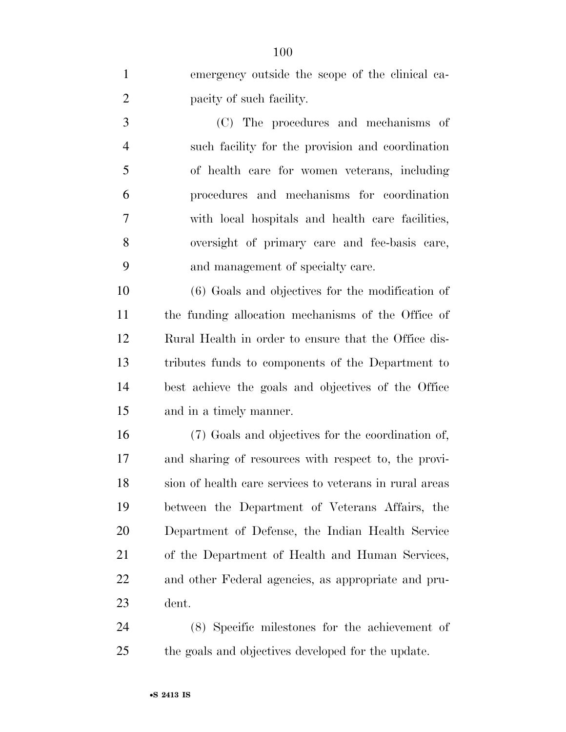emergency outside the scope of the clinical capacity of such facility.

(C) The procedures and mechanisms of such facility for the provision and coordination of health care for women veterans, including procedures and mechanisms for coordination with local hospitals and health care facilities, oversight of primary care and fee-basis care, and management of specialty care.

(6) Goals and objectives for the modification of the funding allocation mechanisms of the Office of Rural Health in order to ensure that the Office distributes funds to components of the Department to best achieve the goals and objectives of the Office and in a timely manner.

(7) Goals and objectives for the coordination of, and sharing of resources with respect to, the provision of health care services to veterans in rural areas between the Department of Veterans Affairs, the Department of Defense, the Indian Health Service of the Department of Health and Human Services, and other Federal agencies, as appropriate and prudent.

(8) Specific milestones for the achievement of the goals and objectives developed for the update.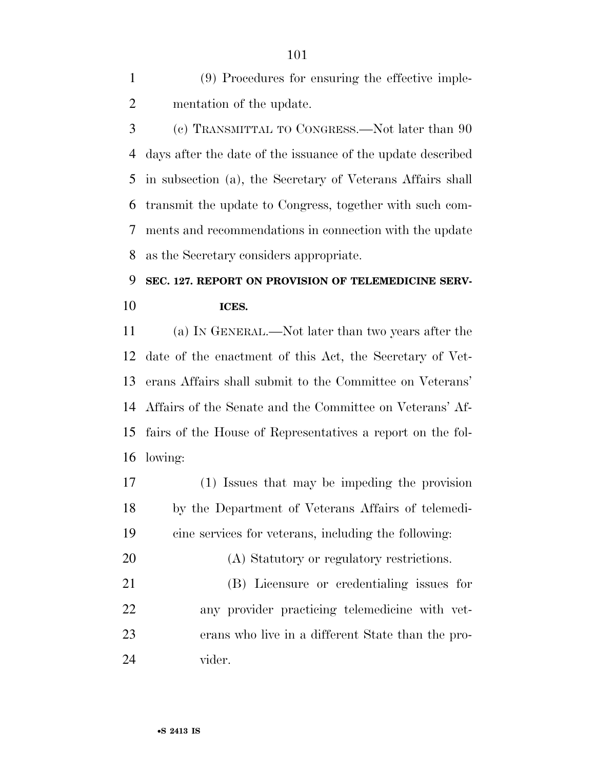(9) Procedures for ensuring the effective implementation of the update.

(c) TRANSMITTAL TO CONGRESS.—Not later than 90 days after the date of the issuance of the update described in subsection (a), the Secretary of Veterans Affairs shall transmit the update to Congress, together with such comments and recommendations in connection with the update as the Secretary considers appropriate.

**SEC. 127. REPORT ON PROVISION OF TELEMEDICINE SERVICES.**

(a) IN GENERAL.—Not later than two years after the date of the enactment of this Act, the Secretary of Veterans Affairs shall submit to the Committee on Veterans' Affairs of the Senate and the Committee on Veterans' Affairs of the House of Representatives a report on the following:

(1) Issues that may be impeding the provision by the Department of Veterans Affairs of telemedicine services for veterans, including the following:

(A) Statutory or regulatory restrictions.

(B) Licensure or credentialing issues for any provider practicing telemedicine with veterans who live in a different State than the provider.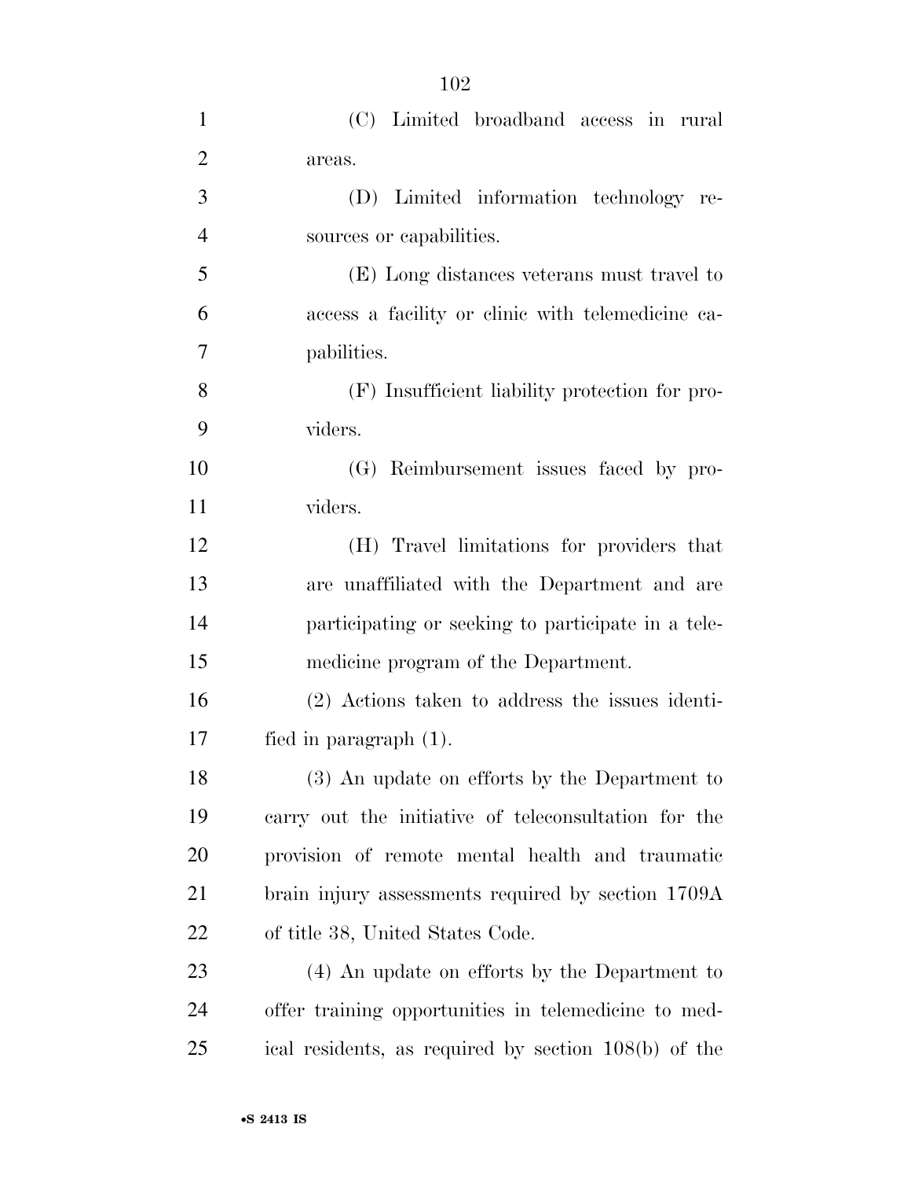(C) Limited broadband access in rural areas.

(D) Limited information technology resources or capabilities.

(E) Long distances veterans must travel to access a facility or clinic with telemedicine capabilities.

(F) Insufficient liability protection for providers.

(G) Reimbursement issues faced by providers.

(H) Travel limitations for providers that are unaffiliated with the Department and are participating or seeking to participate in a telemedicine program of the Department.

(2) Actions taken to address the issues identified in paragraph (1).

(3) An update on efforts by the Department to carry out the initiative of teleconsultation for the provision of remote mental health and traumatic brain injury assessments required by section 1709A of title 38, United States Code.

(4) An update on efforts by the Department to offer training opportunities in telemedicine to medical residents, as required by section 108(b) of the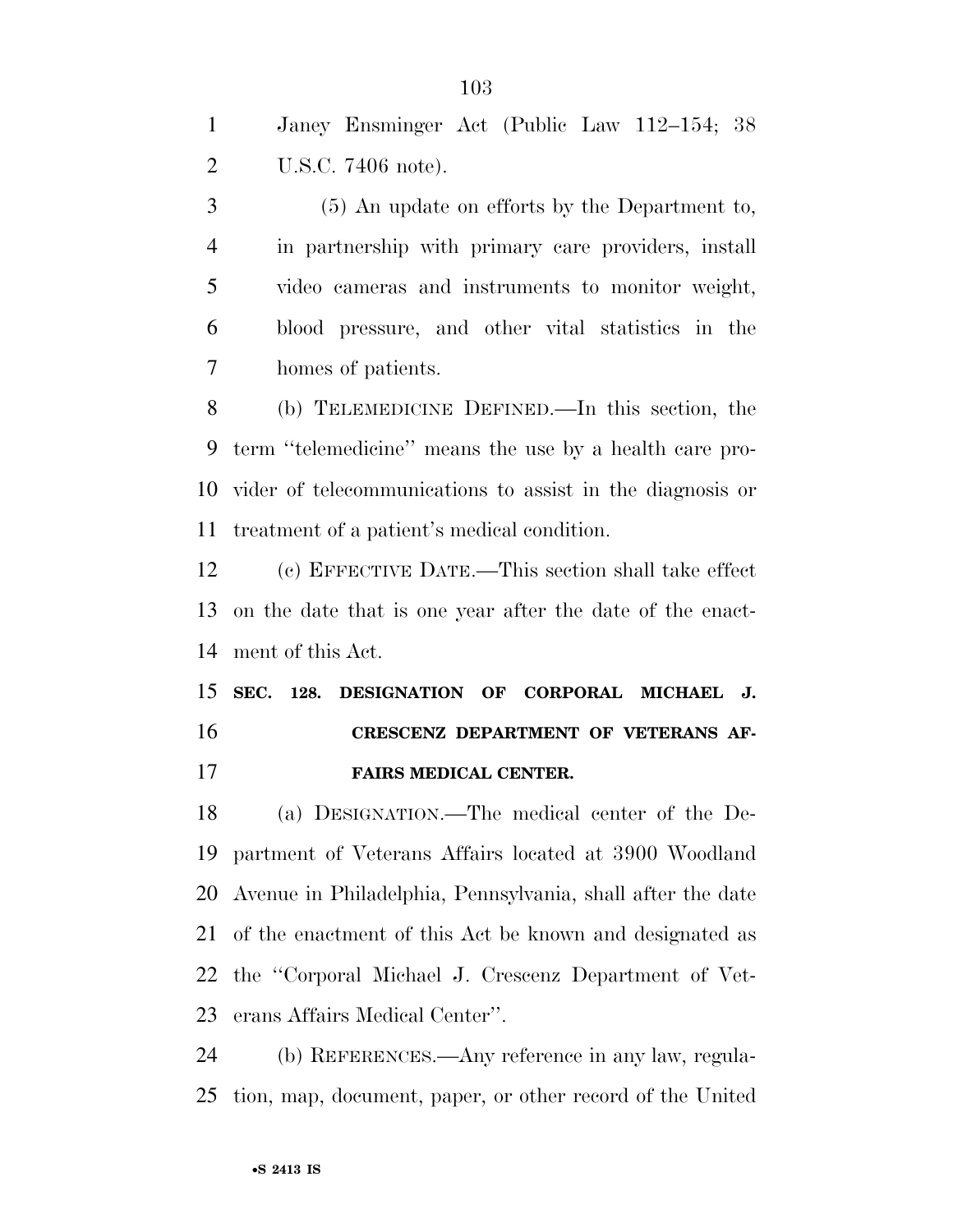Janey Ensminger Act (Public Law 112–154; 38 U.S.C. 7406 note).

(5) An update on efforts by the Department to, in partnership with primary care providers, install video cameras and instruments to monitor weight, blood pressure, and other vital statistics in the homes of patients.

(b) TELEMEDICINE DEFINED.—In this section, the term ''telemedicine'' means the use by a health care provider of telecommunications to assist in the diagnosis or treatment of a patient's medical condition.

(c) EFFECTIVE DATE.—This section shall take effect on the date that is one year after the date of the enactment of this Act.

**SEC. 128. DESIGNATION OF CORPORAL MICHAEL J. CRESCENZ DEPARTMENT OF VETERANS AFFAIRS MEDICAL CENTER.**

(a) DESIGNATION.—The medical center of the Department of Veterans Affairs located at 3900 Woodland Avenue in Philadelphia, Pennsylvania, shall after the date of the enactment of this Act be known and designated as the ''Corporal Michael J. Crescenz Department of Veterans Affairs Medical Center''.

(b) REFERENCES.—Any reference in any law, regulation, map, document, paper, or other record of the United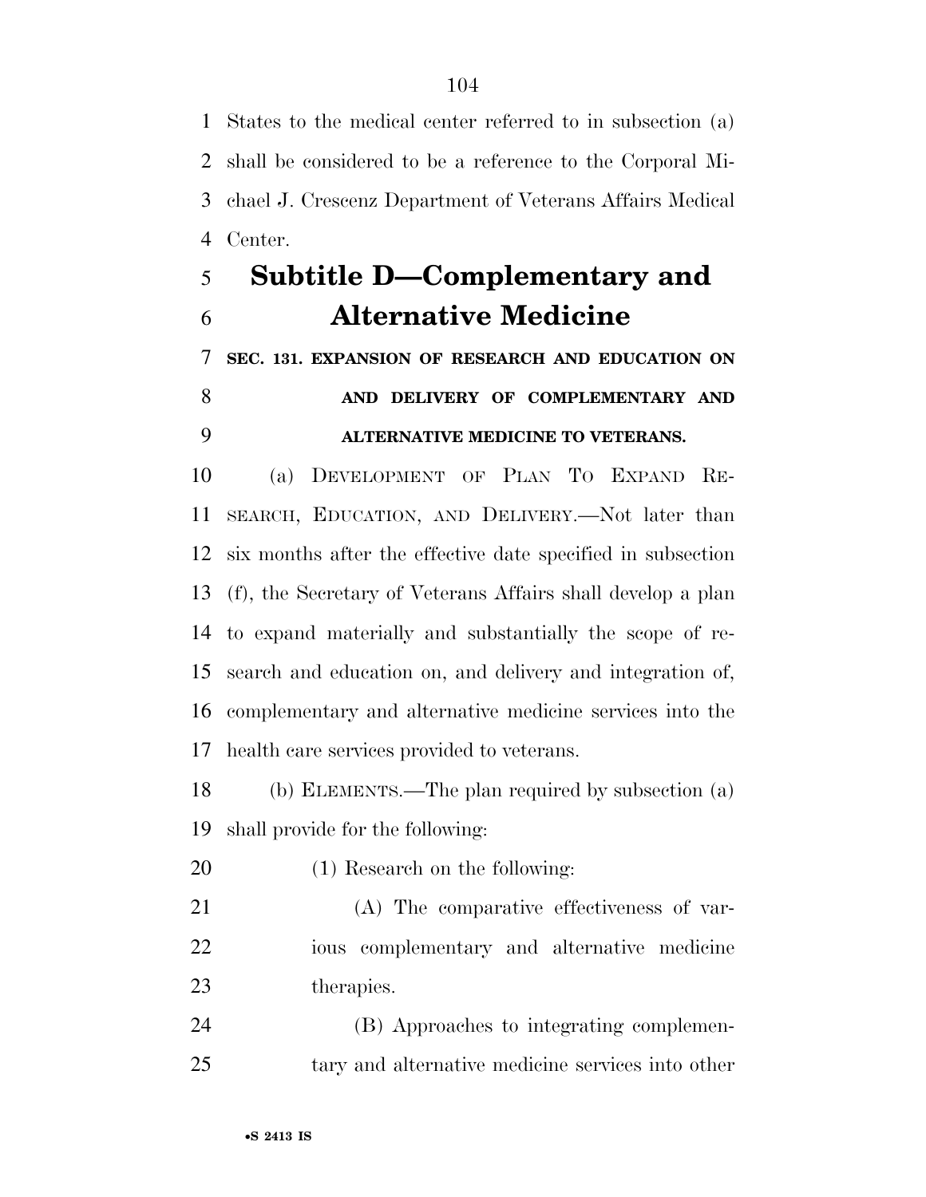States to the medical center referred to in subsection (a) shall be considered to be a reference to the Corporal Michael J. Crescenz Department of Veterans Affairs Medical Center.

## Subtitle D—Complementary and Alternative Medicine

### SEC. 131. EXPANSION OF RESEARCH AND EDUCATION ON AND DELIVERY OF COMPLEMENTARY AND ALTERNATIVE MEDICINE TO VETERANS.

(a) DEVELOPMENT OF PLAN TO EXPAND RESEARCH, EDUCATION, AND DELIVERY.—Not later than six months after the effective date specified in subsection (f), the Secretary of Veterans Affairs shall develop a plan to expand materially and substantially the scope of research and education on, and delivery and integration of, complementary and alternative medicine services into the health care services provided to veterans.

(b) ELEMENTS.—The plan required by subsection (a) shall provide for the following:

(1) Research on the following:

(A) The comparative effectiveness of various complementary and alternative medicine therapies.

(B) Approaches to integrating complementary and alternative medicine services into other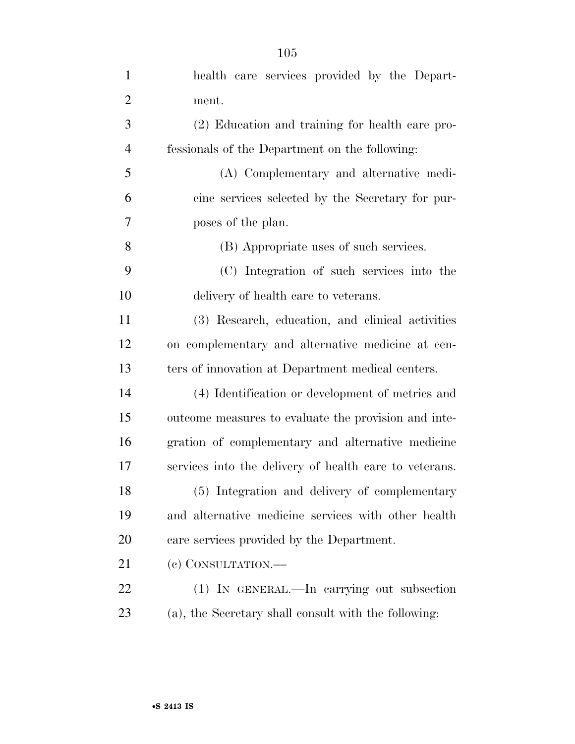health care services provided by the Department.

(2) Education and training for health care professionals of the Department on the following:

(A) Complementary and alternative medicine services selected by the Secretary for purposes of the plan.

(B) Appropriate uses of such services.

(C) Integration of such services into the delivery of health care to veterans.

(3) Research, education, and clinical activities on complementary and alternative medicine at centers of innovation at Department medical centers.

(4) Identification or development of metrics and outcome measures to evaluate the provision and integration of complementary and alternative medicine services into the delivery of health care to veterans.

(5) Integration and delivery of complementary and alternative medicine services with other health care services provided by the Department.

(c) CONSULTATION.—

(1) IN GENERAL.—In carrying out subsection (a), the Secretary shall consult with the following: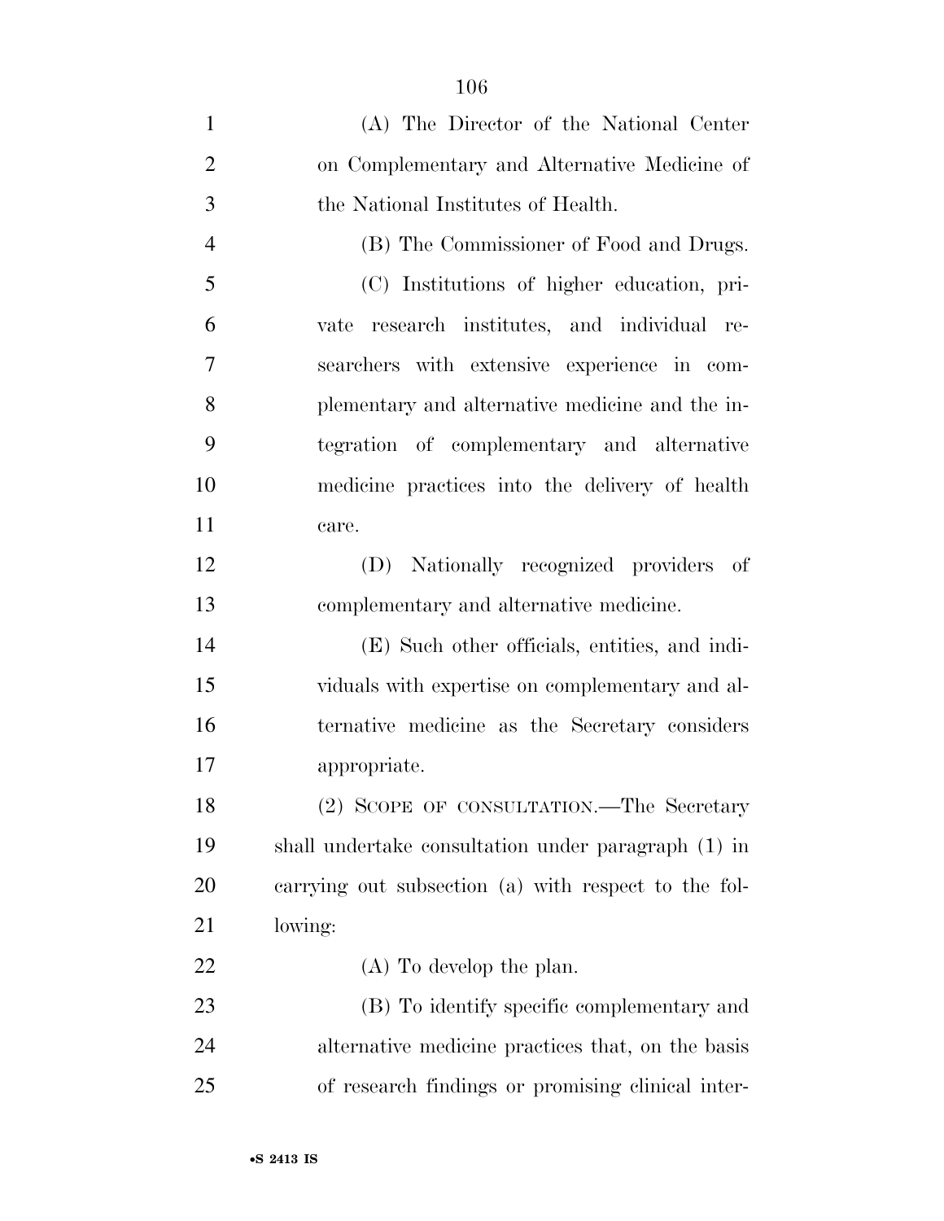(A) The Director of the National Center on Complementary and Alternative Medicine of the National Institutes of Health.

(B) The Commissioner of Food and Drugs.

(C) Institutions of higher education, private research institutes, and individual researchers with extensive experience in complementary and alternative medicine and the integration of complementary and alternative medicine practices into the delivery of health care.

(D) Nationally recognized providers of complementary and alternative medicine.

(E) Such other officials, entities, and individuals with expertise on complementary and alternative medicine as the Secretary considers appropriate.

(2) SCOPE OF CONSULTATION.—The Secretary shall undertake consultation under paragraph (1) in carrying out subsection (a) with respect to the following:

(A) To develop the plan.

(B) To identify specific complementary and alternative medicine practices that, on the basis of research findings or promising clinical inter-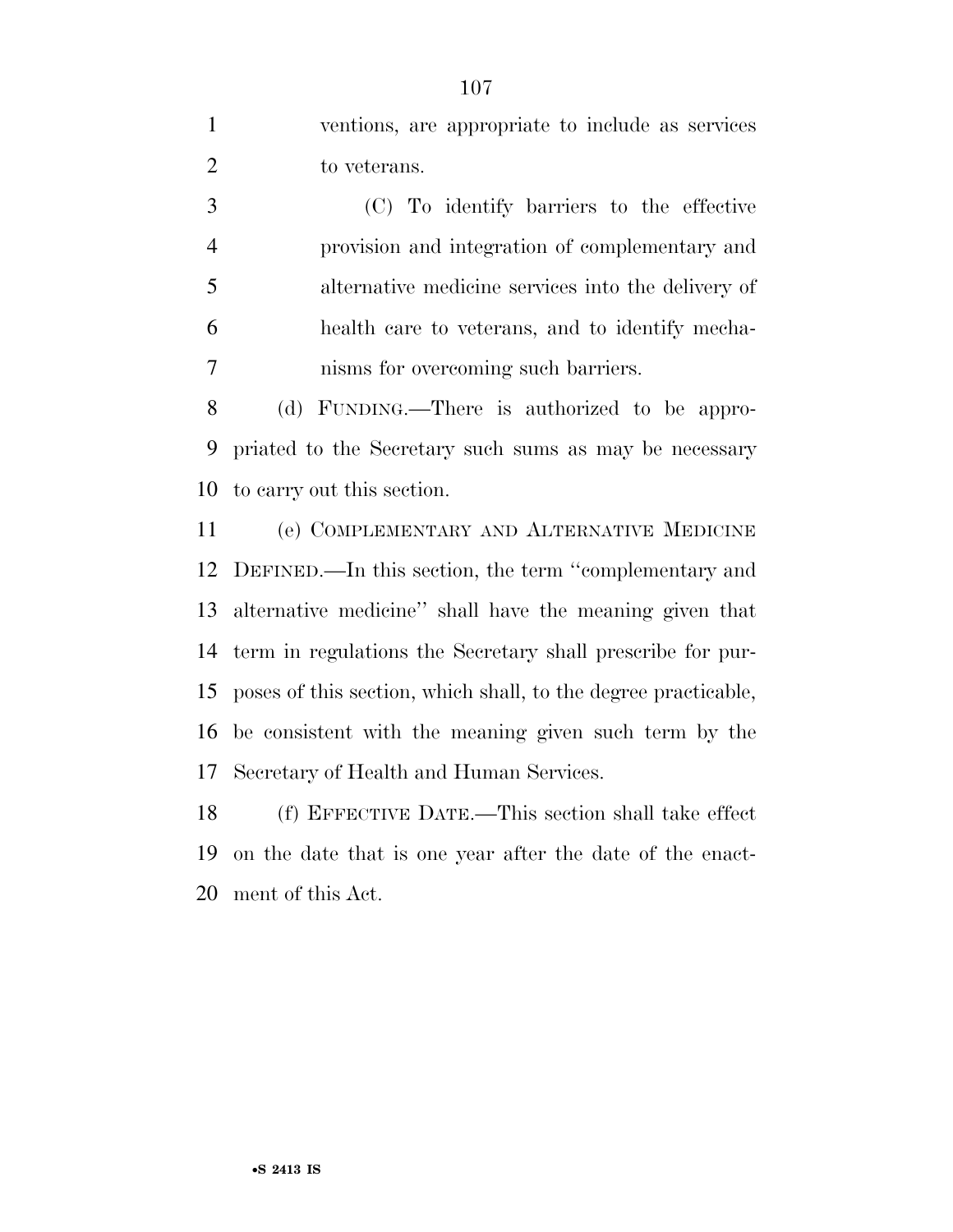ventions, are appropriate to include as services to veterans.

(C) To identify barriers to the effective provision and integration of complementary and alternative medicine services into the delivery of health care to veterans, and to identify mechanisms for overcoming such barriers.

(d) FUNDING.—There is authorized to be appropriated to the Secretary such sums as may be necessary to carry out this section.

(e) COMPLEMENTARY AND ALTERNATIVE MEDICINE DEFINED.—In this section, the term ''complementary and alternative medicine'' shall have the meaning given that term in regulations the Secretary shall prescribe for purposes of this section, which shall, to the degree practicable, be consistent with the meaning given such term by the Secretary of Health and Human Services.

(f) EFFECTIVE DATE.—This section shall take effect on the date that is one year after the date of the enactment of this Act.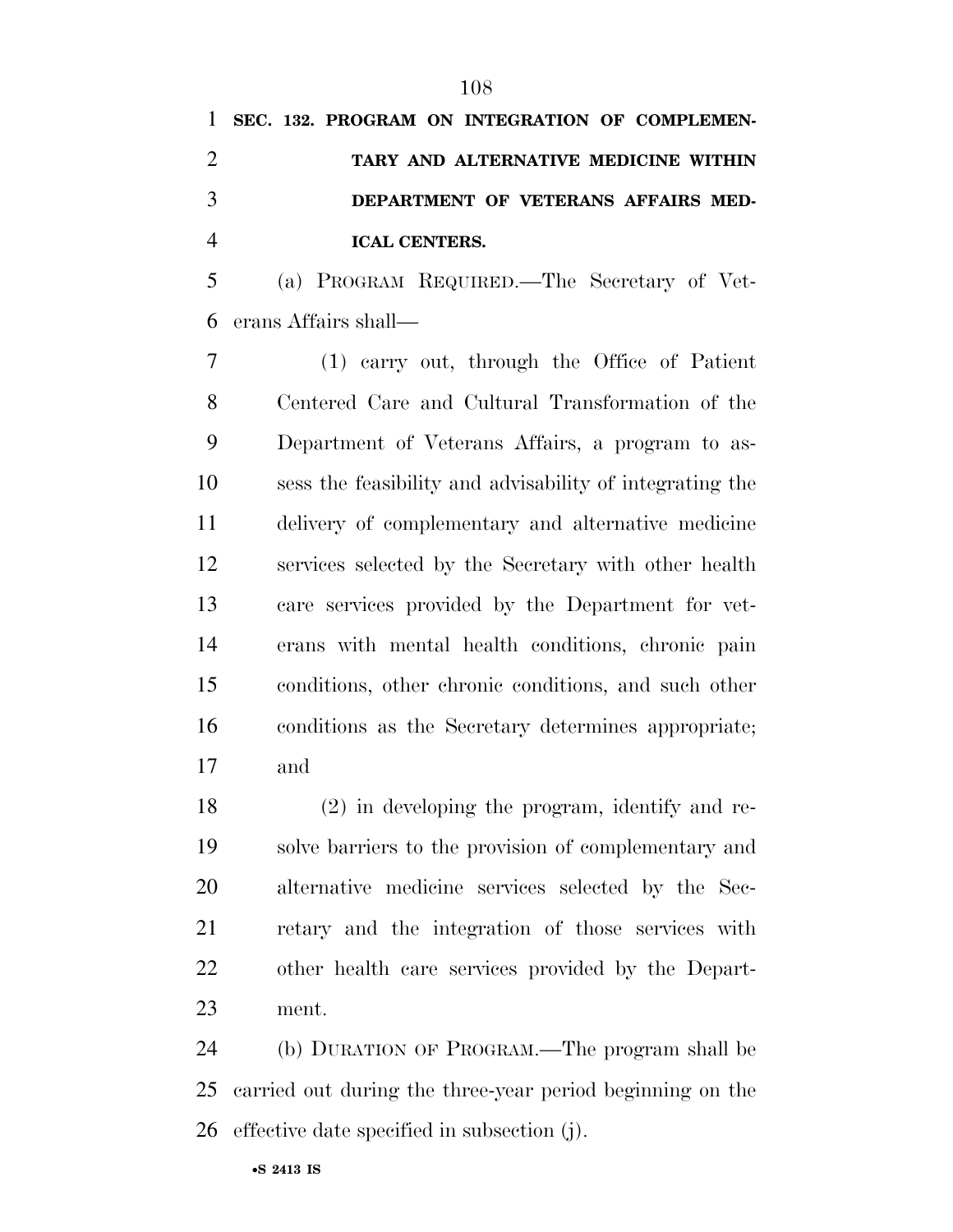**SEC. 132. PROGRAM ON INTEGRATION OF COMPLEMENTARY AND ALTERNATIVE MEDICINE WITHIN DEPARTMENT OF VETERANS AFFAIRS MEDICAL CENTERS.**

(a) PROGRAM REQUIRED.—The Secretary of Veterans Affairs shall—

(1) carry out, through the Office of Patient Centered Care and Cultural Transformation of the Department of Veterans Affairs, a program to assess the feasibility and advisability of integrating the delivery of complementary and alternative medicine services selected by the Secretary with other health care services provided by the Department for veterans with mental health conditions, chronic pain conditions, other chronic conditions, and such other conditions as the Secretary determines appropriate; and

(2) in developing the program, identify and resolve barriers to the provision of complementary and alternative medicine services selected by the Secretary and the integration of those services with other health care services provided by the Department.

(b) DURATION OF PROGRAM.—The program shall be carried out during the three-year period beginning on the effective date specified in subsection (j).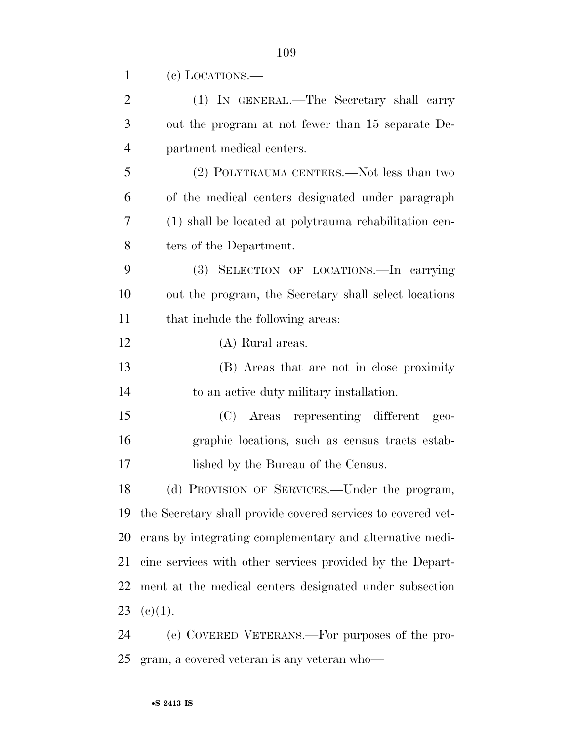(c) LOCATIONS.—

(1) IN GENERAL.—The Secretary shall carry out the program at not fewer than 15 separate Department medical centers.

(2) POLYTRAUMA CENTERS.—Not less than two of the medical centers designated under paragraph (1) shall be located at polytrauma rehabilitation centers of the Department.

(3) SELECTION OF LOCATIONS.—In carrying out the program, the Secretary shall select locations that include the following areas:

(A) Rural areas.

(B) Areas that are not in close proximity to an active duty military installation.

(C) Areas representing different geographic locations, such as census tracts established by the Bureau of the Census.

(d) PROVISION OF SERVICES.—Under the program, the Secretary shall provide covered services to covered veterans by integrating complementary and alternative medicine services with other services provided by the Department at the medical centers designated under subsection (c)(1).

(e) COVERED VETERANS.—For purposes of the program, a covered veteran is any veteran who—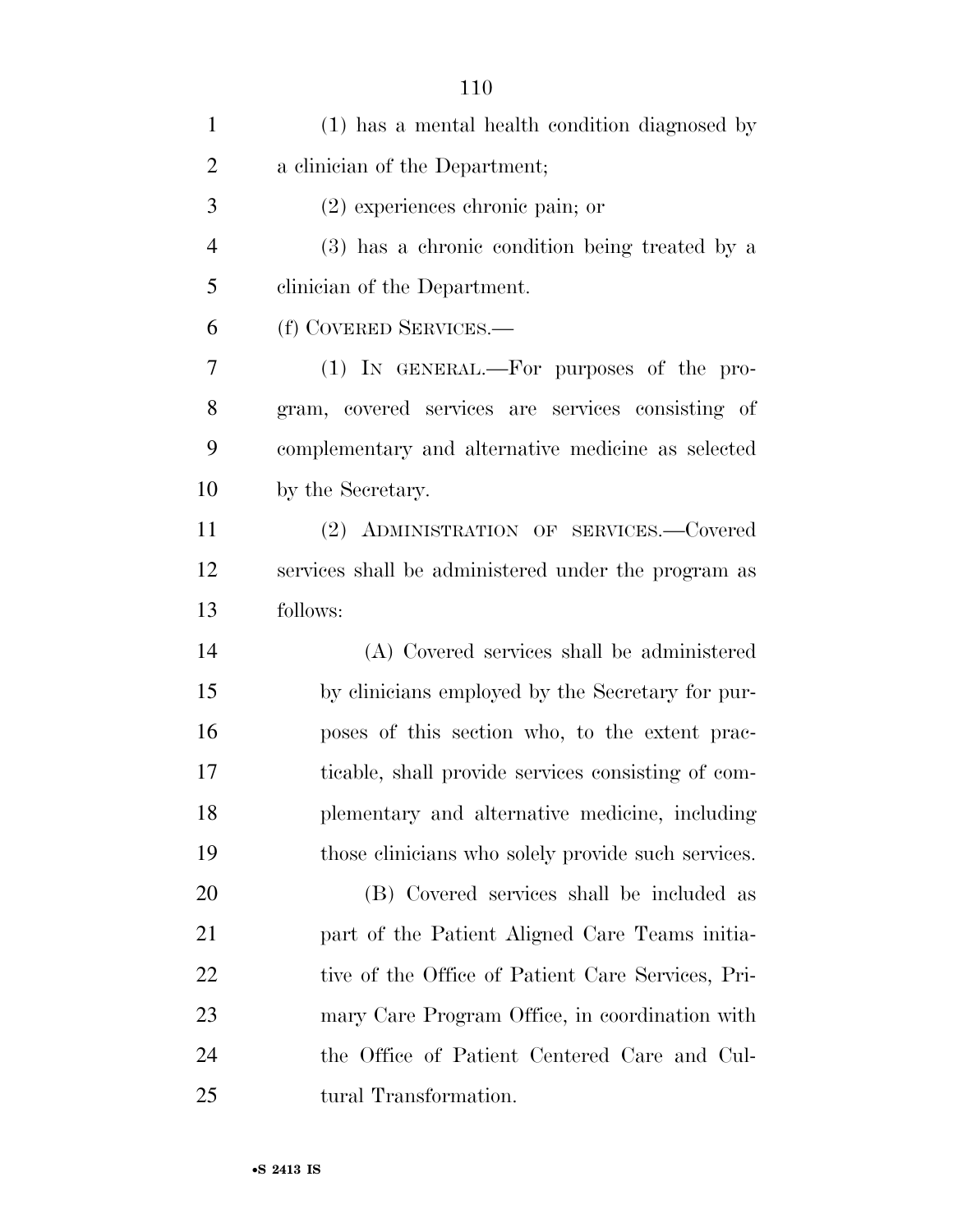(1) has a mental health condition diagnosed by a clinician of the Department;

(2) experiences chronic pain; or

(3) has a chronic condition being treated by a clinician of the Department.

(f) COVERED SERVICES.—

(1) IN GENERAL.—For purposes of the program, covered services are services consisting of complementary and alternative medicine as selected by the Secretary.

(2) ADMINISTRATION OF SERVICES.—Covered services shall be administered under the program as follows:

(A) Covered services shall be administered by clinicians employed by the Secretary for purposes of this section who, to the extent practicable, shall provide services consisting of complementary and alternative medicine, including those clinicians who solely provide such services.

(B) Covered services shall be included as part of the Patient Aligned Care Teams initiative of the Office of Patient Care Services, Primary Care Program Office, in coordination with the Office of Patient Centered Care and Cultural Transformation.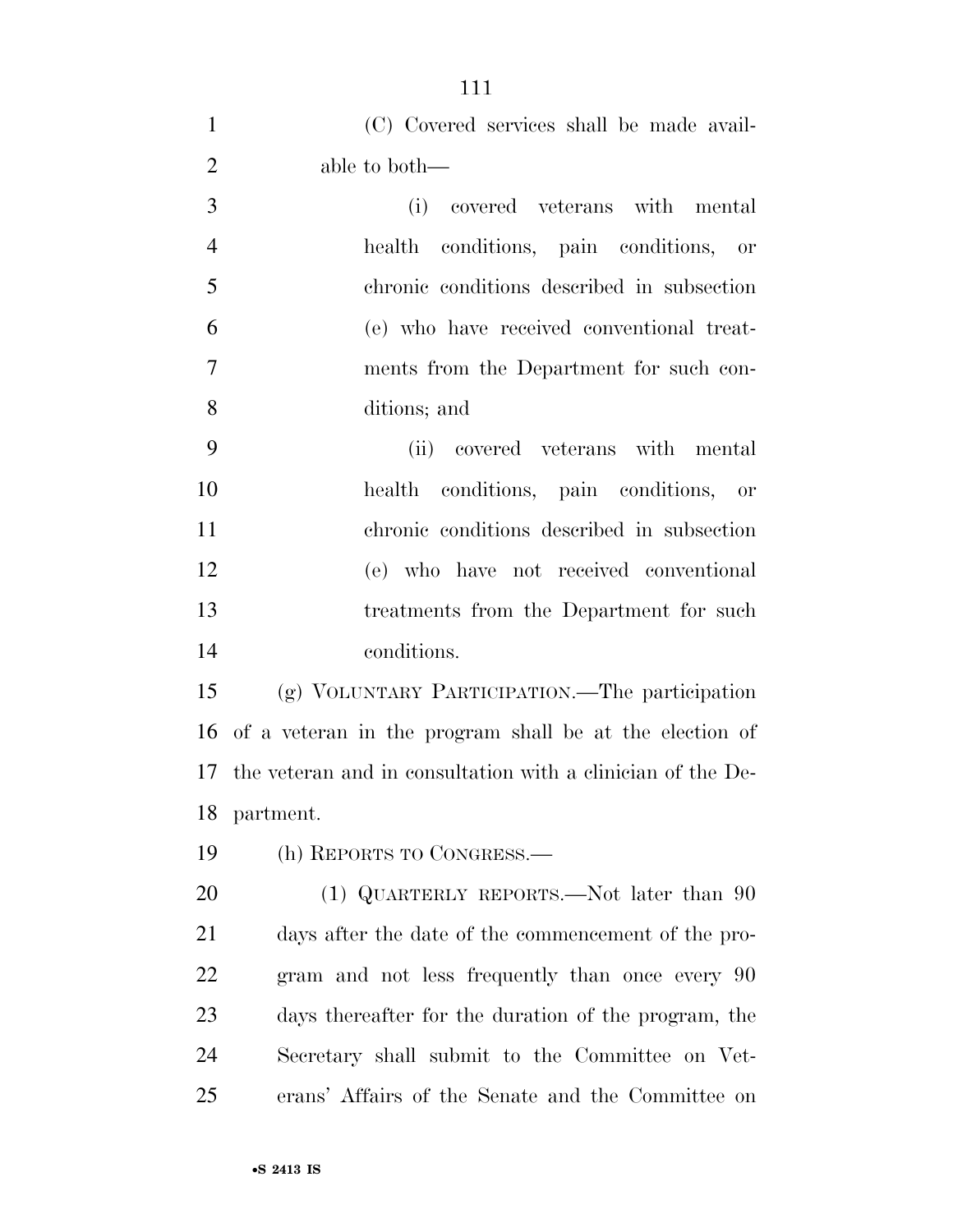(C) Covered services shall be made available to both—

(i) covered veterans with mental health conditions, pain conditions, or chronic conditions described in subsection (e) who have received conventional treatments from the Department for such conditions; and

(ii) covered veterans with mental health conditions, pain conditions, or chronic conditions described in subsection (e) who have not received conventional treatments from the Department for such conditions.

(g) VOLUNTARY PARTICIPATION.—The participation of a veteran in the program shall be at the election of the veteran and in consultation with a clinician of the Department.

(h) REPORTS TO CONGRESS.—

(1) QUARTERLY REPORTS.—Not later than 90 days after the date of the commencement of the program and not less frequently than once every 90 days thereafter for the duration of the program, the Secretary shall submit to the Committee on Veterans' Affairs of the Senate and the Committee on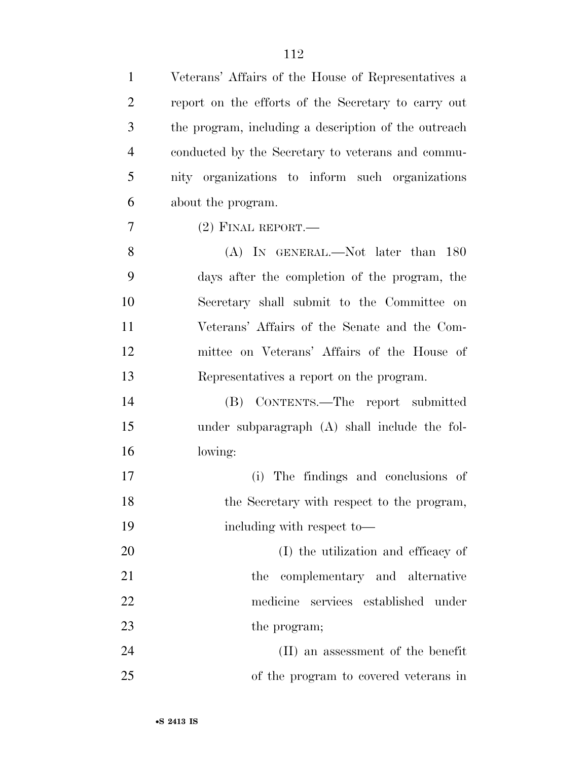Veterans' Affairs of the House of Representatives a report on the efforts of the Secretary to carry out the program, including a description of the outreach conducted by the Secretary to veterans and community organizations to inform such organizations about the program.

(2) FINAL REPORT.—

(A) IN GENERAL.—Not later than 180 days after the completion of the program, the Secretary shall submit to the Committee on Veterans' Affairs of the Senate and the Committee on Veterans' Affairs of the House of Representatives a report on the program.

(B) CONTENTS.—The report submitted under subparagraph (A) shall include the following:

(i) The findings and conclusions of the Secretary with respect to the program, including with respect to—

(I) the utilization and efficacy of the complementary and alternative medicine services established under the program;

(II) an assessment of the benefit of the program to covered veterans in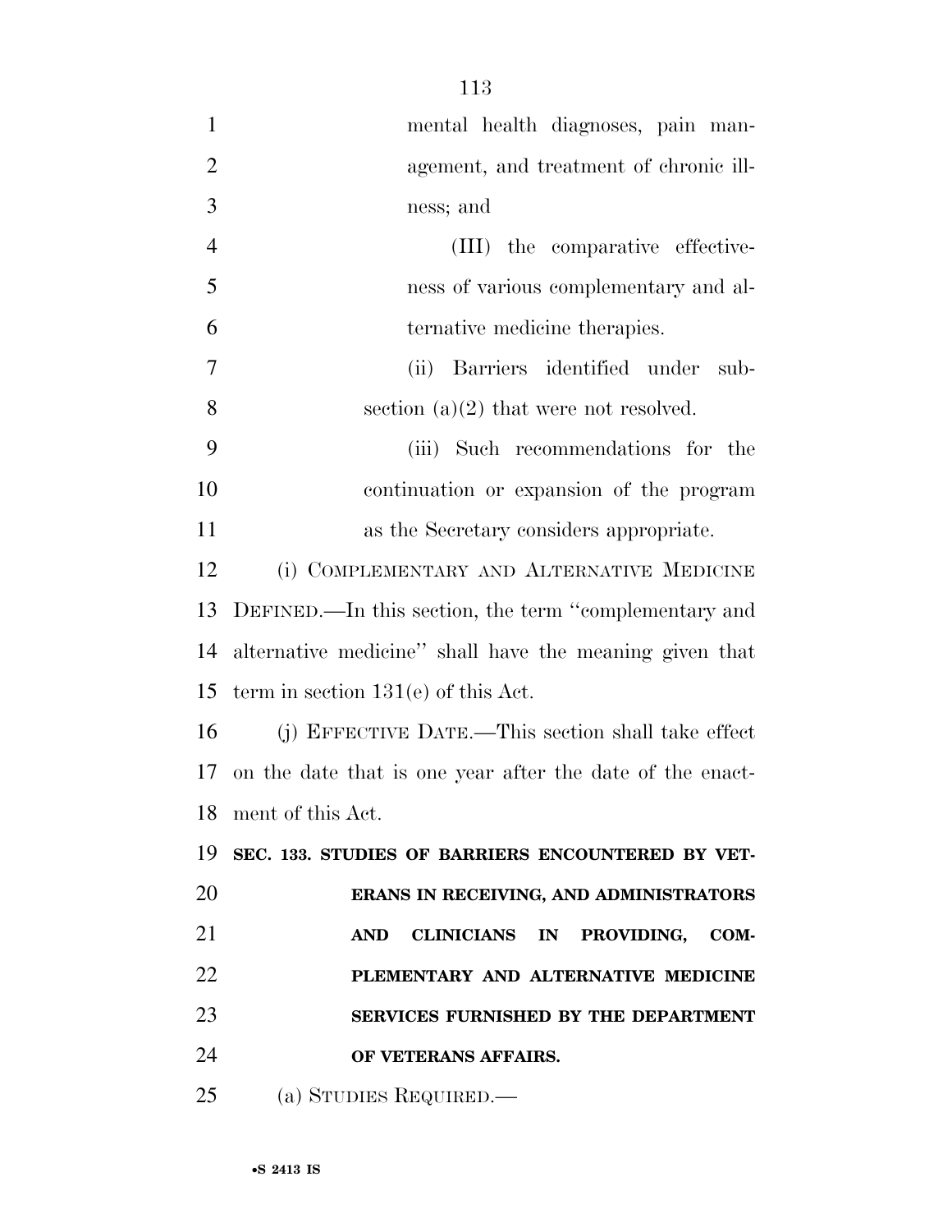mental health diagnoses, pain management, and treatment of chronic illness; and

(III) the comparative effectiveness of various complementary and alternative medicine therapies.

(ii) Barriers identified under subsection (a)(2) that were not resolved.

(iii) Such recommendations for the continuation or expansion of the program as the Secretary considers appropriate.

(i) COMPLEMENTARY AND ALTERNATIVE MEDICINE DEFINED.—In this section, the term ''complementary and alternative medicine'' shall have the meaning given that term in section 131(e) of this Act.

(j) EFFECTIVE DATE.—This section shall take effect on the date that is one year after the date of the enactment of this Act.

**SEC. 133. STUDIES OF BARRIERS ENCOUNTERED BY VETERANS IN RECEIVING, AND ADMINISTRATORS AND CLINICIANS IN PROVIDING, COMPLEMENTARY AND ALTERNATIVE MEDICINE SERVICES FURNISHED BY THE DEPARTMENT OF VETERANS AFFAIRS.**

(a) STUDIES REQUIRED.—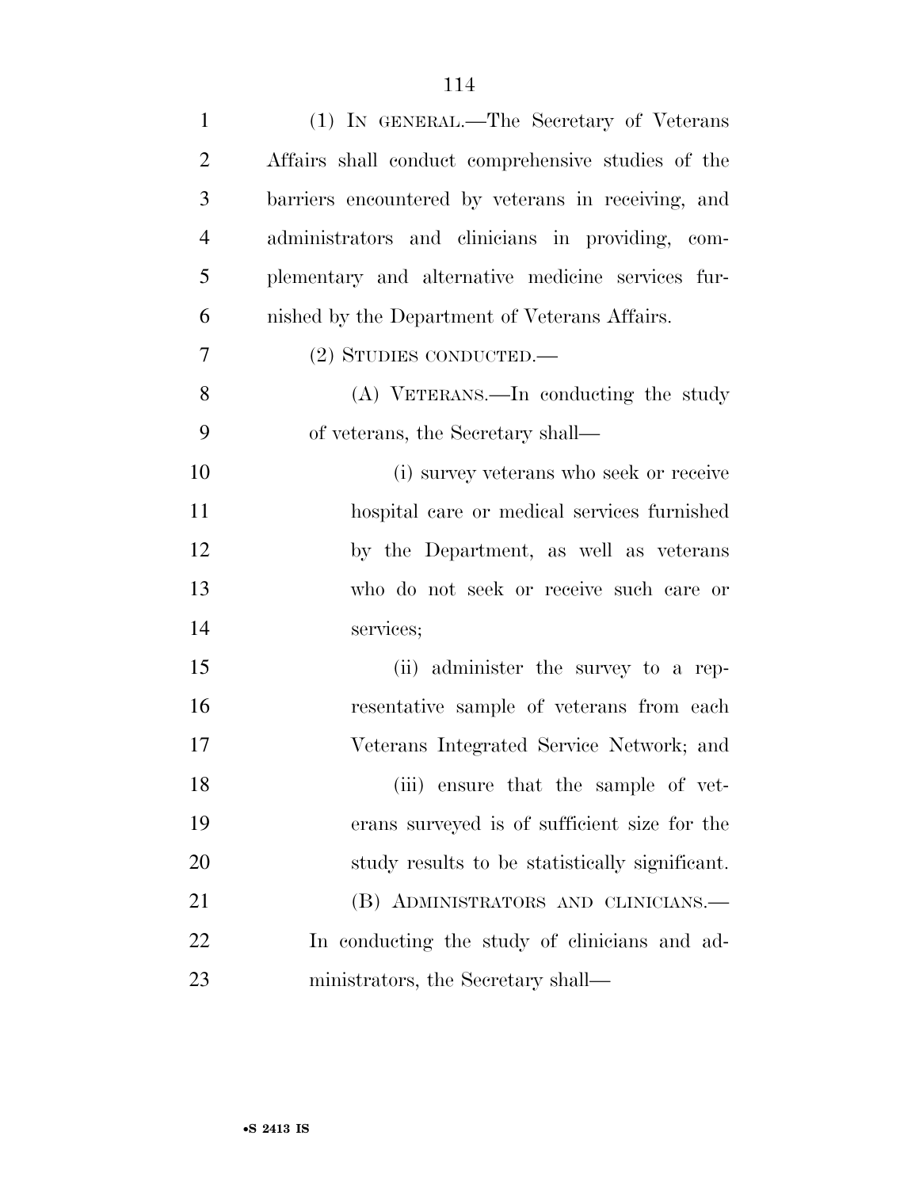(1) IN GENERAL.—The Secretary of Veterans Affairs shall conduct comprehensive studies of the barriers encountered by veterans in receiving, and administrators and clinicians in providing, complementary and alternative medicine services furnished by the Department of Veterans Affairs.

(2) STUDIES CONDUCTED.—

(A) VETERANS.—In conducting the study of veterans, the Secretary shall—

(i) survey veterans who seek or receive hospital care or medical services furnished by the Department, as well as veterans who do not seek or receive such care or services;

(ii) administer the survey to a representative sample of veterans from each Veterans Integrated Service Network; and

(iii) ensure that the sample of veterans surveyed is of sufficient size for the study results to be statistically significant.

(B) ADMINISTRATORS AND CLINICIANS.—In conducting the study of clinicians and administrators, the Secretary shall—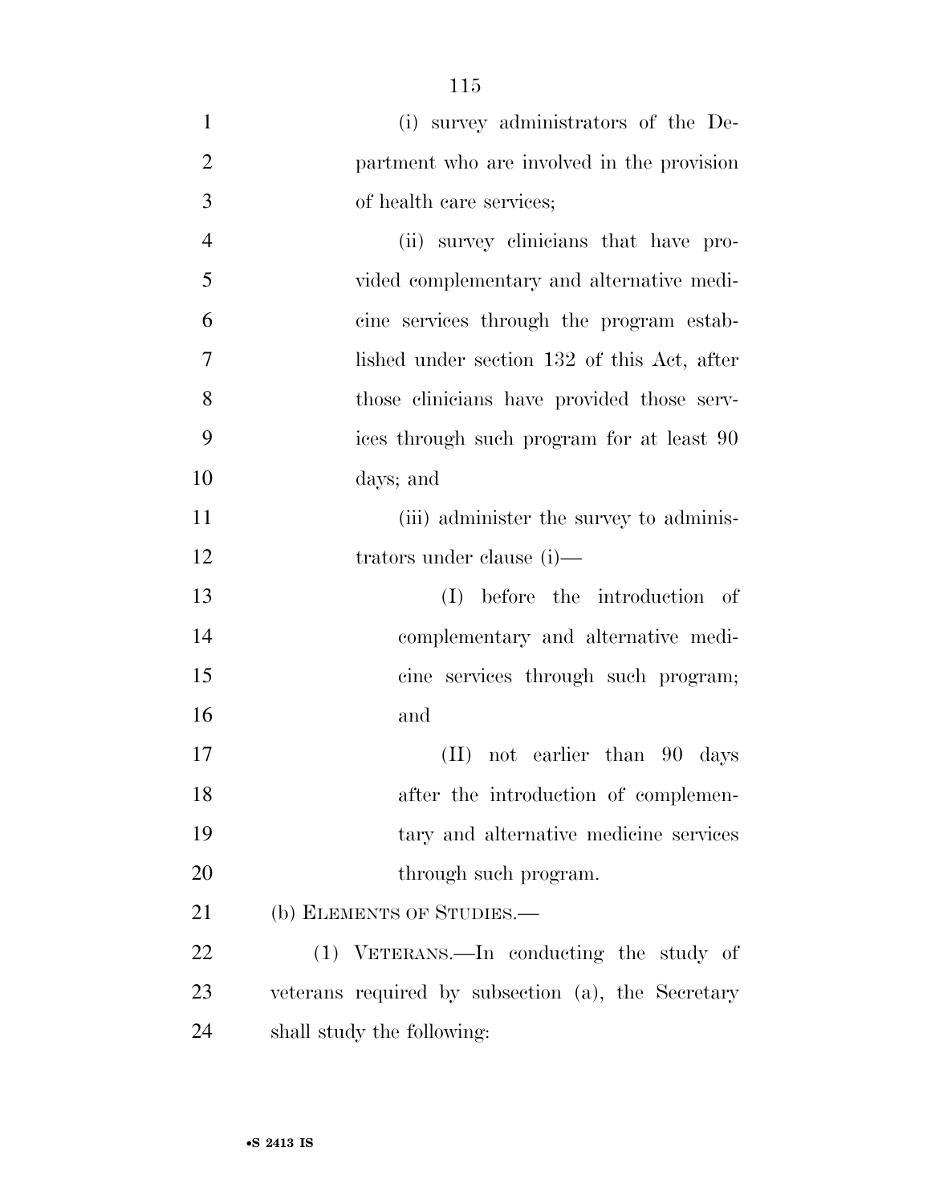(i) survey administrators of the Department who are involved in the provision of health care services;

(ii) survey clinicians that have provided complementary and alternative medicine services through the program established under section 132 of this Act, after those clinicians have provided those services through such program for at least 90 days; and

(iii) administer the survey to administrators under clause (i)—

(I) before the introduction of complementary and alternative medicine services through such program; and

(II) not earlier than 90 days after the introduction of complementary and alternative medicine services through such program.

(b) ELEMENTS OF STUDIES.—

(1) VETERANS.—In conducting the study of veterans required by subsection (a), the Secretary shall study the following: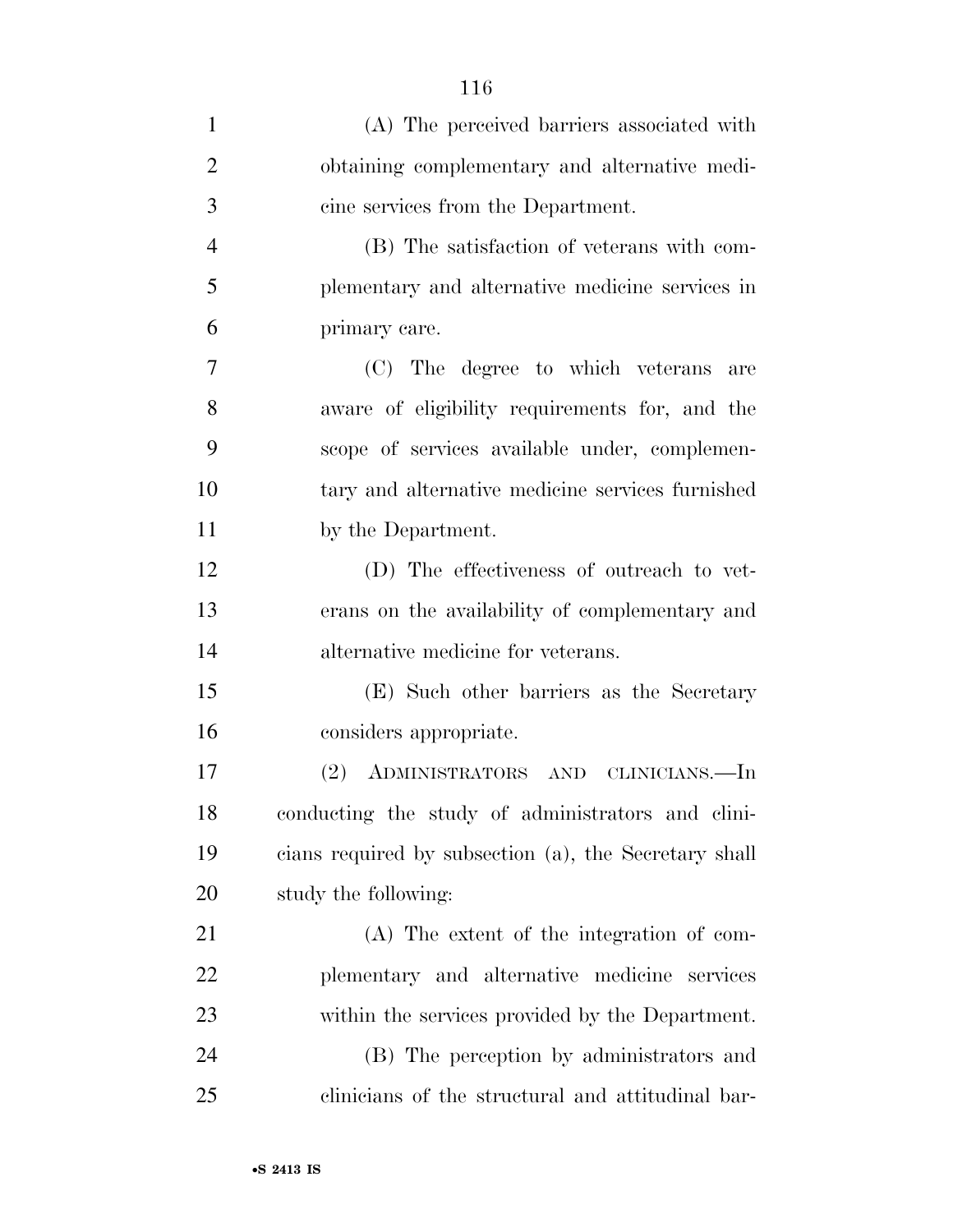(A) The perceived barriers associated with obtaining complementary and alternative medicine services from the Department.

(B) The satisfaction of veterans with complementary and alternative medicine services in primary care.

(C) The degree to which veterans are aware of eligibility requirements for, and the scope of services available under, complementary and alternative medicine services furnished by the Department.

(D) The effectiveness of outreach to veterans on the availability of complementary and alternative medicine for veterans.

(E) Such other barriers as the Secretary considers appropriate.

(2) ADMINISTRATORS AND CLINICIANS.—In conducting the study of administrators and clinicians required by subsection (a), the Secretary shall study the following:

(A) The extent of the integration of complementary and alternative medicine services within the services provided by the Department.

(B) The perception by administrators and clinicians of the structural and attitudinal bar-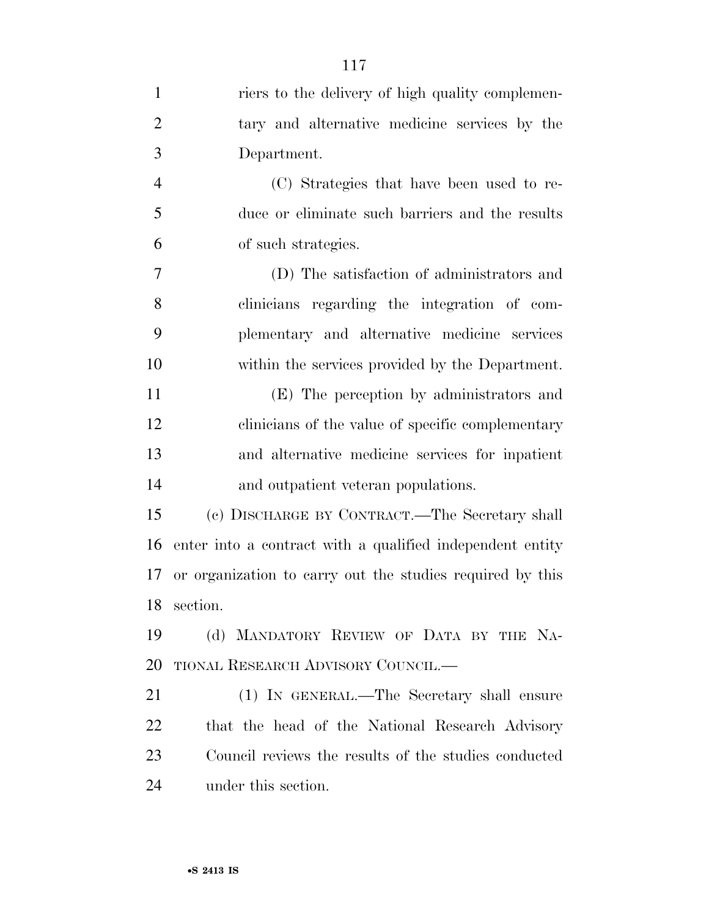riers to the delivery of high quality complementary and alternative medicine services by the Department.

(C) Strategies that have been used to reduce or eliminate such barriers and the results of such strategies.

(D) The satisfaction of administrators and clinicians regarding the integration of complementary and alternative medicine services within the services provided by the Department.

(E) The perception by administrators and clinicians of the value of specific complementary and alternative medicine services for inpatient and outpatient veteran populations.

(c) DISCHARGE BY CONTRACT.—The Secretary shall enter into a contract with a qualified independent entity or organization to carry out the studies required by this section.

(d) MANDATORY REVIEW OF DATA BY THE NATIONAL RESEARCH ADVISORY COUNCIL.—

(1) IN GENERAL.—The Secretary shall ensure that the head of the National Research Advisory Council reviews the results of the studies conducted under this section.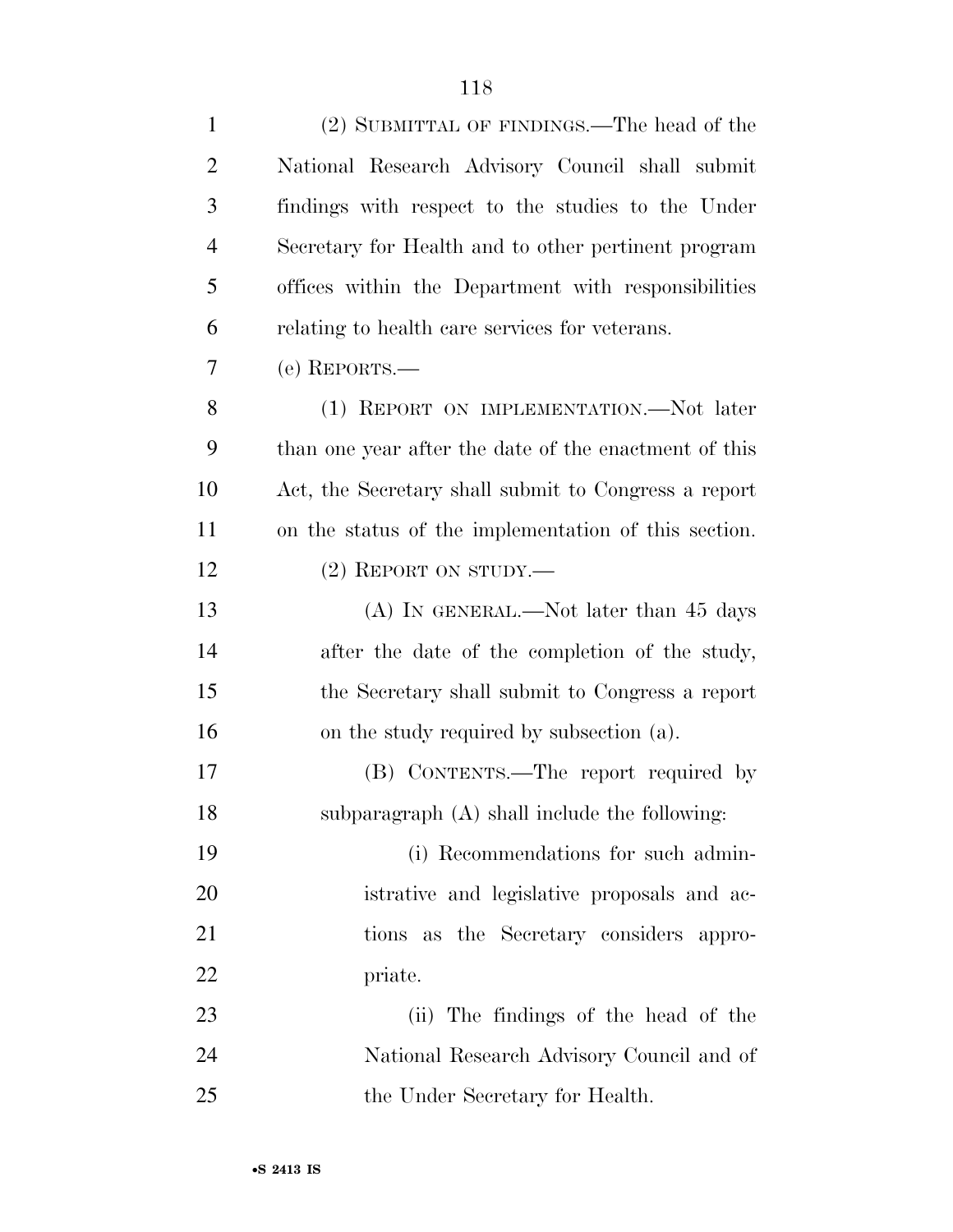(2) SUBMITTAL OF FINDINGS.—The head of the National Research Advisory Council shall submit findings with respect to the studies to the Under Secretary for Health and to other pertinent program offices within the Department with responsibilities relating to health care services for veterans.

(e) REPORTS.—

(1) REPORT ON IMPLEMENTATION.—Not later than one year after the date of the enactment of this Act, the Secretary shall submit to Congress a report on the status of the implementation of this section.

(2) REPORT ON STUDY.—

(A) IN GENERAL.—Not later than 45 days after the date of the completion of the study, the Secretary shall submit to Congress a report on the study required by subsection (a).

(B) CONTENTS.—The report required by subparagraph (A) shall include the following:

(i) Recommendations for such administrative and legislative proposals and actions as the Secretary considers appropriate.

(ii) The findings of the head of the National Research Advisory Council and of the Under Secretary for Health.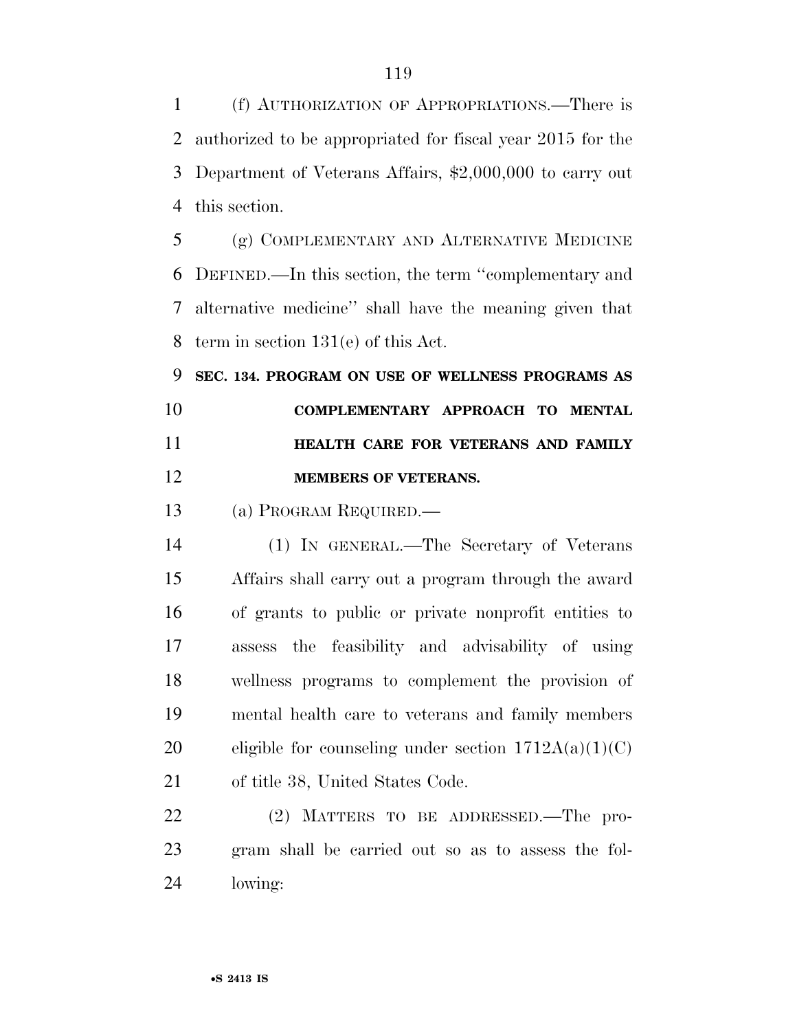(f) AUTHORIZATION OF APPROPRIATIONS.—There is authorized to be appropriated for fiscal year 2015 for the Department of Veterans Affairs, $2,000,000 to carry out this section.

(g) COMPLEMENTARY AND ALTERNATIVE MEDICINE DEFINED.—In this section, the term ''complementary and alternative medicine'' shall have the meaning given that term in section 131(e) of this Act.

**SEC. 134. PROGRAM ON USE OF WELLNESS PROGRAMS AS COMPLEMENTARY APPROACH TO MENTAL HEALTH CARE FOR VETERANS AND FAMILY MEMBERS OF VETERANS.**

(a) PROGRAM REQUIRED.—

(1) IN GENERAL.—The Secretary of Veterans Affairs shall carry out a program through the award of grants to public or private nonprofit entities to assess the feasibility and advisability of using wellness programs to complement the provision of mental health care to veterans and family members eligible for counseling under section 1712A(a)(1)(C) of title 38, United States Code.

(2) MATTERS TO BE ADDRESSED.—The program shall be carried out so as to assess the following: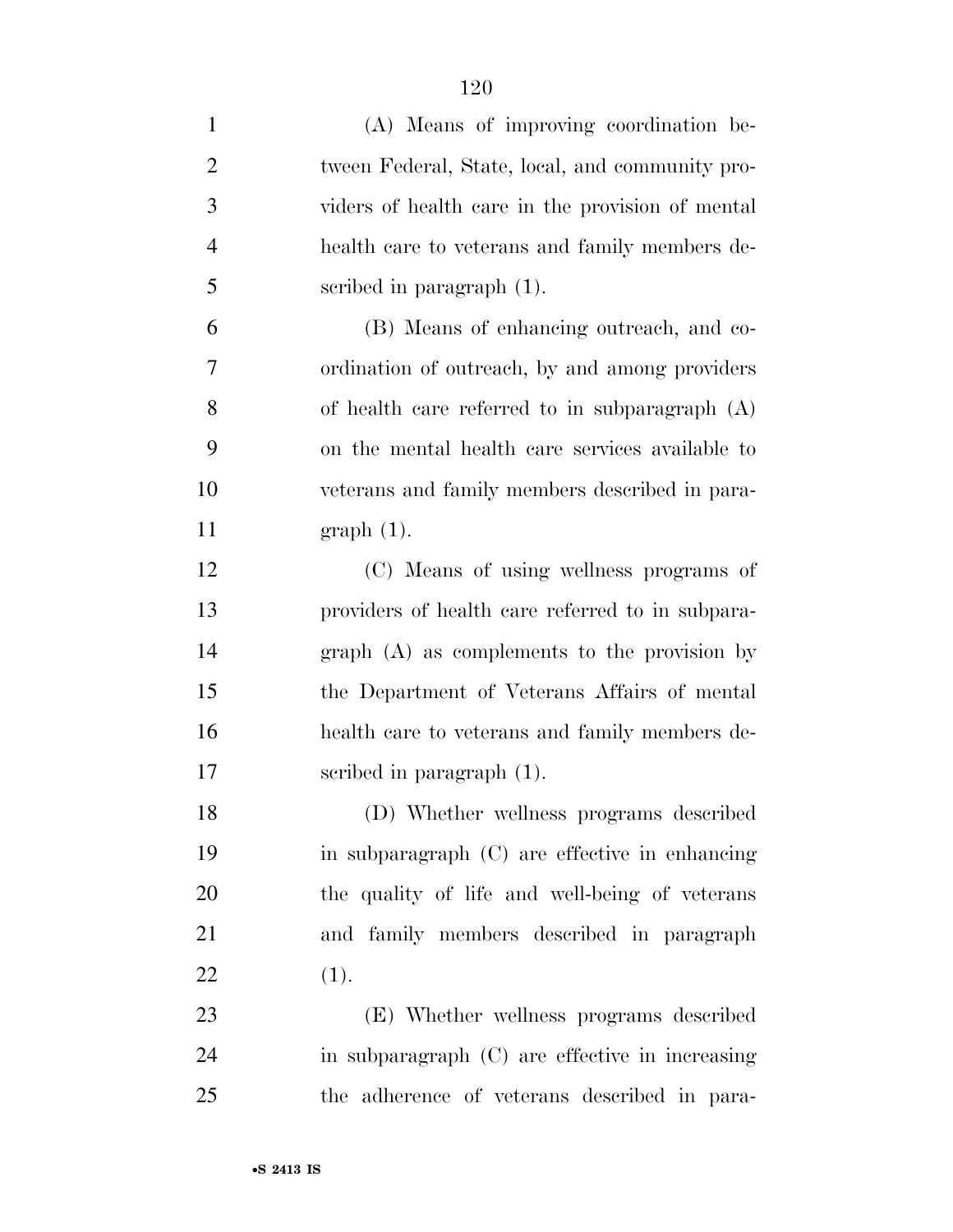(A) Means of improving coordination between Federal, State, local, and community providers of health care in the provision of mental health care to veterans and family members described in paragraph (1).

(B) Means of enhancing outreach, and coordination of outreach, by and among providers of health care referred to in subparagraph (A) on the mental health care services available to veterans and family members described in paragraph (1).

(C) Means of using wellness programs of providers of health care referred to in subparagraph (A) as complements to the provision by the Department of Veterans Affairs of mental health care to veterans and family members described in paragraph (1).

(D) Whether wellness programs described in subparagraph (C) are effective in enhancing the quality of life and well-being of veterans and family members described in paragraph (1).

(E) Whether wellness programs described in subparagraph (C) are effective in increasing the adherence of veterans described in para-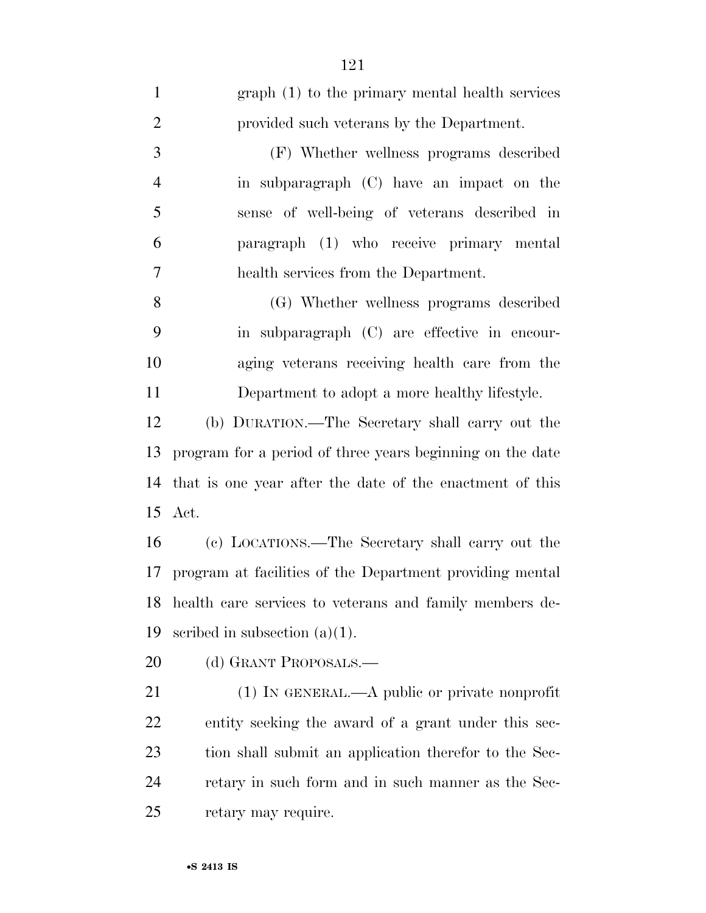graph (1) to the primary mental health services provided such veterans by the Department.

(F) Whether wellness programs described in subparagraph (C) have an impact on the sense of well-being of veterans described in paragraph (1) who receive primary mental health services from the Department.

(G) Whether wellness programs described in subparagraph (C) are effective in encouraging veterans receiving health care from the Department to adopt a more healthy lifestyle.

(b) DURATION.—The Secretary shall carry out the program for a period of three years beginning on the date that is one year after the date of the enactment of this Act.

(c) LOCATIONS.—The Secretary shall carry out the program at facilities of the Department providing mental health care services to veterans and family members described in subsection (a)(1).

(d) GRANT PROPOSALS.—

(1) IN GENERAL.—A public or private nonprofit entity seeking the award of a grant under this section shall submit an application therefor to the Secretary in such form and in such manner as the Secretary may require.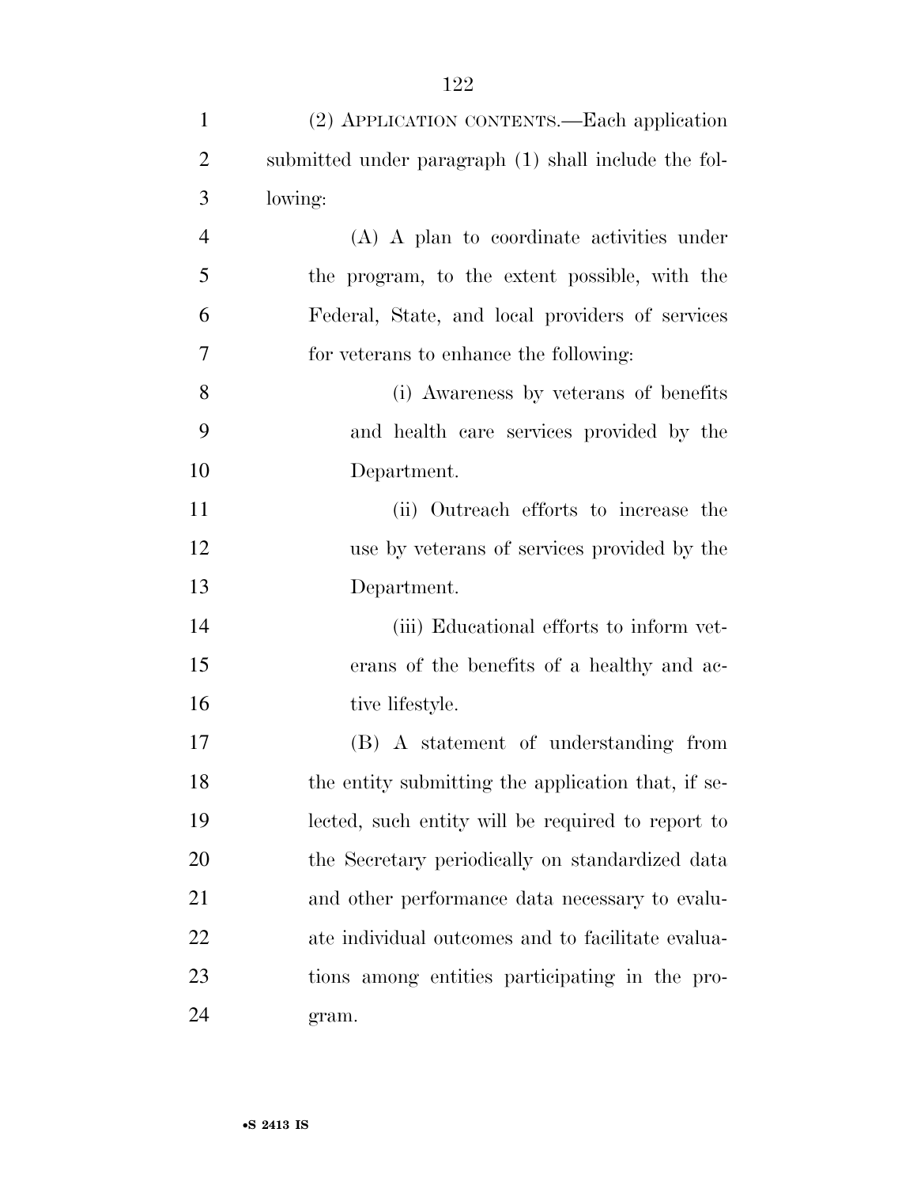(2) APPLICATION CONTENTS.—Each application submitted under paragraph (1) shall include the following:

(A) A plan to coordinate activities under the program, to the extent possible, with the Federal, State, and local providers of services for veterans to enhance the following:

(i) Awareness by veterans of benefits and health care services provided by the Department.

(ii) Outreach efforts to increase the use by veterans of services provided by the Department.

(iii) Educational efforts to inform veterans of the benefits of a healthy and active lifestyle.

(B) A statement of understanding from the entity submitting the application that, if selected, such entity will be required to report to the Secretary periodically on standardized data and other performance data necessary to evaluate individual outcomes and to facilitate evaluations among entities participating in the program.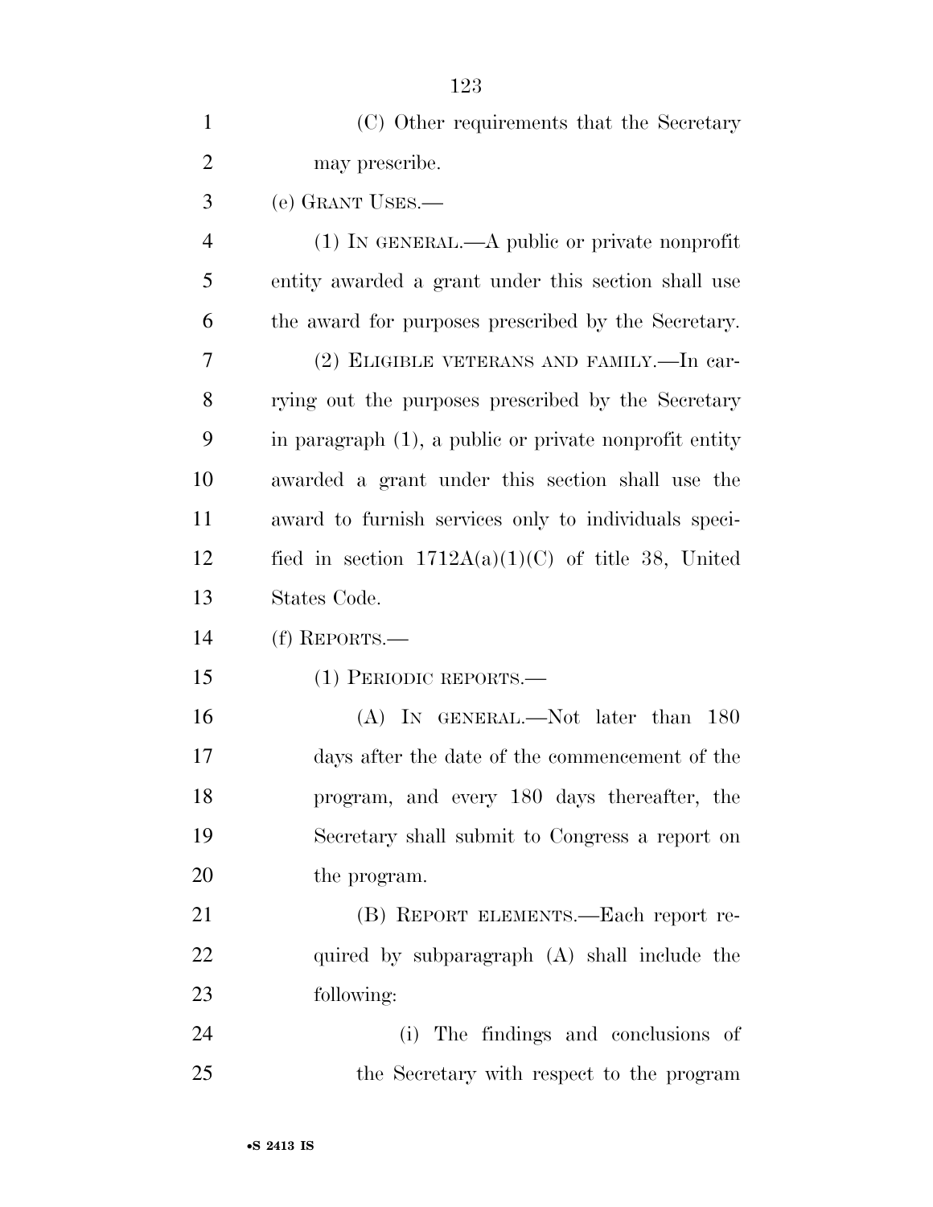(C) Other requirements that the Secretary may prescribe.

(e) GRANT USES.—

(1) IN GENERAL.—A public or private nonprofit entity awarded a grant under this section shall use the award for purposes prescribed by the Secretary.

(2) ELIGIBLE VETERANS AND FAMILY.—In carrying out the purposes prescribed by the Secretary in paragraph (1), a public or private nonprofit entity awarded a grant under this section shall use the award to furnish services only to individuals specified in section 1712A(a)(1)(C) of title 38, United States Code.

(f) REPORTS.—

(1) PERIODIC REPORTS.—

(A) IN GENERAL.—Not later than 180 days after the date of the commencement of the program, and every 180 days thereafter, the Secretary shall submit to Congress a report on the program.

(B) REPORT ELEMENTS.—Each report required by subparagraph (A) shall include the following:

(i) The findings and conclusions of the Secretary with respect to the program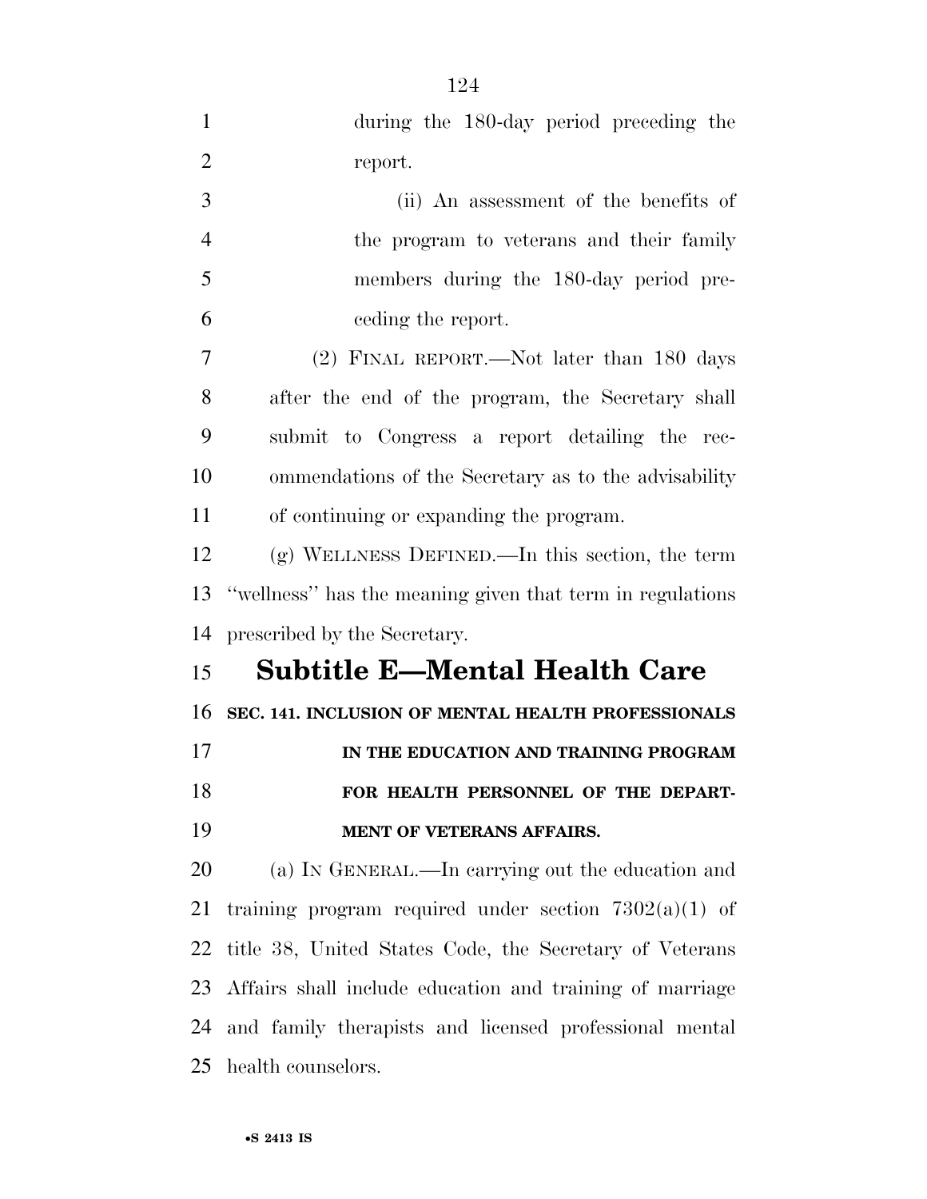during the 180-day period preceding the report.

(ii) An assessment of the benefits of the program to veterans and their family members during the 180-day period preceding the report.

(2) FINAL REPORT.—Not later than 180 days after the end of the program, the Secretary shall submit to Congress a report detailing the recommendations of the Secretary as to the advisability of continuing or expanding the program.

(g) WELLNESS DEFINED.—In this section, the term ''wellness'' has the meaning given that term in regulations prescribed by the Secretary.

## Subtitle E—Mental Health Care

### SEC. 141. INCLUSION OF MENTAL HEALTH PROFESSIONALS IN THE EDUCATION AND TRAINING PROGRAM FOR HEALTH PERSONNEL OF THE DEPARTMENT OF VETERANS AFFAIRS.

(a) IN GENERAL.—In carrying out the education and training program required under section 7302(a)(1) of title 38, United States Code, the Secretary of Veterans Affairs shall include education and training of marriage and family therapists and licensed professional mental health counselors.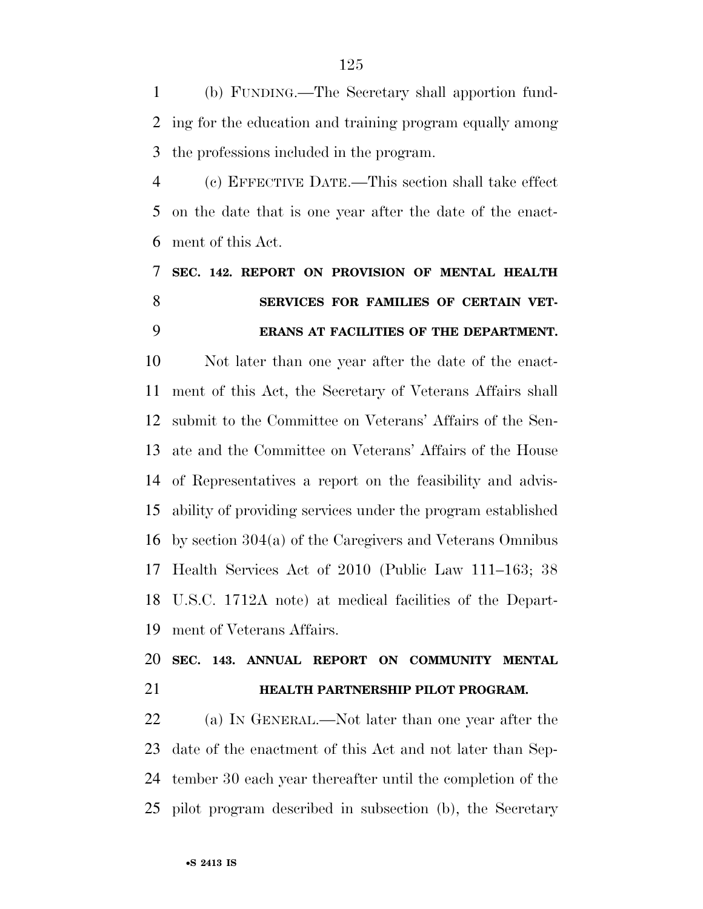(b) FUNDING.—The Secretary shall apportion funding for the education and training program equally among the professions included in the program.

(c) EFFECTIVE DATE.—This section shall take effect on the date that is one year after the date of the enactment of this Act.

### SEC. 142. REPORT ON PROVISION OF MENTAL HEALTH SERVICES FOR FAMILIES OF CERTAIN VETERANS AT FACILITIES OF THE DEPARTMENT.

Not later than one year after the date of the enactment of this Act, the Secretary of Veterans Affairs shall submit to the Committee on Veterans' Affairs of the Senate and the Committee on Veterans' Affairs of the House of Representatives a report on the feasibility and advisability of providing services under the program established by section 304(a) of the Caregivers and Veterans Omnibus Health Services Act of 2010 (Public Law 111–163; 38 U.S.C. 1712A note) at medical facilities of the Department of Veterans Affairs.

### SEC. 143. ANNUAL REPORT ON COMMUNITY MENTAL HEALTH PARTNERSHIP PILOT PROGRAM.

(a) IN GENERAL.—Not later than one year after the date of the enactment of this Act and not later than September 30 each year thereafter until the completion of the pilot program described in subsection (b), the Secretary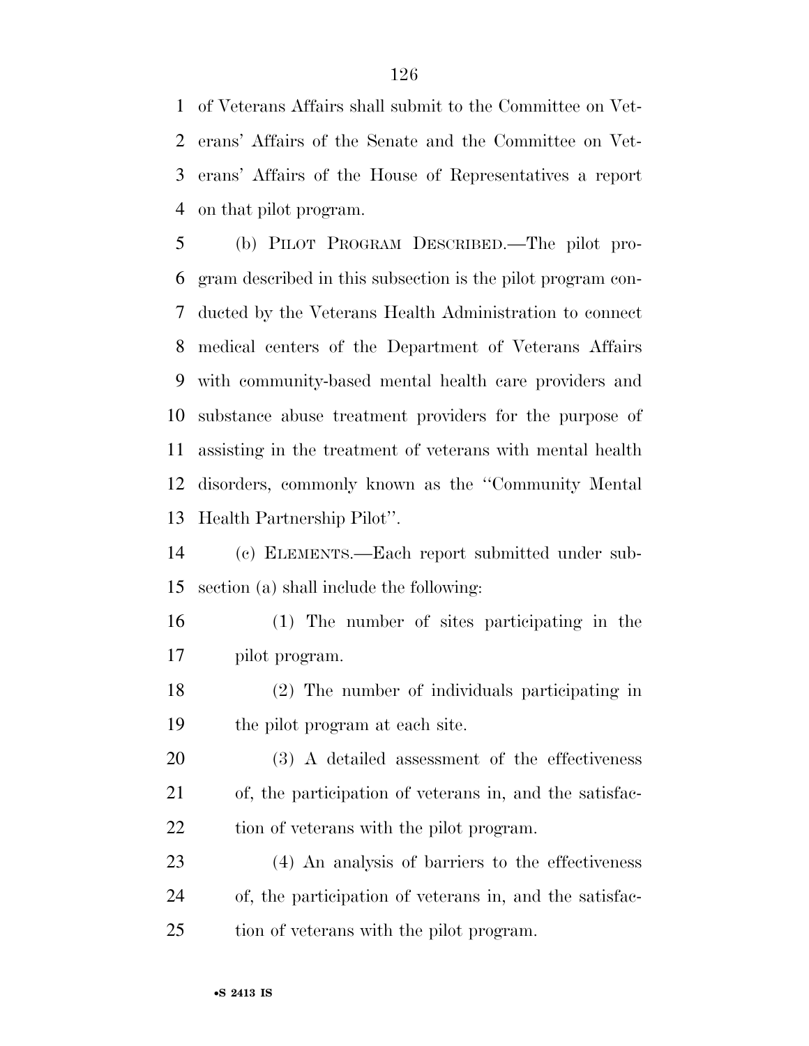of Veterans Affairs shall submit to the Committee on Veterans' Affairs of the Senate and the Committee on Veterans' Affairs of the House of Representatives a report on that pilot program.

(b) PILOT PROGRAM DESCRIBED.—The pilot program described in this subsection is the pilot program conducted by the Veterans Health Administration to connect medical centers of the Department of Veterans Affairs with community-based mental health care providers and substance abuse treatment providers for the purpose of assisting in the treatment of veterans with mental health disorders, commonly known as the ''Community Mental Health Partnership Pilot''.

(c) ELEMENTS.—Each report submitted under subsection (a) shall include the following:

(1) The number of sites participating in the pilot program.

(2) The number of individuals participating in the pilot program at each site.

(3) A detailed assessment of the effectiveness of, the participation of veterans in, and the satisfaction of veterans with the pilot program.

(4) An analysis of barriers to the effectiveness of, the participation of veterans in, and the satisfaction of veterans with the pilot program.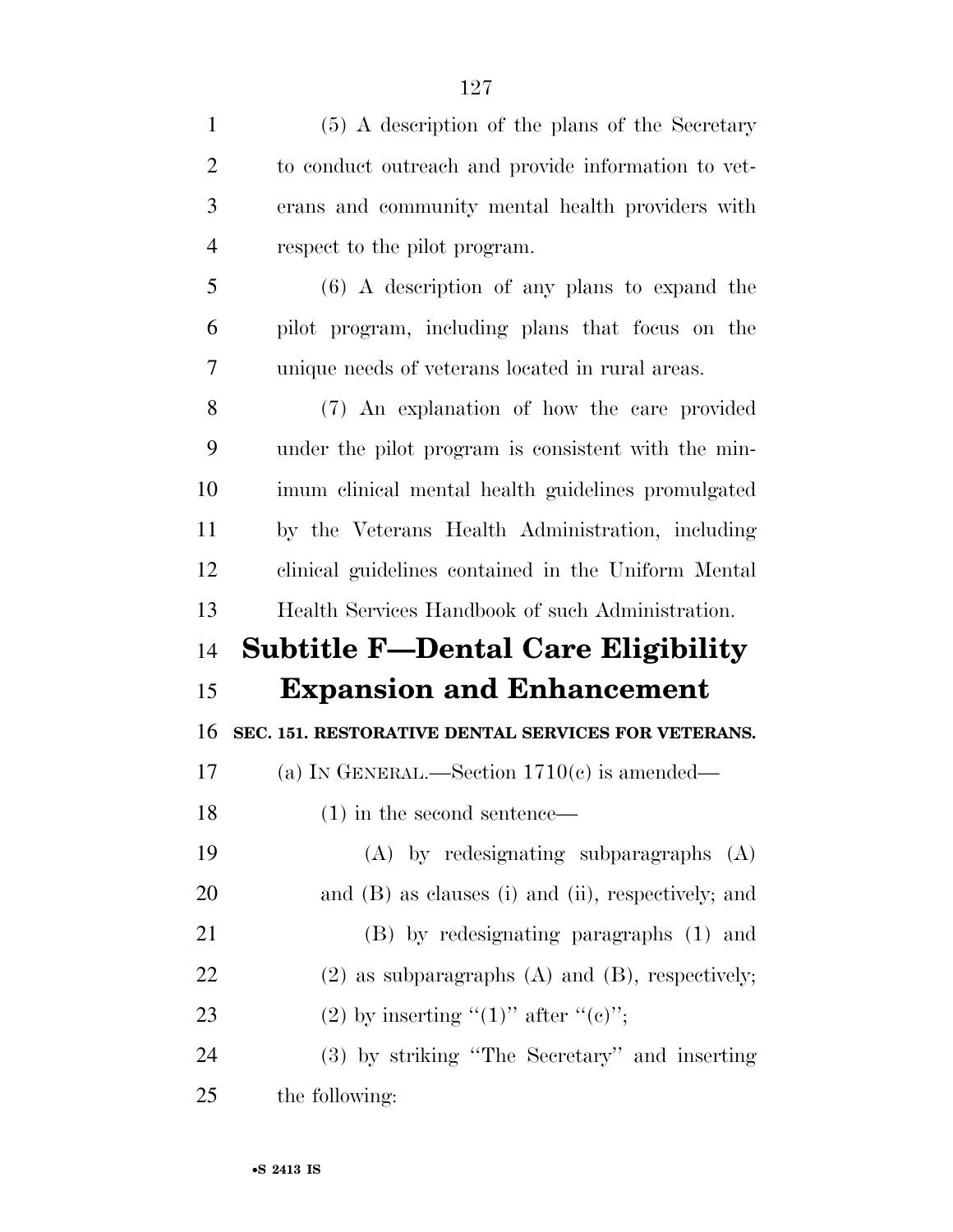(5) A description of the plans of the Secretary to conduct outreach and provide information to veterans and community mental health providers with respect to the pilot program.

(6) A description of any plans to expand the pilot program, including plans that focus on the unique needs of veterans located in rural areas.

(7) An explanation of how the care provided under the pilot program is consistent with the minimum clinical mental health guidelines promulgated by the Veterans Health Administration, including clinical guidelines contained in the Uniform Mental Health Services Handbook of such Administration.

## Subtitle F—Dental Care Eligibility Expansion and Enhancement

**SEC. 151. RESTORATIVE DENTAL SERVICES FOR VETERANS.**

(a) IN GENERAL.—Section 1710(c) is amended—

(1) in the second sentence—

(A) by redesignating subparagraphs (A) and (B) as clauses (i) and (ii), respectively; and

(B) by redesignating paragraphs (1) and (2) as subparagraphs (A) and (B), respectively;

(2) by inserting ''(1)'' after ''(c)'';

(3) by striking ''The Secretary'' and inserting the following: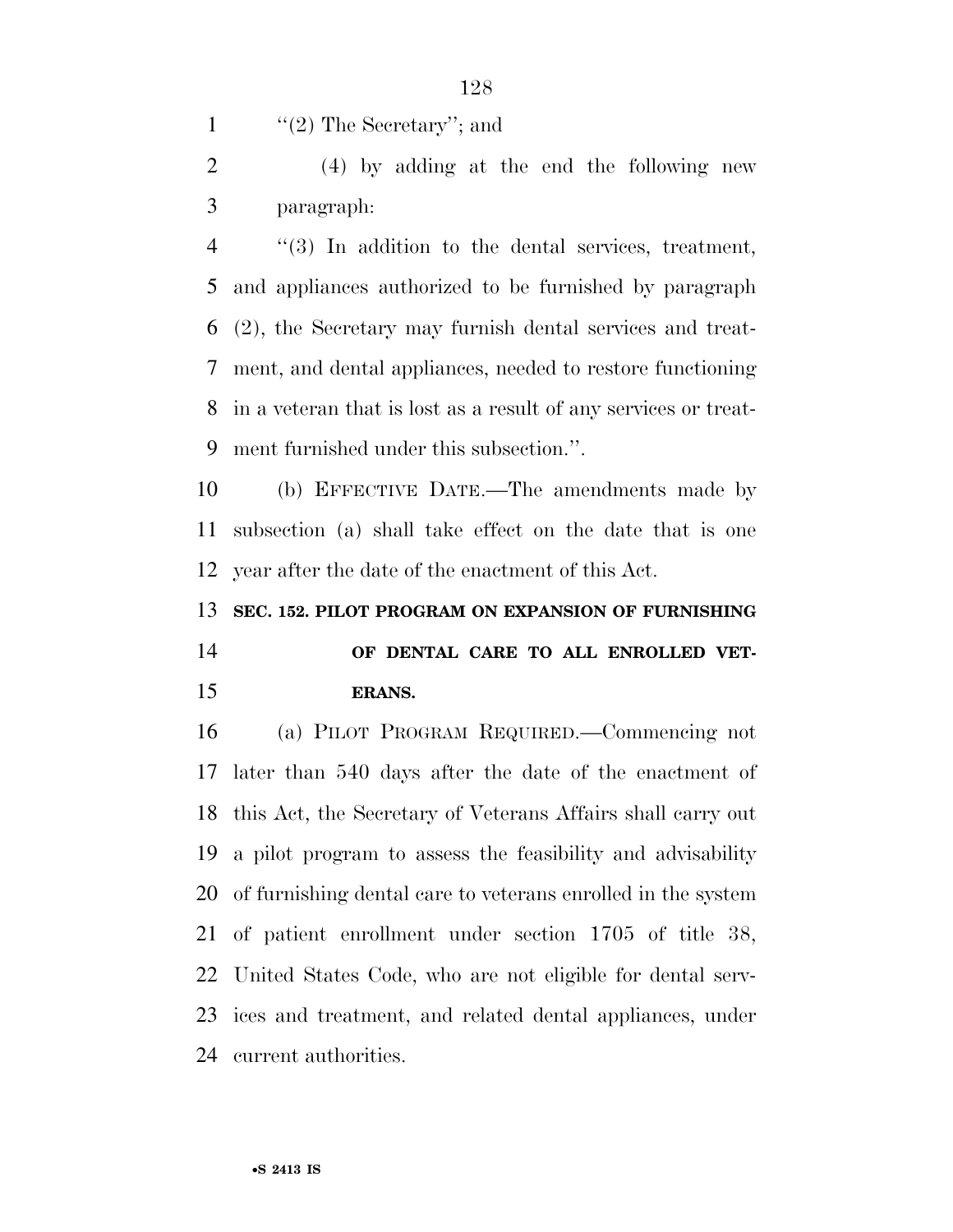"(2) The Secretary"; and

(4) by adding at the end the following new paragraph:

"(3) In addition to the dental services, treatment, and appliances authorized to be furnished by paragraph (2), the Secretary may furnish dental services and treatment, and dental appliances, needed to restore functioning in a veteran that is lost as a result of any services or treatment furnished under this subsection.".

(b) EFFECTIVE DATE.—The amendments made by subsection (a) shall take effect on the date that is one year after the date of the enactment of this Act.

**SEC. 152. PILOT PROGRAM ON EXPANSION OF FURNISHING OF DENTAL CARE TO ALL ENROLLED VETERANS.**

(a) PILOT PROGRAM REQUIRED.—Commencing not later than 540 days after the date of the enactment of this Act, the Secretary of Veterans Affairs shall carry out a pilot program to assess the feasibility and advisability of furnishing dental care to veterans enrolled in the system of patient enrollment under section 1705 of title 38, United States Code, who are not eligible for dental services and treatment, and related dental appliances, under current authorities.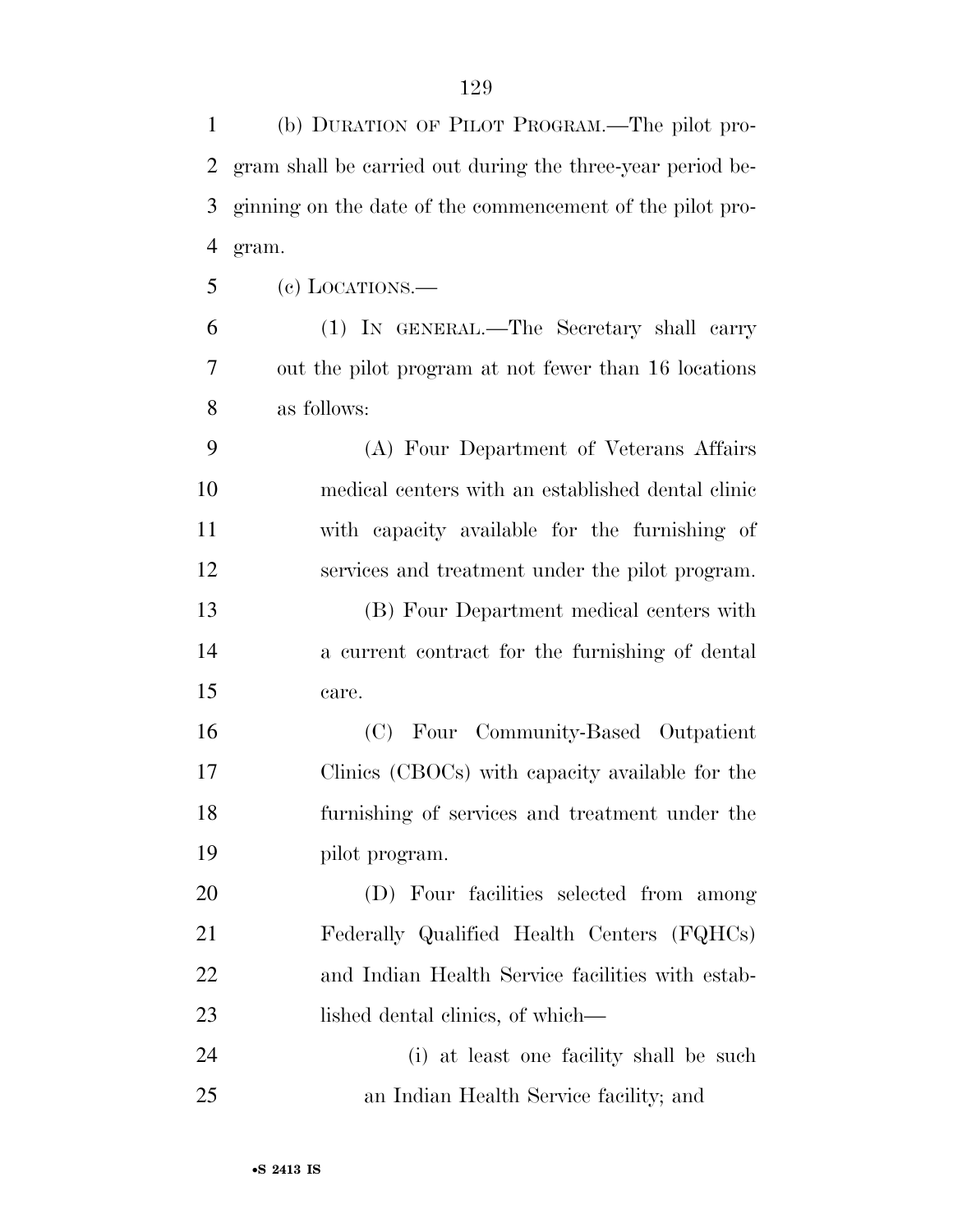(b) DURATION OF PILOT PROGRAM.—The pilot program shall be carried out during the three-year period beginning on the date of the commencement of the pilot program.

(c) LOCATIONS.—

(1) IN GENERAL.—The Secretary shall carry out the pilot program at not fewer than 16 locations as follows:

(A) Four Department of Veterans Affairs medical centers with an established dental clinic with capacity available for the furnishing of services and treatment under the pilot program.

(B) Four Department medical centers with a current contract for the furnishing of dental care.

(C) Four Community-Based Outpatient Clinics (CBOCs) with capacity available for the furnishing of services and treatment under the pilot program.

(D) Four facilities selected from among Federally Qualified Health Centers (FQHCs) and Indian Health Service facilities with established dental clinics, of which—

(i) at least one facility shall be such an Indian Health Service facility; and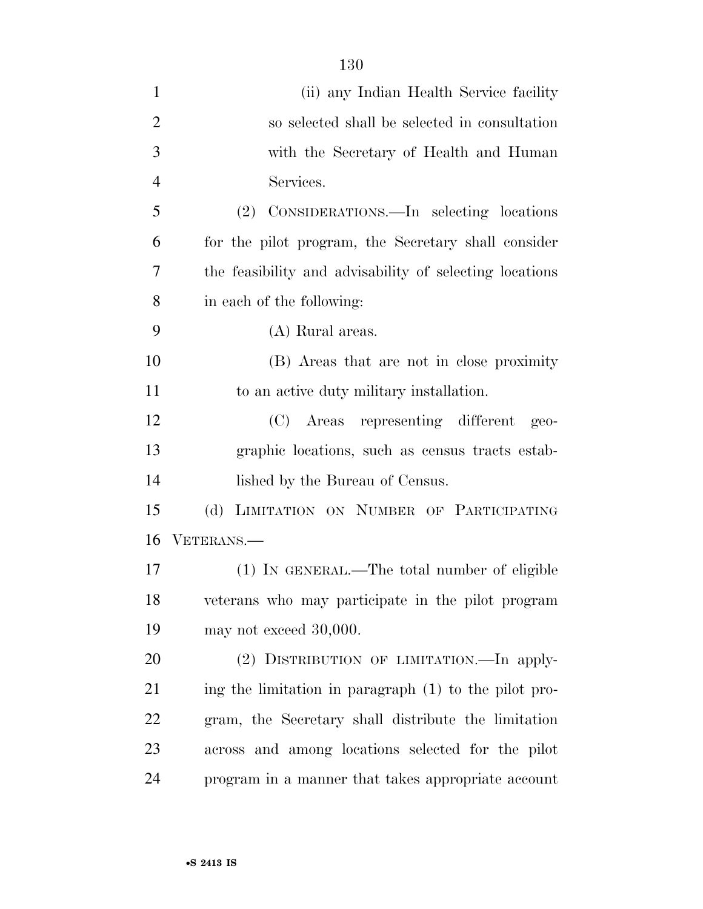(ii) any Indian Health Service facility so selected shall be selected in consultation with the Secretary of Health and Human Services.

(2) CONSIDERATIONS.—In selecting locations for the pilot program, the Secretary shall consider the feasibility and advisability of selecting locations in each of the following:

(A) Rural areas.

(B) Areas that are not in close proximity to an active duty military installation.

(C) Areas representing different geographic locations, such as census tracts established by the Bureau of Census.

(d) LIMITATION ON NUMBER OF PARTICIPATING VETERANS.—

(1) IN GENERAL.—The total number of eligible veterans who may participate in the pilot program may not exceed 30,000.

(2) DISTRIBUTION OF LIMITATION.—In applying the limitation in paragraph (1) to the pilot program, the Secretary shall distribute the limitation across and among locations selected for the pilot program in a manner that takes appropriate account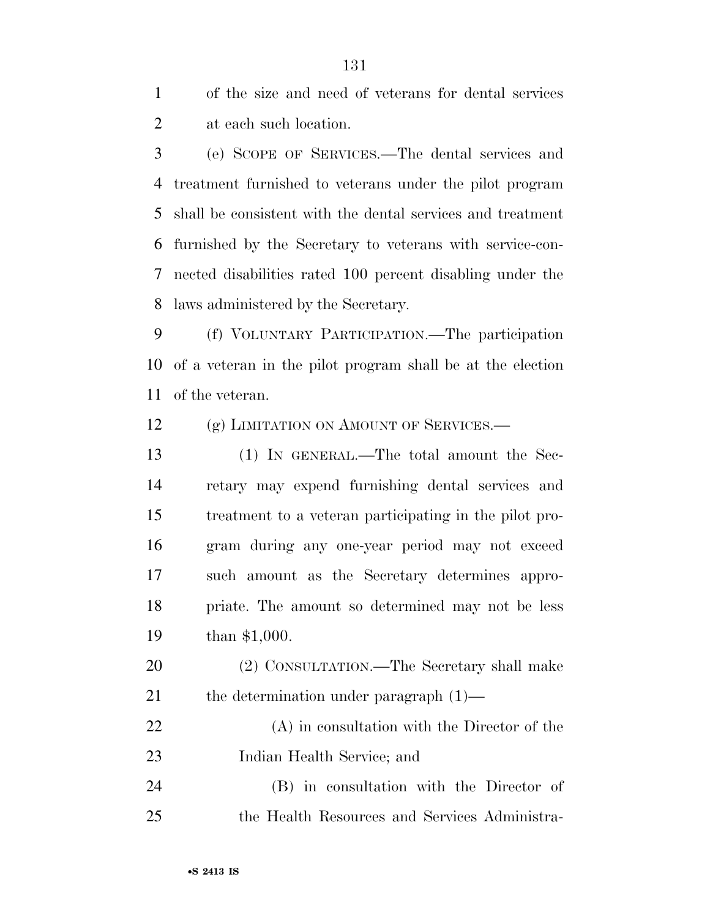of the size and need of veterans for dental services at each such location.

(e) SCOPE OF SERVICES.—The dental services and treatment furnished to veterans under the pilot program shall be consistent with the dental services and treatment furnished by the Secretary to veterans with service-connected disabilities rated 100 percent disabling under the laws administered by the Secretary.

(f) VOLUNTARY PARTICIPATION.—The participation of a veteran in the pilot program shall be at the election of the veteran.

(g) LIMITATION ON AMOUNT OF SERVICES.—

(1) IN GENERAL.—The total amount the Secretary may expend furnishing dental services and treatment to a veteran participating in the pilot program during any one-year period may not exceed such amount as the Secretary determines appropriate. The amount so determined may not be less than $1,000.

(2) CONSULTATION.—The Secretary shall make the determination under paragraph (1)—

(A) in consultation with the Director of the Indian Health Service; and

(B) in consultation with the Director of the Health Resources and Services Administra-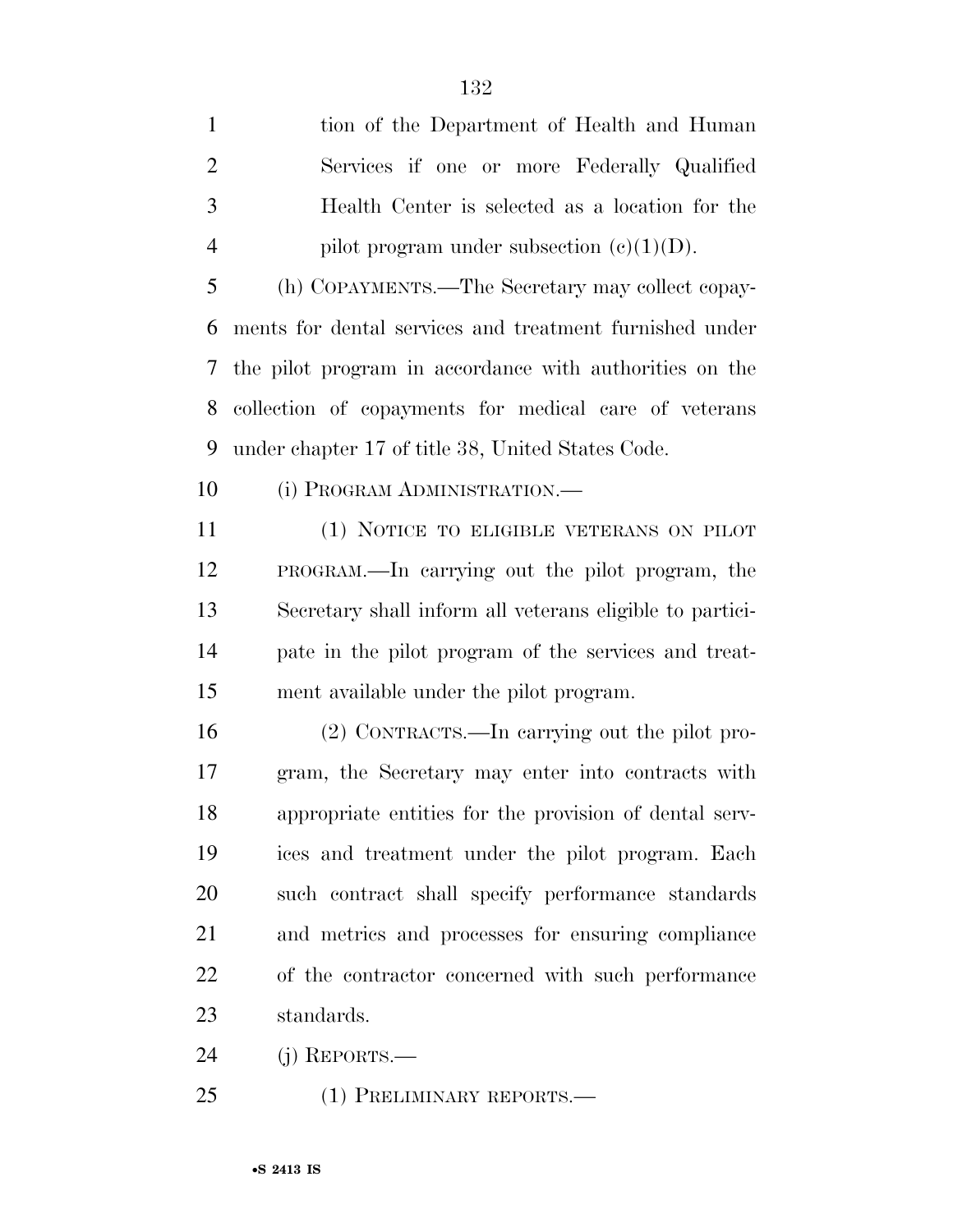tion of the Department of Health and Human Services if one or more Federally Qualified Health Center is selected as a location for the pilot program under subsection (c)(1)(D).

(h) COPAYMENTS.—The Secretary may collect copayments for dental services and treatment furnished under the pilot program in accordance with authorities on the collection of copayments for medical care of veterans under chapter 17 of title 38, United States Code.

(i) PROGRAM ADMINISTRATION.—

(1) NOTICE TO ELIGIBLE VETERANS ON PILOT PROGRAM.—In carrying out the pilot program, the Secretary shall inform all veterans eligible to participate in the pilot program of the services and treatment available under the pilot program.

(2) CONTRACTS.—In carrying out the pilot program, the Secretary may enter into contracts with appropriate entities for the provision of dental services and treatment under the pilot program. Each such contract shall specify performance standards and metrics and processes for ensuring compliance of the contractor concerned with such performance standards.

(j) REPORTS.—

(1) PRELIMINARY REPORTS.—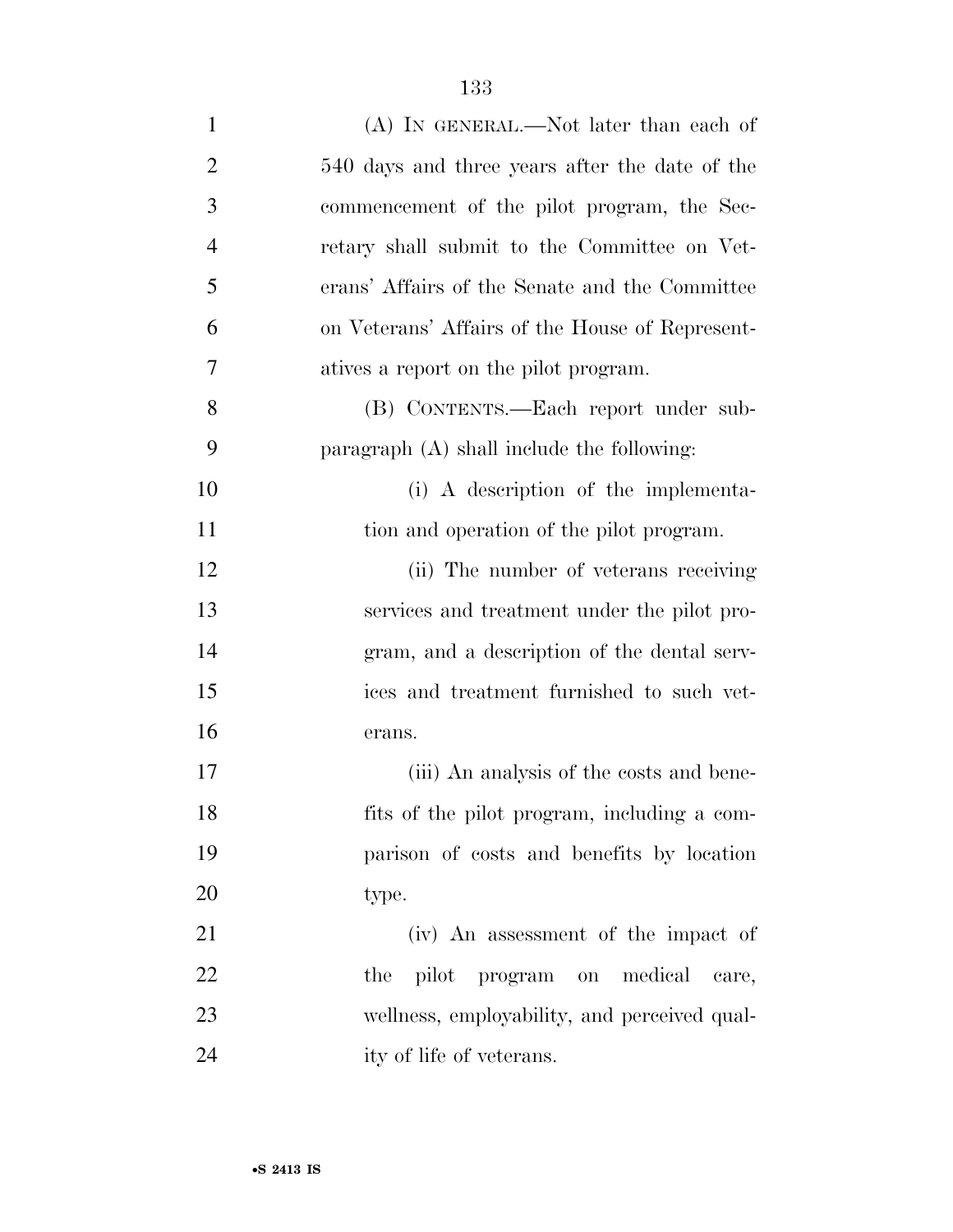(A) IN GENERAL.—Not later than each of 540 days and three years after the date of the commencement of the pilot program, the Secretary shall submit to the Committee on Veterans' Affairs of the Senate and the Committee on Veterans' Affairs of the House of Representatives a report on the pilot program.

(B) CONTENTS.—Each report under subparagraph (A) shall include the following:

(i) A description of the implementation and operation of the pilot program.

(ii) The number of veterans receiving services and treatment under the pilot program, and a description of the dental services and treatment furnished to such veterans.

(iii) An analysis of the costs and benefits of the pilot program, including a comparison of costs and benefits by location type.

(iv) An assessment of the impact of the pilot program on medical care, wellness, employability, and perceived quality of life of veterans.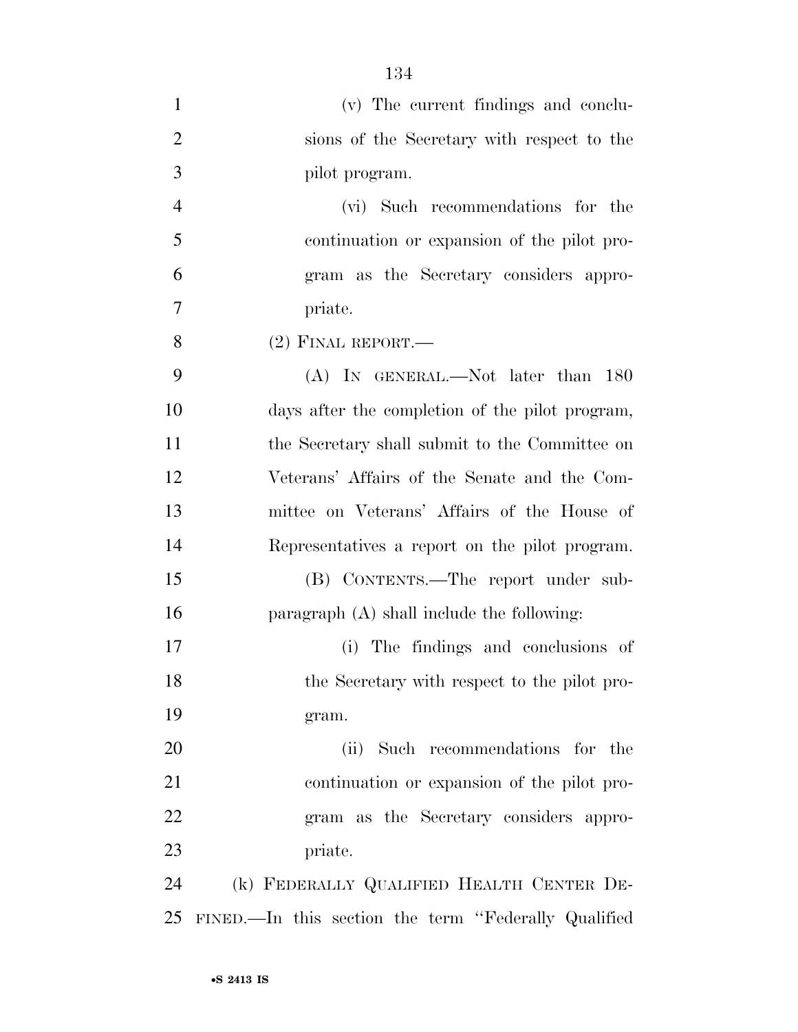(v) The current findings and conclusions of the Secretary with respect to the pilot program.

(vi) Such recommendations for the continuation or expansion of the pilot program as the Secretary considers appropriate.

(2) FINAL REPORT.—

(A) IN GENERAL.—Not later than 180 days after the completion of the pilot program, the Secretary shall submit to the Committee on Veterans' Affairs of the Senate and the Committee on Veterans' Affairs of the House of Representatives a report on the pilot program.

(B) CONTENTS.—The report under subparagraph (A) shall include the following:

(i) The findings and conclusions of the Secretary with respect to the pilot program.

(ii) Such recommendations for the continuation or expansion of the pilot program as the Secretary considers appropriate.

(k) FEDERALLY QUALIFIED HEALTH CENTER DEFINED.—In this section the term "Federally Qualified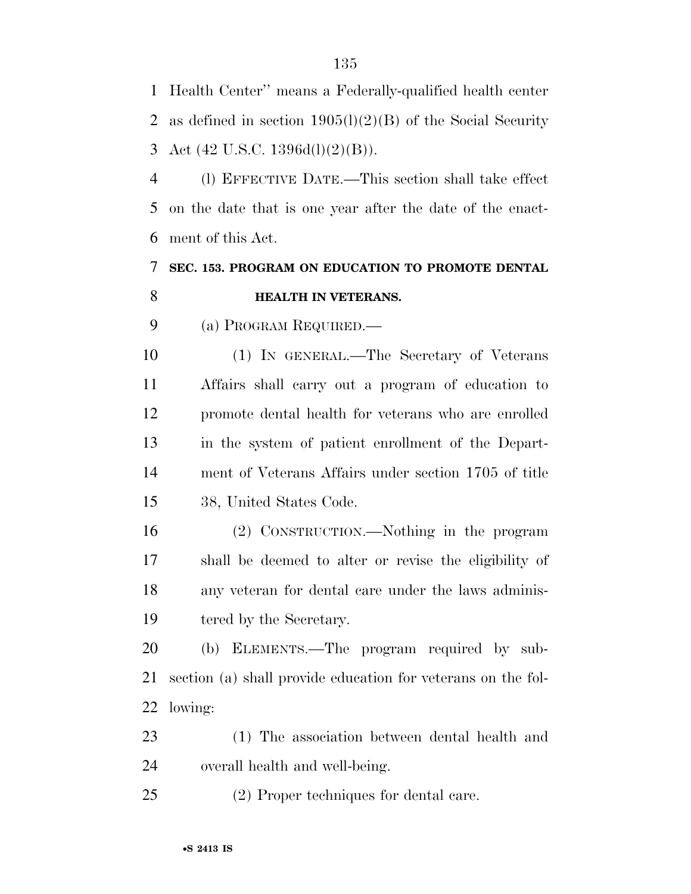Health Center'' means a Federally-qualified health center as defined in section 1905(l)(2)(B) of the Social Security Act (42 U.S.C. 1396d(l)(2)(B)).

(l) EFFECTIVE DATE.—This section shall take effect on the date that is one year after the date of the enactment of this Act.

### SEC. 153. PROGRAM ON EDUCATION TO PROMOTE DENTAL HEALTH IN VETERANS.

(a) PROGRAM REQUIRED.—

(1) IN GENERAL.—The Secretary of Veterans Affairs shall carry out a program of education to promote dental health for veterans who are enrolled in the system of patient enrollment of the Department of Veterans Affairs under section 1705 of title 38, United States Code.

(2) CONSTRUCTION.—Nothing in the program shall be deemed to alter or revise the eligibility of any veteran for dental care under the laws administered by the Secretary.

(b) ELEMENTS.—The program required by subsection (a) shall provide education for veterans on the following:

(1) The association between dental health and overall health and well-being.

(2) Proper techniques for dental care.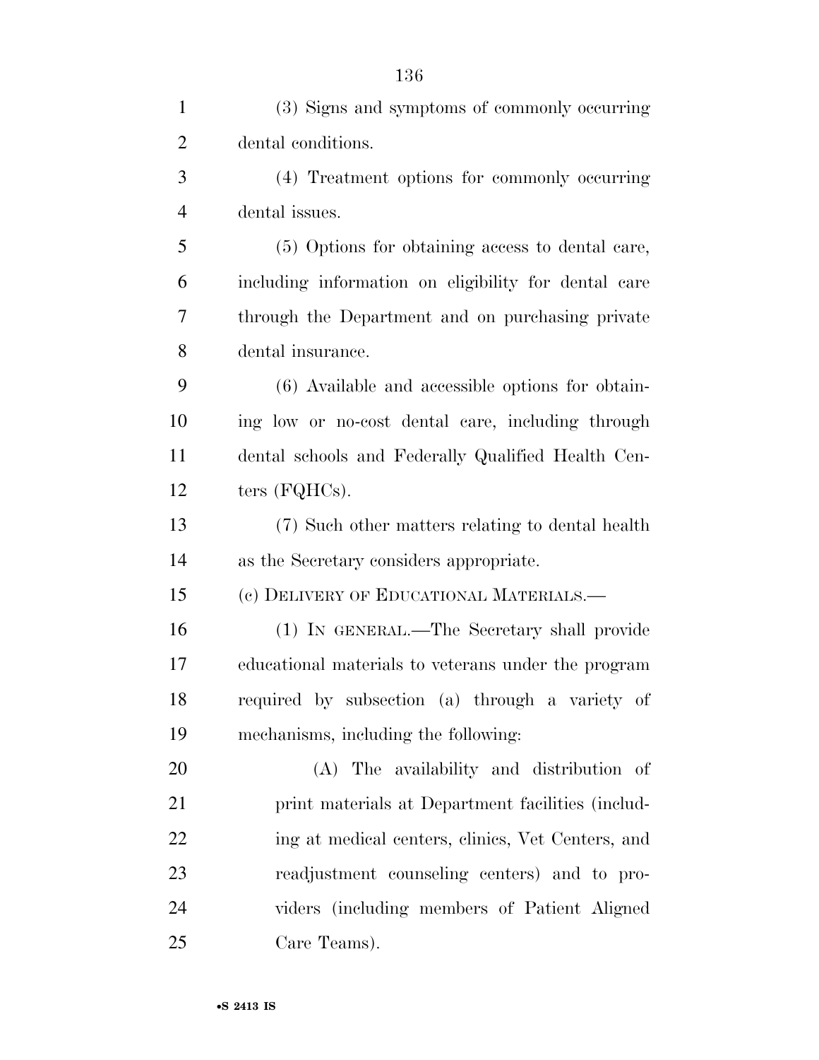(3) Signs and symptoms of commonly occurring dental conditions.

(4) Treatment options for commonly occurring dental issues.

(5) Options for obtaining access to dental care, including information on eligibility for dental care through the Department and on purchasing private dental insurance.

(6) Available and accessible options for obtaining low or no-cost dental care, including through dental schools and Federally Qualified Health Centers (FQHCs).

(7) Such other matters relating to dental health as the Secretary considers appropriate.

(c) DELIVERY OF EDUCATIONAL MATERIALS.—

(1) IN GENERAL.—The Secretary shall provide educational materials to veterans under the program required by subsection (a) through a variety of mechanisms, including the following:

(A) The availability and distribution of print materials at Department facilities (including at medical centers, clinics, Vet Centers, and readjustment counseling centers) and to providers (including members of Patient Aligned Care Teams).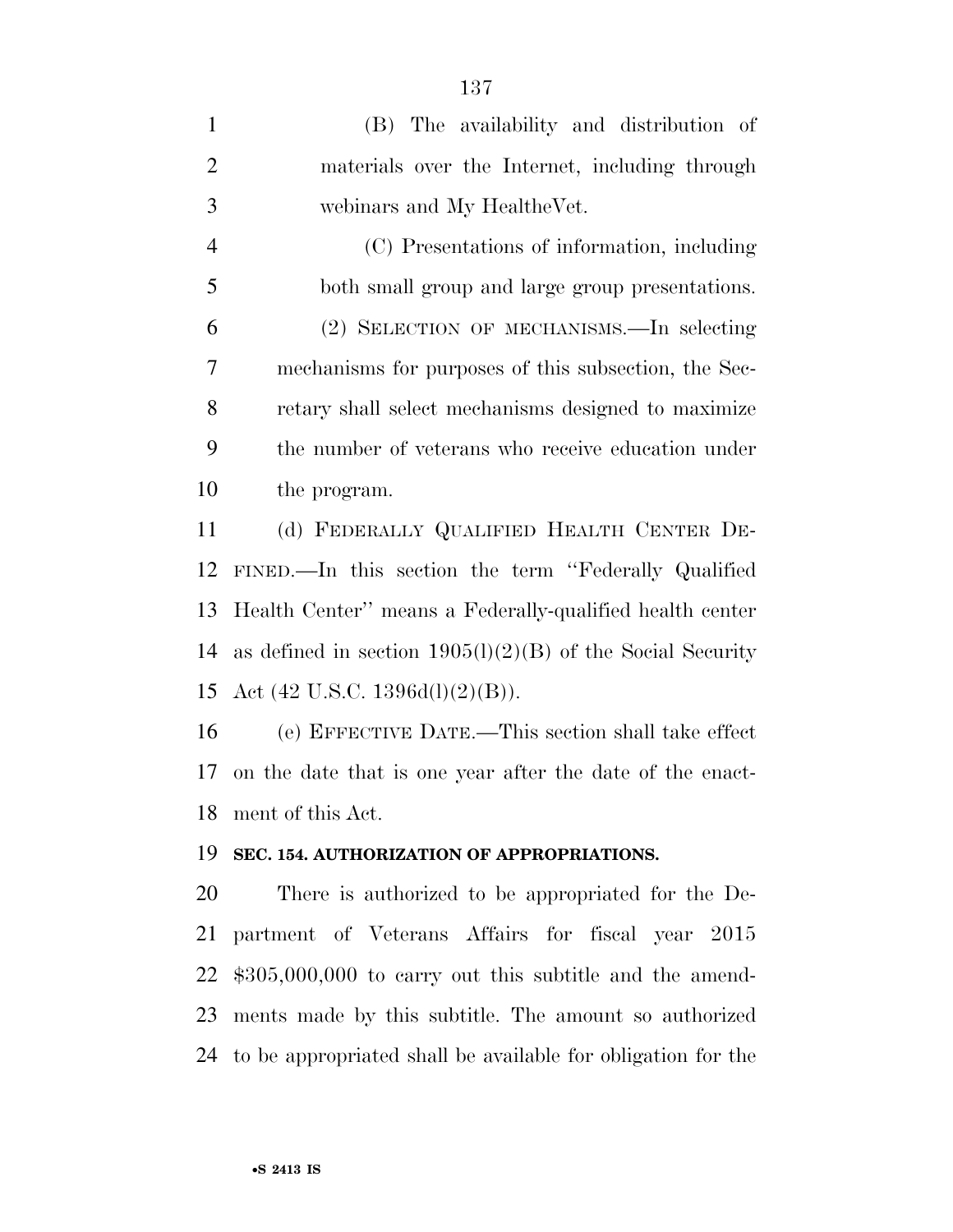(B) The availability and distribution of materials over the Internet, including through webinars and My HealtheVet.

(C) Presentations of information, including both small group and large group presentations.

(2) SELECTION OF MECHANISMS.—In selecting mechanisms for purposes of this subsection, the Secretary shall select mechanisms designed to maximize the number of veterans who receive education under the program.

(d) FEDERALLY QUALIFIED HEALTH CENTER DEFINED.—In this section the term ''Federally Qualified Health Center'' means a Federally-qualified health center as defined in section 1905(l)(2)(B) of the Social Security Act (42 U.S.C. 1396d(l)(2)(B)).

(e) EFFECTIVE DATE.—This section shall take effect on the date that is one year after the date of the enactment of this Act.

**SEC. 154. AUTHORIZATION OF APPROPRIATIONS.**

There is authorized to be appropriated for the Department of Veterans Affairs for fiscal year 2015 $305,000,000 to carry out this subtitle and the amendments made by this subtitle. The amount so authorized to be appropriated shall be available for obligation for the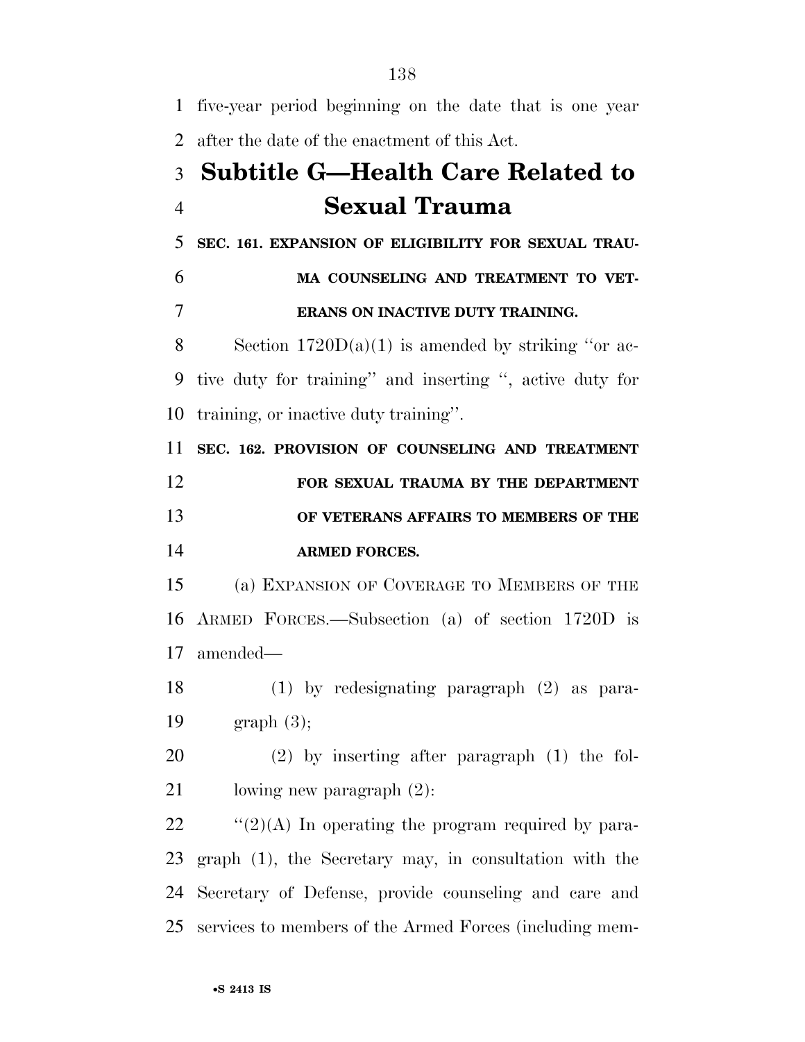five-year period beginning on the date that is one year after the date of the enactment of this Act.

## Subtitle G—Health Care Related to Sexual Trauma

**SEC. 161. EXPANSION OF ELIGIBILITY FOR SEXUAL TRAUMA COUNSELING AND TREATMENT TO VETERANS ON INACTIVE DUTY TRAINING.**

Section 1720D(a)(1) is amended by striking ''or active duty for training'' and inserting '', active duty for training, or inactive duty training''.

**SEC. 162. PROVISION OF COUNSELING AND TREATMENT FOR SEXUAL TRAUMA BY THE DEPARTMENT OF VETERANS AFFAIRS TO MEMBERS OF THE ARMED FORCES.**

(a) EXPANSION OF COVERAGE TO MEMBERS OF THE ARMED FORCES.—Subsection (a) of section 1720D is amended—

(1) by redesignating paragraph (2) as paragraph (3);

(2) by inserting after paragraph (1) the following new paragraph (2):

''(2)(A) In operating the program required by paragraph (1), the Secretary may, in consultation with the Secretary of Defense, provide counseling and care and services to members of the Armed Forces (including mem-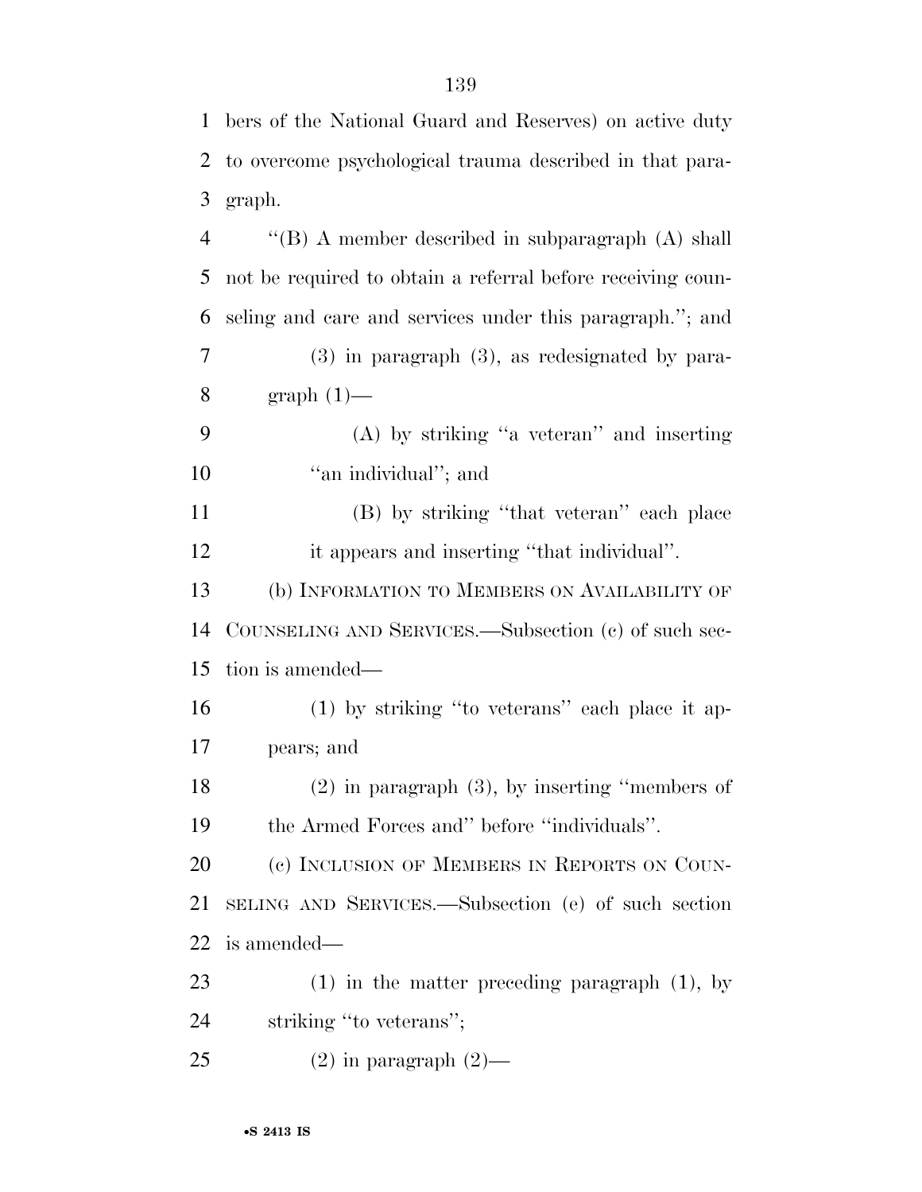bers of the National Guard and Reserves) on active duty to overcome psychological trauma described in that paragraph.

"(B) A member described in subparagraph (A) shall not be required to obtain a referral before receiving counseling and care and services under this paragraph."; and

(3) in paragraph (3), as redesignated by paragraph (1)—

(A) by striking "a veteran" and inserting "an individual"; and

(B) by striking "that veteran" each place it appears and inserting "that individual".

(b) INFORMATION TO MEMBERS ON AVAILABILITY OF COUNSELING AND SERVICES.—Subsection (c) of such section is amended—

(1) by striking "to veterans" each place it appears; and

(2) in paragraph (3), by inserting "members of the Armed Forces and" before "individuals".

(c) INCLUSION OF MEMBERS IN REPORTS ON COUNSELING AND SERVICES.—Subsection (e) of such section is amended—

(1) in the matter preceding paragraph (1), by striking "to veterans";

(2) in paragraph (2)—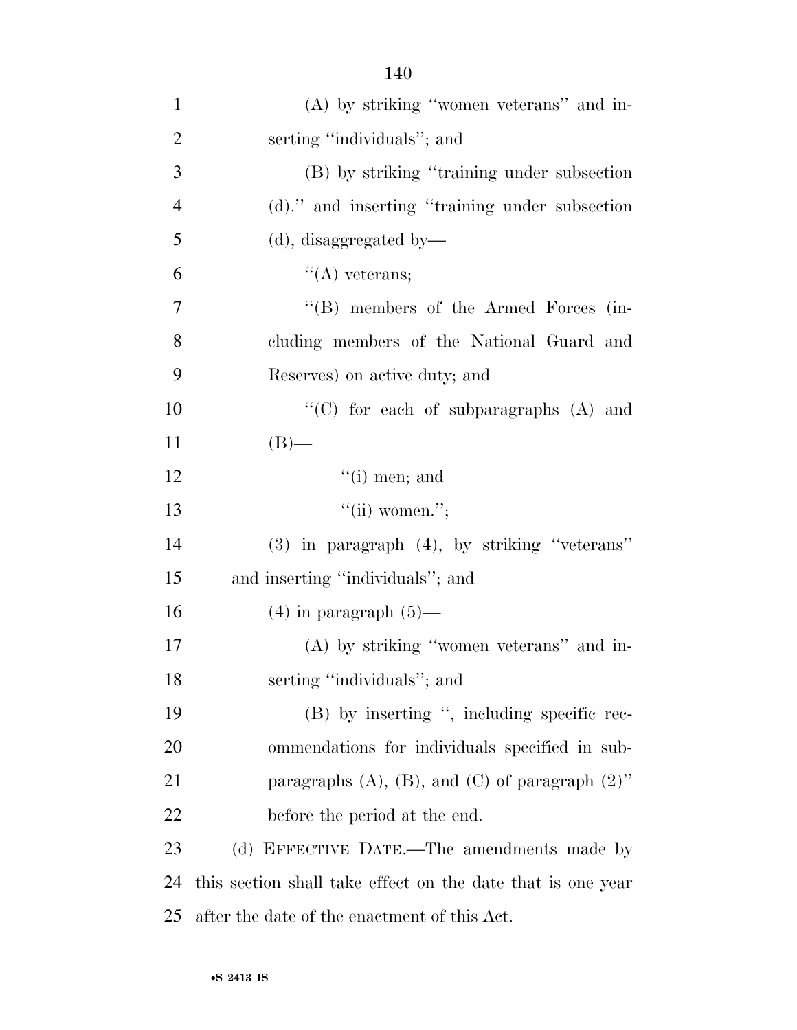(A) by striking "women veterans" and inserting "individuals"; and

(B) by striking "training under subsection (d)." and inserting "training under subsection (d), disaggregated by—

"(A) veterans;

"(B) members of the Armed Forces (including members of the National Guard and Reserves) on active duty; and

"(C) for each of subparagraphs (A) and (B)—

"(i) men; and

"(ii) women.";

(3) in paragraph (4), by striking "veterans" and inserting "individuals"; and

(4) in paragraph (5)—

(A) by striking "women veterans" and inserting "individuals"; and

(B) by inserting ", including specific recommendations for individuals specified in subparagraphs (A), (B), and (C) of paragraph (2)" before the period at the end.

(d) EFFECTIVE DATE.—The amendments made by this section shall take effect on the date that is one year after the date of the enactment of this Act.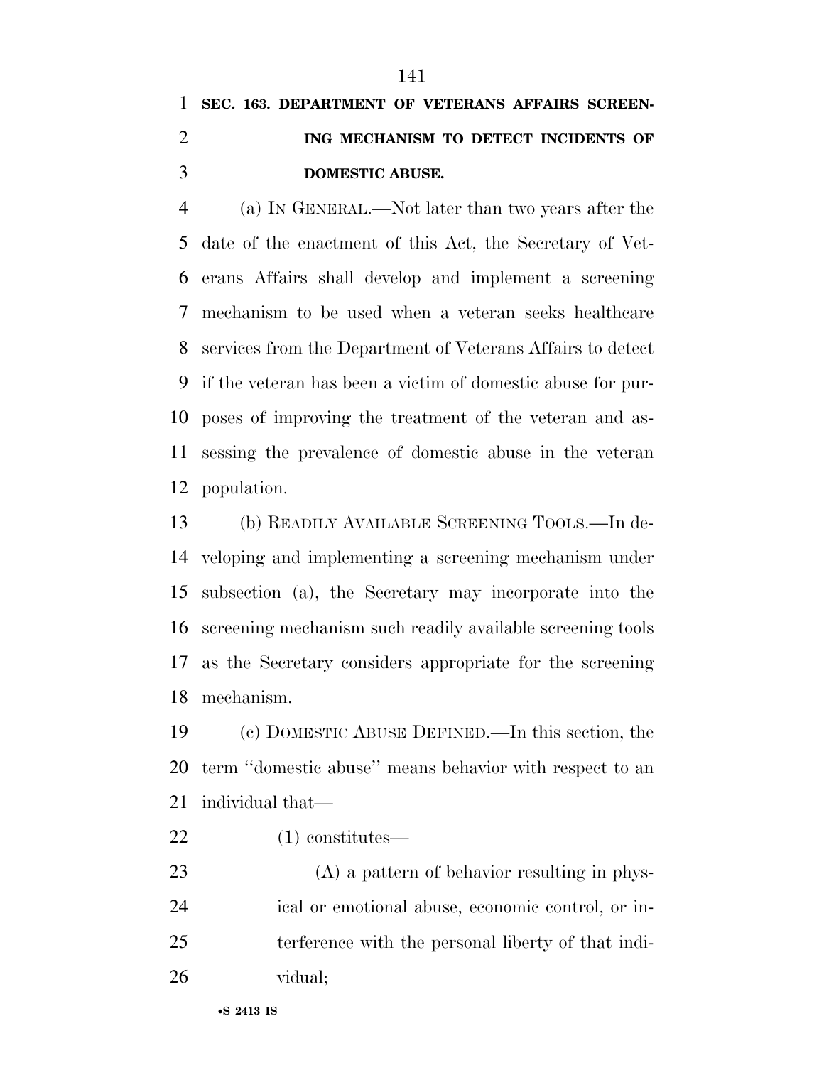**SEC. 163. DEPARTMENT OF VETERANS AFFAIRS SCREENING MECHANISM TO DETECT INCIDENTS OF DOMESTIC ABUSE.**

(a) IN GENERAL.—Not later than two years after the date of the enactment of this Act, the Secretary of Veterans Affairs shall develop and implement a screening mechanism to be used when a veteran seeks healthcare services from the Department of Veterans Affairs to detect if the veteran has been a victim of domestic abuse for purposes of improving the treatment of the veteran and assessing the prevalence of domestic abuse in the veteran population.

(b) READILY AVAILABLE SCREENING TOOLS.—In developing and implementing a screening mechanism under subsection (a), the Secretary may incorporate into the screening mechanism such readily available screening tools as the Secretary considers appropriate for the screening mechanism.

(c) DOMESTIC ABUSE DEFINED.—In this section, the term "domestic abuse" means behavior with respect to an individual that—

(1) constitutes—

(A) a pattern of behavior resulting in physical or emotional abuse, economic control, or interference with the personal liberty of that individual;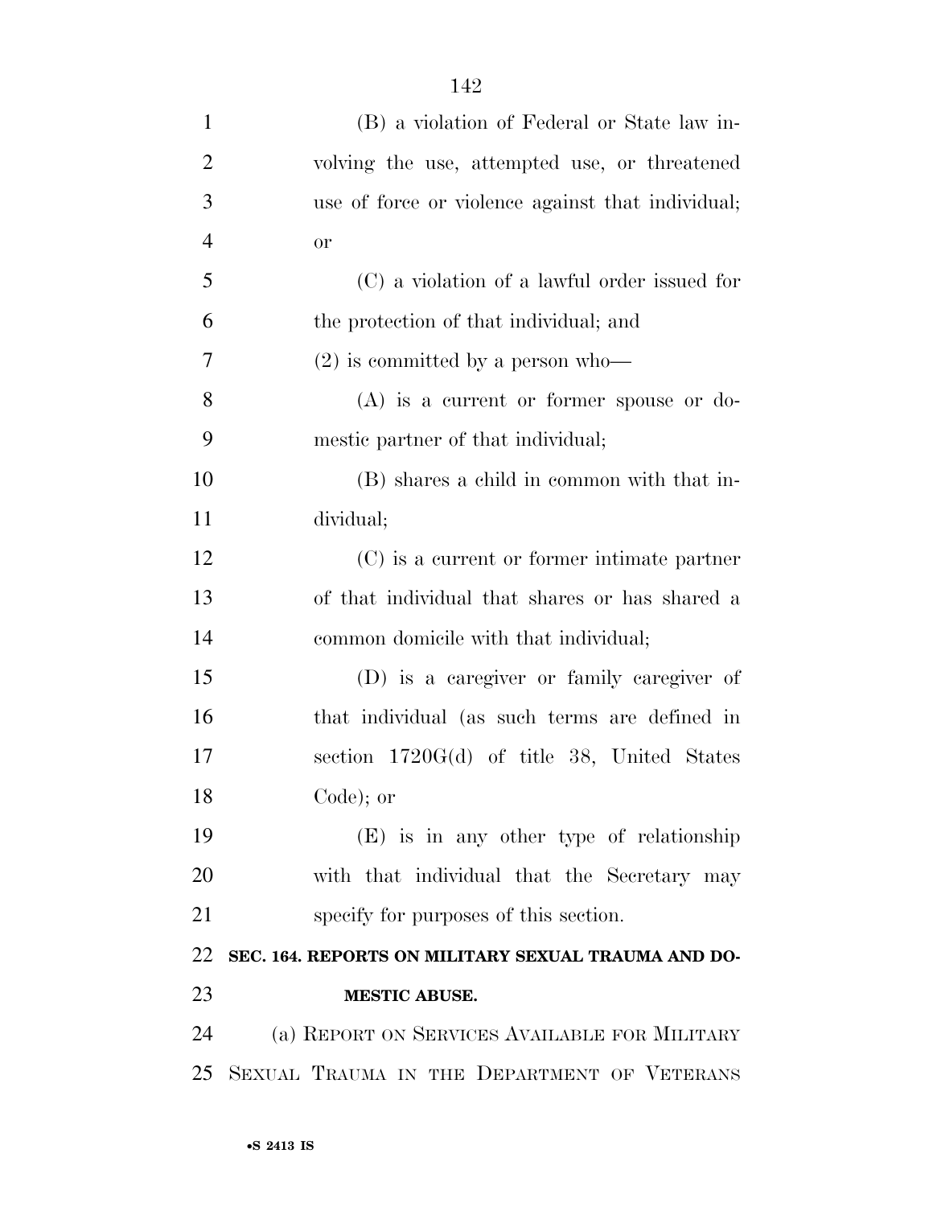(B) a violation of Federal or State law involving the use, attempted use, or threatened use of force or violence against that individual; or

(C) a violation of a lawful order issued for the protection of that individual; and

(2) is committed by a person who—

(A) is a current or former spouse or domestic partner of that individual;

(B) shares a child in common with that individual;

(C) is a current or former intimate partner of that individual that shares or has shared a common domicile with that individual;

(D) is a caregiver or family caregiver of that individual (as such terms are defined in section 1720G(d) of title 38, United States Code); or

(E) is in any other type of relationship with that individual that the Secretary may specify for purposes of this section.

**SEC. 164. REPORTS ON MILITARY SEXUAL TRAUMA AND DOMESTIC ABUSE.**

(a) REPORT ON SERVICES AVAILABLE FOR MILITARY SEXUAL TRAUMA IN THE DEPARTMENT OF VETERANS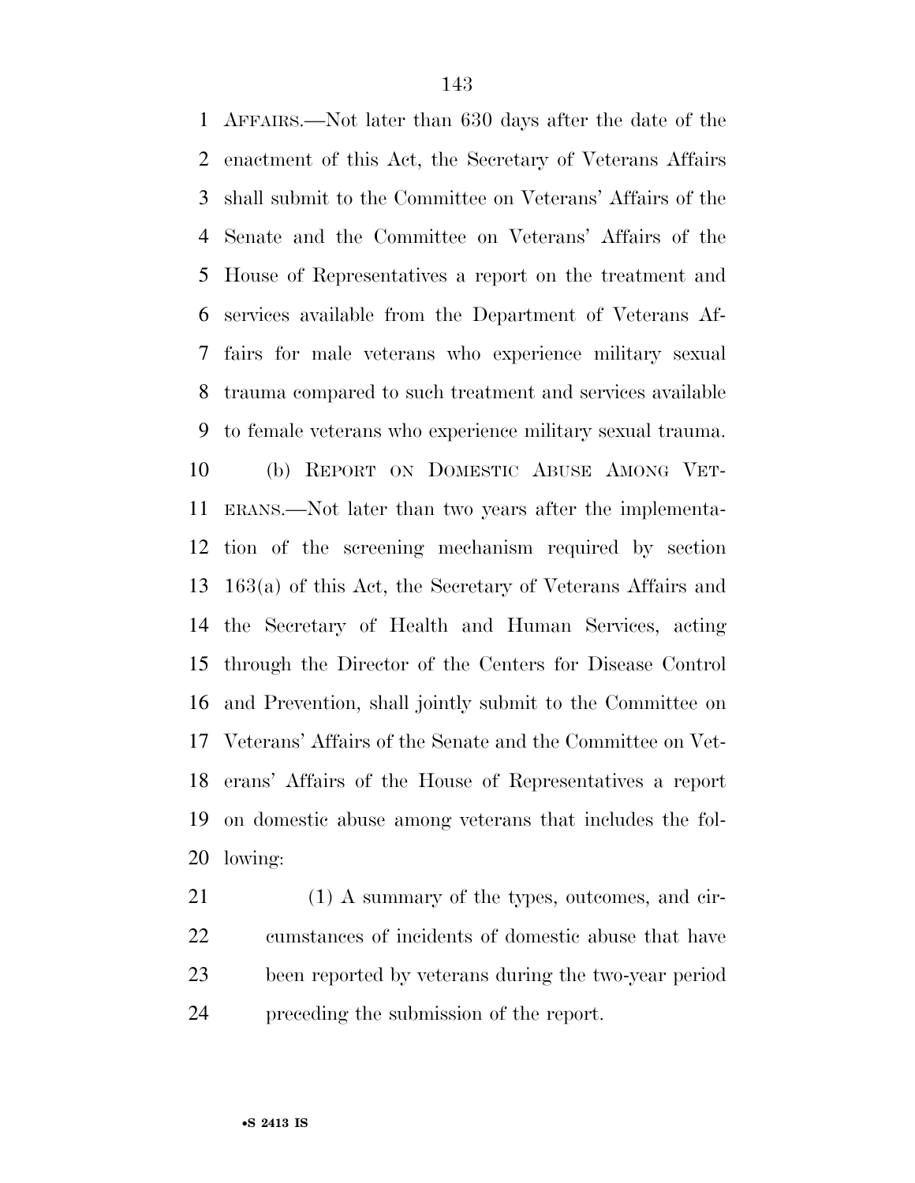AFFAIRS.—Not later than 630 days after the date of the enactment of this Act, the Secretary of Veterans Affairs shall submit to the Committee on Veterans' Affairs of the Senate and the Committee on Veterans' Affairs of the House of Representatives a report on the treatment and services available from the Department of Veterans Affairs for male veterans who experience military sexual trauma compared to such treatment and services available to female veterans who experience military sexual trauma.

(b) REPORT ON DOMESTIC ABUSE AMONG VETERANS.—Not later than two years after the implementation of the screening mechanism required by section 163(a) of this Act, the Secretary of Veterans Affairs and the Secretary of Health and Human Services, acting through the Director of the Centers for Disease Control and Prevention, shall jointly submit to the Committee on Veterans' Affairs of the Senate and the Committee on Veterans' Affairs of the House of Representatives a report on domestic abuse among veterans that includes the following:

(1) A summary of the types, outcomes, and circumstances of incidents of domestic abuse that have been reported by veterans during the two-year period preceding the submission of the report.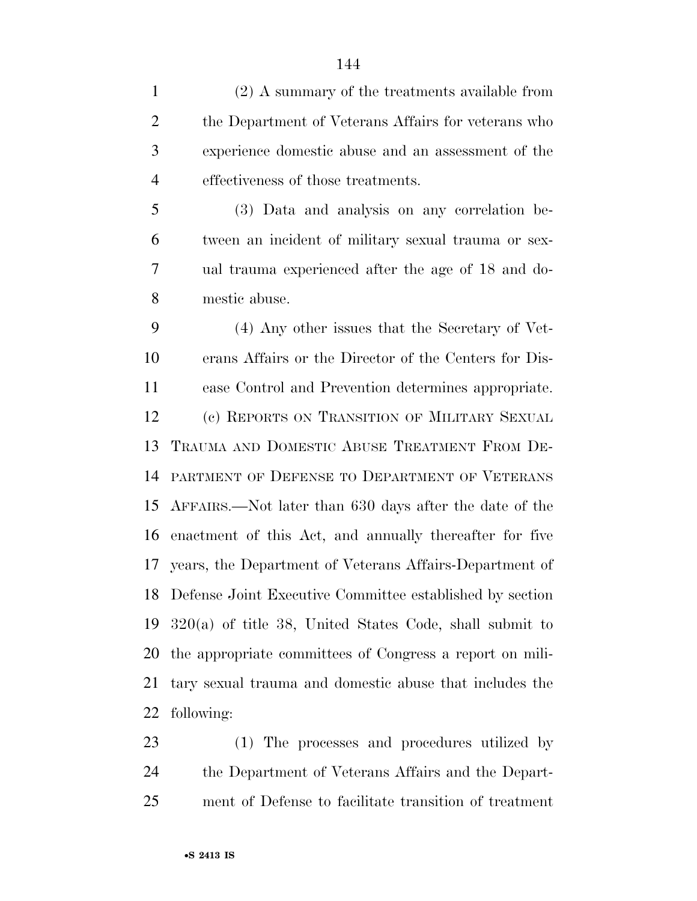(2) A summary of the treatments available from the Department of Veterans Affairs for veterans who experience domestic abuse and an assessment of the effectiveness of those treatments.

(3) Data and analysis on any correlation between an incident of military sexual trauma or sexual trauma experienced after the age of 18 and domestic abuse.

(4) Any other issues that the Secretary of Veterans Affairs or the Director of the Centers for Disease Control and Prevention determines appropriate.

(c) REPORTS ON TRANSITION OF MILITARY SEXUAL TRAUMA AND DOMESTIC ABUSE TREATMENT FROM DEPARTMENT OF DEFENSE TO DEPARTMENT OF VETERANS AFFAIRS.—Not later than 630 days after the date of the enactment of this Act, and annually thereafter for five years, the Department of Veterans Affairs-Department of Defense Joint Executive Committee established by section 320(a) of title 38, United States Code, shall submit to the appropriate committees of Congress a report on military sexual trauma and domestic abuse that includes the following:

(1) The processes and procedures utilized by the Department of Veterans Affairs and the Department of Defense to facilitate transition of treatment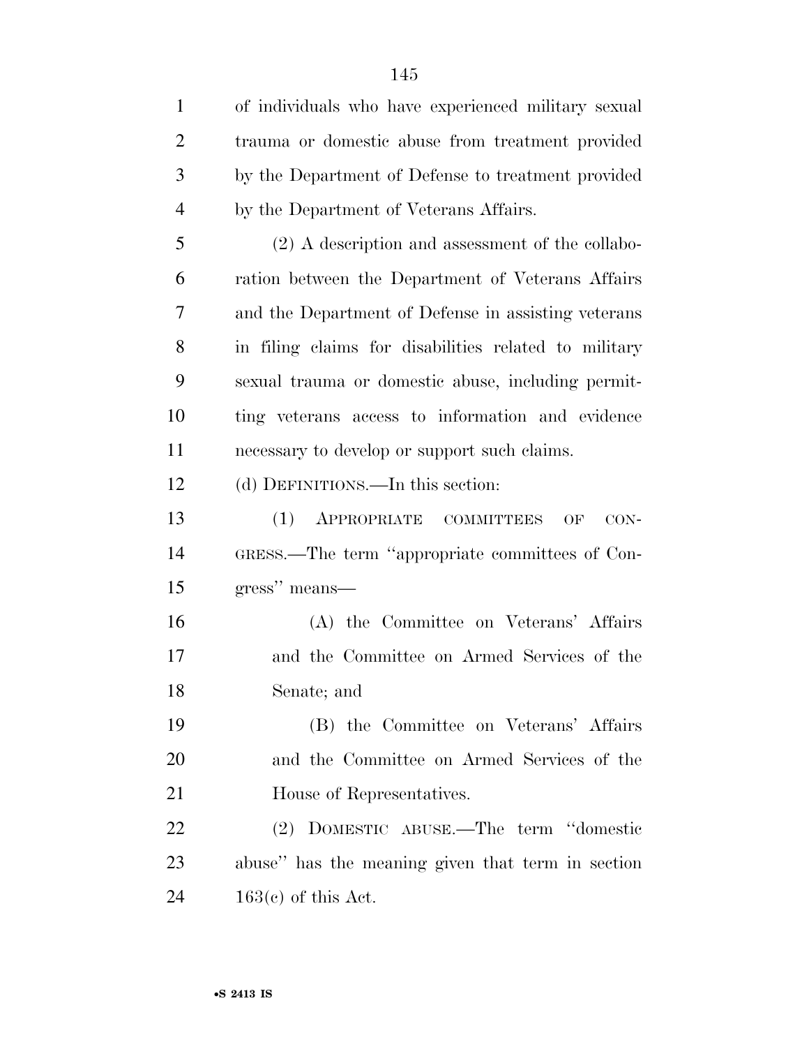of individuals who have experienced military sexual trauma or domestic abuse from treatment provided by the Department of Defense to treatment provided by the Department of Veterans Affairs.

(2) A description and assessment of the collaboration between the Department of Veterans Affairs and the Department of Defense in assisting veterans in filing claims for disabilities related to military sexual trauma or domestic abuse, including permitting veterans access to information and evidence necessary to develop or support such claims.

(d) DEFINITIONS.—In this section:

(1) APPROPRIATE COMMITTEES OF CONGRESS.—The term ''appropriate committees of Congress'' means—

(A) the Committee on Veterans' Affairs and the Committee on Armed Services of the Senate; and

(B) the Committee on Veterans' Affairs and the Committee on Armed Services of the House of Representatives.

(2) DOMESTIC ABUSE.—The term ''domestic abuse'' has the meaning given that term in section 163(c) of this Act.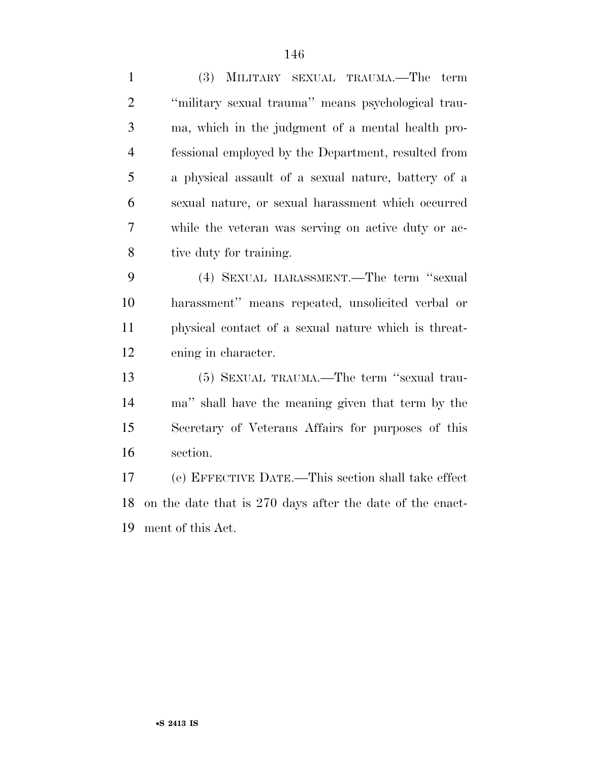(3) MILITARY SEXUAL TRAUMA.—The term "military sexual trauma" means psychological trauma, which in the judgment of a mental health professional employed by the Department, resulted from a physical assault of a sexual nature, battery of a sexual nature, or sexual harassment which occurred while the veteran was serving on active duty or active duty for training.

(4) SEXUAL HARASSMENT.—The term "sexual harassment" means repeated, unsolicited verbal or physical contact of a sexual nature which is threatening in character.

(5) SEXUAL TRAUMA.—The term "sexual trauma" shall have the meaning given that term by the Secretary of Veterans Affairs for purposes of this section.

(e) EFFECTIVE DATE.—This section shall take effect on the date that is 270 days after the date of the enactment of this Act.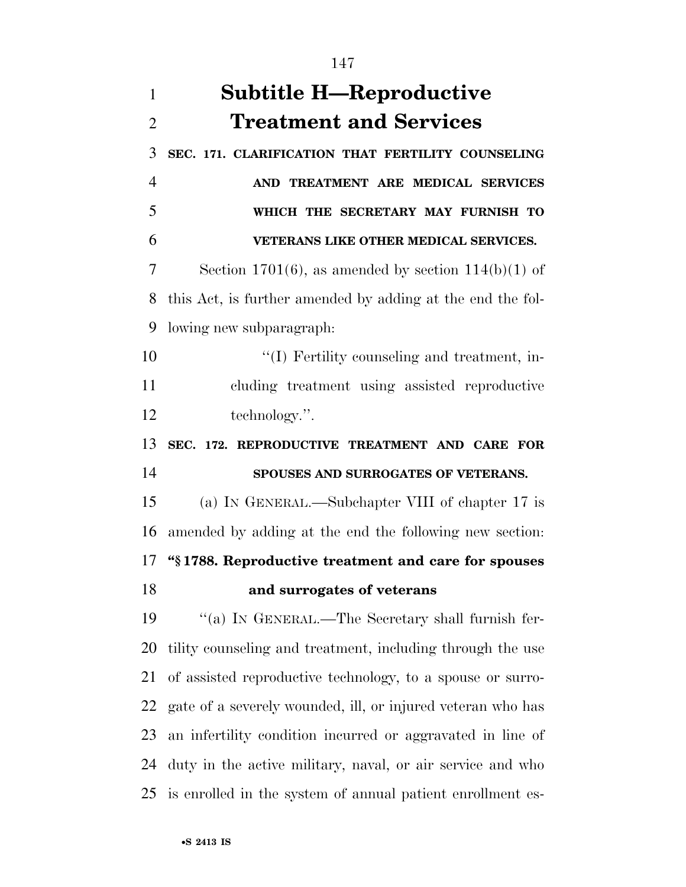## Subtitle H—Reproductive Treatment and Services

**SEC. 171. CLARIFICATION THAT FERTILITY COUNSELING AND TREATMENT ARE MEDICAL SERVICES WHICH THE SECRETARY MAY FURNISH TO VETERANS LIKE OTHER MEDICAL SERVICES.**

Section 1701(6), as amended by section 114(b)(1) of this Act, is further amended by adding at the end the following new subparagraph:

"(I) Fertility counseling and treatment, including treatment using assisted reproductive technology.".

**SEC. 172. REPRODUCTIVE TREATMENT AND CARE FOR SPOUSES AND SURROGATES OF VETERANS.**

(a) IN GENERAL.—Subchapter VIII of chapter 17 is amended by adding at the end the following new section:

**"§ 1788. Reproductive treatment and care for spouses and surrogates of veterans**

"(a) IN GENERAL.—The Secretary shall furnish fertility counseling and treatment, including through the use of assisted reproductive technology, to a spouse or surrogate of a severely wounded, ill, or injured veteran who has an infertility condition incurred or aggravated in line of duty in the active military, naval, or air service and who is enrolled in the system of annual patient enrollment es-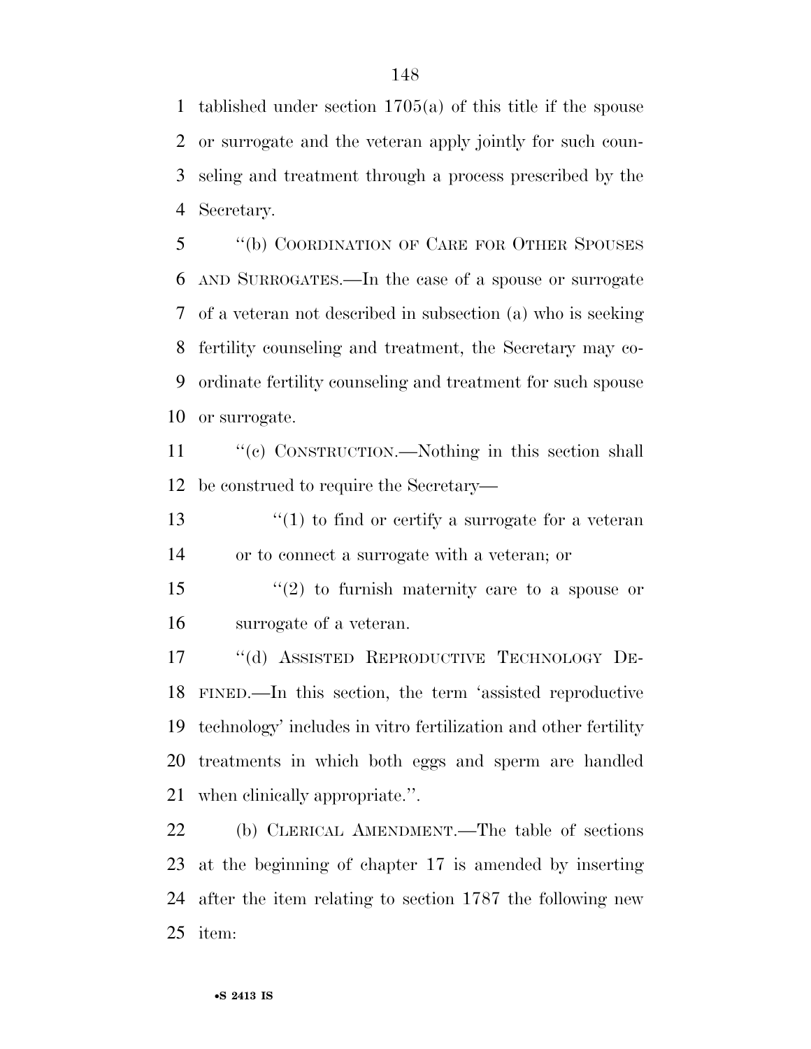tablished under section 1705(a) of this title if the spouse or surrogate and the veteran apply jointly for such counseling and treatment through a process prescribed by the Secretary.

''(b) COORDINATION OF CARE FOR OTHER SPOUSES AND SURROGATES.—In the case of a spouse or surrogate of a veteran not described in subsection (a) who is seeking fertility counseling and treatment, the Secretary may coordinate fertility counseling and treatment for such spouse or surrogate.

''(c) CONSTRUCTION.—Nothing in this section shall be construed to require the Secretary—

''(1) to find or certify a surrogate for a veteran or to connect a surrogate with a veteran; or

''(2) to furnish maternity care to a spouse or surrogate of a veteran.

''(d) ASSISTED REPRODUCTIVE TECHNOLOGY DEFINED.—In this section, the term 'assisted reproductive technology' includes in vitro fertilization and other fertility treatments in which both eggs and sperm are handled when clinically appropriate.''.

(b) CLERICAL AMENDMENT.—The table of sections at the beginning of chapter 17 is amended by inserting after the item relating to section 1787 the following new item: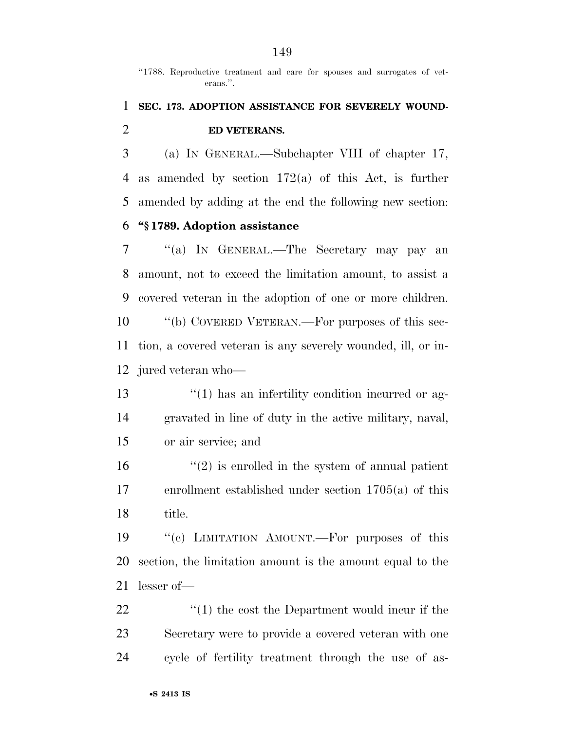"1788. Reproductive treatment and care for spouses and surrogates of veterans.".

**SEC. 173. ADOPTION ASSISTANCE FOR SEVERELY WOUNDED VETERANS.**

(a) IN GENERAL.—Subchapter VIII of chapter 17, as amended by section 172(a) of this Act, is further amended by adding at the end the following new section:

**"§ 1789. Adoption assistance**

"(a) IN GENERAL.—The Secretary may pay an amount, not to exceed the limitation amount, to assist a covered veteran in the adoption of one or more children.

"(b) COVERED VETERAN.—For purposes of this section, a covered veteran is any severely wounded, ill, or injured veteran who—

"(1) has an infertility condition incurred or aggravated in line of duty in the active military, naval, or air service; and

"(2) is enrolled in the system of annual patient enrollment established under section 1705(a) of this title.

"(c) LIMITATION AMOUNT.—For purposes of this section, the limitation amount is the amount equal to the lesser of—

"(1) the cost the Department would incur if the Secretary were to provide a covered veteran with one cycle of fertility treatment through the use of as-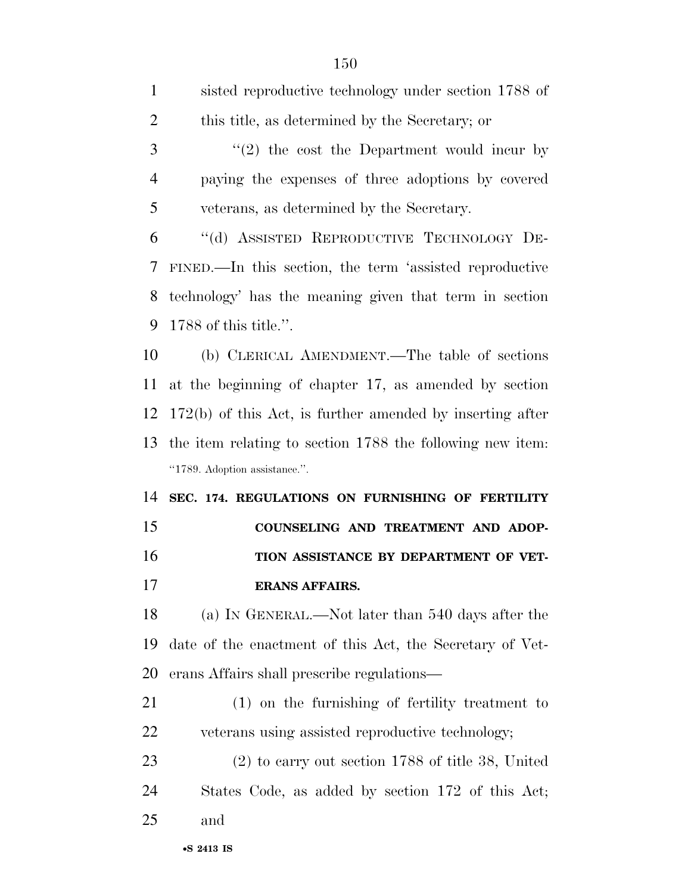sisted reproductive technology under section 1788 of this title, as determined by the Secretary; or

"(2) the cost the Department would incur by paying the expenses of three adoptions by covered veterans, as determined by the Secretary.

"(d) ASSISTED REPRODUCTIVE TECHNOLOGY DEFINED.—In this section, the term 'assisted reproductive technology' has the meaning given that term in section 1788 of this title.".

(b) CLERICAL AMENDMENT.—The table of sections at the beginning of chapter 17, as amended by section 172(b) of this Act, is further amended by inserting after the item relating to section 1788 the following new item:

"1789. Adoption assistance.".

**SEC. 174. REGULATIONS ON FURNISHING OF FERTILITY COUNSELING AND TREATMENT AND ADOPTION ASSISTANCE BY DEPARTMENT OF VETERANS AFFAIRS.**

(a) IN GENERAL.—Not later than 540 days after the date of the enactment of this Act, the Secretary of Veterans Affairs shall prescribe regulations—

(1) on the furnishing of fertility treatment to veterans using assisted reproductive technology;

(2) to carry out section 1788 of title 38, United States Code, as added by section 172 of this Act; and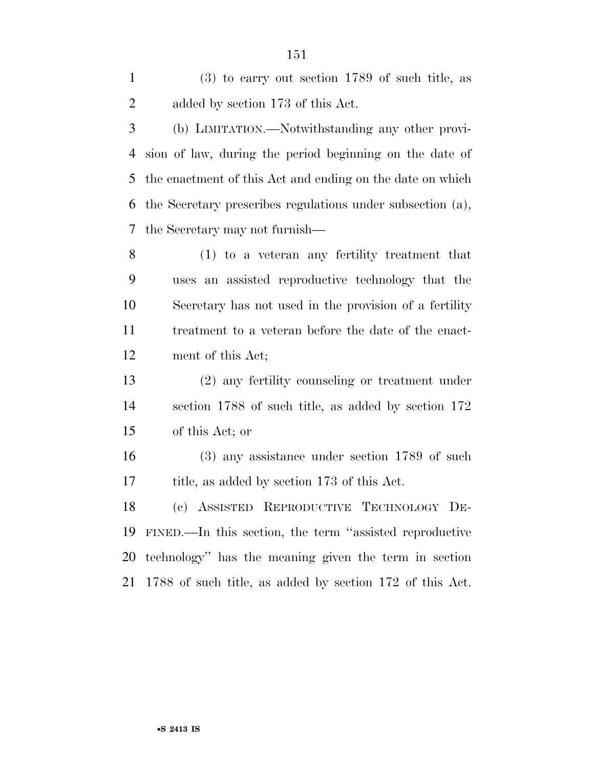(3) to carry out section 1789 of such title, as added by section 173 of this Act.

(b) LIMITATION.—Notwithstanding any other provision of law, during the period beginning on the date of the enactment of this Act and ending on the date on which the Secretary prescribes regulations under subsection (a), the Secretary may not furnish—

(1) to a veteran any fertility treatment that uses an assisted reproductive technology that the Secretary has not used in the provision of a fertility treatment to a veteran before the date of the enactment of this Act;

(2) any fertility counseling or treatment under section 1788 of such title, as added by section 172 of this Act; or

(3) any assistance under section 1789 of such title, as added by section 173 of this Act.

(c) ASSISTED REPRODUCTIVE TECHNOLOGY DEFINED.—In this section, the term ''assisted reproductive technology'' has the meaning given the term in section 1788 of such title, as added by section 172 of this Act.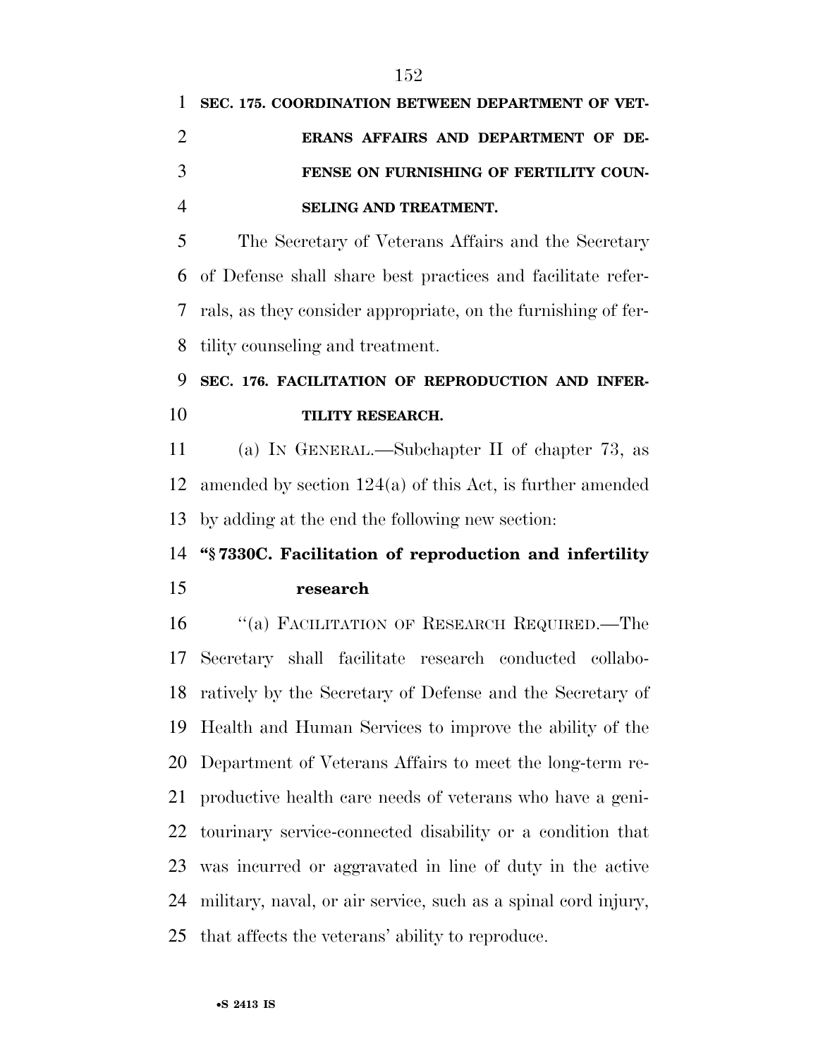**SEC. 175. COORDINATION BETWEEN DEPARTMENT OF VETERANS AFFAIRS AND DEPARTMENT OF DEFENSE ON FURNISHING OF FERTILITY COUNSELING AND TREATMENT.**

The Secretary of Veterans Affairs and the Secretary of Defense shall share best practices and facilitate referrals, as they consider appropriate, on the furnishing of fertility counseling and treatment.

**SEC. 176. FACILITATION OF REPRODUCTION AND INFERTILITY RESEARCH.**

(a) IN GENERAL.—Subchapter II of chapter 73, as amended by section 124(a) of this Act, is further amended by adding at the end the following new section:

**"§ 7330C. Facilitation of reproduction and infertility research**

"(a) FACILITATION OF RESEARCH REQUIRED.—The Secretary shall facilitate research conducted collaboratively by the Secretary of Defense and the Secretary of Health and Human Services to improve the ability of the Department of Veterans Affairs to meet the long-term reproductive health care needs of veterans who have a genitourinary service-connected disability or a condition that was incurred or aggravated in line of duty in the active military, naval, or air service, such as a spinal cord injury, that affects the veterans' ability to reproduce.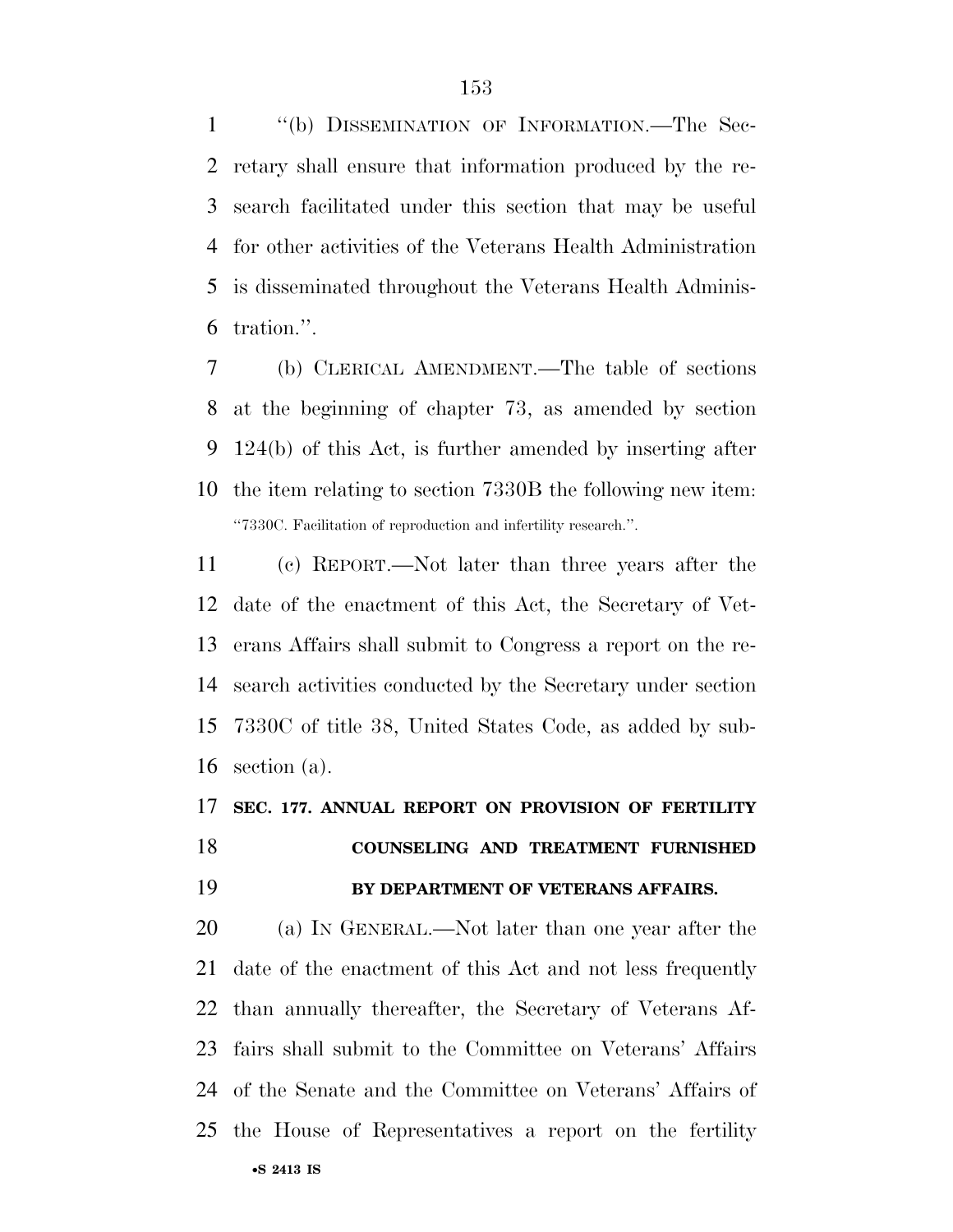"(b) DISSEMINATION OF INFORMATION.—The Secretary shall ensure that information produced by the research facilitated under this section that may be useful for other activities of the Veterans Health Administration is disseminated throughout the Veterans Health Administration.".

(b) CLERICAL AMENDMENT.—The table of sections at the beginning of chapter 73, as amended by section 124(b) of this Act, is further amended by inserting after the item relating to section 7330B the following new item:

"7330C. Facilitation of reproduction and infertility research.".

(c) REPORT.—Not later than three years after the date of the enactment of this Act, the Secretary of Veterans Affairs shall submit to Congress a report on the research activities conducted by the Secretary under section 7330C of title 38, United States Code, as added by subsection (a).

**SEC. 177. ANNUAL REPORT ON PROVISION OF FERTILITY COUNSELING AND TREATMENT FURNISHED BY DEPARTMENT OF VETERANS AFFAIRS.**

(a) IN GENERAL.—Not later than one year after the date of the enactment of this Act and not less frequently than annually thereafter, the Secretary of Veterans Affairs shall submit to the Committee on Veterans' Affairs of the Senate and the Committee on Veterans' Affairs of the House of Representatives a report on the fertility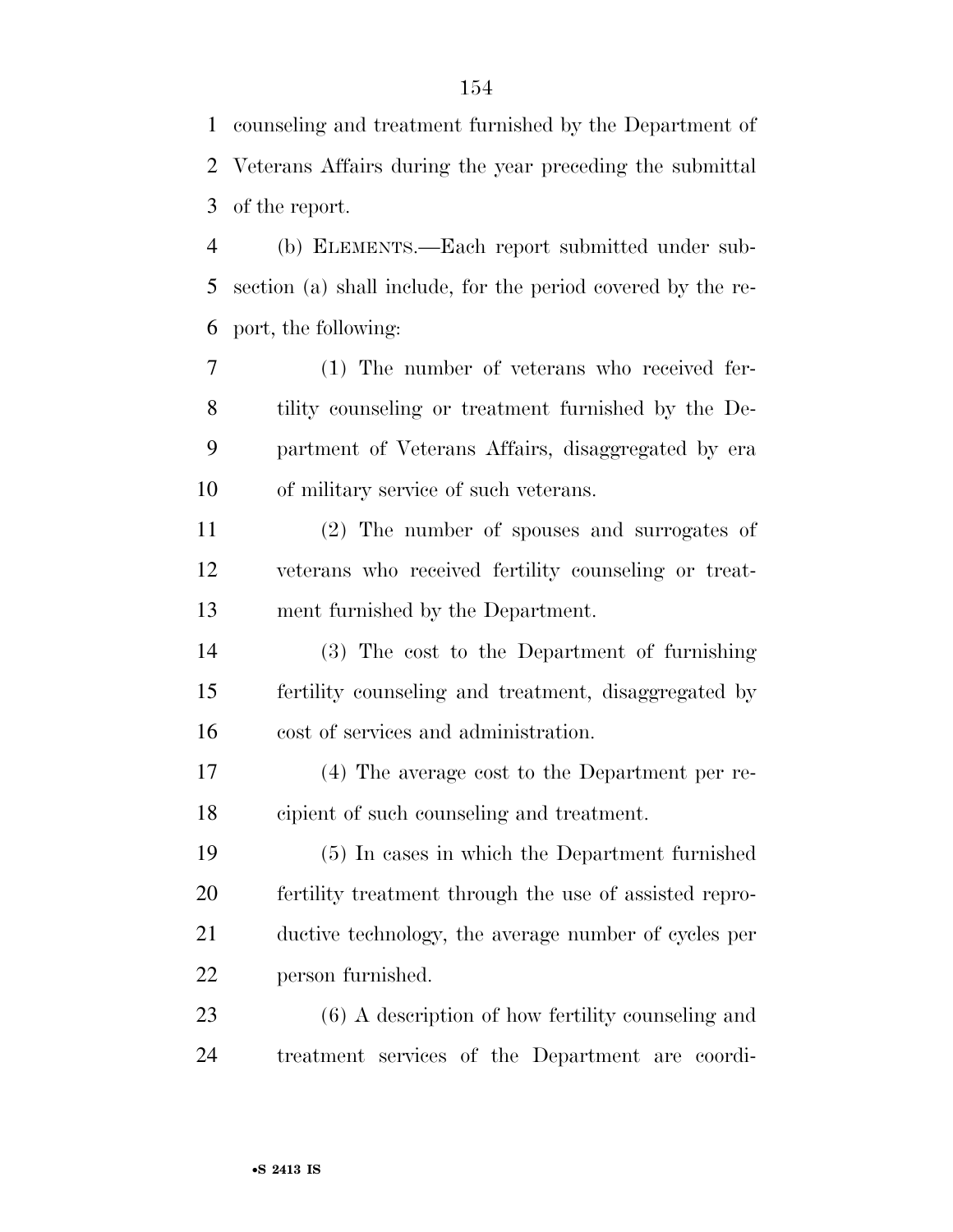counseling and treatment furnished by the Department of Veterans Affairs during the year preceding the submittal of the report.

(b) ELEMENTS.—Each report submitted under subsection (a) shall include, for the period covered by the report, the following:

(1) The number of veterans who received fertility counseling or treatment furnished by the Department of Veterans Affairs, disaggregated by era of military service of such veterans.

(2) The number of spouses and surrogates of veterans who received fertility counseling or treatment furnished by the Department.

(3) The cost to the Department of furnishing fertility counseling and treatment, disaggregated by cost of services and administration.

(4) The average cost to the Department per recipient of such counseling and treatment.

(5) In cases in which the Department furnished fertility treatment through the use of assisted reproductive technology, the average number of cycles per person furnished.

(6) A description of how fertility counseling and treatment services of the Department are coordi-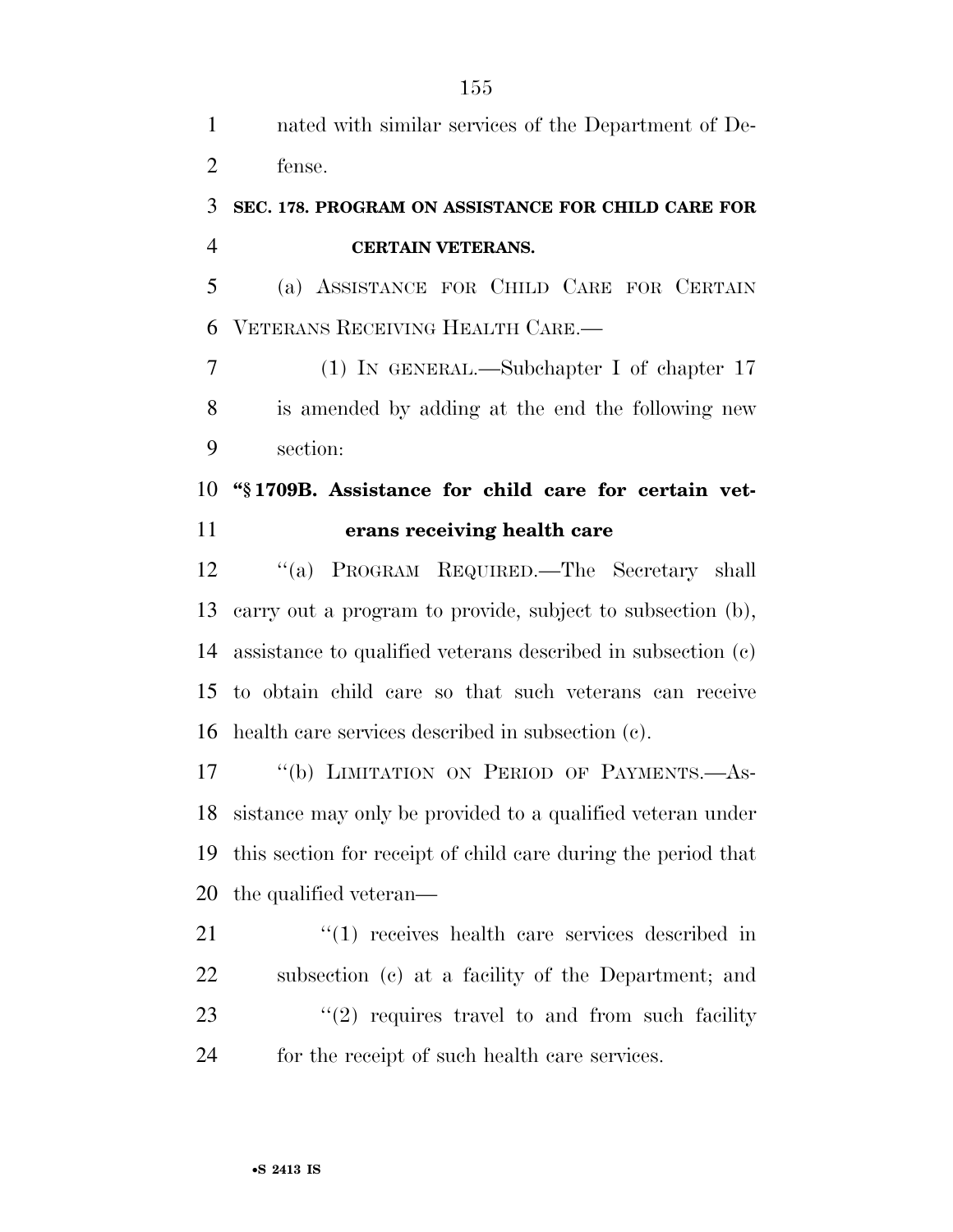nated with similar services of the Department of Defense.

**SEC. 178. PROGRAM ON ASSISTANCE FOR CHILD CARE FOR CERTAIN VETERANS.**

(a) ASSISTANCE FOR CHILD CARE FOR CERTAIN VETERANS RECEIVING HEALTH CARE.—

(1) IN GENERAL.—Subchapter I of chapter 17 is amended by adding at the end the following new section:

**"§ 1709B. Assistance for child care for certain veterans receiving health care**

"(a) PROGRAM REQUIRED.—The Secretary shall carry out a program to provide, subject to subsection (b), assistance to qualified veterans described in subsection (c) to obtain child care so that such veterans can receive health care services described in subsection (c).

"(b) LIMITATION ON PERIOD OF PAYMENTS.—Assistance may only be provided to a qualified veteran under this section for receipt of child care during the period that the qualified veteran—

"(1) receives health care services described in subsection (c) at a facility of the Department; and

"(2) requires travel to and from such facility for the receipt of such health care services.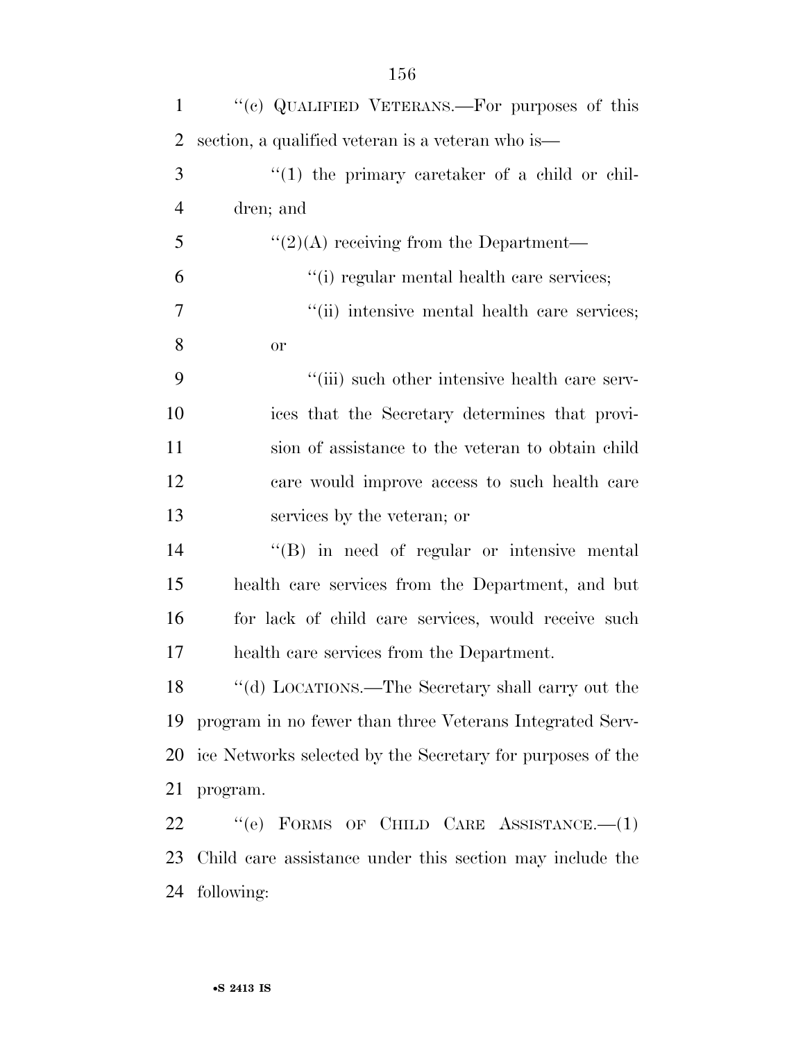"(c) QUALIFIED VETERANS.—For purposes of this section, a qualified veteran is a veteran who is—

"(1) the primary caretaker of a child or children; and

"(2)(A) receiving from the Department—

"(i) regular mental health care services;

"(ii) intensive mental health care services; or

"(iii) such other intensive health care services that the Secretary determines that provision of assistance to the veteran to obtain child care would improve access to such health care services by the veteran; or

"(B) in need of regular or intensive mental health care services from the Department, and but for lack of child care services, would receive such health care services from the Department.

"(d) LOCATIONS.—The Secretary shall carry out the program in no fewer than three Veterans Integrated Service Networks selected by the Secretary for purposes of the program.

"(e) FORMS OF CHILD CARE ASSISTANCE.—(1) Child care assistance under this section may include the following: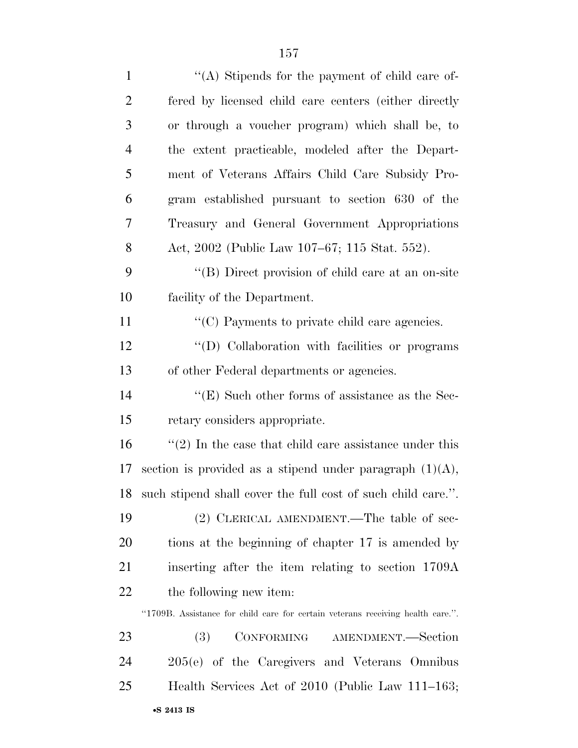''(A) Stipends for the payment of child care offered by licensed child care centers (either directly or through a voucher program) which shall be, to the extent practicable, modeled after the Department of Veterans Affairs Child Care Subsidy Program established pursuant to section 630 of the Treasury and General Government Appropriations Act, 2002 (Public Law 107–67; 115 Stat. 552).

''(B) Direct provision of child care at an on-site facility of the Department.

''(C) Payments to private child care agencies.

''(D) Collaboration with facilities or programs of other Federal departments or agencies.

''(E) Such other forms of assistance as the Secretary considers appropriate.

''(2) In the case that child care assistance under this section is provided as a stipend under paragraph (1)(A), such stipend shall cover the full cost of such child care.''.

(2) CLERICAL AMENDMENT.—The table of sections at the beginning of chapter 17 is amended by inserting after the item relating to section 1709A the following new item:

''1709B. Assistance for child care for certain veterans receiving health care.''.

(3) CONFORMING AMENDMENT.—Section 205(e) of the Caregivers and Veterans Omnibus Health Services Act of 2010 (Public Law 111–163;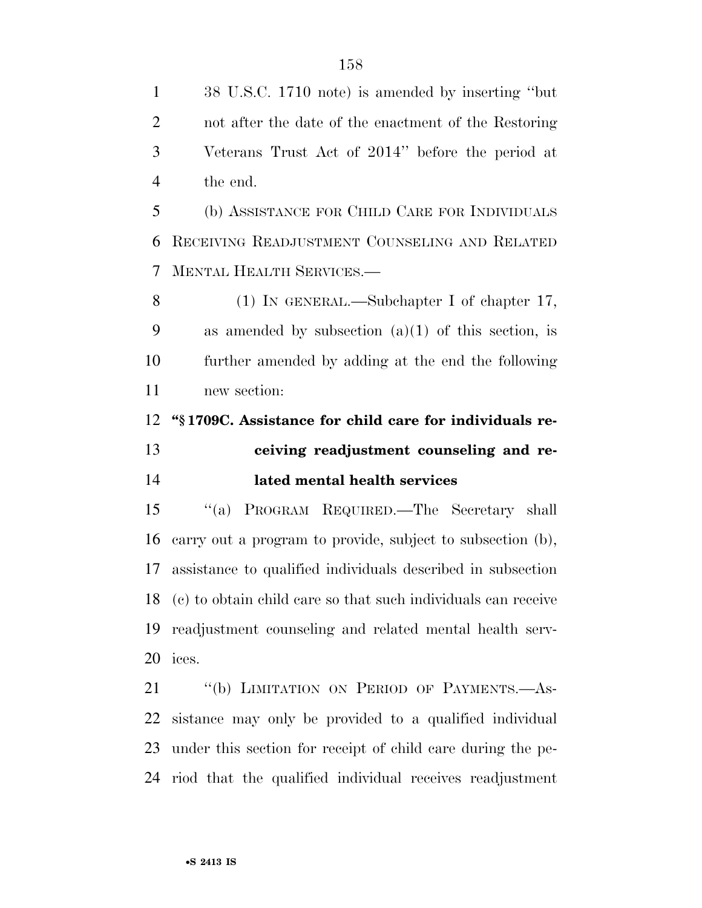38 U.S.C. 1710 note) is amended by inserting ''but not after the date of the enactment of the Restoring Veterans Trust Act of 2014'' before the period at the end.

(b) ASSISTANCE FOR CHILD CARE FOR INDIVIDUALS RECEIVING READJUSTMENT COUNSELING AND RELATED MENTAL HEALTH SERVICES.—

(1) IN GENERAL.—Subchapter I of chapter 17, as amended by subsection (a)(1) of this section, is further amended by adding at the end the following new section:

**''§ 1709C. Assistance for child care for individuals receiving readjustment counseling and related mental health services**

''(a) PROGRAM REQUIRED.—The Secretary shall carry out a program to provide, subject to subsection (b), assistance to qualified individuals described in subsection (c) to obtain child care so that such individuals can receive readjustment counseling and related mental health services.

''(b) LIMITATION ON PERIOD OF PAYMENTS.—Assistance may only be provided to a qualified individual under this section for receipt of child care during the period that the qualified individual receives readjustment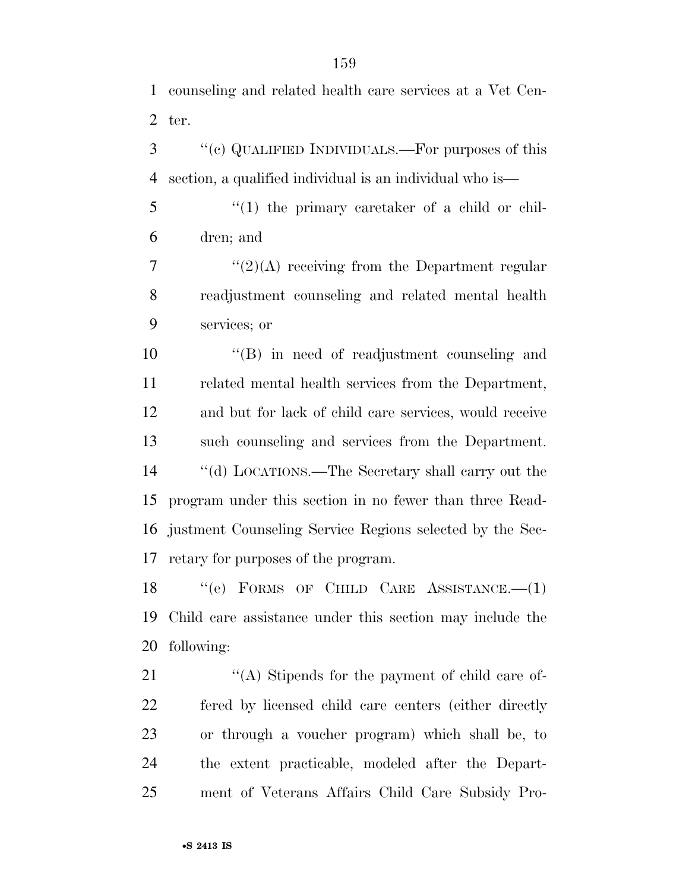counseling and related health care services at a Vet Center.

''(c) QUALIFIED INDIVIDUALS.—For purposes of this section, a qualified individual is an individual who is—

''(1) the primary caretaker of a child or children; and

''(2)(A) receiving from the Department regular readjustment counseling and related mental health services; or

''(B) in need of readjustment counseling and related mental health services from the Department, and but for lack of child care services, would receive such counseling and services from the Department.

''(d) LOCATIONS.—The Secretary shall carry out the program under this section in no fewer than three Readjustment Counseling Service Regions selected by the Secretary for purposes of the program.

''(e) FORMS OF CHILD CARE ASSISTANCE.—(1) Child care assistance under this section may include the following:

''(A) Stipends for the payment of child care offered by licensed child care centers (either directly or through a voucher program) which shall be, to the extent practicable, modeled after the Department of Veterans Affairs Child Care Subsidy Pro-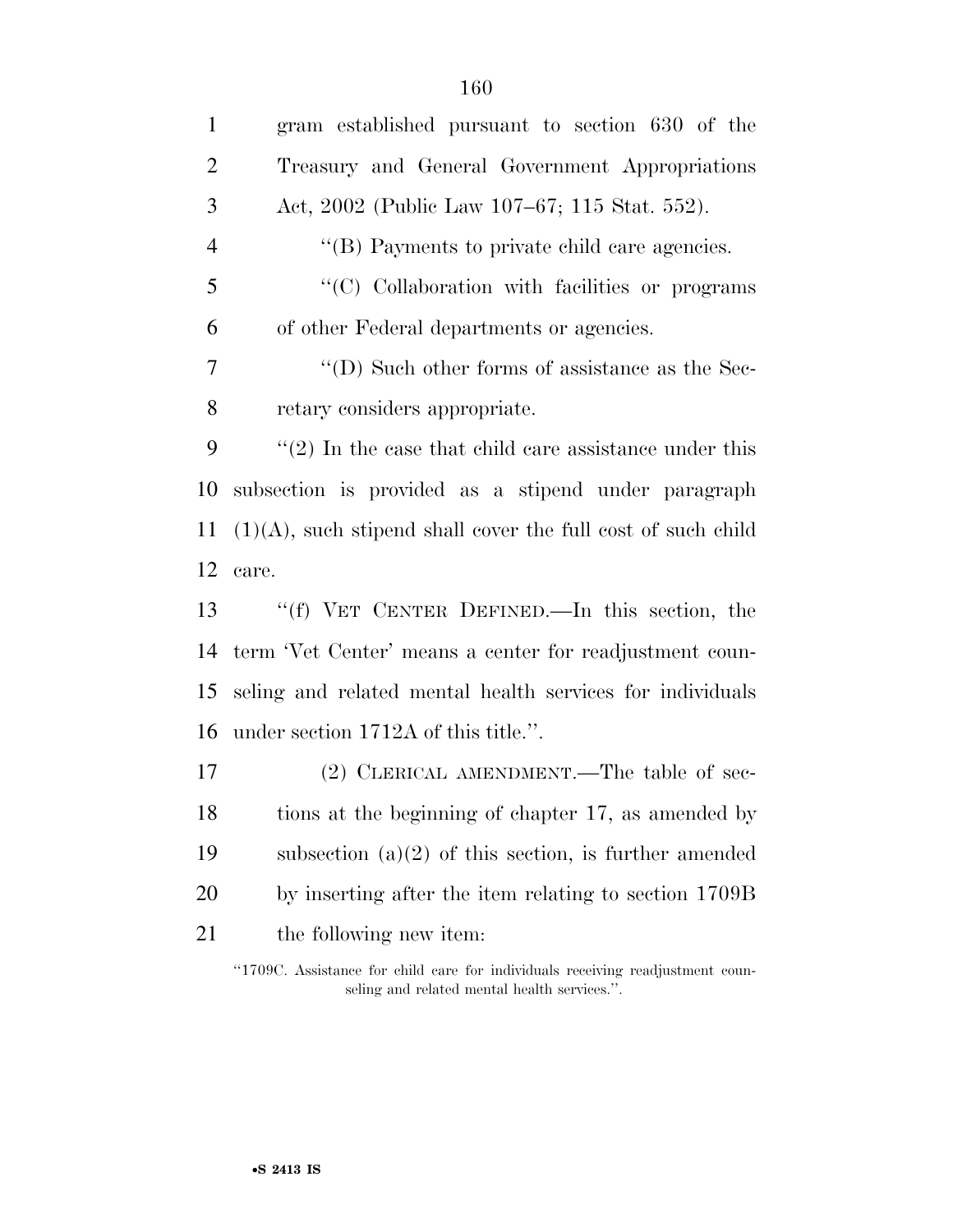gram established pursuant to section 630 of the Treasury and General Government Appropriations Act, 2002 (Public Law 107–67; 115 Stat. 552).

''(B) Payments to private child care agencies.

''(C) Collaboration with facilities or programs of other Federal departments or agencies.

''(D) Such other forms of assistance as the Secretary considers appropriate.

''(2) In the case that child care assistance under this subsection is provided as a stipend under paragraph (1)(A), such stipend shall cover the full cost of such child care.

''(f) VET CENTER DEFINED.—In this section, the term 'Vet Center' means a center for readjustment counseling and related mental health services for individuals under section 1712A of this title.''.

(2) CLERICAL AMENDMENT.—The table of sections at the beginning of chapter 17, as amended by subsection (a)(2) of this section, is further amended by inserting after the item relating to section 1709B the following new item:

''1709C. Assistance for child care for individuals receiving readjustment counseling and related mental health services.''.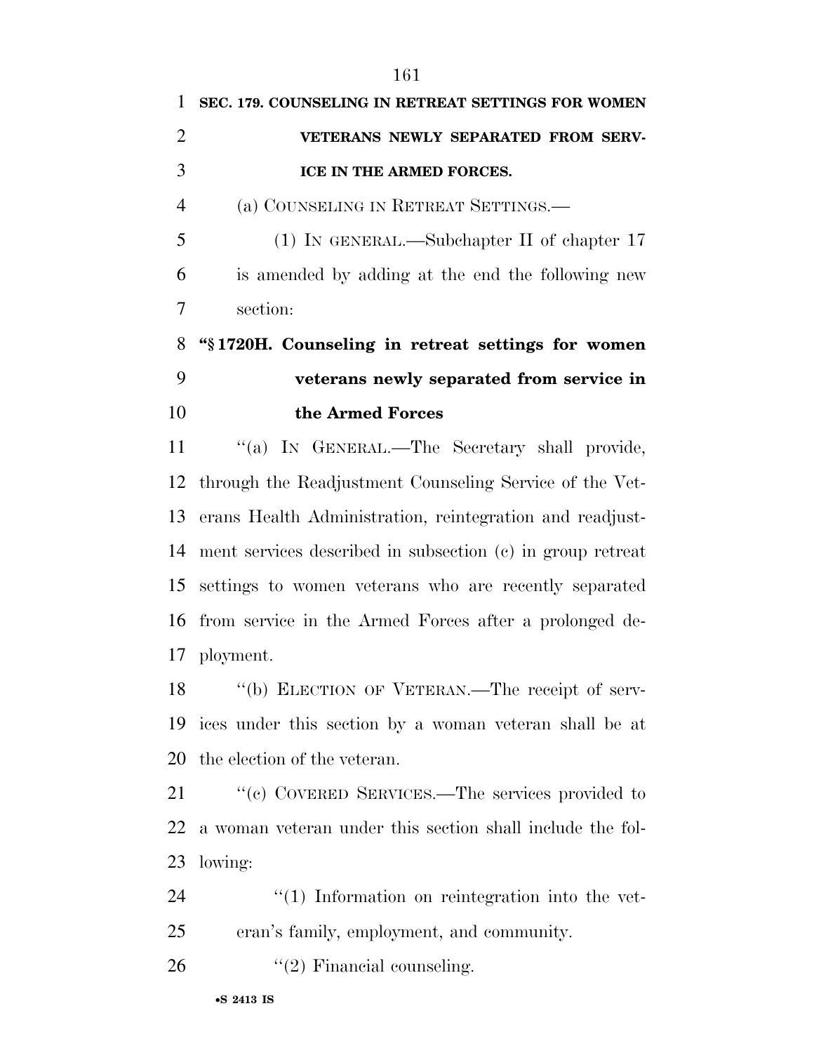**SEC. 179. COUNSELING IN RETREAT SETTINGS FOR WOMEN VETERANS NEWLY SEPARATED FROM SERVICE IN THE ARMED FORCES.**

(a) COUNSELING IN RETREAT SETTINGS.—

(1) IN GENERAL.—Subchapter II of chapter 17 is amended by adding at the end the following new section:

**"§ 1720H. Counseling in retreat settings for women veterans newly separated from service in the Armed Forces**

"(a) IN GENERAL.—The Secretary shall provide, through the Readjustment Counseling Service of the Veterans Health Administration, reintegration and readjustment services described in subsection (c) in group retreat settings to women veterans who are recently separated from service in the Armed Forces after a prolonged deployment.

"(b) ELECTION OF VETERAN.—The receipt of services under this section by a woman veteran shall be at the election of the veteran.

"(c) COVERED SERVICES.—The services provided to a woman veteran under this section shall include the following:

"(1) Information on reintegration into the veteran's family, employment, and community.

"(2) Financial counseling.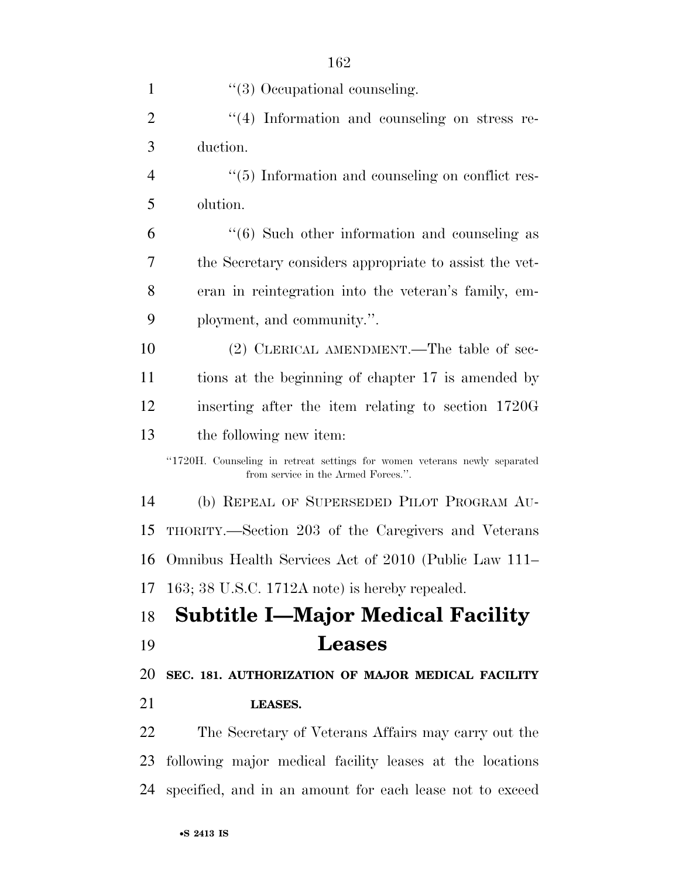''(3) Occupational counseling.

''(4) Information and counseling on stress reduction.

''(5) Information and counseling on conflict resolution.

''(6) Such other information and counseling as the Secretary considers appropriate to assist the veteran in reintegration into the veteran's family, employment, and community.''.

(2) CLERICAL AMENDMENT.—The table of sections at the beginning of chapter 17 is amended by inserting after the item relating to section 1720G the following new item:

''1720H. Counseling in retreat settings for women veterans newly separated from service in the Armed Forces.''.

(b) REPEAL OF SUPERSEDED PILOT PROGRAM AUTHORITY.—Section 203 of the Caregivers and Veterans Omnibus Health Services Act of 2010 (Public Law 111–163; 38 U.S.C. 1712A note) is hereby repealed.

# Subtitle I—Major Medical Facility Leases

**SEC. 181. AUTHORIZATION OF MAJOR MEDICAL FACILITY LEASES.**

The Secretary of Veterans Affairs may carry out the following major medical facility leases at the locations specified, and in an amount for each lease not to exceed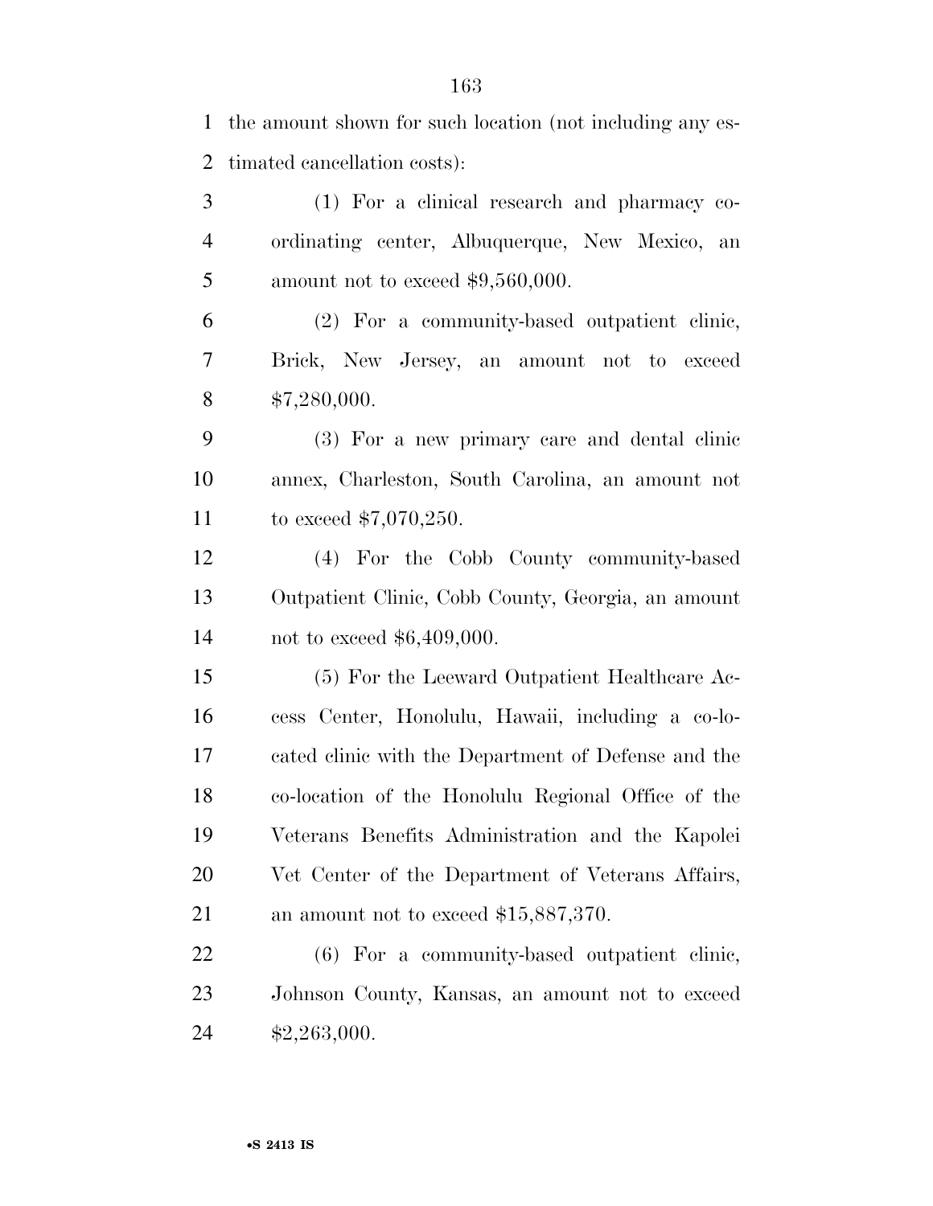the amount shown for such location (not including any estimated cancellation costs):

(1) For a clinical research and pharmacy coordinating center, Albuquerque, New Mexico, an amount not to exceed $9,560,000.

(2) For a community-based outpatient clinic, Brick, New Jersey, an amount not to exceed $7,280,000.

(3) For a new primary care and dental clinic annex, Charleston, South Carolina, an amount not to exceed $7,070,250.

(4) For the Cobb County community-based Outpatient Clinic, Cobb County, Georgia, an amount not to exceed $6,409,000.

(5) For the Leeward Outpatient Healthcare Access Center, Honolulu, Hawaii, including a co-located clinic with the Department of Defense and the co-location of the Honolulu Regional Office of the Veterans Benefits Administration and the Kapolei Vet Center of the Department of Veterans Affairs, an amount not to exceed $15,887,370.

(6) For a community-based outpatient clinic, Johnson County, Kansas, an amount not to exceed $2,263,000.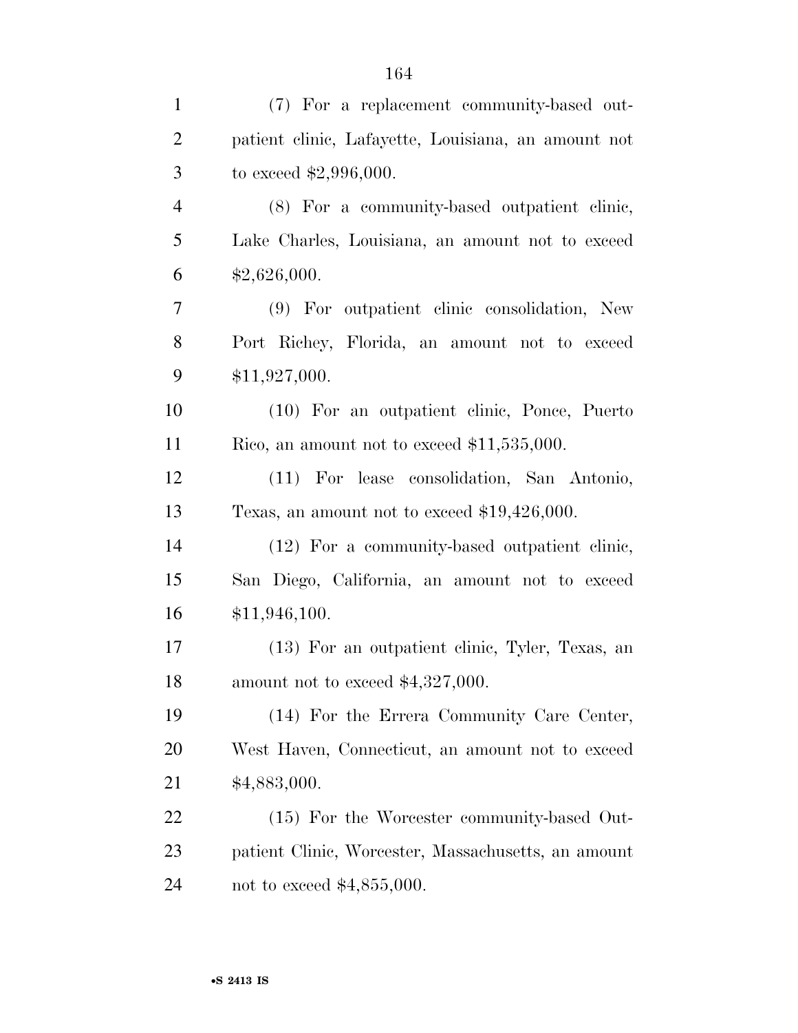(7) For a replacement community-based outpatient clinic, Lafayette, Louisiana, an amount not to exceed $2,996,000.

(8) For a community-based outpatient clinic, Lake Charles, Louisiana, an amount not to exceed $2,626,000.

(9) For outpatient clinic consolidation, New Port Richey, Florida, an amount not to exceed $11,927,000.

(10) For an outpatient clinic, Ponce, Puerto Rico, an amount not to exceed $11,535,000.

(11) For lease consolidation, San Antonio, Texas, an amount not to exceed $19,426,000.

(12) For a community-based outpatient clinic, San Diego, California, an amount not to exceed $11,946,100.

(13) For an outpatient clinic, Tyler, Texas, an amount not to exceed $4,327,000.

(14) For the Errera Community Care Center, West Haven, Connecticut, an amount not to exceed $4,883,000.

(15) For the Worcester community-based Outpatient Clinic, Worcester, Massachusetts, an amount not to exceed $4,855,000.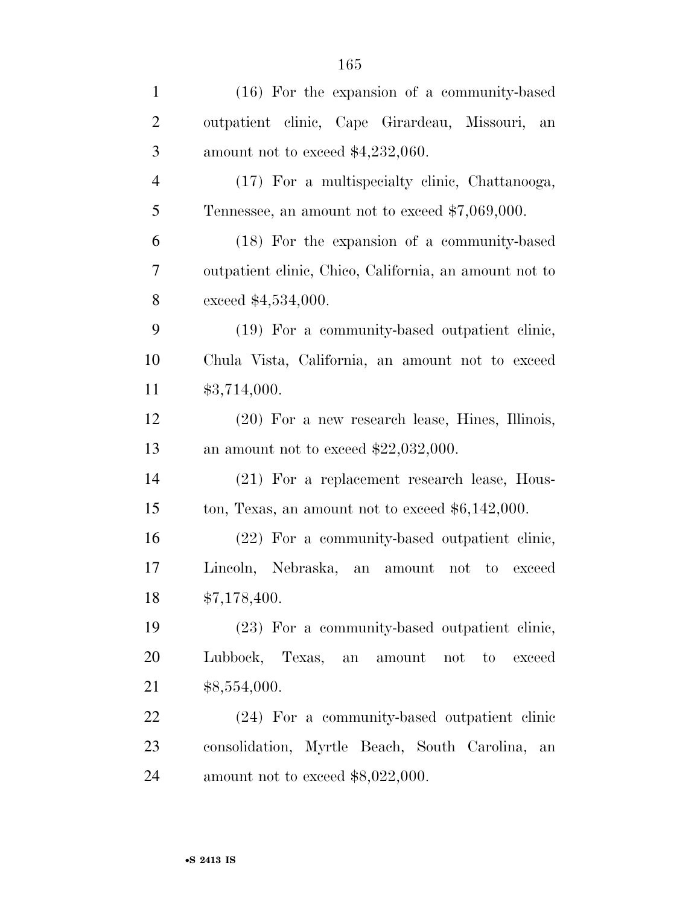(16) For the expansion of a community-based outpatient clinic, Cape Girardeau, Missouri, an amount not to exceed $4,232,060.

(17) For a multispecialty clinic, Chattanooga, Tennessee, an amount not to exceed $7,069,000.

(18) For the expansion of a community-based outpatient clinic, Chico, California, an amount not to exceed $4,534,000.

(19) For a community-based outpatient clinic, Chula Vista, California, an amount not to exceed $3,714,000.

(20) For a new research lease, Hines, Illinois, an amount not to exceed $22,032,000.

(21) For a replacement research lease, Houston, Texas, an amount not to exceed $6,142,000.

(22) For a community-based outpatient clinic, Lincoln, Nebraska, an amount not to exceed $7,178,400.

(23) For a community-based outpatient clinic, Lubbock, Texas, an amount not to exceed $8,554,000.

(24) For a community-based outpatient clinic consolidation, Myrtle Beach, South Carolina, an amount not to exceed $8,022,000.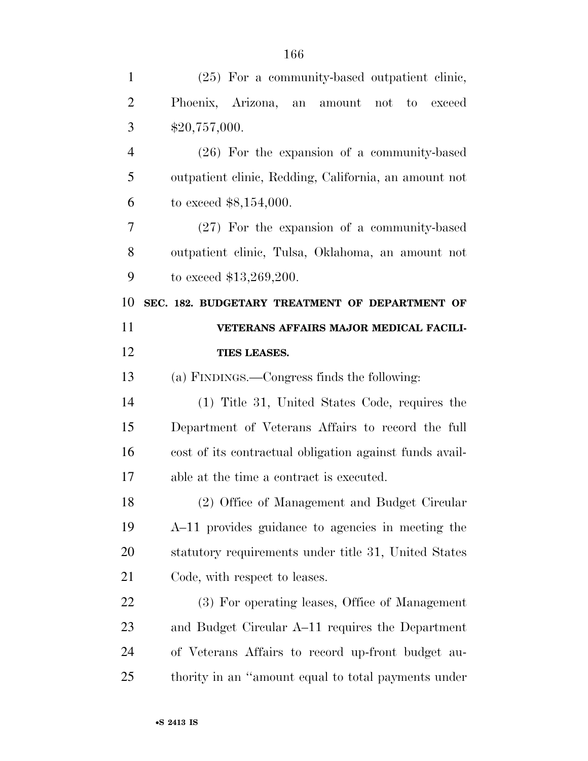(25) For a community-based outpatient clinic, Phoenix, Arizona, an amount not to exceed $20,757,000.

(26) For the expansion of a community-based outpatient clinic, Redding, California, an amount not to exceed $8,154,000.

(27) For the expansion of a community-based outpatient clinic, Tulsa, Oklahoma, an amount not to exceed $13,269,200.

**SEC. 182. BUDGETARY TREATMENT OF DEPARTMENT OF VETERANS AFFAIRS MAJOR MEDICAL FACILITIES LEASES.**

(a) FINDINGS.—Congress finds the following:

(1) Title 31, United States Code, requires the Department of Veterans Affairs to record the full cost of its contractual obligation against funds available at the time a contract is executed.

(2) Office of Management and Budget Circular A–11 provides guidance to agencies in meeting the statutory requirements under title 31, United States Code, with respect to leases.

(3) For operating leases, Office of Management and Budget Circular A–11 requires the Department of Veterans Affairs to record up-front budget authority in an "amount equal to total payments under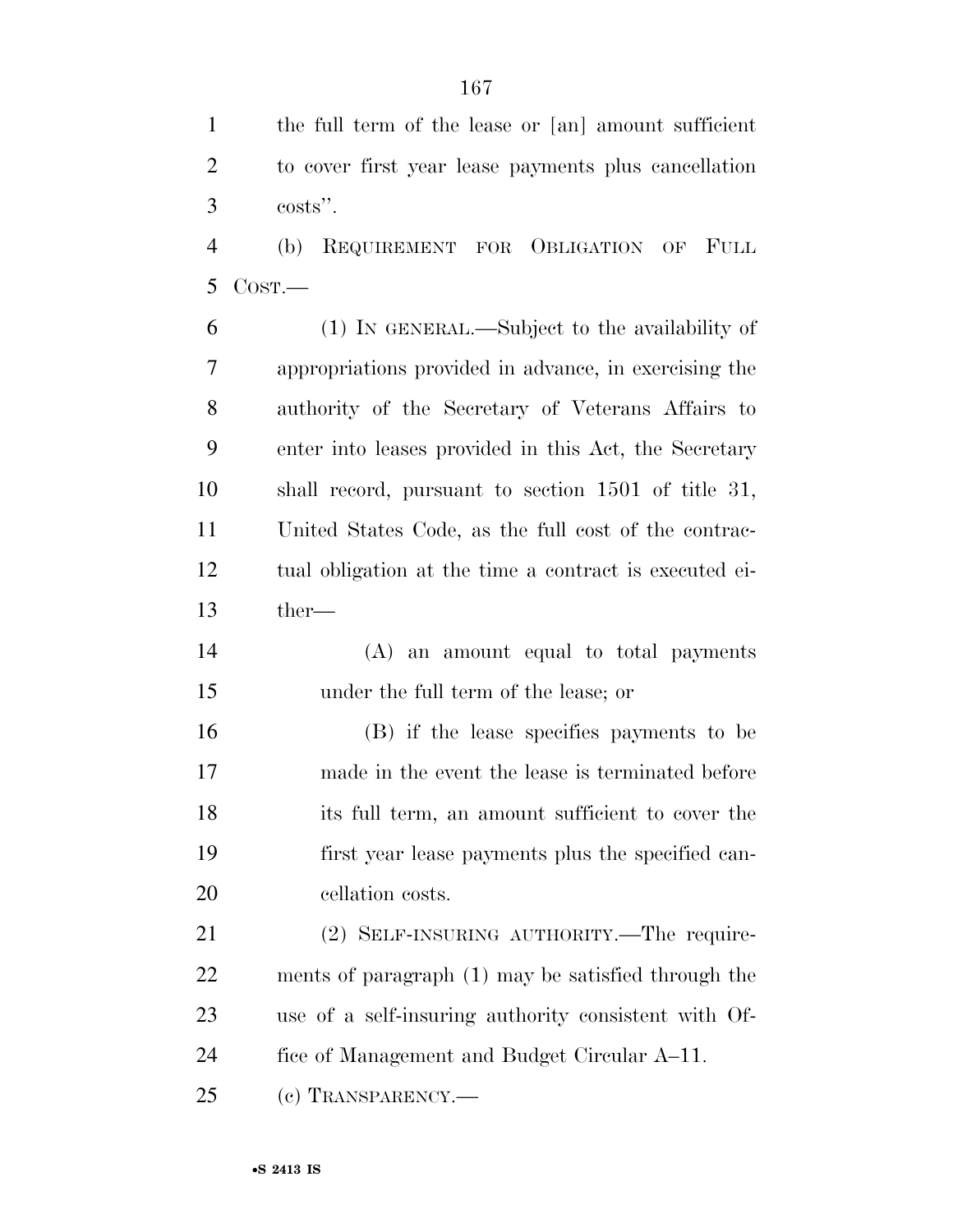the full term of the lease or [an] amount sufficient to cover first year lease payments plus cancellation costs''.

(b) REQUIREMENT FOR OBLIGATION OF FULL COST.—

(1) IN GENERAL.—Subject to the availability of appropriations provided in advance, in exercising the authority of the Secretary of Veterans Affairs to enter into leases provided in this Act, the Secretary shall record, pursuant to section 1501 of title 31, United States Code, as the full cost of the contractual obligation at the time a contract is executed either—

(A) an amount equal to total payments under the full term of the lease; or

(B) if the lease specifies payments to be made in the event the lease is terminated before its full term, an amount sufficient to cover the first year lease payments plus the specified cancellation costs.

(2) SELF-INSURING AUTHORITY.—The requirements of paragraph (1) may be satisfied through the use of a self-insuring authority consistent with Office of Management and Budget Circular A–11.

(c) TRANSPARENCY.—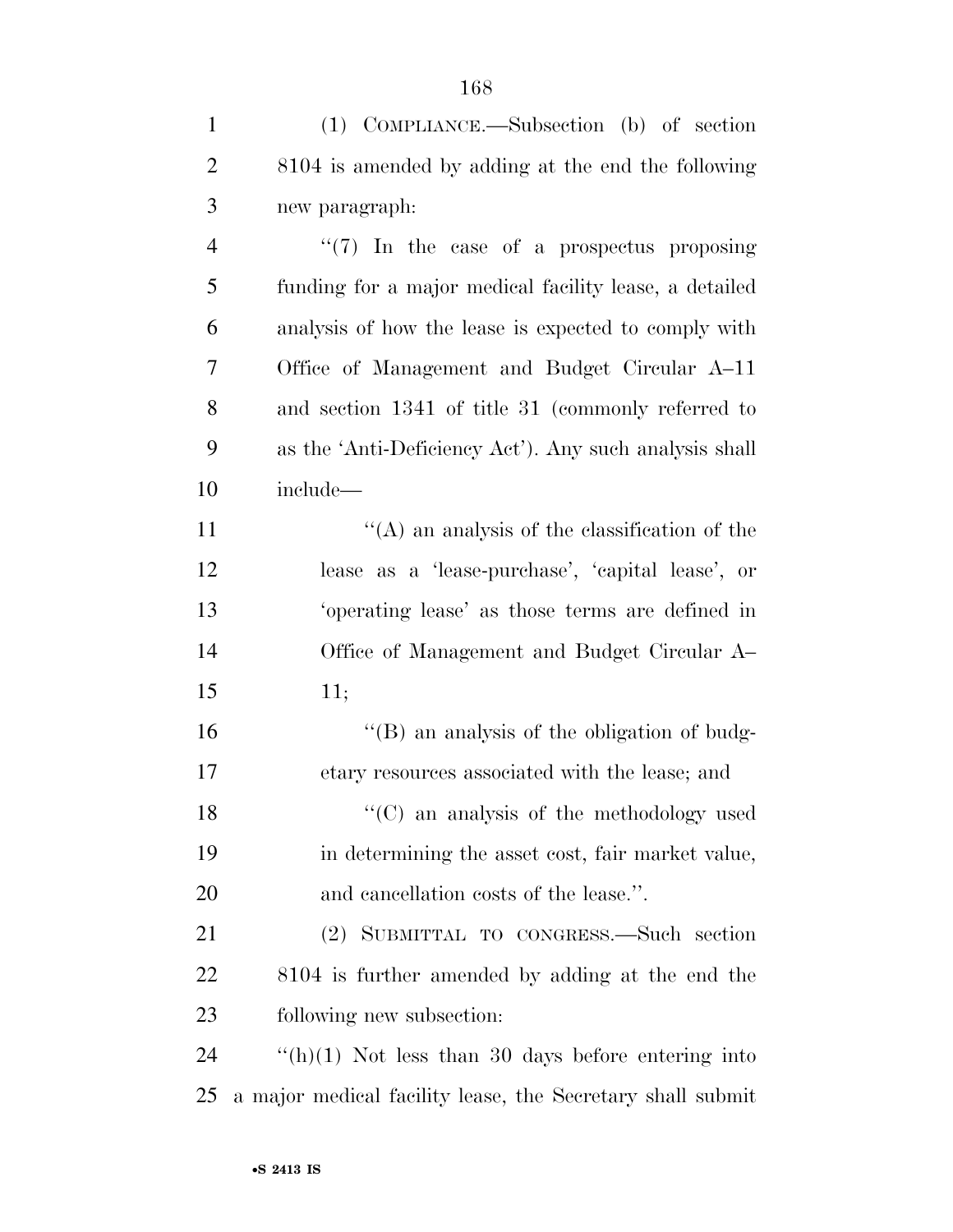(1) COMPLIANCE.—Subsection (b) of section 8104 is amended by adding at the end the following new paragraph:

"(7) In the case of a prospectus proposing funding for a major medical facility lease, a detailed analysis of how the lease is expected to comply with Office of Management and Budget Circular A–11 and section 1341 of title 31 (commonly referred to as the 'Anti-Deficiency Act'). Any such analysis shall include—

"(A) an analysis of the classification of the lease as a 'lease-purchase', 'capital lease', or 'operating lease' as those terms are defined in Office of Management and Budget Circular A–11;

"(B) an analysis of the obligation of budgetary resources associated with the lease; and

"(C) an analysis of the methodology used in determining the asset cost, fair market value, and cancellation costs of the lease.".

(2) SUBMITTAL TO CONGRESS.—Such section 8104 is further amended by adding at the end the following new subsection:

"(h)(1) Not less than 30 days before entering into a major medical facility lease, the Secretary shall submit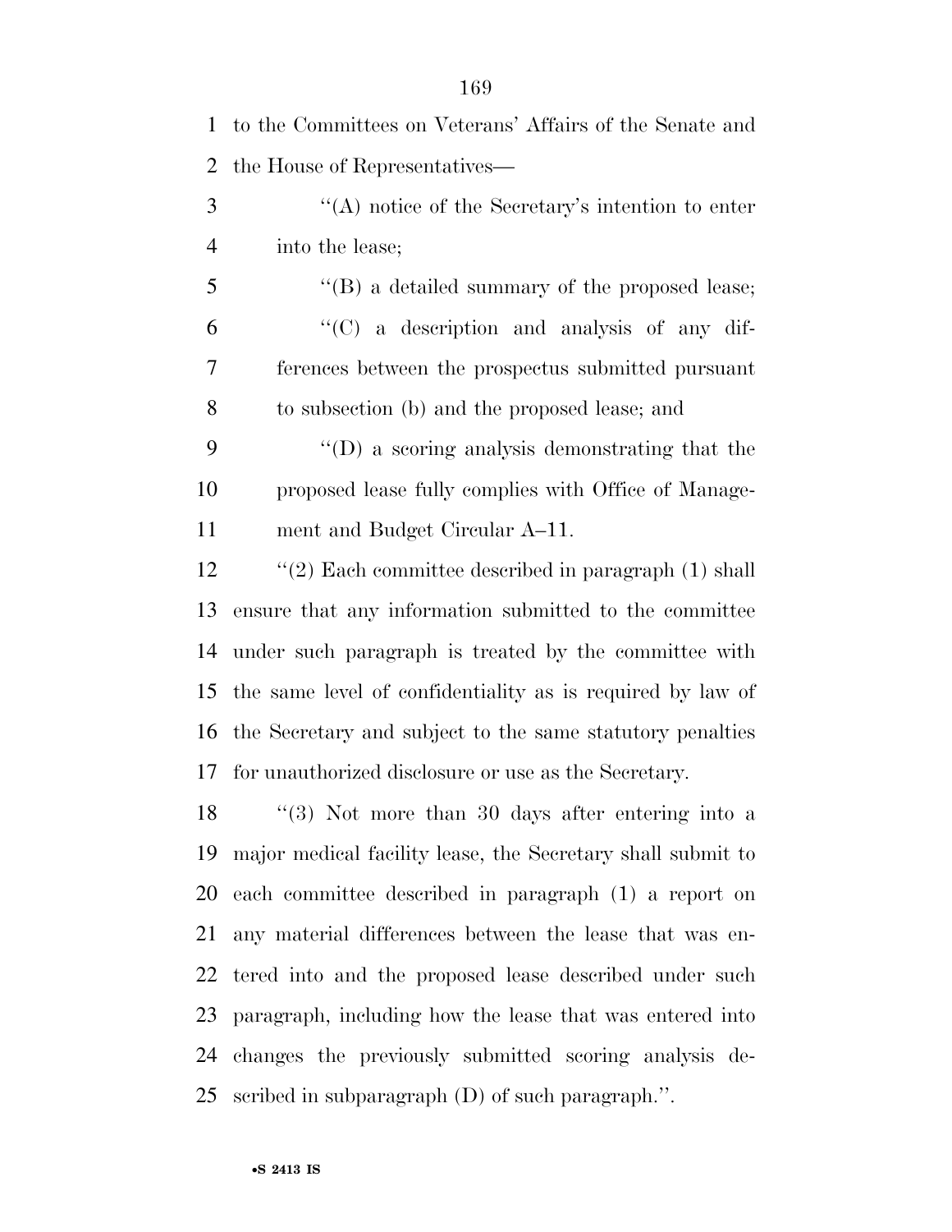to the Committees on Veterans' Affairs of the Senate and the House of Representatives—

"(A) notice of the Secretary's intention to enter into the lease;

"(B) a detailed summary of the proposed lease;

"(C) a description and analysis of any differences between the prospectus submitted pursuant to subsection (b) and the proposed lease; and

"(D) a scoring analysis demonstrating that the proposed lease fully complies with Office of Management and Budget Circular A–11.

"(2) Each committee described in paragraph (1) shall ensure that any information submitted to the committee under such paragraph is treated by the committee with the same level of confidentiality as is required by law of the Secretary and subject to the same statutory penalties for unauthorized disclosure or use as the Secretary.

"(3) Not more than 30 days after entering into a major medical facility lease, the Secretary shall submit to each committee described in paragraph (1) a report on any material differences between the lease that was entered into and the proposed lease described under such paragraph, including how the lease that was entered into changes the previously submitted scoring analysis described in subparagraph (D) of such paragraph.".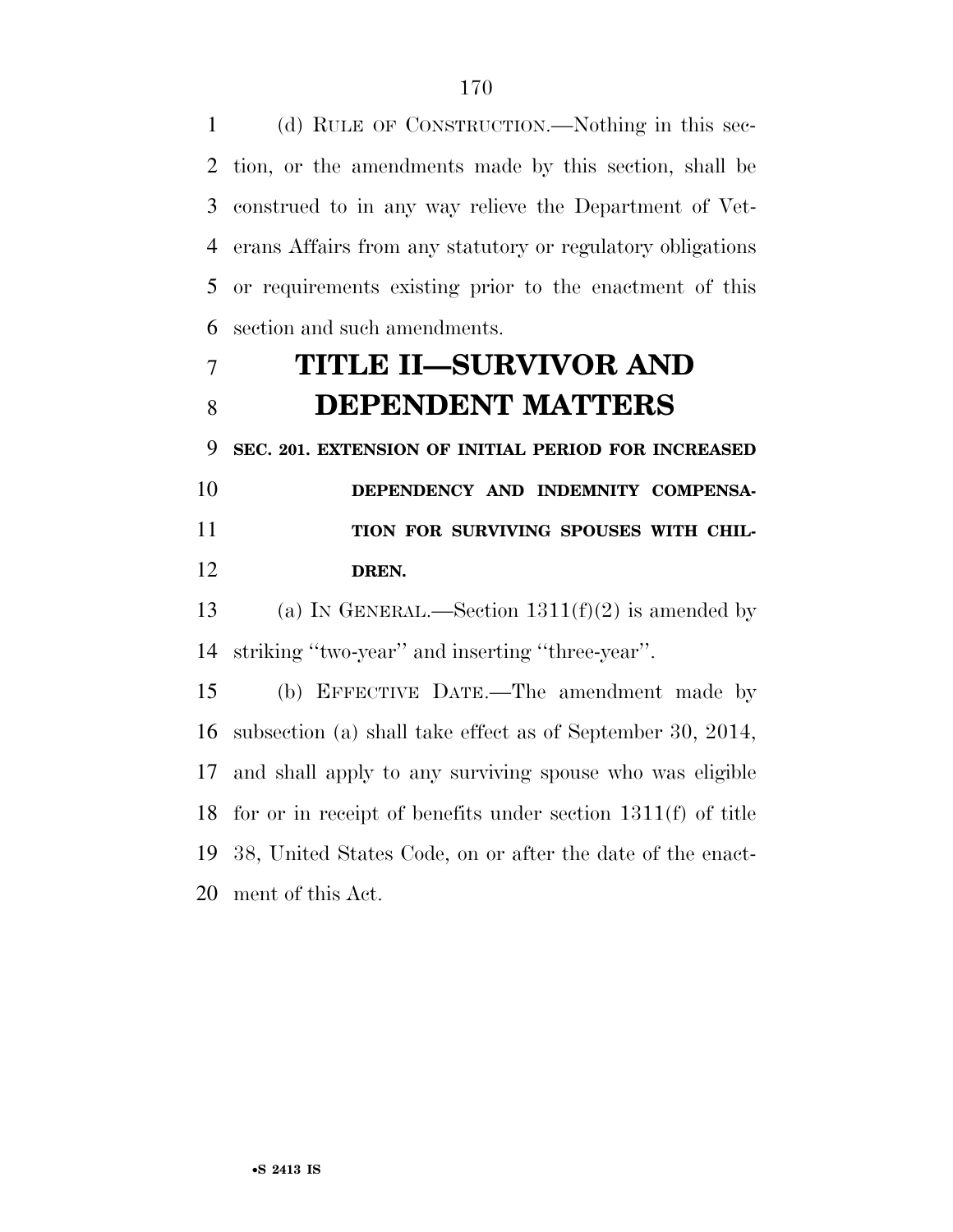(d) RULE OF CONSTRUCTION.—Nothing in this section, or the amendments made by this section, shall be construed to in any way relieve the Department of Veterans Affairs from any statutory or regulatory obligations or requirements existing prior to the enactment of this section and such amendments.

# TITLE II—SURVIVOR AND DEPENDENT MATTERS

## SEC. 201. EXTENSION OF INITIAL PERIOD FOR INCREASED DEPENDENCY AND INDEMNITY COMPENSATION FOR SURVIVING SPOUSES WITH CHILDREN.

(a) IN GENERAL.—Section 1311(f)(2) is amended by striking ''two-year'' and inserting ''three-year''.

(b) EFFECTIVE DATE.—The amendment made by subsection (a) shall take effect as of September 30, 2014, and shall apply to any surviving spouse who was eligible for or in receipt of benefits under section 1311(f) of title 38, United States Code, on or after the date of the enactment of this Act.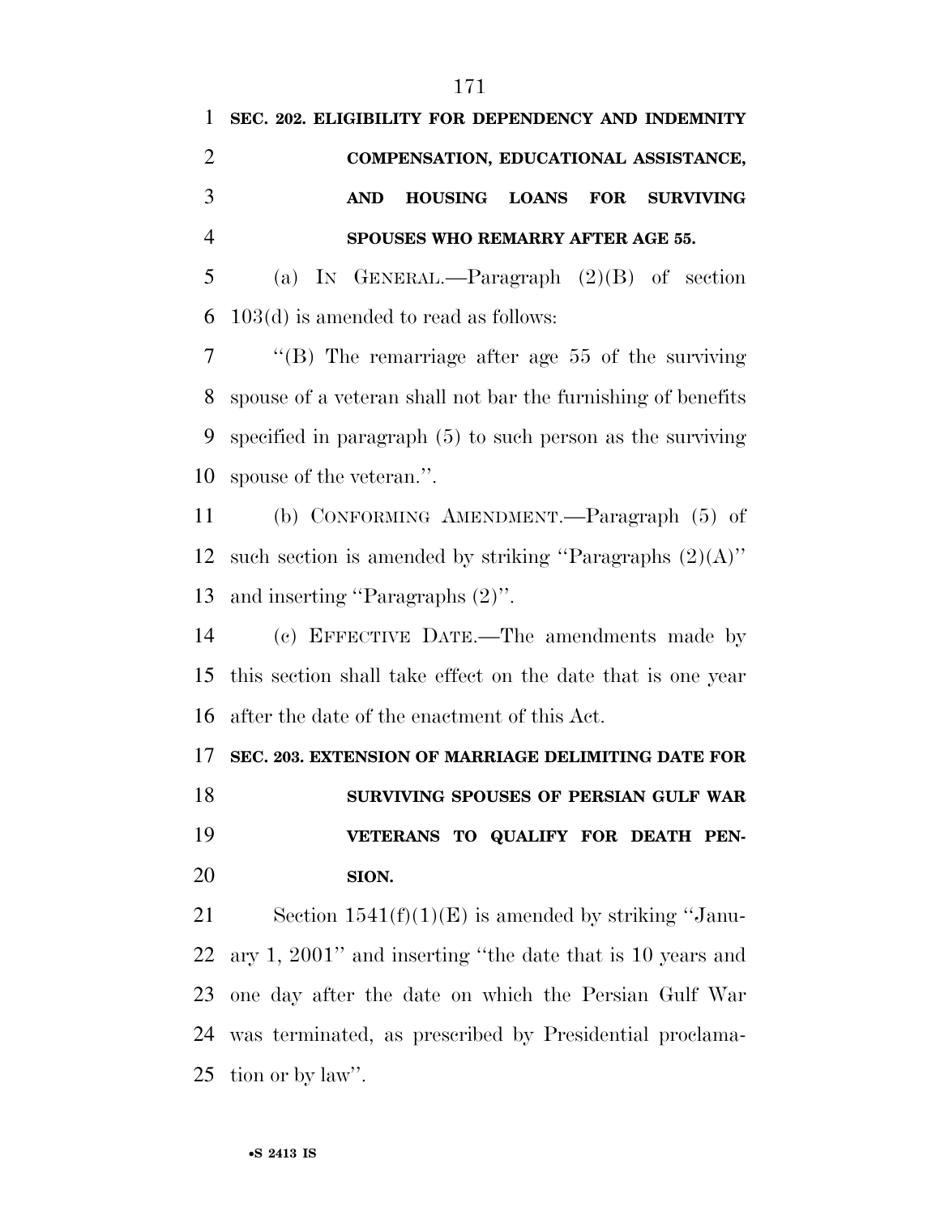**SEC. 202. ELIGIBILITY FOR DEPENDENCY AND INDEMNITY COMPENSATION, EDUCATIONAL ASSISTANCE, AND HOUSING LOANS FOR SURVIVING SPOUSES WHO REMARRY AFTER AGE 55.**

(a) IN GENERAL.—Paragraph (2)(B) of section 103(d) is amended to read as follows:

''(B) The remarriage after age 55 of the surviving spouse of a veteran shall not bar the furnishing of benefits specified in paragraph (5) to such person as the surviving spouse of the veteran.''.

(b) CONFORMING AMENDMENT.—Paragraph (5) of such section is amended by striking ''Paragraphs (2)(A)'' and inserting ''Paragraphs (2)''.

(c) EFFECTIVE DATE.—The amendments made by this section shall take effect on the date that is one year after the date of the enactment of this Act.

**SEC. 203. EXTENSION OF MARRIAGE DELIMITING DATE FOR SURVIVING SPOUSES OF PERSIAN GULF WAR VETERANS TO QUALIFY FOR DEATH PENSION.**

Section 1541(f)(1)(E) is amended by striking ''January 1, 2001'' and inserting ''the date that is 10 years and one day after the date on which the Persian Gulf War was terminated, as prescribed by Presidential proclamation or by law''.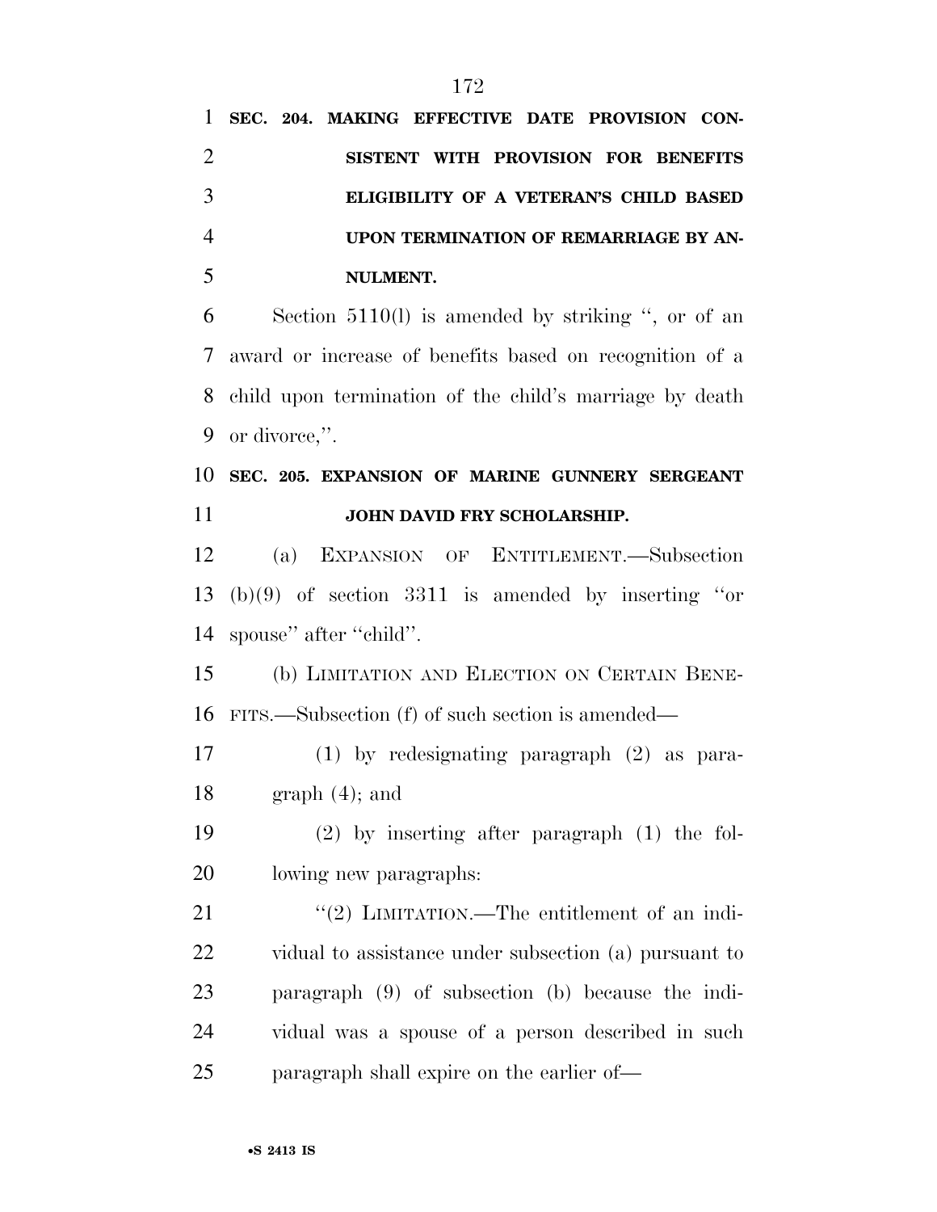**SEC. 204. MAKING EFFECTIVE DATE PROVISION CONSISTENT WITH PROVISION FOR BENEFITS ELIGIBILITY OF A VETERAN'S CHILD BASED UPON TERMINATION OF REMARRIAGE BY ANNULMENT.**

Section 5110(l) is amended by striking '', or of an award or increase of benefits based on recognition of a child upon termination of the child's marriage by death or divorce,''.

**SEC. 205. EXPANSION OF MARINE GUNNERY SERGEANT JOHN DAVID FRY SCHOLARSHIP.**

(a) EXPANSION OF ENTITLEMENT.—Subsection (b)(9) of section 3311 is amended by inserting ''or spouse'' after ''child''.

(b) LIMITATION AND ELECTION ON CERTAIN BENEFITS.—Subsection (f) of such section is amended—

(1) by redesignating paragraph (2) as paragraph (4); and

(2) by inserting after paragraph (1) the following new paragraphs:

''(2) LIMITATION.—The entitlement of an individual to assistance under subsection (a) pursuant to paragraph (9) of subsection (b) because the individual was a spouse of a person described in such paragraph shall expire on the earlier of—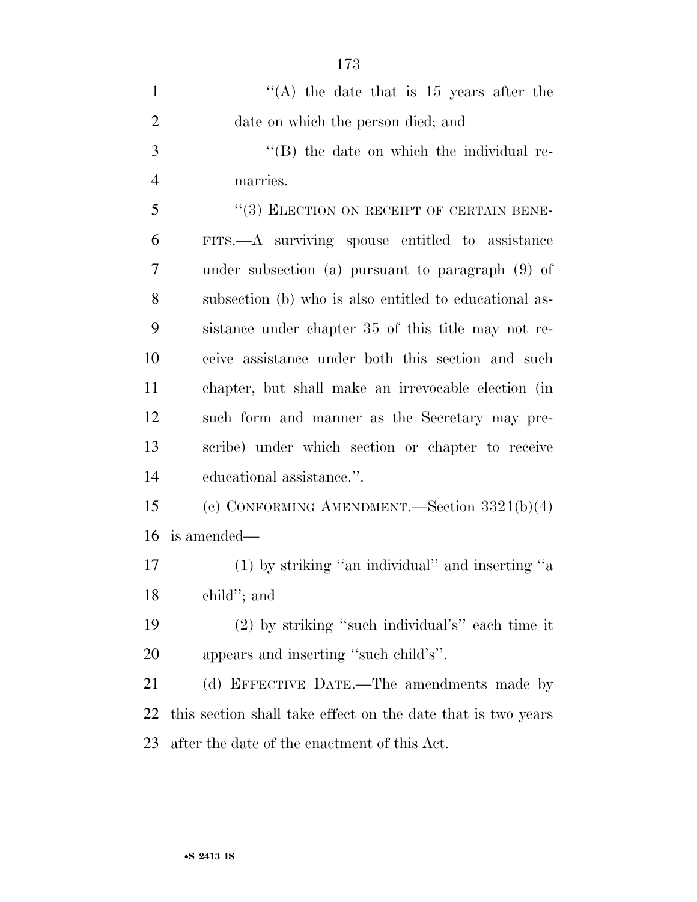''(A) the date that is 15 years after the date on which the person died; and

''(B) the date on which the individual remarries.

''(3) ELECTION ON RECEIPT OF CERTAIN BENEFITS.—A surviving spouse entitled to assistance under subsection (a) pursuant to paragraph (9) of subsection (b) who is also entitled to educational assistance under chapter 35 of this title may not receive assistance under both this section and such chapter, but shall make an irrevocable election (in such form and manner as the Secretary may prescribe) under which section or chapter to receive educational assistance.''.

(c) CONFORMING AMENDMENT.—Section 3321(b)(4) is amended—

(1) by striking ''an individual'' and inserting ''a child''; and

(2) by striking ''such individual's'' each time it appears and inserting ''such child's''.

(d) EFFECTIVE DATE.—The amendments made by this section shall take effect on the date that is two years after the date of the enactment of this Act.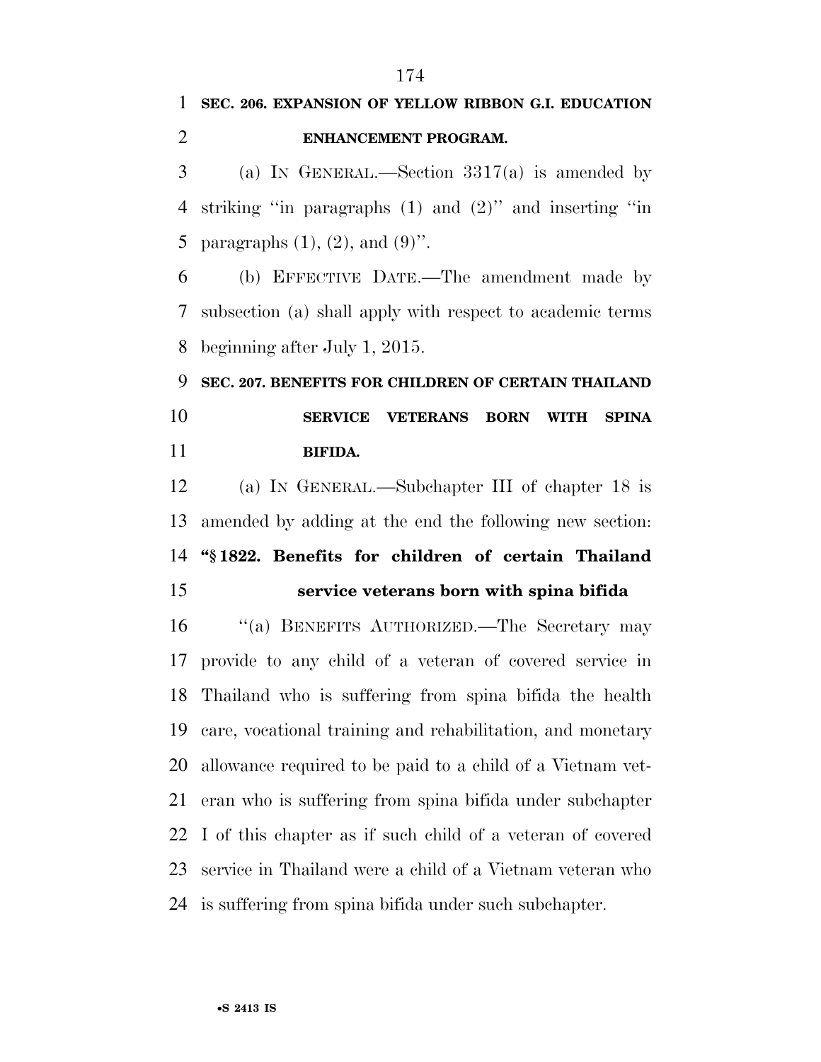**SEC. 206. EXPANSION OF YELLOW RIBBON G.I. EDUCATION ENHANCEMENT PROGRAM.**

(a) IN GENERAL.—Section 3317(a) is amended by striking ''in paragraphs (1) and (2)'' and inserting ''in paragraphs (1), (2), and (9)''.

(b) EFFECTIVE DATE.—The amendment made by subsection (a) shall apply with respect to academic terms beginning after July 1, 2015.

**SEC. 207. BENEFITS FOR CHILDREN OF CERTAIN THAILAND SERVICE VETERANS BORN WITH SPINA BIFIDA.**

(a) IN GENERAL.—Subchapter III of chapter 18 is amended by adding at the end the following new section:

**''§ 1822. Benefits for children of certain Thailand service veterans born with spina bifida**

''(a) BENEFITS AUTHORIZED.—The Secretary may provide to any child of a veteran of covered service in Thailand who is suffering from spina bifida the health care, vocational training and rehabilitation, and monetary allowance required to be paid to a child of a Vietnam veteran who is suffering from spina bifida under subchapter I of this chapter as if such child of a veteran of covered service in Thailand were a child of a Vietnam veteran who is suffering from spina bifida under such subchapter.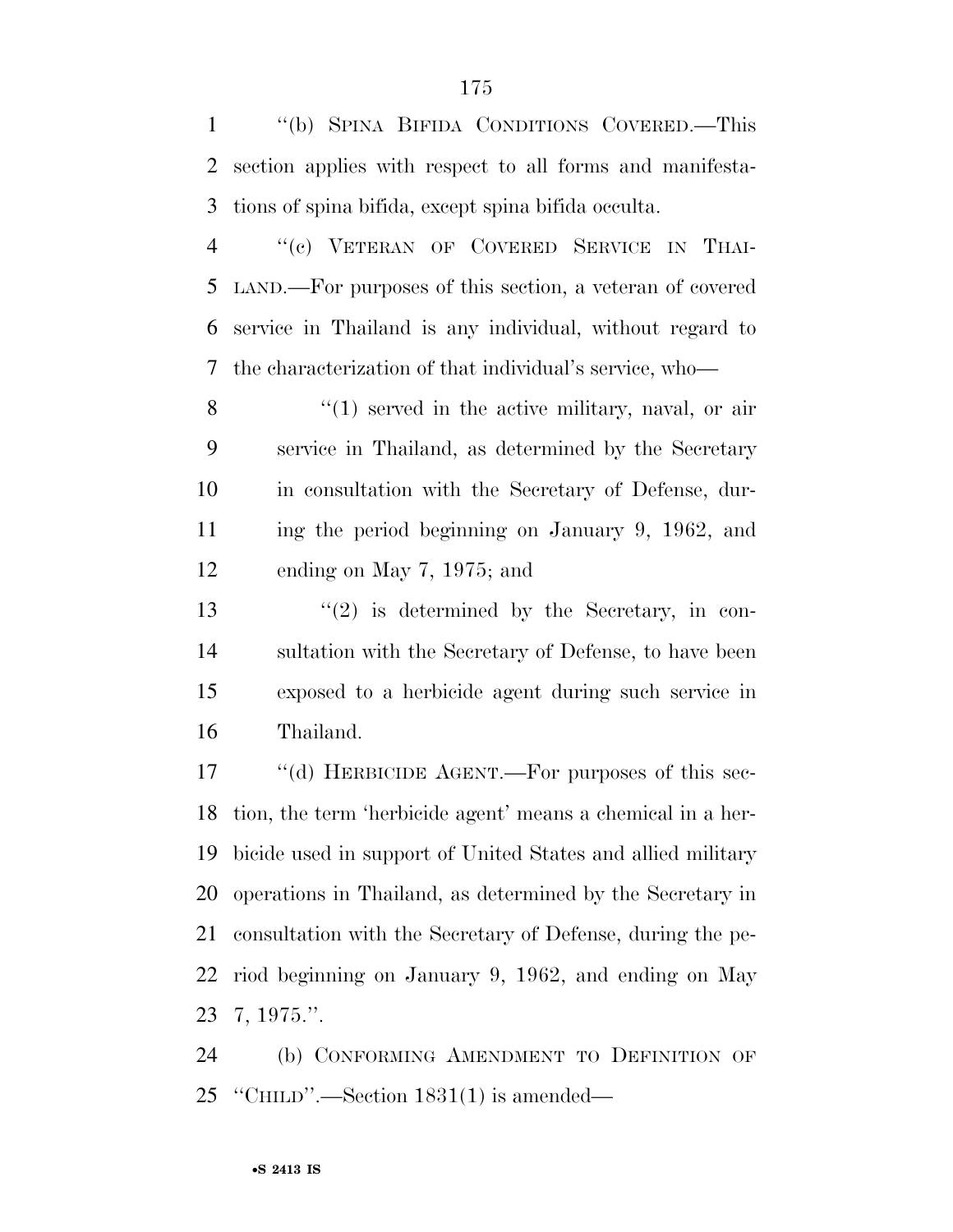''(b) SPINA BIFIDA CONDITIONS COVERED.—This section applies with respect to all forms and manifestations of spina bifida, except spina bifida occulta.

''(c) VETERAN OF COVERED SERVICE IN THAILAND.—For purposes of this section, a veteran of covered service in Thailand is any individual, without regard to the characterization of that individual's service, who—

''(1) served in the active military, naval, or air service in Thailand, as determined by the Secretary in consultation with the Secretary of Defense, during the period beginning on January 9, 1962, and ending on May 7, 1975; and

''(2) is determined by the Secretary, in consultation with the Secretary of Defense, to have been exposed to a herbicide agent during such service in Thailand.

''(d) HERBICIDE AGENT.—For purposes of this section, the term 'herbicide agent' means a chemical in a herbicide used in support of United States and allied military operations in Thailand, as determined by the Secretary in consultation with the Secretary of Defense, during the period beginning on January 9, 1962, and ending on May 7, 1975.''.

(b) CONFORMING AMENDMENT TO DEFINITION OF ''CHILD''.—Section 1831(1) is amended—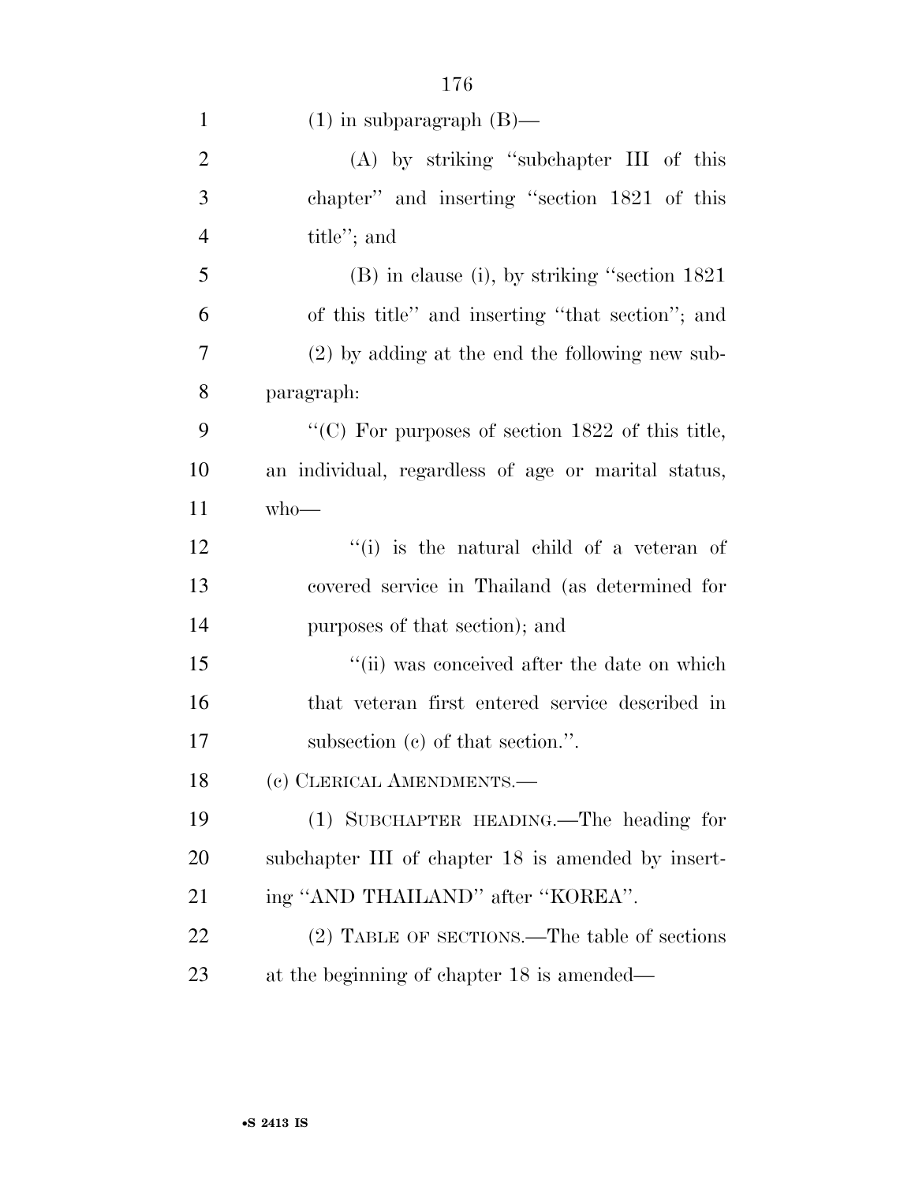(1) in subparagraph (B)—

(A) by striking "subchapter III of this chapter" and inserting "section 1821 of this title"; and

(B) in clause (i), by striking "section 1821 of this title" and inserting "that section"; and

(2) by adding at the end the following new subparagraph:

"(C) For purposes of section 1822 of this title, an individual, regardless of age or marital status, who—

"(i) is the natural child of a veteran of covered service in Thailand (as determined for purposes of that section); and

"(ii) was conceived after the date on which that veteran first entered service described in subsection (c) of that section.".

(c) CLERICAL AMENDMENTS.—

(1) SUBCHAPTER HEADING.—The heading for subchapter III of chapter 18 is amended by inserting "AND THAILAND" after "KOREA".

(2) TABLE OF SECTIONS.—The table of sections at the beginning of chapter 18 is amended—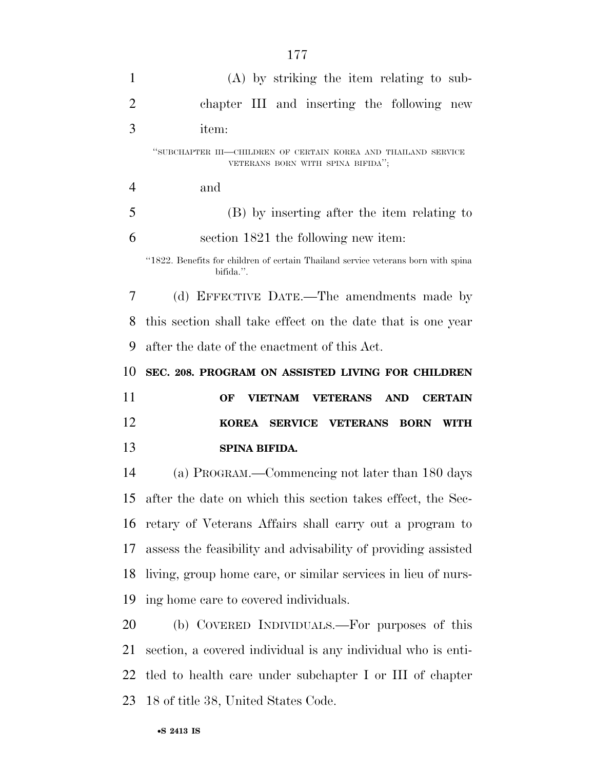(A) by striking the item relating to subchapter III and inserting the following new item:

"SUBCHAPTER III—CHILDREN OF CERTAIN KOREA AND THAILAND SERVICE VETERANS BORN WITH SPINA BIFIDA";

and

(B) by inserting after the item relating to section 1821 the following new item:

"1822. Benefits for children of certain Thailand service veterans born with spina bifida.".

(d) EFFECTIVE DATE.—The amendments made by this section shall take effect on the date that is one year after the date of the enactment of this Act.

**SEC. 208. PROGRAM ON ASSISTED LIVING FOR CHILDREN OF VIETNAM VETERANS AND CERTAIN KOREA SERVICE VETERANS BORN WITH SPINA BIFIDA.**

(a) PROGRAM.—Commencing not later than 180 days after the date on which this section takes effect, the Secretary of Veterans Affairs shall carry out a program to assess the feasibility and advisability of providing assisted living, group home care, or similar services in lieu of nursing home care to covered individuals.

(b) COVERED INDIVIDUALS.—For purposes of this section, a covered individual is any individual who is entitled to health care under subchapter I or III of chapter 18 of title 38, United States Code.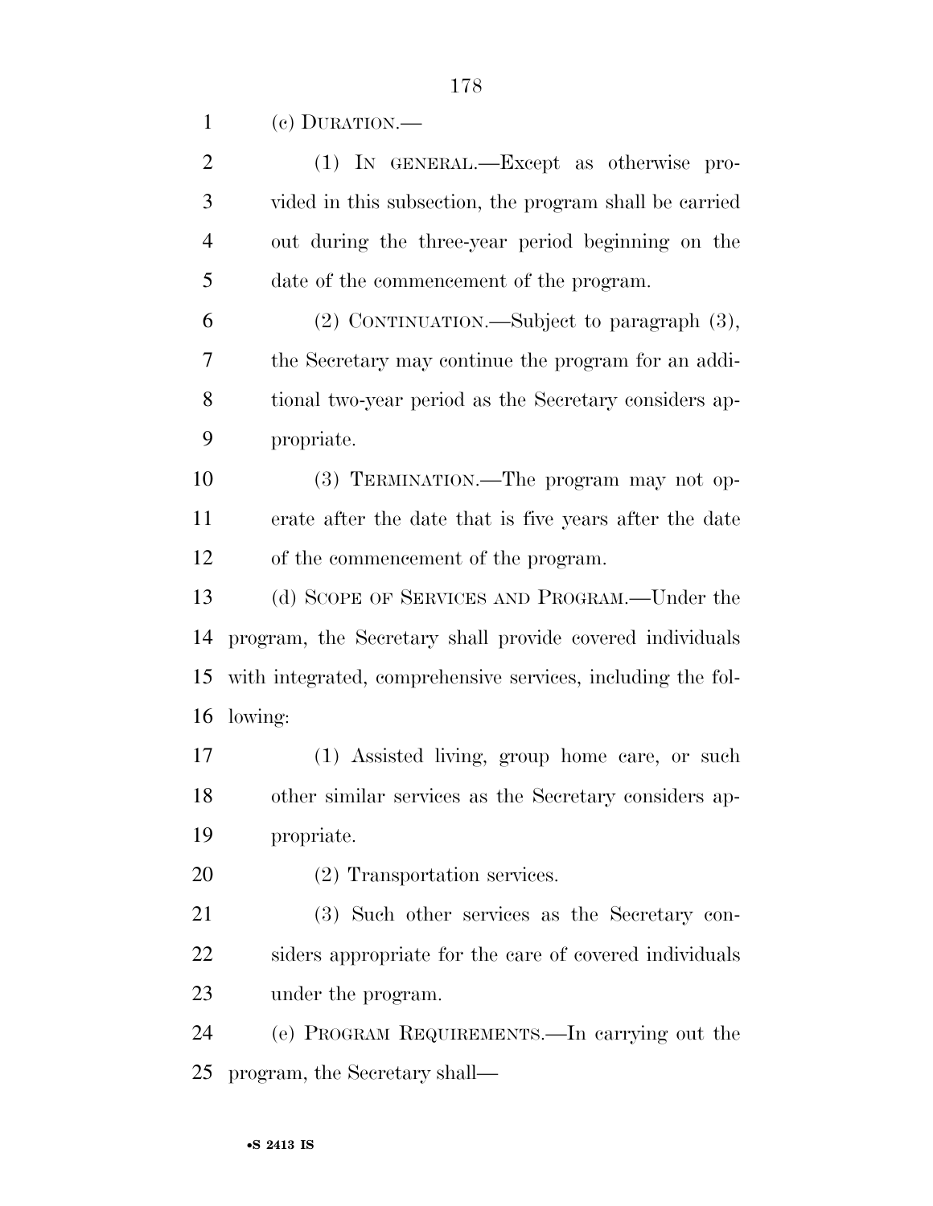(c) DURATION.—

(1) IN GENERAL.—Except as otherwise provided in this subsection, the program shall be carried out during the three-year period beginning on the date of the commencement of the program.

(2) CONTINUATION.—Subject to paragraph (3), the Secretary may continue the program for an additional two-year period as the Secretary considers appropriate.

(3) TERMINATION.—The program may not operate after the date that is five years after the date of the commencement of the program.

(d) SCOPE OF SERVICES AND PROGRAM.—Under the program, the Secretary shall provide covered individuals with integrated, comprehensive services, including the following:

(1) Assisted living, group home care, or such other similar services as the Secretary considers appropriate.

(2) Transportation services.

(3) Such other services as the Secretary considers appropriate for the care of covered individuals under the program.

(e) PROGRAM REQUIREMENTS.—In carrying out the program, the Secretary shall—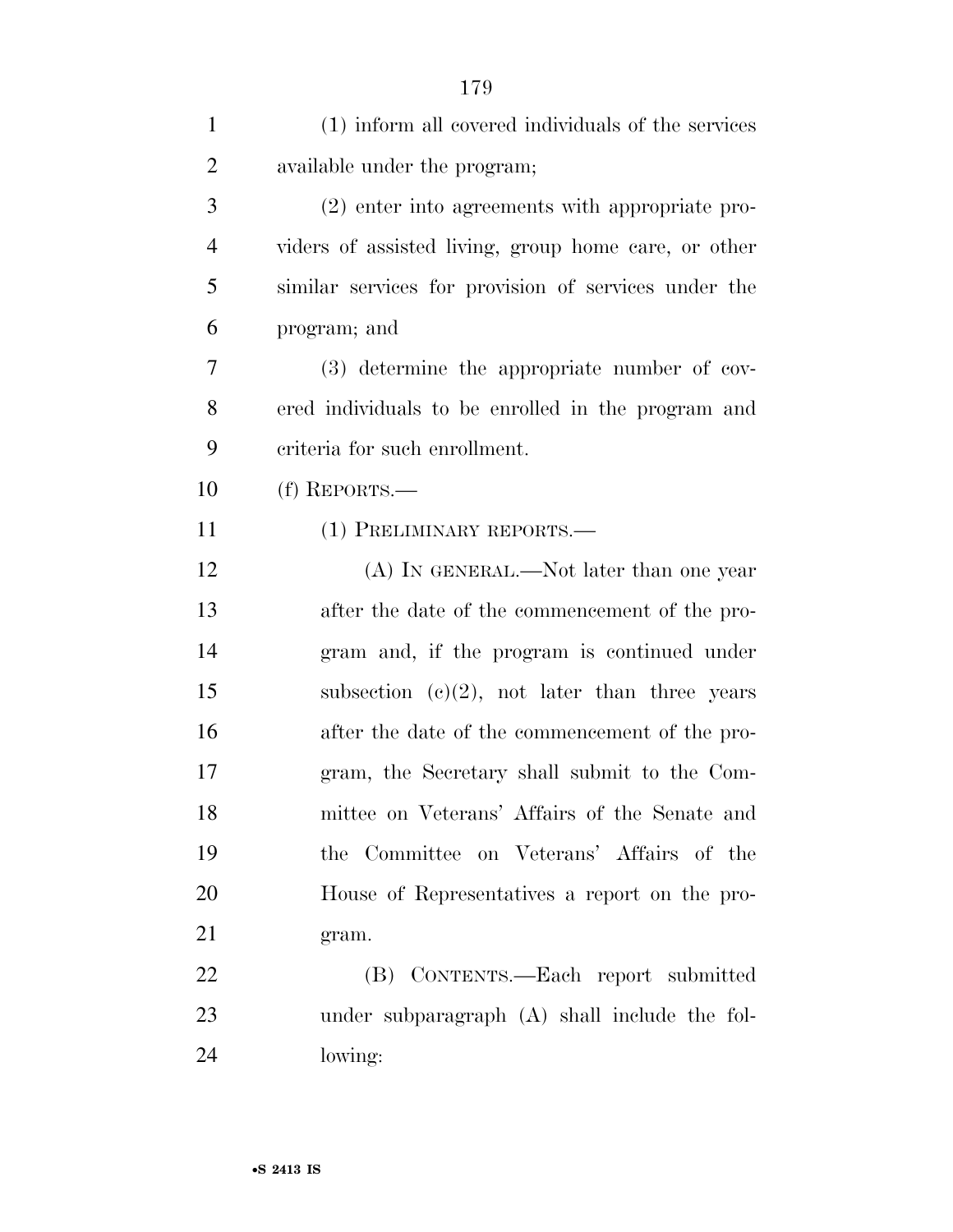(1) inform all covered individuals of the services available under the program;

(2) enter into agreements with appropriate providers of assisted living, group home care, or other similar services for provision of services under the program; and

(3) determine the appropriate number of covered individuals to be enrolled in the program and criteria for such enrollment.

(f) REPORTS.—

(1) PRELIMINARY REPORTS.—

(A) IN GENERAL.—Not later than one year after the date of the commencement of the program and, if the program is continued under subsection (c)(2), not later than three years after the date of the commencement of the program, the Secretary shall submit to the Committee on Veterans' Affairs of the Senate and the Committee on Veterans' Affairs of the House of Representatives a report on the program.

(B) CONTENTS.—Each report submitted under subparagraph (A) shall include the following: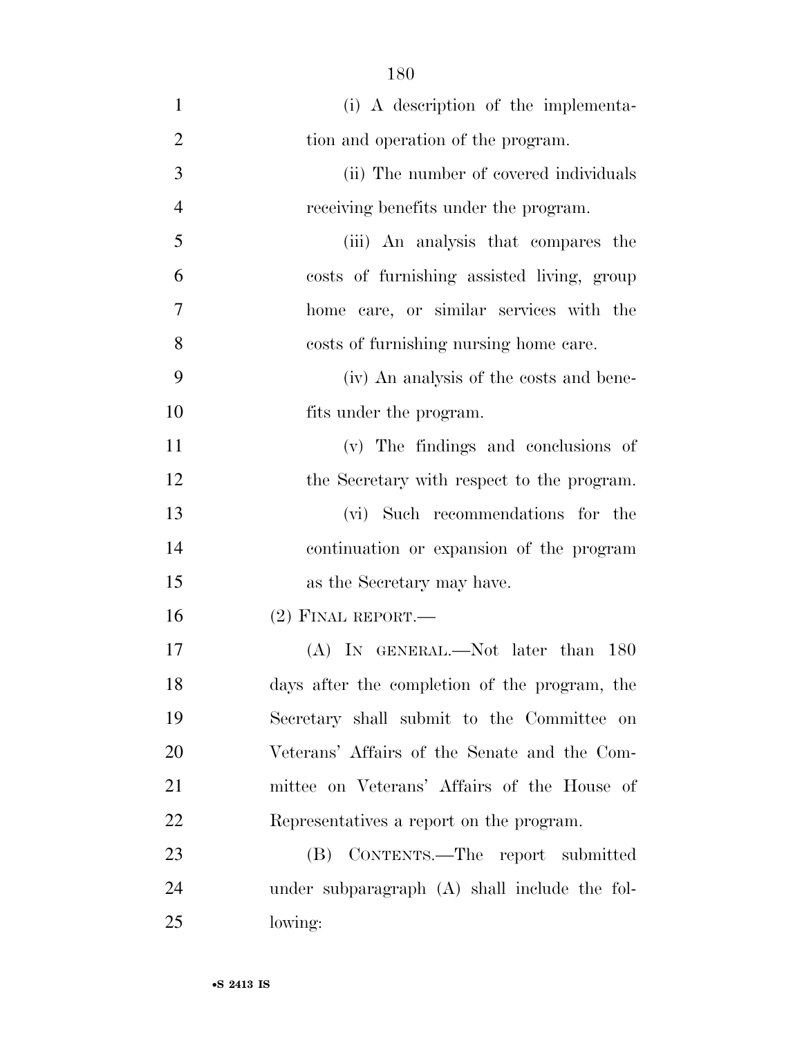(i) A description of the implementation and operation of the program.

(ii) The number of covered individuals receiving benefits under the program.

(iii) An analysis that compares the costs of furnishing assisted living, group home care, or similar services with the costs of furnishing nursing home care.

(iv) An analysis of the costs and benefits under the program.

(v) The findings and conclusions of the Secretary with respect to the program.

(vi) Such recommendations for the continuation or expansion of the program as the Secretary may have.

(2) FINAL REPORT.—

(A) IN GENERAL.—Not later than 180 days after the completion of the program, the Secretary shall submit to the Committee on Veterans' Affairs of the Senate and the Committee on Veterans' Affairs of the House of Representatives a report on the program.

(B) CONTENTS.—The report submitted under subparagraph (A) shall include the following: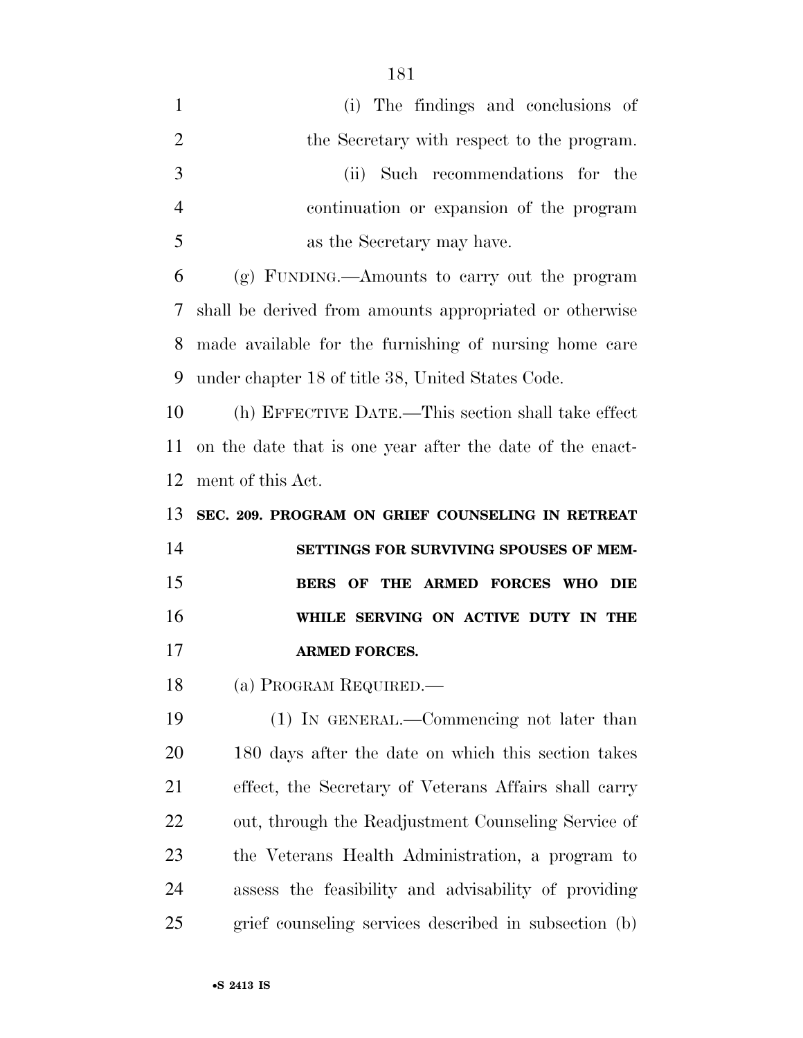(i) The findings and conclusions of the Secretary with respect to the program.

(ii) Such recommendations for the continuation or expansion of the program as the Secretary may have.

(g) FUNDING.—Amounts to carry out the program shall be derived from amounts appropriated or otherwise made available for the furnishing of nursing home care under chapter 18 of title 38, United States Code.

(h) EFFECTIVE DATE.—This section shall take effect on the date that is one year after the date of the enactment of this Act.

**SEC. 209. PROGRAM ON GRIEF COUNSELING IN RETREAT SETTINGS FOR SURVIVING SPOUSES OF MEMBERS OF THE ARMED FORCES WHO DIE WHILE SERVING ON ACTIVE DUTY IN THE ARMED FORCES.**

(a) PROGRAM REQUIRED.—

(1) IN GENERAL.—Commencing not later than 180 days after the date on which this section takes effect, the Secretary of Veterans Affairs shall carry out, through the Readjustment Counseling Service of the Veterans Health Administration, a program to assess the feasibility and advisability of providing grief counseling services described in subsection (b)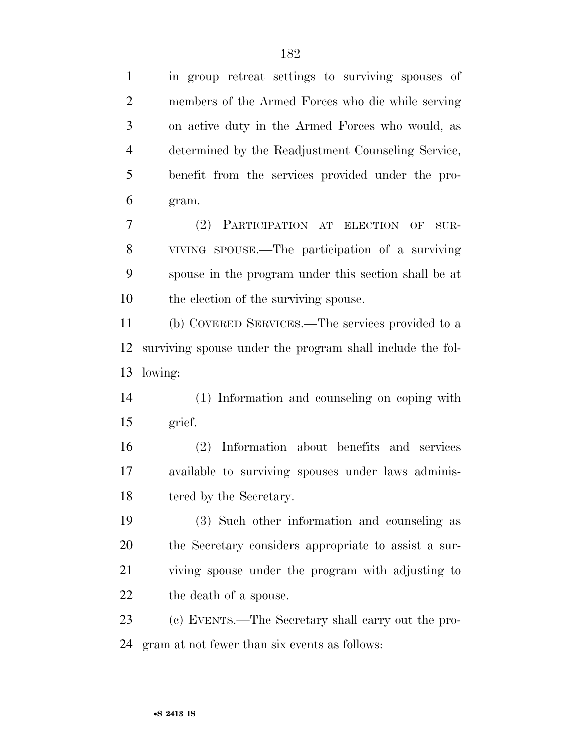in group retreat settings to surviving spouses of members of the Armed Forces who die while serving on active duty in the Armed Forces who would, as determined by the Readjustment Counseling Service, benefit from the services provided under the program.

(2) PARTICIPATION AT ELECTION OF SURVIVING SPOUSE.—The participation of a surviving spouse in the program under this section shall be at the election of the surviving spouse.

(b) COVERED SERVICES.—The services provided to a surviving spouse under the program shall include the following:

(1) Information and counseling on coping with grief.

(2) Information about benefits and services available to surviving spouses under laws administered by the Secretary.

(3) Such other information and counseling as the Secretary considers appropriate to assist a surviving spouse under the program with adjusting to the death of a spouse.

(c) EVENTS.—The Secretary shall carry out the program at not fewer than six events as follows: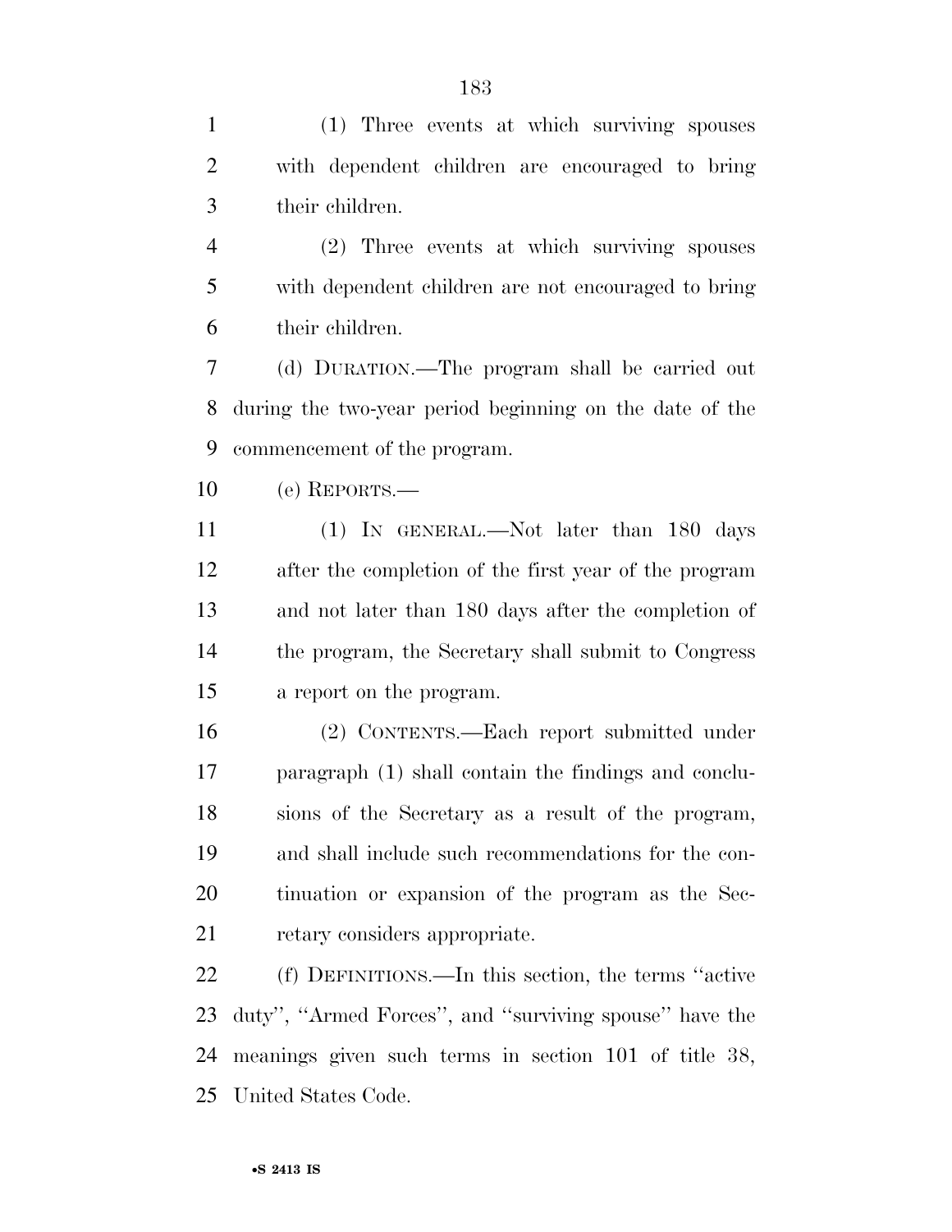(1) Three events at which surviving spouses with dependent children are encouraged to bring their children.

(2) Three events at which surviving spouses with dependent children are not encouraged to bring their children.

(d) DURATION.—The program shall be carried out during the two-year period beginning on the date of the commencement of the program.

(e) REPORTS.—

(1) IN GENERAL.—Not later than 180 days after the completion of the first year of the program and not later than 180 days after the completion of the program, the Secretary shall submit to Congress a report on the program.

(2) CONTENTS.—Each report submitted under paragraph (1) shall contain the findings and conclusions of the Secretary as a result of the program, and shall include such recommendations for the continuation or expansion of the program as the Secretary considers appropriate.

(f) DEFINITIONS.—In this section, the terms ''active duty'', ''Armed Forces'', and ''surviving spouse'' have the meanings given such terms in section 101 of title 38, United States Code.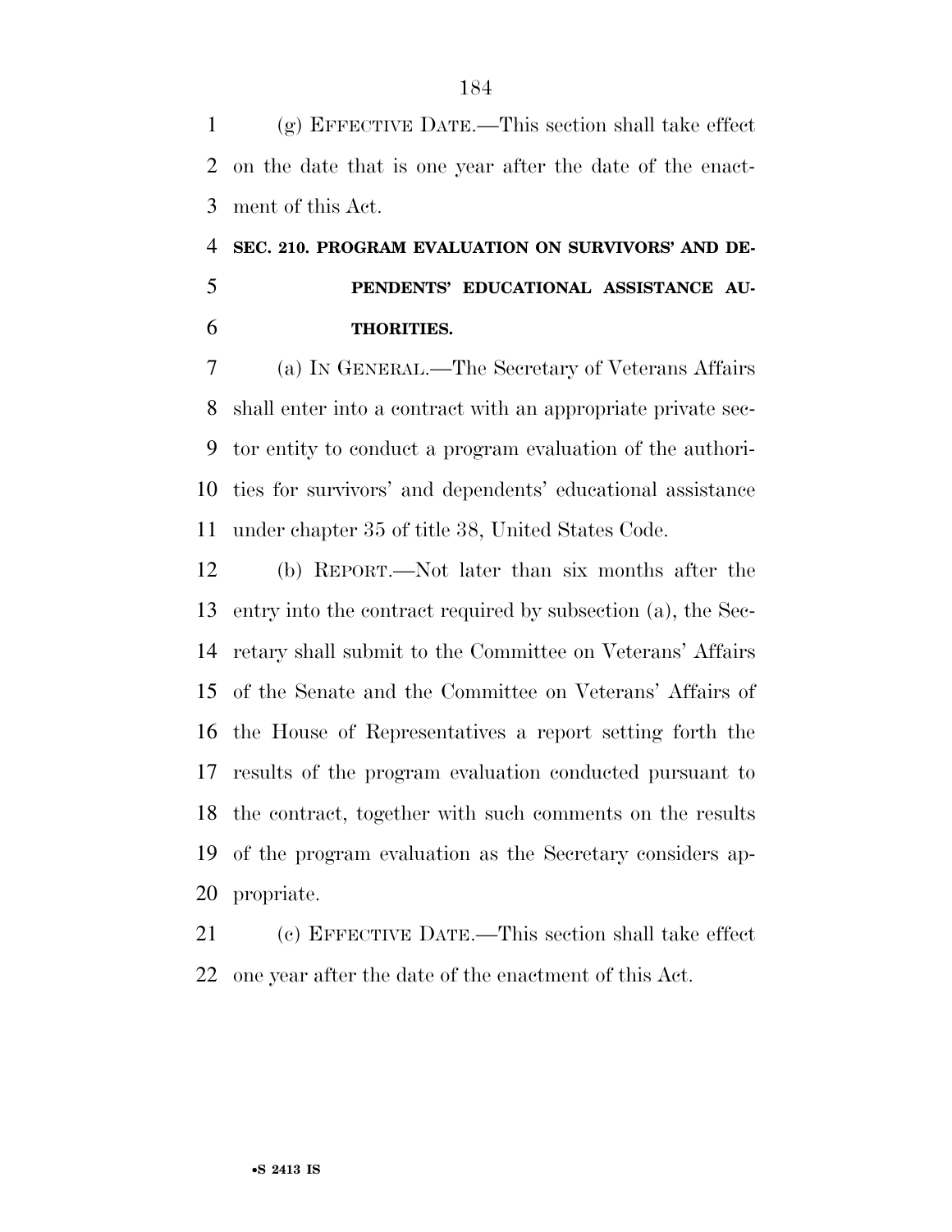(g) EFFECTIVE DATE.—This section shall take effect on the date that is one year after the date of the enactment of this Act.

### SEC. 210. PROGRAM EVALUATION ON SURVIVORS' AND DEPENDENTS' EDUCATIONAL ASSISTANCE AUTHORITIES.

(a) IN GENERAL.—The Secretary of Veterans Affairs shall enter into a contract with an appropriate private sector entity to conduct a program evaluation of the authorities for survivors' and dependents' educational assistance under chapter 35 of title 38, United States Code.

(b) REPORT.—Not later than six months after the entry into the contract required by subsection (a), the Secretary shall submit to the Committee on Veterans' Affairs of the Senate and the Committee on Veterans' Affairs of the House of Representatives a report setting forth the results of the program evaluation conducted pursuant to the contract, together with such comments on the results of the program evaluation as the Secretary considers appropriate.

(c) EFFECTIVE DATE.—This section shall take effect one year after the date of the enactment of this Act.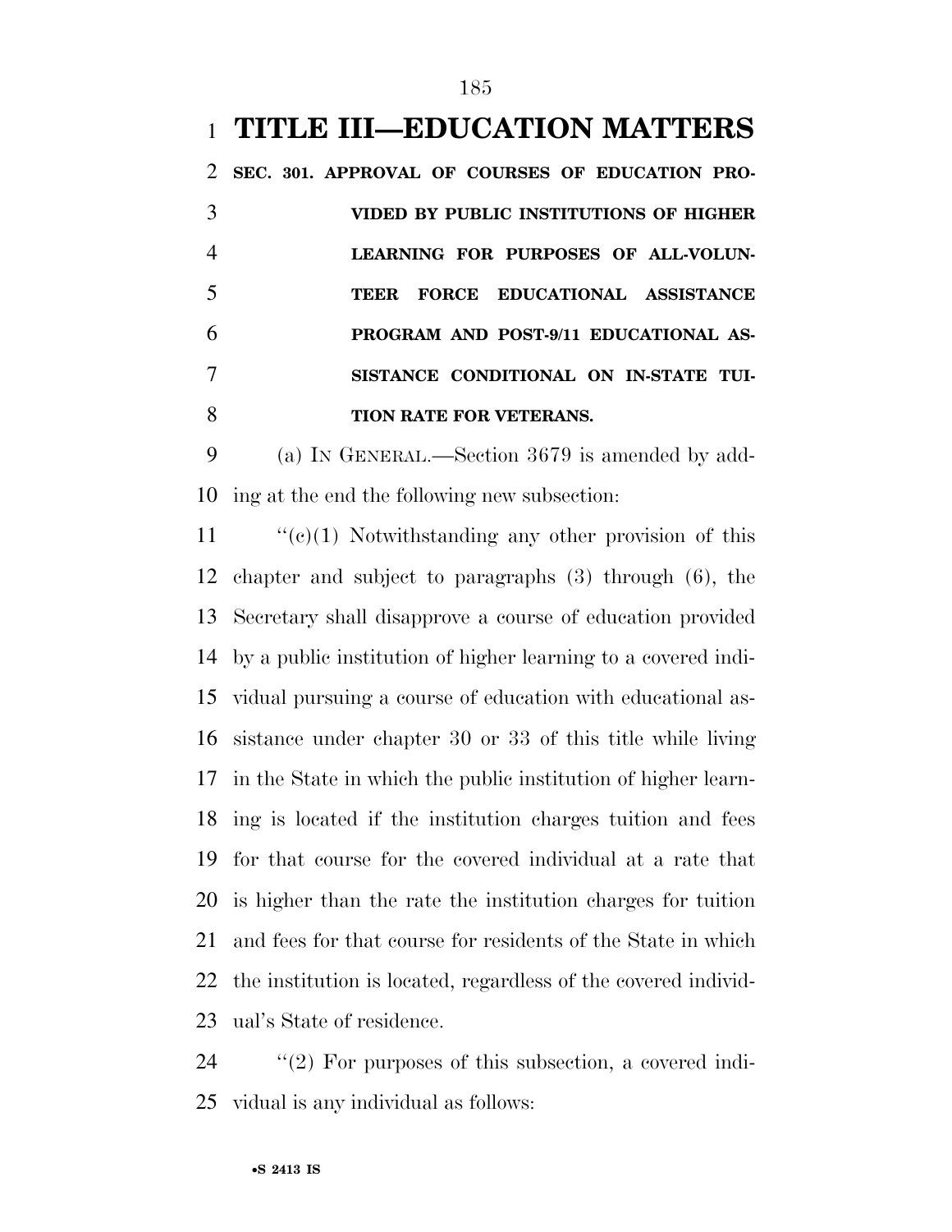# TITLE III—EDUCATION MATTERS

**SEC. 301. APPROVAL OF COURSES OF EDUCATION PROVIDED BY PUBLIC INSTITUTIONS OF HIGHER LEARNING FOR PURPOSES OF ALL-VOLUNTEER FORCE EDUCATIONAL ASSISTANCE PROGRAM AND POST-9/11 EDUCATIONAL ASSISTANCE CONDITIONAL ON IN-STATE TUITION RATE FOR VETERANS.**

(a) IN GENERAL.—Section 3679 is amended by adding at the end the following new subsection:

''(c)(1) Notwithstanding any other provision of this chapter and subject to paragraphs (3) through (6), the Secretary shall disapprove a course of education provided by a public institution of higher learning to a covered individual pursuing a course of education with educational assistance under chapter 30 or 33 of this title while living in the State in which the public institution of higher learning is located if the institution charges tuition and fees for that course for the covered individual at a rate that is higher than the rate the institution charges for tuition and fees for that course for residents of the State in which the institution is located, regardless of the covered individual's State of residence.

''(2) For purposes of this subsection, a covered individual is any individual as follows: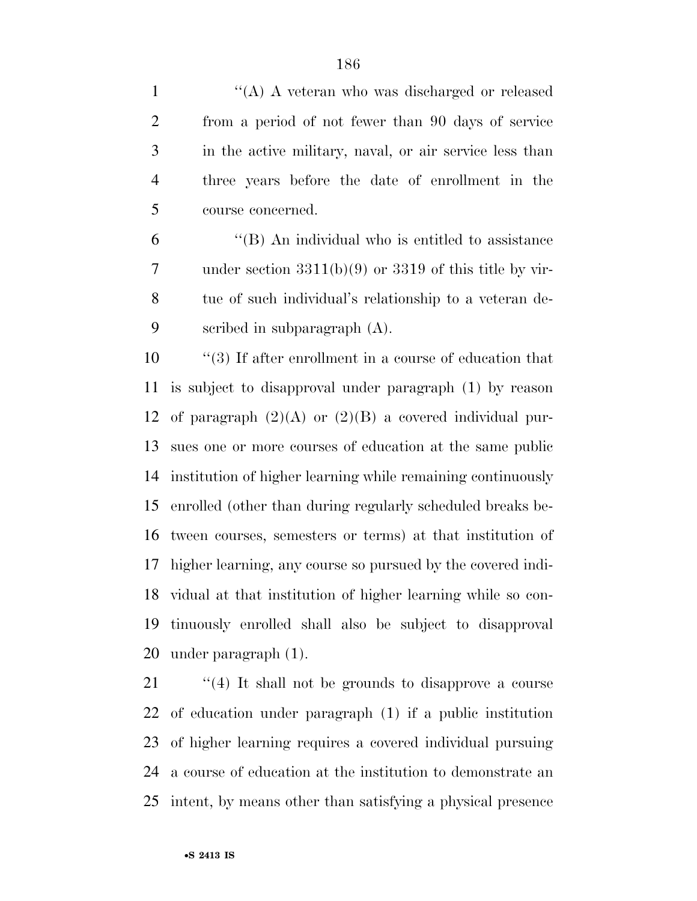''(A) A veteran who was discharged or released from a period of not fewer than 90 days of service in the active military, naval, or air service less than three years before the date of enrollment in the course concerned.

''(B) An individual who is entitled to assistance under section 3311(b)(9) or 3319 of this title by virtue of such individual's relationship to a veteran described in subparagraph (A).

''(3) If after enrollment in a course of education that is subject to disapproval under paragraph (1) by reason of paragraph (2)(A) or (2)(B) a covered individual pursues one or more courses of education at the same public institution of higher learning while remaining continuously enrolled (other than during regularly scheduled breaks between courses, semesters or terms) at that institution of higher learning, any course so pursued by the covered individual at that institution of higher learning while so continuously enrolled shall also be subject to disapproval under paragraph (1).

''(4) It shall not be grounds to disapprove a course of education under paragraph (1) if a public institution of higher learning requires a covered individual pursuing a course of education at the institution to demonstrate an intent, by means other than satisfying a physical presence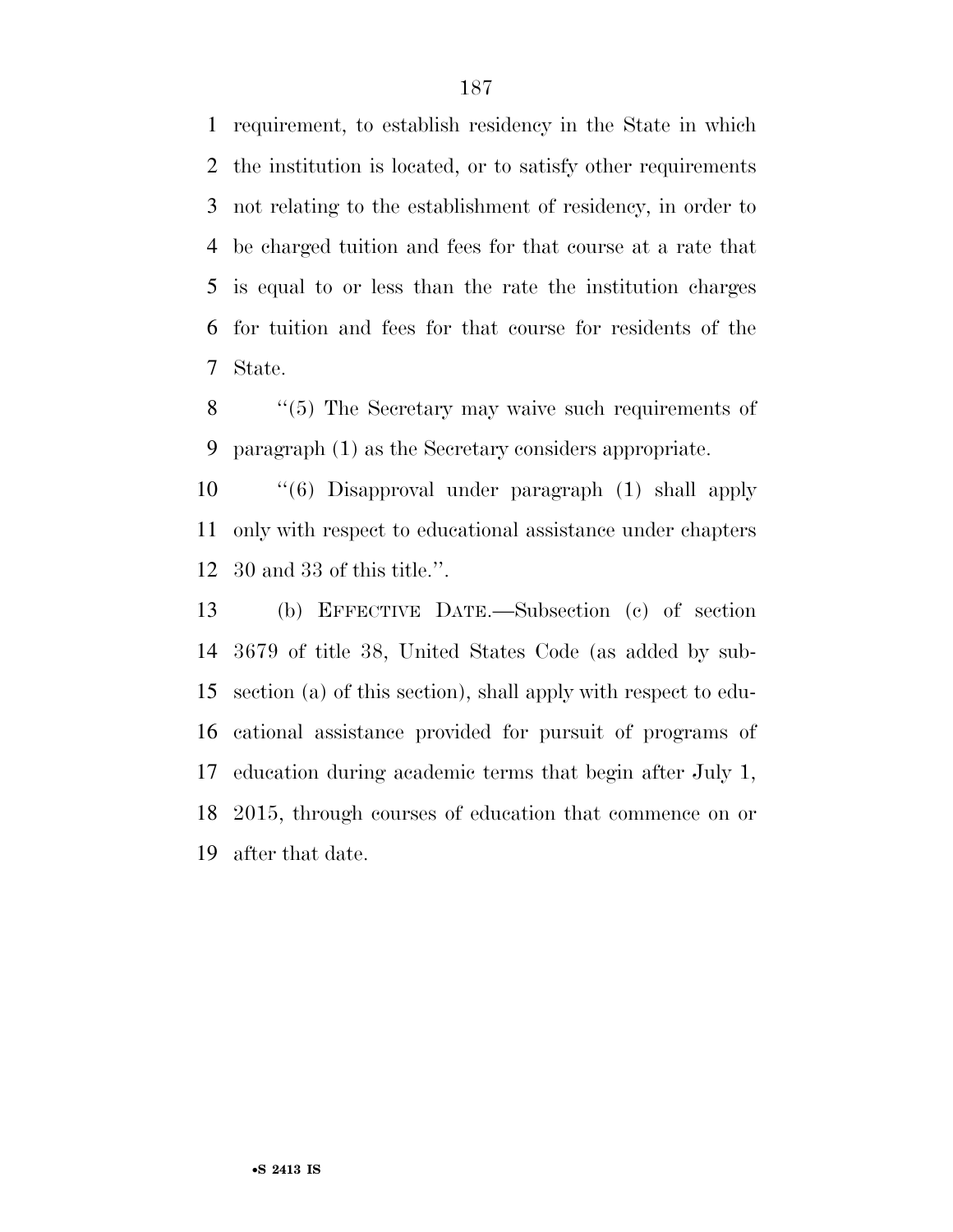requirement, to establish residency in the State in which the institution is located, or to satisfy other requirements not relating to the establishment of residency, in order to be charged tuition and fees for that course at a rate that is equal to or less than the rate the institution charges for tuition and fees for that course for residents of the State.

''(5) The Secretary may waive such requirements of paragraph (1) as the Secretary considers appropriate.

''(6) Disapproval under paragraph (1) shall apply only with respect to educational assistance under chapters 30 and 33 of this title.''.

(b) EFFECTIVE DATE.—Subsection (c) of section 3679 of title 38, United States Code (as added by subsection (a) of this section), shall apply with respect to educational assistance provided for pursuit of programs of education during academic terms that begin after July 1, 2015, through courses of education that commence on or after that date.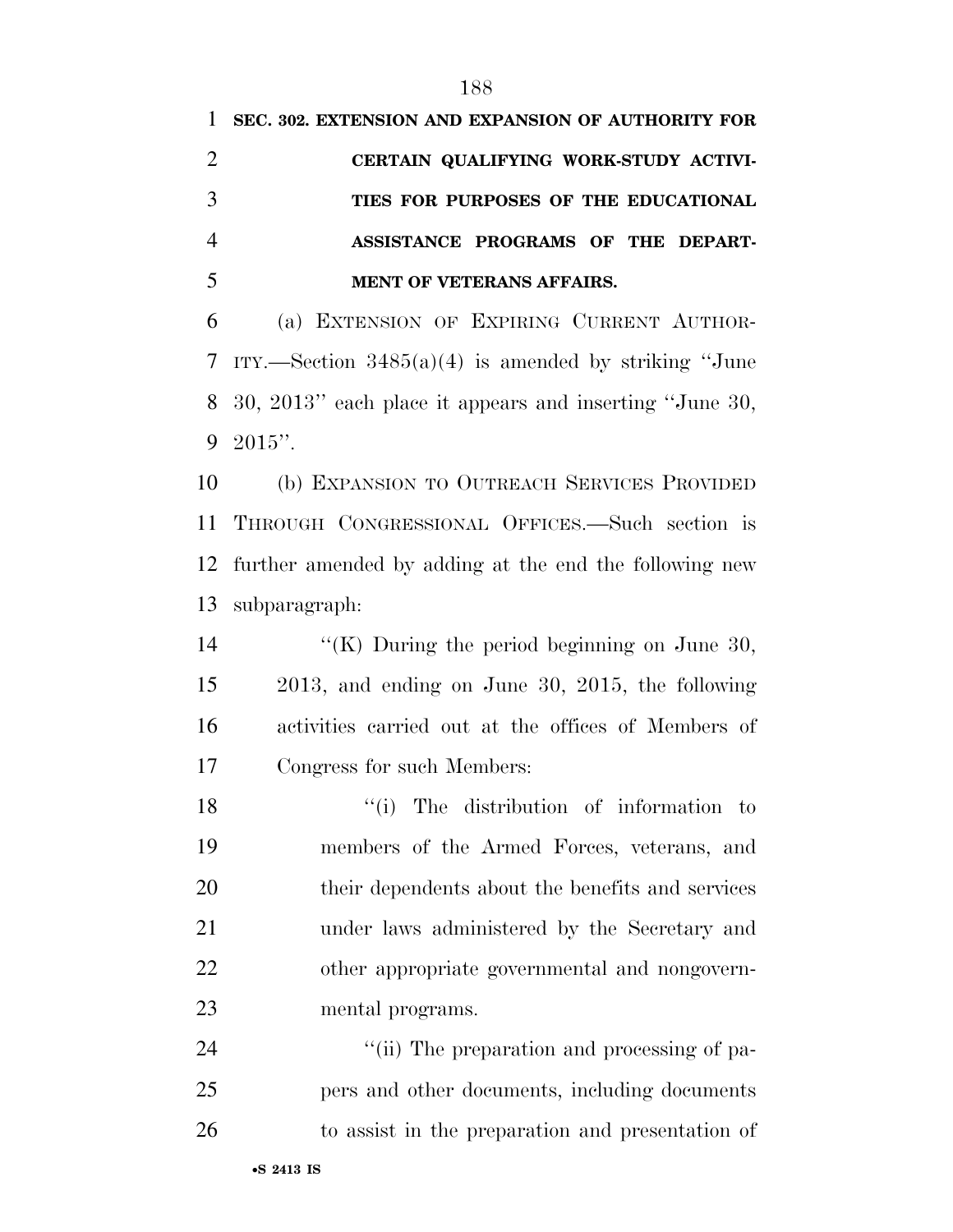**SEC. 302. EXTENSION AND EXPANSION OF AUTHORITY FOR CERTAIN QUALIFYING WORK-STUDY ACTIVITIES FOR PURPOSES OF THE EDUCATIONAL ASSISTANCE PROGRAMS OF THE DEPARTMENT OF VETERANS AFFAIRS.**

(a) EXTENSION OF EXPIRING CURRENT AUTHORITY.—Section 3485(a)(4) is amended by striking "June 30, 2013" each place it appears and inserting "June 30, 2015".

(b) EXPANSION TO OUTREACH SERVICES PROVIDED THROUGH CONGRESSIONAL OFFICES.—Such section is further amended by adding at the end the following new subparagraph:

"(K) During the period beginning on June 30, 2013, and ending on June 30, 2015, the following activities carried out at the offices of Members of Congress for such Members:

"(i) The distribution of information to members of the Armed Forces, veterans, and their dependents about the benefits and services under laws administered by the Secretary and other appropriate governmental and nongovernmental programs.

"(ii) The preparation and processing of papers and other documents, including documents to assist in the preparation and presentation of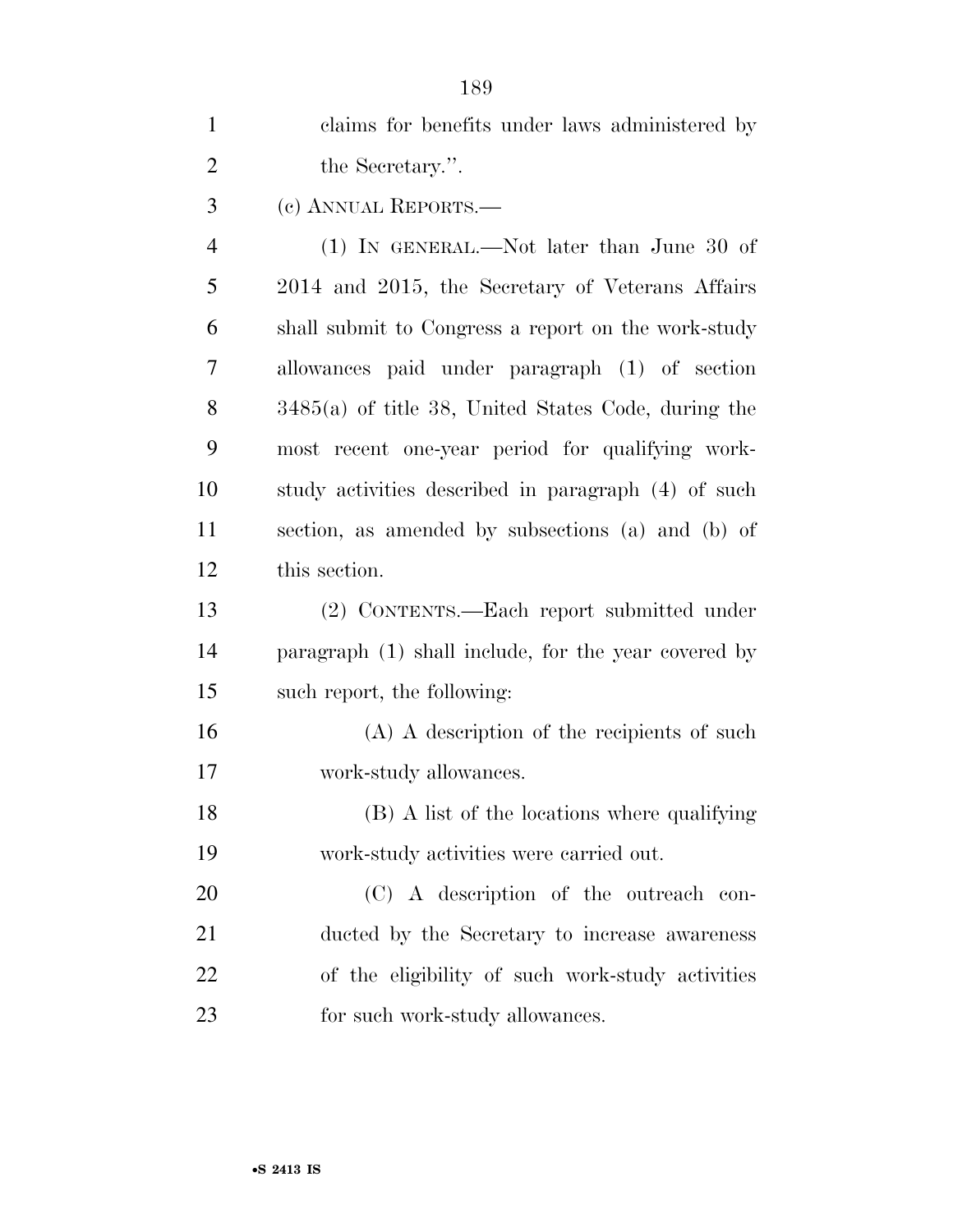claims for benefits under laws administered by the Secretary.''.

(c) ANNUAL REPORTS.—

(1) IN GENERAL.—Not later than June 30 of 2014 and 2015, the Secretary of Veterans Affairs shall submit to Congress a report on the work-study allowances paid under paragraph (1) of section 3485(a) of title 38, United States Code, during the most recent one-year period for qualifying work-study activities described in paragraph (4) of such section, as amended by subsections (a) and (b) of this section.

(2) CONTENTS.—Each report submitted under paragraph (1) shall include, for the year covered by such report, the following:

(A) A description of the recipients of such work-study allowances.

(B) A list of the locations where qualifying work-study activities were carried out.

(C) A description of the outreach conducted by the Secretary to increase awareness of the eligibility of such work-study activities for such work-study allowances.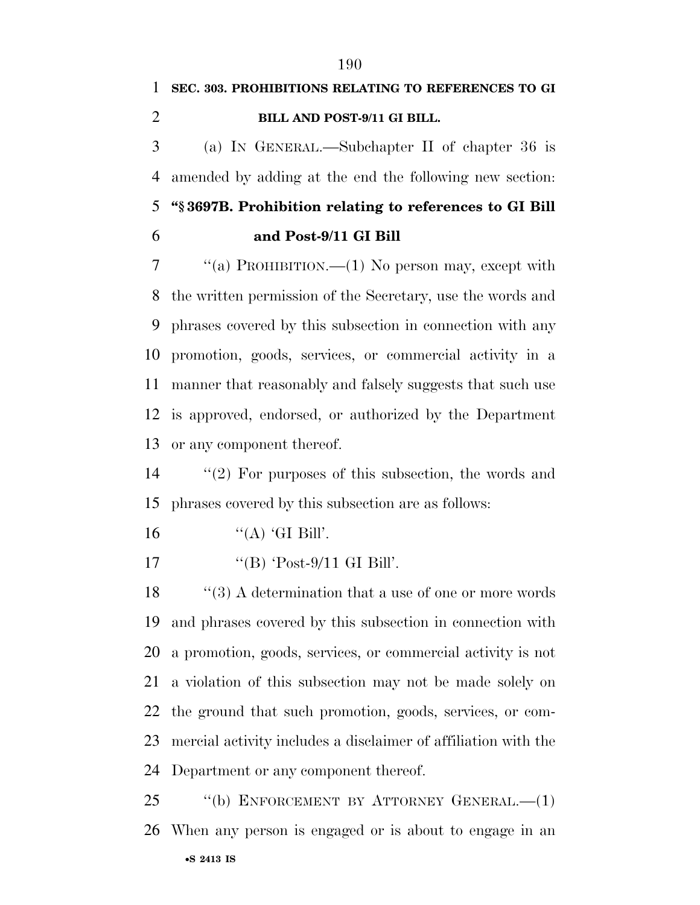**SEC. 303. PROHIBITIONS RELATING TO REFERENCES TO GI BILL AND POST-9/11 GI BILL.**

(a) IN GENERAL.—Subchapter II of chapter 36 is amended by adding at the end the following new section:

**"§ 3697B. Prohibition relating to references to GI Bill and Post-9/11 GI Bill**

"(a) PROHIBITION.—(1) No person may, except with the written permission of the Secretary, use the words and phrases covered by this subsection in connection with any promotion, goods, services, or commercial activity in a manner that reasonably and falsely suggests that such use is approved, endorsed, or authorized by the Department or any component thereof.

"(2) For purposes of this subsection, the words and phrases covered by this subsection are as follows:

"(A) 'GI Bill'.

"(B) 'Post-9/11 GI Bill'.

"(3) A determination that a use of one or more words and phrases covered by this subsection in connection with a promotion, goods, services, or commercial activity is not a violation of this subsection may not be made solely on the ground that such promotion, goods, services, or commercial activity includes a disclaimer of affiliation with the Department or any component thereof.

"(b) ENFORCEMENT BY ATTORNEY GENERAL.—(1) When any person is engaged or is about to engage in an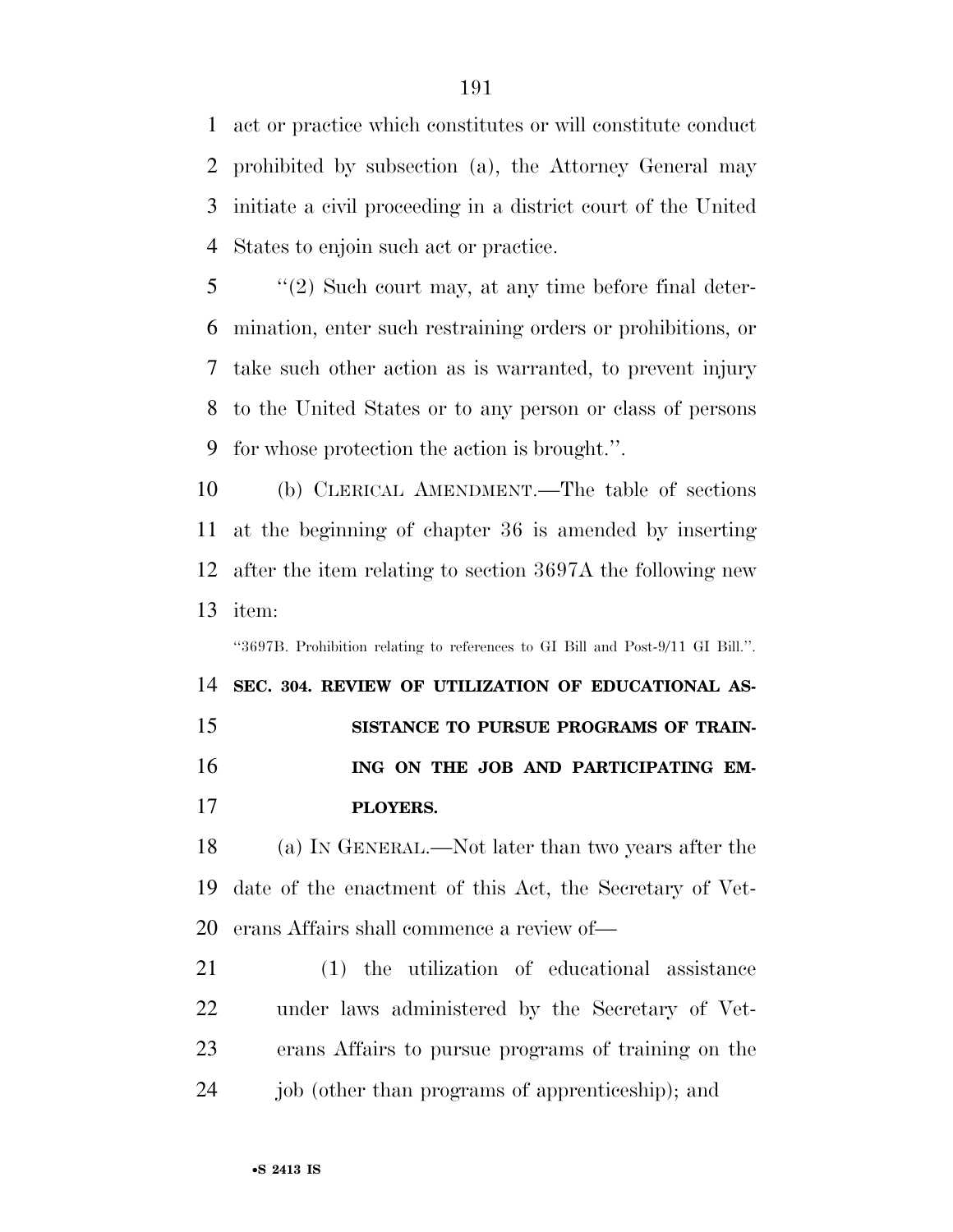act or practice which constitutes or will constitute conduct prohibited by subsection (a), the Attorney General may initiate a civil proceeding in a district court of the United States to enjoin such act or practice.

''(2) Such court may, at any time before final determination, enter such restraining orders or prohibitions, or take such other action as is warranted, to prevent injury to the United States or to any person or class of persons for whose protection the action is brought.''.

(b) CLERICAL AMENDMENT.—The table of sections at the beginning of chapter 36 is amended by inserting after the item relating to section 3697A the following new item:

''3697B. Prohibition relating to references to GI Bill and Post-9/11 GI Bill.''.

**SEC. 304. REVIEW OF UTILIZATION OF EDUCATIONAL ASSISTANCE TO PURSUE PROGRAMS OF TRAINING ON THE JOB AND PARTICIPATING EMPLOYERS.**

(a) IN GENERAL.—Not later than two years after the date of the enactment of this Act, the Secretary of Veterans Affairs shall commence a review of—

(1) the utilization of educational assistance under laws administered by the Secretary of Veterans Affairs to pursue programs of training on the job (other than programs of apprenticeship); and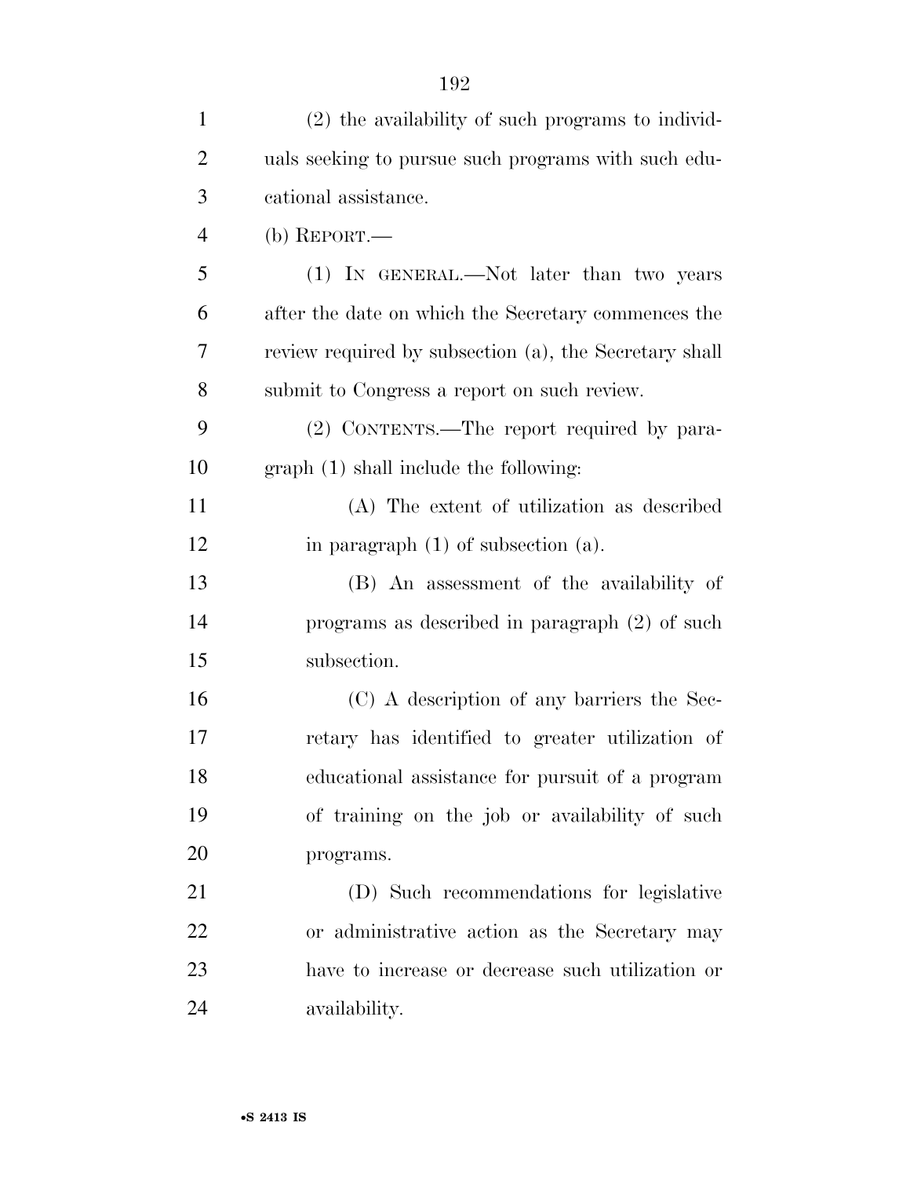(2) the availability of such programs to individuals seeking to pursue such programs with such educational assistance.

(b) REPORT.—

(1) IN GENERAL.—Not later than two years after the date on which the Secretary commences the review required by subsection (a), the Secretary shall submit to Congress a report on such review.

(2) CONTENTS.—The report required by paragraph (1) shall include the following:

(A) The extent of utilization as described in paragraph (1) of subsection (a).

(B) An assessment of the availability of programs as described in paragraph (2) of such subsection.

(C) A description of any barriers the Secretary has identified to greater utilization of educational assistance for pursuit of a program of training on the job or availability of such programs.

(D) Such recommendations for legislative or administrative action as the Secretary may have to increase or decrease such utilization or availability.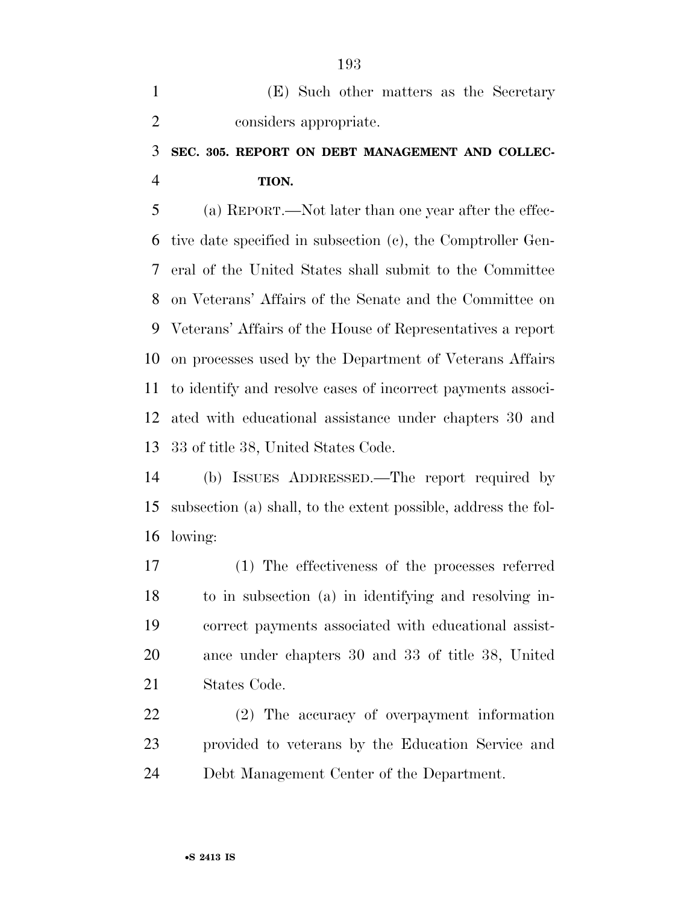(E) Such other matters as the Secretary considers appropriate.

**SEC. 305. REPORT ON DEBT MANAGEMENT AND COLLECTION.**

(a) REPORT.—Not later than one year after the effective date specified in subsection (c), the Comptroller General of the United States shall submit to the Committee on Veterans' Affairs of the Senate and the Committee on Veterans' Affairs of the House of Representatives a report on processes used by the Department of Veterans Affairs to identify and resolve cases of incorrect payments associated with educational assistance under chapters 30 and 33 of title 38, United States Code.

(b) ISSUES ADDRESSED.—The report required by subsection (a) shall, to the extent possible, address the following:

(1) The effectiveness of the processes referred to in subsection (a) in identifying and resolving incorrect payments associated with educational assistance under chapters 30 and 33 of title 38, United States Code.

(2) The accuracy of overpayment information provided to veterans by the Education Service and Debt Management Center of the Department.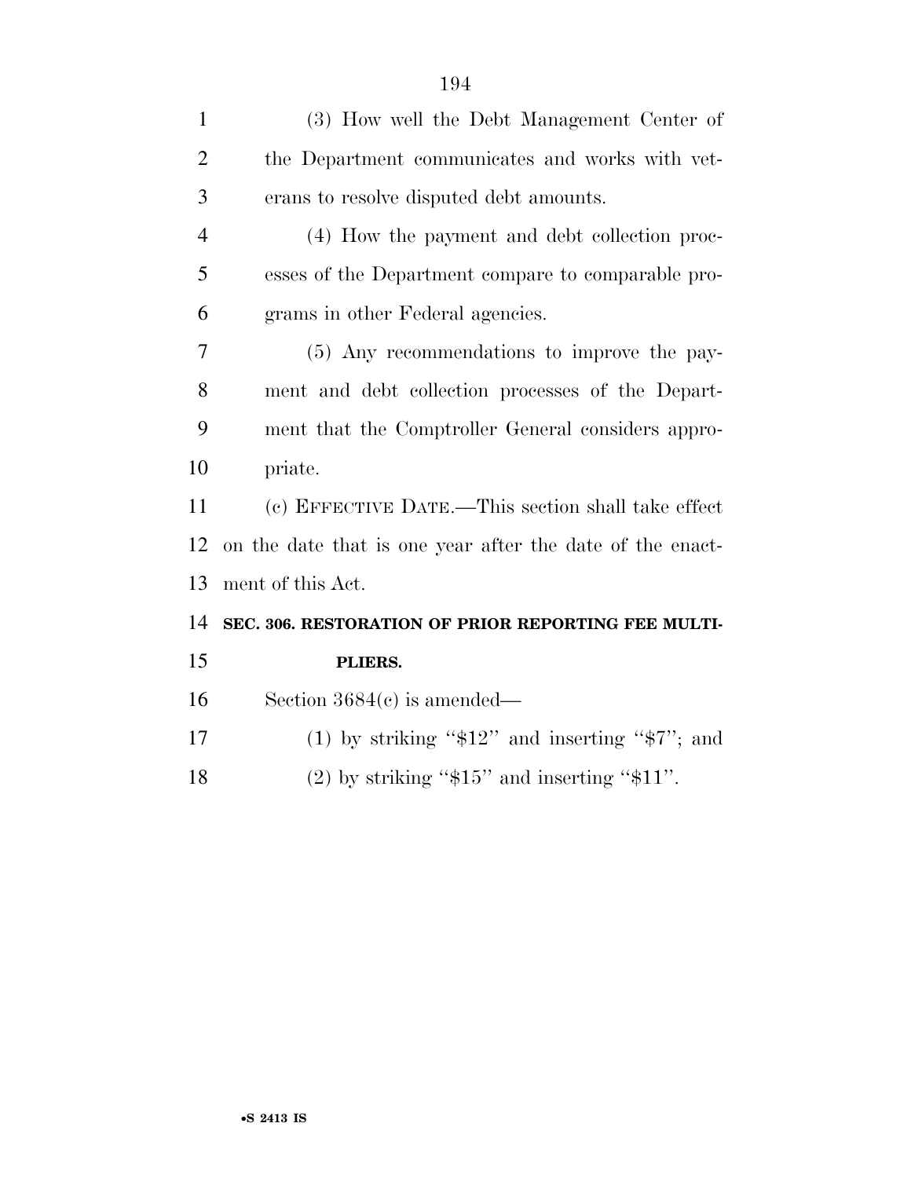(3) How well the Debt Management Center of the Department communicates and works with veterans to resolve disputed debt amounts.

(4) How the payment and debt collection processes of the Department compare to comparable programs in other Federal agencies.

(5) Any recommendations to improve the payment and debt collection processes of the Department that the Comptroller General considers appropriate.

(c) EFFECTIVE DATE.—This section shall take effect on the date that is one year after the date of the enactment of this Act.

**SEC. 306. RESTORATION OF PRIOR REPORTING FEE MULTIPLIERS.**

Section 3684(c) is amended—

(1) by striking "$12" and inserting "$7"; and

(2) by striking "$15" and inserting "$11".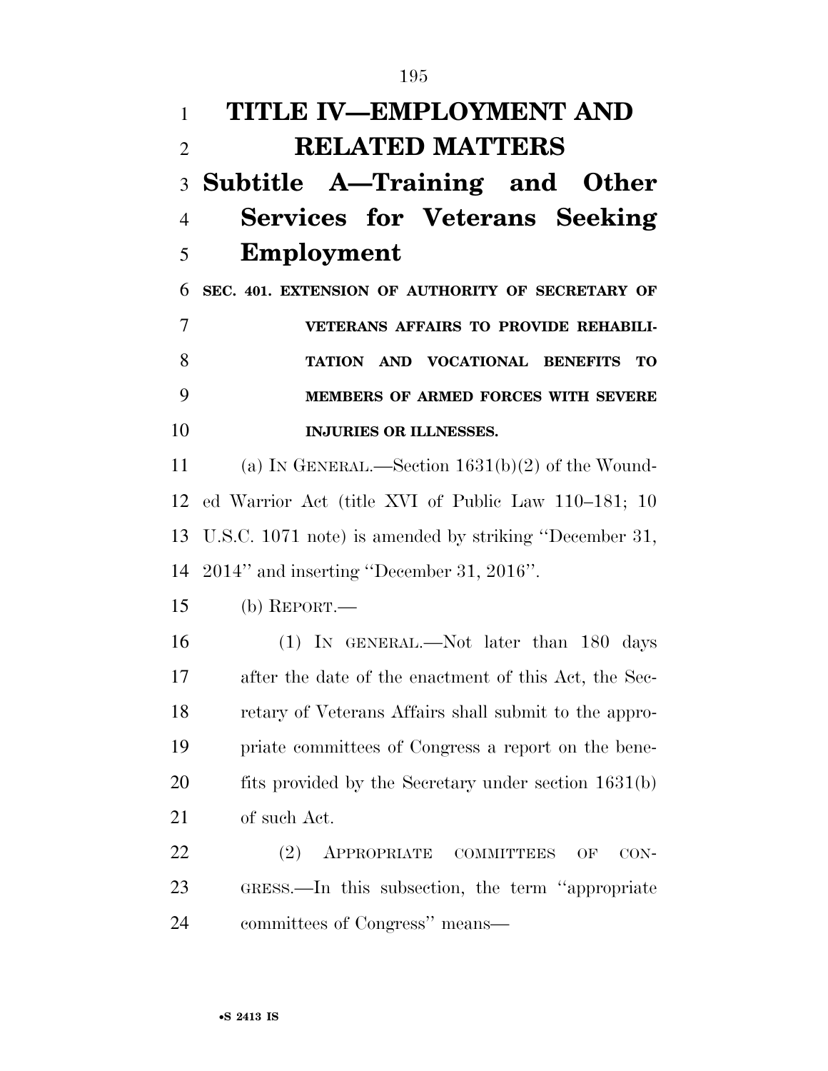# TITLE IV—EMPLOYMENT AND RELATED MATTERS

## Subtitle A—Training and Other Services for Veterans Seeking Employment

**SEC. 401. EXTENSION OF AUTHORITY OF SECRETARY OF VETERANS AFFAIRS TO PROVIDE REHABILITATION AND VOCATIONAL BENEFITS TO MEMBERS OF ARMED FORCES WITH SEVERE INJURIES OR ILLNESSES.**

(a) IN GENERAL.—Section 1631(b)(2) of the Wounded Warrior Act (title XVI of Public Law 110–181; 10 U.S.C. 1071 note) is amended by striking ''December 31, 2014'' and inserting ''December 31, 2016''.

(b) REPORT.—

(1) IN GENERAL.—Not later than 180 days after the date of the enactment of this Act, the Secretary of Veterans Affairs shall submit to the appropriate committees of Congress a report on the benefits provided by the Secretary under section 1631(b) of such Act.

(2) APPROPRIATE COMMITTEES OF CONGRESS.—In this subsection, the term ''appropriate committees of Congress'' means—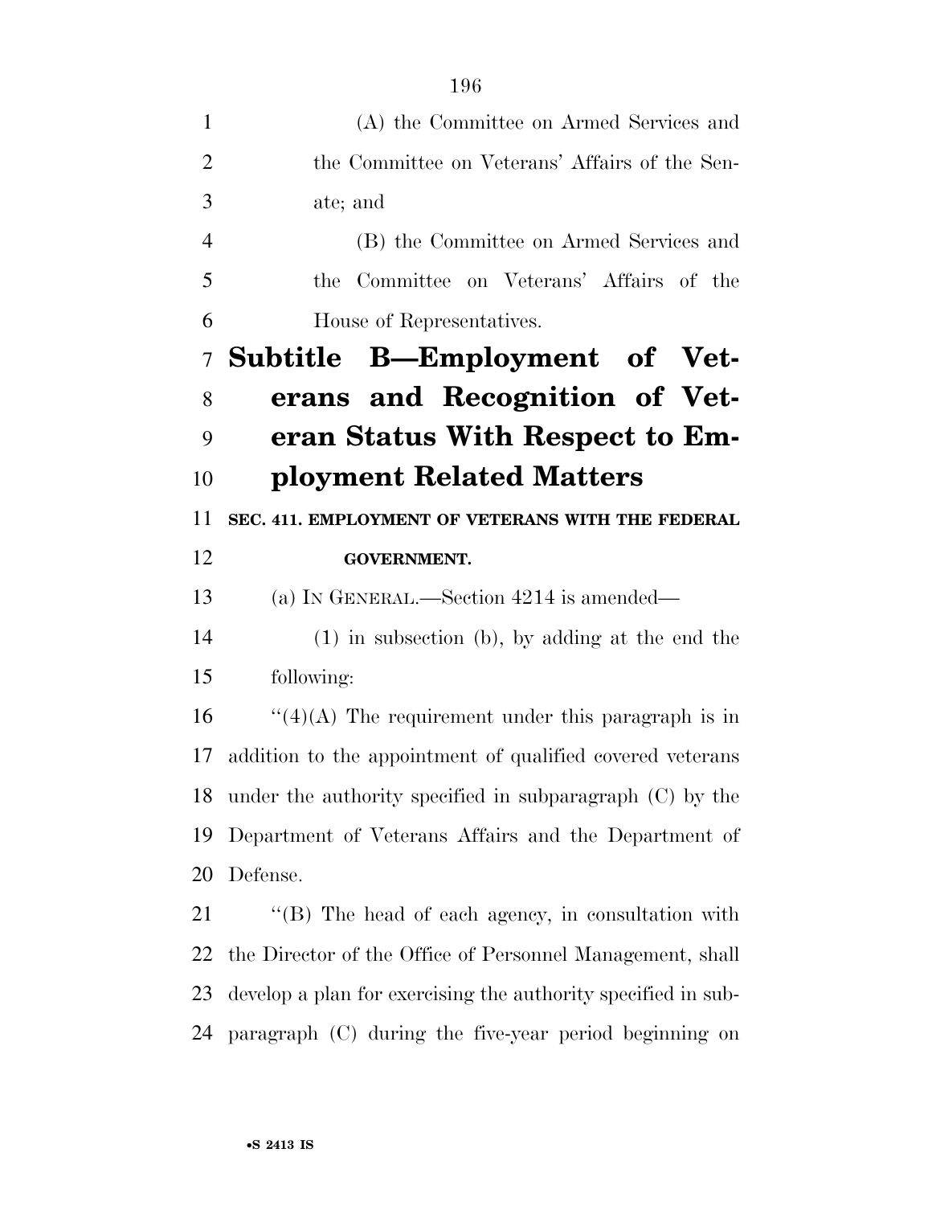(A) the Committee on Armed Services and the Committee on Veterans' Affairs of the Senate; and

(B) the Committee on Armed Services and the Committee on Veterans' Affairs of the House of Representatives.

## Subtitle B—Employment of Veterans and Recognition of Veteran Status With Respect to Employment Related Matters

**SEC. 411. EMPLOYMENT OF VETERANS WITH THE FEDERAL GOVERNMENT.**

(a) IN GENERAL.—Section 4214 is amended—

(1) in subsection (b), by adding at the end the following:

"(4)(A) The requirement under this paragraph is in addition to the appointment of qualified covered veterans under the authority specified in subparagraph (C) by the Department of Veterans Affairs and the Department of Defense.

"(B) The head of each agency, in consultation with the Director of the Office of Personnel Management, shall develop a plan for exercising the authority specified in subparagraph (C) during the five-year period beginning on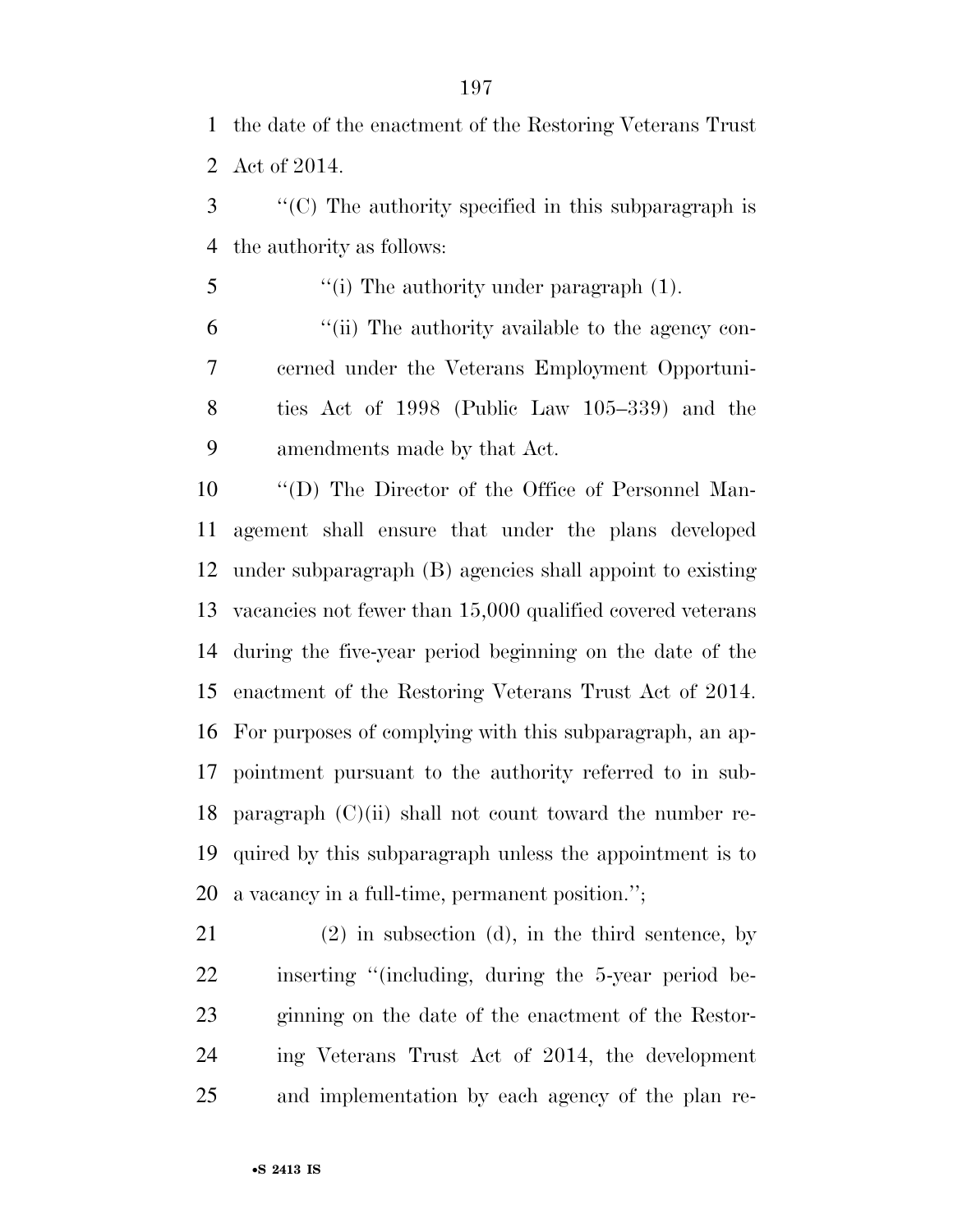the date of the enactment of the Restoring Veterans Trust Act of 2014.

''(C) The authority specified in this subparagraph is the authority as follows:

''(i) The authority under paragraph (1).

''(ii) The authority available to the agency concerned under the Veterans Employment Opportunities Act of 1998 (Public Law 105–339) and the amendments made by that Act.

''(D) The Director of the Office of Personnel Management shall ensure that under the plans developed under subparagraph (B) agencies shall appoint to existing vacancies not fewer than 15,000 qualified covered veterans during the five-year period beginning on the date of the enactment of the Restoring Veterans Trust Act of 2014. For purposes of complying with this subparagraph, an appointment pursuant to the authority referred to in subparagraph (C)(ii) shall not count toward the number required by this subparagraph unless the appointment is to a vacancy in a full-time, permanent position.'';

(2) in subsection (d), in the third sentence, by inserting ''(including, during the 5-year period beginning on the date of the enactment of the Restoring Veterans Trust Act of 2014, the development and implementation by each agency of the plan re-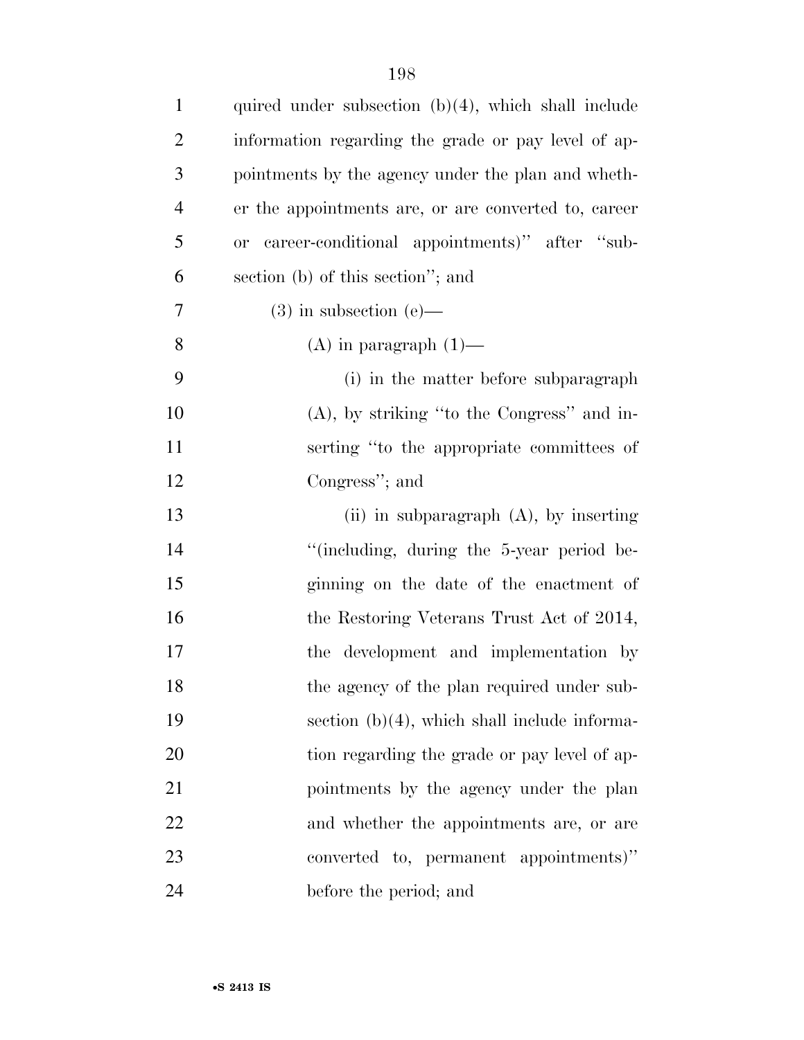quired under subsection (b)(4), which shall include information regarding the grade or pay level of appointments by the agency under the plan and whether the appointments are, or are converted to, career or career-conditional appointments)'' after ''subsection (b) of this section''; and

(3) in subsection (e)—

(A) in paragraph (1)—

(i) in the matter before subparagraph (A), by striking ''to the Congress'' and inserting ''to the appropriate committees of Congress''; and

(ii) in subparagraph (A), by inserting ''(including, during the 5-year period beginning on the date of the enactment of the Restoring Veterans Trust Act of 2014, the development and implementation by the agency of the plan required under subsection (b)(4), which shall include information regarding the grade or pay level of appointments by the agency under the plan and whether the appointments are, or are converted to, permanent appointments)'' before the period; and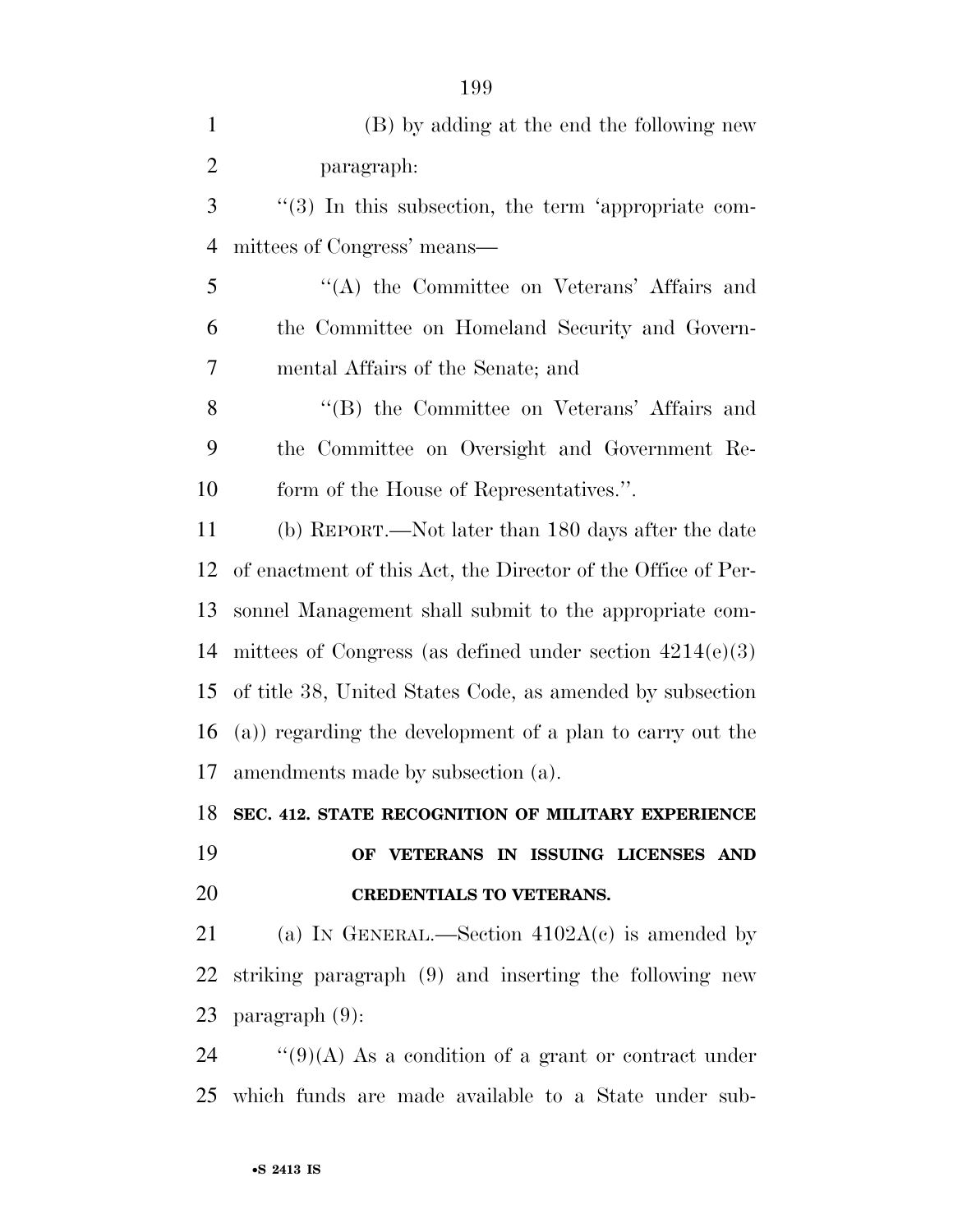(B) by adding at the end the following new paragraph:

"(3) In this subsection, the term 'appropriate committees of Congress' means—

"(A) the Committee on Veterans' Affairs and the Committee on Homeland Security and Governmental Affairs of the Senate; and

"(B) the Committee on Veterans' Affairs and the Committee on Oversight and Government Reform of the House of Representatives.".

(b) REPORT.—Not later than 180 days after the date of enactment of this Act, the Director of the Office of Personnel Management shall submit to the appropriate committees of Congress (as defined under section 4214(e)(3) of title 38, United States Code, as amended by subsection (a)) regarding the development of a plan to carry out the amendments made by subsection (a).

**SEC. 412. STATE RECOGNITION OF MILITARY EXPERIENCE OF VETERANS IN ISSUING LICENSES AND CREDENTIALS TO VETERANS.**

(a) IN GENERAL.—Section 4102A(c) is amended by striking paragraph (9) and inserting the following new paragraph (9):

"(9)(A) As a condition of a grant or contract under which funds are made available to a State under sub-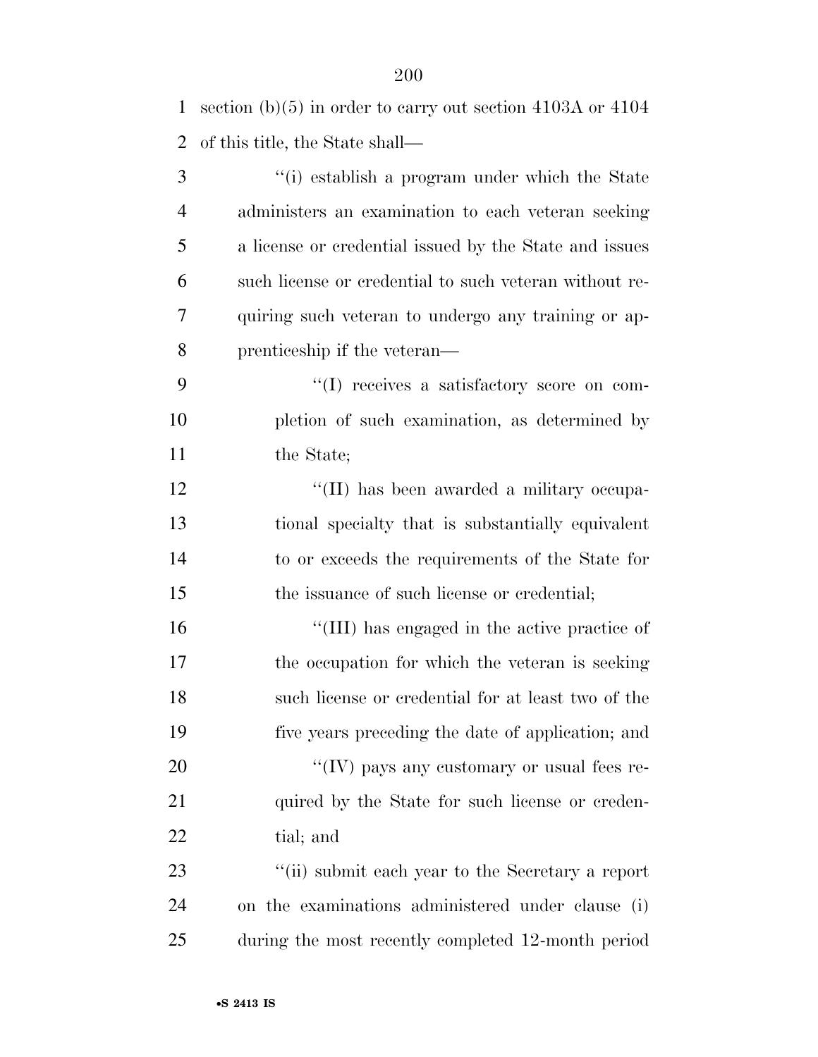section (b)(5) in order to carry out section 4103A or 4104 of this title, the State shall—

''(i) establish a program under which the State administers an examination to each veteran seeking a license or credential issued by the State and issues such license or credential to such veteran without requiring such veteran to undergo any training or apprenticeship if the veteran—

''(I) receives a satisfactory score on completion of such examination, as determined by the State;

''(II) has been awarded a military occupational specialty that is substantially equivalent to or exceeds the requirements of the State for the issuance of such license or credential;

''(III) has engaged in the active practice of the occupation for which the veteran is seeking such license or credential for at least two of the five years preceding the date of application; and

''(IV) pays any customary or usual fees required by the State for such license or credential; and

''(ii) submit each year to the Secretary a report on the examinations administered under clause (i) during the most recently completed 12-month period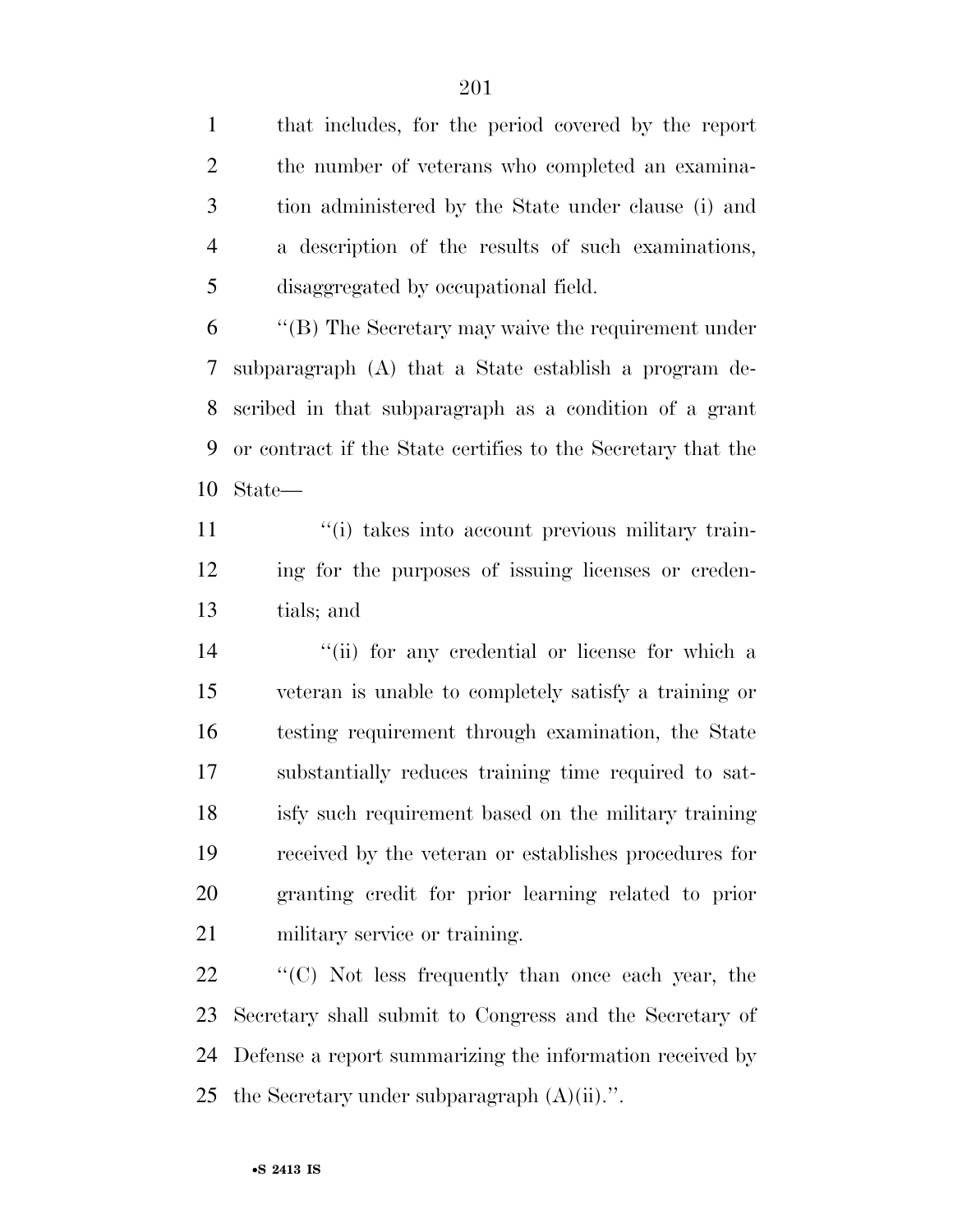that includes, for the period covered by the report the number of veterans who completed an examination administered by the State under clause (i) and a description of the results of such examinations, disaggregated by occupational field.

''(B) The Secretary may waive the requirement under subparagraph (A) that a State establish a program described in that subparagraph as a condition of a grant or contract if the State certifies to the Secretary that the State—

''(i) takes into account previous military training for the purposes of issuing licenses or credentials; and

''(ii) for any credential or license for which a veteran is unable to completely satisfy a training or testing requirement through examination, the State substantially reduces training time required to satisfy such requirement based on the military training received by the veteran or establishes procedures for granting credit for prior learning related to prior military service or training.

''(C) Not less frequently than once each year, the Secretary shall submit to Congress and the Secretary of Defense a report summarizing the information received by the Secretary under subparagraph (A)(ii).''.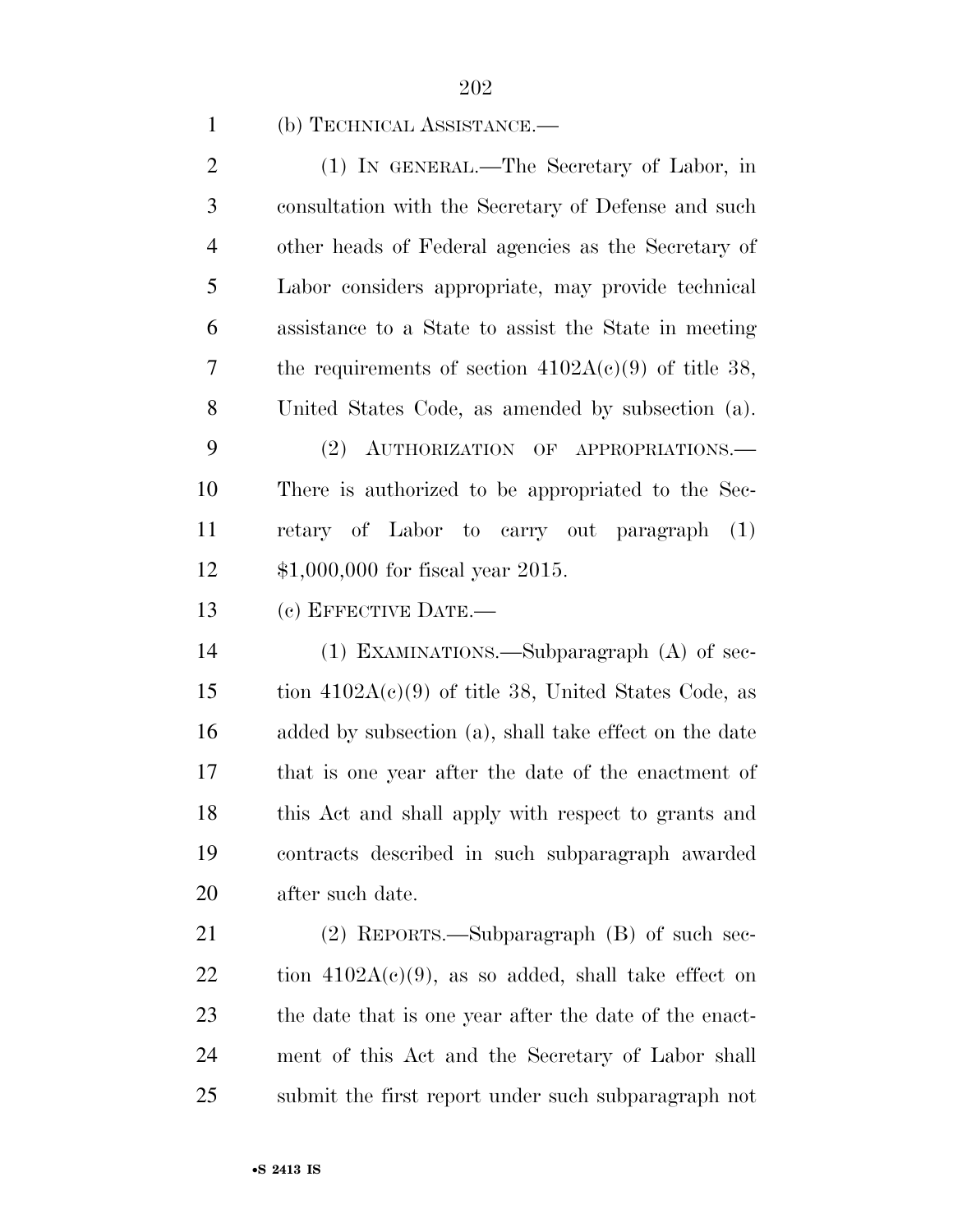(b) TECHNICAL ASSISTANCE.—

(1) IN GENERAL.—The Secretary of Labor, in consultation with the Secretary of Defense and such other heads of Federal agencies as the Secretary of Labor considers appropriate, may provide technical assistance to a State to assist the State in meeting the requirements of section 4102A(c)(9) of title 38, United States Code, as amended by subsection (a).

(2) AUTHORIZATION OF APPROPRIATIONS.—There is authorized to be appropriated to the Secretary of Labor to carry out paragraph (1) $1,000,000 for fiscal year 2015.

(c) EFFECTIVE DATE.—

(1) EXAMINATIONS.—Subparagraph (A) of section 4102A(c)(9) of title 38, United States Code, as added by subsection (a), shall take effect on the date that is one year after the date of the enactment of this Act and shall apply with respect to grants and contracts described in such subparagraph awarded after such date.

(2) REPORTS.—Subparagraph (B) of such section 4102A(c)(9), as so added, shall take effect on the date that is one year after the date of the enactment of this Act and the Secretary of Labor shall submit the first report under such subparagraph not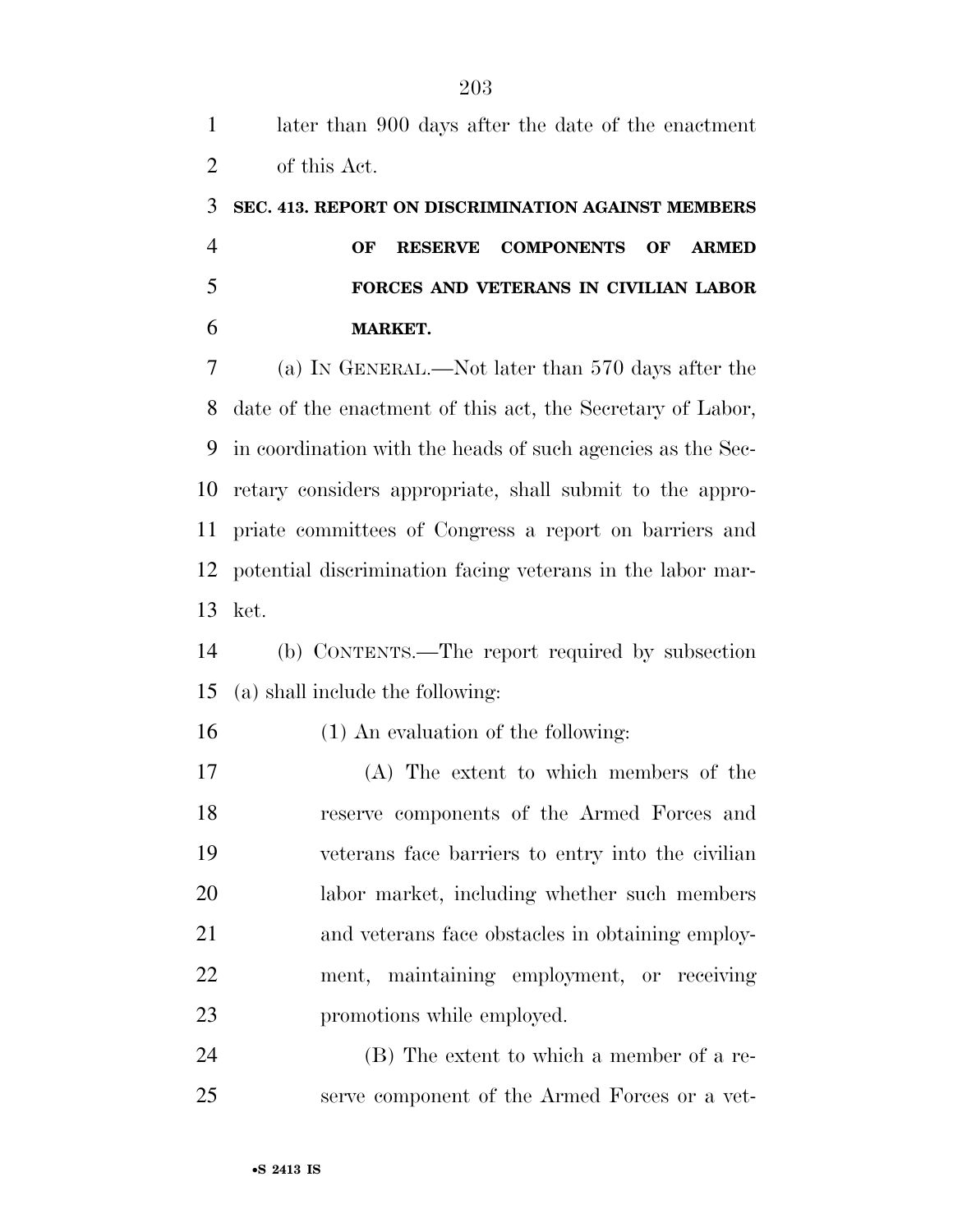later than 900 days after the date of the enactment of this Act.

**SEC. 413. REPORT ON DISCRIMINATION AGAINST MEMBERS OF RESERVE COMPONENTS OF ARMED FORCES AND VETERANS IN CIVILIAN LABOR MARKET.**

(a) IN GENERAL.—Not later than 570 days after the date of the enactment of this act, the Secretary of Labor, in coordination with the heads of such agencies as the Secretary considers appropriate, shall submit to the appropriate committees of Congress a report on barriers and potential discrimination facing veterans in the labor market.

(b) CONTENTS.—The report required by subsection (a) shall include the following:

(1) An evaluation of the following:

(A) The extent to which members of the reserve components of the Armed Forces and veterans face barriers to entry into the civilian labor market, including whether such members and veterans face obstacles in obtaining employment, maintaining employment, or receiving promotions while employed.

(B) The extent to which a member of a reserve component of the Armed Forces or a vet-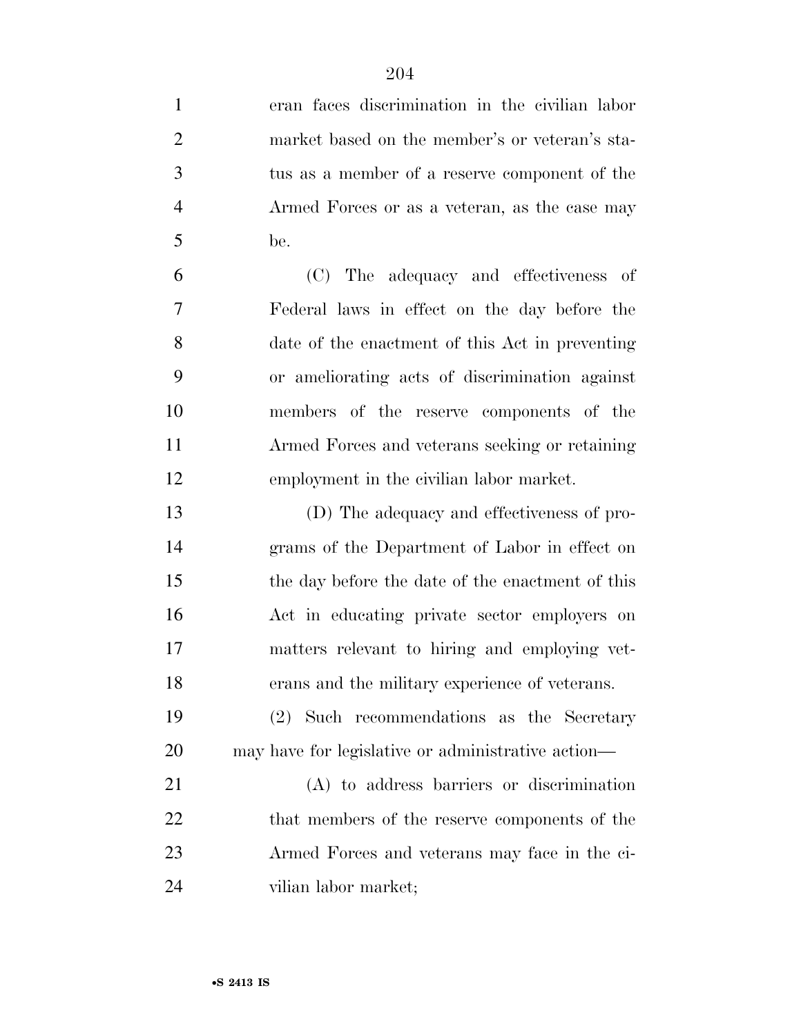eran faces discrimination in the civilian labor market based on the member's or veteran's status as a member of a reserve component of the Armed Forces or as a veteran, as the case may be.

(C) The adequacy and effectiveness of Federal laws in effect on the day before the date of the enactment of this Act in preventing or ameliorating acts of discrimination against members of the reserve components of the Armed Forces and veterans seeking or retaining employment in the civilian labor market.

(D) The adequacy and effectiveness of programs of the Department of Labor in effect on the day before the date of the enactment of this Act in educating private sector employers on matters relevant to hiring and employing veterans and the military experience of veterans.

(2) Such recommendations as the Secretary may have for legislative or administrative action—

(A) to address barriers or discrimination that members of the reserve components of the Armed Forces and veterans may face in the civilian labor market;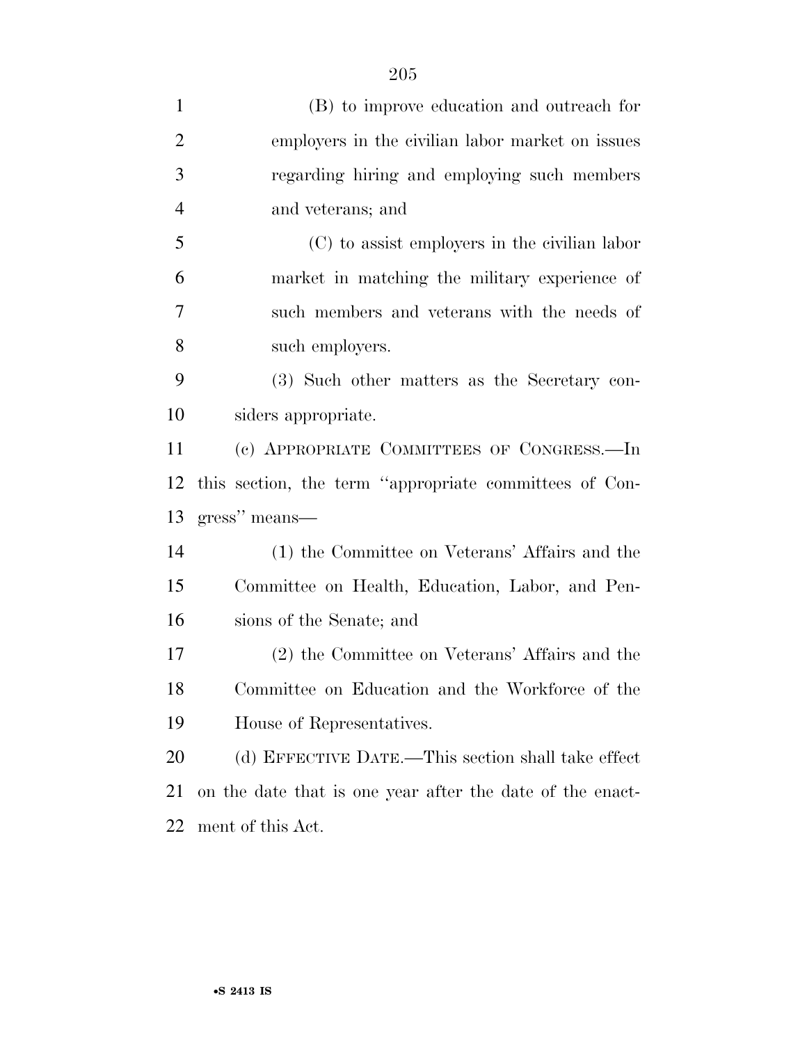(B) to improve education and outreach for employers in the civilian labor market on issues regarding hiring and employing such members and veterans; and

(C) to assist employers in the civilian labor market in matching the military experience of such members and veterans with the needs of such employers.

(3) Such other matters as the Secretary considers appropriate.

(c) APPROPRIATE COMMITTEES OF CONGRESS.—In this section, the term ''appropriate committees of Congress'' means—

(1) the Committee on Veterans' Affairs and the Committee on Health, Education, Labor, and Pensions of the Senate; and

(2) the Committee on Veterans' Affairs and the Committee on Education and the Workforce of the House of Representatives.

(d) EFFECTIVE DATE.—This section shall take effect on the date that is one year after the date of the enactment of this Act.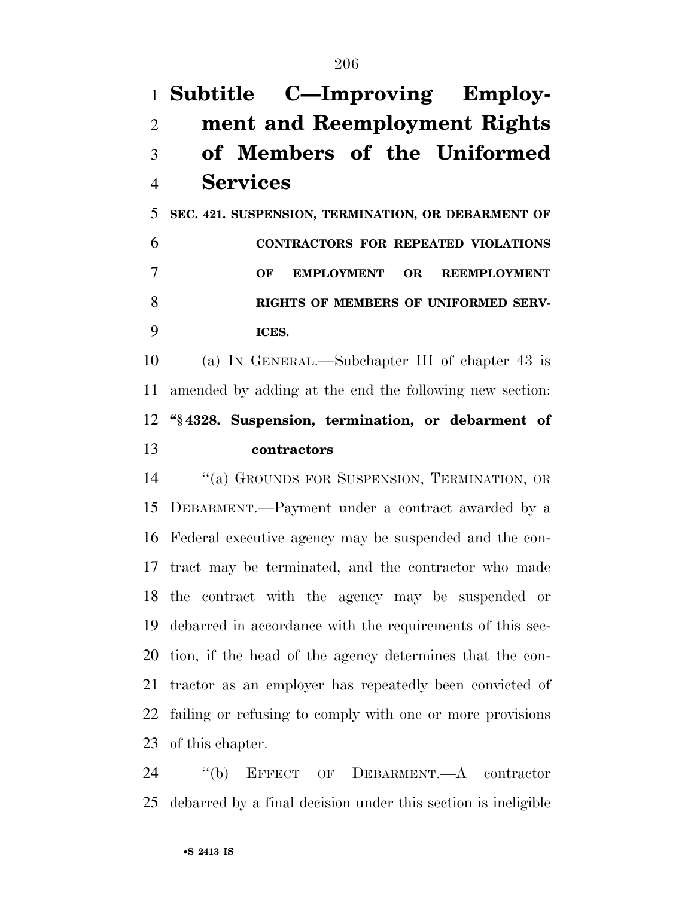## Subtitle C—Improving Employment and Reemployment Rights of Members of the Uniformed Services

**SEC. 421. SUSPENSION, TERMINATION, OR DEBARMENT OF CONTRACTORS FOR REPEATED VIOLATIONS OF EMPLOYMENT OR REEMPLOYMENT RIGHTS OF MEMBERS OF UNIFORMED SERVICES.**

(a) IN GENERAL.—Subchapter III of chapter 43 is amended by adding at the end the following new section:

**"§ 4328. Suspension, termination, or debarment of contractors**

"(a) GROUNDS FOR SUSPENSION, TERMINATION, OR DEBARMENT.—Payment under a contract awarded by a Federal executive agency may be suspended and the contract may be terminated, and the contractor who made the contract with the agency may be suspended or debarred in accordance with the requirements of this section, if the head of the agency determines that the contractor as an employer has repeatedly been convicted of failing or refusing to comply with one or more provisions of this chapter.

"(b) EFFECT OF DEBARMENT.—A contractor debarred by a final decision under this section is ineligible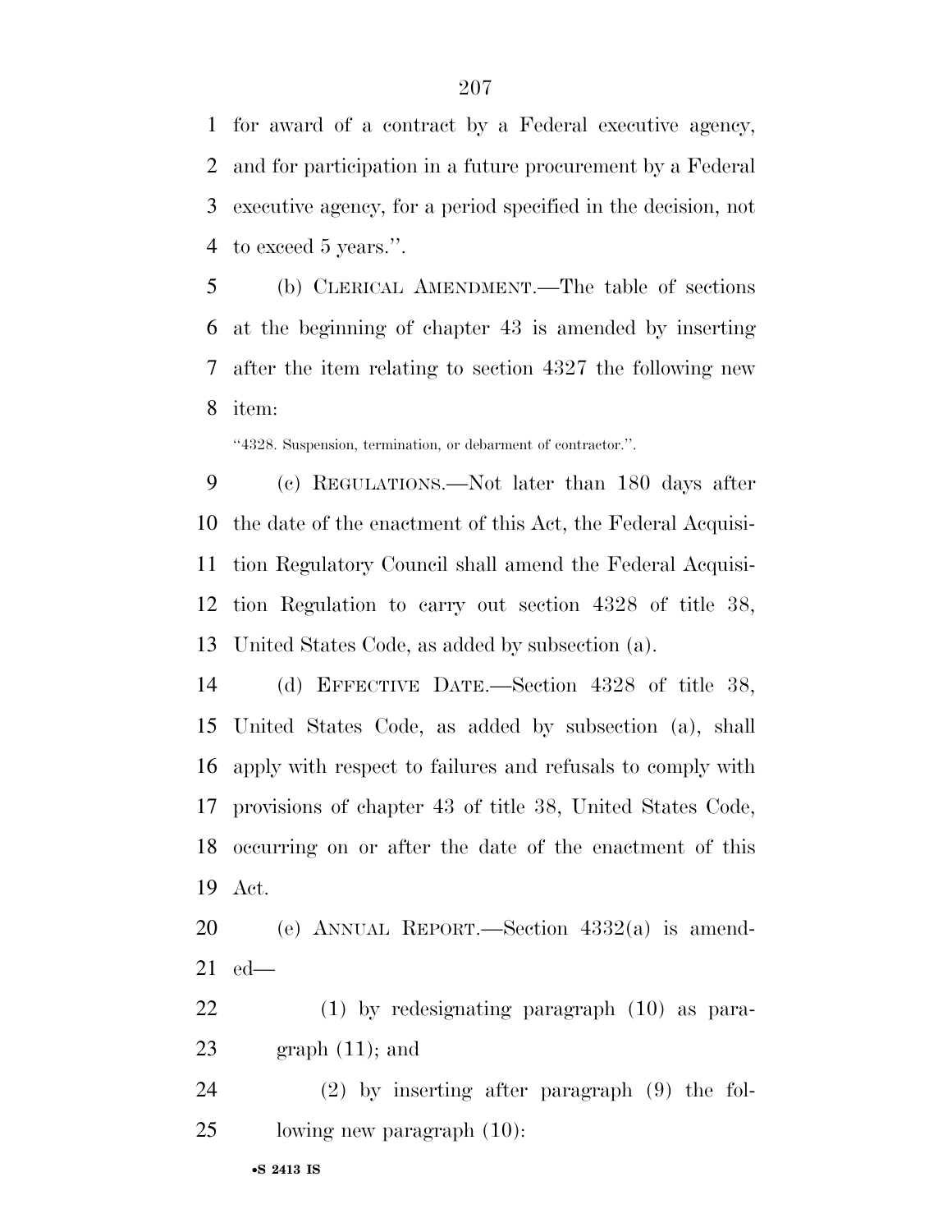for award of a contract by a Federal executive agency, and for participation in a future procurement by a Federal executive agency, for a period specified in the decision, not to exceed 5 years.''.

(b) CLERICAL AMENDMENT.—The table of sections at the beginning of chapter 43 is amended by inserting after the item relating to section 4327 the following new item:

''4328. Suspension, termination, or debarment of contractor.''.

(c) REGULATIONS.—Not later than 180 days after the date of the enactment of this Act, the Federal Acquisition Regulatory Council shall amend the Federal Acquisition Regulation to carry out section 4328 of title 38, United States Code, as added by subsection (a).

(d) EFFECTIVE DATE.—Section 4328 of title 38, United States Code, as added by subsection (a), shall apply with respect to failures and refusals to comply with provisions of chapter 43 of title 38, United States Code, occurring on or after the date of the enactment of this Act.

(e) ANNUAL REPORT.—Section 4332(a) is amended—

(1) by redesignating paragraph (10) as paragraph (11); and

(2) by inserting after paragraph (9) the following new paragraph (10):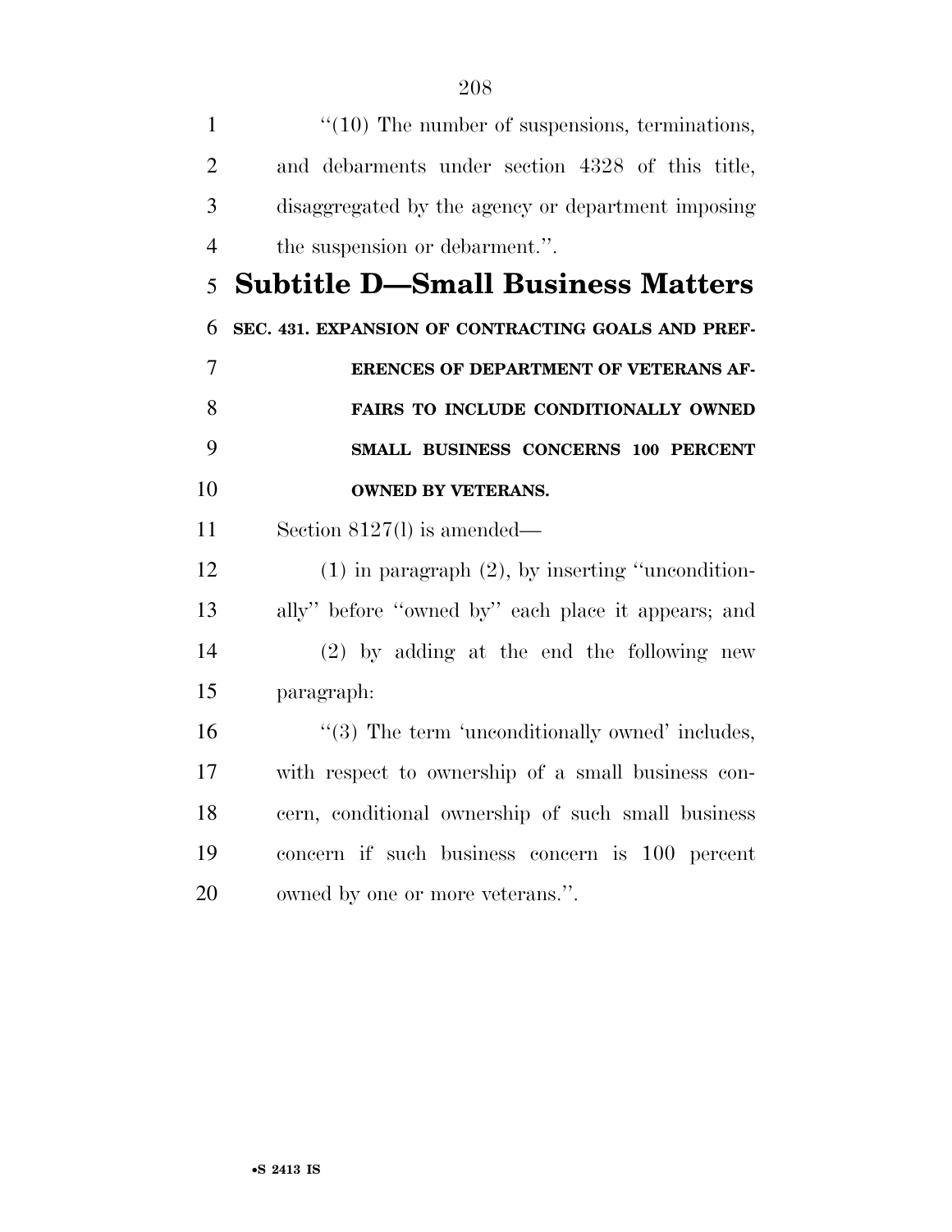"(10) The number of suspensions, terminations, and debarments under section 4328 of this title, disaggregated by the agency or department imposing the suspension or debarment.".

## Subtitle D—Small Business Matters

**SEC. 431. EXPANSION OF CONTRACTING GOALS AND PREFERENCES OF DEPARTMENT OF VETERANS AFFAIRS TO INCLUDE CONDITIONALLY OWNED SMALL BUSINESS CONCERNS 100 PERCENT OWNED BY VETERANS.**

Section 8127(l) is amended—

(1) in paragraph (2), by inserting "unconditionally" before "owned by" each place it appears; and

(2) by adding at the end the following new paragraph:

"(3) The term 'unconditionally owned' includes, with respect to ownership of a small business concern, conditional ownership of such small business concern if such business concern is 100 percent owned by one or more veterans.".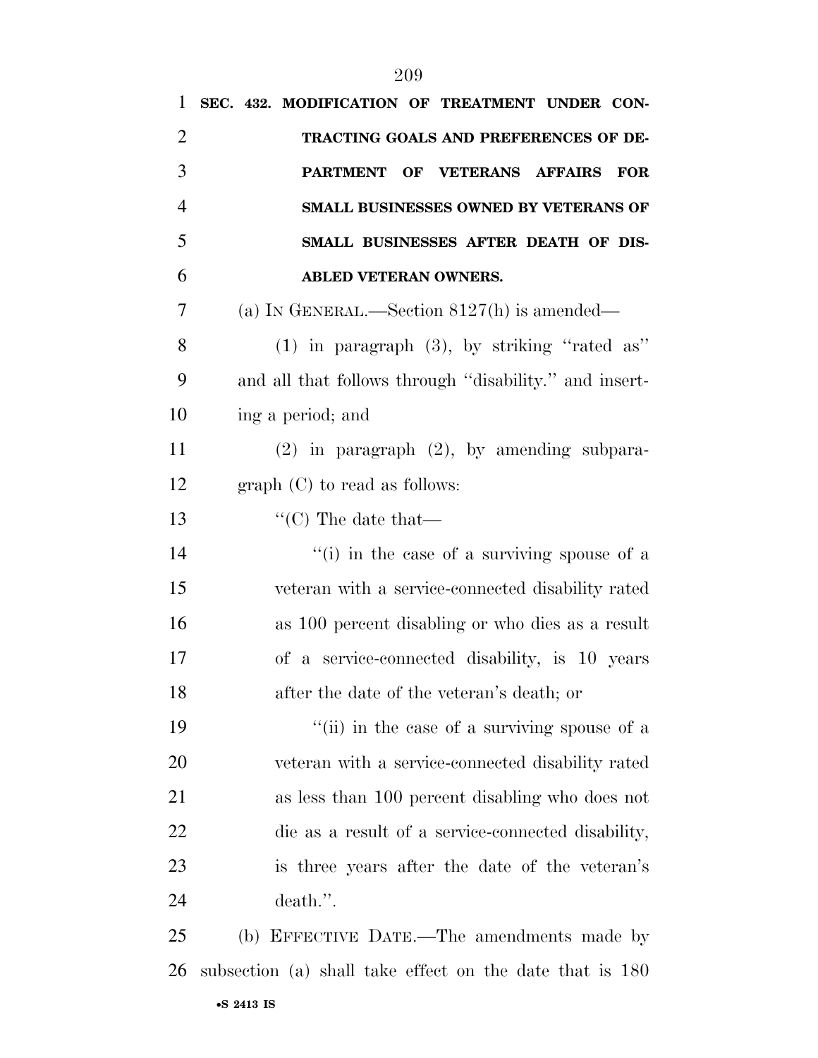**SEC. 432. MODIFICATION OF TREATMENT UNDER CONTRACTING GOALS AND PREFERENCES OF DEPARTMENT OF VETERANS AFFAIRS FOR SMALL BUSINESSES OWNED BY VETERANS OF SMALL BUSINESSES AFTER DEATH OF DISABLED VETERAN OWNERS.**

(a) IN GENERAL.—Section 8127(h) is amended—

(1) in paragraph (3), by striking ''rated as'' and all that follows through ''disability.'' and inserting a period; and

(2) in paragraph (2), by amending subparagraph (C) to read as follows:

''(C) The date that—

''(i) in the case of a surviving spouse of a veteran with a service-connected disability rated as 100 percent disabling or who dies as a result of a service-connected disability, is 10 years after the date of the veteran's death; or

''(ii) in the case of a surviving spouse of a veteran with a service-connected disability rated as less than 100 percent disabling who does not die as a result of a service-connected disability, is three years after the date of the veteran's death.''.

(b) EFFECTIVE DATE.—The amendments made by subsection (a) shall take effect on the date that is 180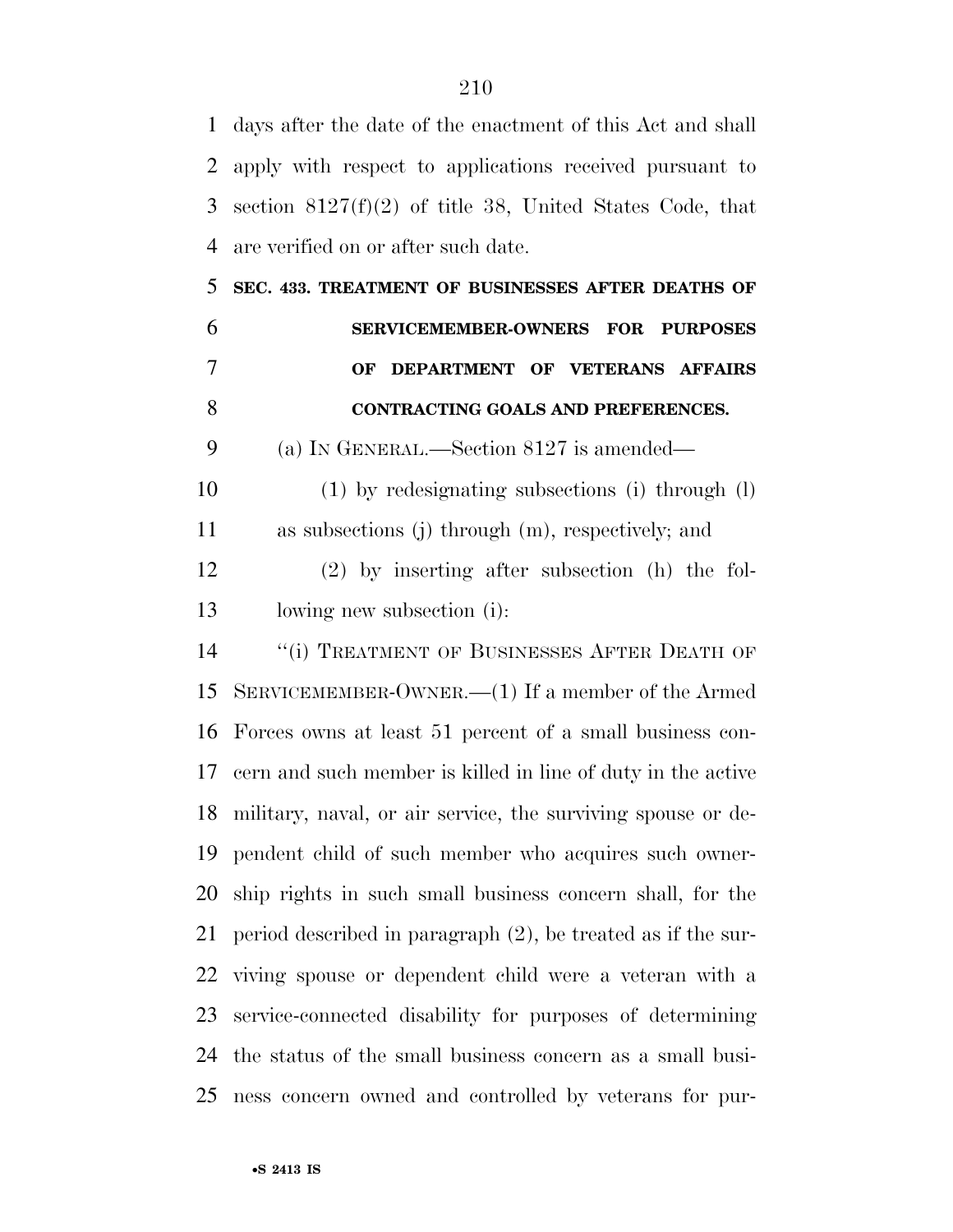days after the date of the enactment of this Act and shall apply with respect to applications received pursuant to section 8127(f)(2) of title 38, United States Code, that are verified on or after such date.

**SEC. 433. TREATMENT OF BUSINESSES AFTER DEATHS OF SERVICEMEMBER-OWNERS FOR PURPOSES OF DEPARTMENT OF VETERANS AFFAIRS CONTRACTING GOALS AND PREFERENCES.**

(a) IN GENERAL.—Section 8127 is amended—

(1) by redesignating subsections (i) through (l) as subsections (j) through (m), respectively; and

(2) by inserting after subsection (h) the following new subsection (i):

"(i) TREATMENT OF BUSINESSES AFTER DEATH OF SERVICEMEMBER-OWNER.—(1) If a member of the Armed Forces owns at least 51 percent of a small business concern and such member is killed in line of duty in the active military, naval, or air service, the surviving spouse or dependent child of such member who acquires such ownership rights in such small business concern shall, for the period described in paragraph (2), be treated as if the surviving spouse or dependent child were a veteran with a service-connected disability for purposes of determining the status of the small business concern as a small business concern owned and controlled by veterans for pur-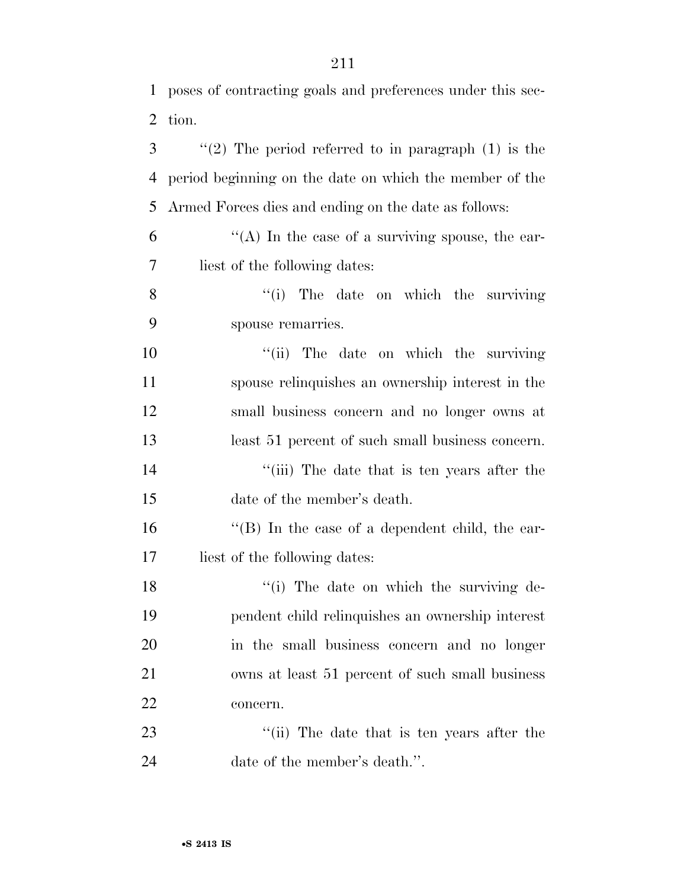poses of contracting goals and preferences under this section.

''(2) The period referred to in paragraph (1) is the period beginning on the date on which the member of the Armed Forces dies and ending on the date as follows:

''(A) In the case of a surviving spouse, the earliest of the following dates:

''(i) The date on which the surviving spouse remarries.

''(ii) The date on which the surviving spouse relinquishes an ownership interest in the small business concern and no longer owns at least 51 percent of such small business concern.

''(iii) The date that is ten years after the date of the member's death.

''(B) In the case of a dependent child, the earliest of the following dates:

''(i) The date on which the surviving dependent child relinquishes an ownership interest in the small business concern and no longer owns at least 51 percent of such small business concern.

''(ii) The date that is ten years after the date of the member's death.''.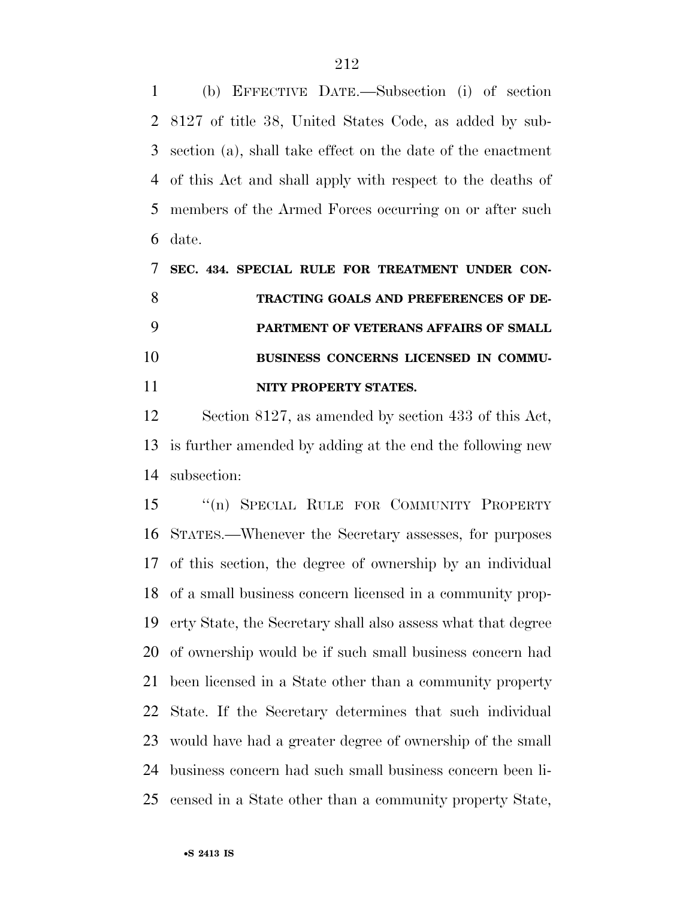(b) EFFECTIVE DATE.—Subsection (i) of section 8127 of title 38, United States Code, as added by subsection (a), shall take effect on the date of the enactment of this Act and shall apply with respect to the deaths of members of the Armed Forces occurring on or after such date.

**SEC. 434. SPECIAL RULE FOR TREATMENT UNDER CONTRACTING GOALS AND PREFERENCES OF DEPARTMENT OF VETERANS AFFAIRS OF SMALL BUSINESS CONCERNS LICENSED IN COMMUNITY PROPERTY STATES.**

Section 8127, as amended by section 433 of this Act, is further amended by adding at the end the following new subsection:

"(n) SPECIAL RULE FOR COMMUNITY PROPERTY STATES.—Whenever the Secretary assesses, for purposes of this section, the degree of ownership by an individual of a small business concern licensed in a community property State, the Secretary shall also assess what that degree of ownership would be if such small business concern had been licensed in a State other than a community property State. If the Secretary determines that such individual would have had a greater degree of ownership of the small business concern had such small business concern been licensed in a State other than a community property State,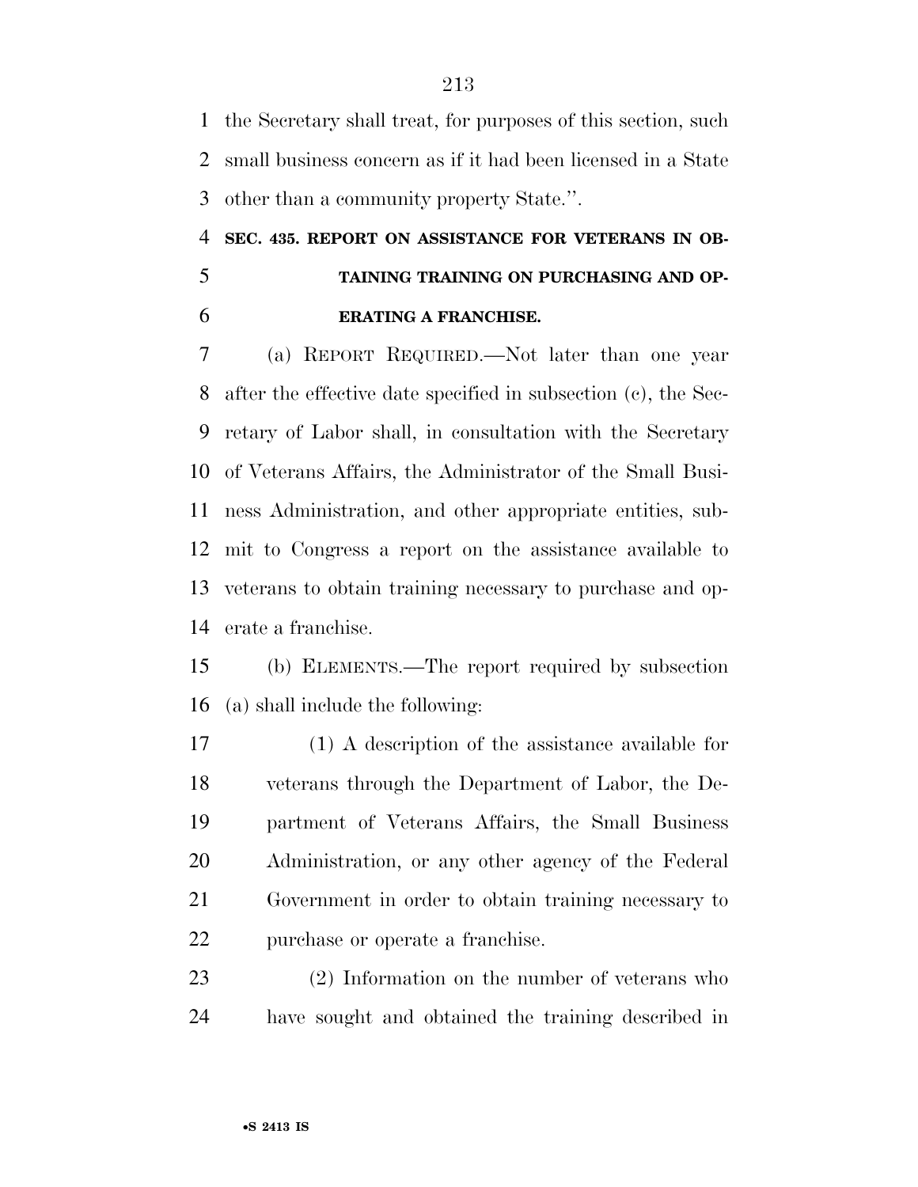the Secretary shall treat, for purposes of this section, such small business concern as if it had been licensed in a State other than a community property State.".

**SEC. 435. REPORT ON ASSISTANCE FOR VETERANS IN OBTAINING TRAINING ON PURCHASING AND OPERATING A FRANCHISE.**

(a) REPORT REQUIRED.—Not later than one year after the effective date specified in subsection (c), the Secretary of Labor shall, in consultation with the Secretary of Veterans Affairs, the Administrator of the Small Business Administration, and other appropriate entities, submit to Congress a report on the assistance available to veterans to obtain training necessary to purchase and operate a franchise.

(b) ELEMENTS.—The report required by subsection (a) shall include the following:

(1) A description of the assistance available for veterans through the Department of Labor, the Department of Veterans Affairs, the Small Business Administration, or any other agency of the Federal Government in order to obtain training necessary to purchase or operate a franchise.

(2) Information on the number of veterans who have sought and obtained the training described in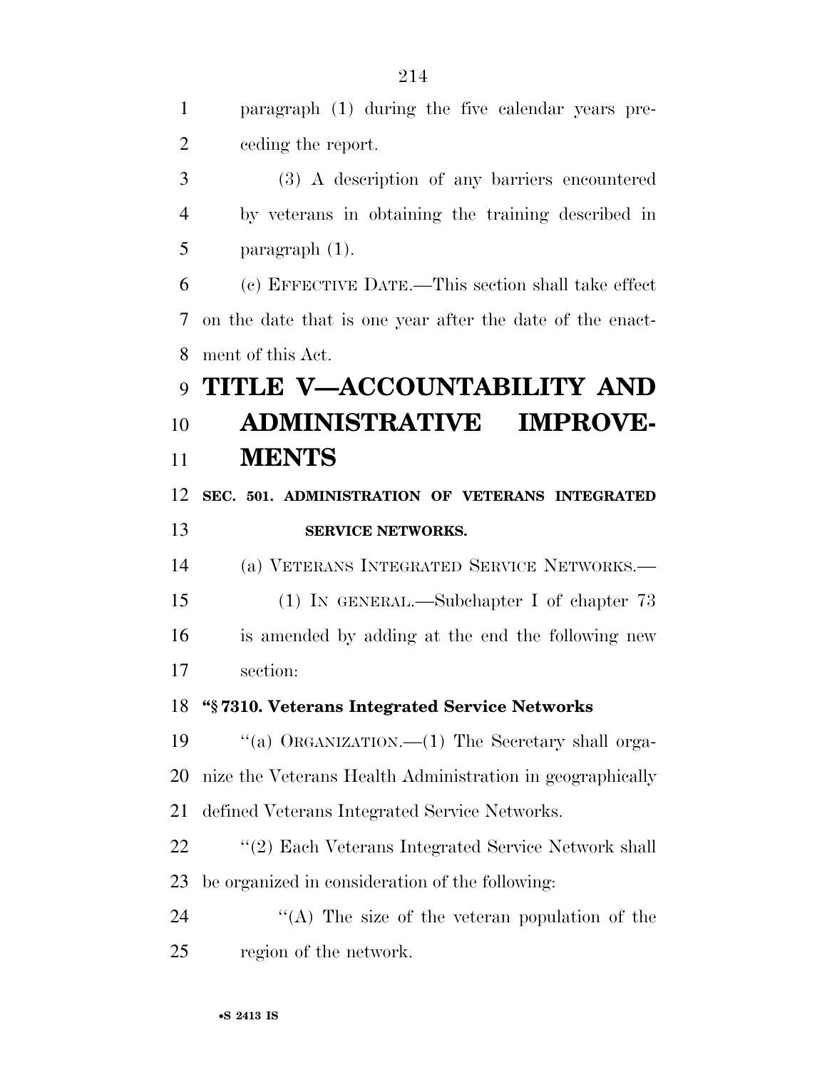paragraph (1) during the five calendar years preceding the report.

(3) A description of any barriers encountered by veterans in obtaining the training described in paragraph (1).

(c) EFFECTIVE DATE.—This section shall take effect on the date that is one year after the date of the enactment of this Act.

# TITLE V—ACCOUNTABILITY AND ADMINISTRATIVE IMPROVEMENTS

## SEC. 501. ADMINISTRATION OF VETERANS INTEGRATED SERVICE NETWORKS.

(a) VETERANS INTEGRATED SERVICE NETWORKS.—

(1) IN GENERAL.—Subchapter I of chapter 73 is amended by adding at the end the following new section:

**"§ 7310. Veterans Integrated Service Networks**

"(a) ORGANIZATION.—(1) The Secretary shall organize the Veterans Health Administration in geographically defined Veterans Integrated Service Networks.

"(2) Each Veterans Integrated Service Network shall be organized in consideration of the following:

"(A) The size of the veteran population of the region of the network.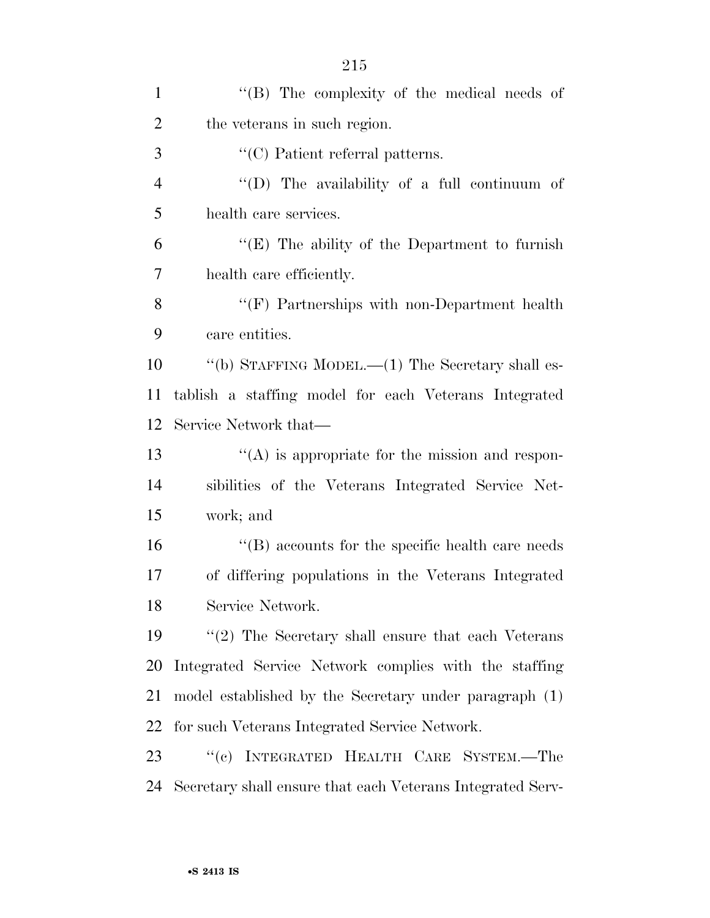''(B) The complexity of the medical needs of the veterans in such region.

''(C) Patient referral patterns.

''(D) The availability of a full continuum of health care services.

''(E) The ability of the Department to furnish health care efficiently.

''(F) Partnerships with non-Department health care entities.

''(b) STAFFING MODEL.—(1) The Secretary shall establish a staffing model for each Veterans Integrated Service Network that—

''(A) is appropriate for the mission and responsibilities of the Veterans Integrated Service Network; and

''(B) accounts for the specific health care needs of differing populations in the Veterans Integrated Service Network.

''(2) The Secretary shall ensure that each Veterans Integrated Service Network complies with the staffing model established by the Secretary under paragraph (1) for such Veterans Integrated Service Network.

''(c) INTEGRATED HEALTH CARE SYSTEM.—The Secretary shall ensure that each Veterans Integrated Serv-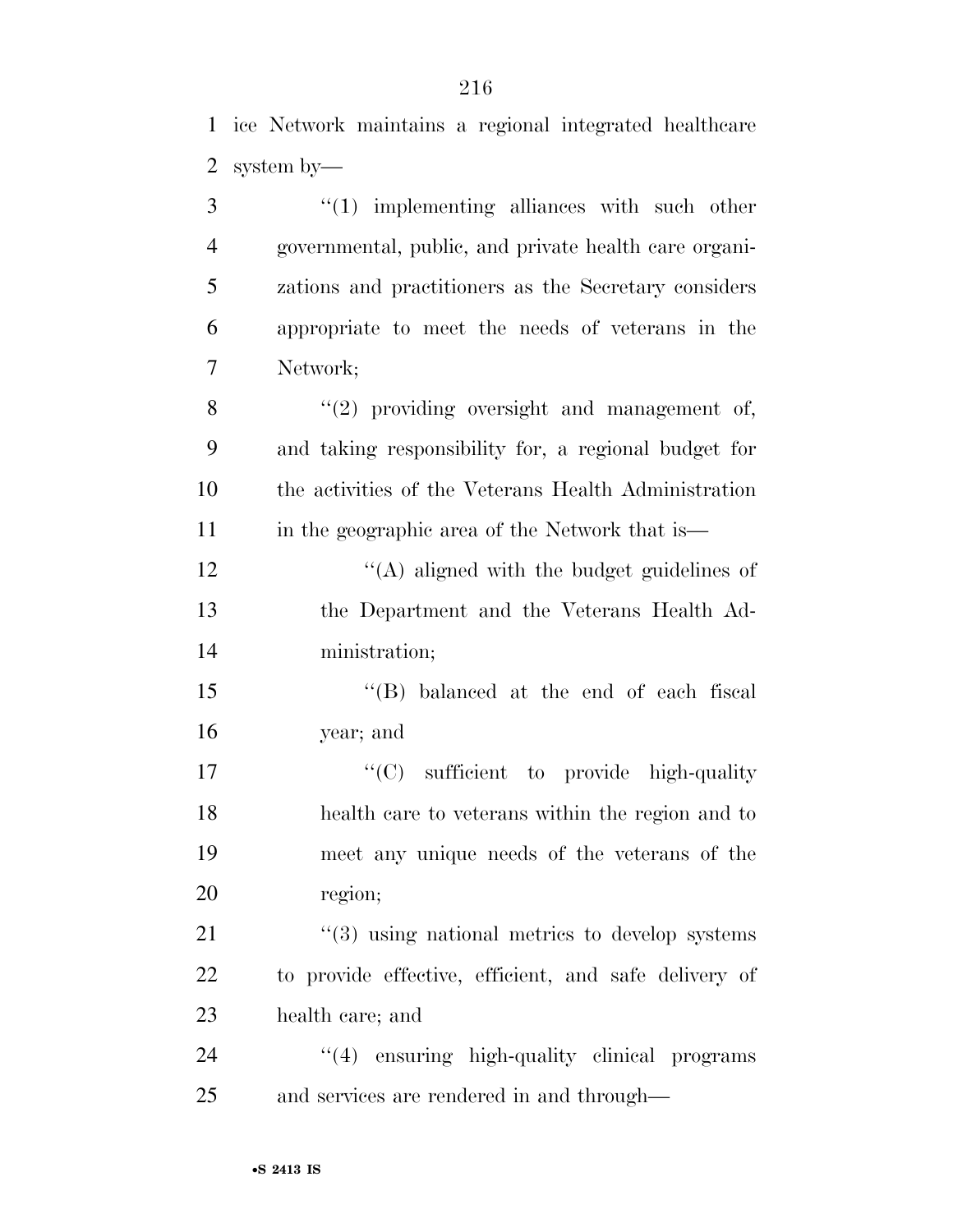ice Network maintains a regional integrated healthcare system by—

''(1) implementing alliances with such other governmental, public, and private health care organizations and practitioners as the Secretary considers appropriate to meet the needs of veterans in the Network;

''(2) providing oversight and management of, and taking responsibility for, a regional budget for the activities of the Veterans Health Administration in the geographic area of the Network that is—

''(A) aligned with the budget guidelines of the Department and the Veterans Health Administration;

''(B) balanced at the end of each fiscal year; and

''(C) sufficient to provide high-quality health care to veterans within the region and to meet any unique needs of the veterans of the region;

''(3) using national metrics to develop systems to provide effective, efficient, and safe delivery of health care; and

''(4) ensuring high-quality clinical programs and services are rendered in and through—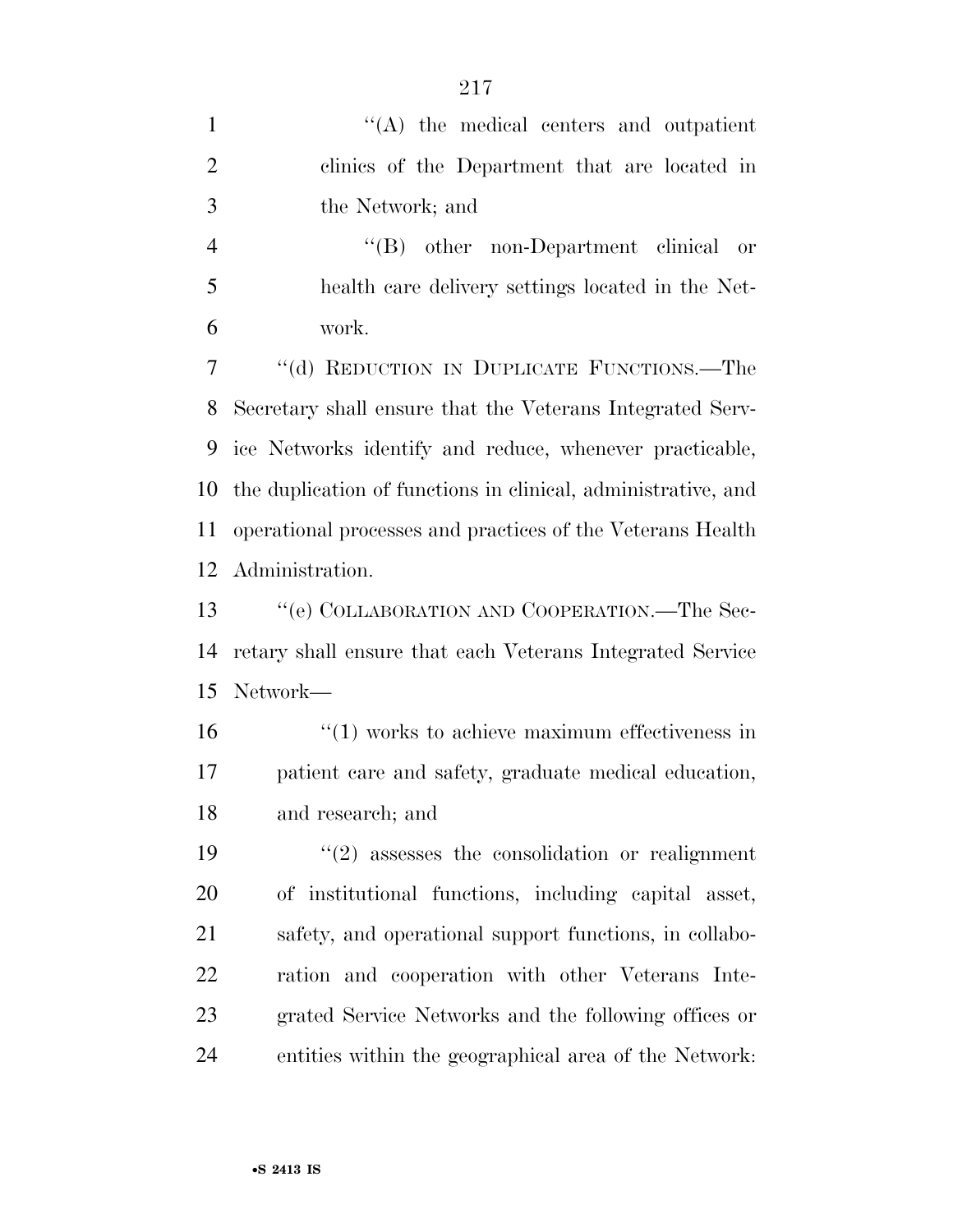"(A) the medical centers and outpatient clinics of the Department that are located in the Network; and

"(B) other non-Department clinical or health care delivery settings located in the Network.

"(d) REDUCTION IN DUPLICATE FUNCTIONS.—The Secretary shall ensure that the Veterans Integrated Service Networks identify and reduce, whenever practicable, the duplication of functions in clinical, administrative, and operational processes and practices of the Veterans Health Administration.

"(e) COLLABORATION AND COOPERATION.—The Secretary shall ensure that each Veterans Integrated Service Network—

"(1) works to achieve maximum effectiveness in patient care and safety, graduate medical education, and research; and

"(2) assesses the consolidation or realignment of institutional functions, including capital asset, safety, and operational support functions, in collaboration and cooperation with other Veterans Integrated Service Networks and the following offices or entities within the geographical area of the Network: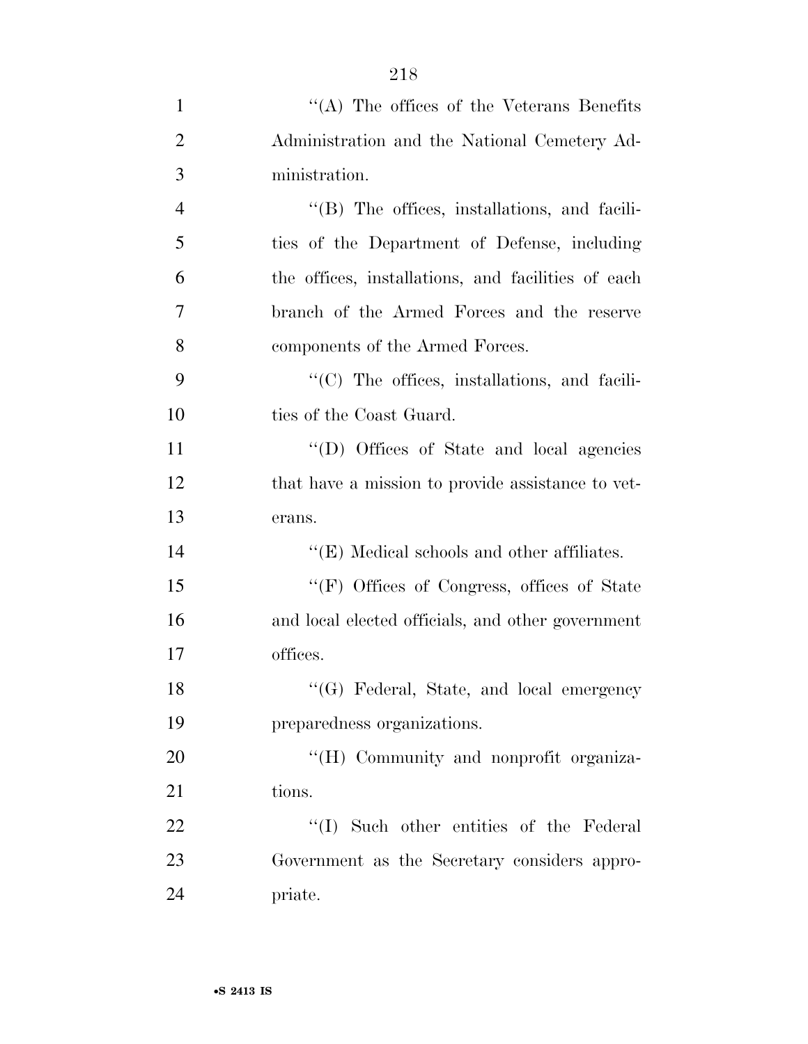''(A) The offices of the Veterans Benefits Administration and the National Cemetery Administration.

''(B) The offices, installations, and facilities of the Department of Defense, including the offices, installations, and facilities of each branch of the Armed Forces and the reserve components of the Armed Forces.

''(C) The offices, installations, and facilities of the Coast Guard.

''(D) Offices of State and local agencies that have a mission to provide assistance to veterans.

''(E) Medical schools and other affiliates.

''(F) Offices of Congress, offices of State and local elected officials, and other government offices.

''(G) Federal, State, and local emergency preparedness organizations.

''(H) Community and nonprofit organizations.

''(I) Such other entities of the Federal Government as the Secretary considers appropriate.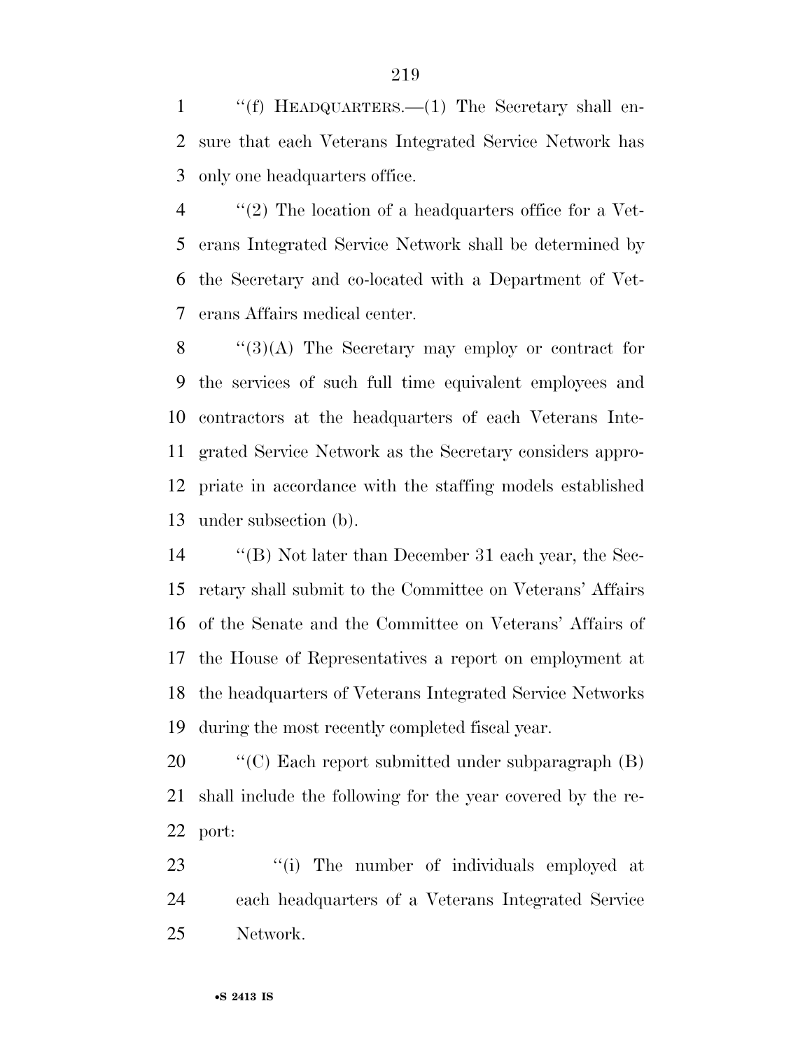''(f) HEADQUARTERS.—(1) The Secretary shall ensure that each Veterans Integrated Service Network has only one headquarters office.

''(2) The location of a headquarters office for a Veterans Integrated Service Network shall be determined by the Secretary and co-located with a Department of Veterans Affairs medical center.

''(3)(A) The Secretary may employ or contract for the services of such full time equivalent employees and contractors at the headquarters of each Veterans Integrated Service Network as the Secretary considers appropriate in accordance with the staffing models established under subsection (b).

''(B) Not later than December 31 each year, the Secretary shall submit to the Committee on Veterans' Affairs of the Senate and the Committee on Veterans' Affairs of the House of Representatives a report on employment at the headquarters of Veterans Integrated Service Networks during the most recently completed fiscal year.

''(C) Each report submitted under subparagraph (B) shall include the following for the year covered by the report:

''(i) The number of individuals employed at each headquarters of a Veterans Integrated Service Network.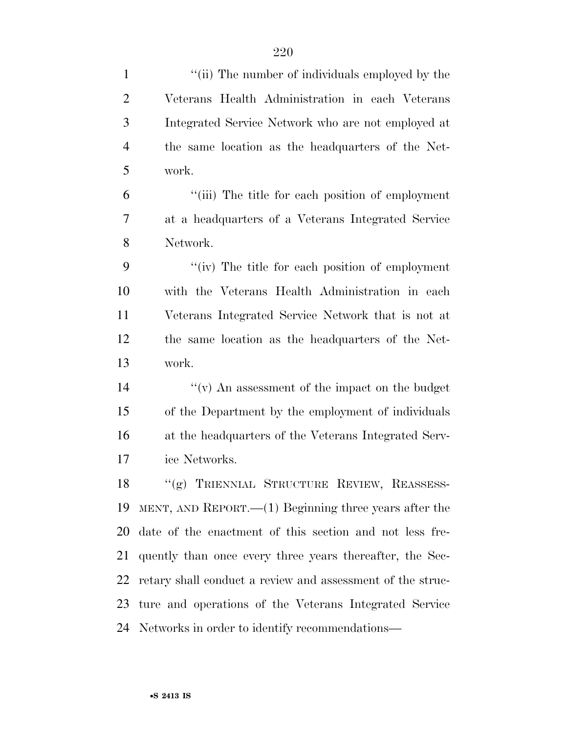"(ii) The number of individuals employed by the Veterans Health Administration in each Veterans Integrated Service Network who are not employed at the same location as the headquarters of the Network.

"(iii) The title for each position of employment at a headquarters of a Veterans Integrated Service Network.

"(iv) The title for each position of employment with the Veterans Health Administration in each Veterans Integrated Service Network that is not at the same location as the headquarters of the Network.

"(v) An assessment of the impact on the budget of the Department by the employment of individuals at the headquarters of the Veterans Integrated Service Networks.

"(g) TRIENNIAL STRUCTURE REVIEW, REASSESSMENT, AND REPORT.—(1) Beginning three years after the date of the enactment of this section and not less frequently than once every three years thereafter, the Secretary shall conduct a review and assessment of the structure and operations of the Veterans Integrated Service Networks in order to identify recommendations—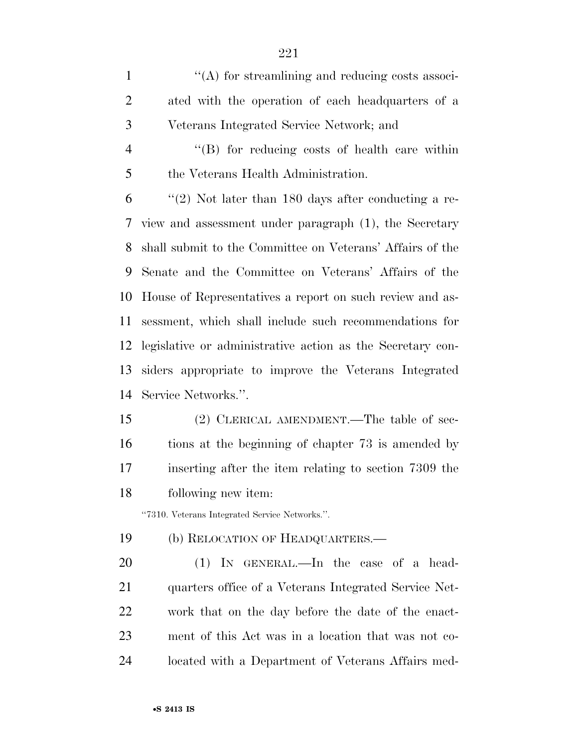"(A) for streamlining and reducing costs associated with the operation of each headquarters of a Veterans Integrated Service Network; and

"(B) for reducing costs of health care within the Veterans Health Administration.

"(2) Not later than 180 days after conducting a review and assessment under paragraph (1), the Secretary shall submit to the Committee on Veterans' Affairs of the Senate and the Committee on Veterans' Affairs of the House of Representatives a report on such review and assessment, which shall include such recommendations for legislative or administrative action as the Secretary considers appropriate to improve the Veterans Integrated Service Networks.".

(2) CLERICAL AMENDMENT.—The table of sections at the beginning of chapter 73 is amended by inserting after the item relating to section 7309 the following new item:

"7310. Veterans Integrated Service Networks.".

(b) RELOCATION OF HEADQUARTERS.—

(1) IN GENERAL.—In the case of a headquarters office of a Veterans Integrated Service Network that on the day before the date of the enactment of this Act was in a location that was not co-located with a Department of Veterans Affairs med-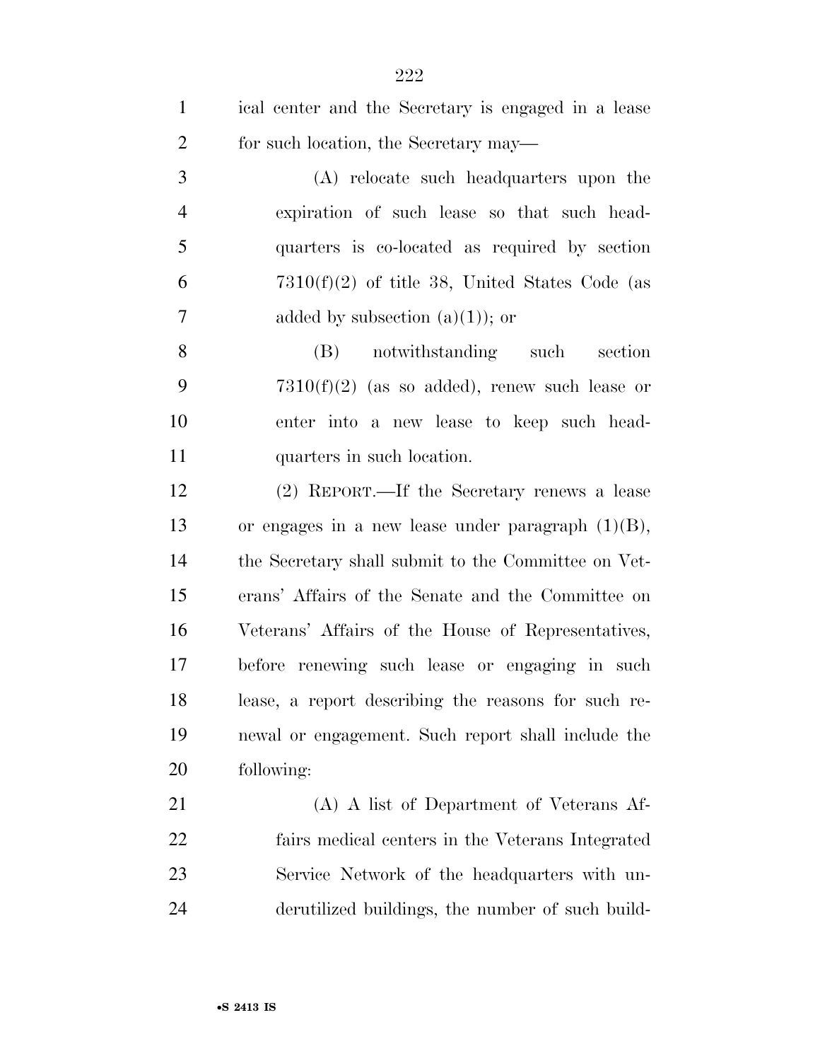ical center and the Secretary is engaged in a lease for such location, the Secretary may—

(A) relocate such headquarters upon the expiration of such lease so that such headquarters is co-located as required by section 7310(f)(2) of title 38, United States Code (as added by subsection (a)(1)); or

(B) notwithstanding such section 7310(f)(2) (as so added), renew such lease or enter into a new lease to keep such headquarters in such location.

(2) REPORT.—If the Secretary renews a lease or engages in a new lease under paragraph (1)(B), the Secretary shall submit to the Committee on Veterans' Affairs of the Senate and the Committee on Veterans' Affairs of the House of Representatives, before renewing such lease or engaging in such lease, a report describing the reasons for such renewal or engagement. Such report shall include the following:

(A) A list of Department of Veterans Affairs medical centers in the Veterans Integrated Service Network of the headquarters with underutilized buildings, the number of such build-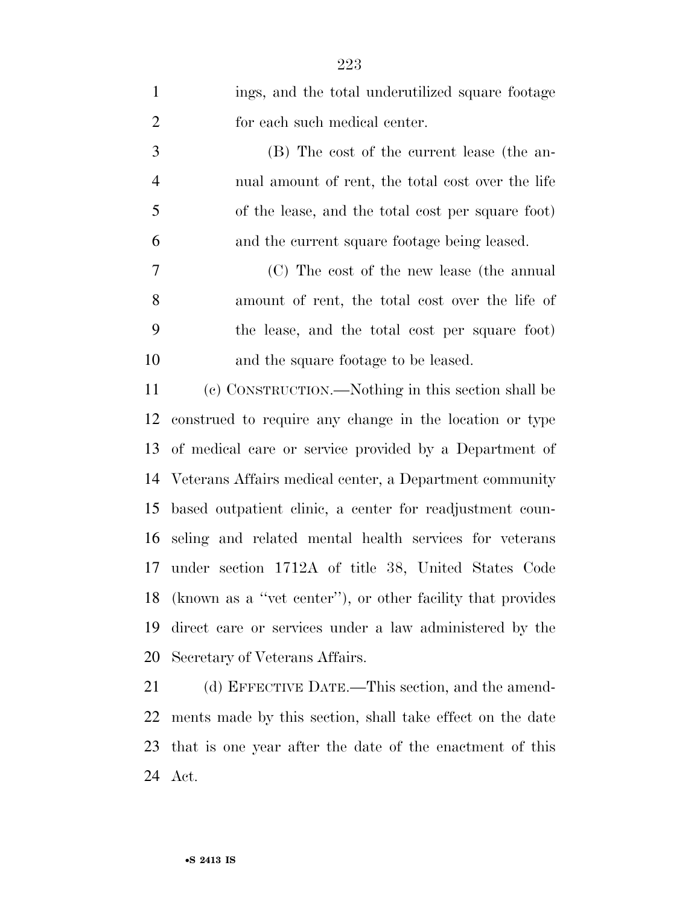ings, and the total underutilized square footage for each such medical center.

(B) The cost of the current lease (the annual amount of rent, the total cost over the life of the lease, and the total cost per square foot) and the current square footage being leased.

(C) The cost of the new lease (the annual amount of rent, the total cost over the life of the lease, and the total cost per square foot) and the square footage to be leased.

(c) CONSTRUCTION.—Nothing in this section shall be construed to require any change in the location or type of medical care or service provided by a Department of Veterans Affairs medical center, a Department community based outpatient clinic, a center for readjustment counseling and related mental health services for veterans under section 1712A of title 38, United States Code (known as a ''vet center''), or other facility that provides direct care or services under a law administered by the Secretary of Veterans Affairs.

(d) EFFECTIVE DATE.—This section, and the amendments made by this section, shall take effect on the date that is one year after the date of the enactment of this Act.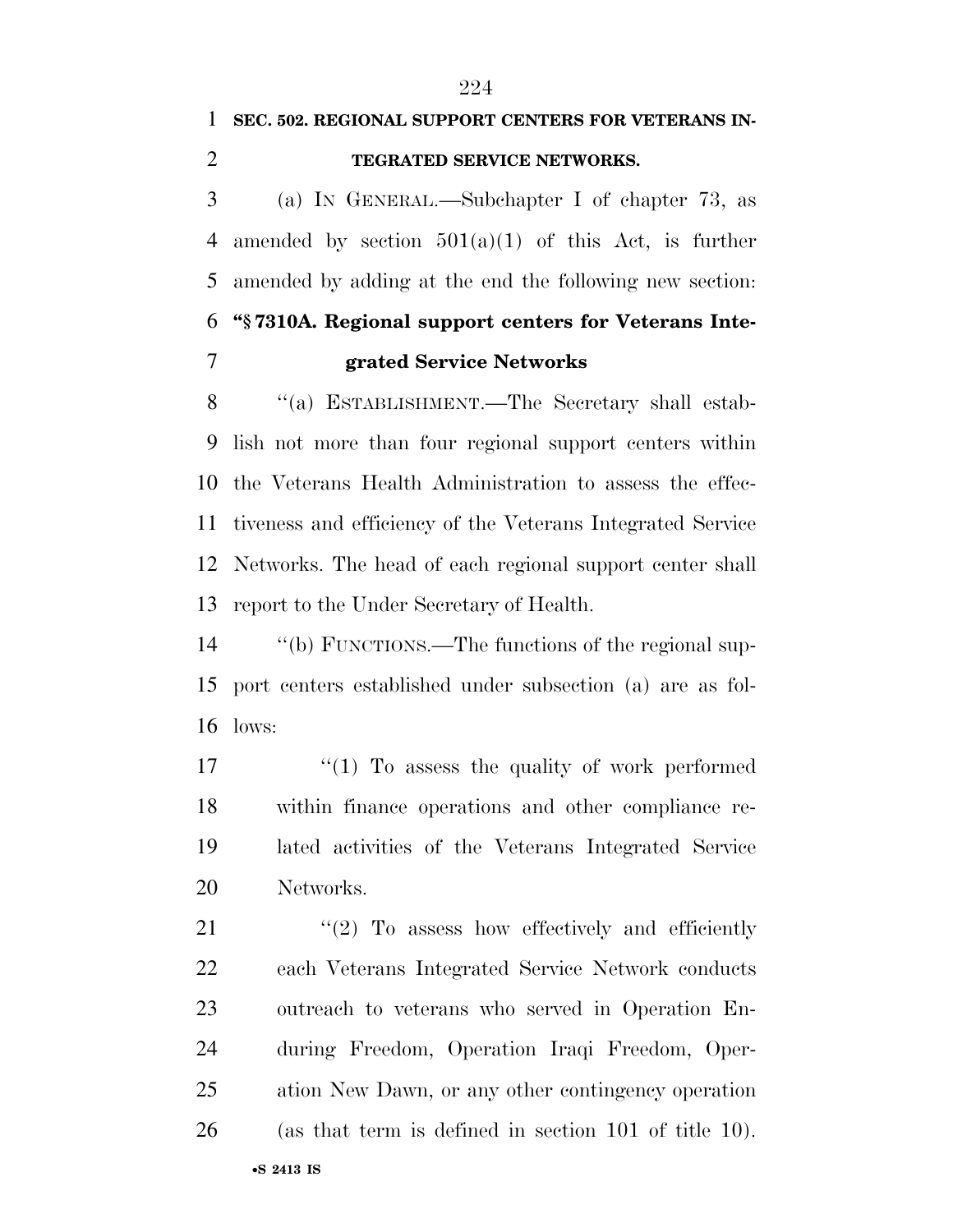**SEC. 502. REGIONAL SUPPORT CENTERS FOR VETERANS INTEGRATED SERVICE NETWORKS.**

(a) IN GENERAL.—Subchapter I of chapter 73, as amended by section 501(a)(1) of this Act, is further amended by adding at the end the following new section:

**"§ 7310A. Regional support centers for Veterans Integrated Service Networks**

"(a) ESTABLISHMENT.—The Secretary shall establish not more than four regional support centers within the Veterans Health Administration to assess the effectiveness and efficiency of the Veterans Integrated Service Networks. The head of each regional support center shall report to the Under Secretary of Health.

"(b) FUNCTIONS.—The functions of the regional support centers established under subsection (a) are as follows:

"(1) To assess the quality of work performed within finance operations and other compliance related activities of the Veterans Integrated Service Networks.

"(2) To assess how effectively and efficiently each Veterans Integrated Service Network conducts outreach to veterans who served in Operation Enduring Freedom, Operation Iraqi Freedom, Operation New Dawn, or any other contingency operation (as that term is defined in section 101 of title 10).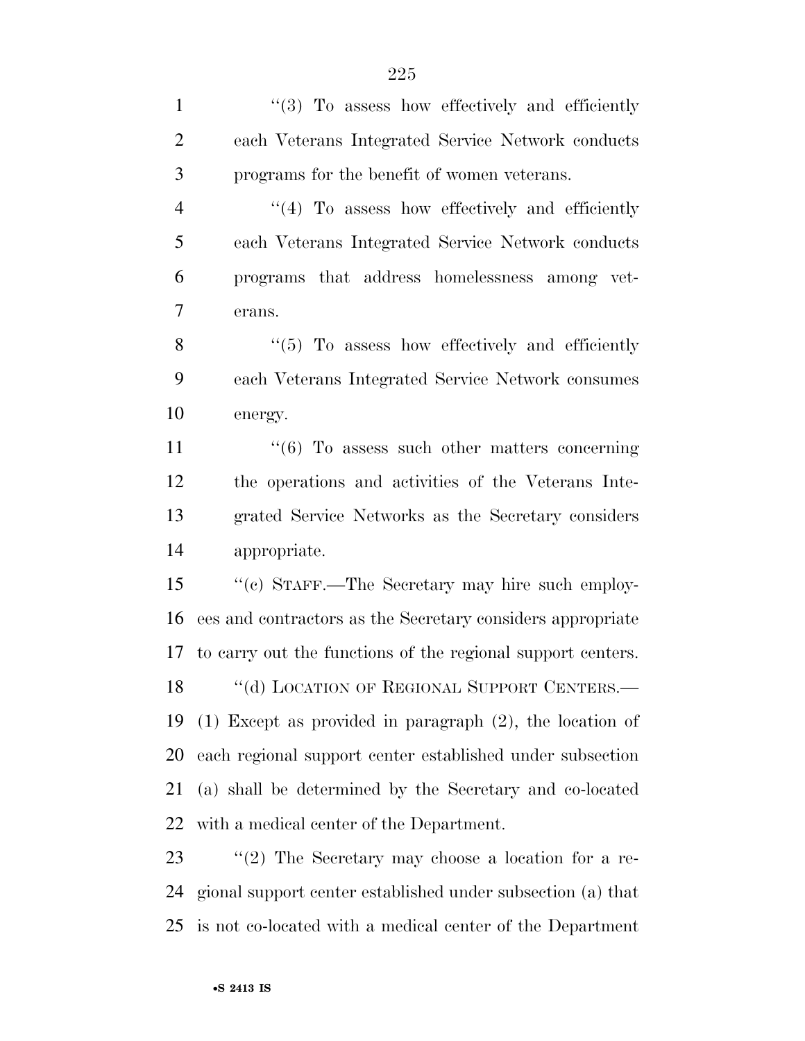"(3) To assess how effectively and efficiently each Veterans Integrated Service Network conducts programs for the benefit of women veterans.

"(4) To assess how effectively and efficiently each Veterans Integrated Service Network conducts programs that address homelessness among veterans.

"(5) To assess how effectively and efficiently each Veterans Integrated Service Network consumes energy.

"(6) To assess such other matters concerning the operations and activities of the Veterans Integrated Service Networks as the Secretary considers appropriate.

"(c) STAFF.—The Secretary may hire such employees and contractors as the Secretary considers appropriate to carry out the functions of the regional support centers.

"(d) LOCATION OF REGIONAL SUPPORT CENTERS.—(1) Except as provided in paragraph (2), the location of each regional support center established under subsection (a) shall be determined by the Secretary and co-located with a medical center of the Department.

"(2) The Secretary may choose a location for a regional support center established under subsection (a) that is not co-located with a medical center of the Department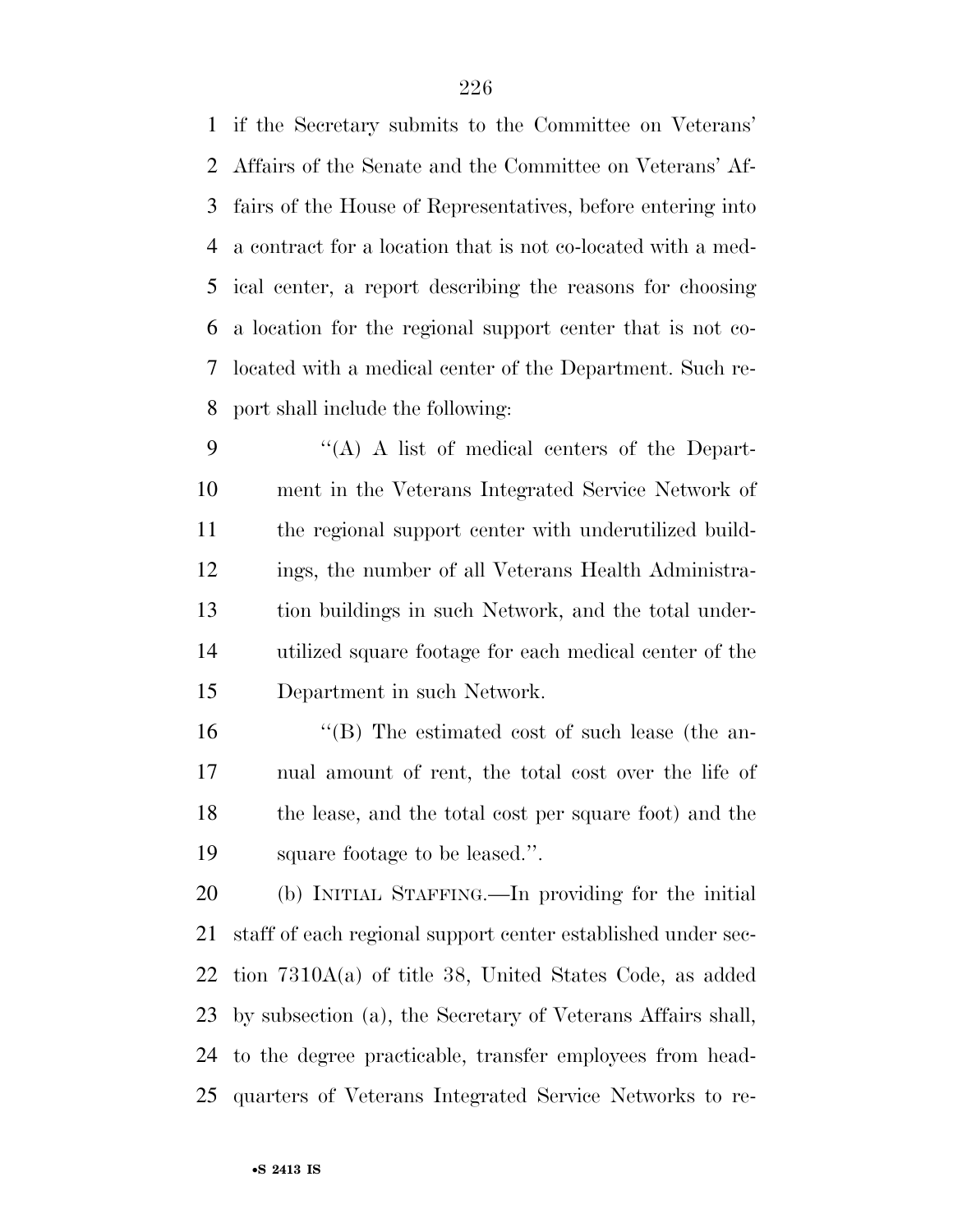if the Secretary submits to the Committee on Veterans' Affairs of the Senate and the Committee on Veterans' Affairs of the House of Representatives, before entering into a contract for a location that is not co-located with a medical center, a report describing the reasons for choosing a location for the regional support center that is not co-located with a medical center of the Department. Such report shall include the following:

"(A) A list of medical centers of the Department in the Veterans Integrated Service Network of the regional support center with underutilized buildings, the number of all Veterans Health Administration buildings in such Network, and the total underutilized square footage for each medical center of the Department in such Network.

"(B) The estimated cost of such lease (the annual amount of rent, the total cost over the life of the lease, and the total cost per square foot) and the square footage to be leased.".

(b) INITIAL STAFFING.—In providing for the initial staff of each regional support center established under section 7310A(a) of title 38, United States Code, as added by subsection (a), the Secretary of Veterans Affairs shall, to the degree practicable, transfer employees from headquarters of Veterans Integrated Service Networks to re-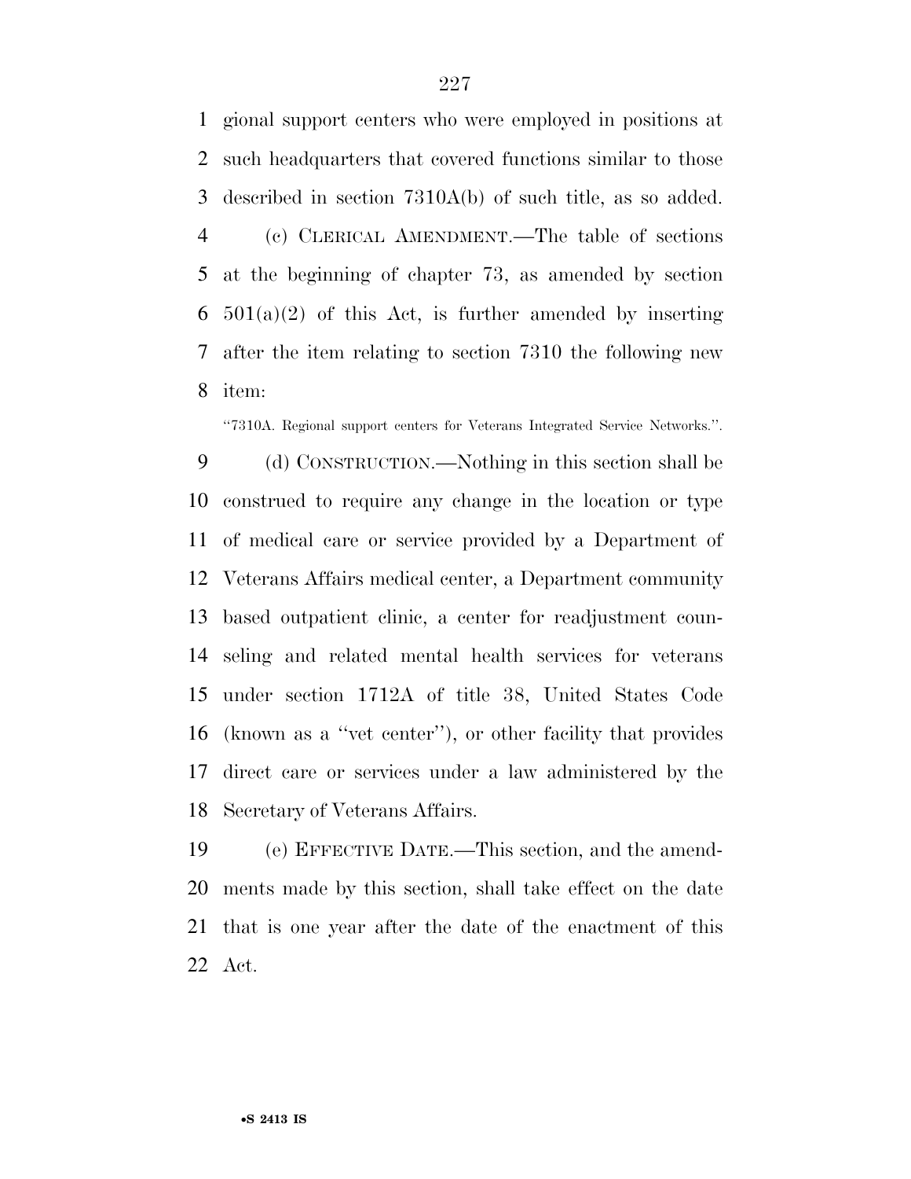gional support centers who were employed in positions at such headquarters that covered functions similar to those described in section 7310A(b) of such title, as so added.

(c) CLERICAL AMENDMENT.—The table of sections at the beginning of chapter 73, as amended by section 501(a)(2) of this Act, is further amended by inserting after the item relating to section 7310 the following new item:

"7310A. Regional support centers for Veterans Integrated Service Networks.".

(d) CONSTRUCTION.—Nothing in this section shall be construed to require any change in the location or type of medical care or service provided by a Department of Veterans Affairs medical center, a Department community based outpatient clinic, a center for readjustment counseling and related mental health services for veterans under section 1712A of title 38, United States Code (known as a "vet center"), or other facility that provides direct care or services under a law administered by the Secretary of Veterans Affairs.

(e) EFFECTIVE DATE.—This section, and the amendments made by this section, shall take effect on the date that is one year after the date of the enactment of this Act.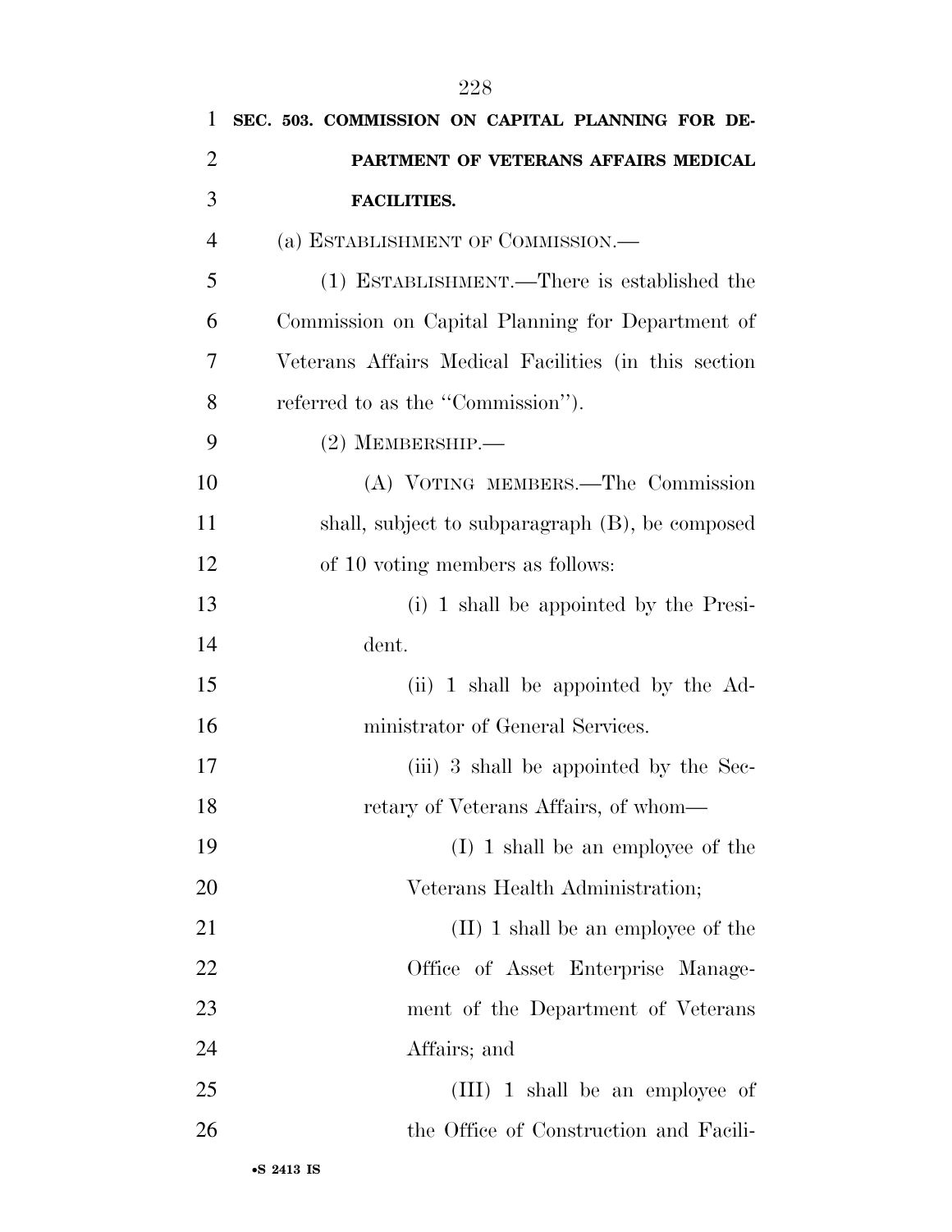**SEC. 503. COMMISSION ON CAPITAL PLANNING FOR DEPARTMENT OF VETERANS AFFAIRS MEDICAL FACILITIES.**

(a) ESTABLISHMENT OF COMMISSION.—

(1) ESTABLISHMENT.—There is established the Commission on Capital Planning for Department of Veterans Affairs Medical Facilities (in this section referred to as the ''Commission'').

(2) MEMBERSHIP.—

(A) VOTING MEMBERS.—The Commission shall, subject to subparagraph (B), be composed of 10 voting members as follows:

(i) 1 shall be appointed by the President.

(ii) 1 shall be appointed by the Administrator of General Services.

(iii) 3 shall be appointed by the Secretary of Veterans Affairs, of whom—

(I) 1 shall be an employee of the Veterans Health Administration;

(II) 1 shall be an employee of the Office of Asset Enterprise Management of the Department of Veterans Affairs; and

(III) 1 shall be an employee of the Office of Construction and Facili-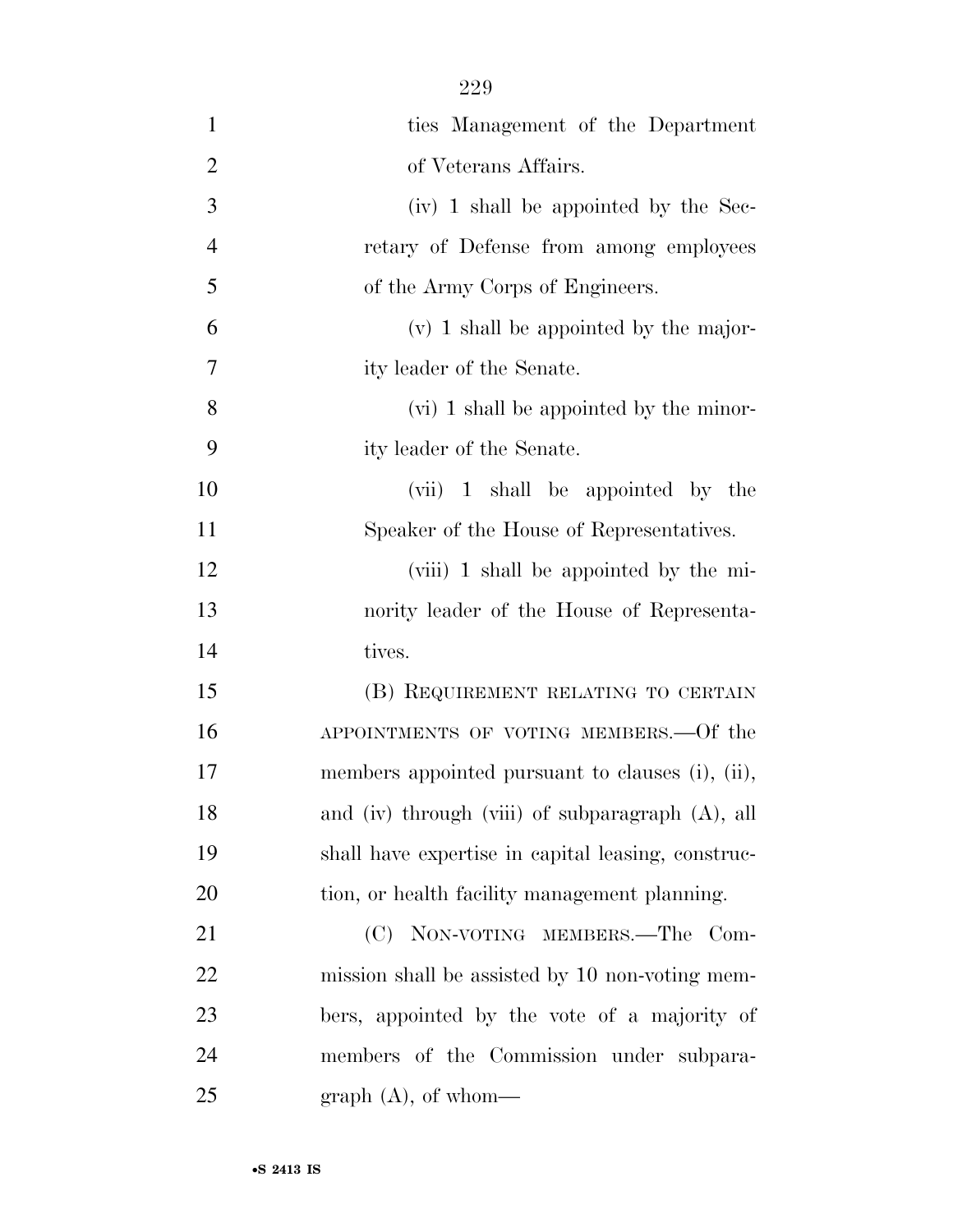ties Management of the Department of Veterans Affairs.

(iv) 1 shall be appointed by the Secretary of Defense from among employees of the Army Corps of Engineers.

(v) 1 shall be appointed by the majority leader of the Senate.

(vi) 1 shall be appointed by the minority leader of the Senate.

(vii) 1 shall be appointed by the Speaker of the House of Representatives.

(viii) 1 shall be appointed by the minority leader of the House of Representatives.

(B) REQUIREMENT RELATING TO CERTAIN APPOINTMENTS OF VOTING MEMBERS.—Of the members appointed pursuant to clauses (i), (ii), and (iv) through (viii) of subparagraph (A), all shall have expertise in capital leasing, construction, or health facility management planning.

(C) NON-VOTING MEMBERS.—The Commission shall be assisted by 10 non-voting members, appointed by the vote of a majority of members of the Commission under subparagraph (A), of whom—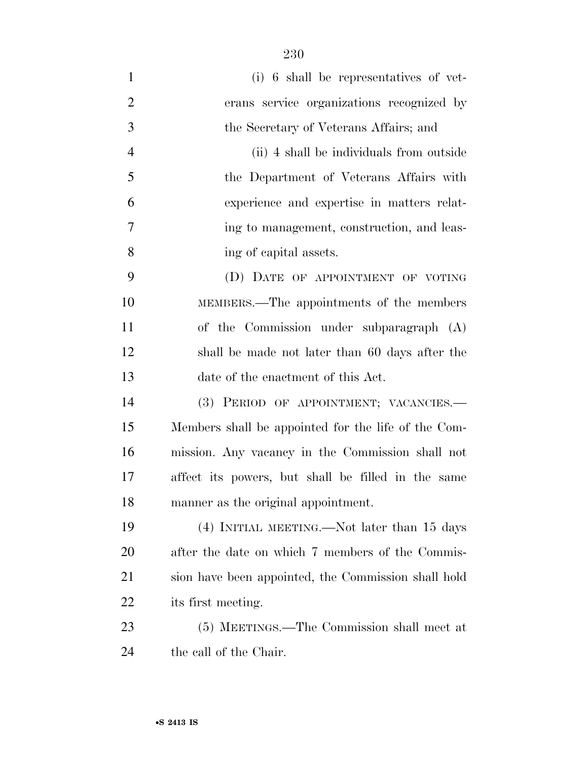(i) 6 shall be representatives of veterans service organizations recognized by the Secretary of Veterans Affairs; and

(ii) 4 shall be individuals from outside the Department of Veterans Affairs with experience and expertise in matters relating to management, construction, and leasing of capital assets.

(D) DATE OF APPOINTMENT OF VOTING MEMBERS.—The appointments of the members of the Commission under subparagraph (A) shall be made not later than 60 days after the date of the enactment of this Act.

(3) PERIOD OF APPOINTMENT; VACANCIES.—Members shall be appointed for the life of the Commission. Any vacancy in the Commission shall not affect its powers, but shall be filled in the same manner as the original appointment.

(4) INITIAL MEETING.—Not later than 15 days after the date on which 7 members of the Commission have been appointed, the Commission shall hold its first meeting.

(5) MEETINGS.—The Commission shall meet at the call of the Chair.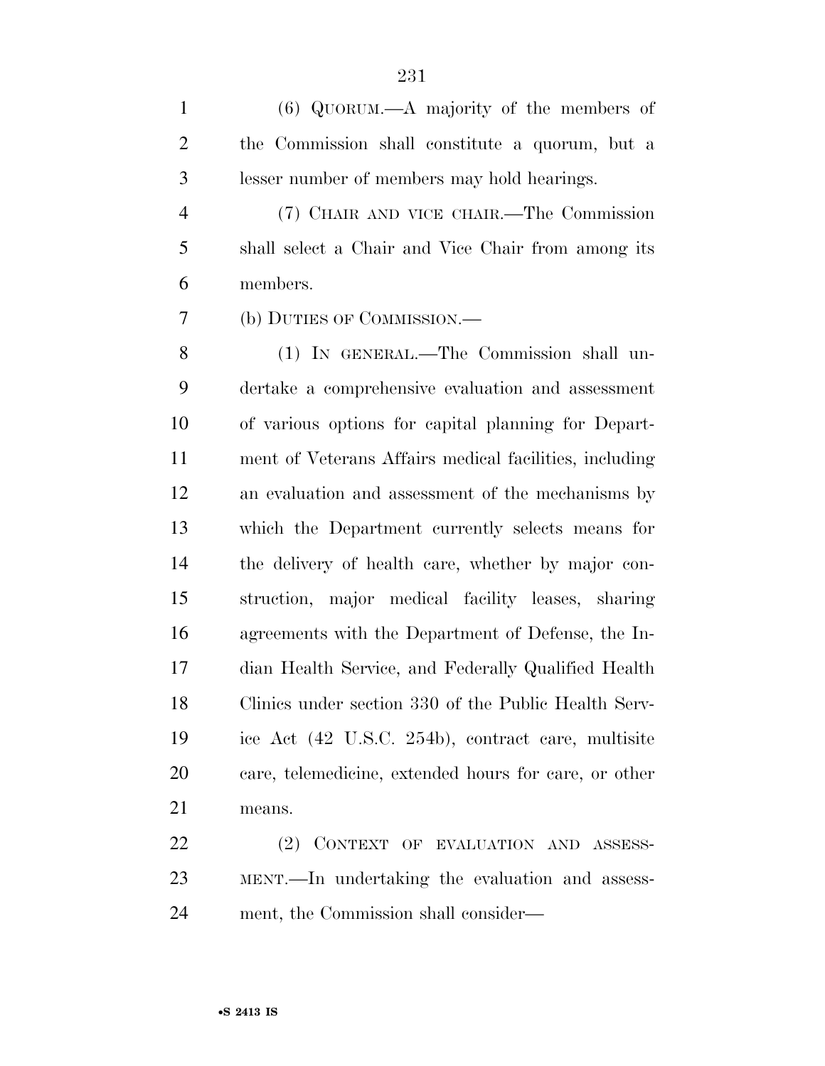(6) QUORUM.—A majority of the members of the Commission shall constitute a quorum, but a lesser number of members may hold hearings.

(7) CHAIR AND VICE CHAIR.—The Commission shall select a Chair and Vice Chair from among its members.

(b) DUTIES OF COMMISSION.—

(1) IN GENERAL.—The Commission shall undertake a comprehensive evaluation and assessment of various options for capital planning for Department of Veterans Affairs medical facilities, including an evaluation and assessment of the mechanisms by which the Department currently selects means for the delivery of health care, whether by major construction, major medical facility leases, sharing agreements with the Department of Defense, the Indian Health Service, and Federally Qualified Health Clinics under section 330 of the Public Health Service Act (42 U.S.C. 254b), contract care, multisite care, telemedicine, extended hours for care, or other means.

(2) CONTEXT OF EVALUATION AND ASSESSMENT.—In undertaking the evaluation and assessment, the Commission shall consider—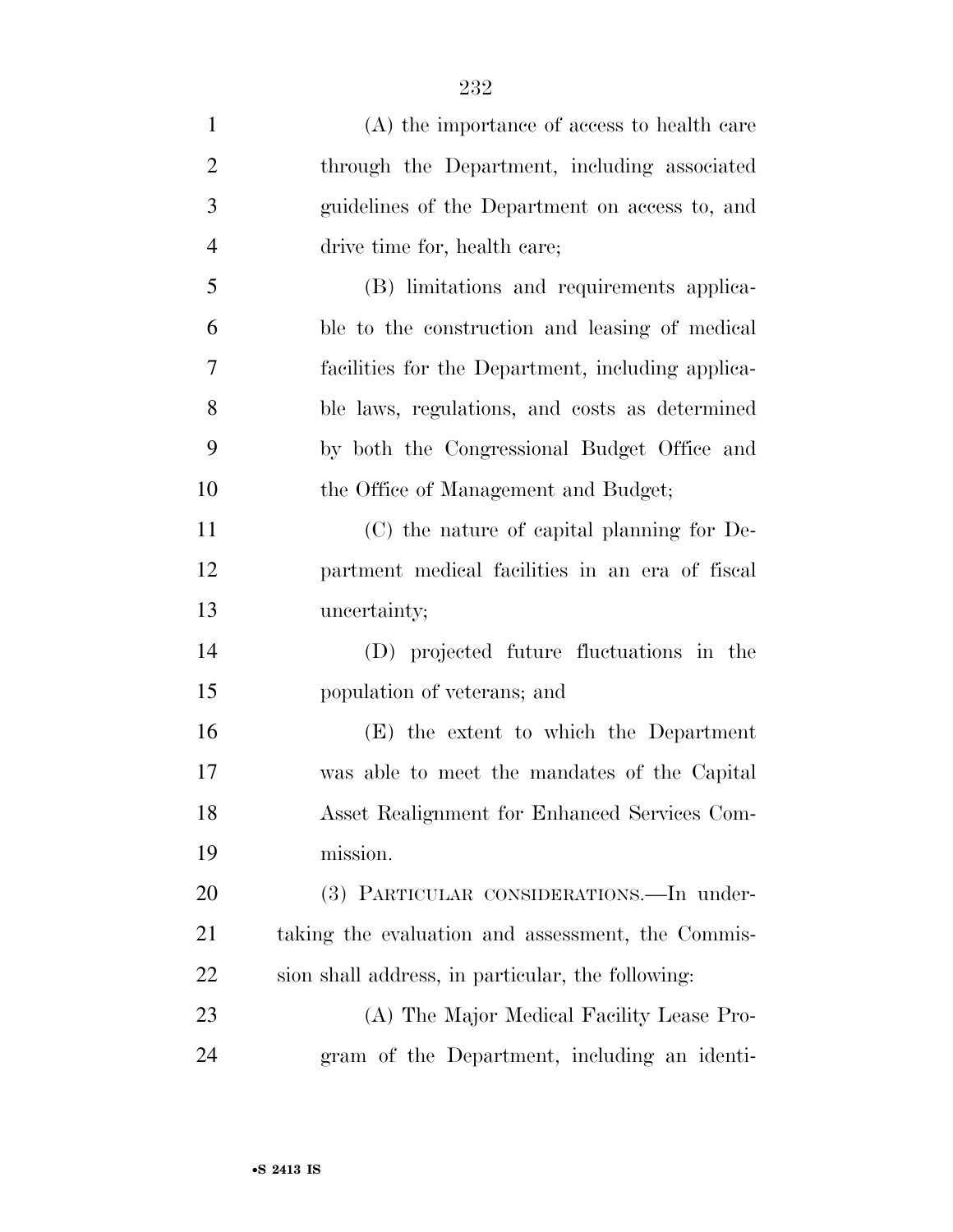(A) the importance of access to health care through the Department, including associated guidelines of the Department on access to, and drive time for, health care;

(B) limitations and requirements applicable to the construction and leasing of medical facilities for the Department, including applicable laws, regulations, and costs as determined by both the Congressional Budget Office and the Office of Management and Budget;

(C) the nature of capital planning for Department medical facilities in an era of fiscal uncertainty;

(D) projected future fluctuations in the population of veterans; and

(E) the extent to which the Department was able to meet the mandates of the Capital Asset Realignment for Enhanced Services Commission.

(3) PARTICULAR CONSIDERATIONS.—In undertaking the evaluation and assessment, the Commission shall address, in particular, the following:

(A) The Major Medical Facility Lease Program of the Department, including an identi-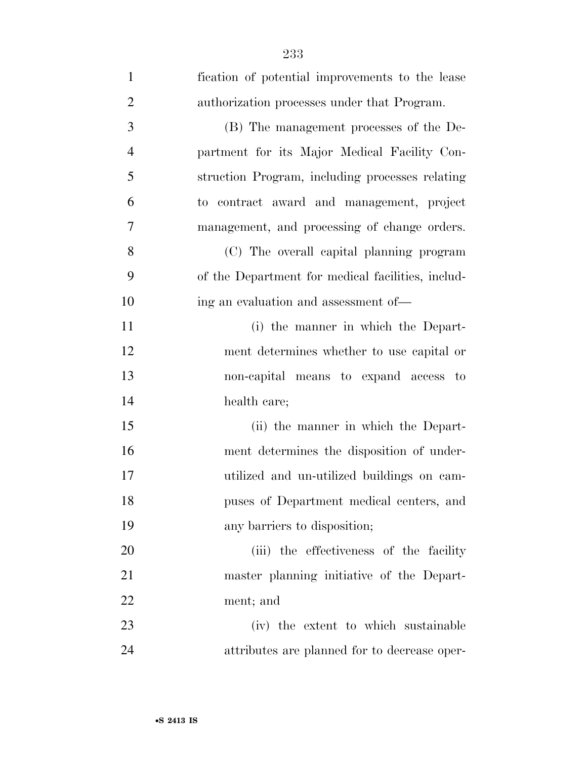fication of potential improvements to the lease authorization processes under that Program.

(B) The management processes of the Department for its Major Medical Facility Construction Program, including processes relating to contract award and management, project management, and processing of change orders.

(C) The overall capital planning program of the Department for medical facilities, including an evaluation and assessment of—

(i) the manner in which the Department determines whether to use capital or non-capital means to expand access to health care;

(ii) the manner in which the Department determines the disposition of under-utilized and un-utilized buildings on campuses of Department medical centers, and any barriers to disposition;

(iii) the effectiveness of the facility master planning initiative of the Department; and

(iv) the extent to which sustainable attributes are planned for to decrease oper-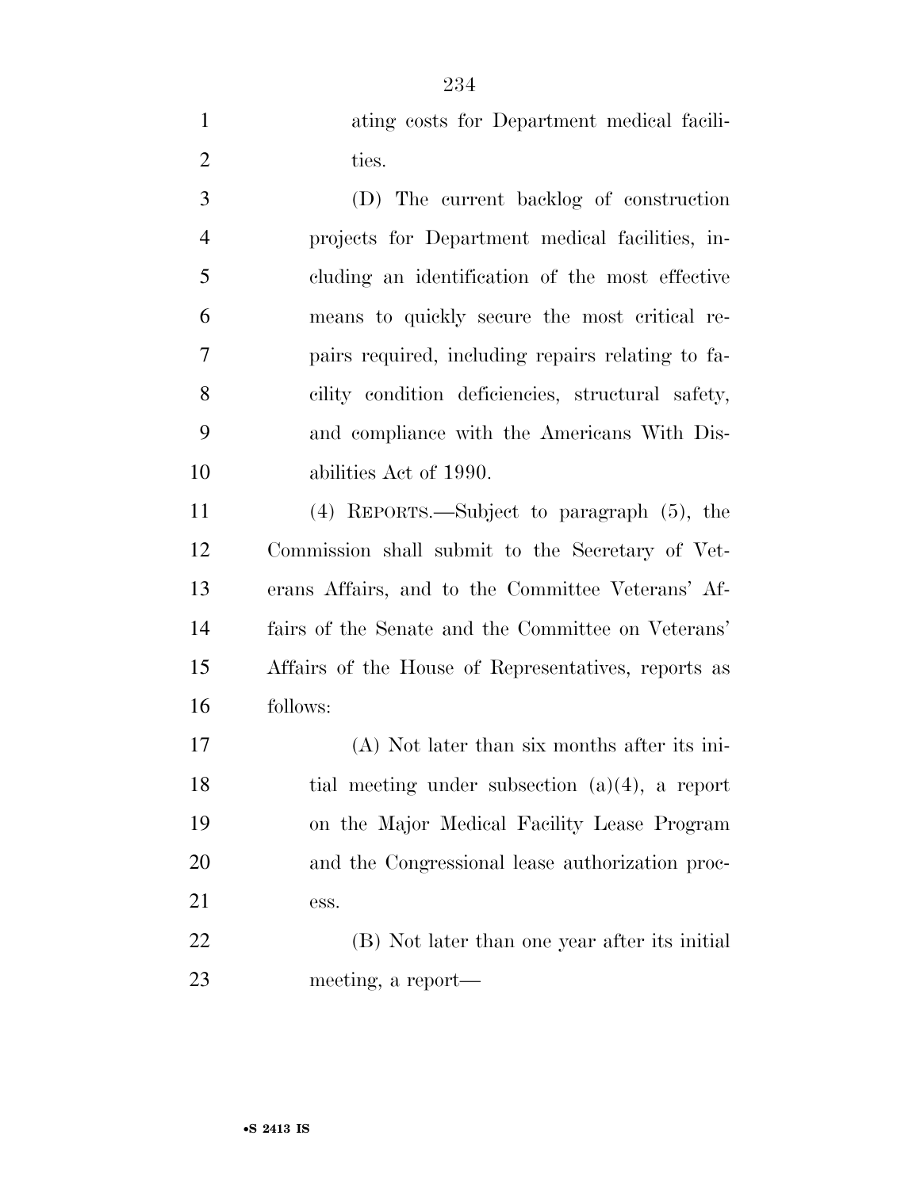ating costs for Department medical facilities.

(D) The current backlog of construction projects for Department medical facilities, including an identification of the most effective means to quickly secure the most critical repairs required, including repairs relating to facility condition deficiencies, structural safety, and compliance with the Americans With Disabilities Act of 1990.

(4) REPORTS.—Subject to paragraph (5), the Commission shall submit to the Secretary of Veterans Affairs, and to the Committee Veterans' Affairs of the Senate and the Committee on Veterans' Affairs of the House of Representatives, reports as follows:

(A) Not later than six months after its initial meeting under subsection (a)(4), a report on the Major Medical Facility Lease Program and the Congressional lease authorization process.

(B) Not later than one year after its initial meeting, a report—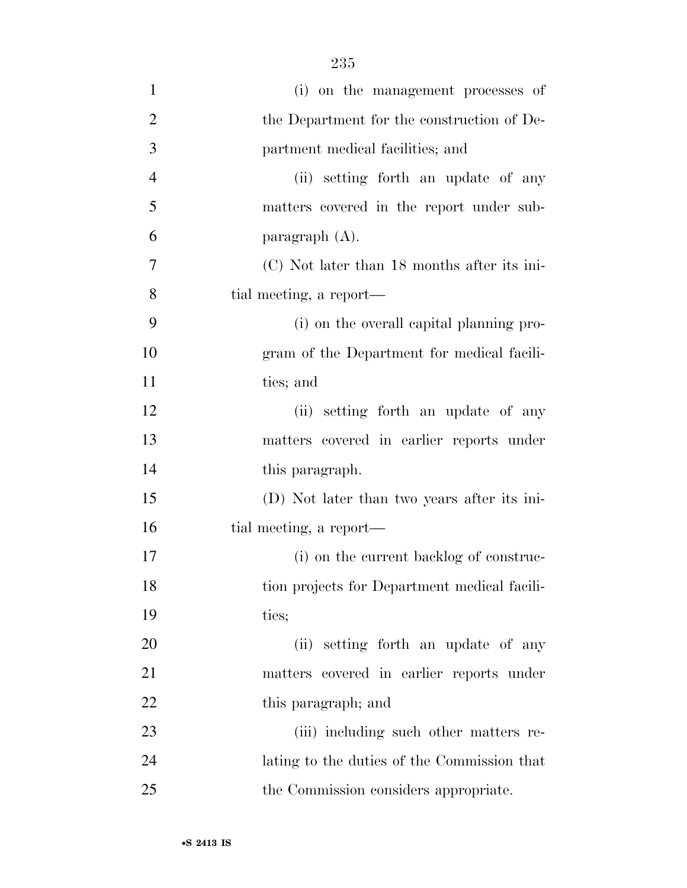(i) on the management processes of the Department for the construction of Department medical facilities; and

(ii) setting forth an update of any matters covered in the report under subparagraph (A).

(C) Not later than 18 months after its initial meeting, a report—

(i) on the overall capital planning program of the Department for medical facilities; and

(ii) setting forth an update of any matters covered in earlier reports under this paragraph.

(D) Not later than two years after its initial meeting, a report—

(i) on the current backlog of construction projects for Department medical facilities;

(ii) setting forth an update of any matters covered in earlier reports under this paragraph; and

(iii) including such other matters relating to the duties of the Commission that the Commission considers appropriate.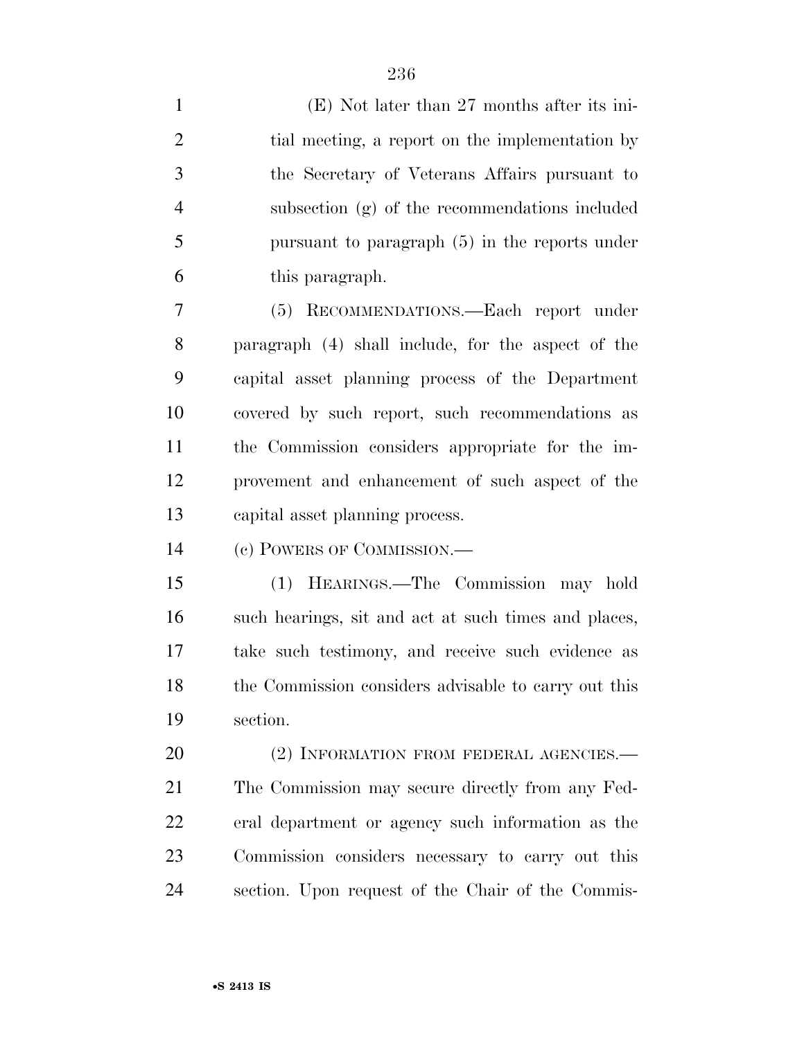(E) Not later than 27 months after its initial meeting, a report on the implementation by the Secretary of Veterans Affairs pursuant to subsection (g) of the recommendations included pursuant to paragraph (5) in the reports under this paragraph.

(5) RECOMMENDATIONS.—Each report under paragraph (4) shall include, for the aspect of the capital asset planning process of the Department covered by such report, such recommendations as the Commission considers appropriate for the improvement and enhancement of such aspect of the capital asset planning process.

(c) POWERS OF COMMISSION.—

(1) HEARINGS.—The Commission may hold such hearings, sit and act at such times and places, take such testimony, and receive such evidence as the Commission considers advisable to carry out this section.

(2) INFORMATION FROM FEDERAL AGENCIES.—The Commission may secure directly from any Federal department or agency such information as the Commission considers necessary to carry out this section. Upon request of the Chair of the Commis-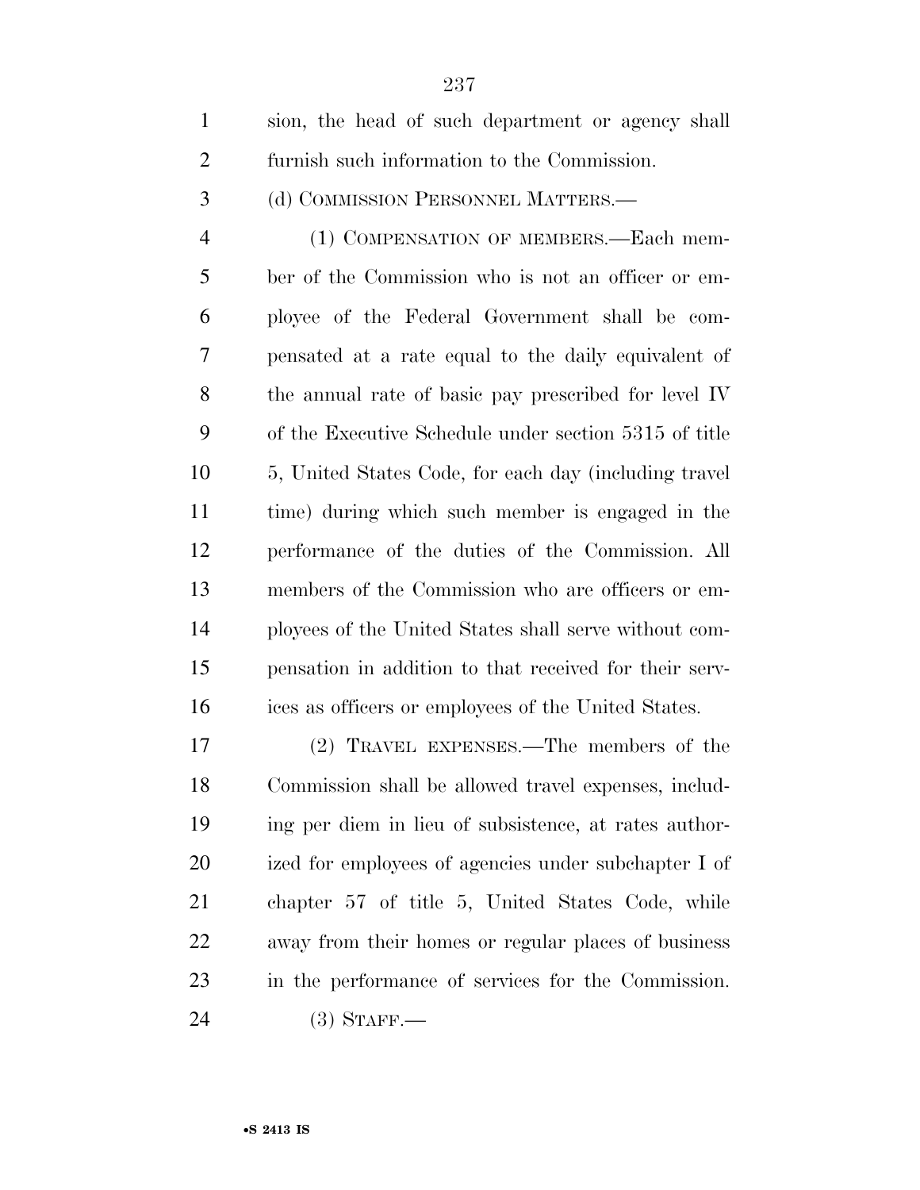sion, the head of such department or agency shall furnish such information to the Commission.

(d) COMMISSION PERSONNEL MATTERS.—

(1) COMPENSATION OF MEMBERS.—Each member of the Commission who is not an officer or employee of the Federal Government shall be compensated at a rate equal to the daily equivalent of the annual rate of basic pay prescribed for level IV of the Executive Schedule under section 5315 of title 5, United States Code, for each day (including travel time) during which such member is engaged in the performance of the duties of the Commission. All members of the Commission who are officers or employees of the United States shall serve without compensation in addition to that received for their services as officers or employees of the United States.

(2) TRAVEL EXPENSES.—The members of the Commission shall be allowed travel expenses, including per diem in lieu of subsistence, at rates authorized for employees of agencies under subchapter I of chapter 57 of title 5, United States Code, while away from their homes or regular places of business in the performance of services for the Commission.

(3) STAFF.—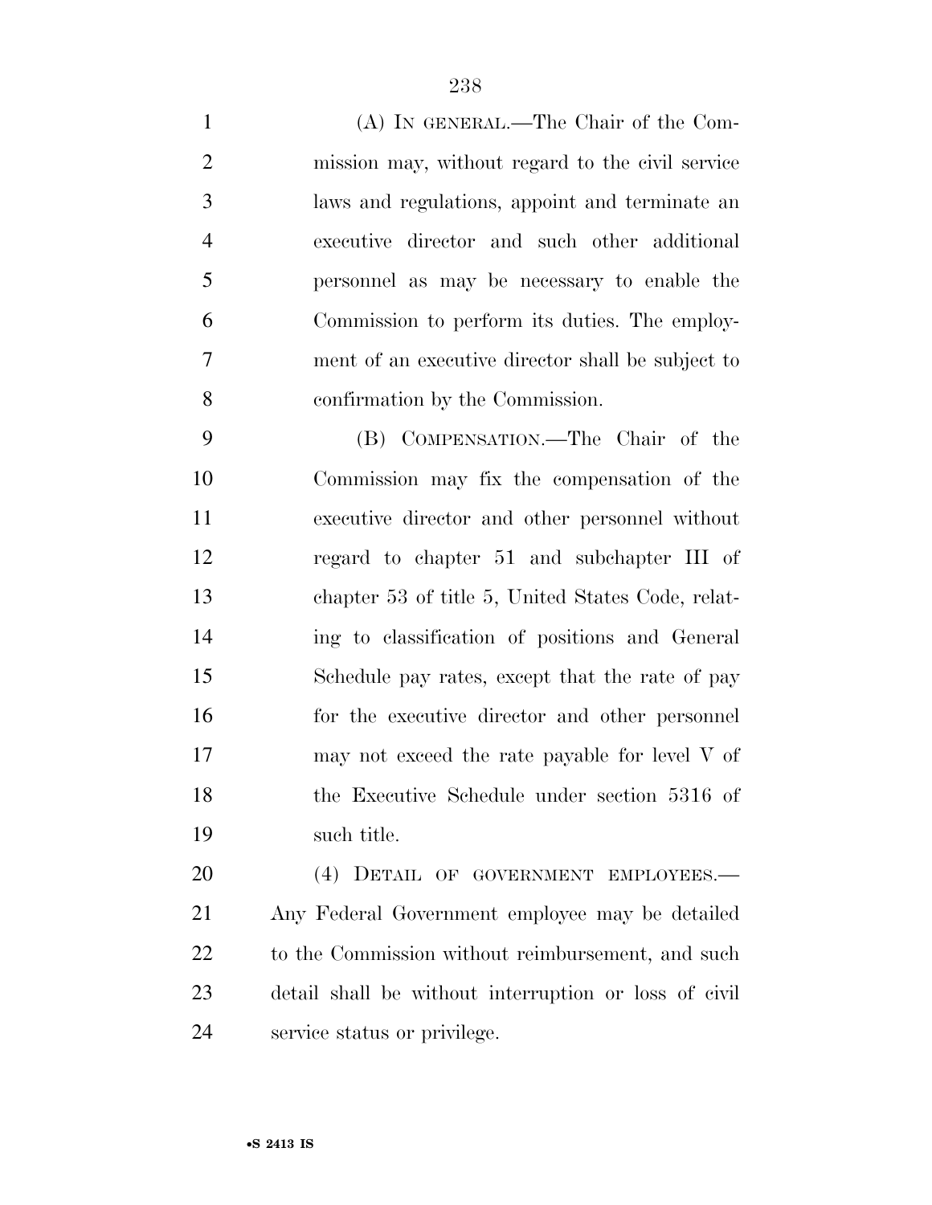(A) IN GENERAL.—The Chair of the Commission may, without regard to the civil service laws and regulations, appoint and terminate an executive director and such other additional personnel as may be necessary to enable the Commission to perform its duties. The employment of an executive director shall be subject to confirmation by the Commission.

(B) COMPENSATION.—The Chair of the Commission may fix the compensation of the executive director and other personnel without regard to chapter 51 and subchapter III of chapter 53 of title 5, United States Code, relating to classification of positions and General Schedule pay rates, except that the rate of pay for the executive director and other personnel may not exceed the rate payable for level V of the Executive Schedule under section 5316 of such title.

(4) DETAIL OF GOVERNMENT EMPLOYEES.—Any Federal Government employee may be detailed to the Commission without reimbursement, and such detail shall be without interruption or loss of civil service status or privilege.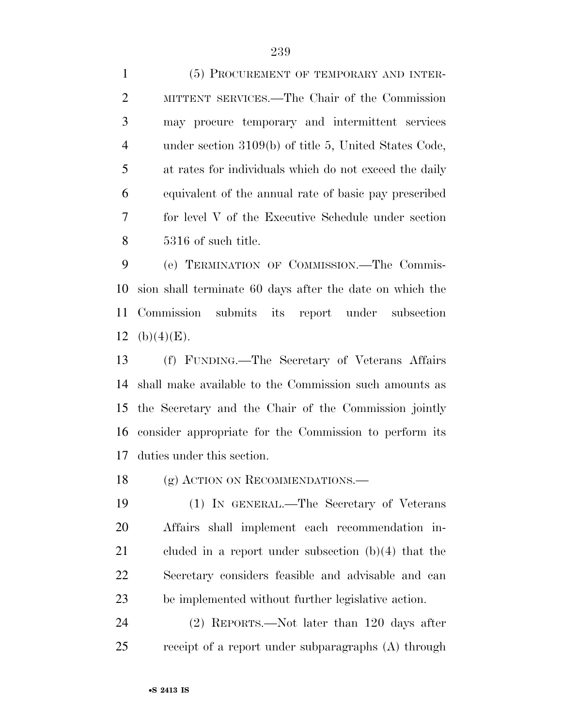(5) PROCUREMENT OF TEMPORARY AND INTERMITTENT SERVICES.—The Chair of the Commission may procure temporary and intermittent services under section 3109(b) of title 5, United States Code, at rates for individuals which do not exceed the daily equivalent of the annual rate of basic pay prescribed for level V of the Executive Schedule under section 5316 of such title.

(e) TERMINATION OF COMMISSION.—The Commission shall terminate 60 days after the date on which the Commission submits its report under subsection (b)(4)(E).

(f) FUNDING.—The Secretary of Veterans Affairs shall make available to the Commission such amounts as the Secretary and the Chair of the Commission jointly consider appropriate for the Commission to perform its duties under this section.

(g) ACTION ON RECOMMENDATIONS.—

(1) IN GENERAL.—The Secretary of Veterans Affairs shall implement each recommendation included in a report under subsection (b)(4) that the Secretary considers feasible and advisable and can be implemented without further legislative action.

(2) REPORTS.—Not later than 120 days after receipt of a report under subparagraphs (A) through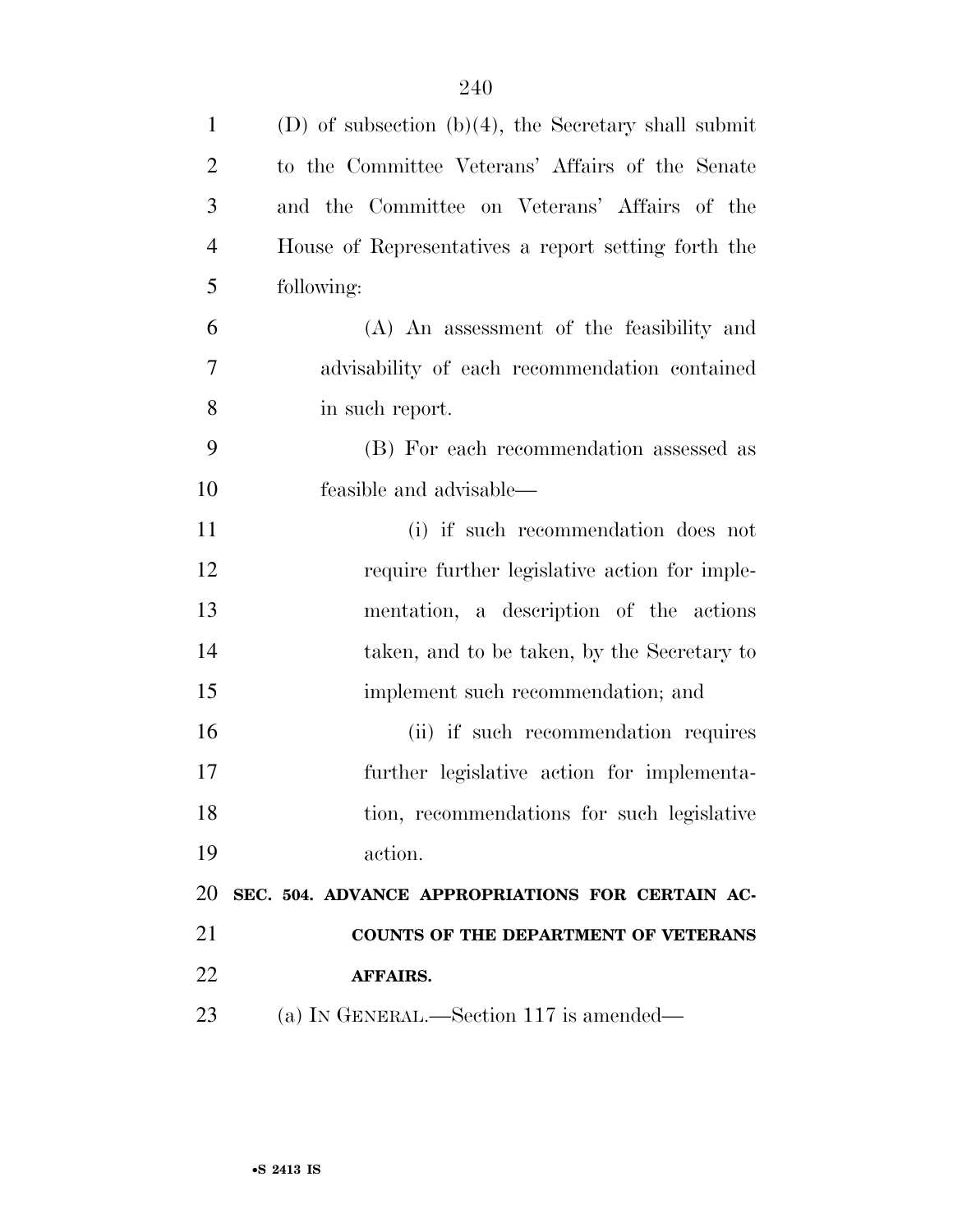(D) of subsection (b)(4), the Secretary shall submit to the Committee Veterans' Affairs of the Senate and the Committee on Veterans' Affairs of the House of Representatives a report setting forth the following:

(A) An assessment of the feasibility and advisability of each recommendation contained in such report.

(B) For each recommendation assessed as feasible and advisable—

(i) if such recommendation does not require further legislative action for implementation, a description of the actions taken, and to be taken, by the Secretary to implement such recommendation; and

(ii) if such recommendation requires further legislative action for implementation, recommendations for such legislative action.

**SEC. 504. ADVANCE APPROPRIATIONS FOR CERTAIN ACCOUNTS OF THE DEPARTMENT OF VETERANS AFFAIRS.**

(a) IN GENERAL.—Section 117 is amended—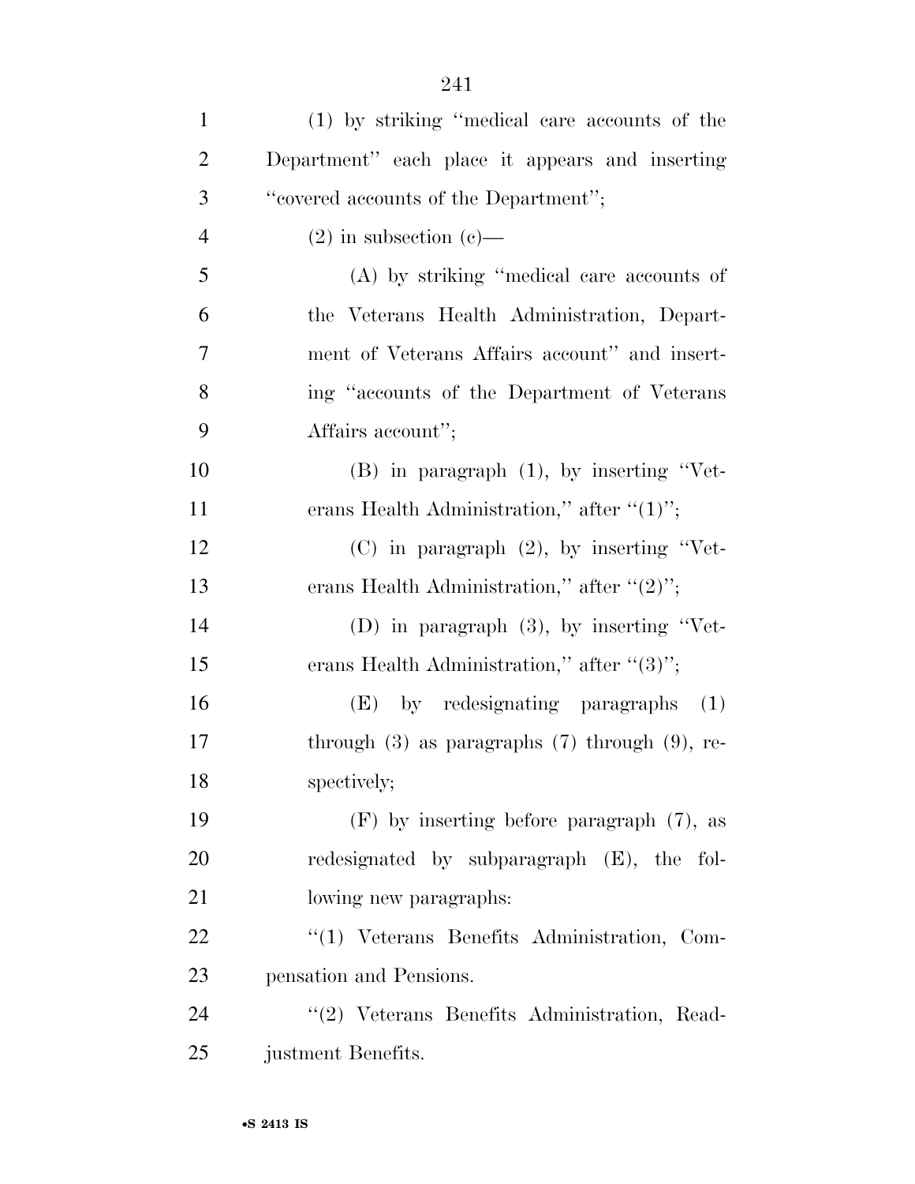(1) by striking "medical care accounts of the Department" each place it appears and inserting "covered accounts of the Department";

(2) in subsection (c)—

(A) by striking "medical care accounts of the Veterans Health Administration, Department of Veterans Affairs account" and inserting "accounts of the Department of Veterans Affairs account";

(B) in paragraph (1), by inserting "Veterans Health Administration," after "(1)";

(C) in paragraph (2), by inserting "Veterans Health Administration," after "(2)";

(D) in paragraph (3), by inserting "Veterans Health Administration," after "(3)";

(E) by redesignating paragraphs (1) through (3) as paragraphs (7) through (9), respectively;

(F) by inserting before paragraph (7), as redesignated by subparagraph (E), the following new paragraphs:

"(1) Veterans Benefits Administration, Compensation and Pensions.

"(2) Veterans Benefits Administration, Readjustment Benefits.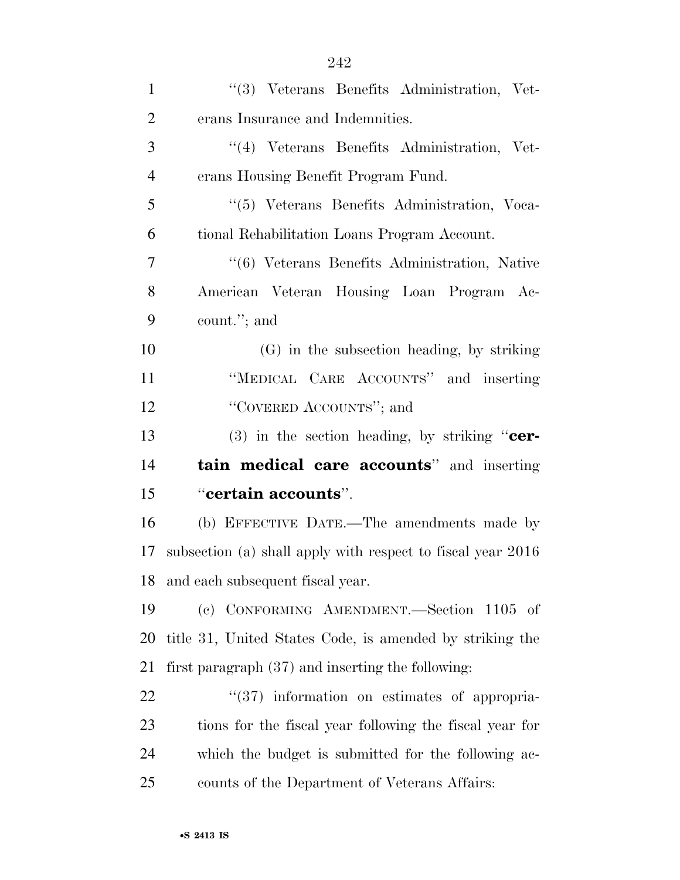"(3) Veterans Benefits Administration, Veterans Insurance and Indemnities.

"(4) Veterans Benefits Administration, Veterans Housing Benefit Program Fund.

"(5) Veterans Benefits Administration, Vocational Rehabilitation Loans Program Account.

"(6) Veterans Benefits Administration, Native American Veteran Housing Loan Program Account."; and

(G) in the subsection heading, by striking "MEDICAL CARE ACCOUNTS" and inserting "COVERED ACCOUNTS"; and

(3) in the section heading, by striking "**certain medical care accounts**" and inserting "**certain accounts**".

(b) EFFECTIVE DATE.—The amendments made by subsection (a) shall apply with respect to fiscal year 2016 and each subsequent fiscal year.

(c) CONFORMING AMENDMENT.—Section 1105 of title 31, United States Code, is amended by striking the first paragraph (37) and inserting the following:

"(37) information on estimates of appropriations for the fiscal year following the fiscal year for which the budget is submitted for the following accounts of the Department of Veterans Affairs: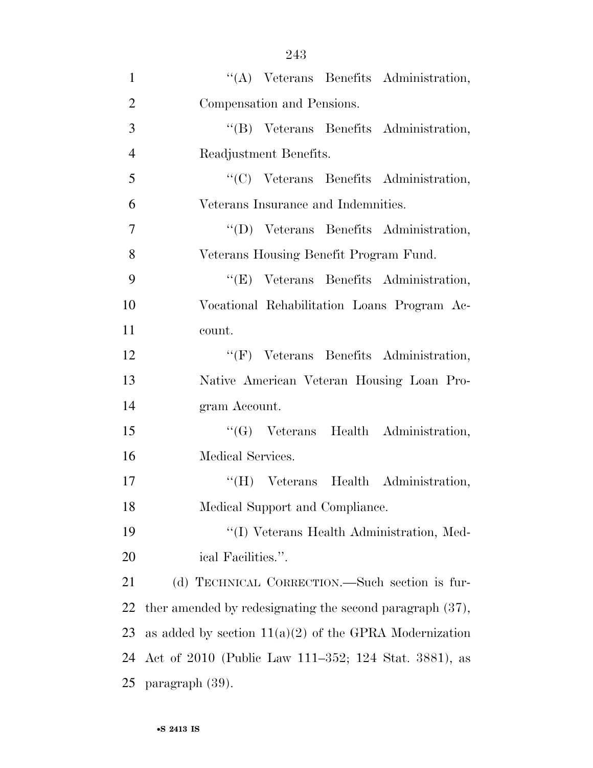"(A) Veterans Benefits Administration, Compensation and Pensions.

"(B) Veterans Benefits Administration, Readjustment Benefits.

"(C) Veterans Benefits Administration, Veterans Insurance and Indemnities.

"(D) Veterans Benefits Administration, Veterans Housing Benefit Program Fund.

"(E) Veterans Benefits Administration, Vocational Rehabilitation Loans Program Account.

"(F) Veterans Benefits Administration, Native American Veteran Housing Loan Program Account.

"(G) Veterans Health Administration, Medical Services.

"(H) Veterans Health Administration, Medical Support and Compliance.

"(I) Veterans Health Administration, Medical Facilities.".

(d) TECHNICAL CORRECTION.—Such section is further amended by redesignating the second paragraph (37), as added by section 11(a)(2) of the GPRA Modernization Act of 2010 (Public Law 111–352; 124 Stat. 3881), as paragraph (39).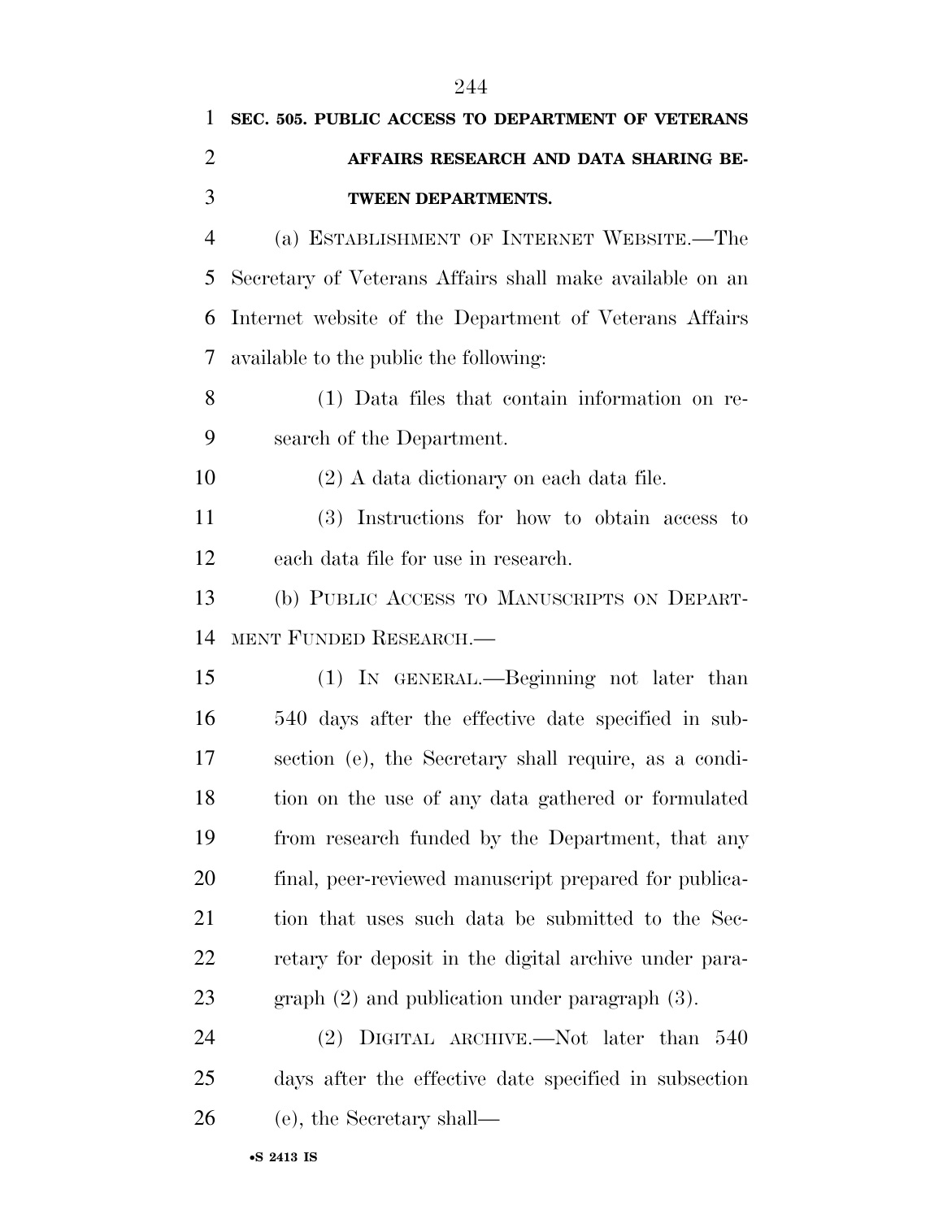**SEC. 505. PUBLIC ACCESS TO DEPARTMENT OF VETERANS AFFAIRS RESEARCH AND DATA SHARING BETWEEN DEPARTMENTS.**

(a) ESTABLISHMENT OF INTERNET WEBSITE.—The Secretary of Veterans Affairs shall make available on an Internet website of the Department of Veterans Affairs available to the public the following:

(1) Data files that contain information on research of the Department.

(2) A data dictionary on each data file.

(3) Instructions for how to obtain access to each data file for use in research.

(b) PUBLIC ACCESS TO MANUSCRIPTS ON DEPARTMENT FUNDED RESEARCH.—

(1) IN GENERAL.—Beginning not later than 540 days after the effective date specified in subsection (e), the Secretary shall require, as a condition on the use of any data gathered or formulated from research funded by the Department, that any final, peer-reviewed manuscript prepared for publication that uses such data be submitted to the Secretary for deposit in the digital archive under paragraph (2) and publication under paragraph (3).

(2) DIGITAL ARCHIVE.—Not later than 540 days after the effective date specified in subsection (e), the Secretary shall—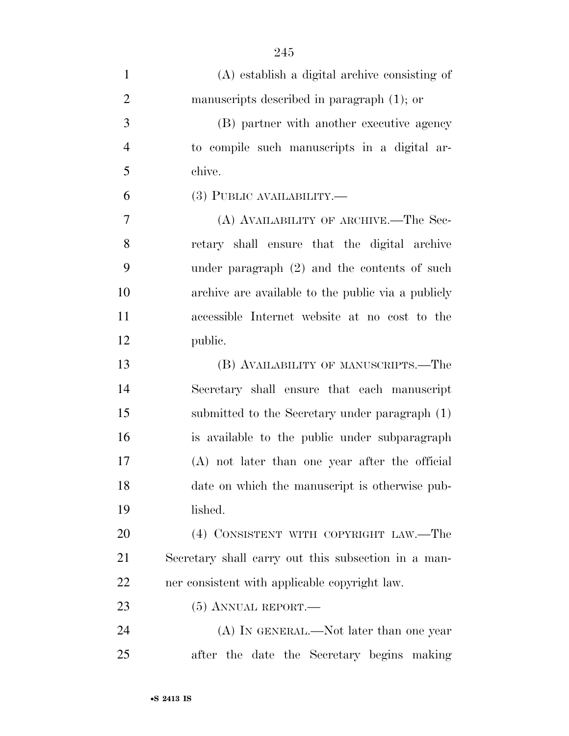(A) establish a digital archive consisting of manuscripts described in paragraph (1); or

(B) partner with another executive agency to compile such manuscripts in a digital archive.

(3) PUBLIC AVAILABILITY.—

(A) AVAILABILITY OF ARCHIVE.—The Secretary shall ensure that the digital archive under paragraph (2) and the contents of such archive are available to the public via a publicly accessible Internet website at no cost to the public.

(B) AVAILABILITY OF MANUSCRIPTS.—The Secretary shall ensure that each manuscript submitted to the Secretary under paragraph (1) is available to the public under subparagraph (A) not later than one year after the official date on which the manuscript is otherwise published.

(4) CONSISTENT WITH COPYRIGHT LAW.—The Secretary shall carry out this subsection in a manner consistent with applicable copyright law.

(5) ANNUAL REPORT.—

(A) IN GENERAL.—Not later than one year after the date the Secretary begins making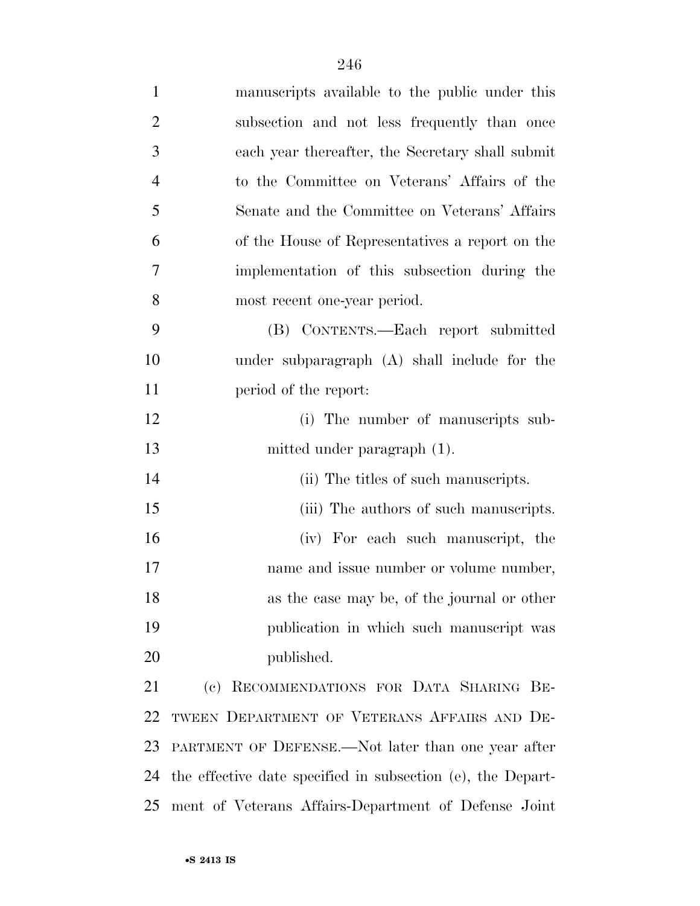manuscripts available to the public under this subsection and not less frequently than once each year thereafter, the Secretary shall submit to the Committee on Veterans' Affairs of the Senate and the Committee on Veterans' Affairs of the House of Representatives a report on the implementation of this subsection during the most recent one-year period.

(B) CONTENTS.—Each report submitted under subparagraph (A) shall include for the period of the report:

(i) The number of manuscripts submitted under paragraph (1).

(ii) The titles of such manuscripts.

(iii) The authors of such manuscripts.

(iv) For each such manuscript, the name and issue number or volume number, as the case may be, of the journal or other publication in which such manuscript was published.

(c) RECOMMENDATIONS FOR DATA SHARING BETWEEN DEPARTMENT OF VETERANS AFFAIRS AND DEPARTMENT OF DEFENSE.—Not later than one year after the effective date specified in subsection (e), the Department of Veterans Affairs-Department of Defense Joint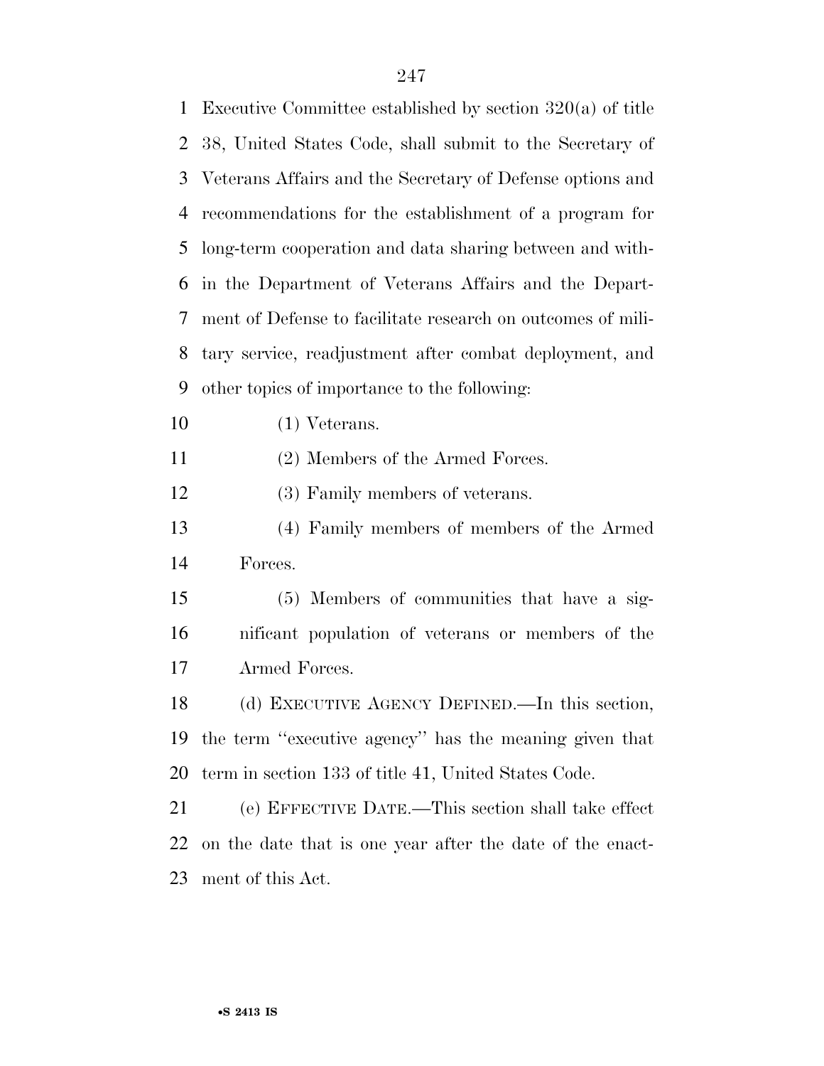Executive Committee established by section 320(a) of title 38, United States Code, shall submit to the Secretary of Veterans Affairs and the Secretary of Defense options and recommendations for the establishment of a program for long-term cooperation and data sharing between and within the Department of Veterans Affairs and the Department of Defense to facilitate research on outcomes of military service, readjustment after combat deployment, and other topics of importance to the following:

(1) Veterans.

(2) Members of the Armed Forces.

(3) Family members of veterans.

(4) Family members of members of the Armed Forces.

(5) Members of communities that have a significant population of veterans or members of the Armed Forces.

(d) EXECUTIVE AGENCY DEFINED.—In this section, the term ''executive agency'' has the meaning given that term in section 133 of title 41, United States Code.

(e) EFFECTIVE DATE.—This section shall take effect on the date that is one year after the date of the enactment of this Act.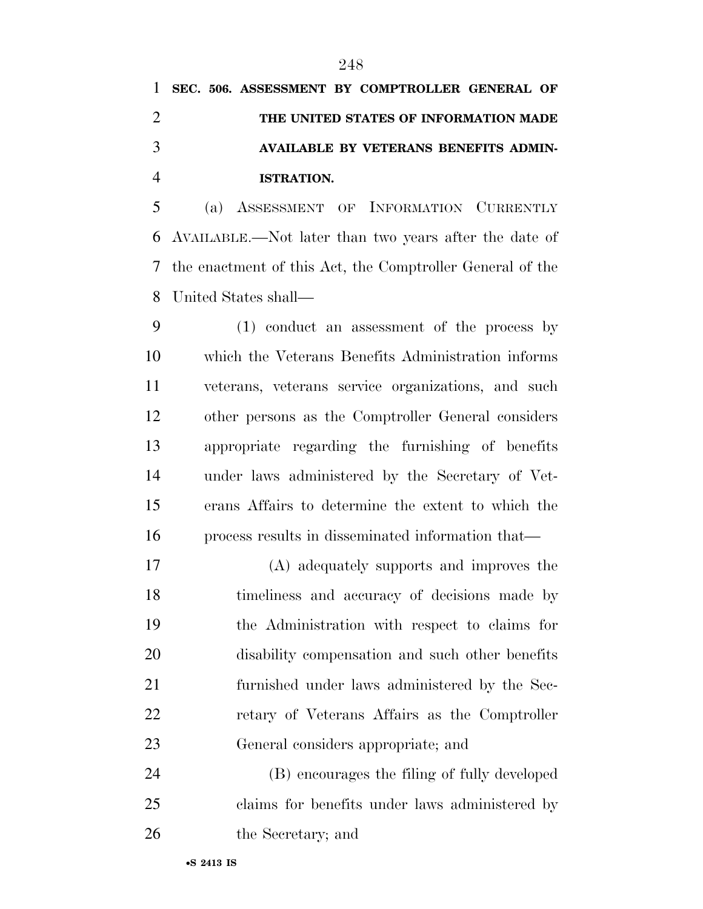**SEC. 506. ASSESSMENT BY COMPTROLLER GENERAL OF THE UNITED STATES OF INFORMATION MADE AVAILABLE BY VETERANS BENEFITS ADMINISTRATION.**

(a) ASSESSMENT OF INFORMATION CURRENTLY AVAILABLE.—Not later than two years after the date of the enactment of this Act, the Comptroller General of the United States shall—

(1) conduct an assessment of the process by which the Veterans Benefits Administration informs veterans, veterans service organizations, and such other persons as the Comptroller General considers appropriate regarding the furnishing of benefits under laws administered by the Secretary of Veterans Affairs to determine the extent to which the process results in disseminated information that—

(A) adequately supports and improves the timeliness and accuracy of decisions made by the Administration with respect to claims for disability compensation and such other benefits furnished under laws administered by the Secretary of Veterans Affairs as the Comptroller General considers appropriate; and

(B) encourages the filing of fully developed claims for benefits under laws administered by the Secretary; and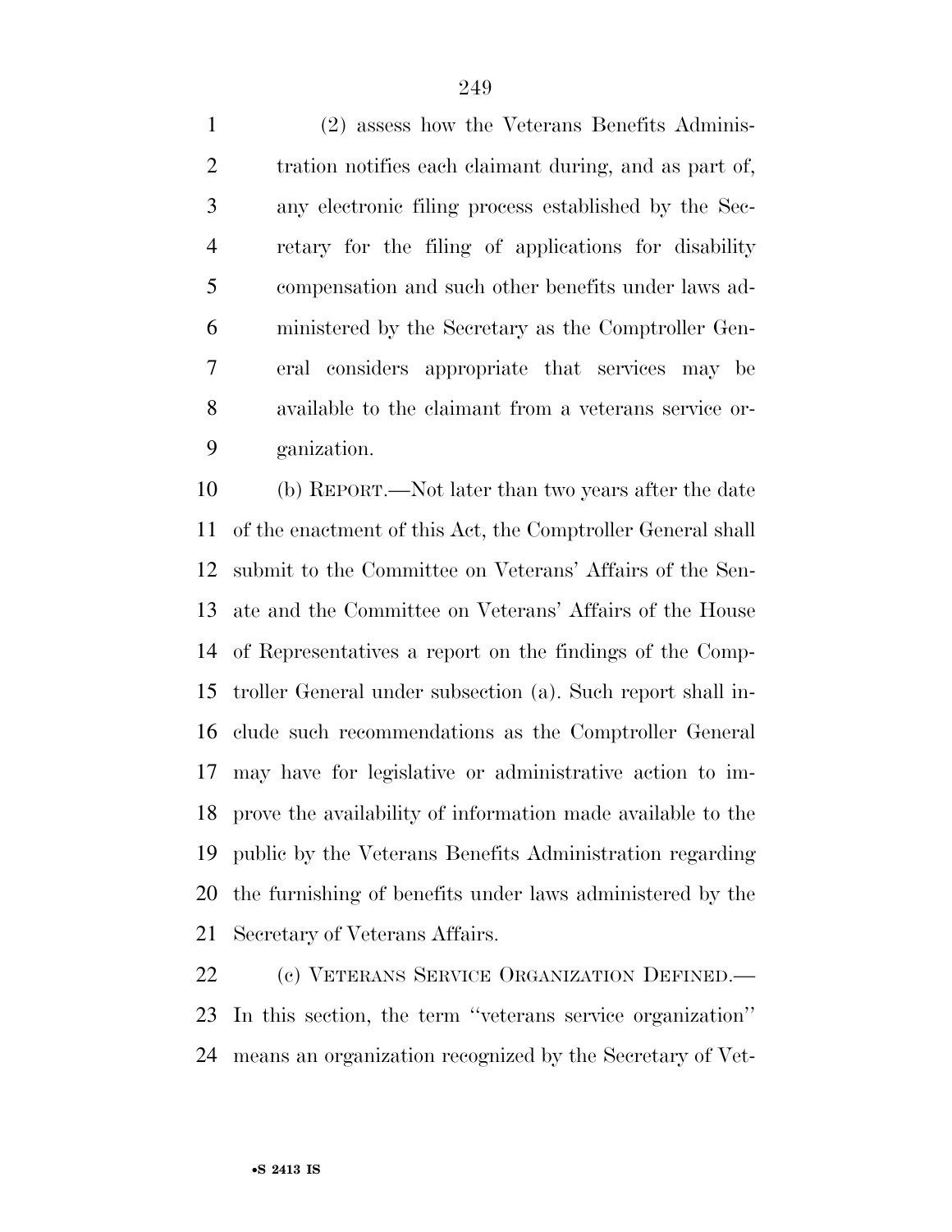(2) assess how the Veterans Benefits Administration notifies each claimant during, and as part of, any electronic filing process established by the Secretary for the filing of applications for disability compensation and such other benefits under laws administered by the Secretary as the Comptroller General considers appropriate that services may be available to the claimant from a veterans service organization.

(b) REPORT.—Not later than two years after the date of the enactment of this Act, the Comptroller General shall submit to the Committee on Veterans' Affairs of the Senate and the Committee on Veterans' Affairs of the House of Representatives a report on the findings of the Comptroller General under subsection (a). Such report shall include such recommendations as the Comptroller General may have for legislative or administrative action to improve the availability of information made available to the public by the Veterans Benefits Administration regarding the furnishing of benefits under laws administered by the Secretary of Veterans Affairs.

(c) VETERANS SERVICE ORGANIZATION DEFINED.—In this section, the term ''veterans service organization'' means an organization recognized by the Secretary of Vet-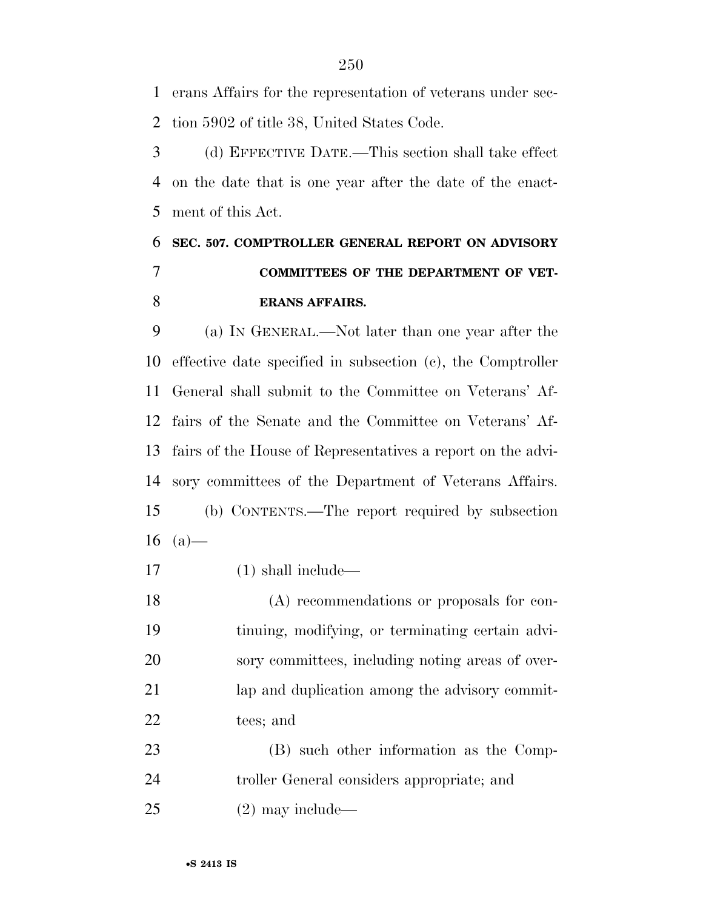erans Affairs for the representation of veterans under section 5902 of title 38, United States Code.

(d) EFFECTIVE DATE.—This section shall take effect on the date that is one year after the date of the enactment of this Act.

**SEC. 507. COMPTROLLER GENERAL REPORT ON ADVISORY COMMITTEES OF THE DEPARTMENT OF VETERANS AFFAIRS.**

(a) IN GENERAL.—Not later than one year after the effective date specified in subsection (c), the Comptroller General shall submit to the Committee on Veterans' Affairs of the Senate and the Committee on Veterans' Affairs of the House of Representatives a report on the advisory committees of the Department of Veterans Affairs.

(b) CONTENTS.—The report required by subsection (a)—

(1) shall include—

(A) recommendations or proposals for continuing, modifying, or terminating certain advisory committees, including noting areas of overlap and duplication among the advisory committees; and

(B) such other information as the Comptroller General considers appropriate; and

(2) may include—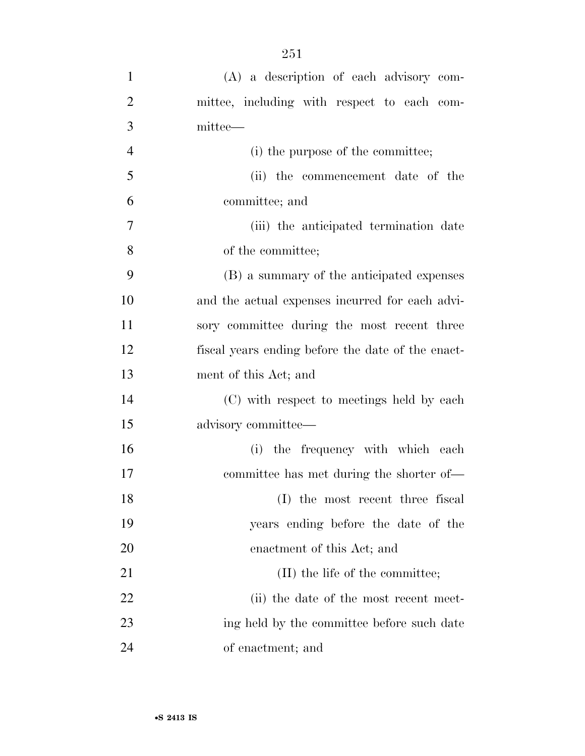(A) a description of each advisory committee, including with respect to each committee—

(i) the purpose of the committee;

(ii) the commencement date of the committee; and

(iii) the anticipated termination date of the committee;

(B) a summary of the anticipated expenses and the actual expenses incurred for each advisory committee during the most recent three fiscal years ending before the date of the enactment of this Act; and

(C) with respect to meetings held by each advisory committee—

(i) the frequency with which each committee has met during the shorter of—

(I) the most recent three fiscal years ending before the date of the enactment of this Act; and

(II) the life of the committee;

(ii) the date of the most recent meeting held by the committee before such date of enactment; and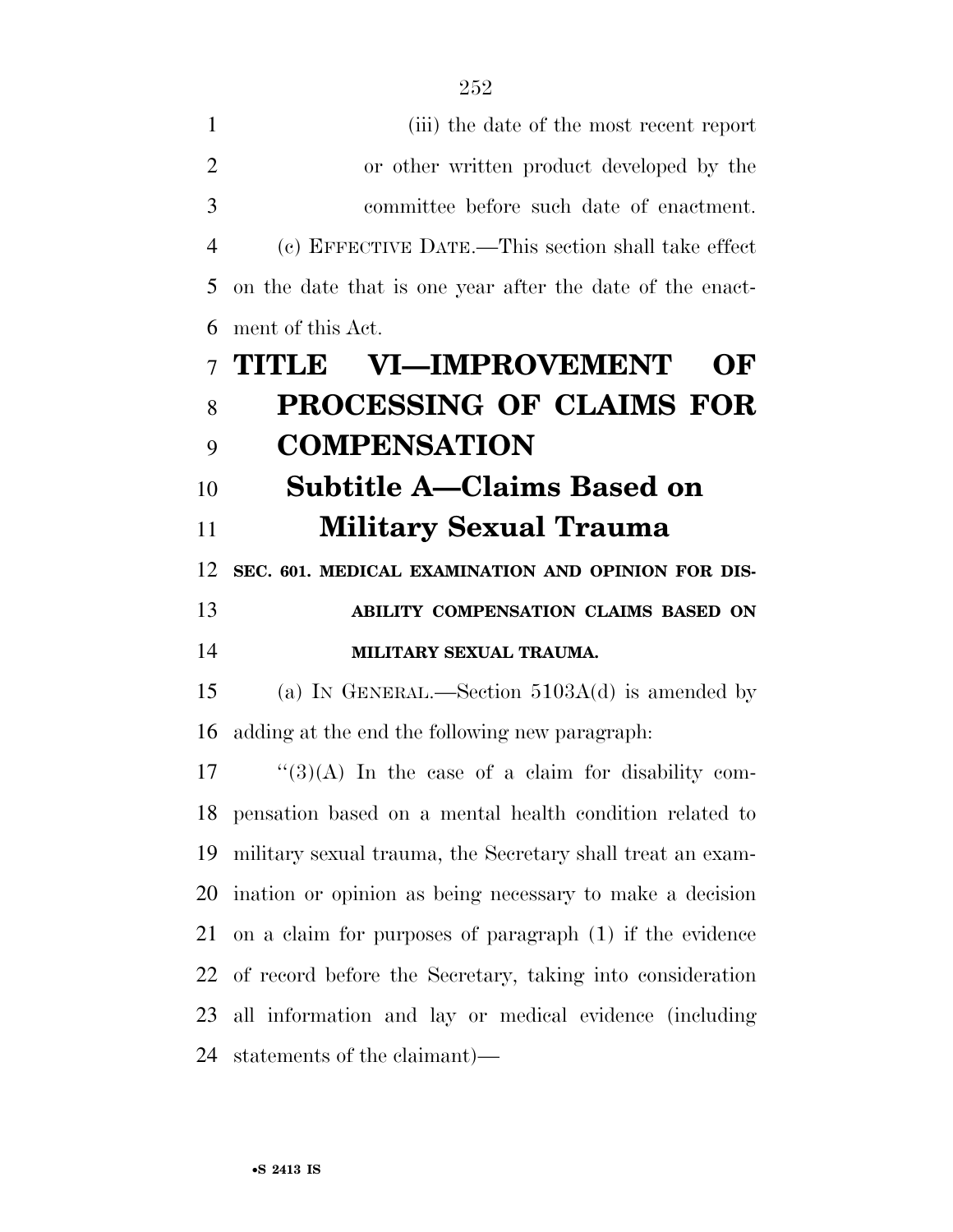(iii) the date of the most recent report or other written product developed by the committee before such date of enactment.

(c) EFFECTIVE DATE.—This section shall take effect on the date that is one year after the date of the enactment of this Act.

# TITLE VI—IMPROVEMENT OF PROCESSING OF CLAIMS FOR COMPENSATION

## Subtitle A—Claims Based on Military Sexual Trauma

### SEC. 601. MEDICAL EXAMINATION AND OPINION FOR DISABILITY COMPENSATION CLAIMS BASED ON MILITARY SEXUAL TRAUMA.

(a) IN GENERAL.—Section 5103A(d) is amended by adding at the end the following new paragraph:

"(3)(A) In the case of a claim for disability compensation based on a mental health condition related to military sexual trauma, the Secretary shall treat an examination or opinion as being necessary to make a decision on a claim for purposes of paragraph (1) if the evidence of record before the Secretary, taking into consideration all information and lay or medical evidence (including statements of the claimant)—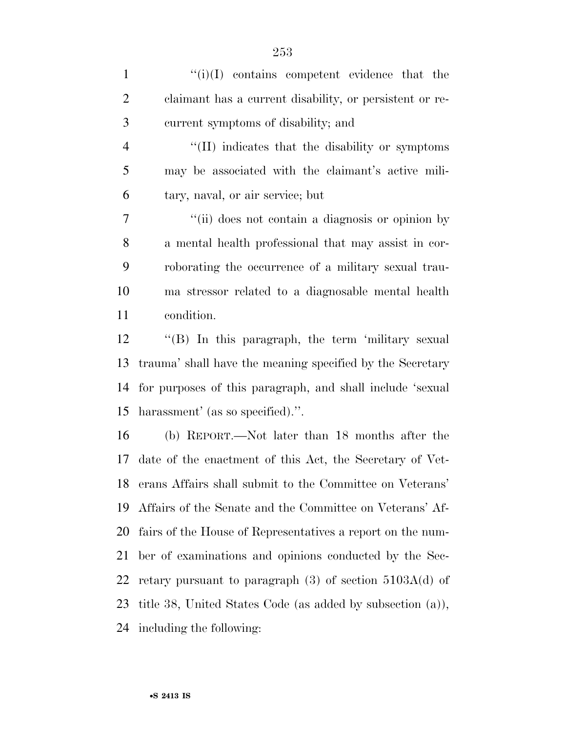''(i)(I) contains competent evidence that the claimant has a current disability, or persistent or recurrent symptoms of disability; and

''(II) indicates that the disability or symptoms may be associated with the claimant's active military, naval, or air service; but

''(ii) does not contain a diagnosis or opinion by a mental health professional that may assist in corroborating the occurrence of a military sexual trauma stressor related to a diagnosable mental health condition.

''(B) In this paragraph, the term 'military sexual trauma' shall have the meaning specified by the Secretary for purposes of this paragraph, and shall include 'sexual harassment' (as so specified).''.

(b) REPORT.—Not later than 18 months after the date of the enactment of this Act, the Secretary of Veterans Affairs shall submit to the Committee on Veterans' Affairs of the Senate and the Committee on Veterans' Affairs of the House of Representatives a report on the number of examinations and opinions conducted by the Secretary pursuant to paragraph (3) of section 5103A(d) of title 38, United States Code (as added by subsection (a)), including the following: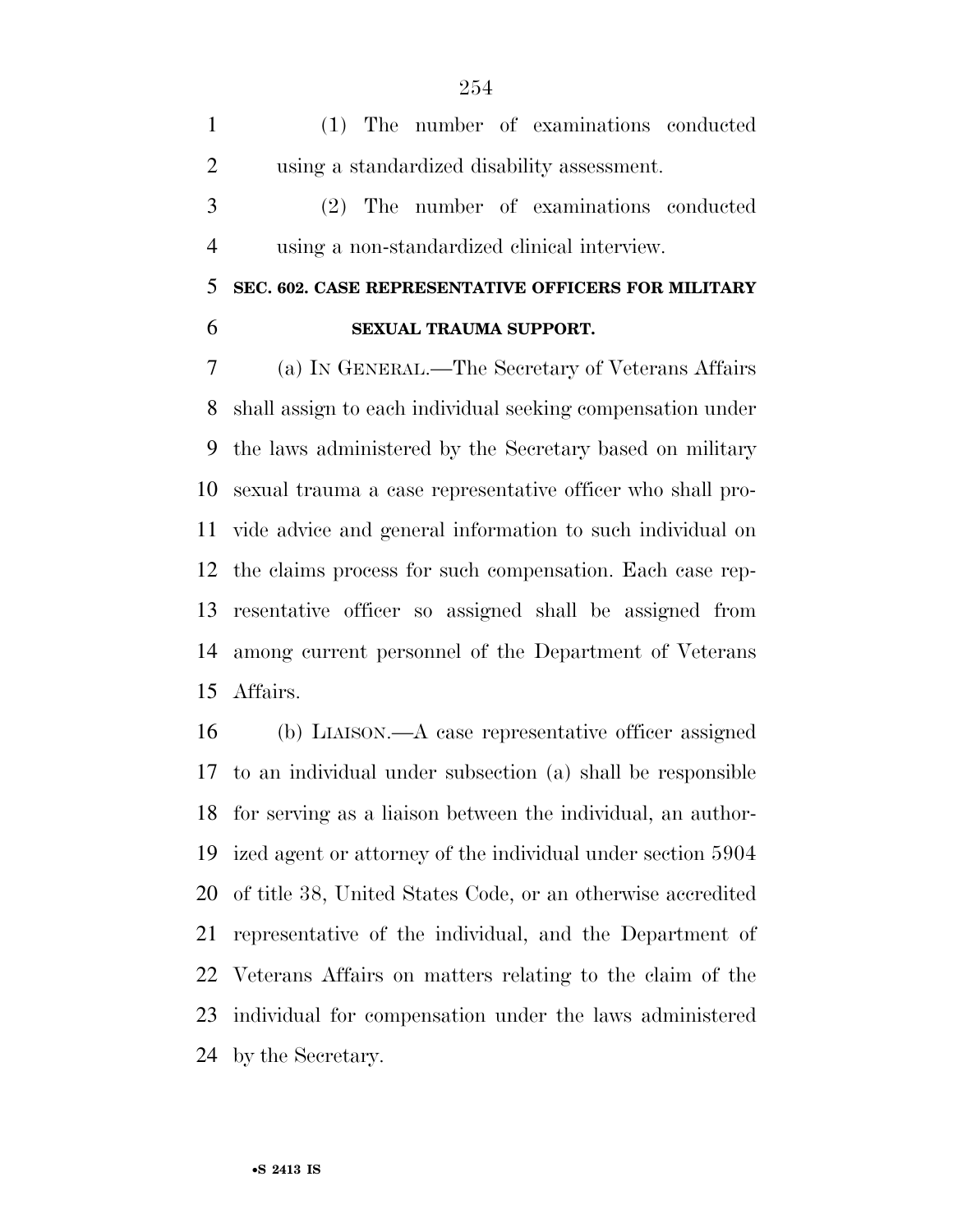(1) The number of examinations conducted using a standardized disability assessment.

(2) The number of examinations conducted using a non-standardized clinical interview.

## SEC. 602. CASE REPRESENTATIVE OFFICERS FOR MILITARY SEXUAL TRAUMA SUPPORT.

(a) IN GENERAL.—The Secretary of Veterans Affairs shall assign to each individual seeking compensation under the laws administered by the Secretary based on military sexual trauma a case representative officer who shall provide advice and general information to such individual on the claims process for such compensation. Each case representative officer so assigned shall be assigned from among current personnel of the Department of Veterans Affairs.

(b) LIAISON.—A case representative officer assigned to an individual under subsection (a) shall be responsible for serving as a liaison between the individual, an authorized agent or attorney of the individual under section 5904 of title 38, United States Code, or an otherwise accredited representative of the individual, and the Department of Veterans Affairs on matters relating to the claim of the individual for compensation under the laws administered by the Secretary.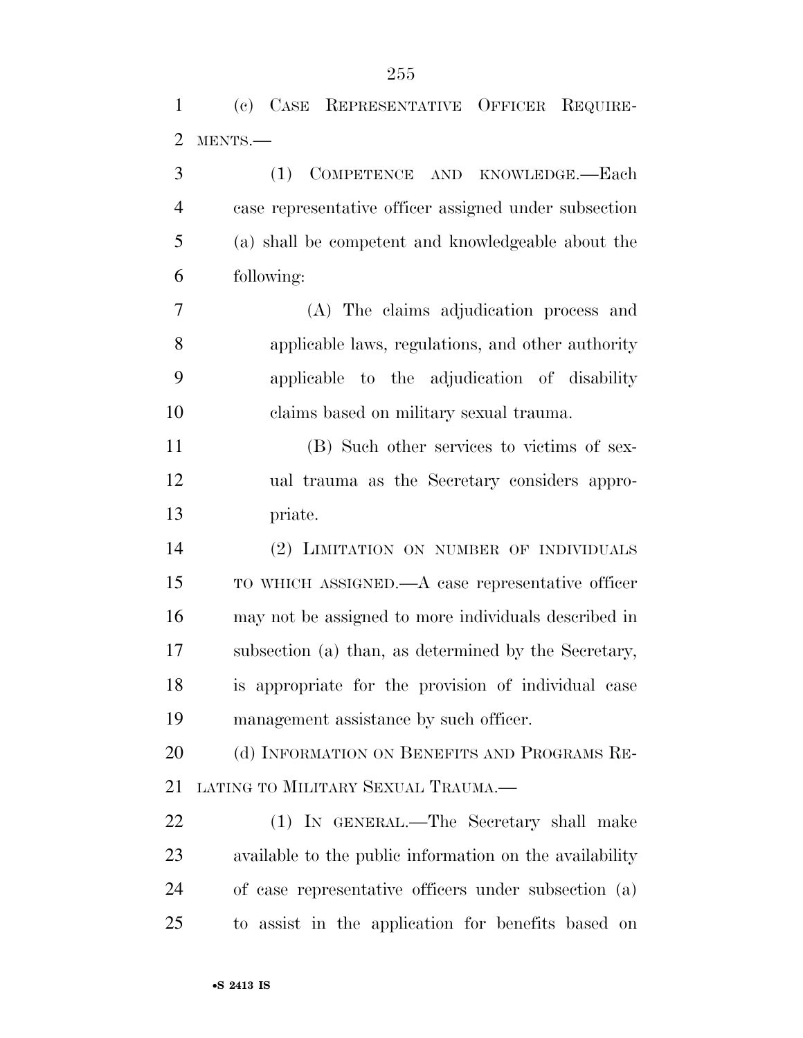(c) CASE REPRESENTATIVE OFFICER REQUIREMENTS.—

(1) COMPETENCE AND KNOWLEDGE.—Each case representative officer assigned under subsection (a) shall be competent and knowledgeable about the following:

(A) The claims adjudication process and applicable laws, regulations, and other authority applicable to the adjudication of disability claims based on military sexual trauma.

(B) Such other services to victims of sexual trauma as the Secretary considers appropriate.

(2) LIMITATION ON NUMBER OF INDIVIDUALS TO WHICH ASSIGNED.—A case representative officer may not be assigned to more individuals described in subsection (a) than, as determined by the Secretary, is appropriate for the provision of individual case management assistance by such officer.

(d) INFORMATION ON BENEFITS AND PROGRAMS RELATING TO MILITARY SEXUAL TRAUMA.—

(1) IN GENERAL.—The Secretary shall make available to the public information on the availability of case representative officers under subsection (a) to assist in the application for benefits based on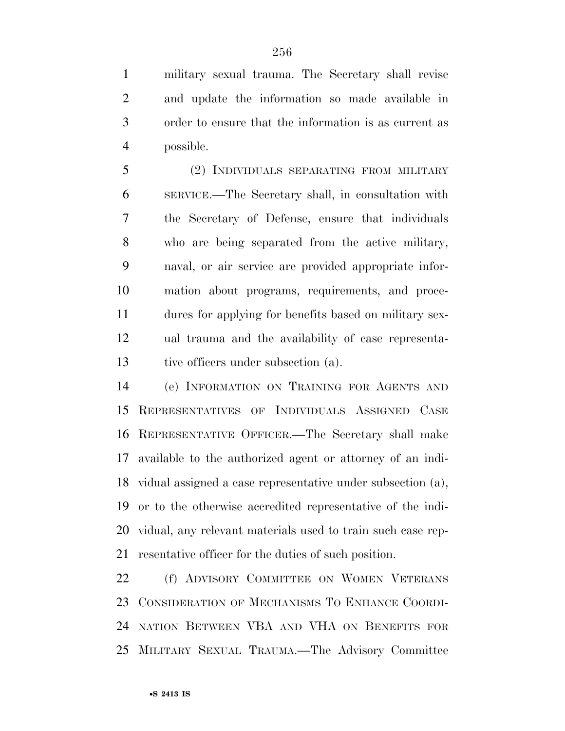military sexual trauma. The Secretary shall revise and update the information so made available in order to ensure that the information is as current as possible.

(2) INDIVIDUALS SEPARATING FROM MILITARY SERVICE.—The Secretary shall, in consultation with the Secretary of Defense, ensure that individuals who are being separated from the active military, naval, or air service are provided appropriate information about programs, requirements, and procedures for applying for benefits based on military sexual trauma and the availability of case representative officers under subsection (a).

(e) INFORMATION ON TRAINING FOR AGENTS AND REPRESENTATIVES OF INDIVIDUALS ASSIGNED CASE REPRESENTATIVE OFFICER.—The Secretary shall make available to the authorized agent or attorney of an individual assigned a case representative under subsection (a), or to the otherwise accredited representative of the individual, any relevant materials used to train such case representative officer for the duties of such position.

(f) ADVISORY COMMITTEE ON WOMEN VETERANS CONSIDERATION OF MECHANISMS TO ENHANCE COORDINATION BETWEEN VBA AND VHA ON BENEFITS FOR MILITARY SEXUAL TRAUMA.—The Advisory Committee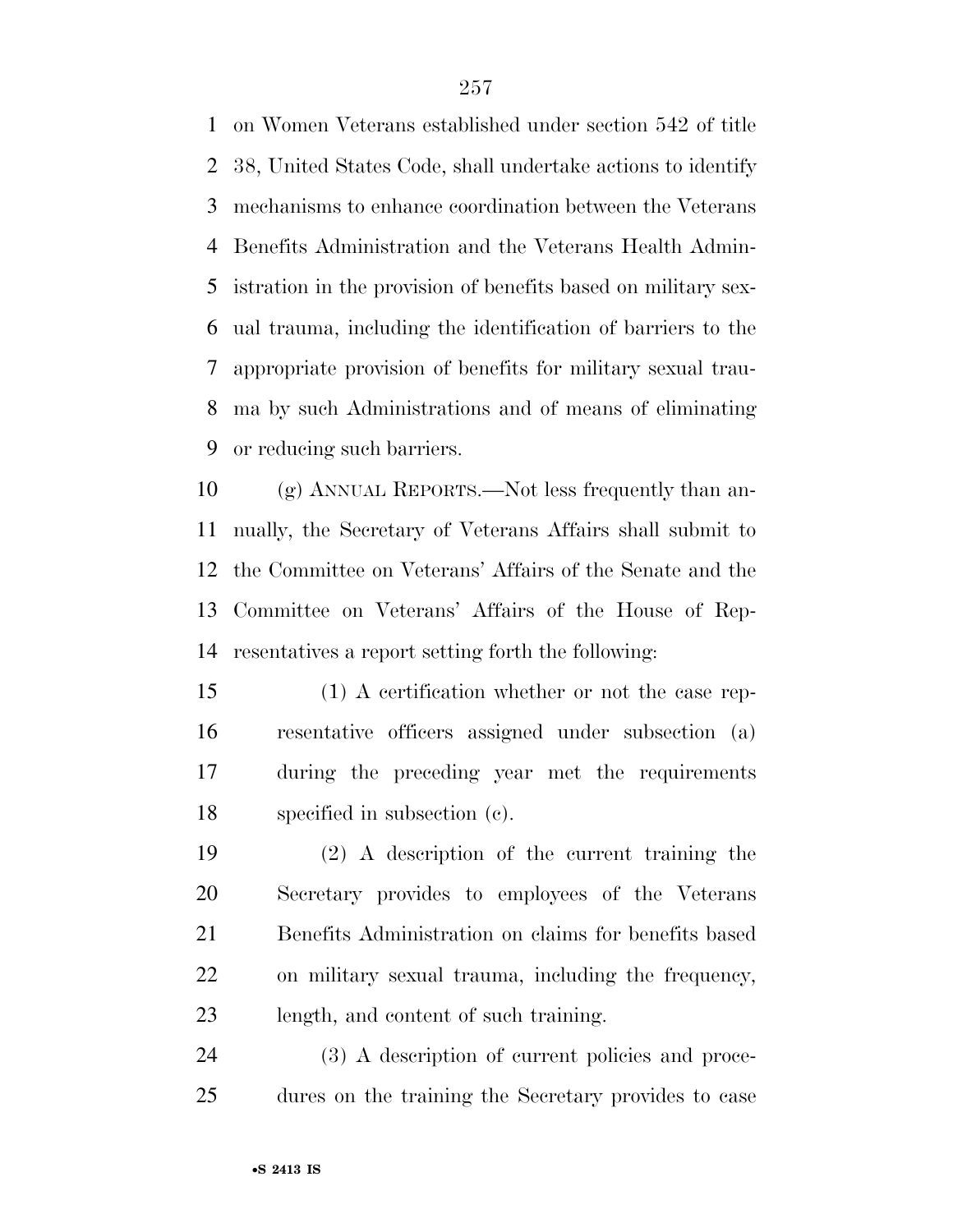on Women Veterans established under section 542 of title 38, United States Code, shall undertake actions to identify mechanisms to enhance coordination between the Veterans Benefits Administration and the Veterans Health Administration in the provision of benefits based on military sexual trauma, including the identification of barriers to the appropriate provision of benefits for military sexual trauma by such Administrations and of means of eliminating or reducing such barriers.

(g) ANNUAL REPORTS.—Not less frequently than annually, the Secretary of Veterans Affairs shall submit to the Committee on Veterans' Affairs of the Senate and the Committee on Veterans' Affairs of the House of Representatives a report setting forth the following:

(1) A certification whether or not the case representative officers assigned under subsection (a) during the preceding year met the requirements specified in subsection (c).

(2) A description of the current training the Secretary provides to employees of the Veterans Benefits Administration on claims for benefits based on military sexual trauma, including the frequency, length, and content of such training.

(3) A description of current policies and procedures on the training the Secretary provides to case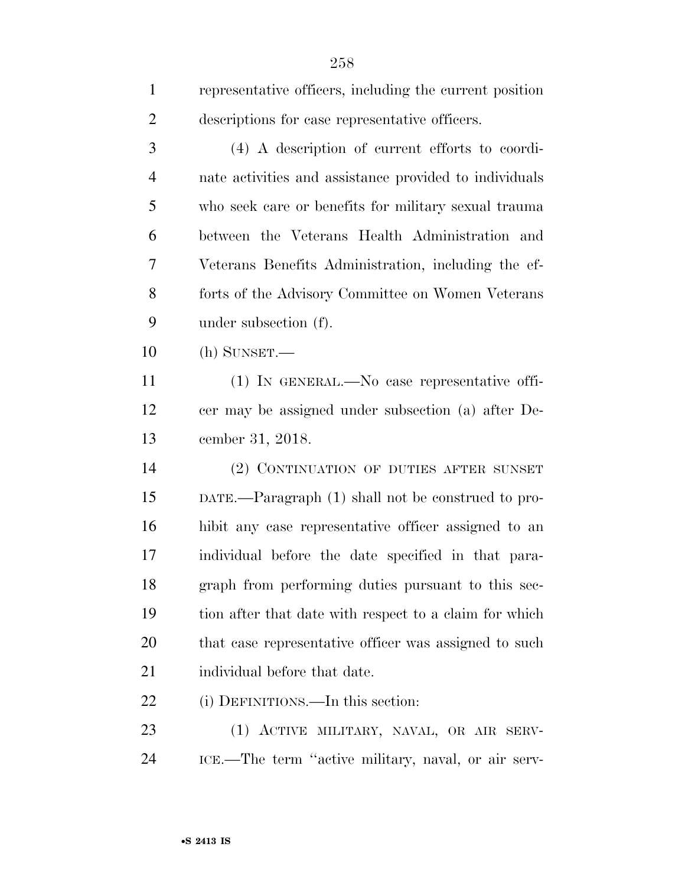representative officers, including the current position descriptions for case representative officers.

(4) A description of current efforts to coordinate activities and assistance provided to individuals who seek care or benefits for military sexual trauma between the Veterans Health Administration and Veterans Benefits Administration, including the efforts of the Advisory Committee on Women Veterans under subsection (f).

(h) SUNSET.—

(1) IN GENERAL.—No case representative officer may be assigned under subsection (a) after December 31, 2018.

(2) CONTINUATION OF DUTIES AFTER SUNSET DATE.—Paragraph (1) shall not be construed to prohibit any case representative officer assigned to an individual before the date specified in that paragraph from performing duties pursuant to this section after that date with respect to a claim for which that case representative officer was assigned to such individual before that date.

(i) DEFINITIONS.—In this section:

(1) ACTIVE MILITARY, NAVAL, OR AIR SERVICE.—The term ''active military, naval, or air serv-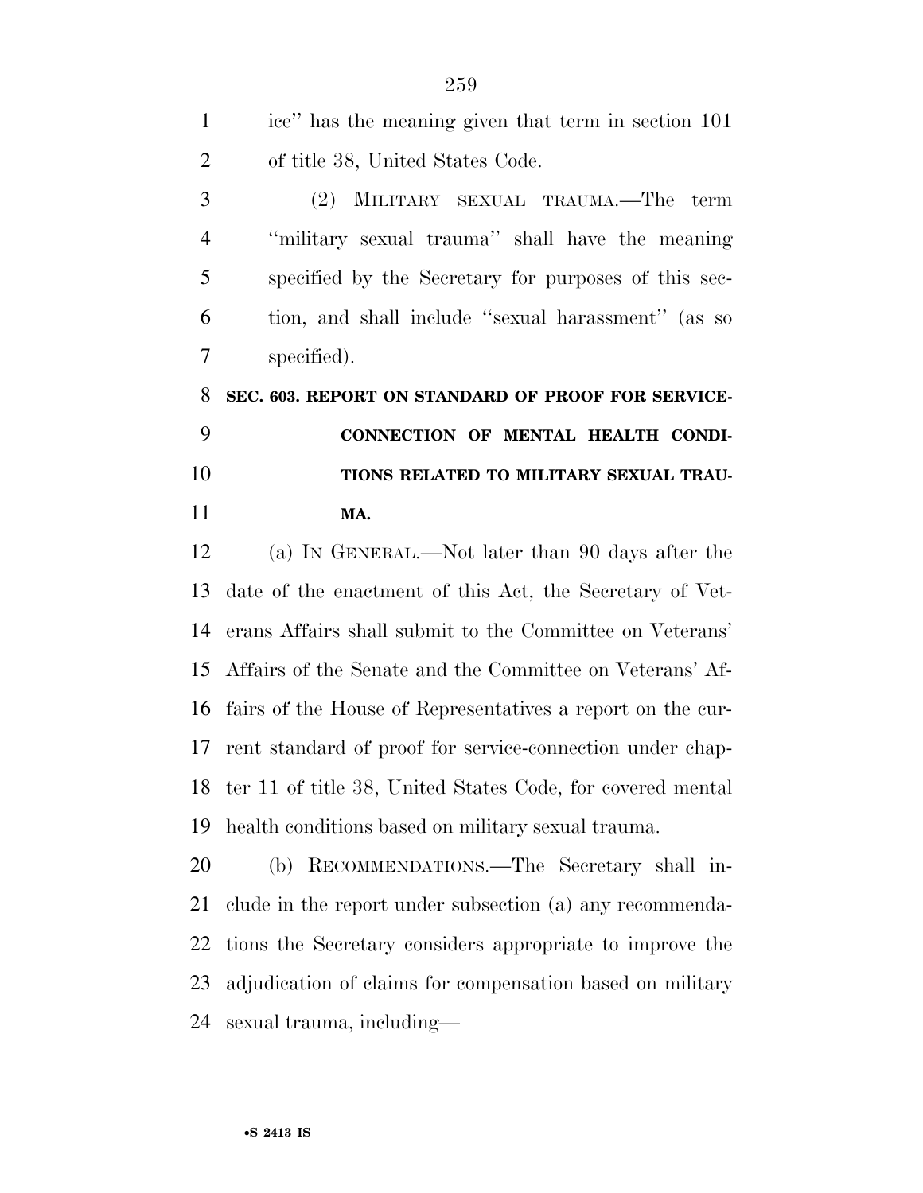ice'' has the meaning given that term in section 101 of title 38, United States Code.

(2) MILITARY SEXUAL TRAUMA.—The term ''military sexual trauma'' shall have the meaning specified by the Secretary for purposes of this section, and shall include ''sexual harassment'' (as so specified).

**SEC. 603. REPORT ON STANDARD OF PROOF FOR SERVICE-CONNECTION OF MENTAL HEALTH CONDITIONS RELATED TO MILITARY SEXUAL TRAUMA.**

(a) IN GENERAL.—Not later than 90 days after the date of the enactment of this Act, the Secretary of Veterans Affairs shall submit to the Committee on Veterans' Affairs of the Senate and the Committee on Veterans' Affairs of the House of Representatives a report on the current standard of proof for service-connection under chapter 11 of title 38, United States Code, for covered mental health conditions based on military sexual trauma.

(b) RECOMMENDATIONS.—The Secretary shall include in the report under subsection (a) any recommendations the Secretary considers appropriate to improve the adjudication of claims for compensation based on military sexual trauma, including—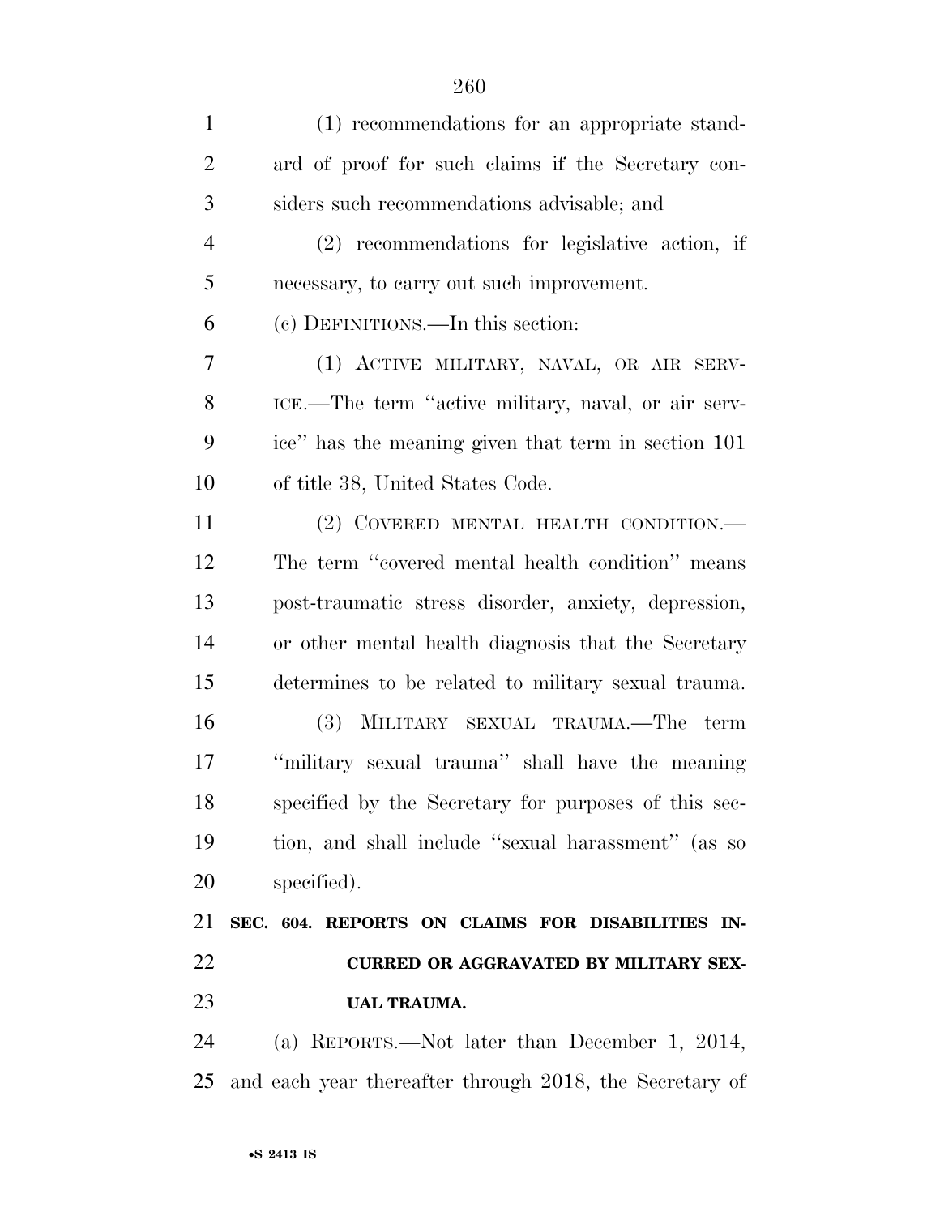(1) recommendations for an appropriate standard of proof for such claims if the Secretary considers such recommendations advisable; and

(2) recommendations for legislative action, if necessary, to carry out such improvement.

(c) DEFINITIONS.—In this section:

(1) ACTIVE MILITARY, NAVAL, OR AIR SERVICE.—The term "active military, naval, or air service" has the meaning given that term in section 101 of title 38, United States Code.

(2) COVERED MENTAL HEALTH CONDITION.—The term "covered mental health condition" means post-traumatic stress disorder, anxiety, depression, or other mental health diagnosis that the Secretary determines to be related to military sexual trauma.

(3) MILITARY SEXUAL TRAUMA.—The term "military sexual trauma" shall have the meaning specified by the Secretary for purposes of this section, and shall include "sexual harassment" (as so specified).

**SEC. 604. REPORTS ON CLAIMS FOR DISABILITIES INCURRED OR AGGRAVATED BY MILITARY SEXUAL TRAUMA.**

(a) REPORTS.—Not later than December 1, 2014, and each year thereafter through 2018, the Secretary of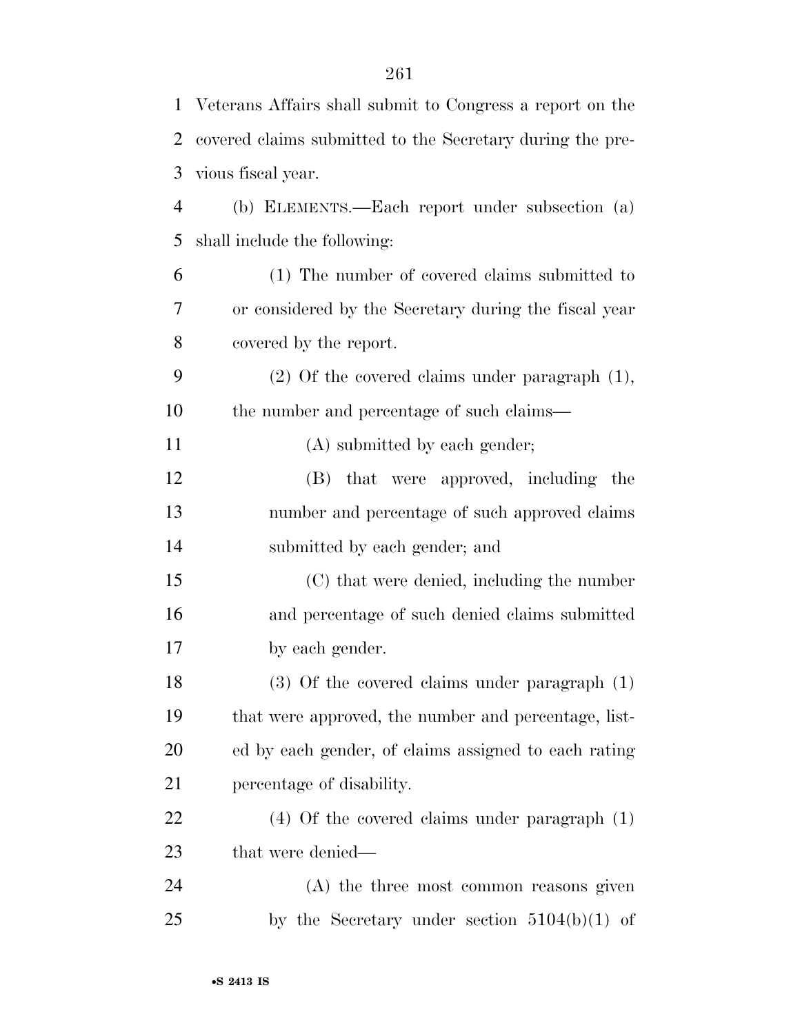Veterans Affairs shall submit to Congress a report on the covered claims submitted to the Secretary during the previous fiscal year.

(b) ELEMENTS.—Each report under subsection (a) shall include the following:

(1) The number of covered claims submitted to or considered by the Secretary during the fiscal year covered by the report.

(2) Of the covered claims under paragraph (1), the number and percentage of such claims—

(A) submitted by each gender;

(B) that were approved, including the number and percentage of such approved claims submitted by each gender; and

(C) that were denied, including the number and percentage of such denied claims submitted by each gender.

(3) Of the covered claims under paragraph (1) that were approved, the number and percentage, listed by each gender, of claims assigned to each rating percentage of disability.

(4) Of the covered claims under paragraph (1) that were denied—

(A) the three most common reasons given by the Secretary under section 5104(b)(1) of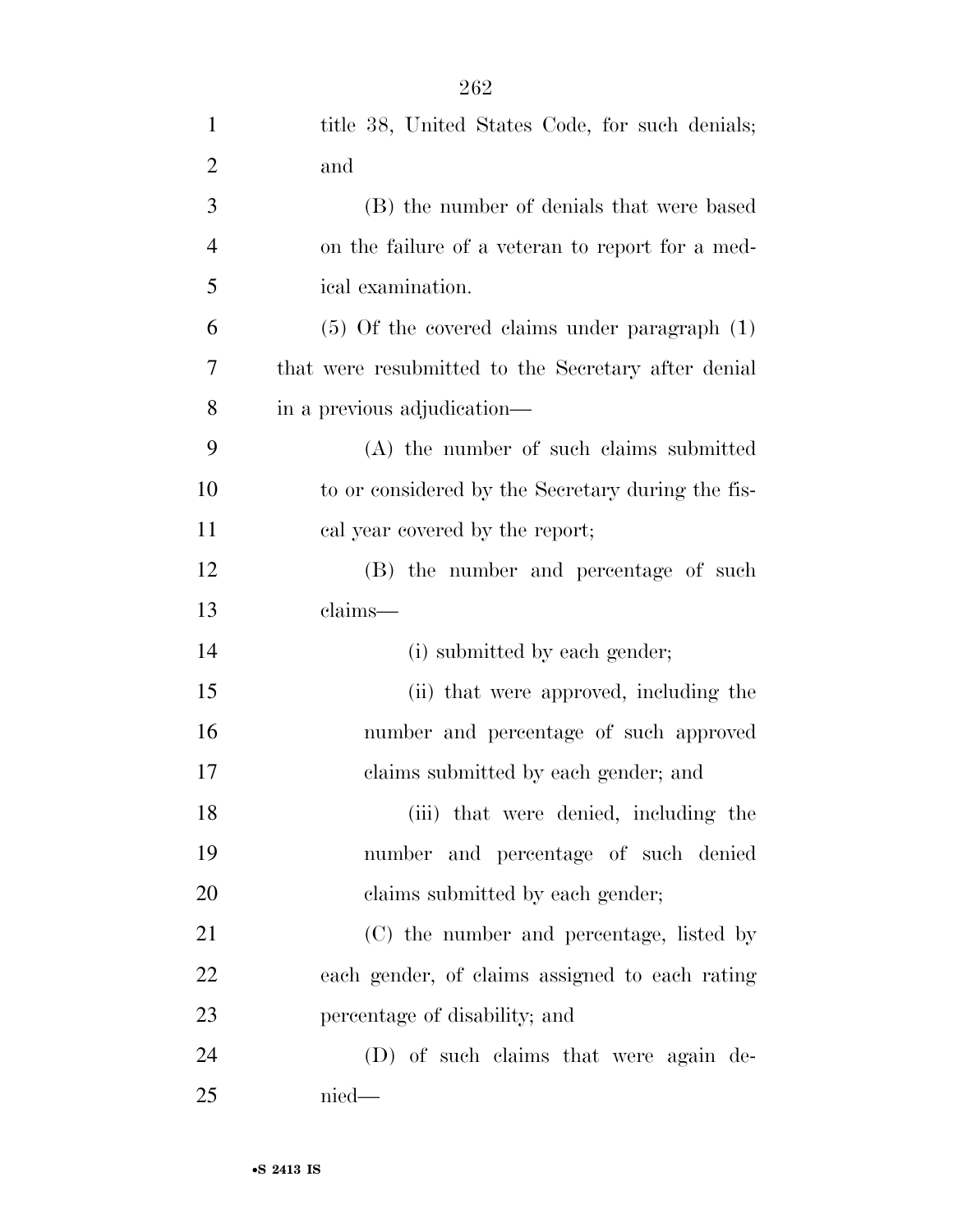title 38, United States Code, for such denials; and

(B) the number of denials that were based on the failure of a veteran to report for a medical examination.

(5) Of the covered claims under paragraph (1) that were resubmitted to the Secretary after denial in a previous adjudication—

(A) the number of such claims submitted to or considered by the Secretary during the fiscal year covered by the report;

(B) the number and percentage of such claims—

(i) submitted by each gender;

(ii) that were approved, including the number and percentage of such approved claims submitted by each gender; and

(iii) that were denied, including the number and percentage of such denied claims submitted by each gender;

(C) the number and percentage, listed by each gender, of claims assigned to each rating percentage of disability; and

(D) of such claims that were again denied—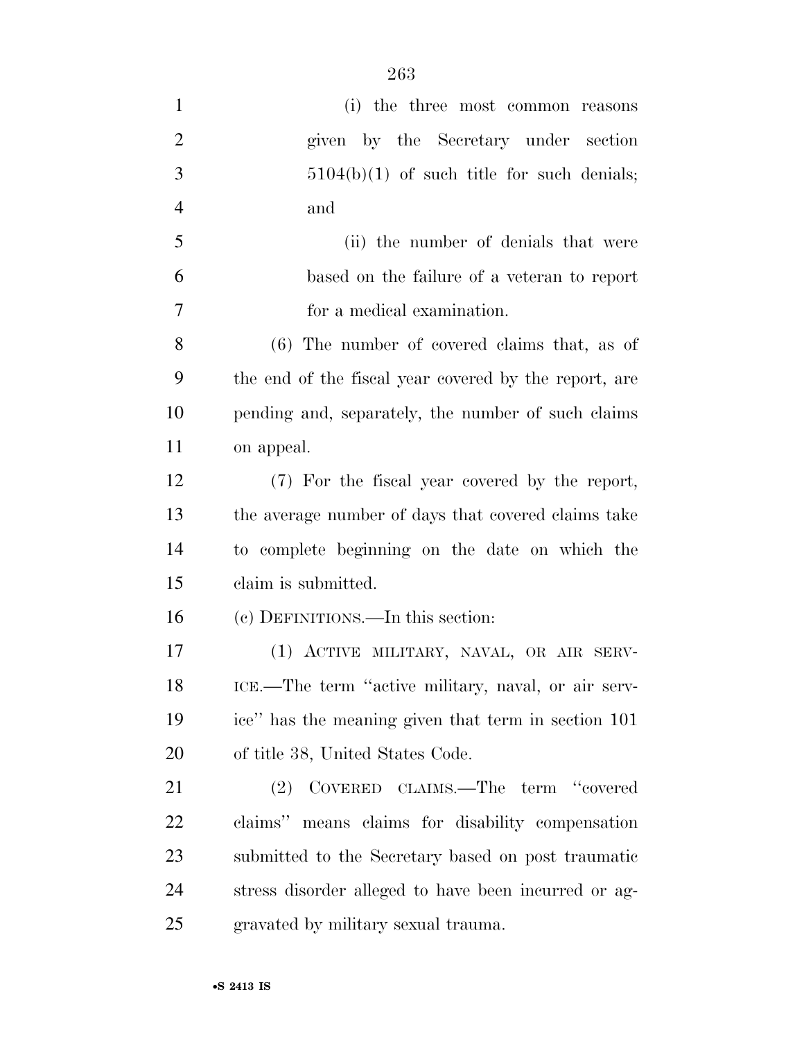(i) the three most common reasons given by the Secretary under section 5104(b)(1) of such title for such denials; and

(ii) the number of denials that were based on the failure of a veteran to report for a medical examination.

(6) The number of covered claims that, as of the end of the fiscal year covered by the report, are pending and, separately, the number of such claims on appeal.

(7) For the fiscal year covered by the report, the average number of days that covered claims take to complete beginning on the date on which the claim is submitted.

(c) DEFINITIONS.—In this section:

(1) ACTIVE MILITARY, NAVAL, OR AIR SERVICE.—The term ''active military, naval, or air service'' has the meaning given that term in section 101 of title 38, United States Code.

(2) COVERED CLAIMS.—The term ''covered claims'' means claims for disability compensation submitted to the Secretary based on post traumatic stress disorder alleged to have been incurred or aggravated by military sexual trauma.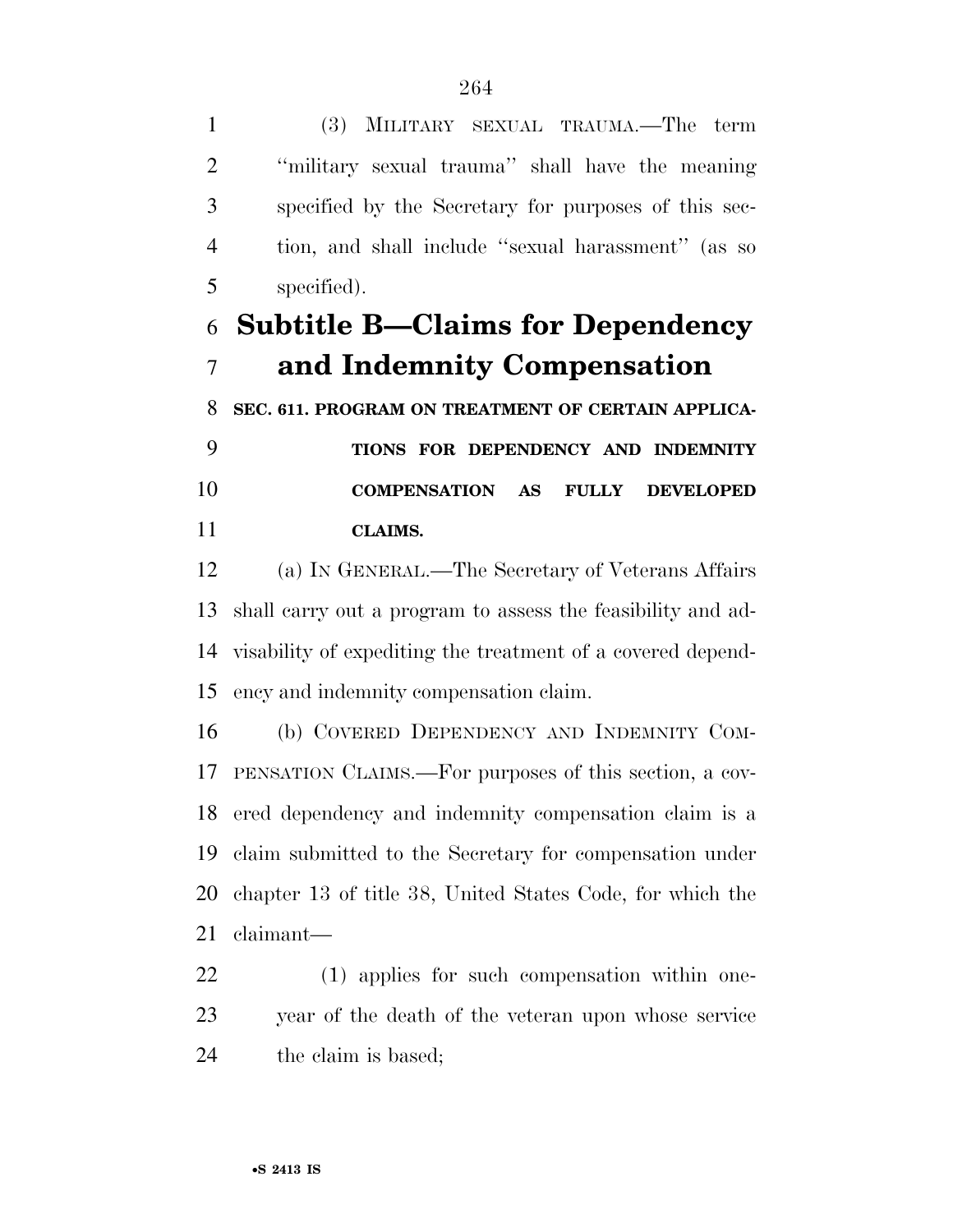(3) MILITARY SEXUAL TRAUMA.—The term "military sexual trauma" shall have the meaning specified by the Secretary for purposes of this section, and shall include "sexual harassment" (as so specified).

## Subtitle B—Claims for Dependency and Indemnity Compensation

### SEC. 611. PROGRAM ON TREATMENT OF CERTAIN APPLICATIONS FOR DEPENDENCY AND INDEMNITY COMPENSATION AS FULLY DEVELOPED CLAIMS.

(a) IN GENERAL.—The Secretary of Veterans Affairs shall carry out a program to assess the feasibility and advisability of expediting the treatment of a covered dependency and indemnity compensation claim.

(b) COVERED DEPENDENCY AND INDEMNITY COMPENSATION CLAIMS.—For purposes of this section, a covered dependency and indemnity compensation claim is a claim submitted to the Secretary for compensation under chapter 13 of title 38, United States Code, for which the claimant—

(1) applies for such compensation within one-year of the death of the veteran upon whose service the claim is based;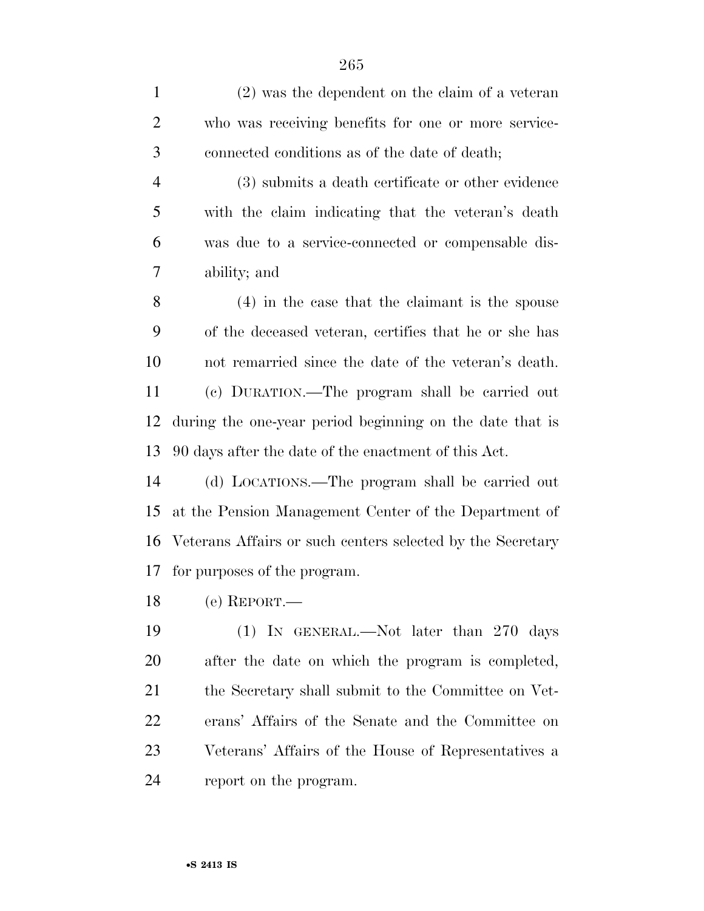(2) was the dependent on the claim of a veteran who was receiving benefits for one or more service-connected conditions as of the date of death;

(3) submits a death certificate or other evidence with the claim indicating that the veteran's death was due to a service-connected or compensable disability; and

(4) in the case that the claimant is the spouse of the deceased veteran, certifies that he or she has not remarried since the date of the veteran's death.

(c) DURATION.—The program shall be carried out during the one-year period beginning on the date that is 90 days after the date of the enactment of this Act.

(d) LOCATIONS.—The program shall be carried out at the Pension Management Center of the Department of Veterans Affairs or such centers selected by the Secretary for purposes of the program.

(e) REPORT.—

(1) IN GENERAL.—Not later than 270 days after the date on which the program is completed, the Secretary shall submit to the Committee on Veterans' Affairs of the Senate and the Committee on Veterans' Affairs of the House of Representatives a report on the program.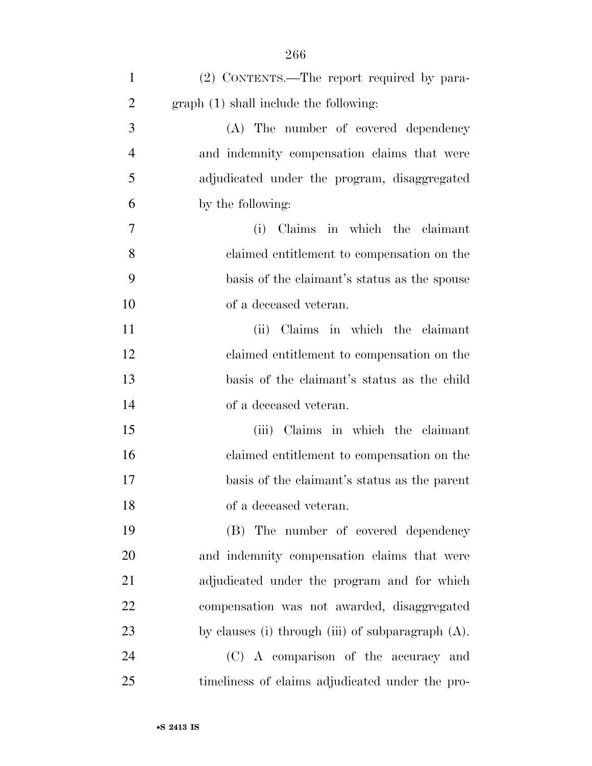(2) CONTENTS.—The report required by paragraph (1) shall include the following:

(A) The number of covered dependency and indemnity compensation claims that were adjudicated under the program, disaggregated by the following:

(i) Claims in which the claimant claimed entitlement to compensation on the basis of the claimant's status as the spouse of a deceased veteran.

(ii) Claims in which the claimant claimed entitlement to compensation on the basis of the claimant's status as the child of a deceased veteran.

(iii) Claims in which the claimant claimed entitlement to compensation on the basis of the claimant's status as the parent of a deceased veteran.

(B) The number of covered dependency and indemnity compensation claims that were adjudicated under the program and for which compensation was not awarded, disaggregated by clauses (i) through (iii) of subparagraph (A).

(C) A comparison of the accuracy and timeliness of claims adjudicated under the pro-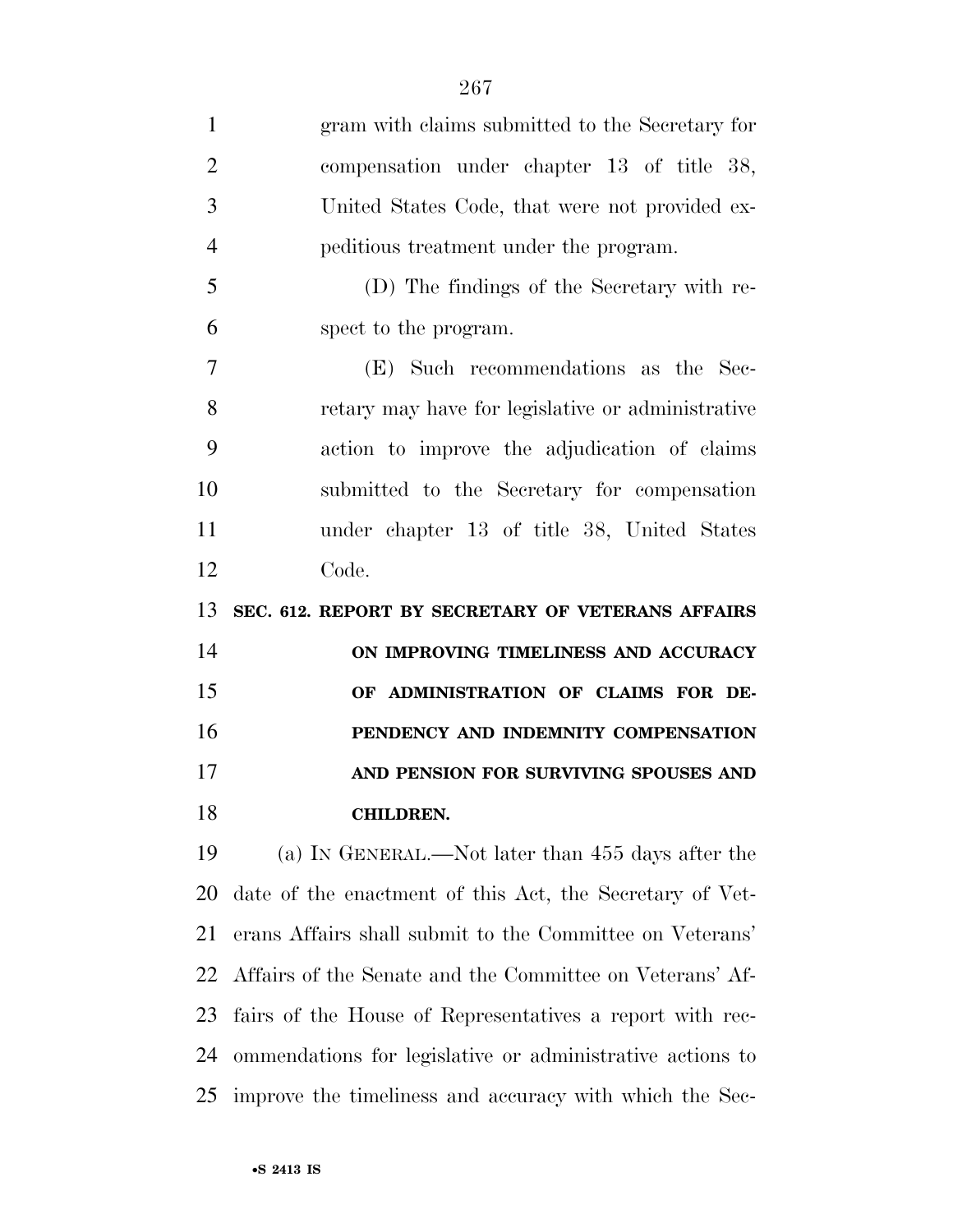gram with claims submitted to the Secretary for compensation under chapter 13 of title 38, United States Code, that were not provided expeditious treatment under the program.

(D) The findings of the Secretary with respect to the program.

(E) Such recommendations as the Secretary may have for legislative or administrative action to improve the adjudication of claims submitted to the Secretary for compensation under chapter 13 of title 38, United States Code.

**SEC. 612. REPORT BY SECRETARY OF VETERANS AFFAIRS ON IMPROVING TIMELINESS AND ACCURACY OF ADMINISTRATION OF CLAIMS FOR DEPENDENCY AND INDEMNITY COMPENSATION AND PENSION FOR SURVIVING SPOUSES AND CHILDREN.**

(a) IN GENERAL.—Not later than 455 days after the date of the enactment of this Act, the Secretary of Veterans Affairs shall submit to the Committee on Veterans' Affairs of the Senate and the Committee on Veterans' Affairs of the House of Representatives a report with recommendations for legislative or administrative actions to improve the timeliness and accuracy with which the Sec-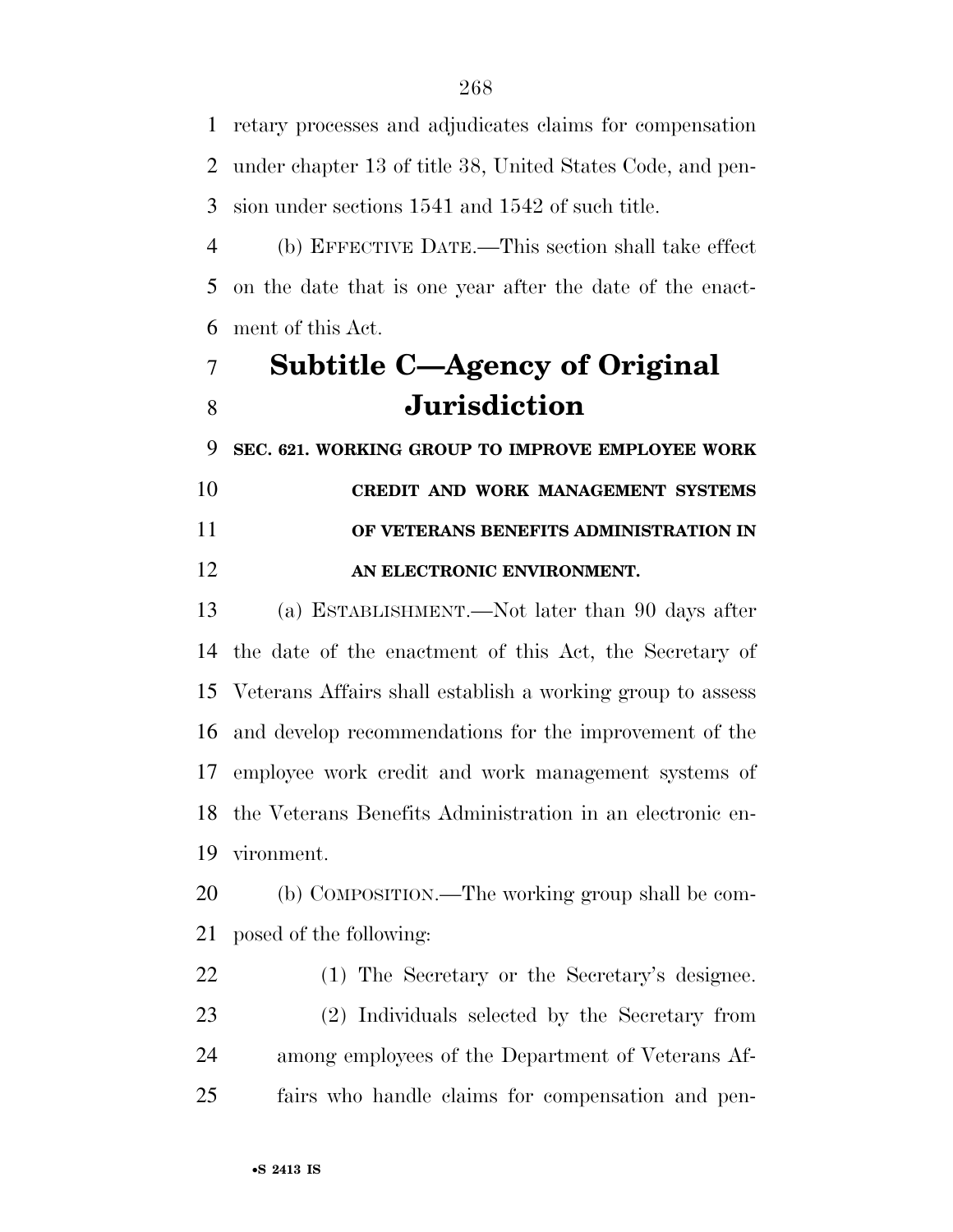retary processes and adjudicates claims for compensation under chapter 13 of title 38, United States Code, and pension under sections 1541 and 1542 of such title.

(b) EFFECTIVE DATE.—This section shall take effect on the date that is one year after the date of the enactment of this Act.

## Subtitle C—Agency of Original Jurisdiction

### SEC. 621. WORKING GROUP TO IMPROVE EMPLOYEE WORK CREDIT AND WORK MANAGEMENT SYSTEMS OF VETERANS BENEFITS ADMINISTRATION IN AN ELECTRONIC ENVIRONMENT.

(a) ESTABLISHMENT.—Not later than 90 days after the date of the enactment of this Act, the Secretary of Veterans Affairs shall establish a working group to assess and develop recommendations for the improvement of the employee work credit and work management systems of the Veterans Benefits Administration in an electronic environment.

(b) COMPOSITION.—The working group shall be composed of the following:

(1) The Secretary or the Secretary's designee.

(2) Individuals selected by the Secretary from among employees of the Department of Veterans Affairs who handle claims for compensation and pen-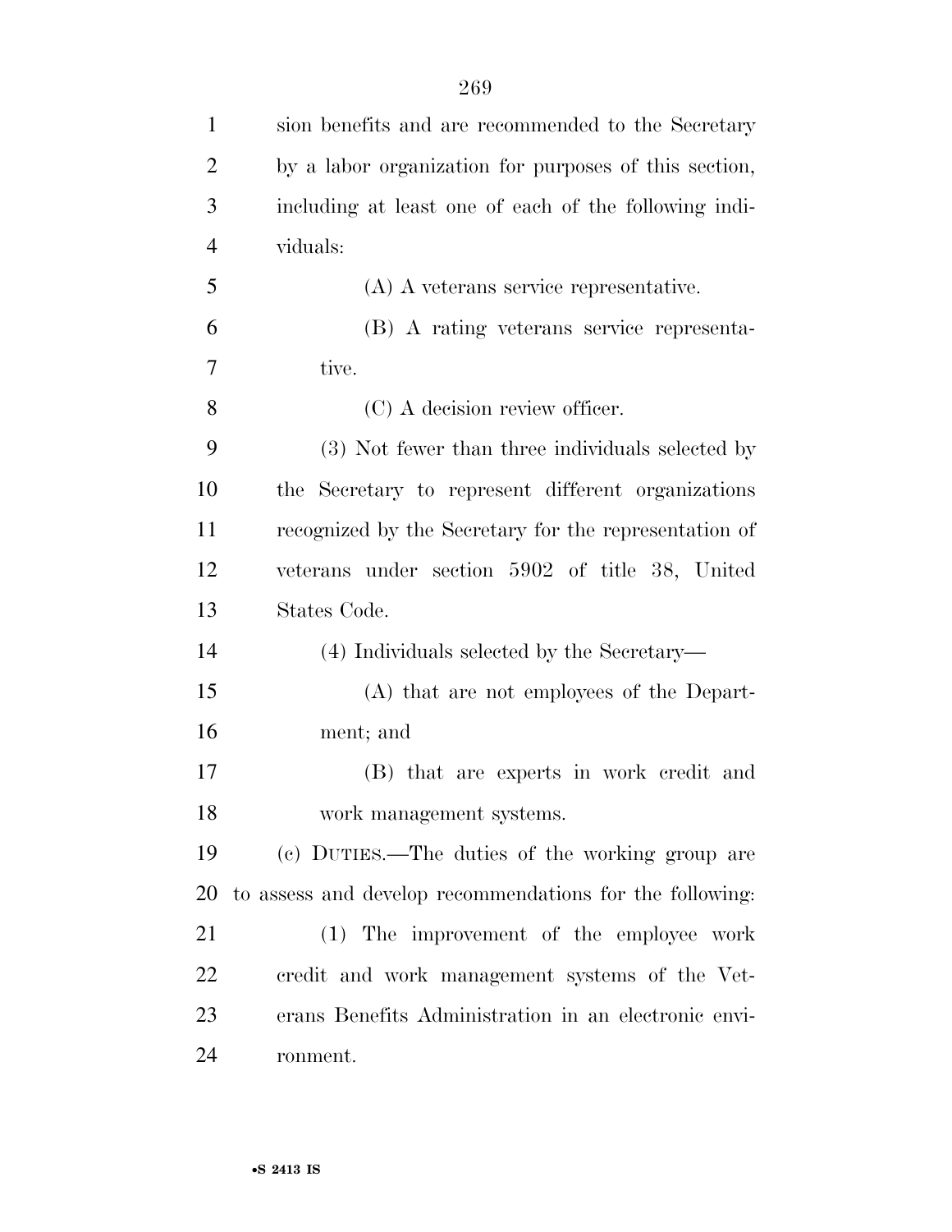sion benefits and are recommended to the Secretary by a labor organization for purposes of this section, including at least one of each of the following individuals:

(A) A veterans service representative.

(B) A rating veterans service representative.

(C) A decision review officer.

(3) Not fewer than three individuals selected by the Secretary to represent different organizations recognized by the Secretary for the representation of veterans under section 5902 of title 38, United States Code.

(4) Individuals selected by the Secretary—

(A) that are not employees of the Department; and

(B) that are experts in work credit and work management systems.

(c) DUTIES.—The duties of the working group are to assess and develop recommendations for the following:

(1) The improvement of the employee work credit and work management systems of the Veterans Benefits Administration in an electronic environment.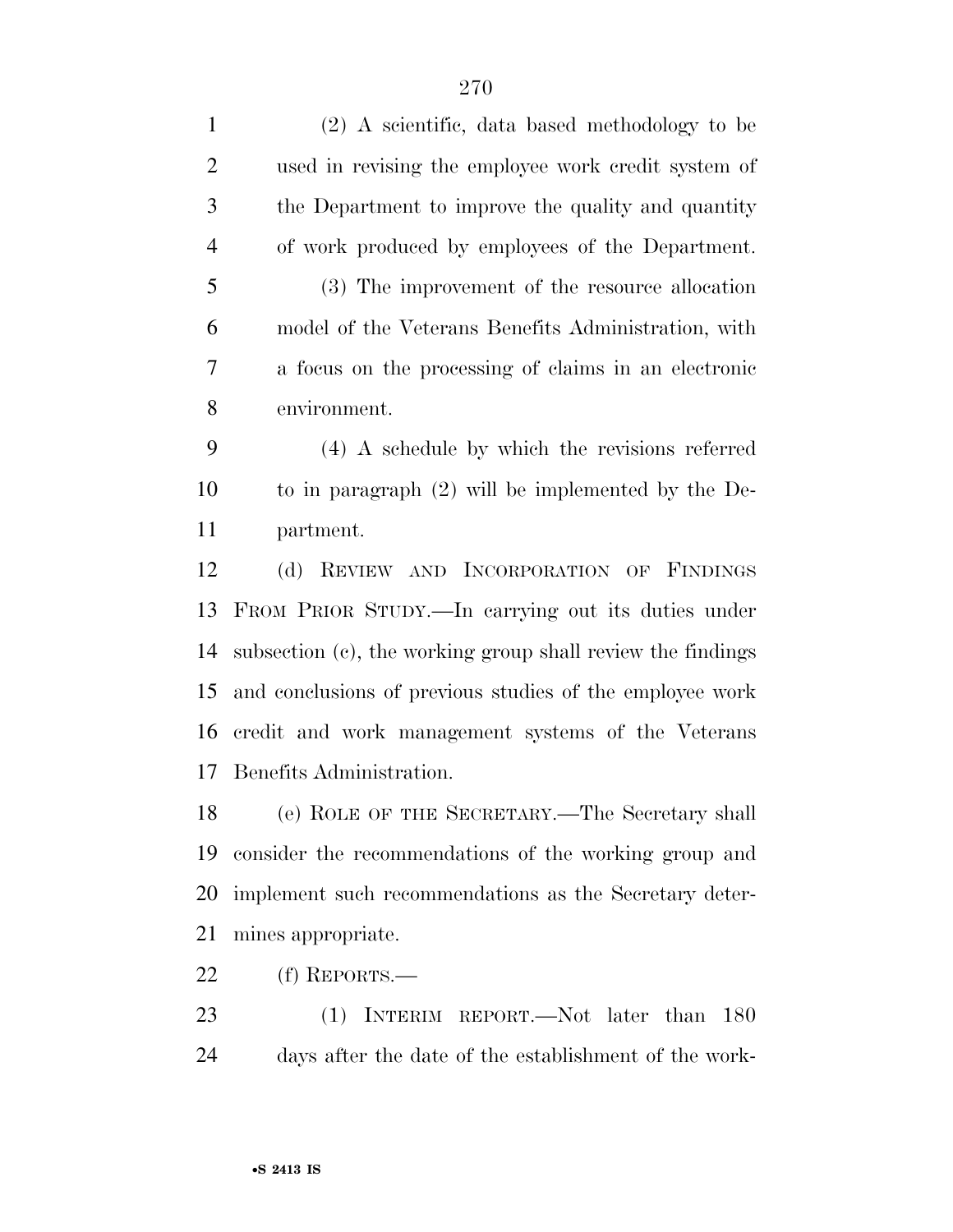(2) A scientific, data based methodology to be used in revising the employee work credit system of the Department to improve the quality and quantity of work produced by employees of the Department.

(3) The improvement of the resource allocation model of the Veterans Benefits Administration, with a focus on the processing of claims in an electronic environment.

(4) A schedule by which the revisions referred to in paragraph (2) will be implemented by the Department.

(d) REVIEW AND INCORPORATION OF FINDINGS FROM PRIOR STUDY.—In carrying out its duties under subsection (c), the working group shall review the findings and conclusions of previous studies of the employee work credit and work management systems of the Veterans Benefits Administration.

(e) ROLE OF THE SECRETARY.—The Secretary shall consider the recommendations of the working group and implement such recommendations as the Secretary determines appropriate.

(f) REPORTS.—

(1) INTERIM REPORT.—Not later than 180 days after the date of the establishment of the work-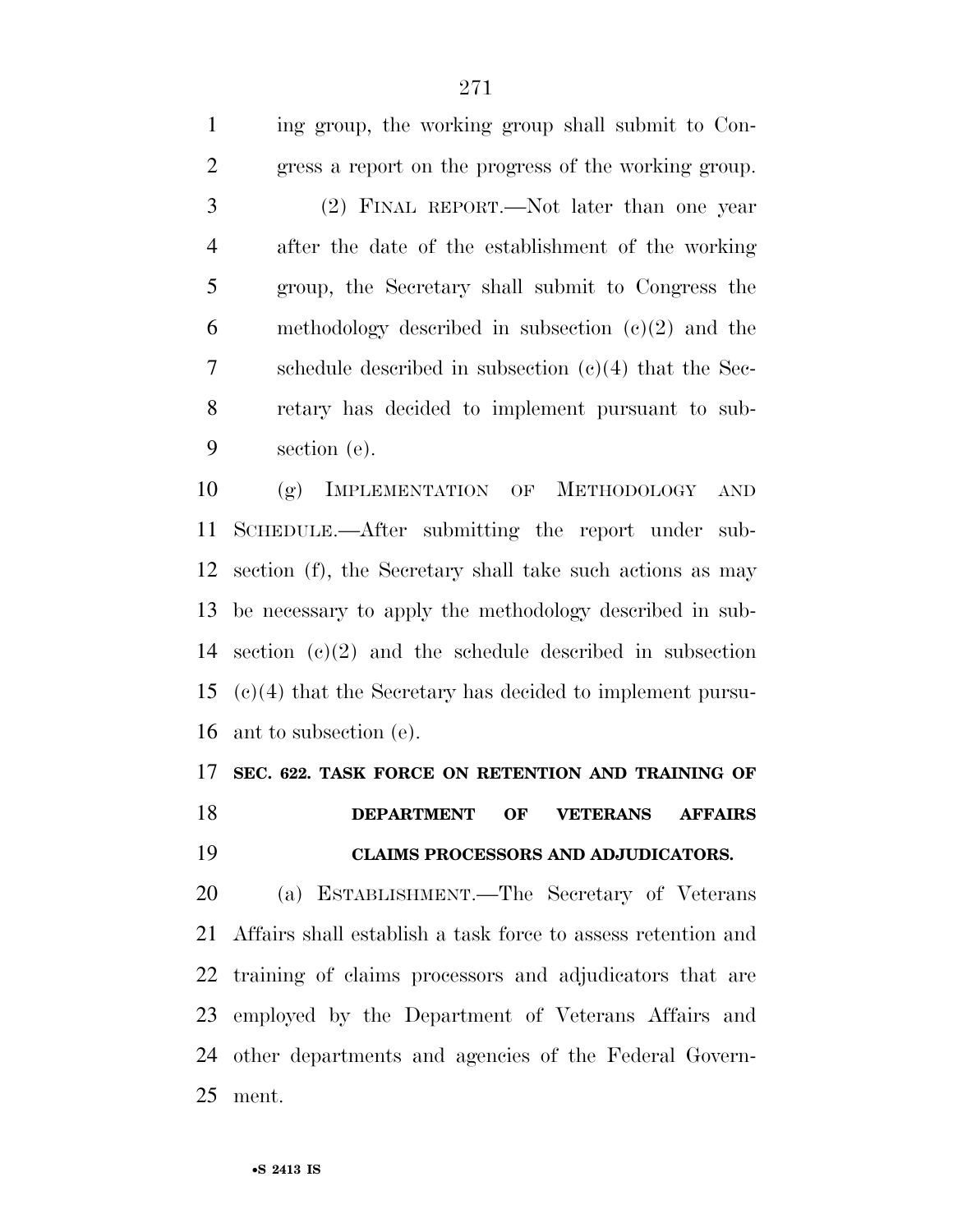ing group, the working group shall submit to Congress a report on the progress of the working group.

(2) FINAL REPORT.—Not later than one year after the date of the establishment of the working group, the Secretary shall submit to Congress the methodology described in subsection (c)(2) and the schedule described in subsection (c)(4) that the Secretary has decided to implement pursuant to subsection (e).

(g) IMPLEMENTATION OF METHODOLOGY AND SCHEDULE.—After submitting the report under subsection (f), the Secretary shall take such actions as may be necessary to apply the methodology described in subsection (c)(2) and the schedule described in subsection (c)(4) that the Secretary has decided to implement pursuant to subsection (e).

**SEC. 622. TASK FORCE ON RETENTION AND TRAINING OF DEPARTMENT OF VETERANS AFFAIRS CLAIMS PROCESSORS AND ADJUDICATORS.**

(a) ESTABLISHMENT.—The Secretary of Veterans Affairs shall establish a task force to assess retention and training of claims processors and adjudicators that are employed by the Department of Veterans Affairs and other departments and agencies of the Federal Government.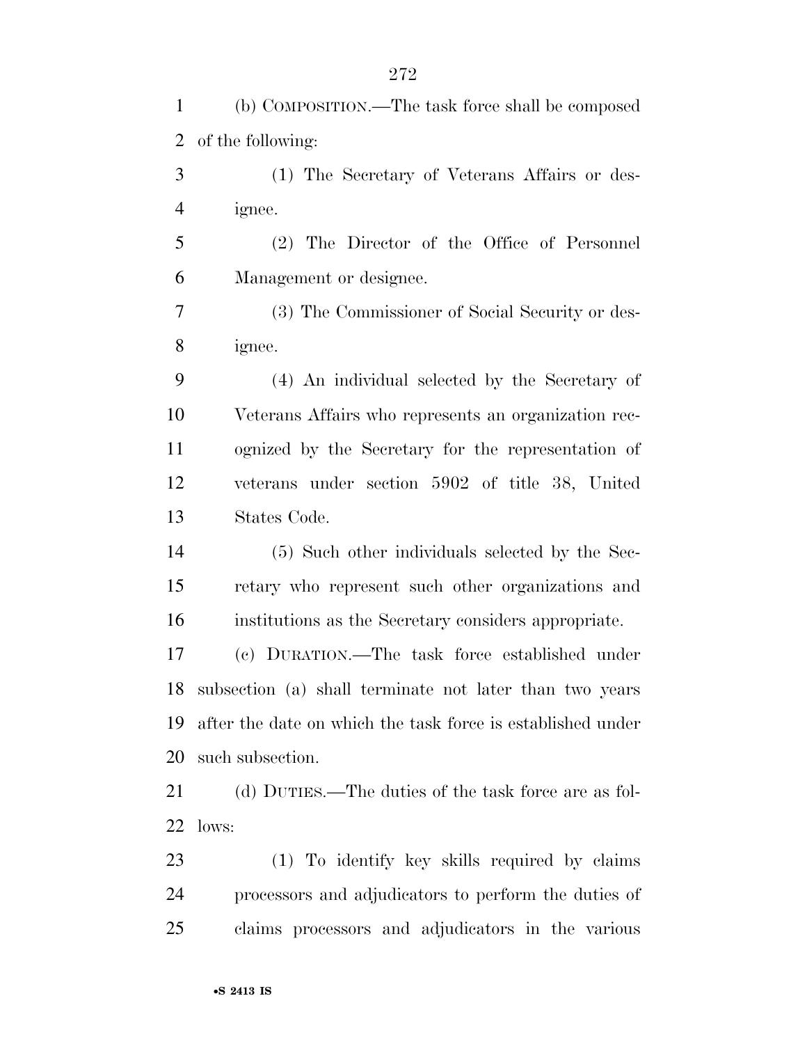(b) COMPOSITION.—The task force shall be composed of the following:

(1) The Secretary of Veterans Affairs or designee.

(2) The Director of the Office of Personnel Management or designee.

(3) The Commissioner of Social Security or designee.

(4) An individual selected by the Secretary of Veterans Affairs who represents an organization recognized by the Secretary for the representation of veterans under section 5902 of title 38, United States Code.

(5) Such other individuals selected by the Secretary who represent such other organizations and institutions as the Secretary considers appropriate.

(c) DURATION.—The task force established under subsection (a) shall terminate not later than two years after the date on which the task force is established under such subsection.

(d) DUTIES.—The duties of the task force are as follows:

(1) To identify key skills required by claims processors and adjudicators to perform the duties of claims processors and adjudicators in the various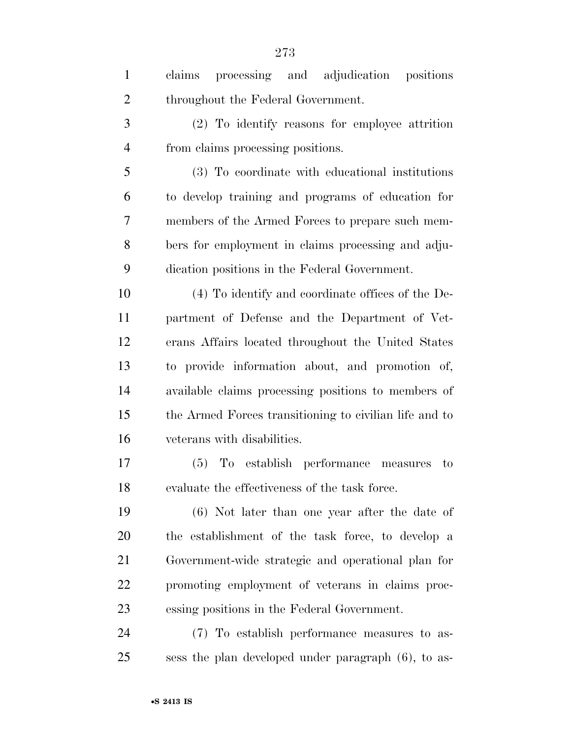claims processing and adjudication positions throughout the Federal Government.

(2) To identify reasons for employee attrition from claims processing positions.

(3) To coordinate with educational institutions to develop training and programs of education for members of the Armed Forces to prepare such members for employment in claims processing and adjudication positions in the Federal Government.

(4) To identify and coordinate offices of the Department of Defense and the Department of Veterans Affairs located throughout the United States to provide information about, and promotion of, available claims processing positions to members of the Armed Forces transitioning to civilian life and to veterans with disabilities.

(5) To establish performance measures to evaluate the effectiveness of the task force.

(6) Not later than one year after the date of the establishment of the task force, to develop a Government-wide strategic and operational plan for promoting employment of veterans in claims processing positions in the Federal Government.

(7) To establish performance measures to assess the plan developed under paragraph (6), to as-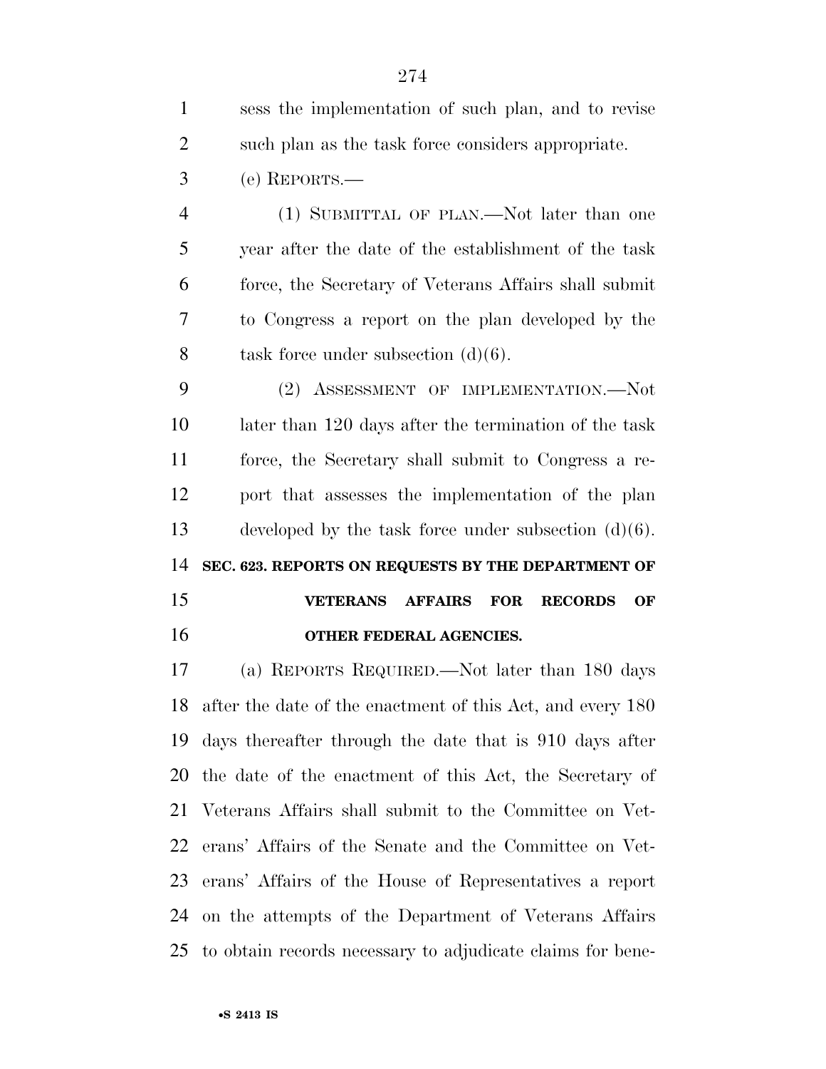sess the implementation of such plan, and to revise such plan as the task force considers appropriate.

(e) REPORTS.—

(1) SUBMITTAL OF PLAN.—Not later than one year after the date of the establishment of the task force, the Secretary of Veterans Affairs shall submit to Congress a report on the plan developed by the task force under subsection (d)(6).

(2) ASSESSMENT OF IMPLEMENTATION.—Not later than 120 days after the termination of the task force, the Secretary shall submit to Congress a report that assesses the implementation of the plan developed by the task force under subsection (d)(6).

### SEC. 623. REPORTS ON REQUESTS BY THE DEPARTMENT OF VETERANS AFFAIRS FOR RECORDS OF OTHER FEDERAL AGENCIES.

(a) REPORTS REQUIRED.—Not later than 180 days after the date of the enactment of this Act, and every 180 days thereafter through the date that is 910 days after the date of the enactment of this Act, the Secretary of Veterans Affairs shall submit to the Committee on Veterans' Affairs of the Senate and the Committee on Veterans' Affairs of the House of Representatives a report on the attempts of the Department of Veterans Affairs to obtain records necessary to adjudicate claims for bene-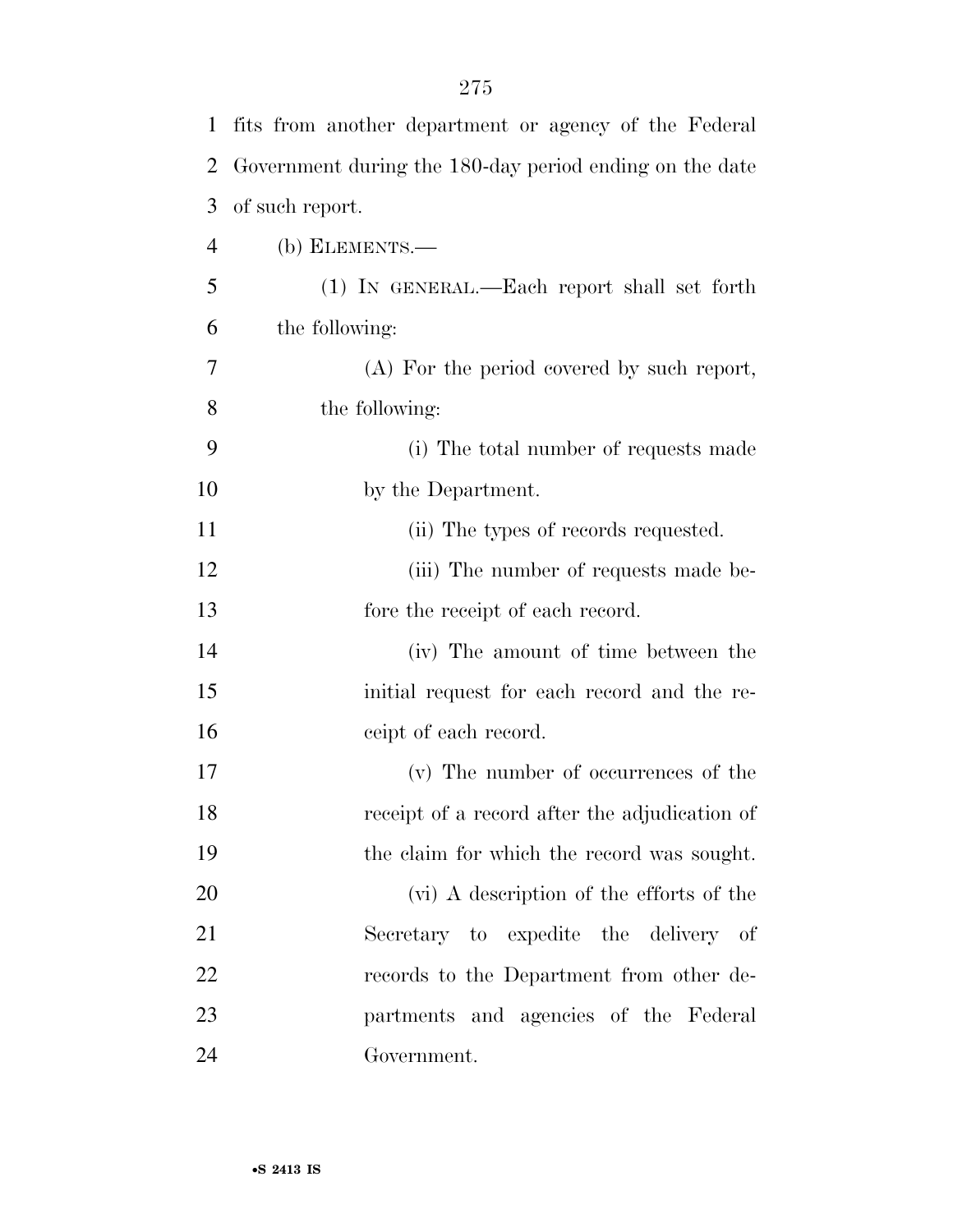fits from another department or agency of the Federal Government during the 180-day period ending on the date of such report.

(b) ELEMENTS.—

(1) IN GENERAL.—Each report shall set forth the following:

(A) For the period covered by such report, the following:

(i) The total number of requests made by the Department.

(ii) The types of records requested.

(iii) The number of requests made before the receipt of each record.

(iv) The amount of time between the initial request for each record and the receipt of each record.

(v) The number of occurrences of the receipt of a record after the adjudication of the claim for which the record was sought.

(vi) A description of the efforts of the Secretary to expedite the delivery of records to the Department from other departments and agencies of the Federal Government.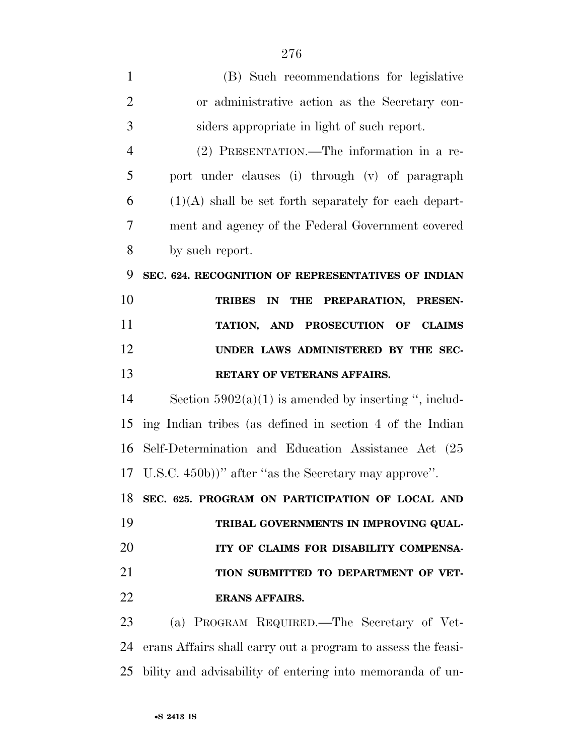(B) Such recommendations for legislative or administrative action as the Secretary considers appropriate in light of such report.

(2) PRESENTATION.—The information in a report under clauses (i) through (v) of paragraph (1)(A) shall be set forth separately for each department and agency of the Federal Government covered by such report.

**SEC. 624. RECOGNITION OF REPRESENTATIVES OF INDIAN TRIBES IN THE PREPARATION, PRESENTATION, AND PROSECUTION OF CLAIMS UNDER LAWS ADMINISTERED BY THE SECRETARY OF VETERANS AFFAIRS.**

Section 5902(a)(1) is amended by inserting ", including Indian tribes (as defined in section 4 of the Indian Self-Determination and Education Assistance Act (25 U.S.C. 450b))" after "as the Secretary may approve".

**SEC. 625. PROGRAM ON PARTICIPATION OF LOCAL AND TRIBAL GOVERNMENTS IN IMPROVING QUALITY OF CLAIMS FOR DISABILITY COMPENSATION SUBMITTED TO DEPARTMENT OF VETERANS AFFAIRS.**

(a) PROGRAM REQUIRED.—The Secretary of Veterans Affairs shall carry out a program to assess the feasibility and advisability of entering into memoranda of un-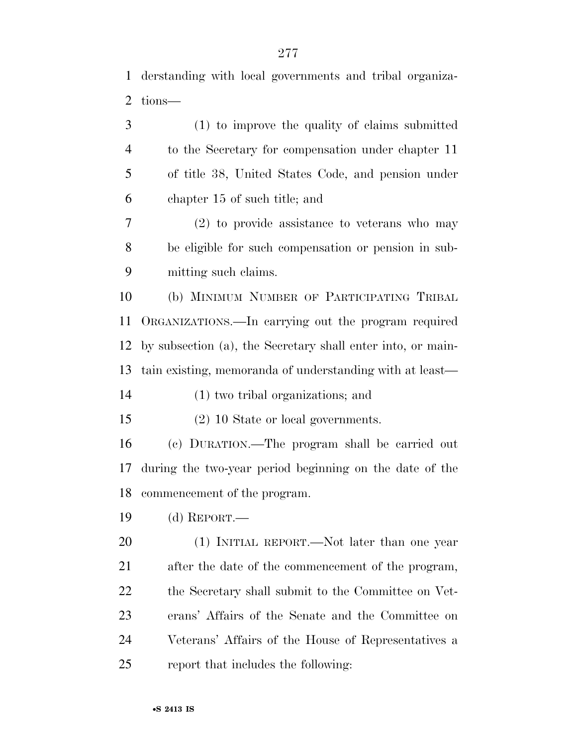derstanding with local governments and tribal organizations—

(1) to improve the quality of claims submitted to the Secretary for compensation under chapter 11 of title 38, United States Code, and pension under chapter 15 of such title; and

(2) to provide assistance to veterans who may be eligible for such compensation or pension in submitting such claims.

(b) MINIMUM NUMBER OF PARTICIPATING TRIBAL ORGANIZATIONS.—In carrying out the program required by subsection (a), the Secretary shall enter into, or maintain existing, memoranda of understanding with at least—

(1) two tribal organizations; and

(2) 10 State or local governments.

(c) DURATION.—The program shall be carried out during the two-year period beginning on the date of the commencement of the program.

(d) REPORT.—

(1) INITIAL REPORT.—Not later than one year after the date of the commencement of the program, the Secretary shall submit to the Committee on Veterans' Affairs of the Senate and the Committee on Veterans' Affairs of the House of Representatives a report that includes the following: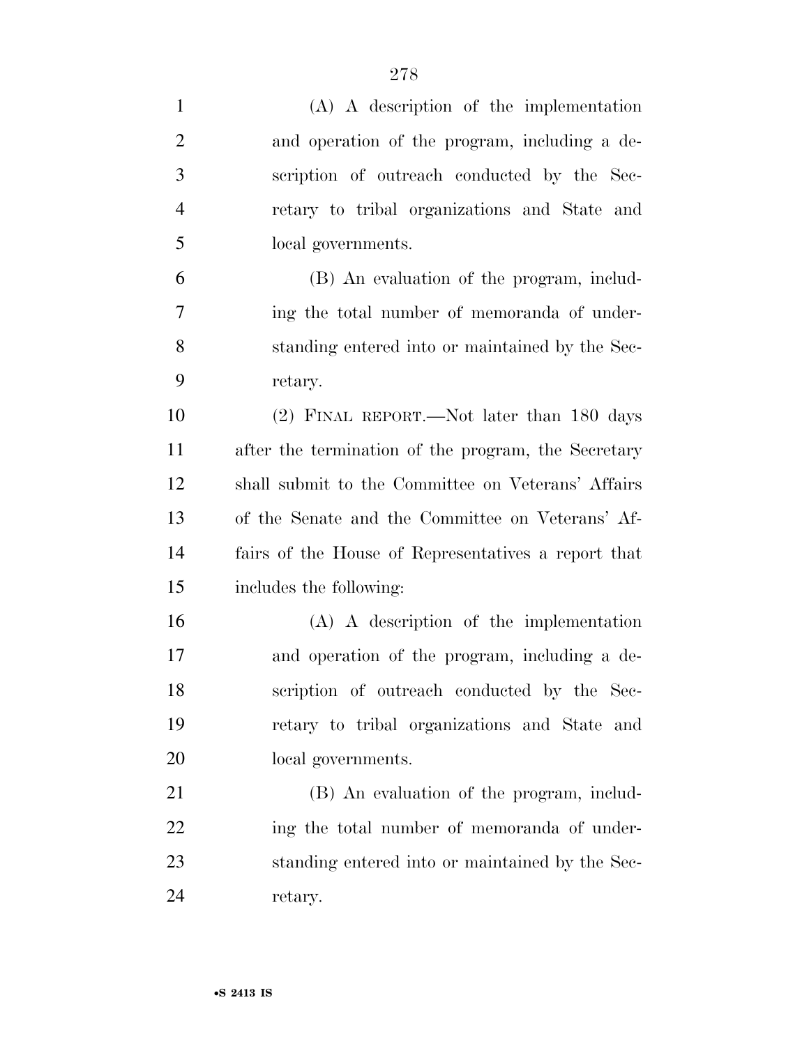(A) A description of the implementation and operation of the program, including a description of outreach conducted by the Secretary to tribal organizations and State and local governments.

(B) An evaluation of the program, including the total number of memoranda of understanding entered into or maintained by the Secretary.

(2) FINAL REPORT.—Not later than 180 days after the termination of the program, the Secretary shall submit to the Committee on Veterans' Affairs of the Senate and the Committee on Veterans' Affairs of the House of Representatives a report that includes the following:

(A) A description of the implementation and operation of the program, including a description of outreach conducted by the Secretary to tribal organizations and State and local governments.

(B) An evaluation of the program, including the total number of memoranda of understanding entered into or maintained by the Secretary.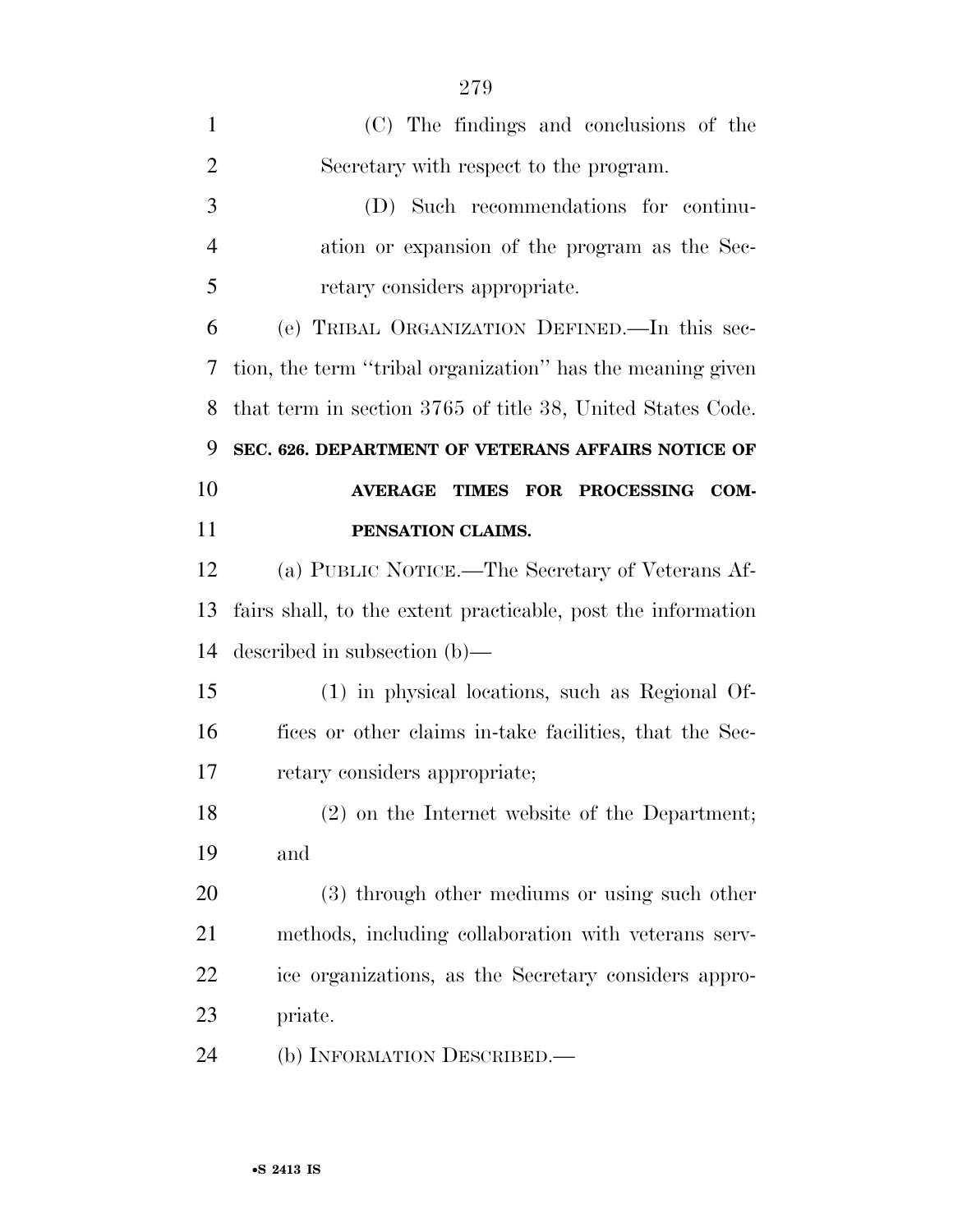(C) The findings and conclusions of the Secretary with respect to the program.

(D) Such recommendations for continuation or expansion of the program as the Secretary considers appropriate.

(e) TRIBAL ORGANIZATION DEFINED.—In this section, the term ''tribal organization'' has the meaning given that term in section 3765 of title 38, United States Code.

### SEC. 626. DEPARTMENT OF VETERANS AFFAIRS NOTICE OF AVERAGE TIMES FOR PROCESSING COMPENSATION CLAIMS.

(a) PUBLIC NOTICE.—The Secretary of Veterans Affairs shall, to the extent practicable, post the information described in subsection (b)—

(1) in physical locations, such as Regional Offices or other claims in-take facilities, that the Secretary considers appropriate;

(2) on the Internet website of the Department; and

(3) through other mediums or using such other methods, including collaboration with veterans service organizations, as the Secretary considers appropriate.

(b) INFORMATION DESCRIBED.—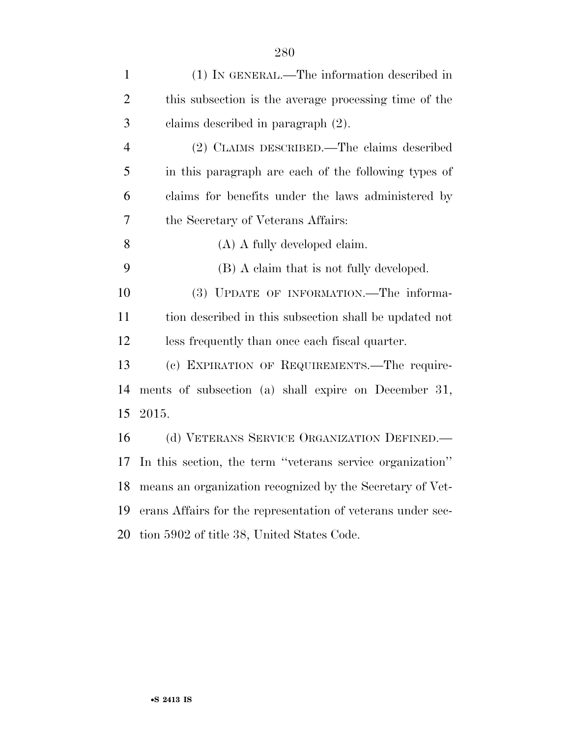(1) IN GENERAL.—The information described in this subsection is the average processing time of the claims described in paragraph (2).

(2) CLAIMS DESCRIBED.—The claims described in this paragraph are each of the following types of claims for benefits under the laws administered by the Secretary of Veterans Affairs:

(A) A fully developed claim.

(B) A claim that is not fully developed.

(3) UPDATE OF INFORMATION.—The information described in this subsection shall be updated not less frequently than once each fiscal quarter.

(c) EXPIRATION OF REQUIREMENTS.—The requirements of subsection (a) shall expire on December 31, 2015.

(d) VETERANS SERVICE ORGANIZATION DEFINED.—In this section, the term ''veterans service organization'' means an organization recognized by the Secretary of Veterans Affairs for the representation of veterans under section 5902 of title 38, United States Code.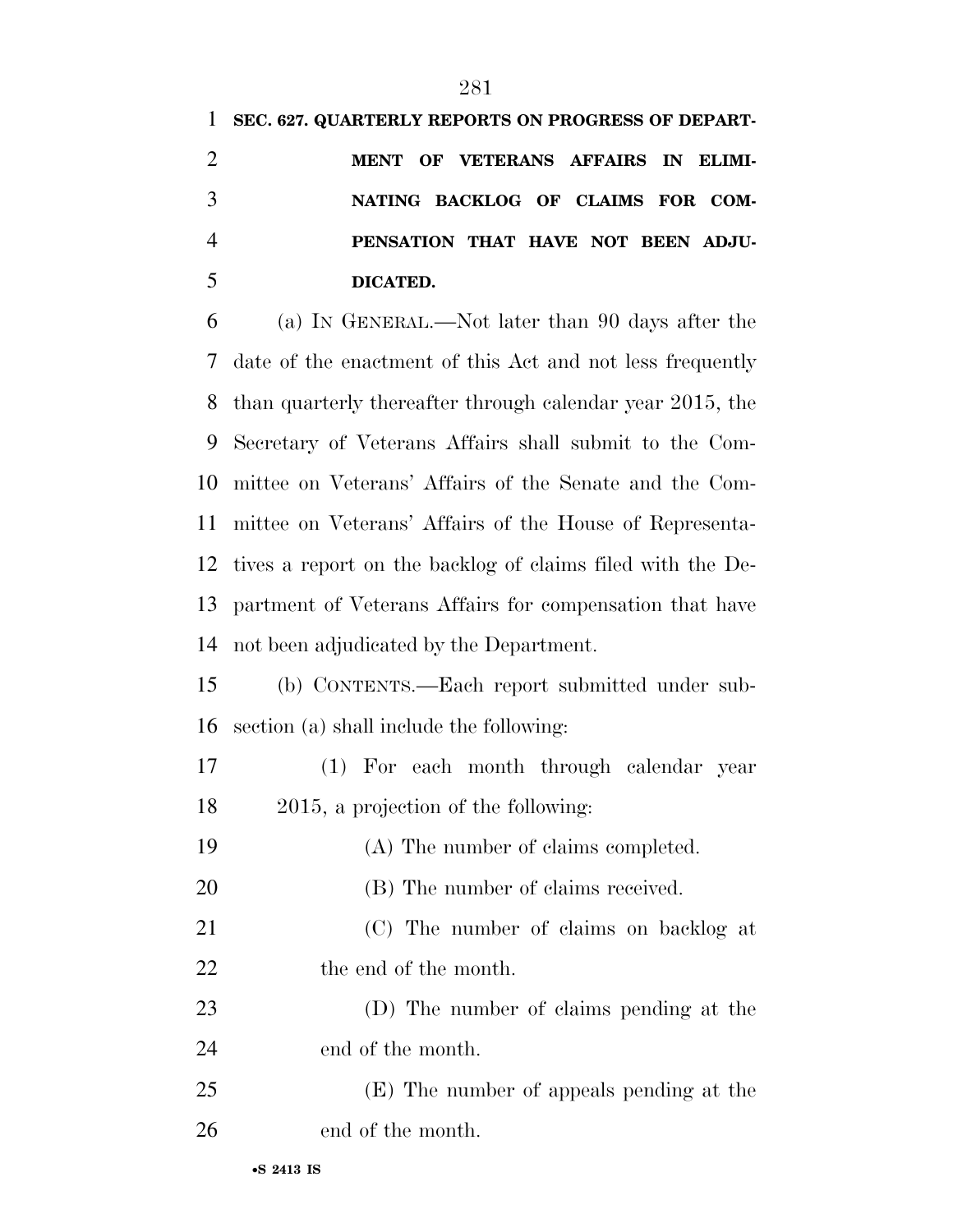**SEC. 627. QUARTERLY REPORTS ON PROGRESS OF DEPARTMENT OF VETERANS AFFAIRS IN ELIMINATING BACKLOG OF CLAIMS FOR COMPENSATION THAT HAVE NOT BEEN ADJUDICATED.**

(a) IN GENERAL.—Not later than 90 days after the date of the enactment of this Act and not less frequently than quarterly thereafter through calendar year 2015, the Secretary of Veterans Affairs shall submit to the Committee on Veterans' Affairs of the Senate and the Committee on Veterans' Affairs of the House of Representatives a report on the backlog of claims filed with the Department of Veterans Affairs for compensation that have not been adjudicated by the Department.

(b) CONTENTS.—Each report submitted under subsection (a) shall include the following:

(1) For each month through calendar year 2015, a projection of the following:

(A) The number of claims completed.

(B) The number of claims received.

(C) The number of claims on backlog at the end of the month.

(D) The number of claims pending at the end of the month.

(E) The number of appeals pending at the end of the month.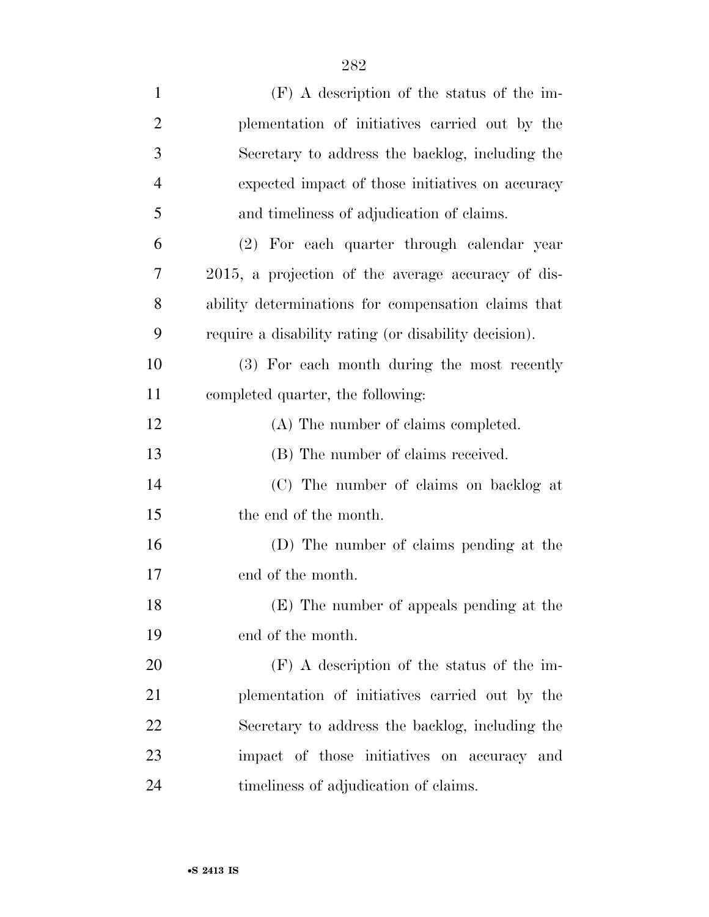(F) A description of the status of the implementation of initiatives carried out by the Secretary to address the backlog, including the expected impact of those initiatives on accuracy and timeliness of adjudication of claims.

(2) For each quarter through calendar year 2015, a projection of the average accuracy of disability determinations for compensation claims that require a disability rating (or disability decision).

(3) For each month during the most recently completed quarter, the following:

(A) The number of claims completed.

(B) The number of claims received.

(C) The number of claims on backlog at the end of the month.

(D) The number of claims pending at the end of the month.

(E) The number of appeals pending at the end of the month.

(F) A description of the status of the implementation of initiatives carried out by the Secretary to address the backlog, including the impact of those initiatives on accuracy and timeliness of adjudication of claims.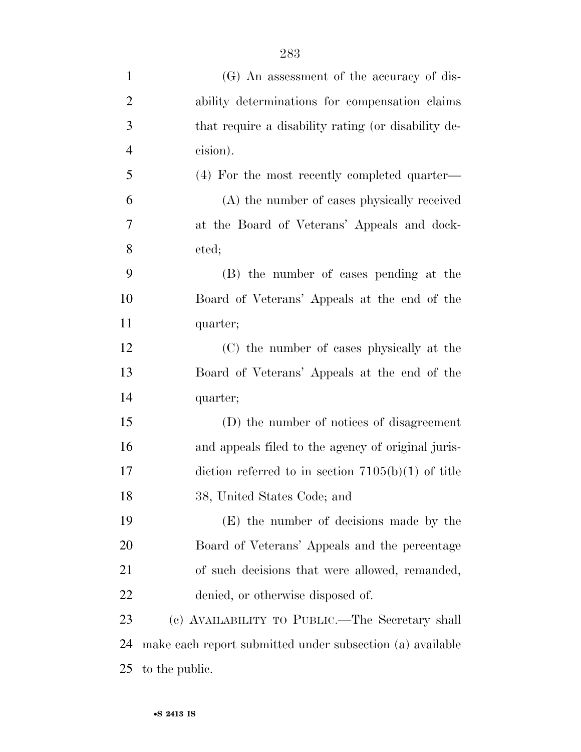(G) An assessment of the accuracy of disability determinations for compensation claims that require a disability rating (or disability decision).

(4) For the most recently completed quarter—

(A) the number of cases physically received at the Board of Veterans' Appeals and docketed;

(B) the number of cases pending at the Board of Veterans' Appeals at the end of the quarter;

(C) the number of cases physically at the Board of Veterans' Appeals at the end of the quarter;

(D) the number of notices of disagreement and appeals filed to the agency of original jurisdiction referred to in section 7105(b)(1) of title 38, United States Code; and

(E) the number of decisions made by the Board of Veterans' Appeals and the percentage of such decisions that were allowed, remanded, denied, or otherwise disposed of.

(c) AVAILABILITY TO PUBLIC.—The Secretary shall make each report submitted under subsection (a) available to the public.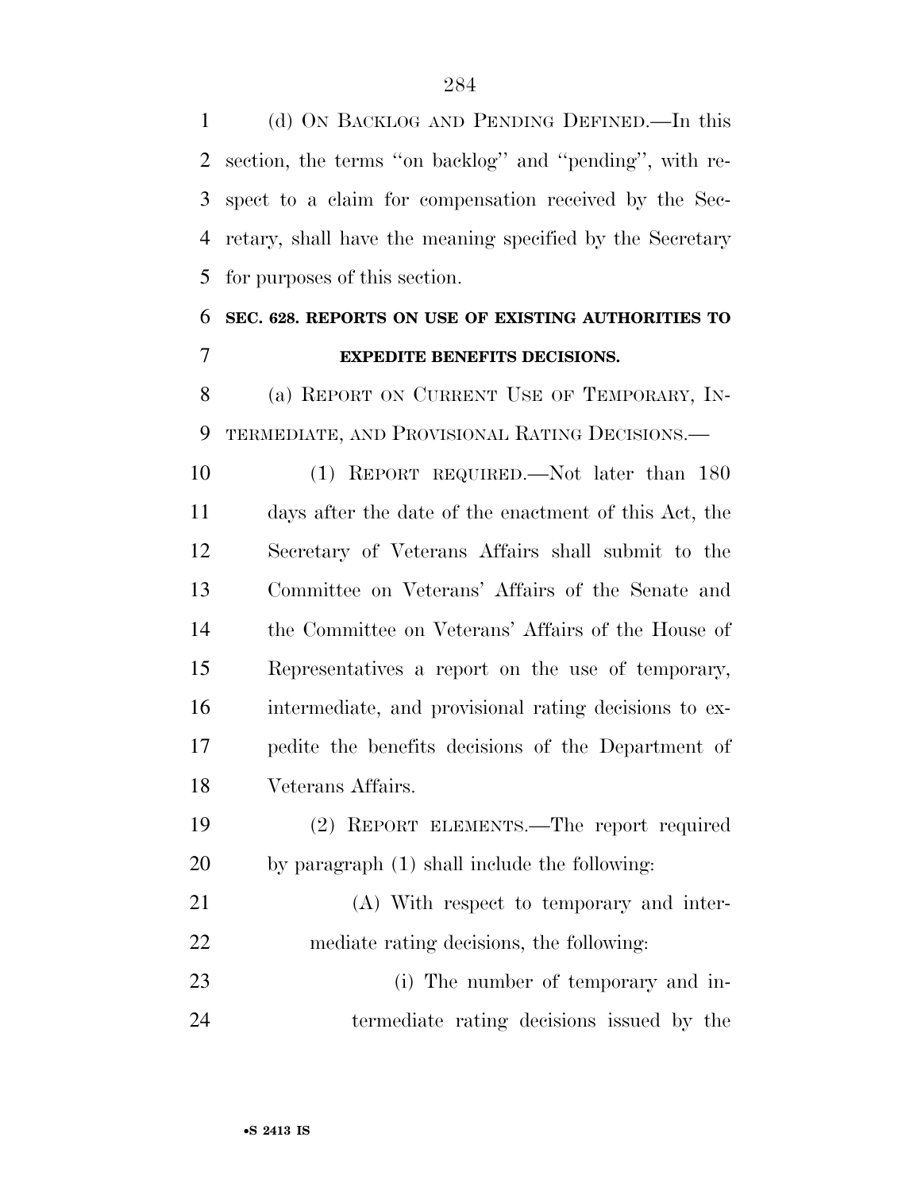(d) ON BACKLOG AND PENDING DEFINED.—In this section, the terms ''on backlog'' and ''pending'', with respect to a claim for compensation received by the Secretary, shall have the meaning specified by the Secretary for purposes of this section.

**SEC. 628. REPORTS ON USE OF EXISTING AUTHORITIES TO EXPEDITE BENEFITS DECISIONS.**

(a) REPORT ON CURRENT USE OF TEMPORARY, INTERMEDIATE, AND PROVISIONAL RATING DECISIONS.—

(1) REPORT REQUIRED.—Not later than 180 days after the date of the enactment of this Act, the Secretary of Veterans Affairs shall submit to the Committee on Veterans' Affairs of the Senate and the Committee on Veterans' Affairs of the House of Representatives a report on the use of temporary, intermediate, and provisional rating decisions to expedite the benefits decisions of the Department of Veterans Affairs.

(2) REPORT ELEMENTS.—The report required by paragraph (1) shall include the following:

(A) With respect to temporary and intermediate rating decisions, the following:

(i) The number of temporary and intermediate rating decisions issued by the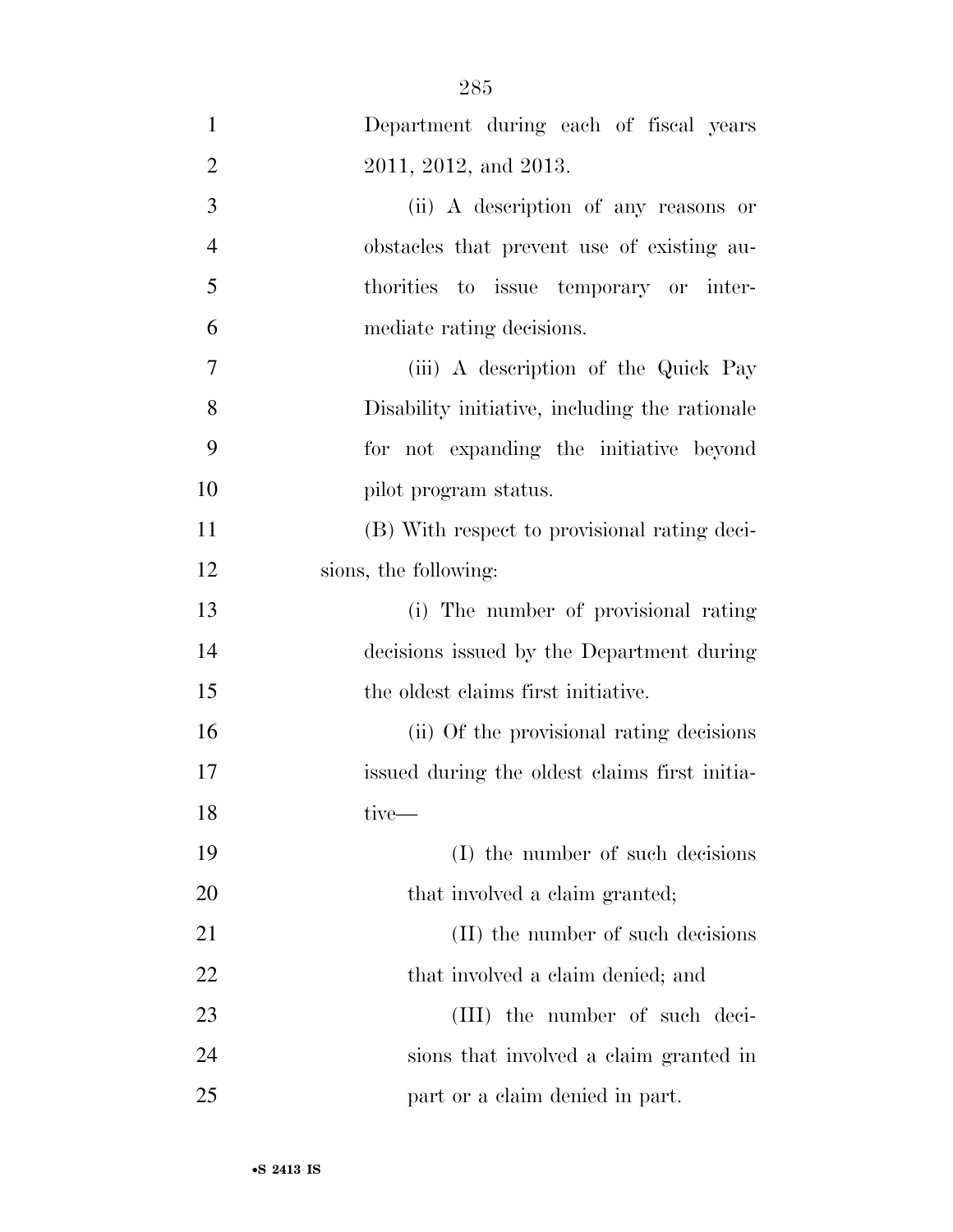Department during each of fiscal years 2011, 2012, and 2013.

(ii) A description of any reasons or obstacles that prevent use of existing authorities to issue temporary or intermediate rating decisions.

(iii) A description of the Quick Pay Disability initiative, including the rationale for not expanding the initiative beyond pilot program status.

(B) With respect to provisional rating decisions, the following:

(i) The number of provisional rating decisions issued by the Department during the oldest claims first initiative.

(ii) Of the provisional rating decisions issued during the oldest claims first initiative—

(I) the number of such decisions that involved a claim granted;

(II) the number of such decisions that involved a claim denied; and

(III) the number of such decisions that involved a claim granted in part or a claim denied in part.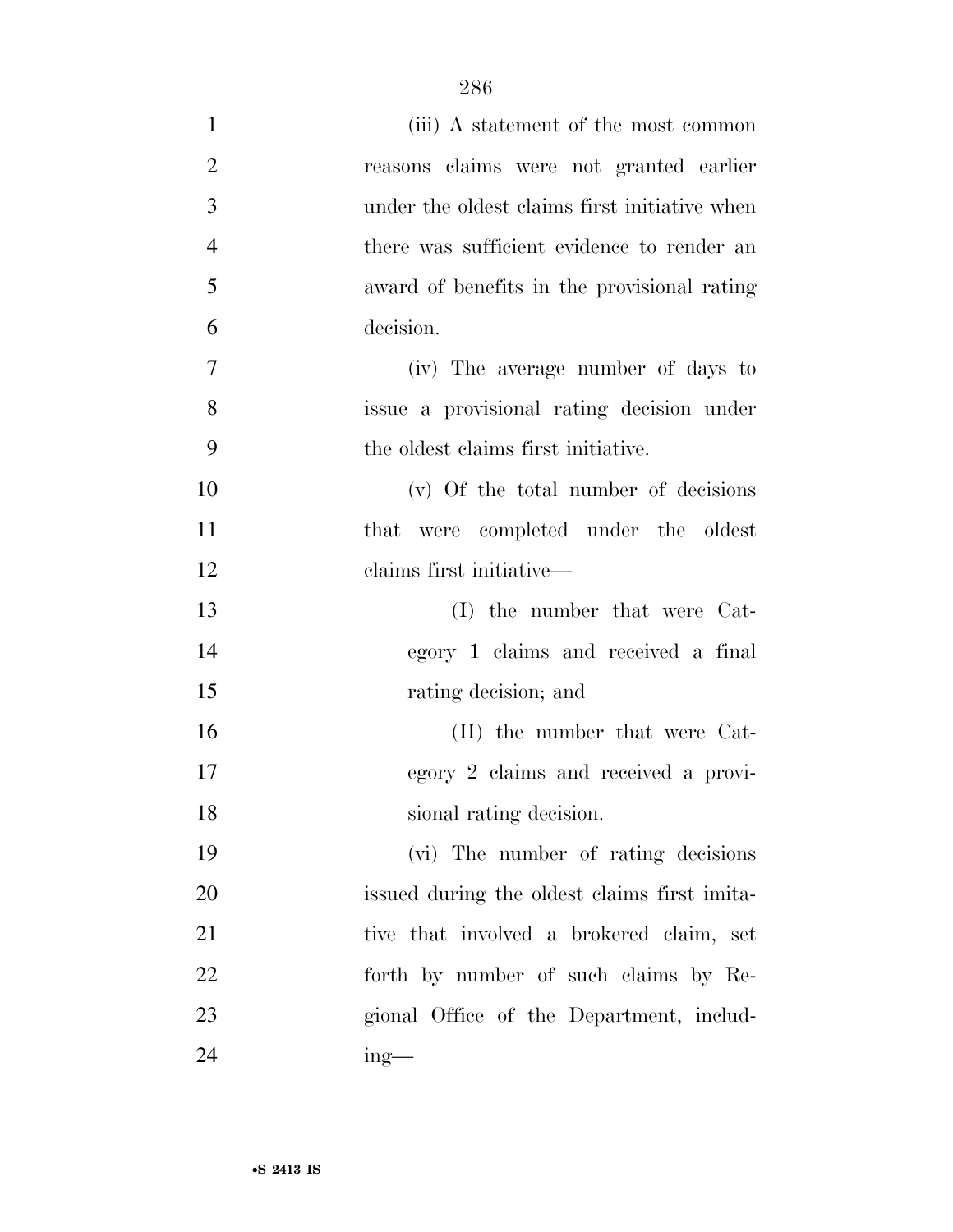(iii) A statement of the most common reasons claims were not granted earlier under the oldest claims first initiative when there was sufficient evidence to render an award of benefits in the provisional rating decision.

(iv) The average number of days to issue a provisional rating decision under the oldest claims first initiative.

(v) Of the total number of decisions that were completed under the oldest claims first initiative—

(I) the number that were Category 1 claims and received a final rating decision; and

(II) the number that were Category 2 claims and received a provisional rating decision.

(vi) The number of rating decisions issued during the oldest claims first imitative that involved a brokered claim, set forth by number of such claims by Regional Office of the Department, including—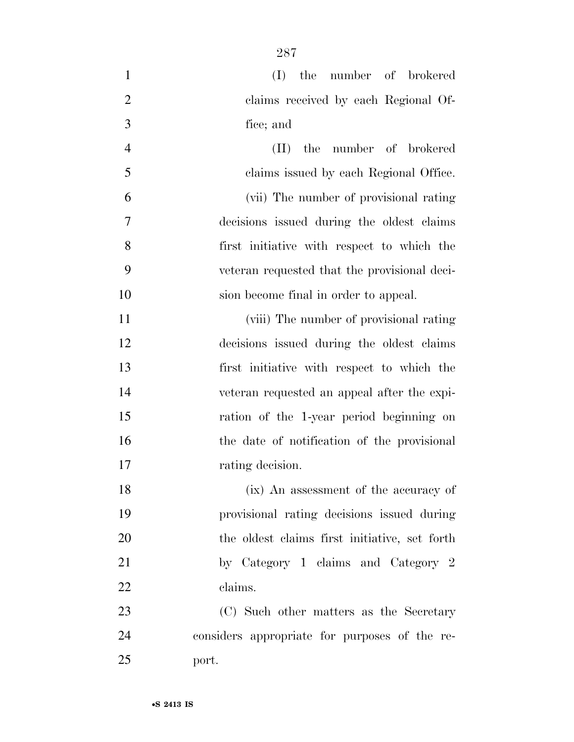(I) the number of brokered claims received by each Regional Office; and

(II) the number of brokered claims issued by each Regional Office.

(vii) The number of provisional rating decisions issued during the oldest claims first initiative with respect to which the veteran requested that the provisional decision become final in order to appeal.

(viii) The number of provisional rating decisions issued during the oldest claims first initiative with respect to which the veteran requested an appeal after the expiration of the 1-year period beginning on the date of notification of the provisional rating decision.

(ix) An assessment of the accuracy of provisional rating decisions issued during the oldest claims first initiative, set forth by Category 1 claims and Category 2 claims.

(C) Such other matters as the Secretary considers appropriate for purposes of the report.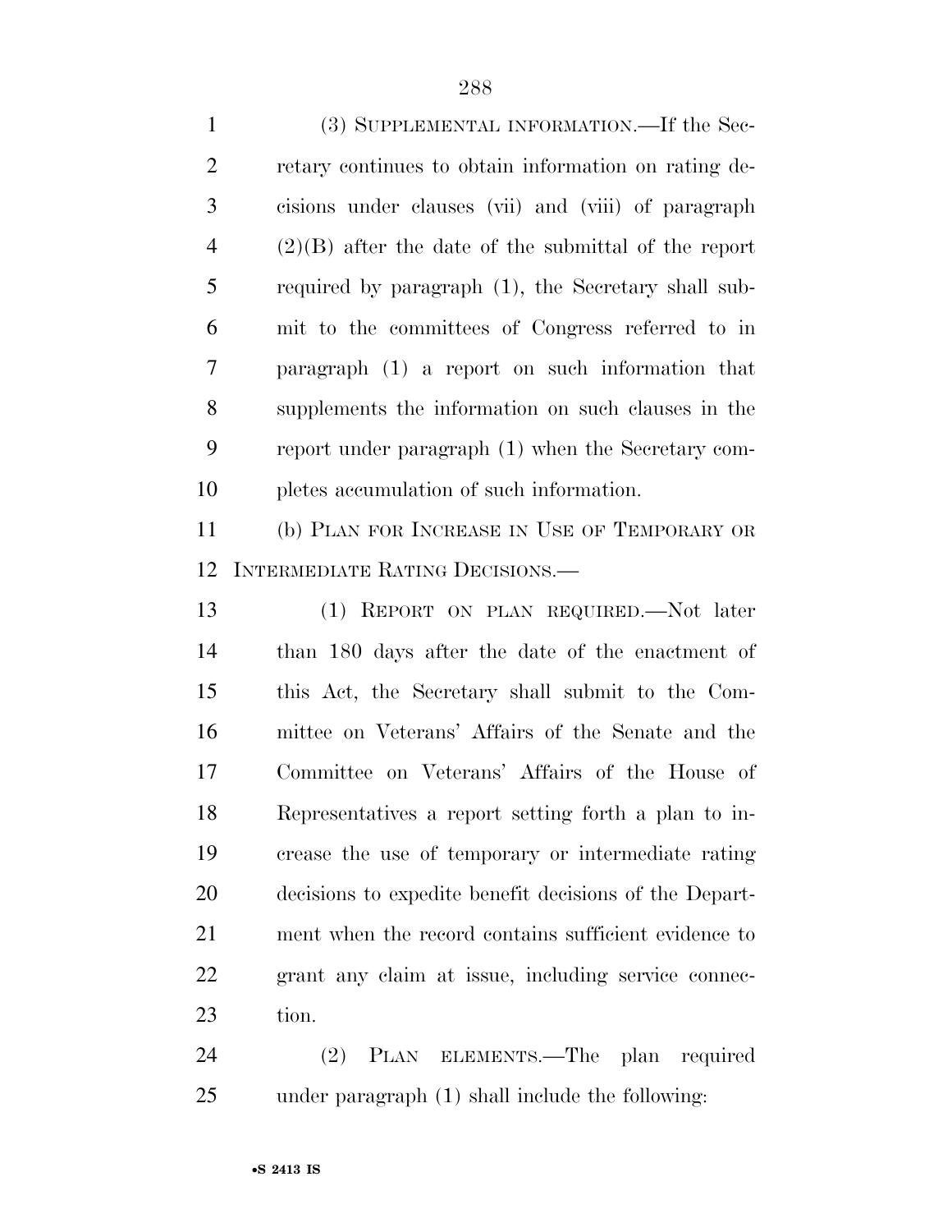(3) SUPPLEMENTAL INFORMATION.—If the Secretary continues to obtain information on rating decisions under clauses (vii) and (viii) of paragraph (2)(B) after the date of the submittal of the report required by paragraph (1), the Secretary shall submit to the committees of Congress referred to in paragraph (1) a report on such information that supplements the information on such clauses in the report under paragraph (1) when the Secretary completes accumulation of such information.

(b) PLAN FOR INCREASE IN USE OF TEMPORARY OR INTERMEDIATE RATING DECISIONS.—

(1) REPORT ON PLAN REQUIRED.—Not later than 180 days after the date of the enactment of this Act, the Secretary shall submit to the Committee on Veterans' Affairs of the Senate and the Committee on Veterans' Affairs of the House of Representatives a report setting forth a plan to increase the use of temporary or intermediate rating decisions to expedite benefit decisions of the Department when the record contains sufficient evidence to grant any claim at issue, including service connection.

(2) PLAN ELEMENTS.—The plan required under paragraph (1) shall include the following: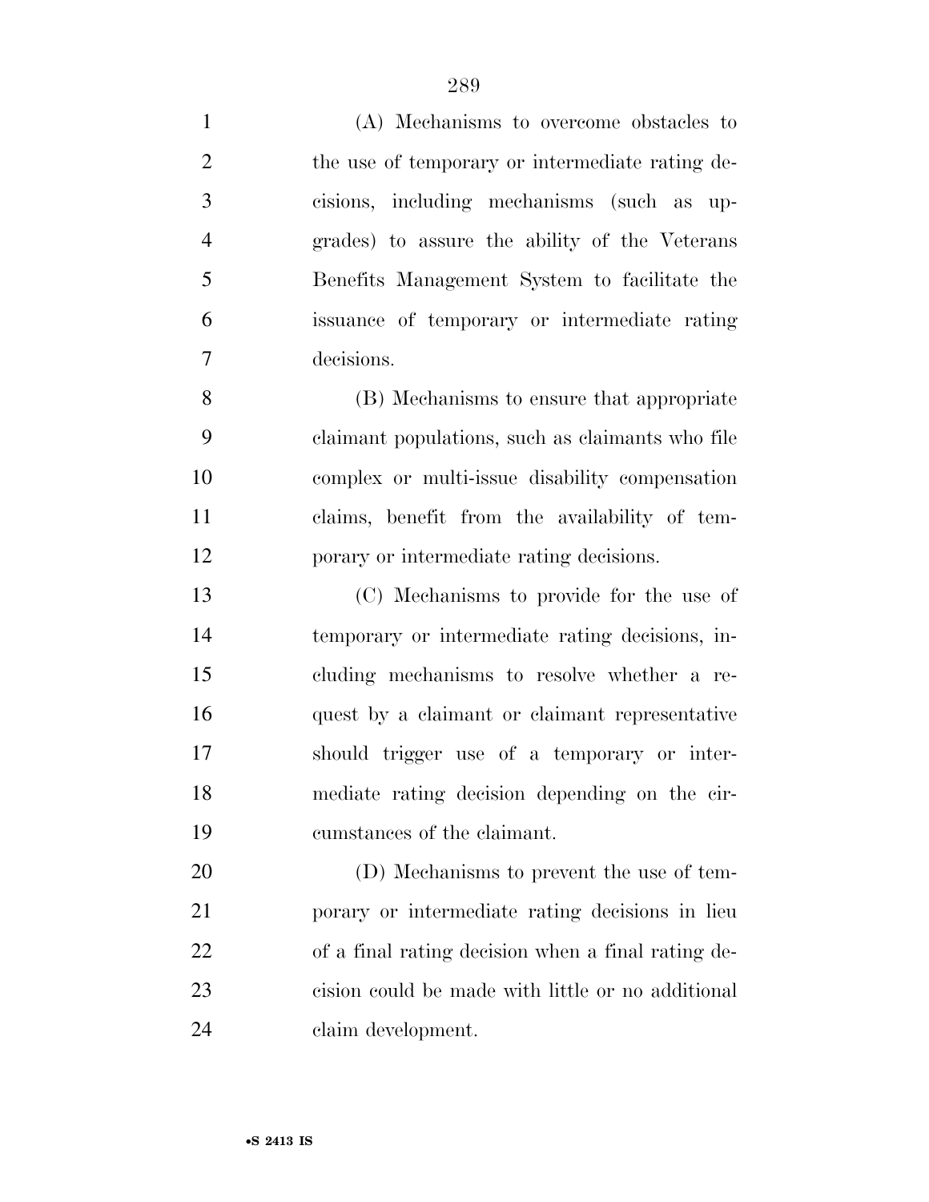(A) Mechanisms to overcome obstacles to the use of temporary or intermediate rating decisions, including mechanisms (such as upgrades) to assure the ability of the Veterans Benefits Management System to facilitate the issuance of temporary or intermediate rating decisions.

(B) Mechanisms to ensure that appropriate claimant populations, such as claimants who file complex or multi-issue disability compensation claims, benefit from the availability of temporary or intermediate rating decisions.

(C) Mechanisms to provide for the use of temporary or intermediate rating decisions, including mechanisms to resolve whether a request by a claimant or claimant representative should trigger use of a temporary or intermediate rating decision depending on the circumstances of the claimant.

(D) Mechanisms to prevent the use of temporary or intermediate rating decisions in lieu of a final rating decision when a final rating decision could be made with little or no additional claim development.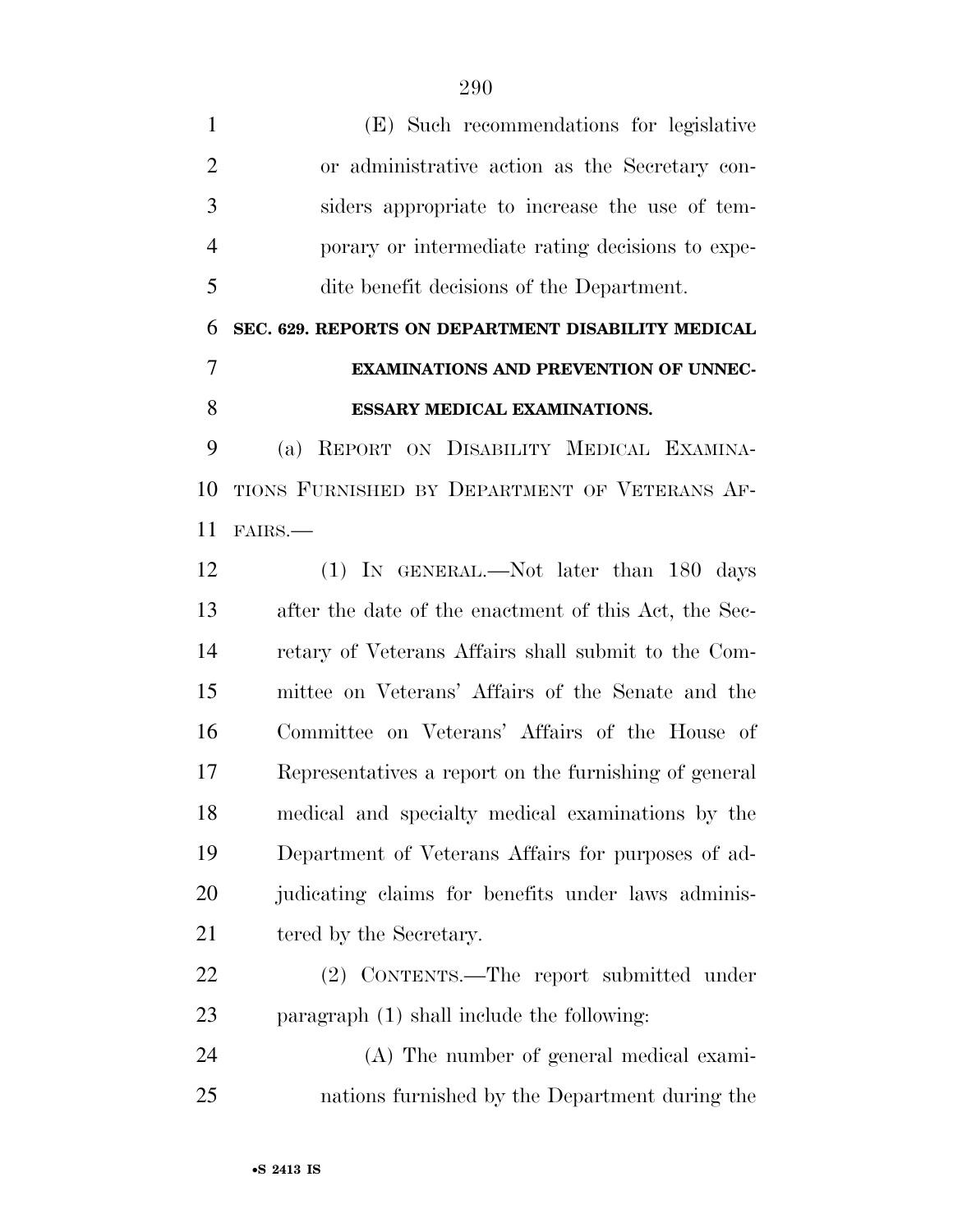(E) Such recommendations for legislative or administrative action as the Secretary considers appropriate to increase the use of temporary or intermediate rating decisions to expedite benefit decisions of the Department.

**SEC. 629. REPORTS ON DEPARTMENT DISABILITY MEDICAL EXAMINATIONS AND PREVENTION OF UNNECESSARY MEDICAL EXAMINATIONS.**

(a) REPORT ON DISABILITY MEDICAL EXAMINATIONS FURNISHED BY DEPARTMENT OF VETERANS AFFAIRS.—

(1) IN GENERAL.—Not later than 180 days after the date of the enactment of this Act, the Secretary of Veterans Affairs shall submit to the Committee on Veterans' Affairs of the Senate and the Committee on Veterans' Affairs of the House of Representatives a report on the furnishing of general medical and specialty medical examinations by the Department of Veterans Affairs for purposes of adjudicating claims for benefits under laws administered by the Secretary.

(2) CONTENTS.—The report submitted under paragraph (1) shall include the following:

(A) The number of general medical examinations furnished by the Department during the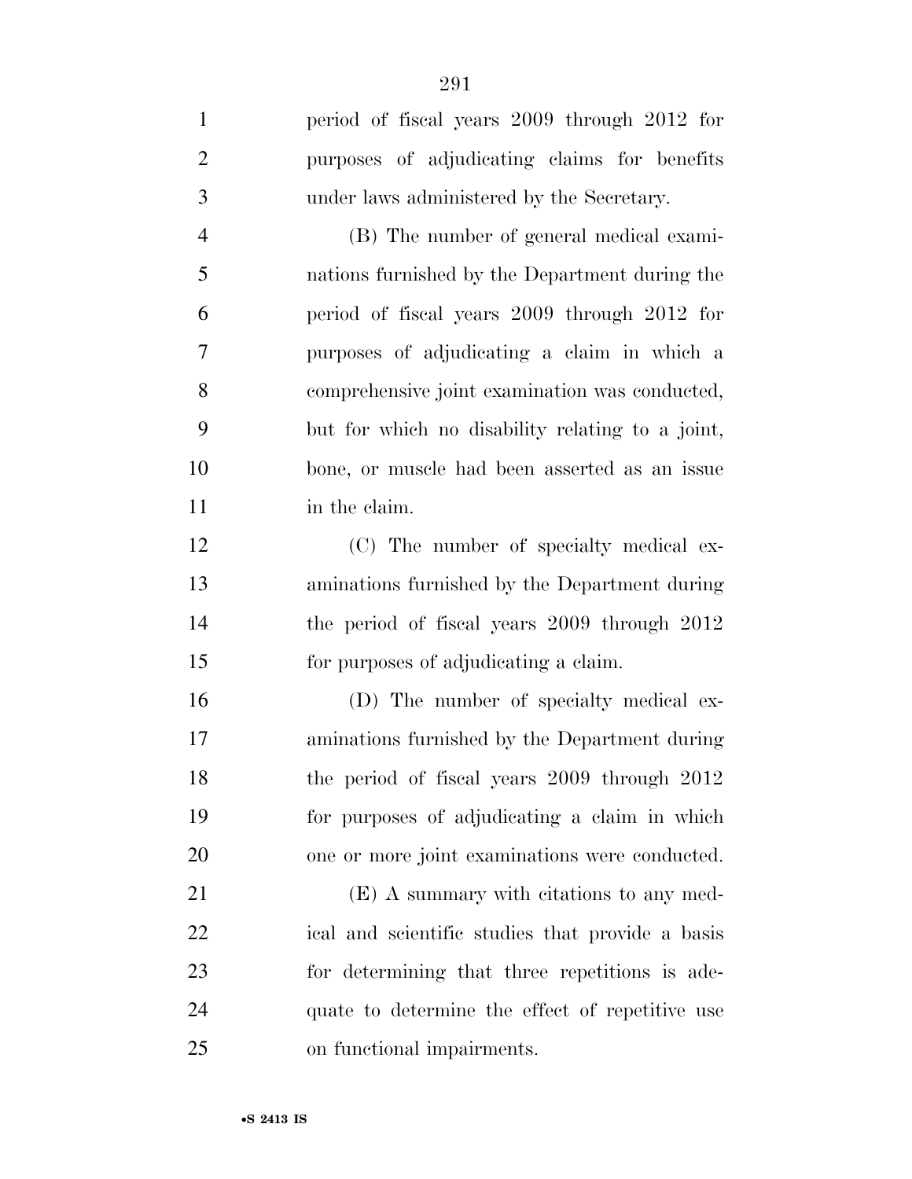period of fiscal years 2009 through 2012 for purposes of adjudicating claims for benefits under laws administered by the Secretary.

(B) The number of general medical examinations furnished by the Department during the period of fiscal years 2009 through 2012 for purposes of adjudicating a claim in which a comprehensive joint examination was conducted, but for which no disability relating to a joint, bone, or muscle had been asserted as an issue in the claim.

(C) The number of specialty medical examinations furnished by the Department during the period of fiscal years 2009 through 2012 for purposes of adjudicating a claim.

(D) The number of specialty medical examinations furnished by the Department during the period of fiscal years 2009 through 2012 for purposes of adjudicating a claim in which one or more joint examinations were conducted.

(E) A summary with citations to any medical and scientific studies that provide a basis for determining that three repetitions is adequate to determine the effect of repetitive use on functional impairments.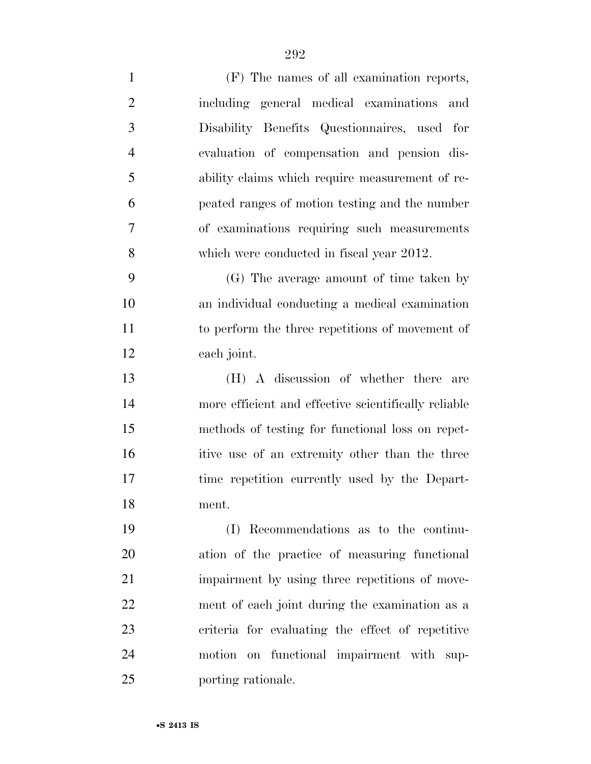(F) The names of all examination reports, including general medical examinations and Disability Benefits Questionnaires, used for evaluation of compensation and pension disability claims which require measurement of repeated ranges of motion testing and the number of examinations requiring such measurements which were conducted in fiscal year 2012.

(G) The average amount of time taken by an individual conducting a medical examination to perform the three repetitions of movement of each joint.

(H) A discussion of whether there are more efficient and effective scientifically reliable methods of testing for functional loss on repetitive use of an extremity other than the three time repetition currently used by the Department.

(I) Recommendations as to the continuation of the practice of measuring functional impairment by using three repetitions of movement of each joint during the examination as a criteria for evaluating the effect of repetitive motion on functional impairment with supporting rationale.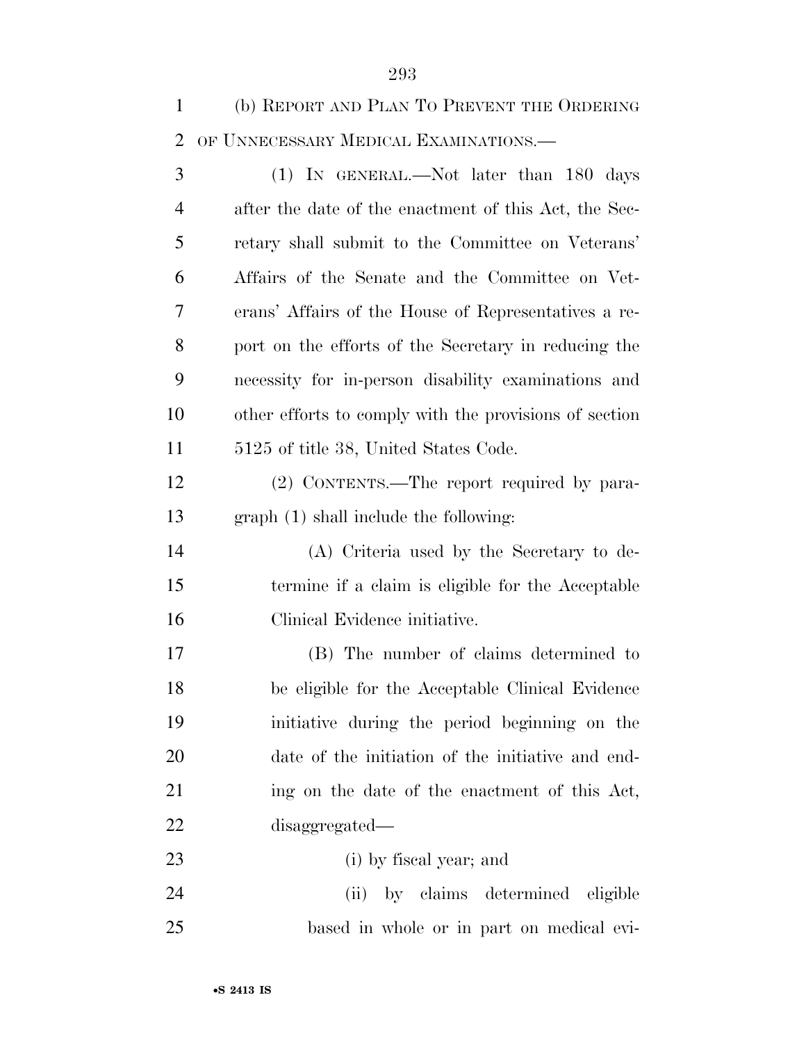(b) REPORT AND PLAN TO PREVENT THE ORDERING OF UNNECESSARY MEDICAL EXAMINATIONS.—

(1) IN GENERAL.—Not later than 180 days after the date of the enactment of this Act, the Secretary shall submit to the Committee on Veterans' Affairs of the Senate and the Committee on Veterans' Affairs of the House of Representatives a report on the efforts of the Secretary in reducing the necessity for in-person disability examinations and other efforts to comply with the provisions of section 5125 of title 38, United States Code.

(2) CONTENTS.—The report required by paragraph (1) shall include the following:

(A) Criteria used by the Secretary to determine if a claim is eligible for the Acceptable Clinical Evidence initiative.

(B) The number of claims determined to be eligible for the Acceptable Clinical Evidence initiative during the period beginning on the date of the initiation of the initiative and ending on the date of the enactment of this Act, disaggregated—

(i) by fiscal year; and

(ii) by claims determined eligible based in whole or in part on medical evi-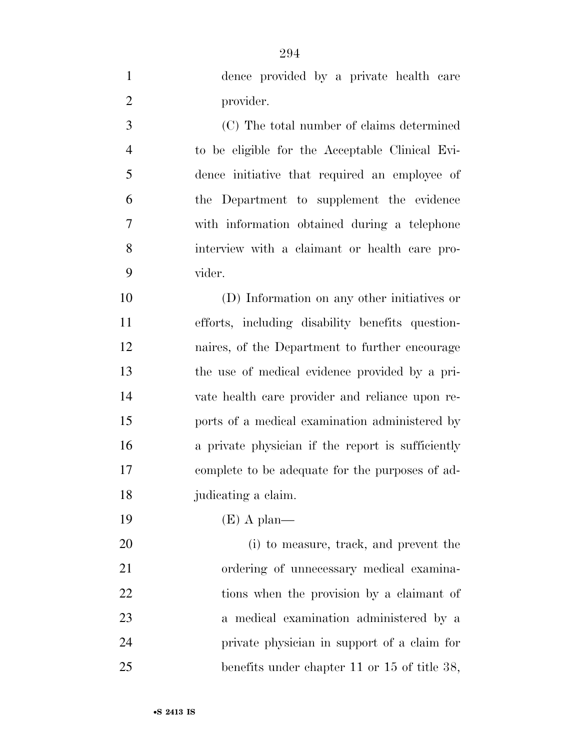dence provided by a private health care provider.

(C) The total number of claims determined to be eligible for the Acceptable Clinical Evidence initiative that required an employee of the Department to supplement the evidence with information obtained during a telephone interview with a claimant or health care provider.

(D) Information on any other initiatives or efforts, including disability benefits questionnaires, of the Department to further encourage the use of medical evidence provided by a private health care provider and reliance upon reports of a medical examination administered by a private physician if the report is sufficiently complete to be adequate for the purposes of adjudicating a claim.

(E) A plan—

(i) to measure, track, and prevent the ordering of unnecessary medical examinations when the provision by a claimant of a medical examination administered by a private physician in support of a claim for benefits under chapter 11 or 15 of title 38,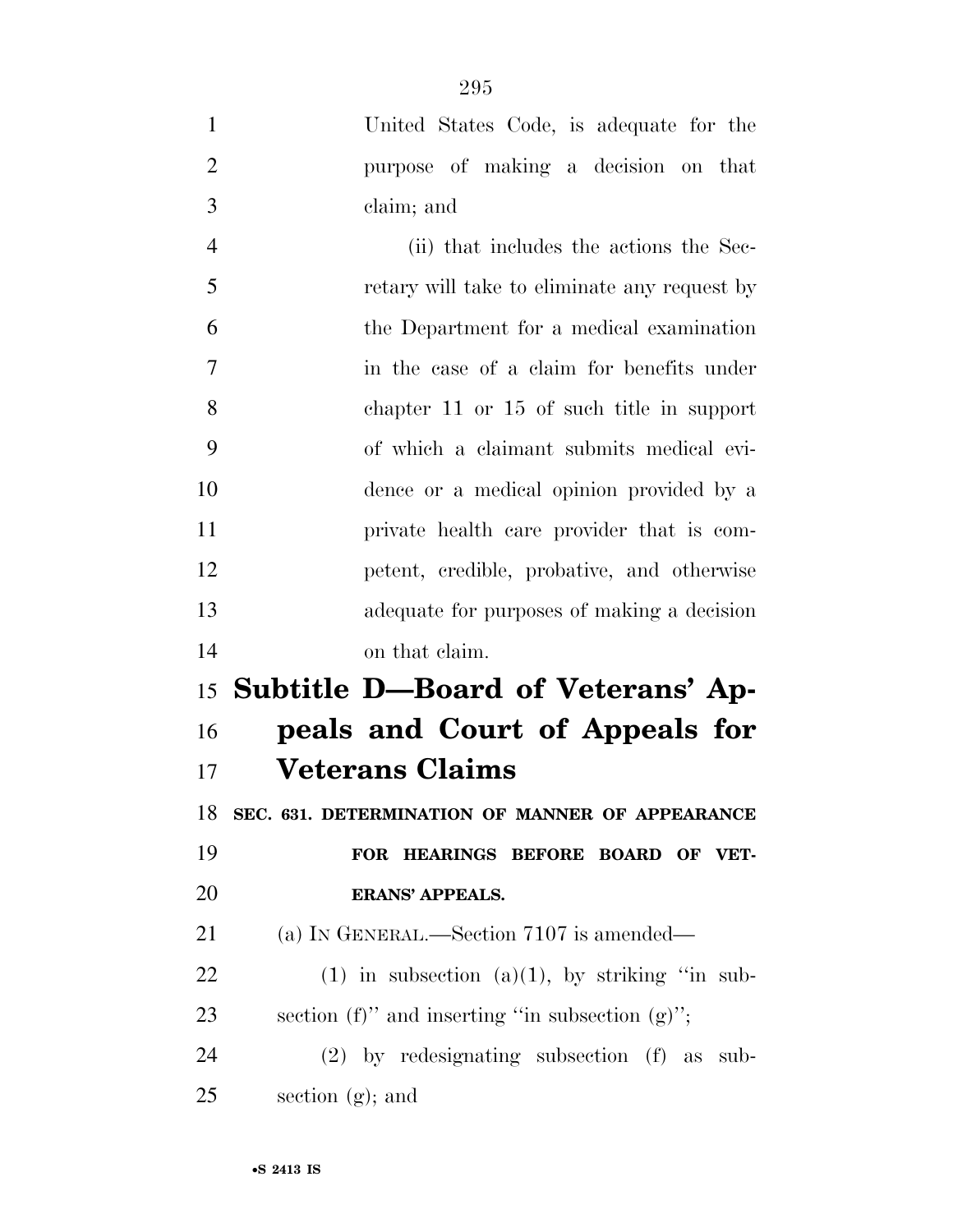United States Code, is adequate for the purpose of making a decision on that claim; and

(ii) that includes the actions the Secretary will take to eliminate any request by the Department for a medical examination in the case of a claim for benefits under chapter 11 or 15 of such title in support of which a claimant submits medical evidence or a medical opinion provided by a private health care provider that is competent, credible, probative, and otherwise adequate for purposes of making a decision on that claim.

## Subtitle D—Board of Veterans' Appeals and Court of Appeals for Veterans Claims

### SEC. 631. DETERMINATION OF MANNER OF APPEARANCE FOR HEARINGS BEFORE BOARD OF VETERANS' APPEALS.

(a) IN GENERAL.—Section 7107 is amended—

(1) in subsection (a)(1), by striking "in subsection (f)" and inserting "in subsection (g)";

(2) by redesignating subsection (f) as subsection (g); and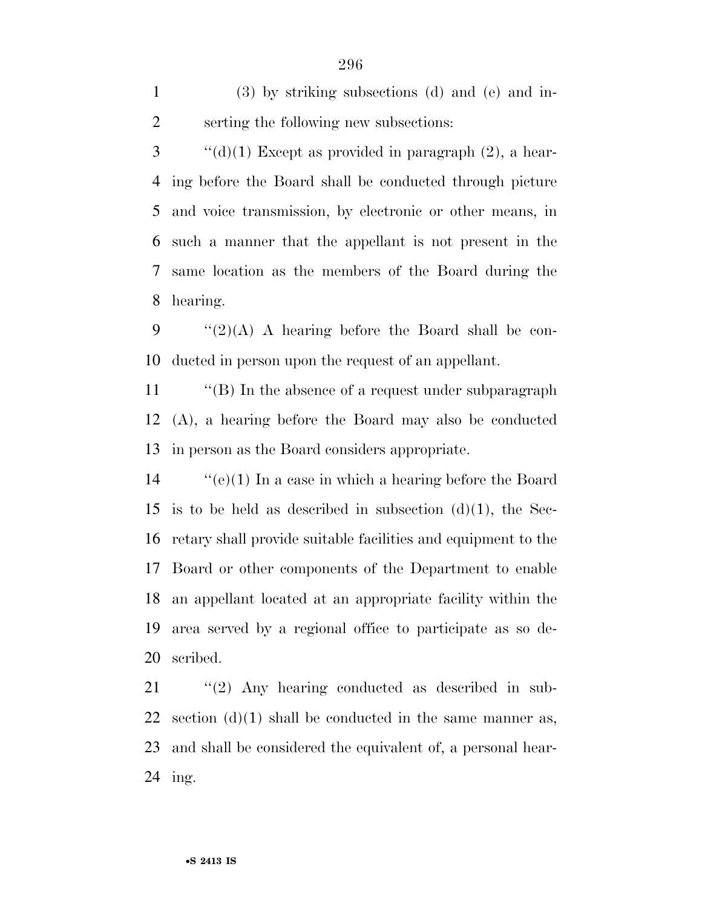(3) by striking subsections (d) and (e) and inserting the following new subsections:

''(d)(1) Except as provided in paragraph (2), a hearing before the Board shall be conducted through picture and voice transmission, by electronic or other means, in such a manner that the appellant is not present in the same location as the members of the Board during the hearing.

''(2)(A) A hearing before the Board shall be conducted in person upon the request of an appellant.

''(B) In the absence of a request under subparagraph (A), a hearing before the Board may also be conducted in person as the Board considers appropriate.

''(e)(1) In a case in which a hearing before the Board is to be held as described in subsection (d)(1), the Secretary shall provide suitable facilities and equipment to the Board or other components of the Department to enable an appellant located at an appropriate facility within the area served by a regional office to participate as so described.

''(2) Any hearing conducted as described in subsection (d)(1) shall be conducted in the same manner as, and shall be considered the equivalent of, a personal hearing.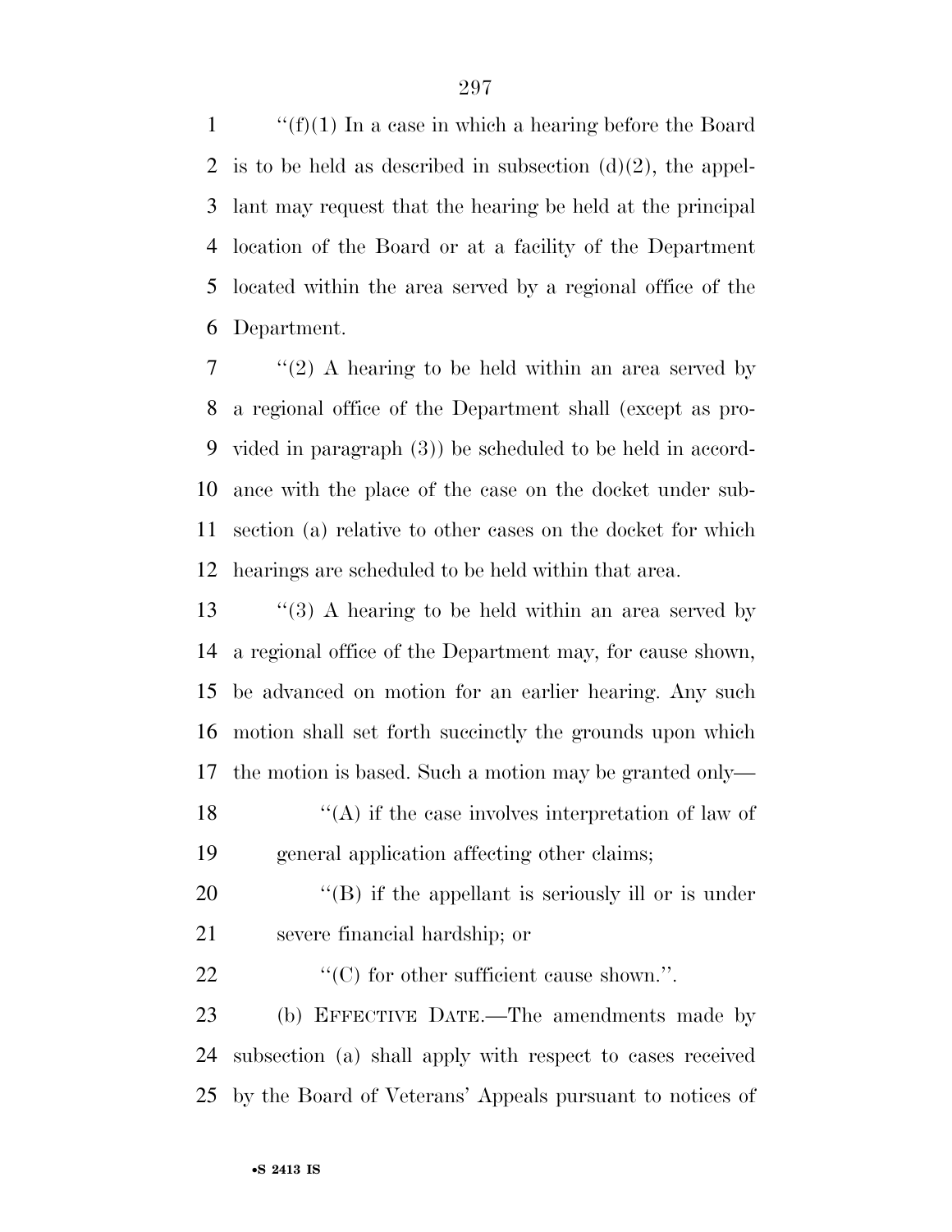''(f)(1) In a case in which a hearing before the Board is to be held as described in subsection (d)(2), the appellant may request that the hearing be held at the principal location of the Board or at a facility of the Department located within the area served by a regional office of the Department.

''(2) A hearing to be held within an area served by a regional office of the Department shall (except as provided in paragraph (3)) be scheduled to be held in accordance with the place of the case on the docket under subsection (a) relative to other cases on the docket for which hearings are scheduled to be held within that area.

''(3) A hearing to be held within an area served by a regional office of the Department may, for cause shown, be advanced on motion for an earlier hearing. Any such motion shall set forth succinctly the grounds upon which the motion is based. Such a motion may be granted only—

''(A) if the case involves interpretation of law of general application affecting other claims;

''(B) if the appellant is seriously ill or is under severe financial hardship; or

''(C) for other sufficient cause shown.''.

(b) EFFECTIVE DATE.—The amendments made by subsection (a) shall apply with respect to cases received by the Board of Veterans' Appeals pursuant to notices of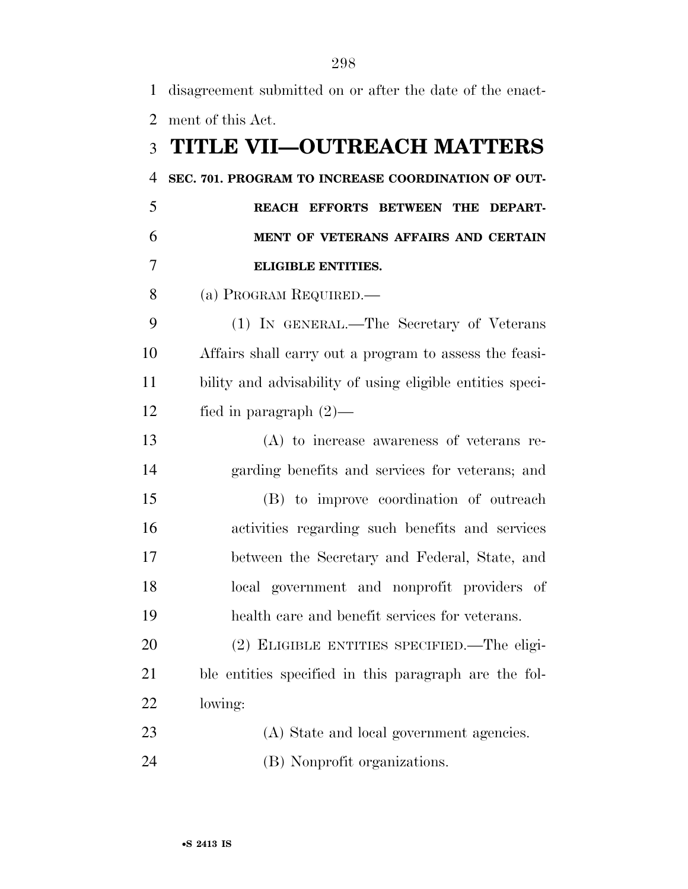disagreement submitted on or after the date of the enactment of this Act.

# TITLE VII—OUTREACH MATTERS

### SEC. 701. PROGRAM TO INCREASE COORDINATION OF OUTREACH EFFORTS BETWEEN THE DEPARTMENT OF VETERANS AFFAIRS AND CERTAIN ELIGIBLE ENTITIES.

(a) PROGRAM REQUIRED.—

(1) IN GENERAL.—The Secretary of Veterans Affairs shall carry out a program to assess the feasibility and advisability of using eligible entities specified in paragraph (2)—

(A) to increase awareness of veterans regarding benefits and services for veterans; and

(B) to improve coordination of outreach activities regarding such benefits and services between the Secretary and Federal, State, and local government and nonprofit providers of health care and benefit services for veterans.

(2) ELIGIBLE ENTITIES SPECIFIED.—The eligible entities specified in this paragraph are the following:

(A) State and local government agencies.

(B) Nonprofit organizations.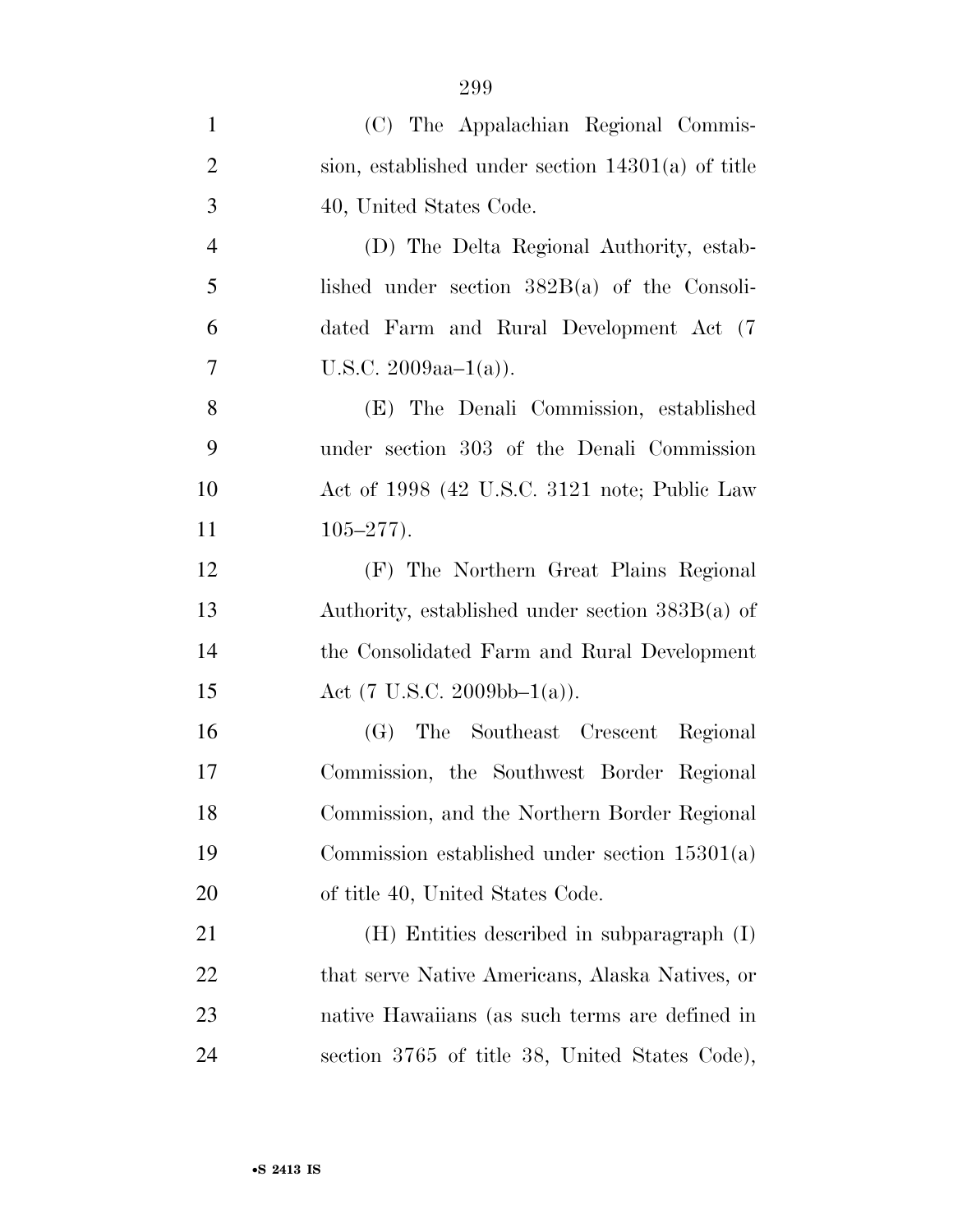(C) The Appalachian Regional Commission, established under section 14301(a) of title 40, United States Code.

(D) The Delta Regional Authority, established under section 382B(a) of the Consolidated Farm and Rural Development Act (7 U.S.C. 2009aa–1(a)).

(E) The Denali Commission, established under section 303 of the Denali Commission Act of 1998 (42 U.S.C. 3121 note; Public Law 105–277).

(F) The Northern Great Plains Regional Authority, established under section 383B(a) of the Consolidated Farm and Rural Development Act (7 U.S.C. 2009bb–1(a)).

(G) The Southeast Crescent Regional Commission, the Southwest Border Regional Commission, and the Northern Border Regional Commission established under section 15301(a) of title 40, United States Code.

(H) Entities described in subparagraph (I) that serve Native Americans, Alaska Natives, or native Hawaiians (as such terms are defined in section 3765 of title 38, United States Code),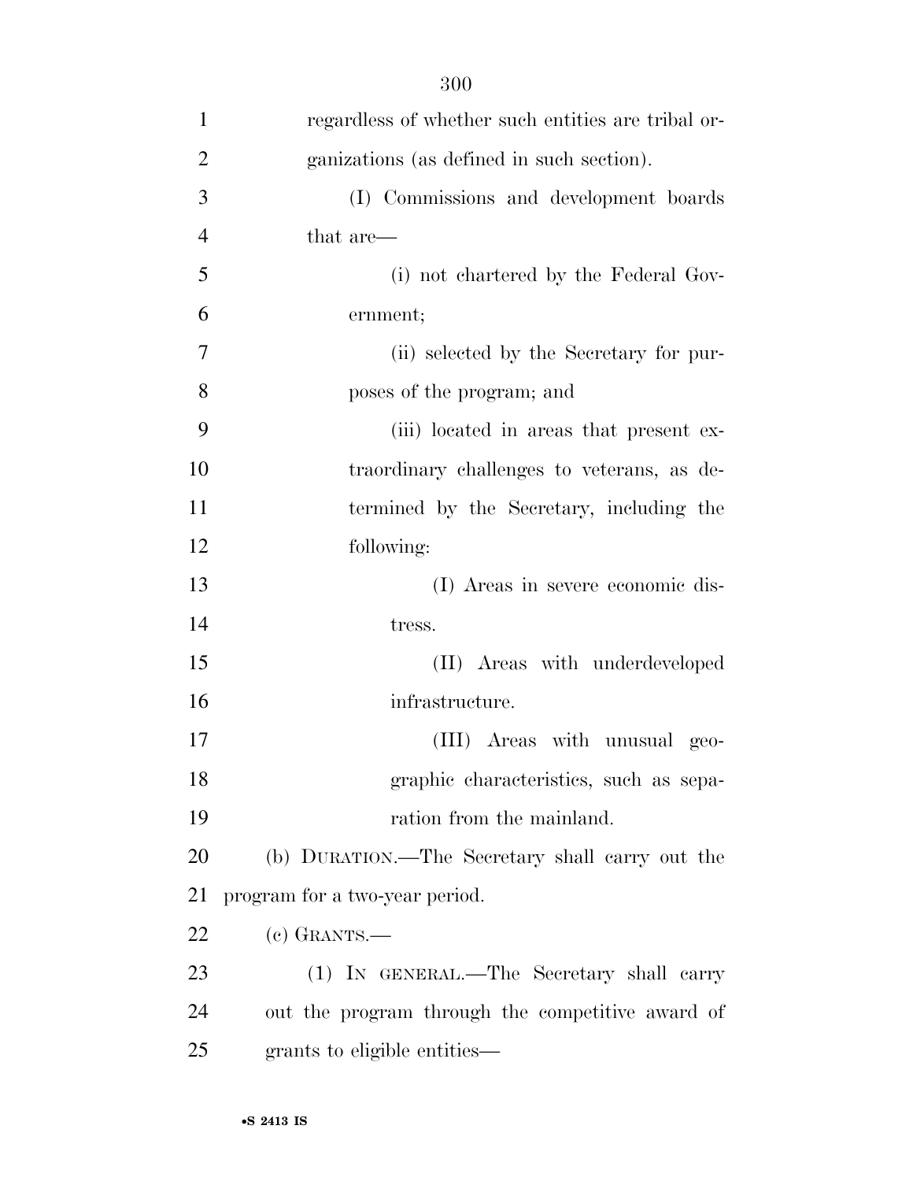regardless of whether such entities are tribal organizations (as defined in such section).

(I) Commissions and development boards that are—

(i) not chartered by the Federal Government;

(ii) selected by the Secretary for purposes of the program; and

(iii) located in areas that present extraordinary challenges to veterans, as determined by the Secretary, including the following:

(I) Areas in severe economic distress.

(II) Areas with underdeveloped infrastructure.

(III) Areas with unusual geographic characteristics, such as separation from the mainland.

(b) DURATION.—The Secretary shall carry out the program for a two-year period.

(c) GRANTS.—

(1) IN GENERAL.—The Secretary shall carry out the program through the competitive award of grants to eligible entities—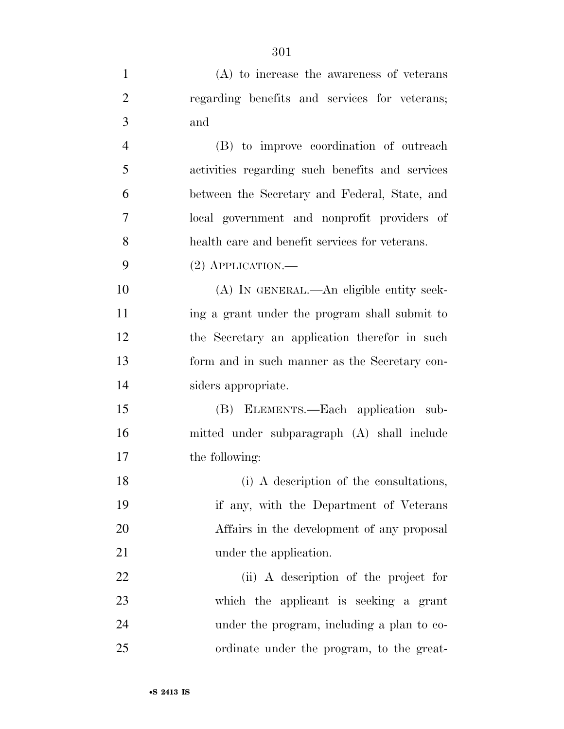(A) to increase the awareness of veterans regarding benefits and services for veterans; and

(B) to improve coordination of outreach activities regarding such benefits and services between the Secretary and Federal, State, and local government and nonprofit providers of health care and benefit services for veterans.

(2) APPLICATION.—

(A) IN GENERAL.—An eligible entity seeking a grant under the program shall submit to the Secretary an application therefor in such form and in such manner as the Secretary considers appropriate.

(B) ELEMENTS.—Each application submitted under subparagraph (A) shall include the following:

(i) A description of the consultations, if any, with the Department of Veterans Affairs in the development of any proposal under the application.

(ii) A description of the project for which the applicant is seeking a grant under the program, including a plan to coordinate under the program, to the great-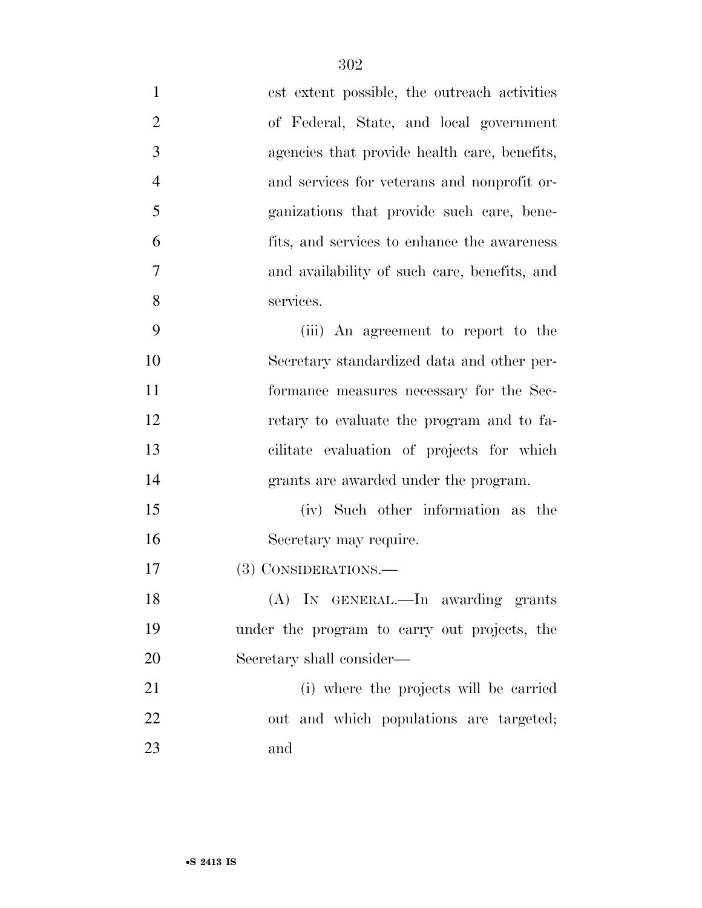est extent possible, the outreach activities of Federal, State, and local government agencies that provide health care, benefits, and services for veterans and nonprofit organizations that provide such care, benefits, and services to enhance the awareness and availability of such care, benefits, and services.

(iii) An agreement to report to the Secretary standardized data and other performance measures necessary for the Secretary to evaluate the program and to facilitate evaluation of projects for which grants are awarded under the program.

(iv) Such other information as the Secretary may require.

(3) CONSIDERATIONS.—

(A) IN GENERAL.—In awarding grants under the program to carry out projects, the Secretary shall consider—

(i) where the projects will be carried out and which populations are targeted; and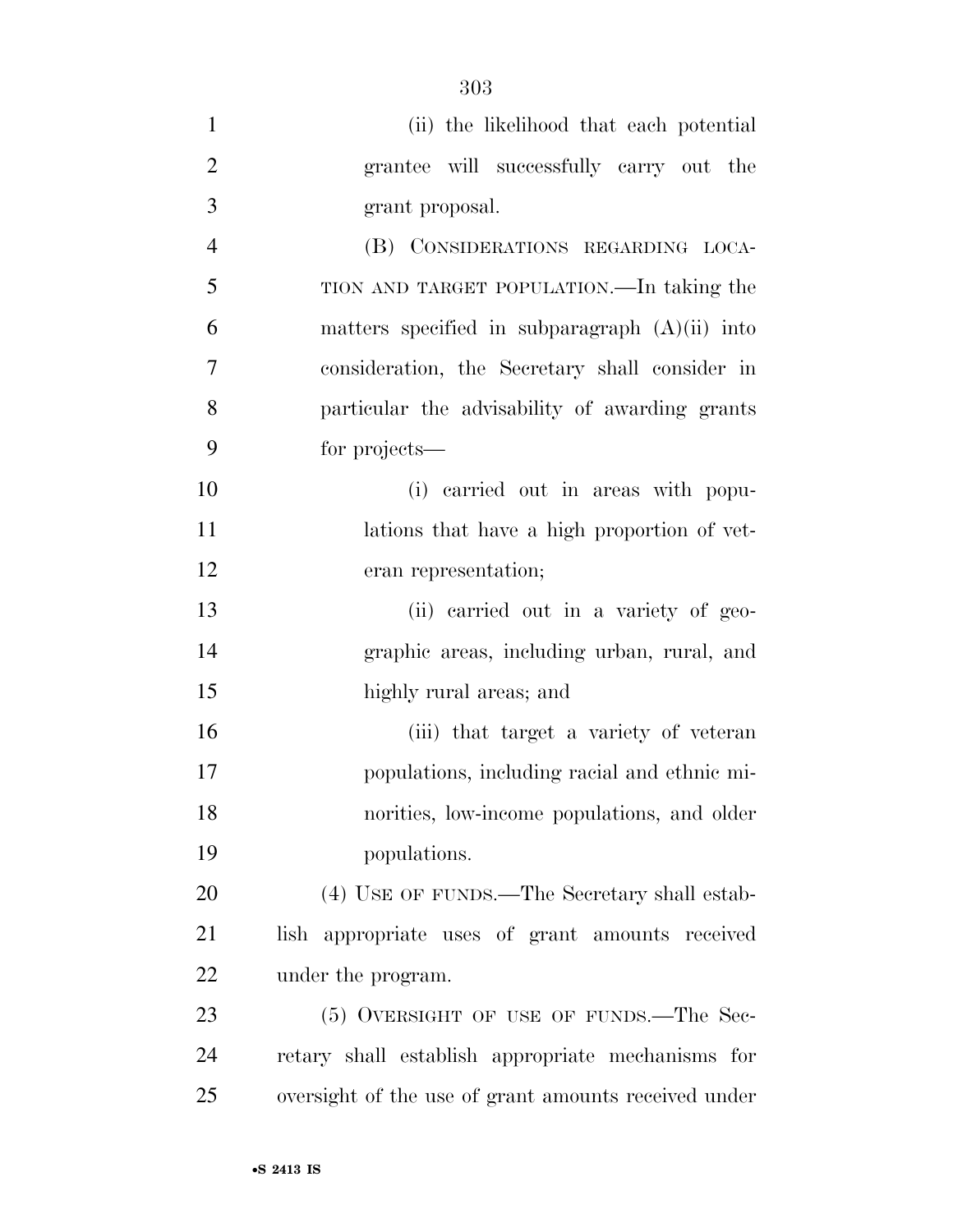(ii) the likelihood that each potential grantee will successfully carry out the grant proposal.

(B) CONSIDERATIONS REGARDING LOCATION AND TARGET POPULATION.—In taking the matters specified in subparagraph (A)(ii) into consideration, the Secretary shall consider in particular the advisability of awarding grants for projects—

(i) carried out in areas with populations that have a high proportion of veteran representation;

(ii) carried out in a variety of geographic areas, including urban, rural, and highly rural areas; and

(iii) that target a variety of veteran populations, including racial and ethnic minorities, low-income populations, and older populations.

(4) USE OF FUNDS.—The Secretary shall establish appropriate uses of grant amounts received under the program.

(5) OVERSIGHT OF USE OF FUNDS.—The Secretary shall establish appropriate mechanisms for oversight of the use of grant amounts received under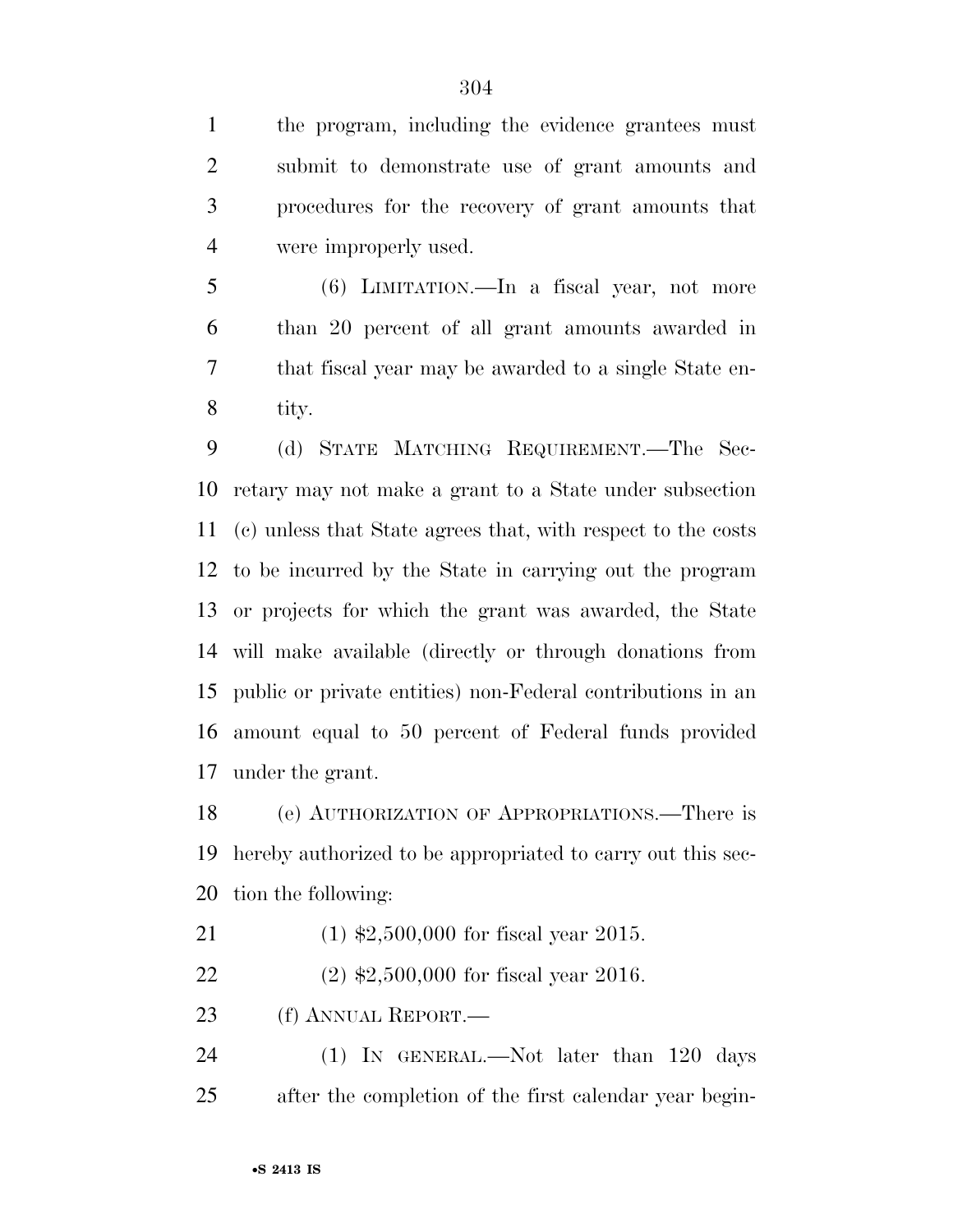the program, including the evidence grantees must submit to demonstrate use of grant amounts and procedures for the recovery of grant amounts that were improperly used.

(6) LIMITATION.—In a fiscal year, not more than 20 percent of all grant amounts awarded in that fiscal year may be awarded to a single State entity.

(d) STATE MATCHING REQUIREMENT.—The Secretary may not make a grant to a State under subsection (c) unless that State agrees that, with respect to the costs to be incurred by the State in carrying out the program or projects for which the grant was awarded, the State will make available (directly or through donations from public or private entities) non-Federal contributions in an amount equal to 50 percent of Federal funds provided under the grant.

(e) AUTHORIZATION OF APPROPRIATIONS.—There is hereby authorized to be appropriated to carry out this section the following:

(1) $2,500,000 for fiscal year 2015.

(2) $2,500,000 for fiscal year 2016.

(f) ANNUAL REPORT.—

(1) IN GENERAL.—Not later than 120 days after the completion of the first calendar year begin-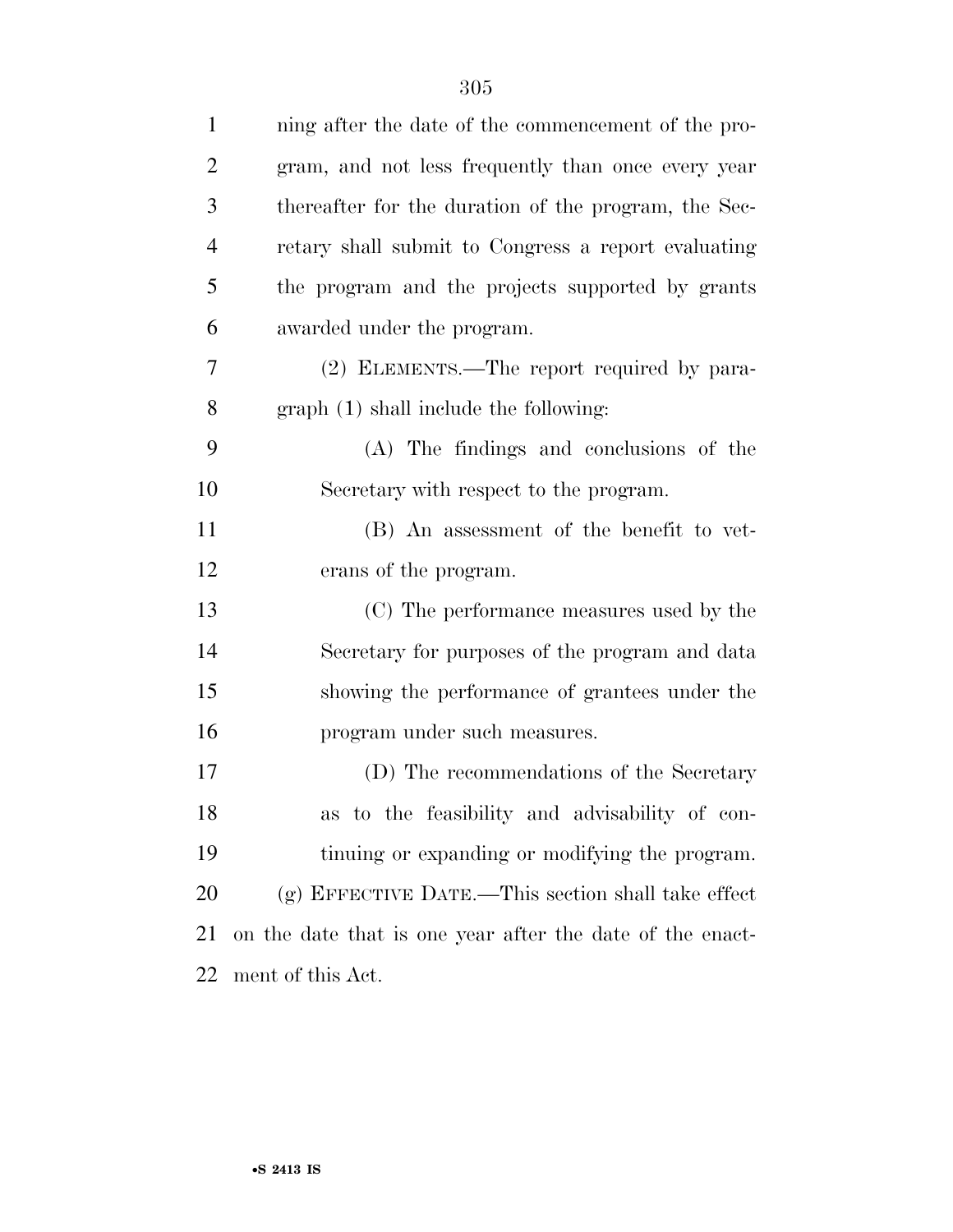ning after the date of the commencement of the program, and not less frequently than once every year thereafter for the duration of the program, the Secretary shall submit to Congress a report evaluating the program and the projects supported by grants awarded under the program.

(2) ELEMENTS.—The report required by paragraph (1) shall include the following:

(A) The findings and conclusions of the Secretary with respect to the program.

(B) An assessment of the benefit to veterans of the program.

(C) The performance measures used by the Secretary for purposes of the program and data showing the performance of grantees under the program under such measures.

(D) The recommendations of the Secretary as to the feasibility and advisability of continuing or expanding or modifying the program.

(g) EFFECTIVE DATE.—This section shall take effect on the date that is one year after the date of the enactment of this Act.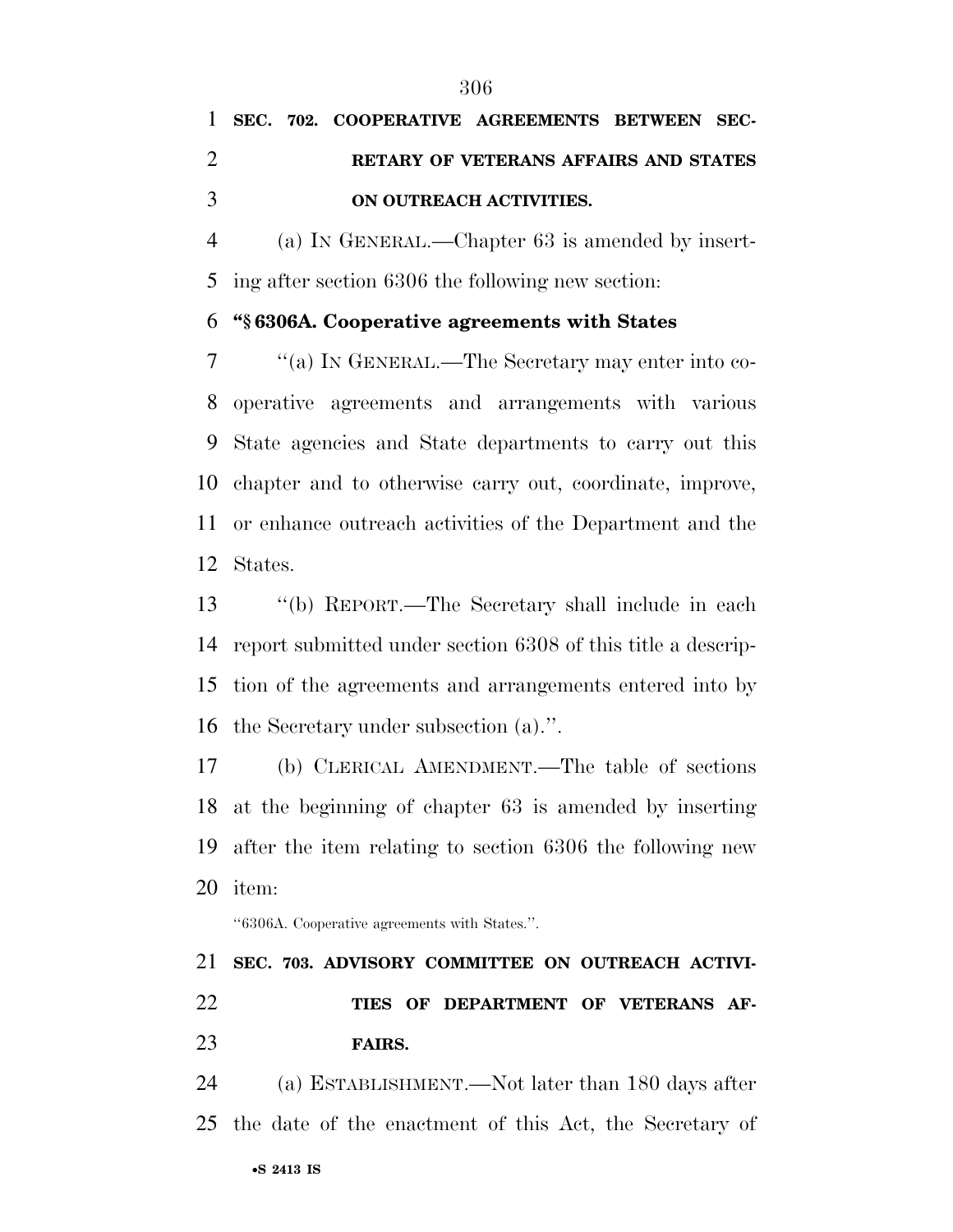**SEC. 702. COOPERATIVE AGREEMENTS BETWEEN SECRETARY OF VETERANS AFFAIRS AND STATES ON OUTREACH ACTIVITIES.**

(a) IN GENERAL.—Chapter 63 is amended by inserting after section 6306 the following new section:

**"§ 6306A. Cooperative agreements with States**

"(a) IN GENERAL.—The Secretary may enter into cooperative agreements and arrangements with various State agencies and State departments to carry out this chapter and to otherwise carry out, coordinate, improve, or enhance outreach activities of the Department and the States.

"(b) REPORT.—The Secretary shall include in each report submitted under section 6308 of this title a description of the agreements and arrangements entered into by the Secretary under subsection (a).".

(b) CLERICAL AMENDMENT.—The table of sections at the beginning of chapter 63 is amended by inserting after the item relating to section 6306 the following new item:

"6306A. Cooperative agreements with States.".

**SEC. 703. ADVISORY COMMITTEE ON OUTREACH ACTIVITIES OF DEPARTMENT OF VETERANS AFFAIRS.**

(a) ESTABLISHMENT.—Not later than 180 days after the date of the enactment of this Act, the Secretary of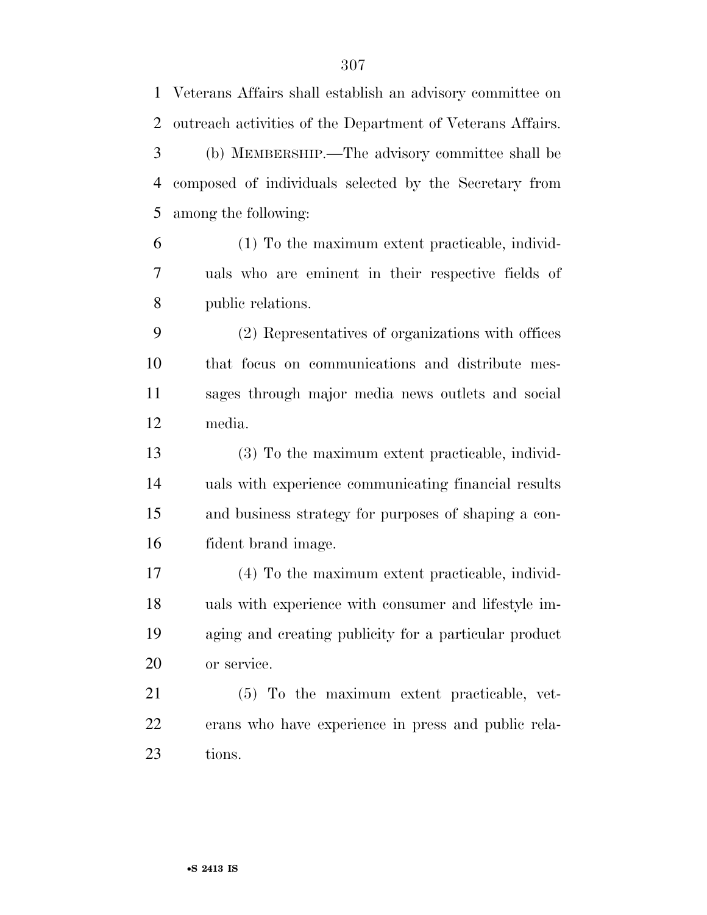Veterans Affairs shall establish an advisory committee on outreach activities of the Department of Veterans Affairs.

(b) MEMBERSHIP.—The advisory committee shall be composed of individuals selected by the Secretary from among the following:

(1) To the maximum extent practicable, individuals who are eminent in their respective fields of public relations.

(2) Representatives of organizations with offices that focus on communications and distribute messages through major media news outlets and social media.

(3) To the maximum extent practicable, individuals with experience communicating financial results and business strategy for purposes of shaping a confident brand image.

(4) To the maximum extent practicable, individuals with experience with consumer and lifestyle imaging and creating publicity for a particular product or service.

(5) To the maximum extent practicable, veterans who have experience in press and public relations.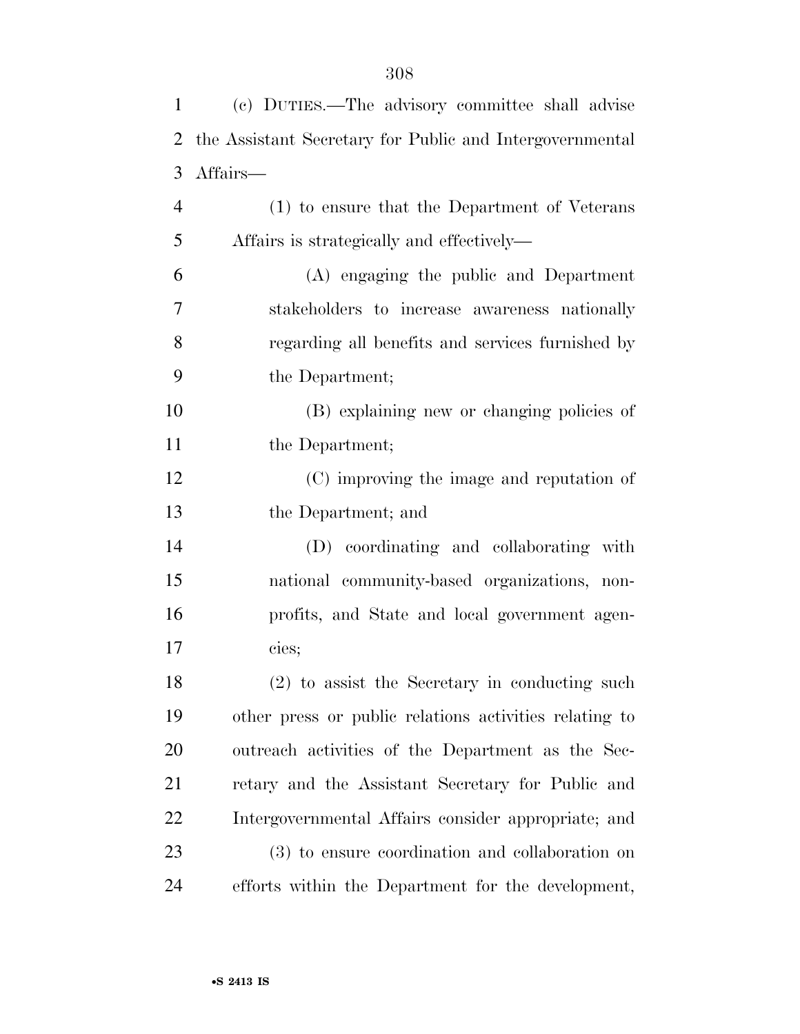(c) DUTIES.—The advisory committee shall advise the Assistant Secretary for Public and Intergovernmental Affairs—

(1) to ensure that the Department of Veterans Affairs is strategically and effectively—

(A) engaging the public and Department stakeholders to increase awareness nationally regarding all benefits and services furnished by the Department;

(B) explaining new or changing policies of the Department;

(C) improving the image and reputation of the Department; and

(D) coordinating and collaborating with national community-based organizations, non-profits, and State and local government agencies;

(2) to assist the Secretary in conducting such other press or public relations activities relating to outreach activities of the Department as the Secretary and the Assistant Secretary for Public and Intergovernmental Affairs consider appropriate; and

(3) to ensure coordination and collaboration on efforts within the Department for the development,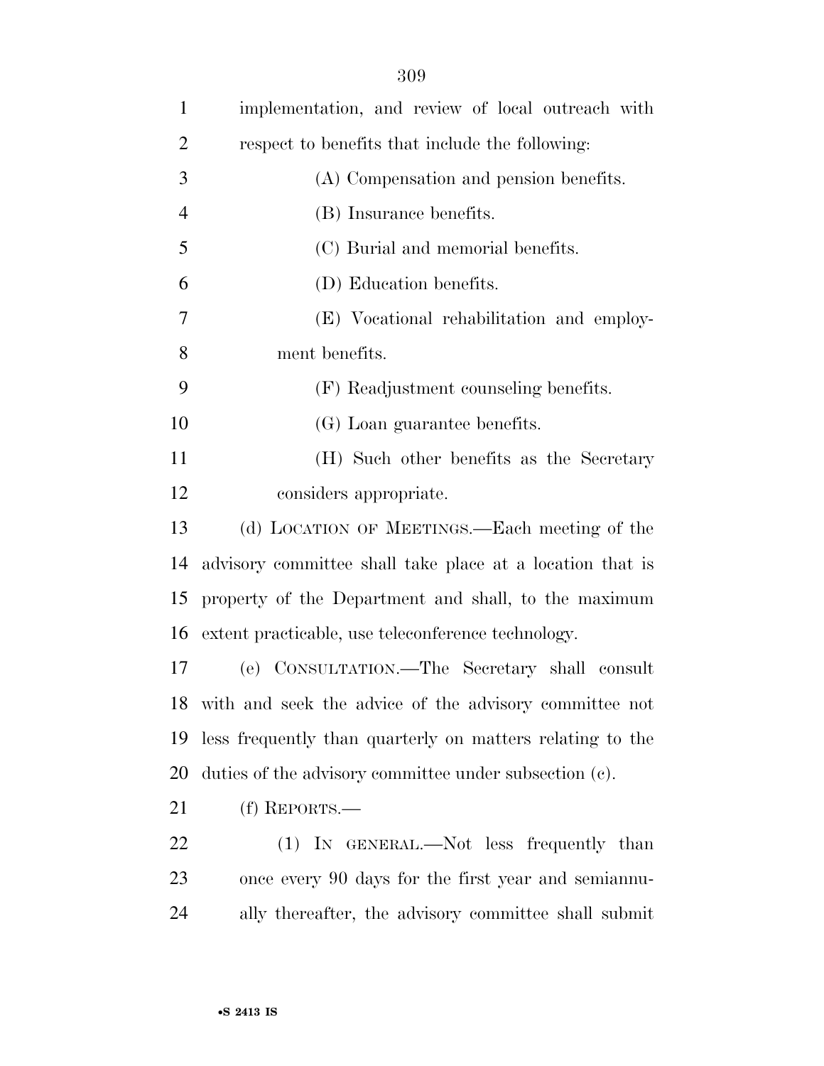implementation, and review of local outreach with respect to benefits that include the following:

(A) Compensation and pension benefits.

(B) Insurance benefits.

(C) Burial and memorial benefits.

(D) Education benefits.

(E) Vocational rehabilitation and employment benefits.

(F) Readjustment counseling benefits.

(G) Loan guarantee benefits.

(H) Such other benefits as the Secretary considers appropriate.

(d) LOCATION OF MEETINGS.—Each meeting of the advisory committee shall take place at a location that is property of the Department and shall, to the maximum extent practicable, use teleconference technology.

(e) CONSULTATION.—The Secretary shall consult with and seek the advice of the advisory committee not less frequently than quarterly on matters relating to the duties of the advisory committee under subsection (c).

(f) REPORTS.—

(1) IN GENERAL.—Not less frequently than once every 90 days for the first year and semiannually thereafter, the advisory committee shall submit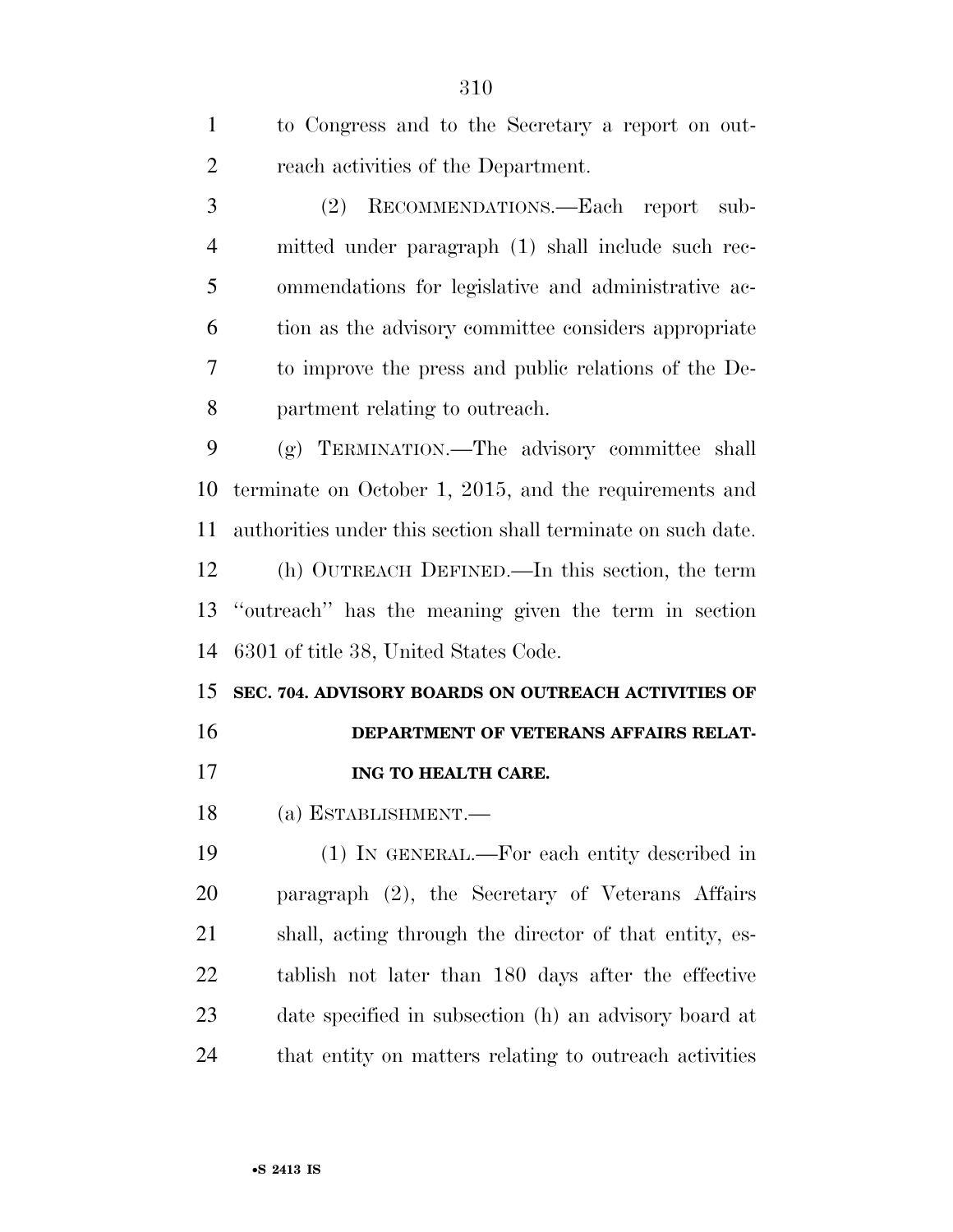to Congress and to the Secretary a report on outreach activities of the Department.

(2) RECOMMENDATIONS.—Each report submitted under paragraph (1) shall include such recommendations for legislative and administrative action as the advisory committee considers appropriate to improve the press and public relations of the Department relating to outreach.

(g) TERMINATION.—The advisory committee shall terminate on October 1, 2015, and the requirements and authorities under this section shall terminate on such date.

(h) OUTREACH DEFINED.—In this section, the term "outreach" has the meaning given the term in section 6301 of title 38, United States Code.

**SEC. 704. ADVISORY BOARDS ON OUTREACH ACTIVITIES OF DEPARTMENT OF VETERANS AFFAIRS RELATING TO HEALTH CARE.**

(a) ESTABLISHMENT.—

(1) IN GENERAL.—For each entity described in paragraph (2), the Secretary of Veterans Affairs shall, acting through the director of that entity, establish not later than 180 days after the effective date specified in subsection (h) an advisory board at that entity on matters relating to outreach activities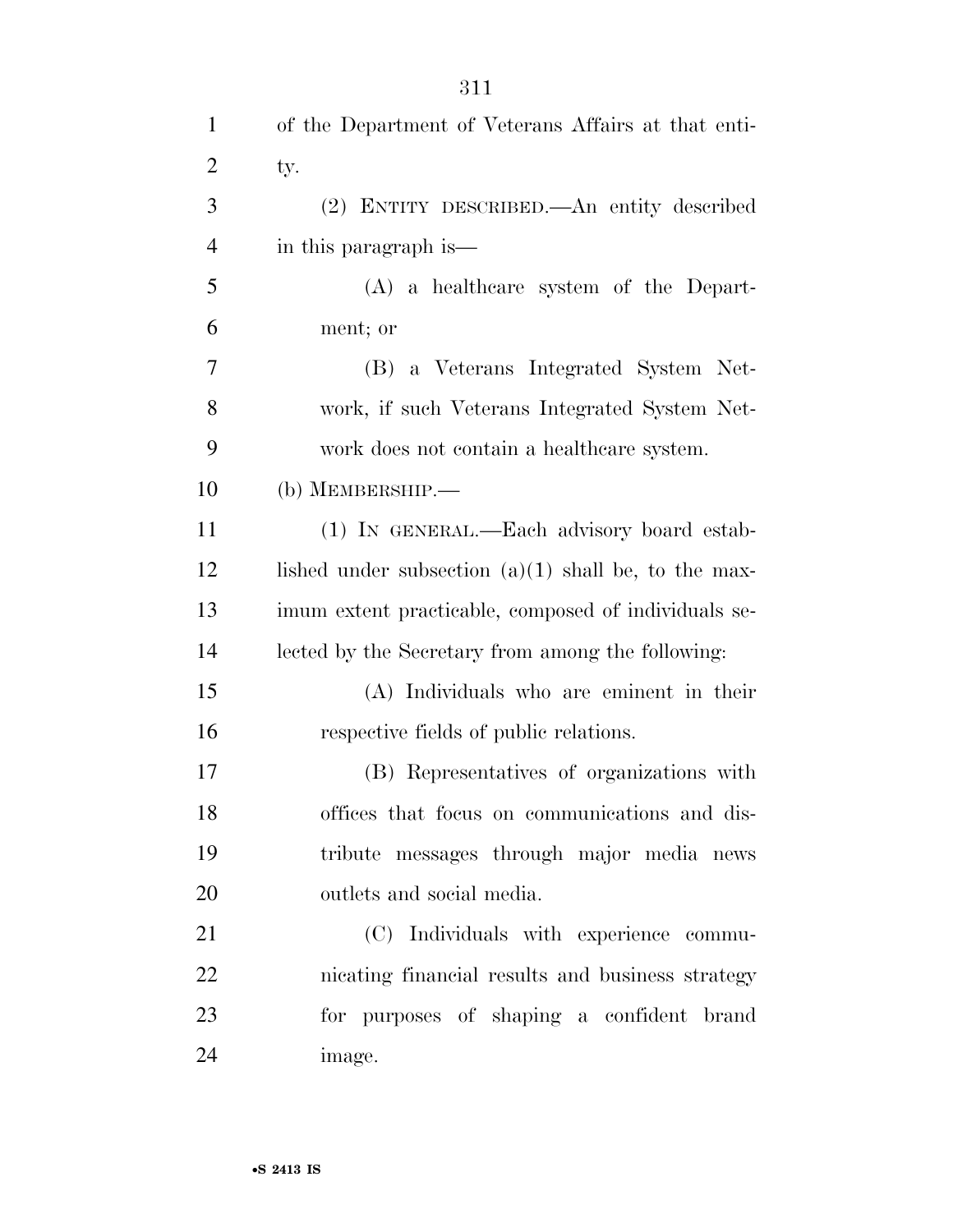of the Department of Veterans Affairs at that entity.

(2) ENTITY DESCRIBED.—An entity described in this paragraph is—

(A) a healthcare system of the Department; or

(B) a Veterans Integrated System Network, if such Veterans Integrated System Network does not contain a healthcare system.

(b) MEMBERSHIP.—

(1) IN GENERAL.—Each advisory board established under subsection (a)(1) shall be, to the maximum extent practicable, composed of individuals selected by the Secretary from among the following:

(A) Individuals who are eminent in their respective fields of public relations.

(B) Representatives of organizations with offices that focus on communications and distribute messages through major media news outlets and social media.

(C) Individuals with experience communicating financial results and business strategy for purposes of shaping a confident brand image.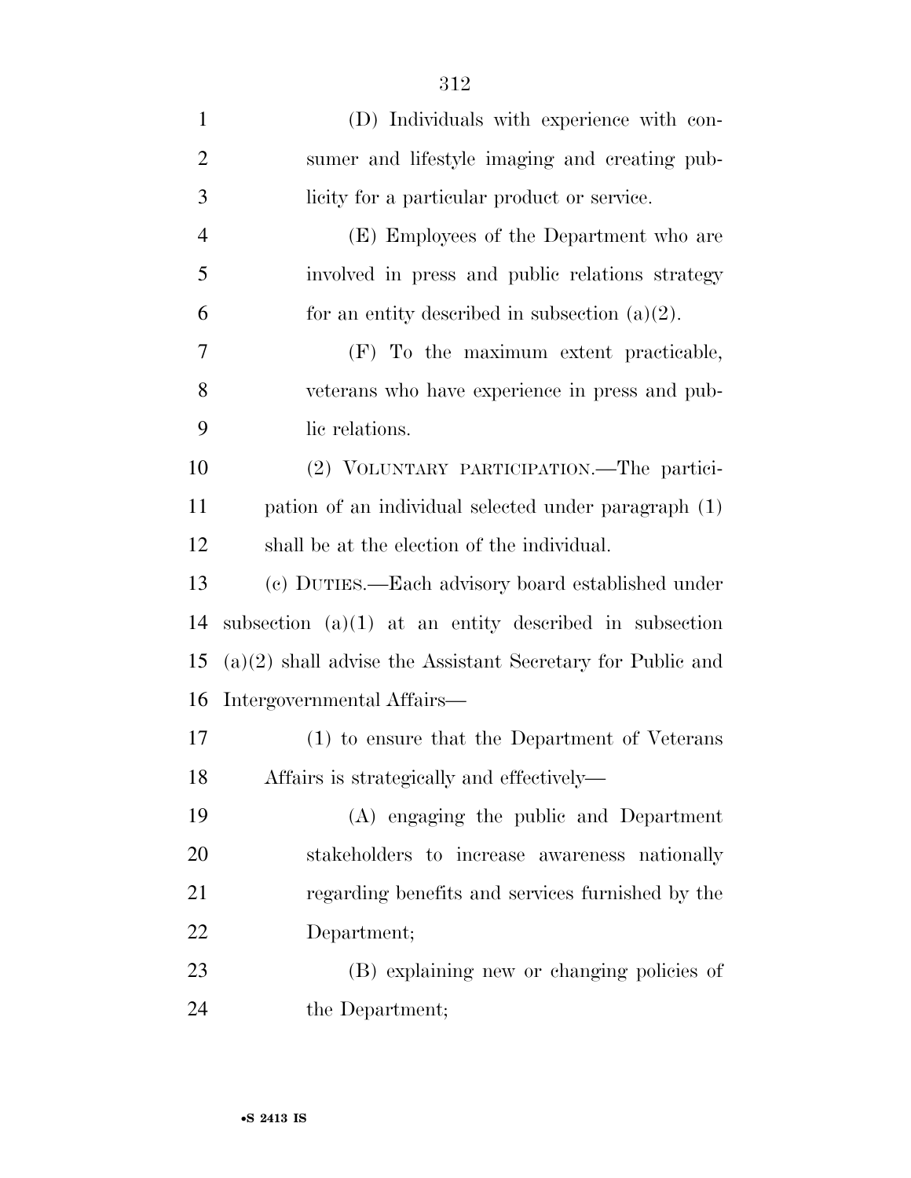(D) Individuals with experience with consumer and lifestyle imaging and creating publicity for a particular product or service.

(E) Employees of the Department who are involved in press and public relations strategy for an entity described in subsection (a)(2).

(F) To the maximum extent practicable, veterans who have experience in press and public relations.

(2) VOLUNTARY PARTICIPATION.—The participation of an individual selected under paragraph (1) shall be at the election of the individual.

(c) DUTIES.—Each advisory board established under subsection (a)(1) at an entity described in subsection (a)(2) shall advise the Assistant Secretary for Public and Intergovernmental Affairs—

(1) to ensure that the Department of Veterans Affairs is strategically and effectively—

(A) engaging the public and Department stakeholders to increase awareness nationally regarding benefits and services furnished by the Department;

(B) explaining new or changing policies of the Department;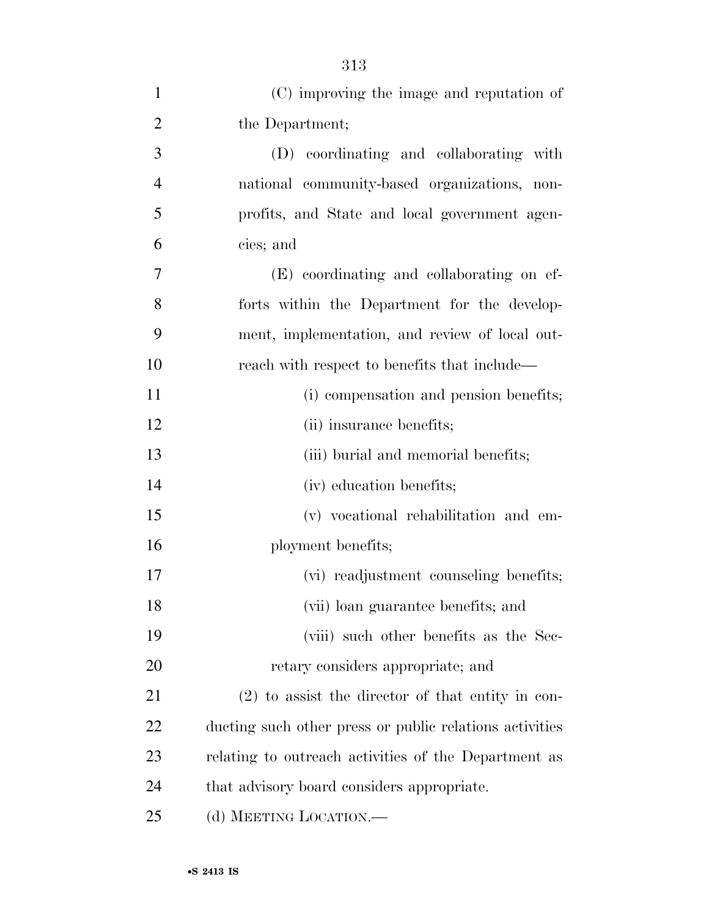(C) improving the image and reputation of the Department;

(D) coordinating and collaborating with national community-based organizations, nonprofits, and State and local government agencies; and

(E) coordinating and collaborating on efforts within the Department for the development, implementation, and review of local outreach with respect to benefits that include—

(i) compensation and pension benefits;

(ii) insurance benefits;

(iii) burial and memorial benefits;

(iv) education benefits;

(v) vocational rehabilitation and employment benefits;

(vi) readjustment counseling benefits;

(vii) loan guarantee benefits; and

(viii) such other benefits as the Secretary considers appropriate; and

(2) to assist the director of that entity in conducting such other press or public relations activities relating to outreach activities of the Department as that advisory board considers appropriate.

(d) MEETING LOCATION.—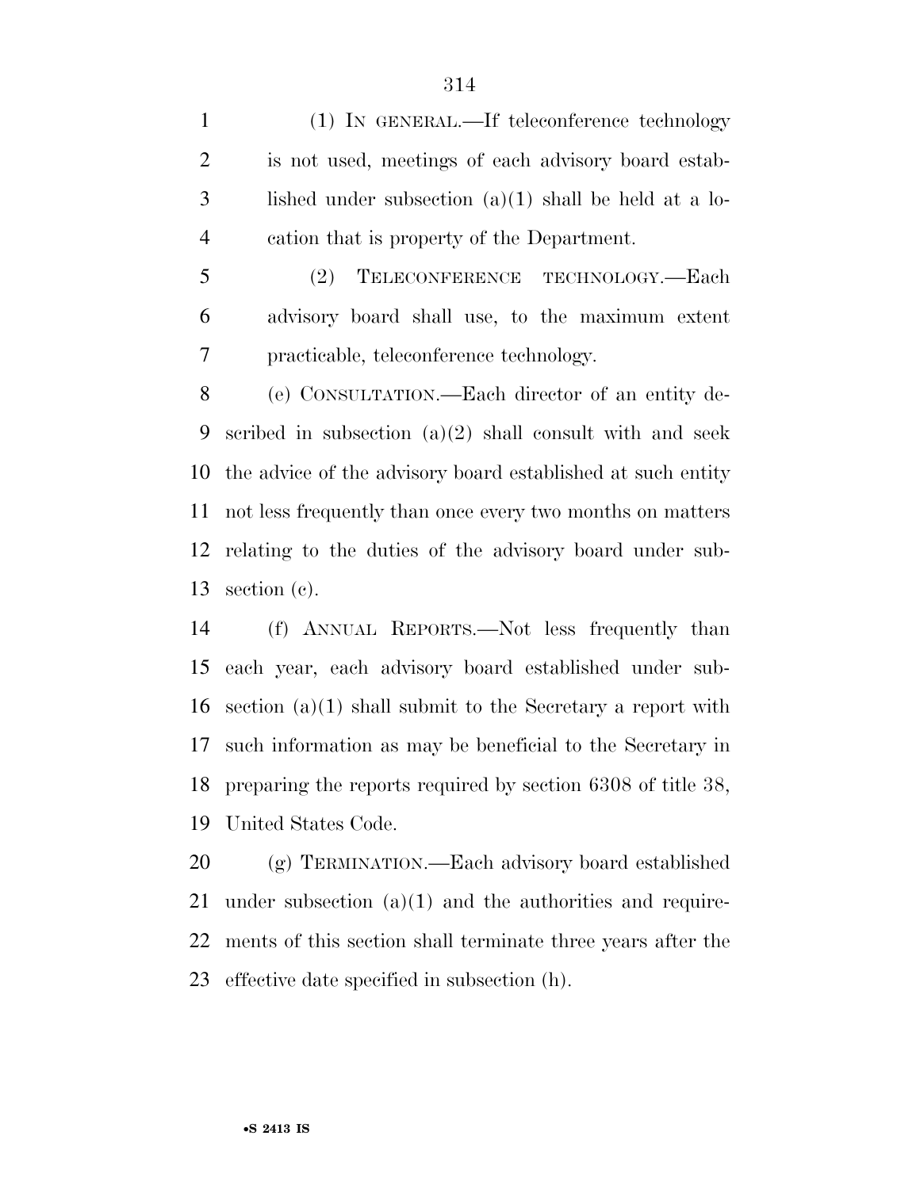(1) IN GENERAL.—If teleconference technology is not used, meetings of each advisory board established under subsection (a)(1) shall be held at a location that is property of the Department.

(2) TELECONFERENCE TECHNOLOGY.—Each advisory board shall use, to the maximum extent practicable, teleconference technology.

(e) CONSULTATION.—Each director of an entity described in subsection (a)(2) shall consult with and seek the advice of the advisory board established at such entity not less frequently than once every two months on matters relating to the duties of the advisory board under subsection (c).

(f) ANNUAL REPORTS.—Not less frequently than each year, each advisory board established under subsection (a)(1) shall submit to the Secretary a report with such information as may be beneficial to the Secretary in preparing the reports required by section 6308 of title 38, United States Code.

(g) TERMINATION.—Each advisory board established under subsection (a)(1) and the authorities and requirements of this section shall terminate three years after the effective date specified in subsection (h).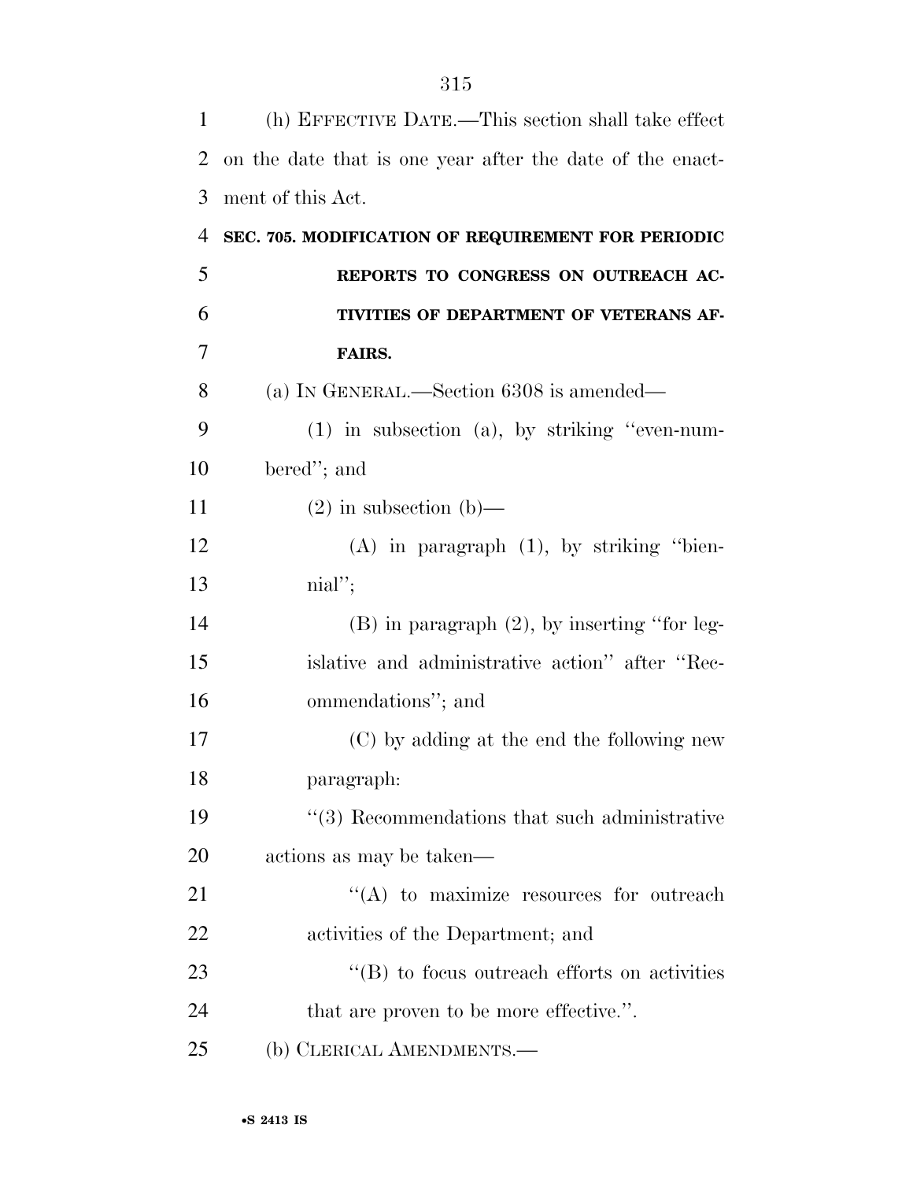(h) EFFECTIVE DATE.—This section shall take effect on the date that is one year after the date of the enactment of this Act.

**SEC. 705. MODIFICATION OF REQUIREMENT FOR PERIODIC REPORTS TO CONGRESS ON OUTREACH ACTIVITIES OF DEPARTMENT OF VETERANS AFFAIRS.**

(a) IN GENERAL.—Section 6308 is amended—

(1) in subsection (a), by striking ''even-numbered''; and

(2) in subsection (b)—

(A) in paragraph (1), by striking ''biennial'';

(B) in paragraph (2), by inserting ''for legislative and administrative action'' after ''Recommendations''; and

(C) by adding at the end the following new paragraph:

''(3) Recommendations that such administrative actions as may be taken—

''(A) to maximize resources for outreach activities of the Department; and

''(B) to focus outreach efforts on activities that are proven to be more effective.''.

(b) CLERICAL AMENDMENTS.—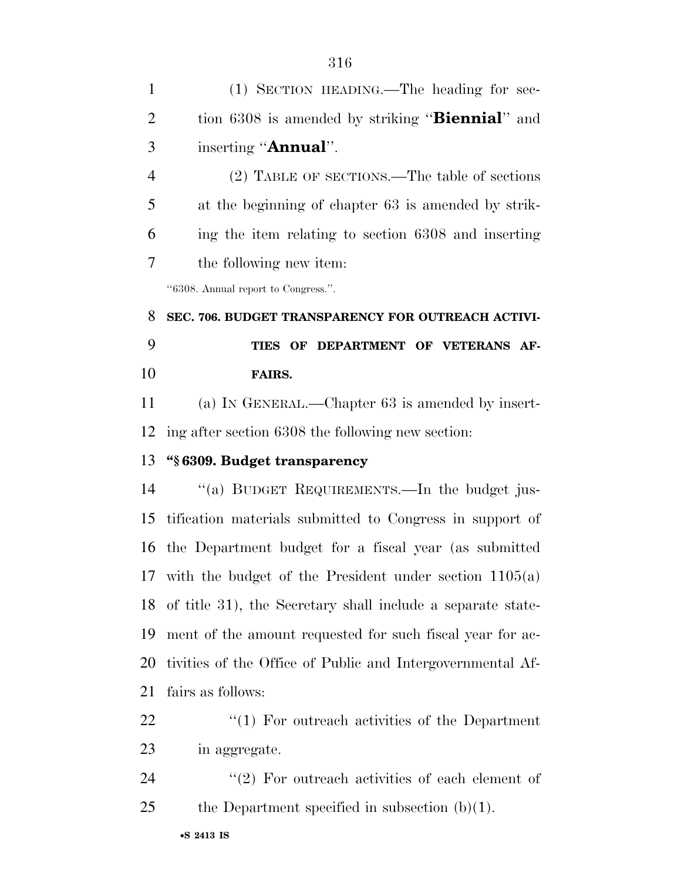(1) SECTION HEADING.—The heading for section 6308 is amended by striking "**Biennial**" and inserting "**Annual**".

(2) TABLE OF SECTIONS.—The table of sections at the beginning of chapter 63 is amended by striking the item relating to section 6308 and inserting the following new item:

"6308. Annual report to Congress.".

**SEC. 706. BUDGET TRANSPARENCY FOR OUTREACH ACTIVITIES OF DEPARTMENT OF VETERANS AFFAIRS.**

(a) IN GENERAL.—Chapter 63 is amended by inserting after section 6308 the following new section:

**"§ 6309. Budget transparency**

"(a) BUDGET REQUIREMENTS.—In the budget justification materials submitted to Congress in support of the Department budget for a fiscal year (as submitted with the budget of the President under section 1105(a) of title 31), the Secretary shall include a separate statement of the amount requested for such fiscal year for activities of the Office of Public and Intergovernmental Affairs as follows:

"(1) For outreach activities of the Department in aggregate.

"(2) For outreach activities of each element of the Department specified in subsection (b)(1).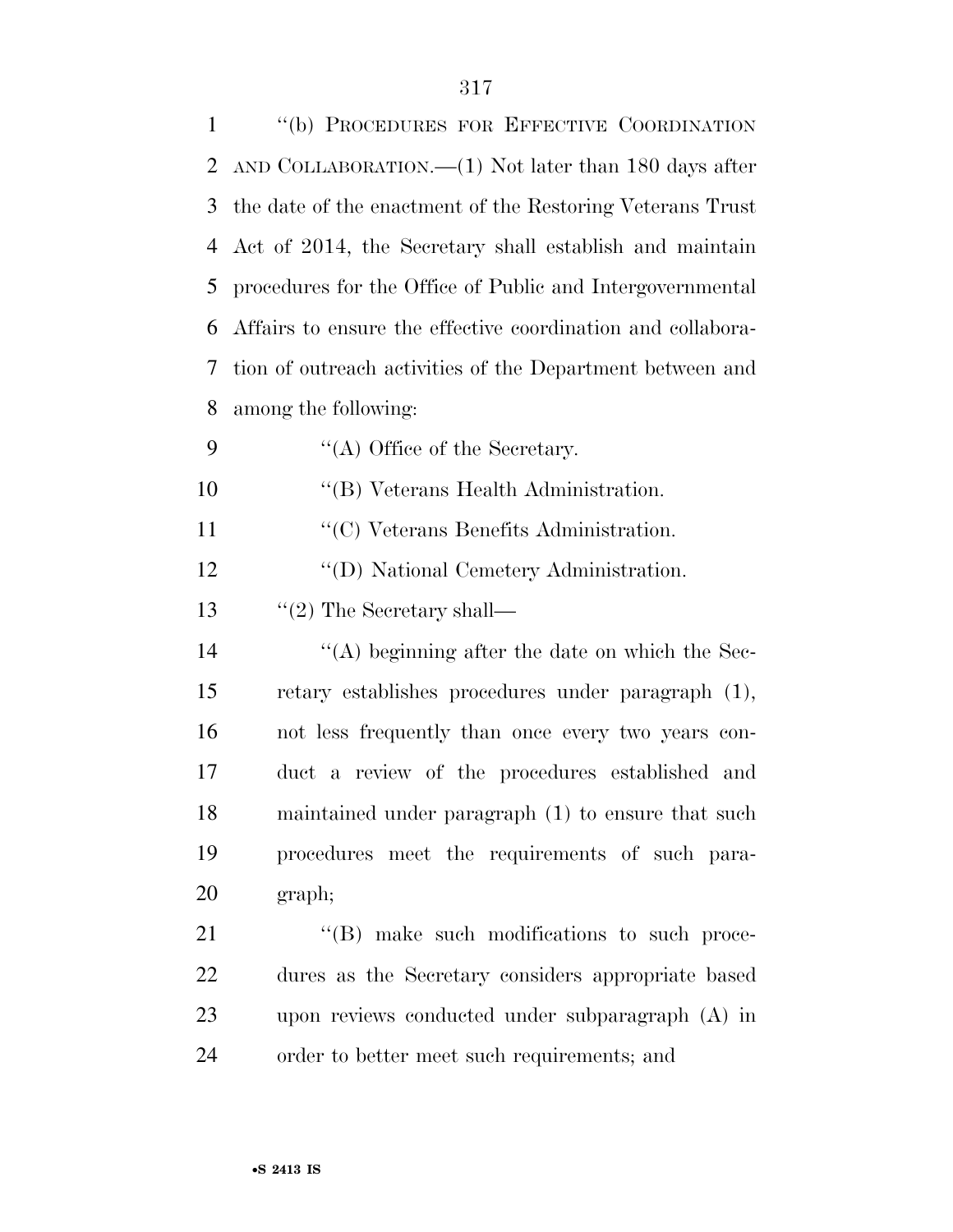''(b) PROCEDURES FOR EFFECTIVE COORDINATION AND COLLABORATION.—(1) Not later than 180 days after the date of the enactment of the Restoring Veterans Trust Act of 2014, the Secretary shall establish and maintain procedures for the Office of Public and Intergovernmental Affairs to ensure the effective coordination and collaboration of outreach activities of the Department between and among the following:

''(A) Office of the Secretary.

''(B) Veterans Health Administration.

''(C) Veterans Benefits Administration.

''(D) National Cemetery Administration.

''(2) The Secretary shall—

''(A) beginning after the date on which the Secretary establishes procedures under paragraph (1), not less frequently than once every two years conduct a review of the procedures established and maintained under paragraph (1) to ensure that such procedures meet the requirements of such paragraph;

''(B) make such modifications to such procedures as the Secretary considers appropriate based upon reviews conducted under subparagraph (A) in order to better meet such requirements; and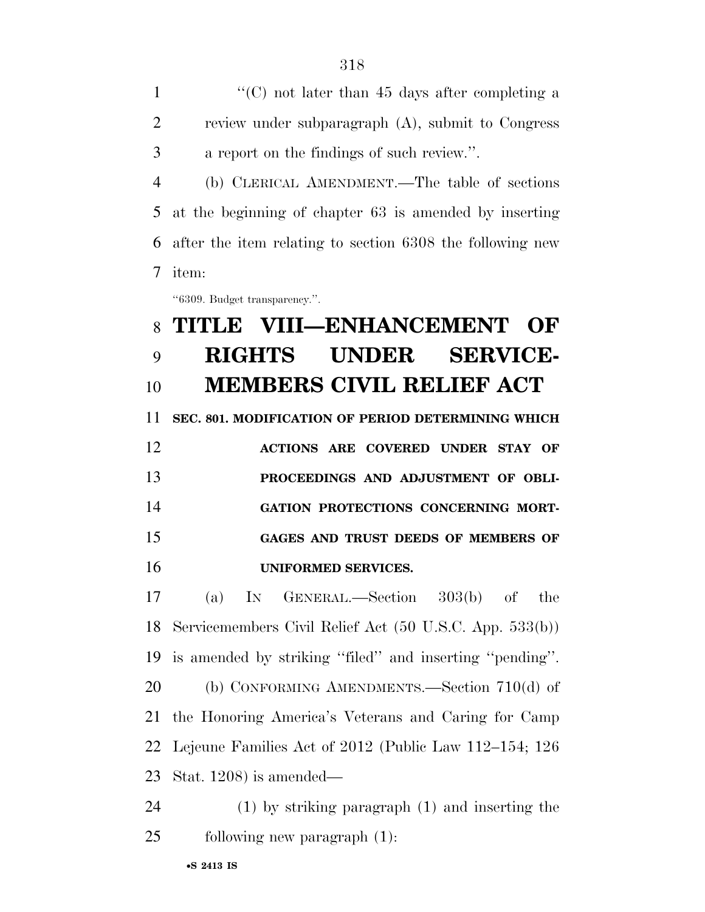"(C) not later than 45 days after completing a review under subparagraph (A), submit to Congress a report on the findings of such review.".

(b) CLERICAL AMENDMENT.—The table of sections at the beginning of chapter 63 is amended by inserting after the item relating to section 6308 the following new item:

"6309. Budget transparency.".

# TITLE VIII—ENHANCEMENT OF RIGHTS UNDER SERVICE-MEMBERS CIVIL RELIEF ACT

**SEC. 801. MODIFICATION OF PERIOD DETERMINING WHICH ACTIONS ARE COVERED UNDER STAY OF PROCEEDINGS AND ADJUSTMENT OF OBLIGATION PROTECTIONS CONCERNING MORTGAGES AND TRUST DEEDS OF MEMBERS OF UNIFORMED SERVICES.**

(a) IN GENERAL.—Section 303(b) of the Servicemembers Civil Relief Act (50 U.S.C. App. 533(b)) is amended by striking "filed" and inserting "pending".

(b) CONFORMING AMENDMENTS.—Section 710(d) of the Honoring America's Veterans and Caring for Camp Lejeune Families Act of 2012 (Public Law 112–154; 126 Stat. 1208) is amended—

(1) by striking paragraph (1) and inserting the following new paragraph (1):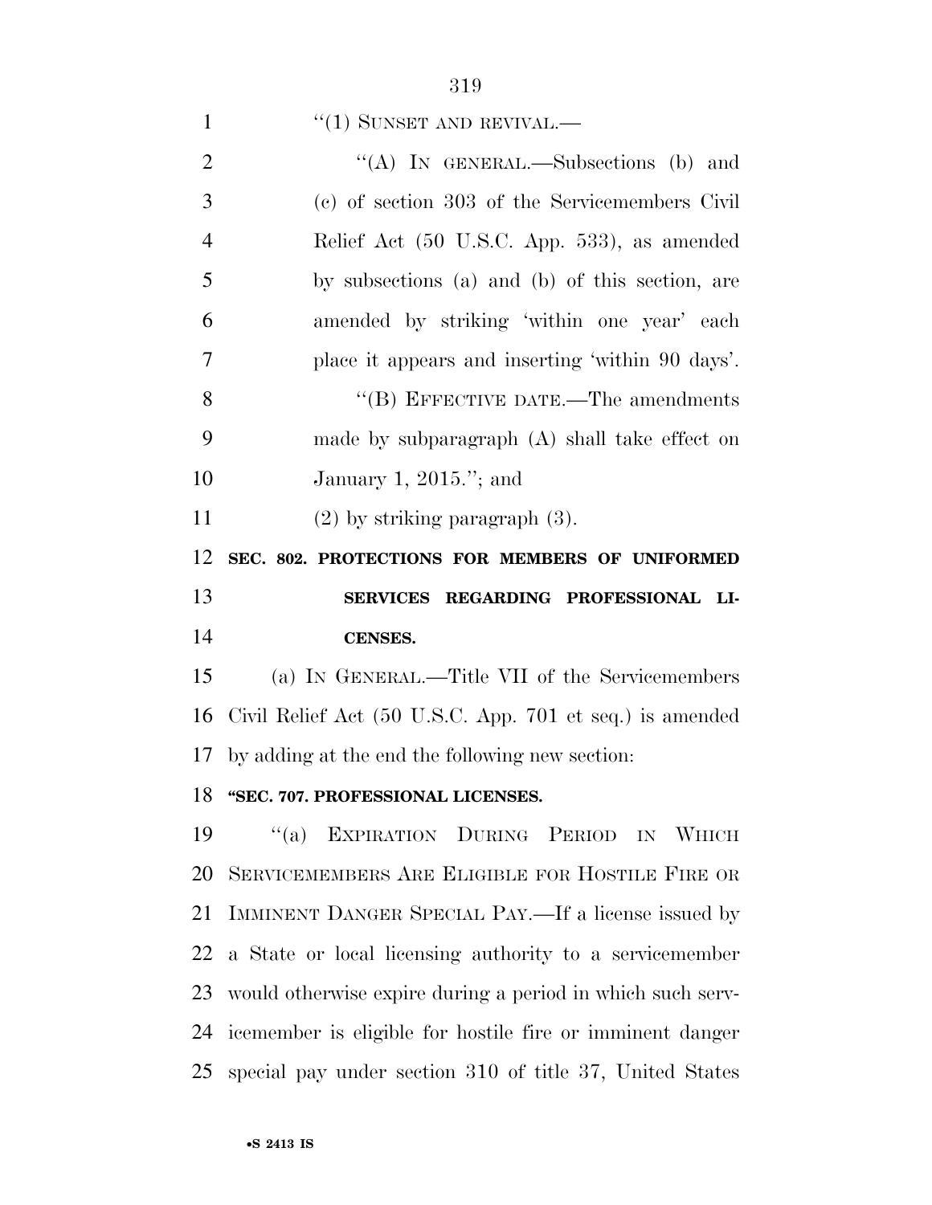"(1) SUNSET AND REVIVAL.—

"(A) IN GENERAL.—Subsections (b) and (c) of section 303 of the Servicemembers Civil Relief Act (50 U.S.C. App. 533), as amended by subsections (a) and (b) of this section, are amended by striking 'within one year' each place it appears and inserting 'within 90 days'.

"(B) EFFECTIVE DATE.—The amendments made by subparagraph (A) shall take effect on January 1, 2015."; and

(2) by striking paragraph (3).

**SEC. 802. PROTECTIONS FOR MEMBERS OF UNIFORMED SERVICES REGARDING PROFESSIONAL LICENSES.**

(a) IN GENERAL.—Title VII of the Servicemembers Civil Relief Act (50 U.S.C. App. 701 et seq.) is amended by adding at the end the following new section:

**"SEC. 707. PROFESSIONAL LICENSES.**

"(a) EXPIRATION DURING PERIOD IN WHICH SERVICEMEMBERS ARE ELIGIBLE FOR HOSTILE FIRE OR IMMINENT DANGER SPECIAL PAY.—If a license issued by a State or local licensing authority to a servicemember would otherwise expire during a period in which such servicemember is eligible for hostile fire or imminent danger special pay under section 310 of title 37, United States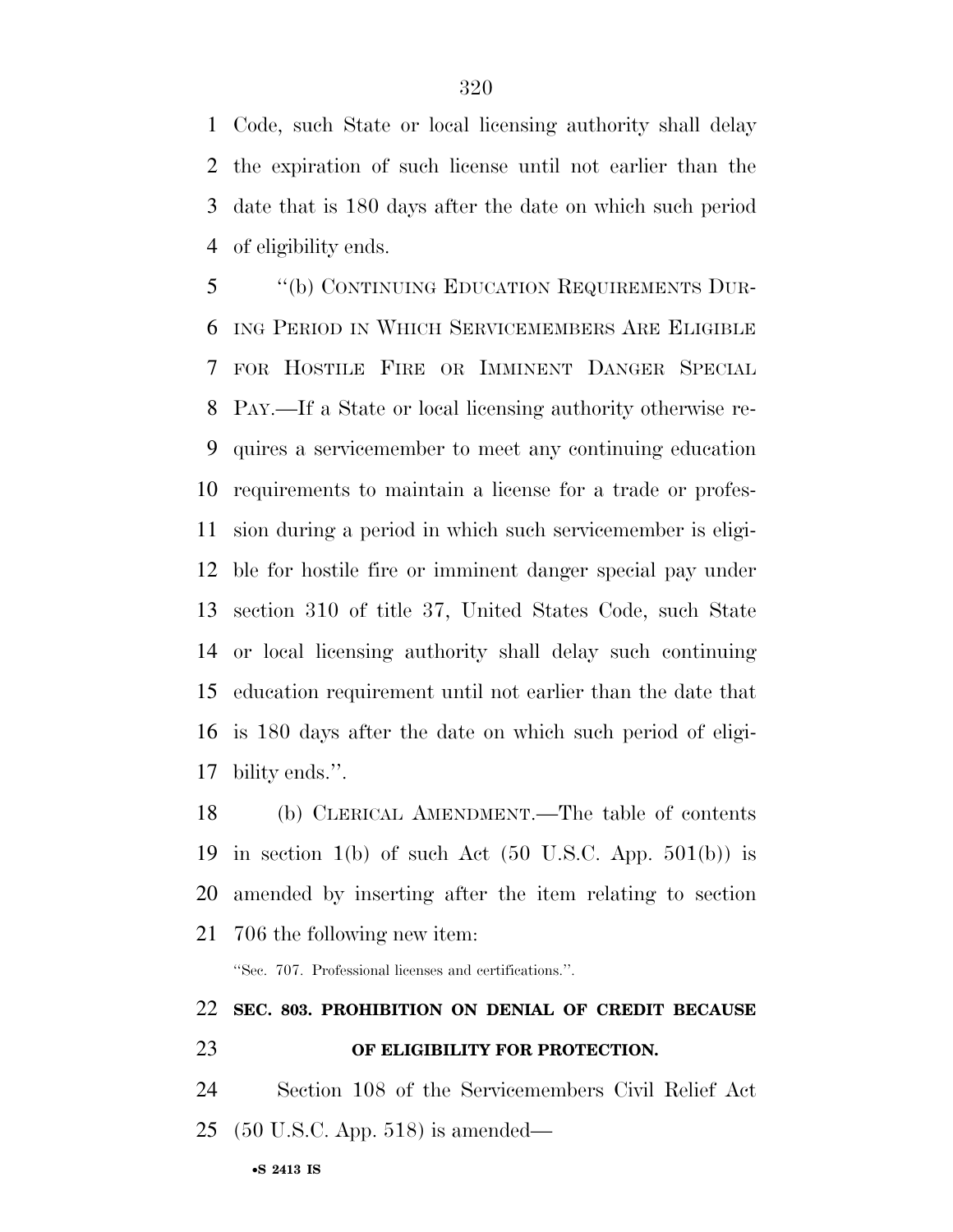Code, such State or local licensing authority shall delay the expiration of such license until not earlier than the date that is 180 days after the date on which such period of eligibility ends.

"(b) CONTINUING EDUCATION REQUIREMENTS DURING PERIOD IN WHICH SERVICEMEMBERS ARE ELIGIBLE FOR HOSTILE FIRE OR IMMINENT DANGER SPECIAL PAY.—If a State or local licensing authority otherwise requires a servicemember to meet any continuing education requirements to maintain a license for a trade or profession during a period in which such servicemember is eligible for hostile fire or imminent danger special pay under section 310 of title 37, United States Code, such State or local licensing authority shall delay such continuing education requirement until not earlier than the date that is 180 days after the date on which such period of eligibility ends.".

(b) CLERICAL AMENDMENT.—The table of contents in section 1(b) of such Act (50 U.S.C. App. 501(b)) is amended by inserting after the item relating to section 706 the following new item:

"Sec. 707. Professional licenses and certifications.".

**SEC. 803. PROHIBITION ON DENIAL OF CREDIT BECAUSE OF ELIGIBILITY FOR PROTECTION.**

Section 108 of the Servicemembers Civil Relief Act (50 U.S.C. App. 518) is amended—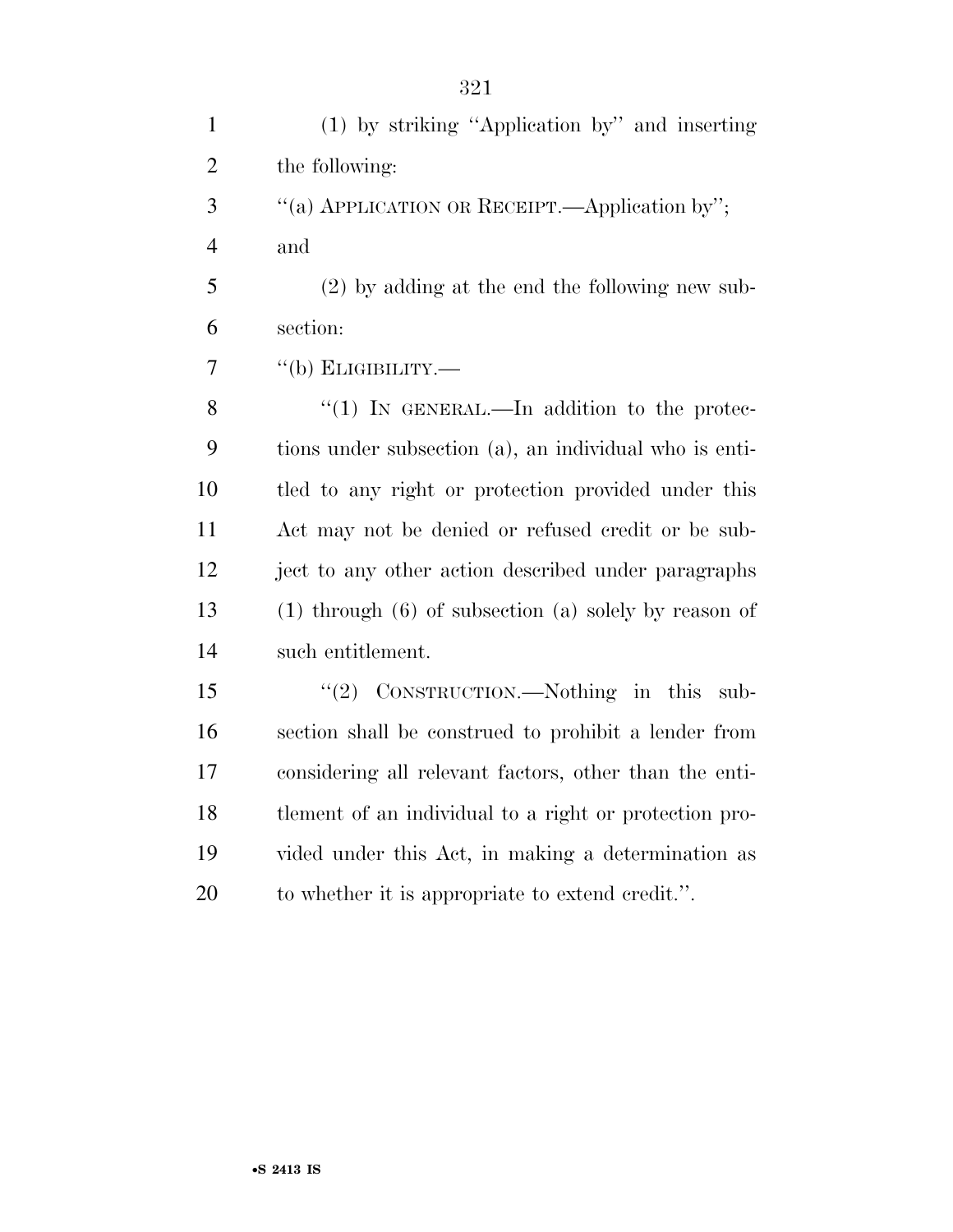(1) by striking ''Application by'' and inserting the following:

''(a) APPLICATION OR RECEIPT.—Application by''; and

(2) by adding at the end the following new subsection:

''(b) ELIGIBILITY.—

''(1) IN GENERAL.—In addition to the protections under subsection (a), an individual who is entitled to any right or protection provided under this Act may not be denied or refused credit or be subject to any other action described under paragraphs (1) through (6) of subsection (a) solely by reason of such entitlement.

''(2) CONSTRUCTION.—Nothing in this subsection shall be construed to prohibit a lender from considering all relevant factors, other than the entitlement of an individual to a right or protection provided under this Act, in making a determination as to whether it is appropriate to extend credit.''.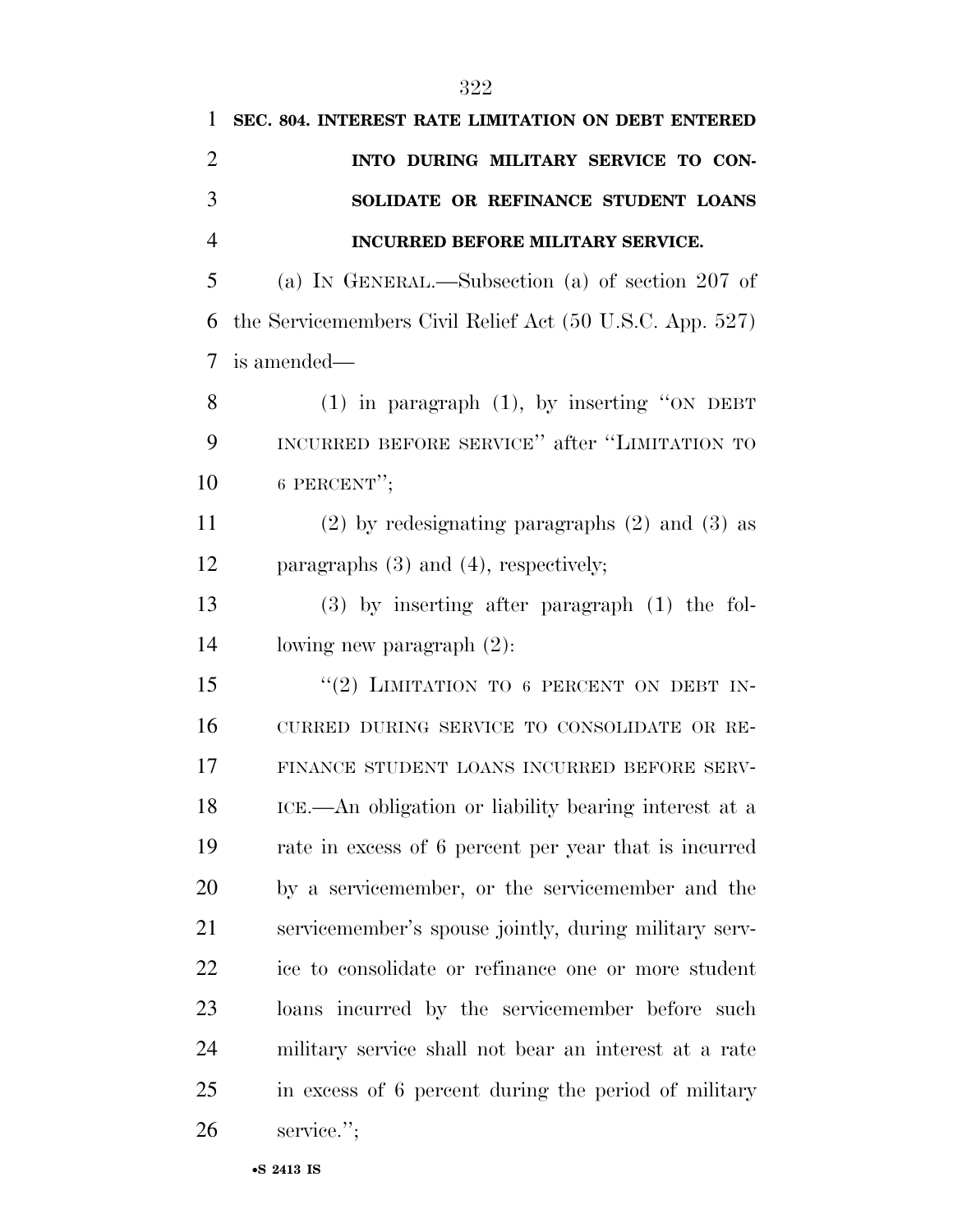**SEC. 804. INTEREST RATE LIMITATION ON DEBT ENTERED INTO DURING MILITARY SERVICE TO CONSOLIDATE OR REFINANCE STUDENT LOANS INCURRED BEFORE MILITARY SERVICE.**

(a) IN GENERAL.—Subsection (a) of section 207 of the Servicemembers Civil Relief Act (50 U.S.C. App. 527) is amended—

(1) in paragraph (1), by inserting "ON DEBT INCURRED BEFORE SERVICE" after "LIMITATION TO 6 PERCENT";

(2) by redesignating paragraphs (2) and (3) as paragraphs (3) and (4), respectively;

(3) by inserting after paragraph (1) the following new paragraph (2):

"(2) LIMITATION TO 6 PERCENT ON DEBT INCURRED DURING SERVICE TO CONSOLIDATE OR REFINANCE STUDENT LOANS INCURRED BEFORE SERVICE.—An obligation or liability bearing interest at a rate in excess of 6 percent per year that is incurred by a servicemember, or the servicemember and the servicemember's spouse jointly, during military service to consolidate or refinance one or more student loans incurred by the servicemember before such military service shall not bear an interest at a rate in excess of 6 percent during the period of military service.";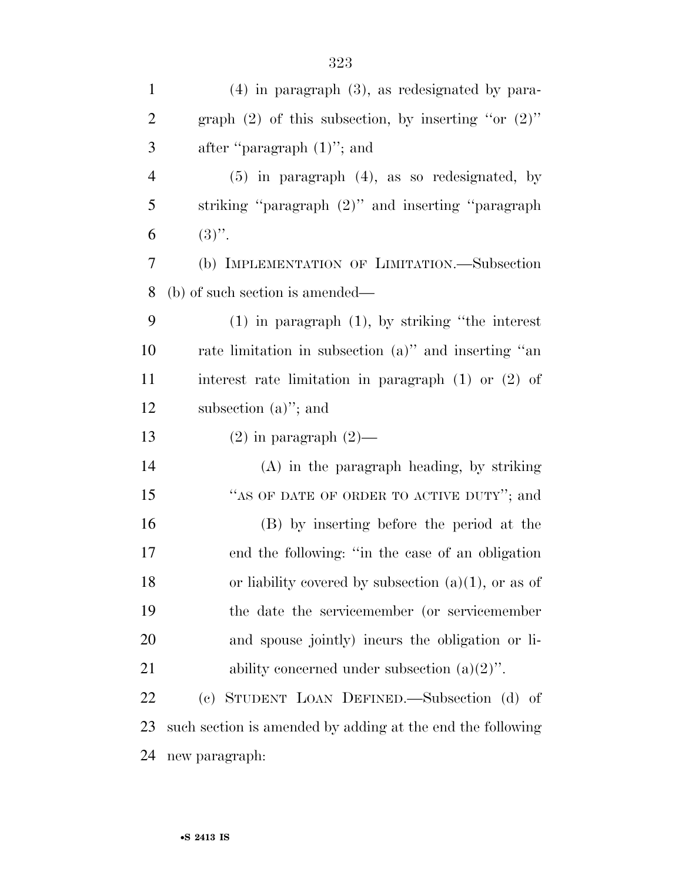(4) in paragraph (3), as redesignated by paragraph (2) of this subsection, by inserting ''or (2)'' after ''paragraph (1)''; and

(5) in paragraph (4), as so redesignated, by striking ''paragraph (2)'' and inserting ''paragraph (3)''.

(b) IMPLEMENTATION OF LIMITATION.—Subsection (b) of such section is amended—

(1) in paragraph (1), by striking ''the interest rate limitation in subsection (a)'' and inserting ''an interest rate limitation in paragraph (1) or (2) of subsection (a)''; and

(2) in paragraph (2)—

(A) in the paragraph heading, by striking ''AS OF DATE OF ORDER TO ACTIVE DUTY''; and

(B) by inserting before the period at the end the following: ''in the case of an obligation or liability covered by subsection (a)(1), or as of the date the servicemember (or servicemember and spouse jointly) incurs the obligation or liability concerned under subsection (a)(2)''.

(c) STUDENT LOAN DEFINED.—Subsection (d) of such section is amended by adding at the end the following new paragraph: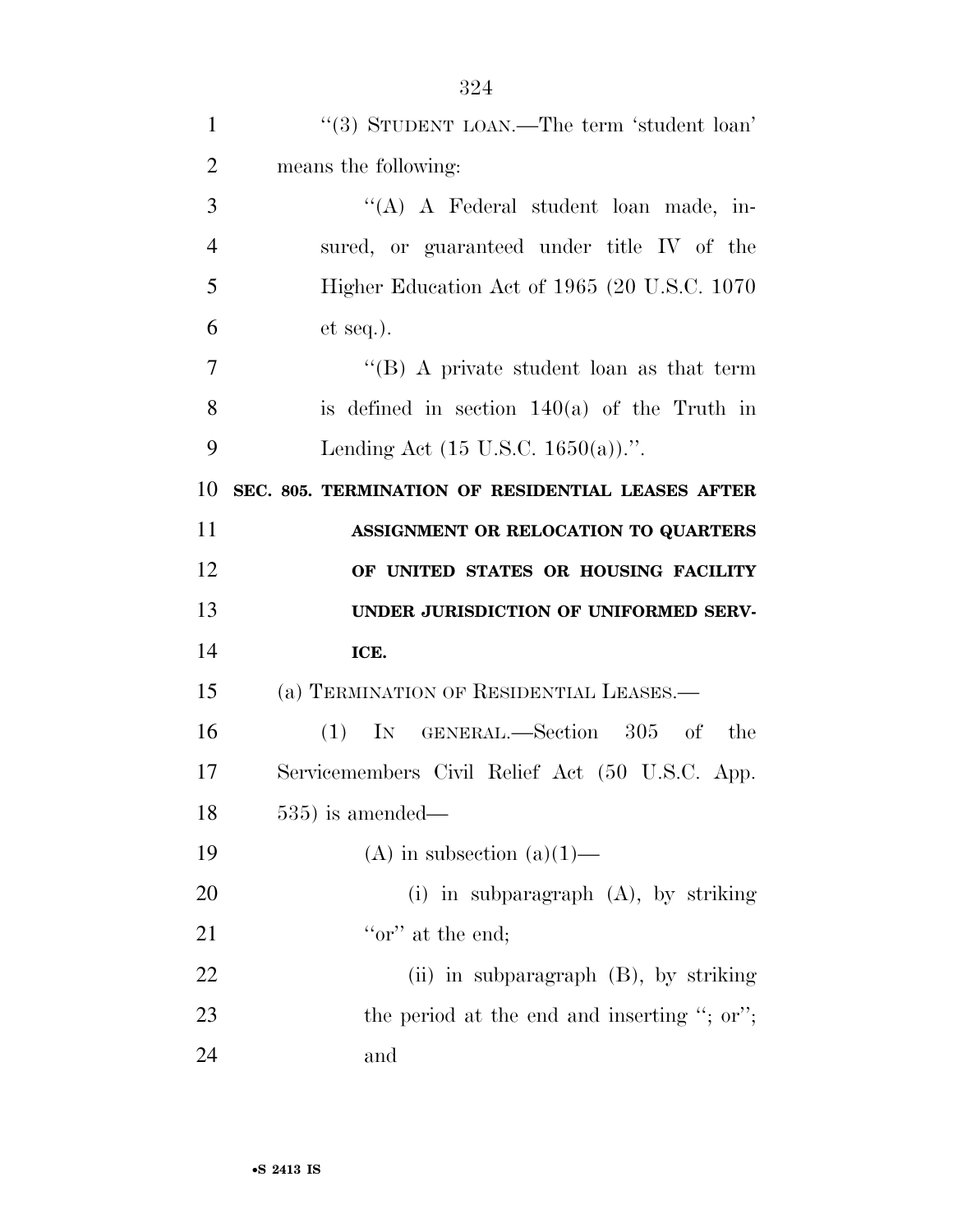''(3) STUDENT LOAN.—The term 'student loan' means the following:

''(A) A Federal student loan made, insured, or guaranteed under title IV of the Higher Education Act of 1965 (20 U.S.C. 1070 et seq.).

''(B) A private student loan as that term is defined in section 140(a) of the Truth in Lending Act (15 U.S.C. 1650(a)).''.

**SEC. 805. TERMINATION OF RESIDENTIAL LEASES AFTER ASSIGNMENT OR RELOCATION TO QUARTERS OF UNITED STATES OR HOUSING FACILITY UNDER JURISDICTION OF UNIFORMED SERVICE.**

(a) TERMINATION OF RESIDENTIAL LEASES.—

(1) IN GENERAL.—Section 305 of the Servicemembers Civil Relief Act (50 U.S.C. App. 535) is amended—

(A) in subsection (a)(1)—

(i) in subparagraph (A), by striking ''or'' at the end;

(ii) in subparagraph (B), by striking the period at the end and inserting ''; or''; and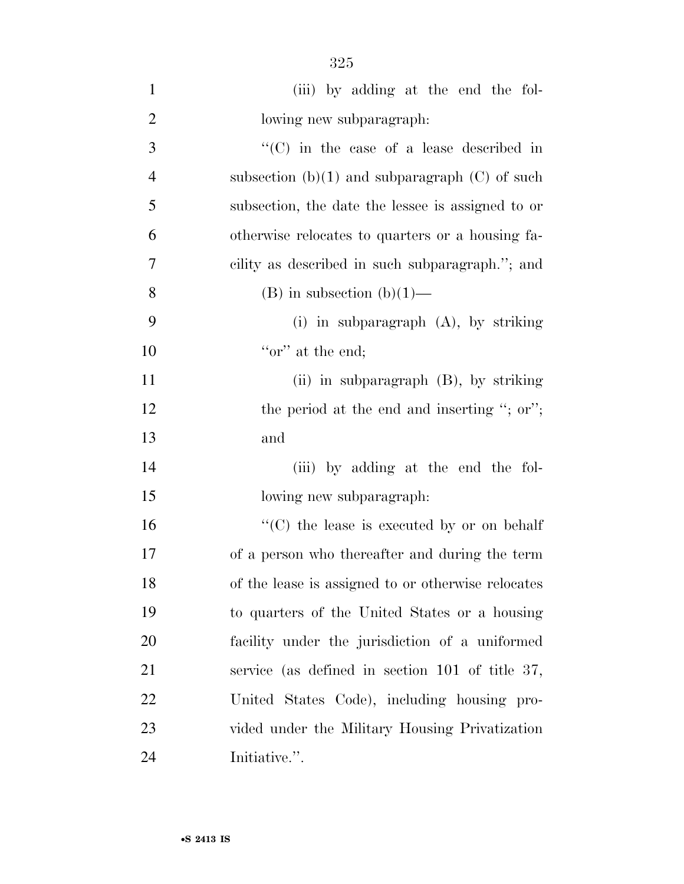(iii) by adding at the end the following new subparagraph:

"(C) in the case of a lease described in subsection (b)(1) and subparagraph (C) of such subsection, the date the lessee is assigned to or otherwise relocates to quarters or a housing facility as described in such subparagraph."; and

(B) in subsection (b)(1)—

(i) in subparagraph (A), by striking "or" at the end;

(ii) in subparagraph (B), by striking the period at the end and inserting "; or"; and

(iii) by adding at the end the following new subparagraph:

"(C) the lease is executed by or on behalf of a person who thereafter and during the term of the lease is assigned to or otherwise relocates to quarters of the United States or a housing facility under the jurisdiction of a uniformed service (as defined in section 101 of title 37, United States Code), including housing provided under the Military Housing Privatization Initiative.".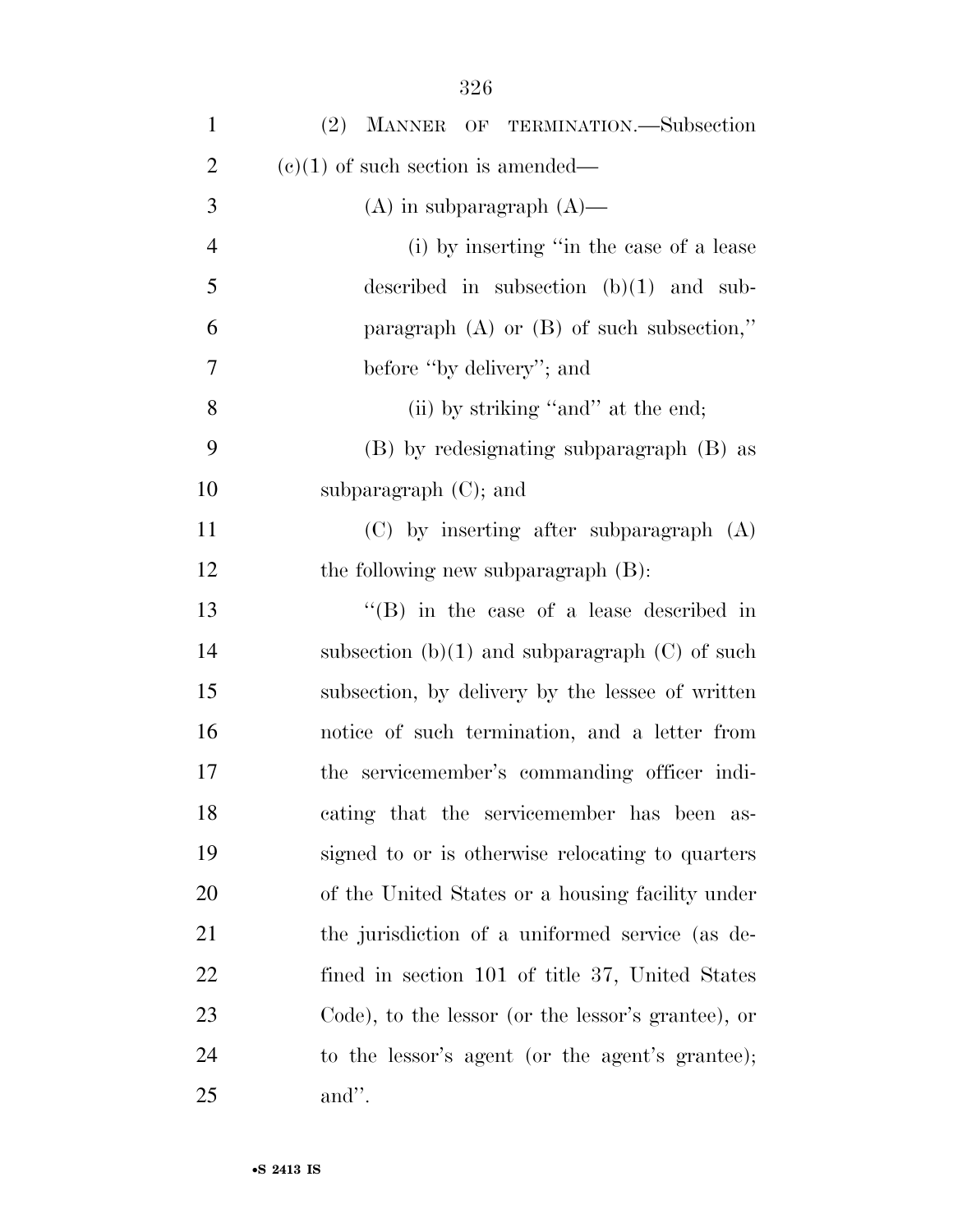(2) MANNER OF TERMINATION.—Subsection (c)(1) of such section is amended—

(A) in subparagraph (A)—

(i) by inserting "in the case of a lease described in subsection (b)(1) and subparagraph (A) or (B) of such subsection," before "by delivery"; and

(ii) by striking "and" at the end;

(B) by redesignating subparagraph (B) as subparagraph (C); and

(C) by inserting after subparagraph (A) the following new subparagraph (B):

"(B) in the case of a lease described in subsection (b)(1) and subparagraph (C) of such subsection, by delivery by the lessee of written notice of such termination, and a letter from the servicemember's commanding officer indicating that the servicemember has been assigned to or is otherwise relocating to quarters of the United States or a housing facility under the jurisdiction of a uniformed service (as defined in section 101 of title 37, United States Code), to the lessor (or the lessor's grantee), or to the lessor's agent (or the agent's grantee); and".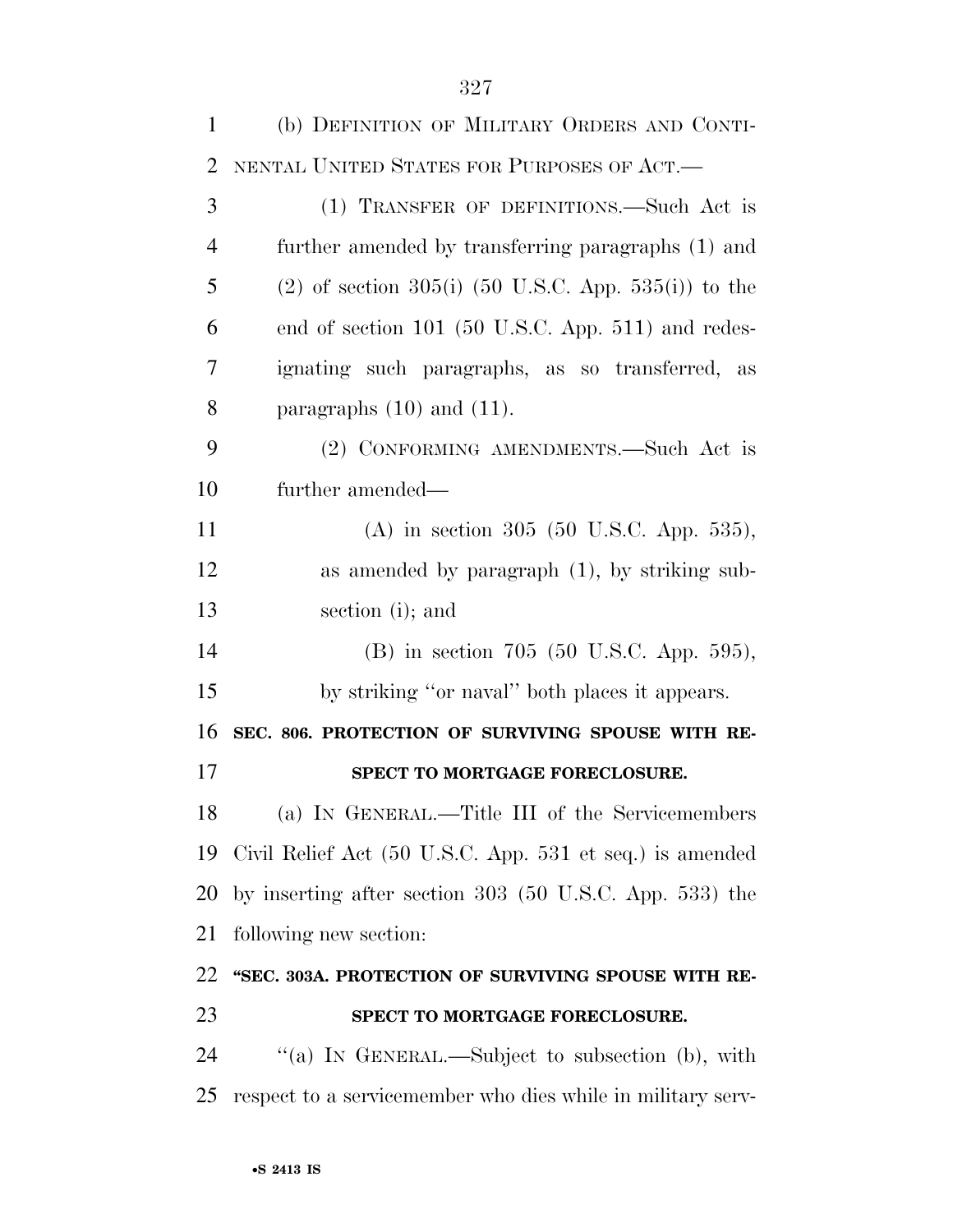(b) DEFINITION OF MILITARY ORDERS AND CONTINENTAL UNITED STATES FOR PURPOSES OF ACT.—

(1) TRANSFER OF DEFINITIONS.—Such Act is further amended by transferring paragraphs (1) and (2) of section 305(i) (50 U.S.C. App. 535(i)) to the end of section 101 (50 U.S.C. App. 511) and redesignating such paragraphs, as so transferred, as paragraphs (10) and (11).

(2) CONFORMING AMENDMENTS.—Such Act is further amended—

(A) in section 305 (50 U.S.C. App. 535), as amended by paragraph (1), by striking subsection (i); and

(B) in section 705 (50 U.S.C. App. 595), by striking ''or naval'' both places it appears.

**SEC. 806. PROTECTION OF SURVIVING SPOUSE WITH RESPECT TO MORTGAGE FORECLOSURE.**

(a) IN GENERAL.—Title III of the Servicemembers Civil Relief Act (50 U.S.C. App. 531 et seq.) is amended by inserting after section 303 (50 U.S.C. App. 533) the following new section:

**''SEC. 303A. PROTECTION OF SURVIVING SPOUSE WITH RESPECT TO MORTGAGE FORECLOSURE.**

''(a) IN GENERAL.—Subject to subsection (b), with respect to a servicemember who dies while in military serv-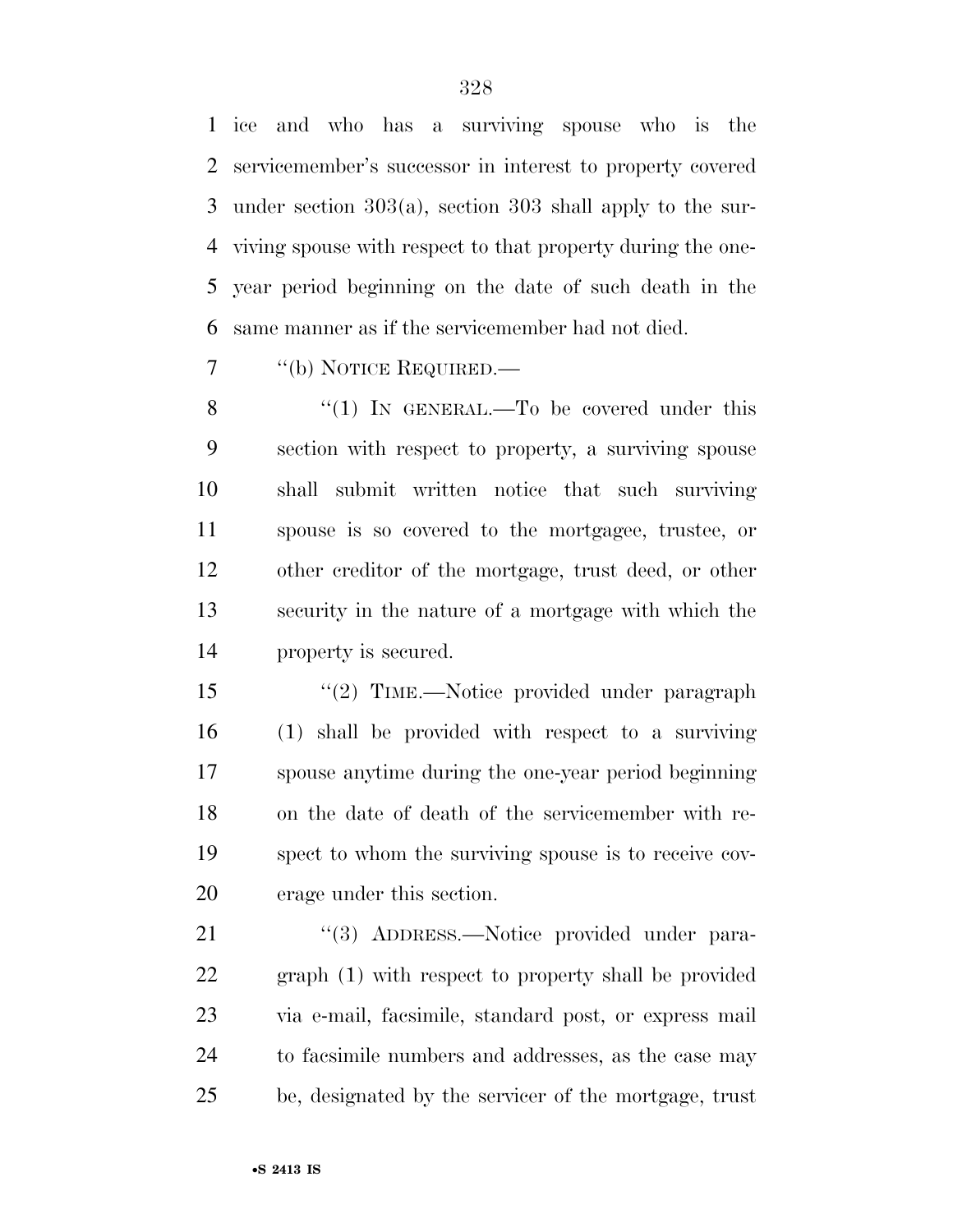ice and who has a surviving spouse who is the servicemember's successor in interest to property covered under section 303(a), section 303 shall apply to the surviving spouse with respect to that property during the one-year period beginning on the date of such death in the same manner as if the servicemember had not died.

"(b) NOTICE REQUIRED.—

"(1) IN GENERAL.—To be covered under this section with respect to property, a surviving spouse shall submit written notice that such surviving spouse is so covered to the mortgagee, trustee, or other creditor of the mortgage, trust deed, or other security in the nature of a mortgage with which the property is secured.

"(2) TIME.—Notice provided under paragraph (1) shall be provided with respect to a surviving spouse anytime during the one-year period beginning on the date of death of the servicemember with respect to whom the surviving spouse is to receive coverage under this section.

"(3) ADDRESS.—Notice provided under paragraph (1) with respect to property shall be provided via e-mail, facsimile, standard post, or express mail to facsimile numbers and addresses, as the case may be, designated by the servicer of the mortgage, trust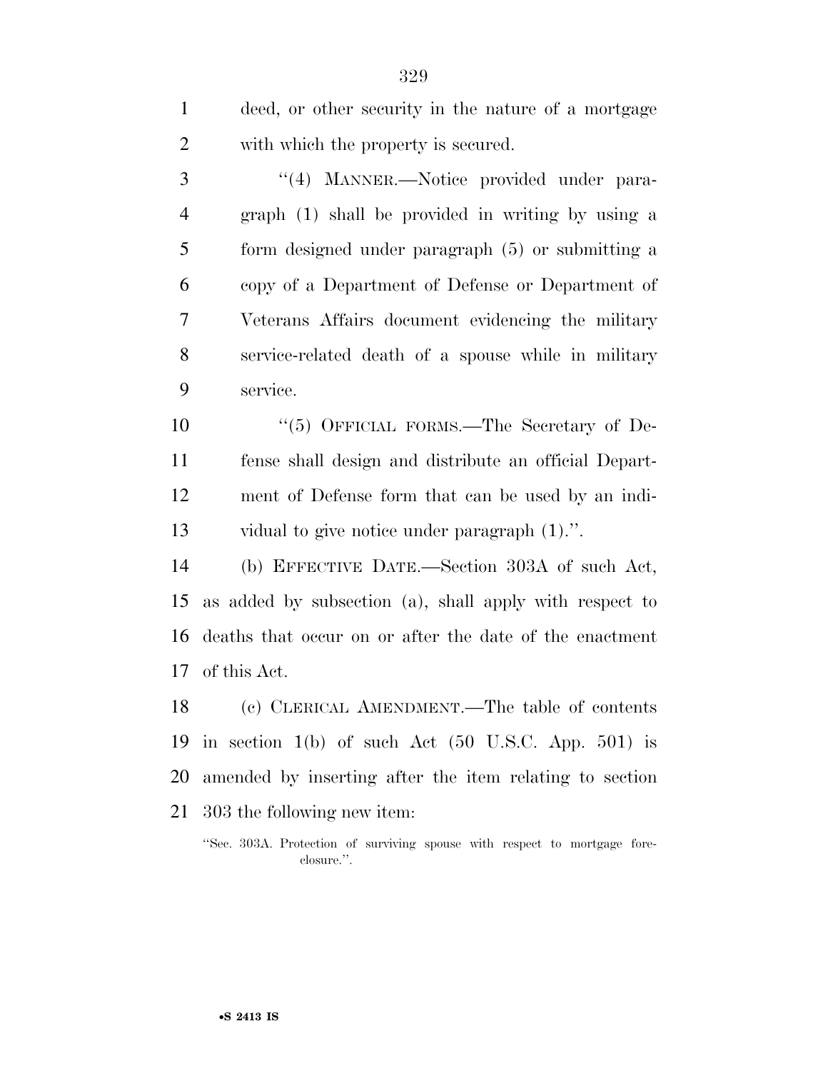deed, or other security in the nature of a mortgage with which the property is secured.

"(4) MANNER.—Notice provided under paragraph (1) shall be provided in writing by using a form designed under paragraph (5) or submitting a copy of a Department of Defense or Department of Veterans Affairs document evidencing the military service-related death of a spouse while in military service.

"(5) OFFICIAL FORMS.—The Secretary of Defense shall design and distribute an official Department of Defense form that can be used by an individual to give notice under paragraph (1).".

(b) EFFECTIVE DATE.—Section 303A of such Act, as added by subsection (a), shall apply with respect to deaths that occur on or after the date of the enactment of this Act.

(c) CLERICAL AMENDMENT.—The table of contents in section 1(b) of such Act (50 U.S.C. App. 501) is amended by inserting after the item relating to section 303 the following new item:

"Sec. 303A. Protection of surviving spouse with respect to mortgage foreclosure.".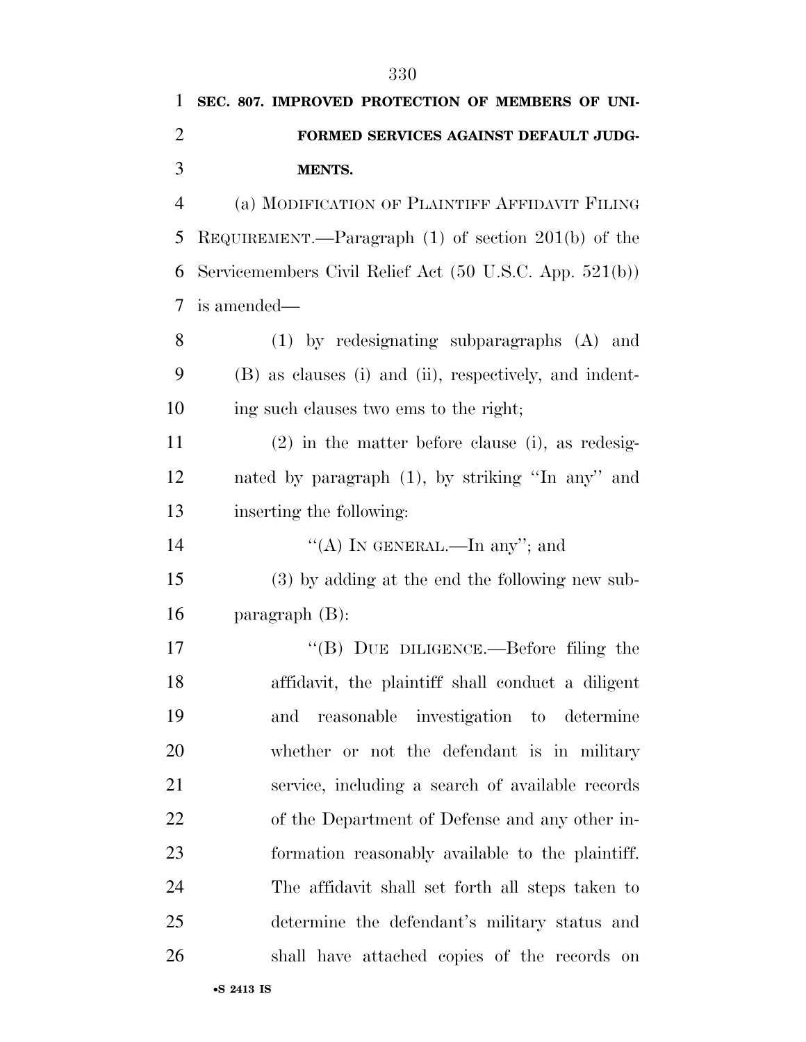**SEC. 807. IMPROVED PROTECTION OF MEMBERS OF UNIFORMED SERVICES AGAINST DEFAULT JUDGMENTS.**

(a) MODIFICATION OF PLAINTIFF AFFIDAVIT FILING REQUIREMENT.—Paragraph (1) of section 201(b) of the Servicemembers Civil Relief Act (50 U.S.C. App. 521(b)) is amended—

(1) by redesignating subparagraphs (A) and (B) as clauses (i) and (ii), respectively, and indenting such clauses two ems to the right;

(2) in the matter before clause (i), as redesignated by paragraph (1), by striking ''In any'' and inserting the following:

''(A) IN GENERAL.—In any''; and

(3) by adding at the end the following new subparagraph (B):

''(B) DUE DILIGENCE.—Before filing the affidavit, the plaintiff shall conduct a diligent and reasonable investigation to determine whether or not the defendant is in military service, including a search of available records of the Department of Defense and any other information reasonably available to the plaintiff. The affidavit shall set forth all steps taken to determine the defendant's military status and shall have attached copies of the records on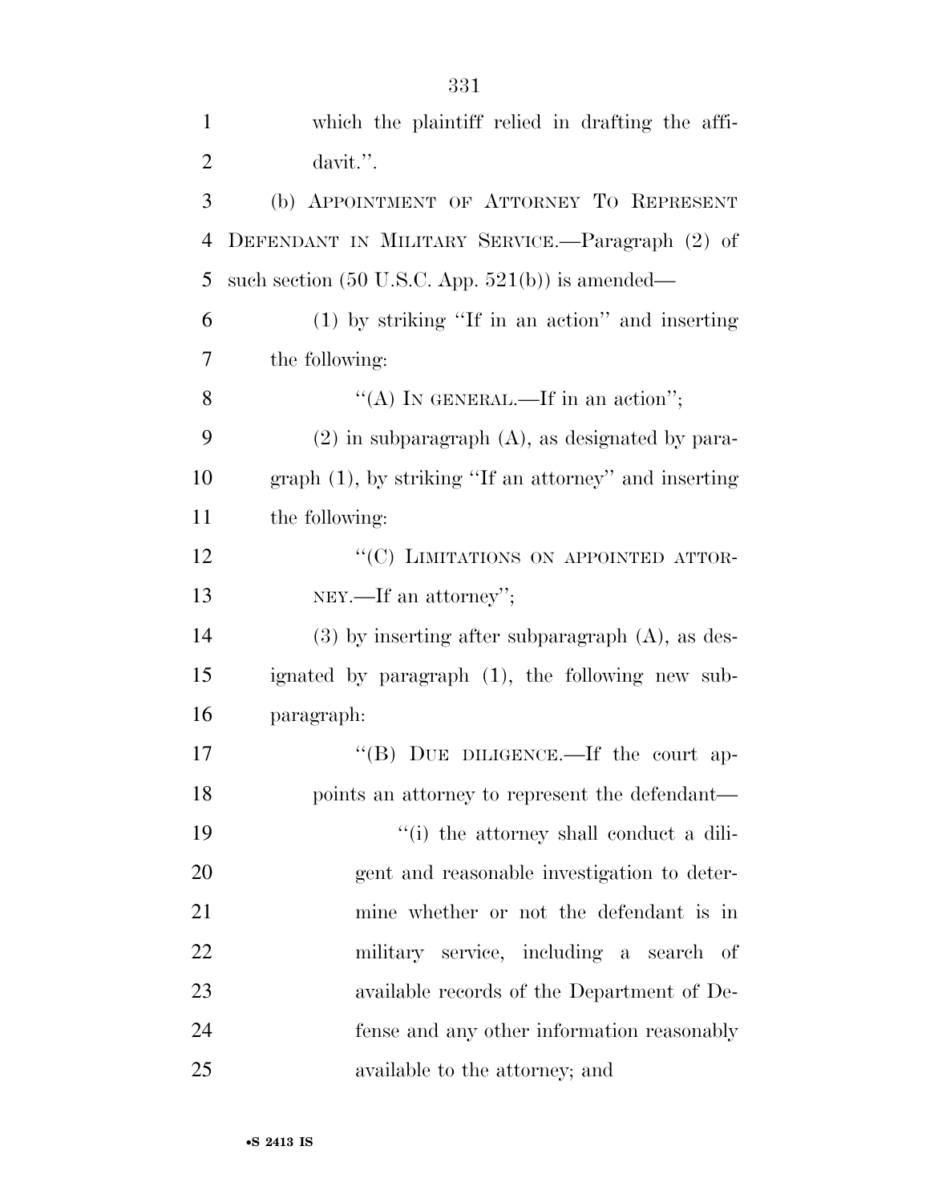which the plaintiff relied in drafting the affidavit.''.

(b) APPOINTMENT OF ATTORNEY TO REPRESENT DEFENDANT IN MILITARY SERVICE.—Paragraph (2) of such section (50 U.S.C. App. 521(b)) is amended—

(1) by striking ''If in an action'' and inserting the following:

''(A) IN GENERAL.—If in an action'';

(2) in subparagraph (A), as designated by paragraph (1), by striking ''If an attorney'' and inserting the following:

''(C) LIMITATIONS ON APPOINTED ATTORNEY.—If an attorney'';

(3) by inserting after subparagraph (A), as designated by paragraph (1), the following new subparagraph:

''(B) DUE DILIGENCE.—If the court appoints an attorney to represent the defendant—

''(i) the attorney shall conduct a diligent and reasonable investigation to determine whether or not the defendant is in military service, including a search of available records of the Department of Defense and any other information reasonably available to the attorney; and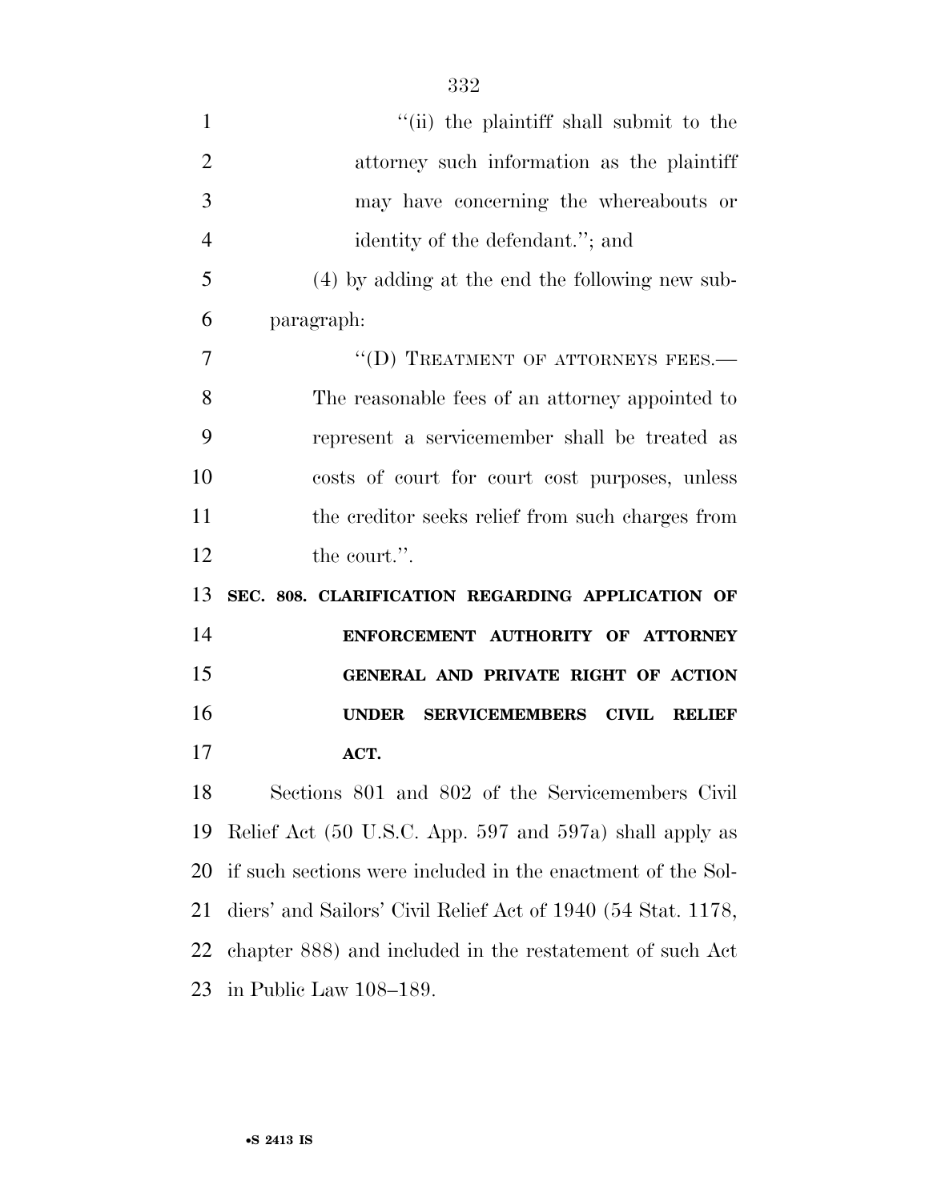''(ii) the plaintiff shall submit to the attorney such information as the plaintiff may have concerning the whereabouts or identity of the defendant.''; and

(4) by adding at the end the following new subparagraph:

''(D) TREATMENT OF ATTORNEYS FEES.— The reasonable fees of an attorney appointed to represent a servicemember shall be treated as costs of court for court cost purposes, unless the creditor seeks relief from such charges from the court.''.

**SEC. 808. CLARIFICATION REGARDING APPLICATION OF ENFORCEMENT AUTHORITY OF ATTORNEY GENERAL AND PRIVATE RIGHT OF ACTION UNDER SERVICEMEMBERS CIVIL RELIEF ACT.**

Sections 801 and 802 of the Servicemembers Civil Relief Act (50 U.S.C. App. 597 and 597a) shall apply as if such sections were included in the enactment of the Soldiers' and Sailors' Civil Relief Act of 1940 (54 Stat. 1178, chapter 888) and included in the restatement of such Act in Public Law 108–189.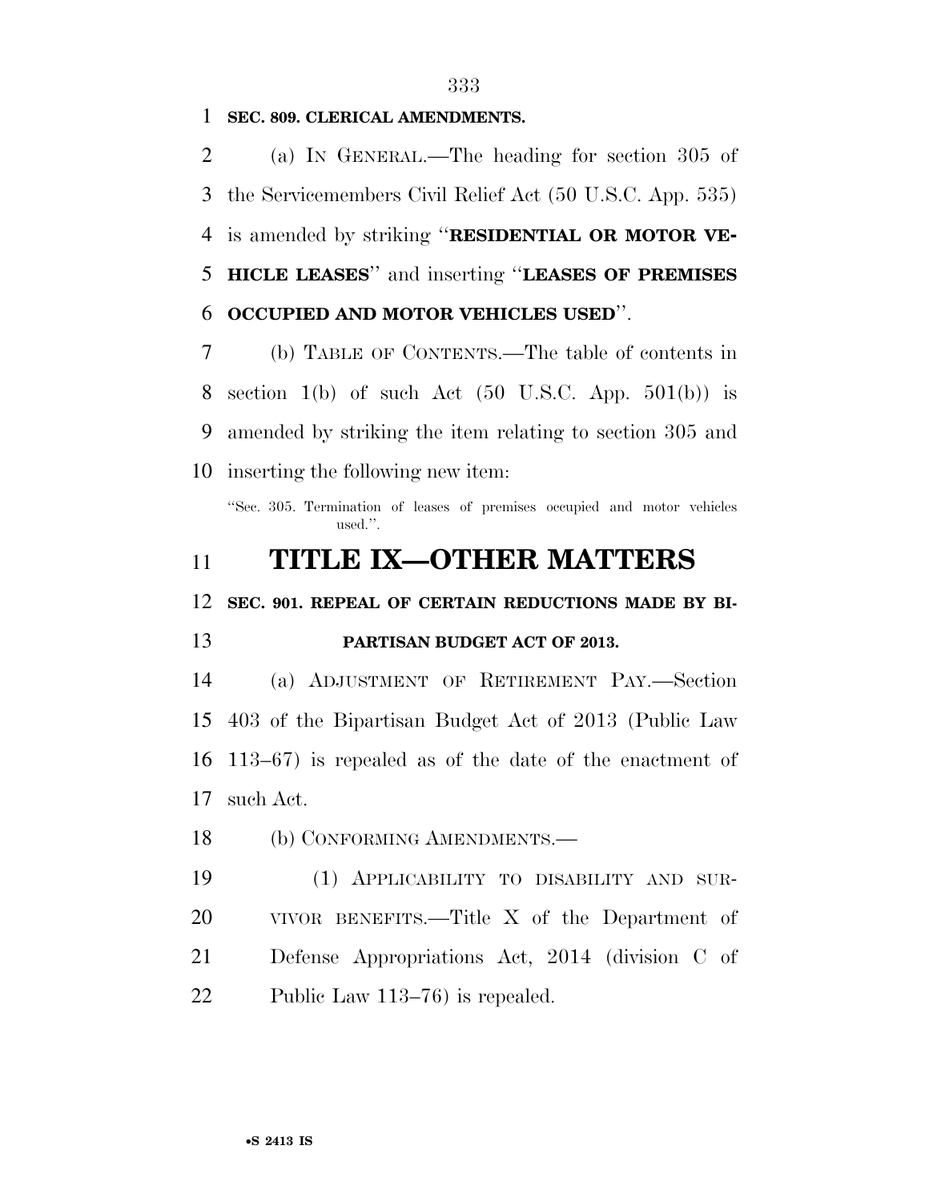**SEC. 809. CLERICAL AMENDMENTS.**

(a) IN GENERAL.—The heading for section 305 of the Servicemembers Civil Relief Act (50 U.S.C. App. 535) is amended by striking ''**RESIDENTIAL OR MOTOR VEHICLE LEASES**'' and inserting ''**LEASES OF PREMISES OCCUPIED AND MOTOR VEHICLES USED**''.

(b) TABLE OF CONTENTS.—The table of contents in section 1(b) of such Act (50 U.S.C. App. 501(b)) is amended by striking the item relating to section 305 and inserting the following new item:

''Sec. 305. Termination of leases of premises occupied and motor vehicles used.''.

# TITLE IX—OTHER MATTERS

**SEC. 901. REPEAL OF CERTAIN REDUCTIONS MADE BY BIPARTISAN BUDGET ACT OF 2013.**

(a) ADJUSTMENT OF RETIREMENT PAY.—Section 403 of the Bipartisan Budget Act of 2013 (Public Law 113–67) is repealed as of the date of the enactment of such Act.

(b) CONFORMING AMENDMENTS.—

(1) APPLICABILITY TO DISABILITY AND SURVIVOR BENEFITS.—Title X of the Department of Defense Appropriations Act, 2014 (division C of Public Law 113–76) is repealed.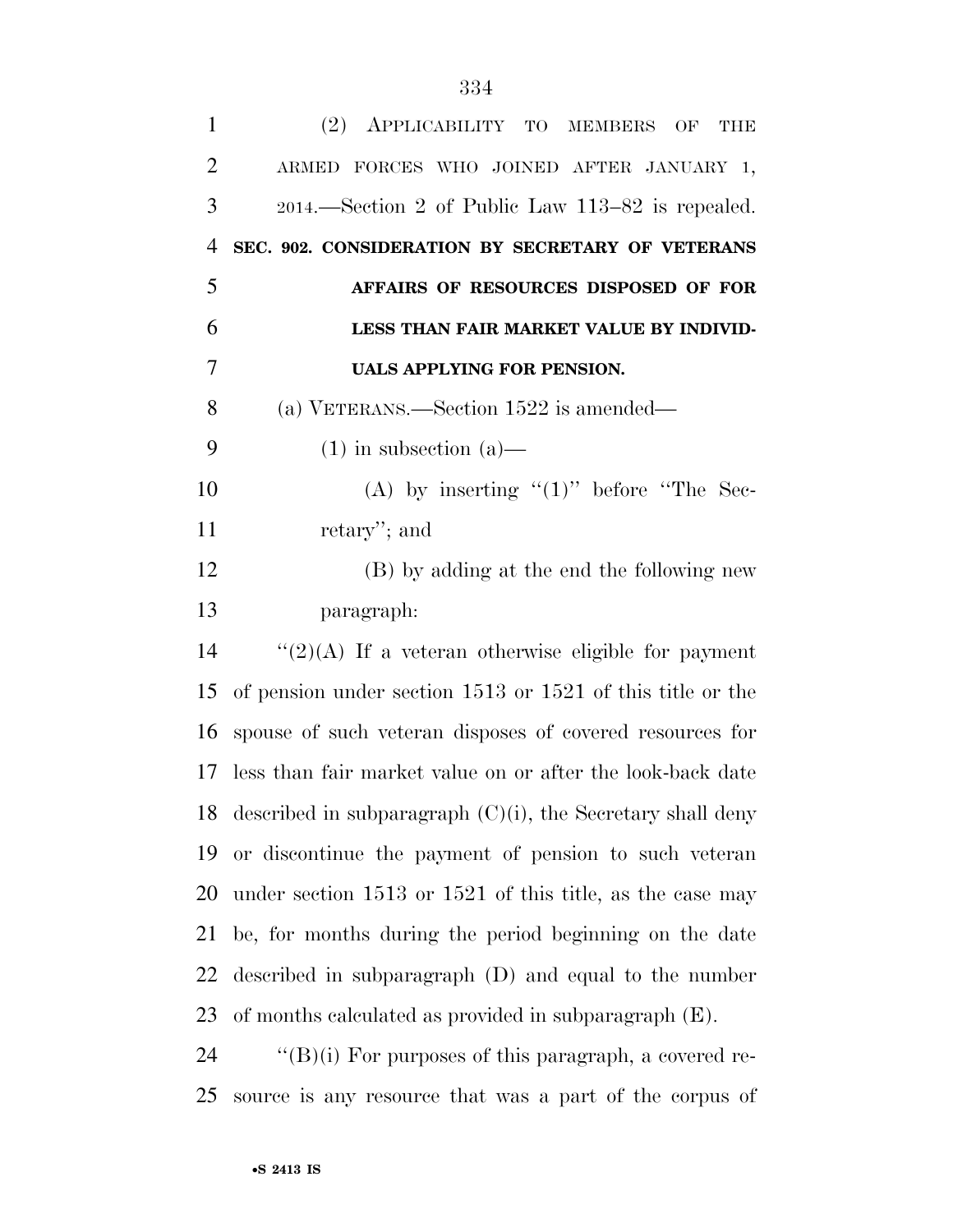(2) APPLICABILITY TO MEMBERS OF THE ARMED FORCES WHO JOINED AFTER JANUARY 1, 2014.—Section 2 of Public Law 113–82 is repealed.

**SEC. 902. CONSIDERATION BY SECRETARY OF VETERANS AFFAIRS OF RESOURCES DISPOSED OF FOR LESS THAN FAIR MARKET VALUE BY INDIVIDUALS APPLYING FOR PENSION.**

(a) VETERANS.—Section 1522 is amended—

(1) in subsection (a)—

(A) by inserting ''(1)'' before ''The Secretary''; and

(B) by adding at the end the following new paragraph:

''(2)(A) If a veteran otherwise eligible for payment of pension under section 1513 or 1521 of this title or the spouse of such veteran disposes of covered resources for less than fair market value on or after the look-back date described in subparagraph (C)(i), the Secretary shall deny or discontinue the payment of pension to such veteran under section 1513 or 1521 of this title, as the case may be, for months during the period beginning on the date described in subparagraph (D) and equal to the number of months calculated as provided in subparagraph (E).

''(B)(i) For purposes of this paragraph, a covered resource is any resource that was a part of the corpus of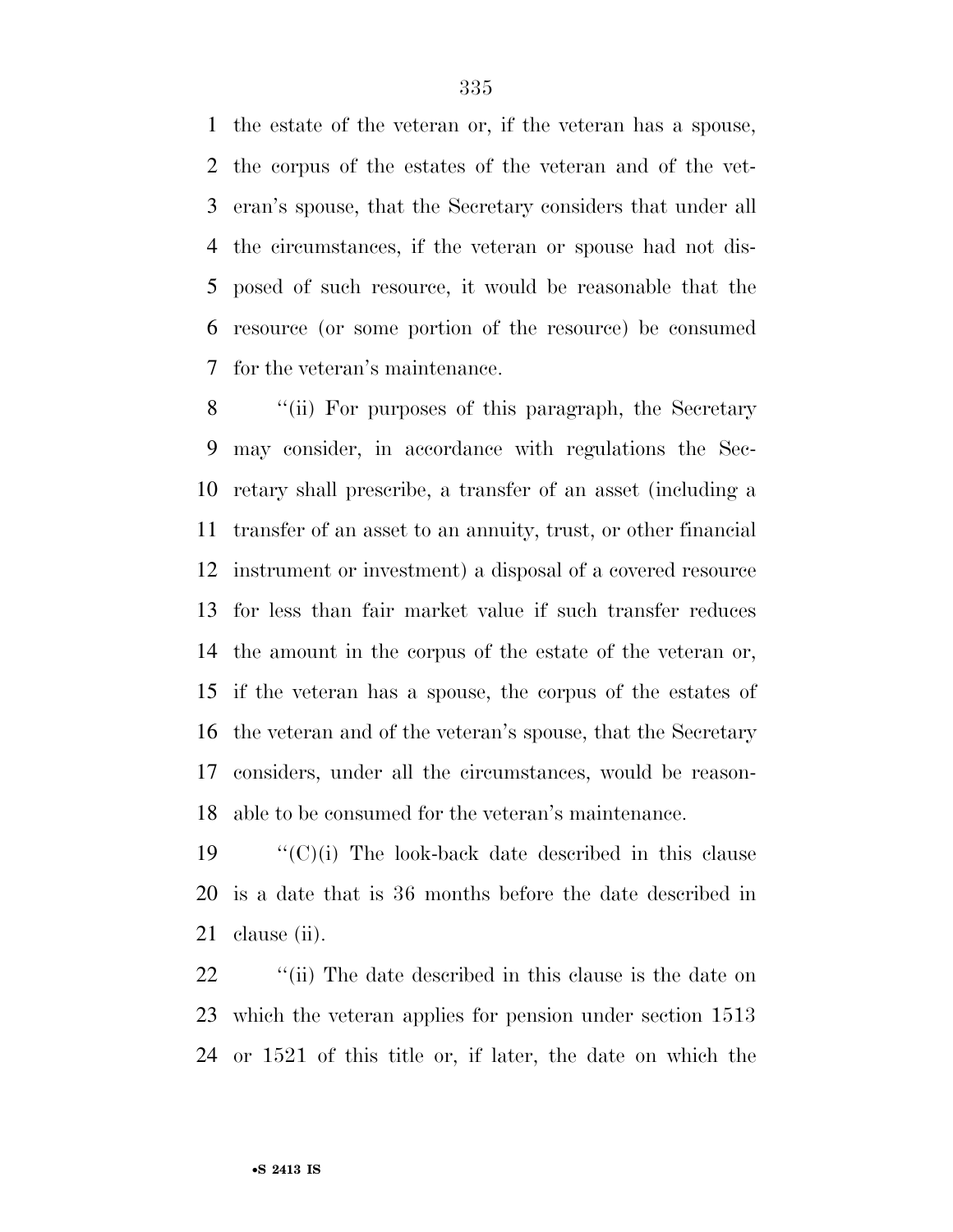the estate of the veteran or, if the veteran has a spouse, the corpus of the estates of the veteran and of the veteran's spouse, that the Secretary considers that under all the circumstances, if the veteran or spouse had not disposed of such resource, it would be reasonable that the resource (or some portion of the resource) be consumed for the veteran's maintenance.

''(ii) For purposes of this paragraph, the Secretary may consider, in accordance with regulations the Secretary shall prescribe, a transfer of an asset (including a transfer of an asset to an annuity, trust, or other financial instrument or investment) a disposal of a covered resource for less than fair market value if such transfer reduces the amount in the corpus of the estate of the veteran or, if the veteran has a spouse, the corpus of the estates of the veteran and of the veteran's spouse, that the Secretary considers, under all the circumstances, would be reasonable to be consumed for the veteran's maintenance.

''(C)(i) The look-back date described in this clause is a date that is 36 months before the date described in clause (ii).

''(ii) The date described in this clause is the date on which the veteran applies for pension under section 1513 or 1521 of this title or, if later, the date on which the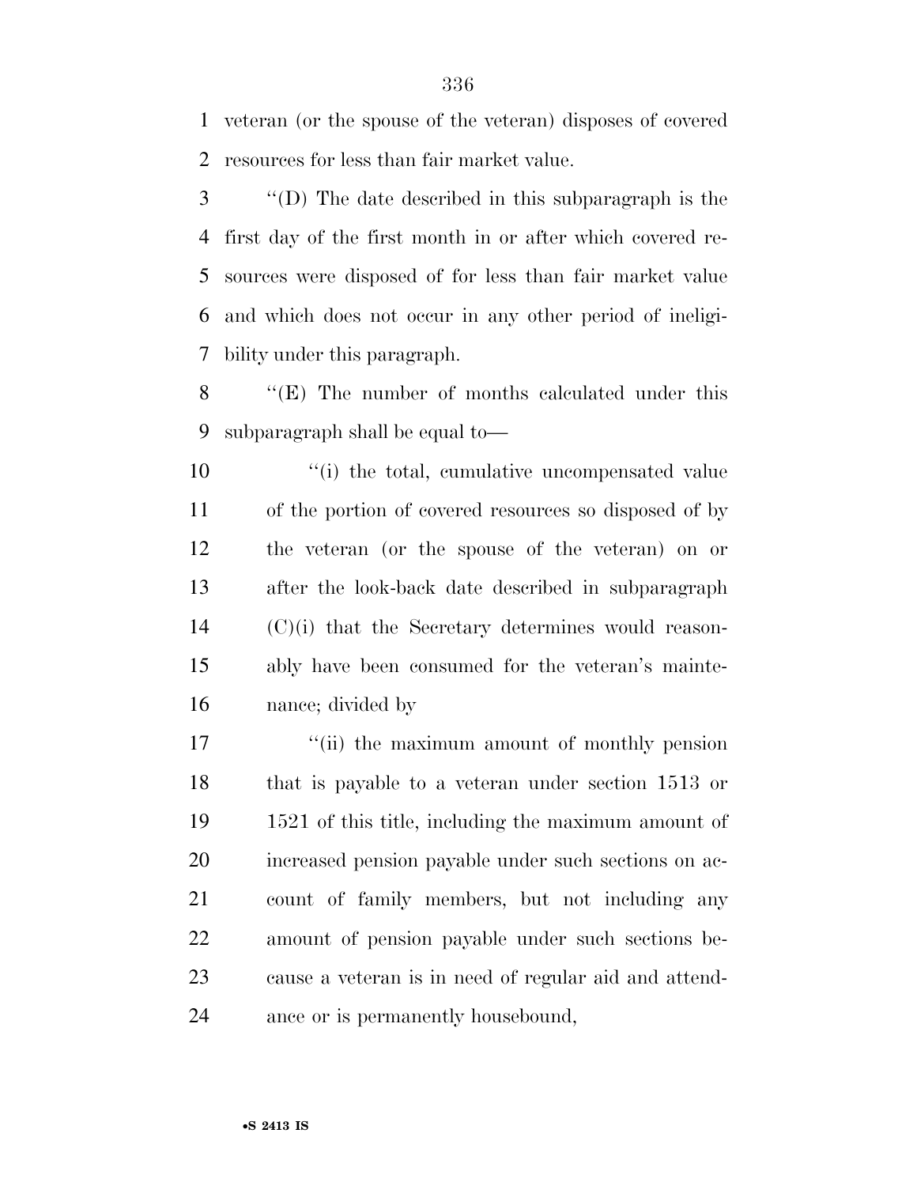veteran (or the spouse of the veteran) disposes of covered resources for less than fair market value.

''(D) The date described in this subparagraph is the first day of the first month in or after which covered resources were disposed of for less than fair market value and which does not occur in any other period of ineligibility under this paragraph.

''(E) The number of months calculated under this subparagraph shall be equal to—

''(i) the total, cumulative uncompensated value of the portion of covered resources so disposed of by the veteran (or the spouse of the veteran) on or after the look-back date described in subparagraph (C)(i) that the Secretary determines would reasonably have been consumed for the veteran's maintenance; divided by

''(ii) the maximum amount of monthly pension that is payable to a veteran under section 1513 or 1521 of this title, including the maximum amount of increased pension payable under such sections on account of family members, but not including any amount of pension payable under such sections because a veteran is in need of regular aid and attendance or is permanently housebound,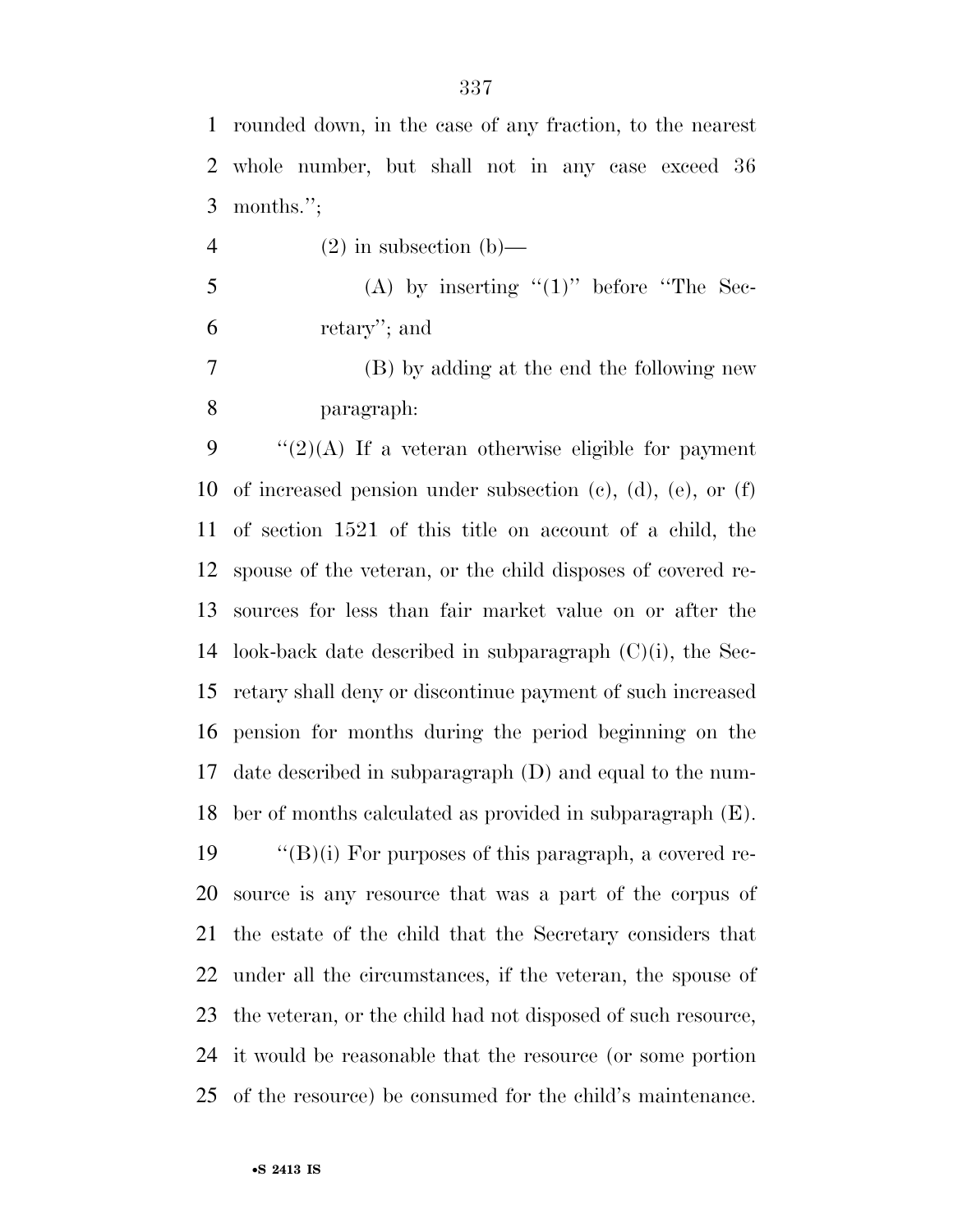rounded down, in the case of any fraction, to the nearest whole number, but shall not in any case exceed 36 months.'';

(2) in subsection (b)—

(A) by inserting ''(1)'' before ''The Secretary''; and

(B) by adding at the end the following new paragraph:

''(2)(A) If a veteran otherwise eligible for payment of increased pension under subsection (c), (d), (e), or (f) of section 1521 of this title on account of a child, the spouse of the veteran, or the child disposes of covered resources for less than fair market value on or after the look-back date described in subparagraph (C)(i), the Secretary shall deny or discontinue payment of such increased pension for months during the period beginning on the date described in subparagraph (D) and equal to the number of months calculated as provided in subparagraph (E).

''(B)(i) For purposes of this paragraph, a covered resource is any resource that was a part of the corpus of the estate of the child that the Secretary considers that under all the circumstances, if the veteran, the spouse of the veteran, or the child had not disposed of such resource, it would be reasonable that the resource (or some portion of the resource) be consumed for the child's maintenance.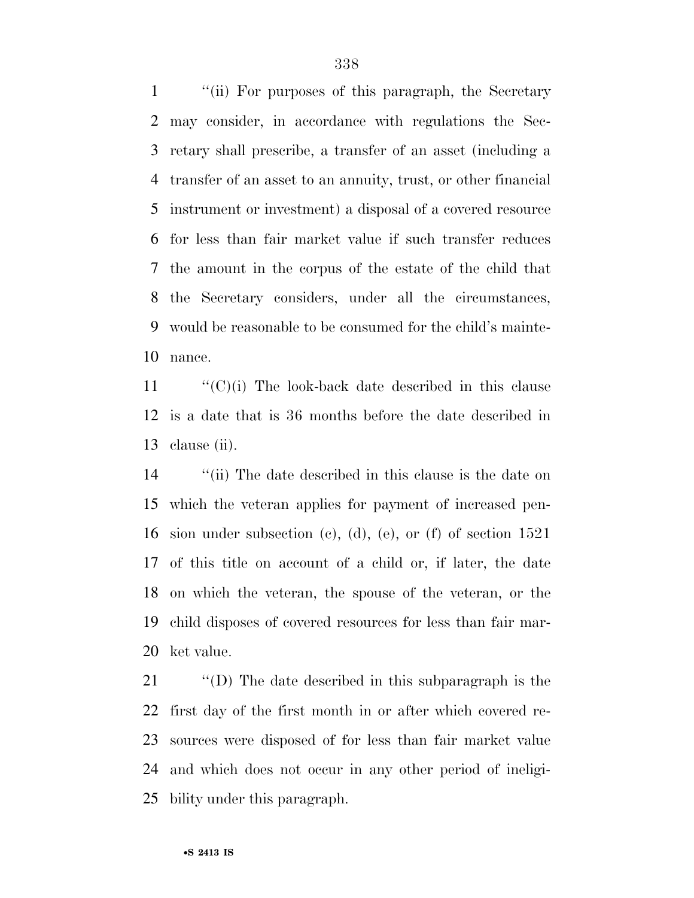''(ii) For purposes of this paragraph, the Secretary may consider, in accordance with regulations the Secretary shall prescribe, a transfer of an asset (including a transfer of an asset to an annuity, trust, or other financial instrument or investment) a disposal of a covered resource for less than fair market value if such transfer reduces the amount in the corpus of the estate of the child that the Secretary considers, under all the circumstances, would be reasonable to be consumed for the child's maintenance.

''(C)(i) The look-back date described in this clause is a date that is 36 months before the date described in clause (ii).

''(ii) The date described in this clause is the date on which the veteran applies for payment of increased pension under subsection (c), (d), (e), or (f) of section 1521 of this title on account of a child or, if later, the date on which the veteran, the spouse of the veteran, or the child disposes of covered resources for less than fair market value.

''(D) The date described in this subparagraph is the first day of the first month in or after which covered resources were disposed of for less than fair market value and which does not occur in any other period of ineligibility under this paragraph.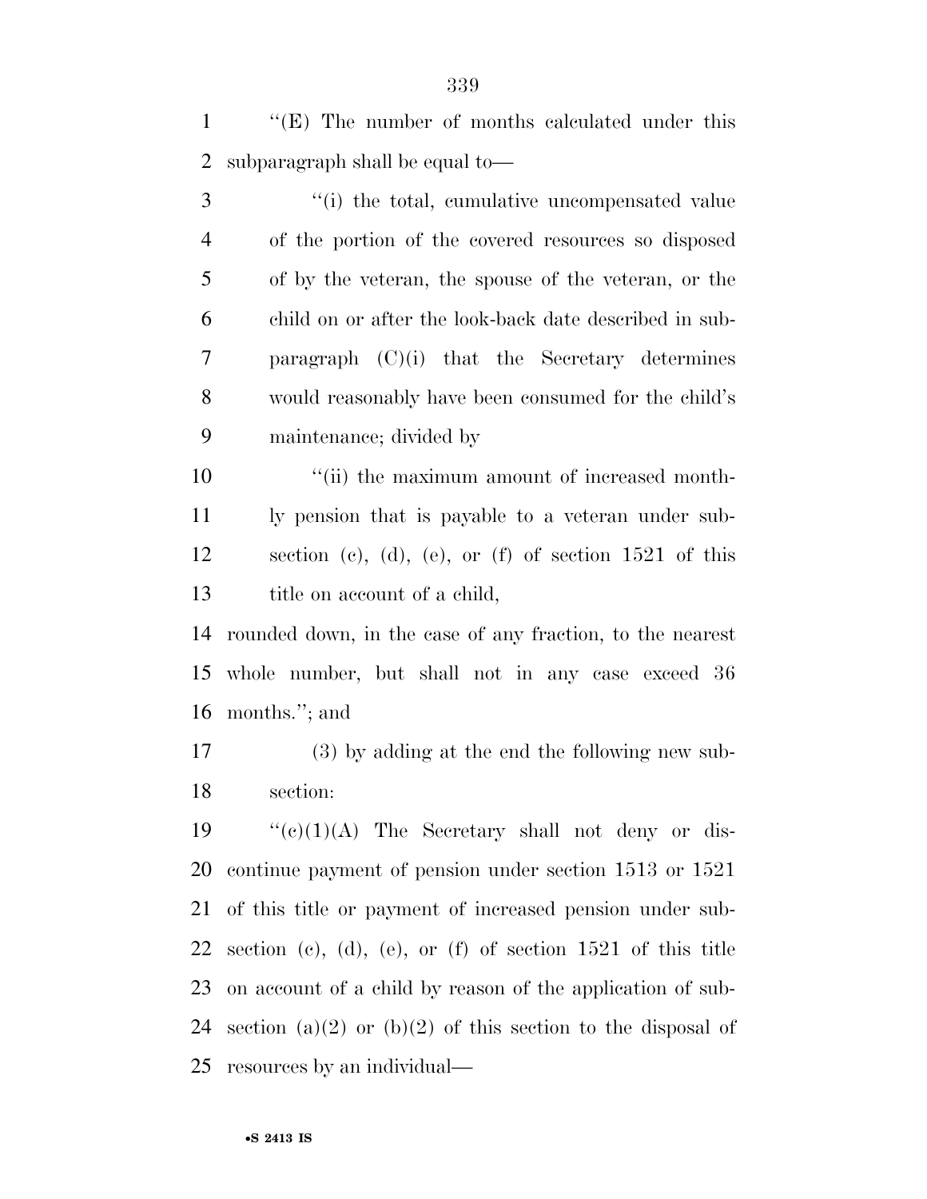"(E) The number of months calculated under this subparagraph shall be equal to—

"(i) the total, cumulative uncompensated value of the portion of the covered resources so disposed of by the veteran, the spouse of the veteran, or the child on or after the look-back date described in subparagraph (C)(i) that the Secretary determines would reasonably have been consumed for the child's maintenance; divided by

"(ii) the maximum amount of increased monthly pension that is payable to a veteran under subsection (c), (d), (e), or (f) of section 1521 of this title on account of a child,

rounded down, in the case of any fraction, to the nearest whole number, but shall not in any case exceed 36 months."; and

(3) by adding at the end the following new subsection:

"(c)(1)(A) The Secretary shall not deny or discontinue payment of pension under section 1513 or 1521 of this title or payment of increased pension under subsection (c), (d), (e), or (f) of section 1521 of this title on account of a child by reason of the application of subsection (a)(2) or (b)(2) of this section to the disposal of resources by an individual—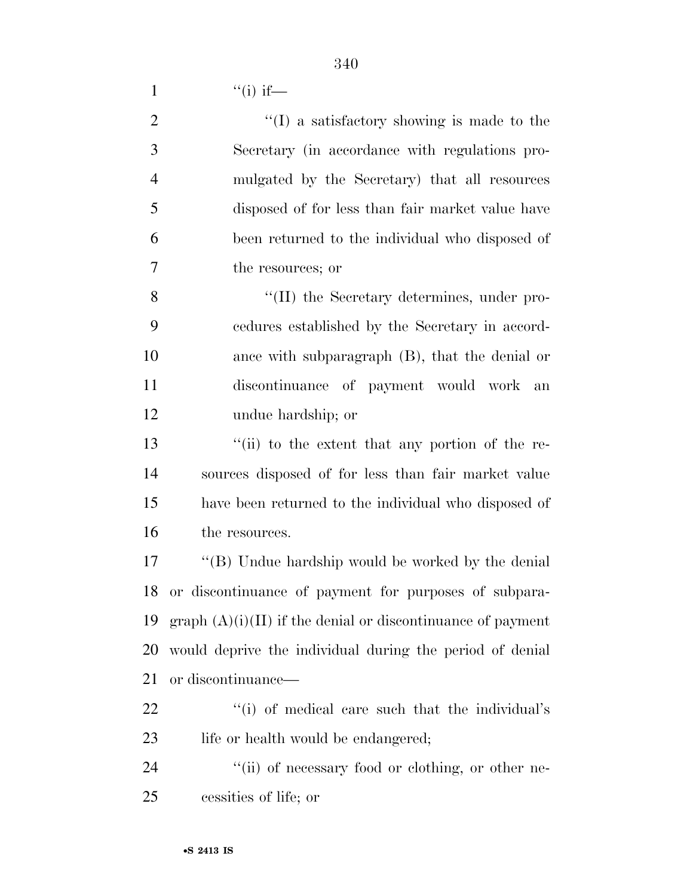"(i) if—

"(I) a satisfactory showing is made to the Secretary (in accordance with regulations promulgated by the Secretary) that all resources disposed of for less than fair market value have been returned to the individual who disposed of the resources; or

"(II) the Secretary determines, under procedures established by the Secretary in accordance with subparagraph (B), that the denial or discontinuance of payment would work an undue hardship; or

"(ii) to the extent that any portion of the resources disposed of for less than fair market value have been returned to the individual who disposed of the resources.

"(B) Undue hardship would be worked by the denial or discontinuance of payment for purposes of subparagraph (A)(i)(II) if the denial or discontinuance of payment would deprive the individual during the period of denial or discontinuance—

"(i) of medical care such that the individual's life or health would be endangered;

"(ii) of necessary food or clothing, or other necessities of life; or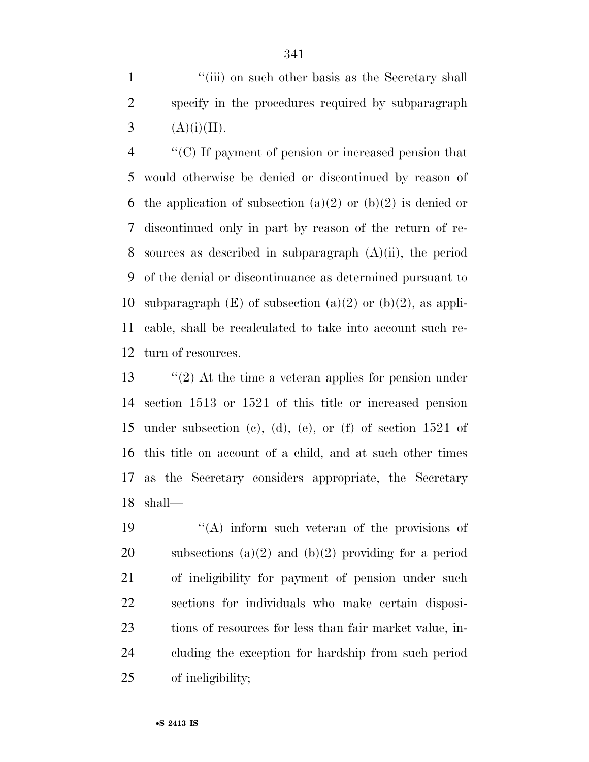''(iii) on such other basis as the Secretary shall specify in the procedures required by subparagraph (A)(i)(II).

''(C) If payment of pension or increased pension that would otherwise be denied or discontinued by reason of the application of subsection (a)(2) or (b)(2) is denied or discontinued only in part by reason of the return of resources as described in subparagraph (A)(ii), the period of the denial or discontinuance as determined pursuant to subparagraph (E) of subsection (a)(2) or (b)(2), as applicable, shall be recalculated to take into account such return of resources.

''(2) At the time a veteran applies for pension under section 1513 or 1521 of this title or increased pension under subsection (c), (d), (e), or (f) of section 1521 of this title on account of a child, and at such other times as the Secretary considers appropriate, the Secretary shall—

''(A) inform such veteran of the provisions of subsections (a)(2) and (b)(2) providing for a period of ineligibility for payment of pension under such sections for individuals who make certain dispositions of resources for less than fair market value, including the exception for hardship from such period of ineligibility;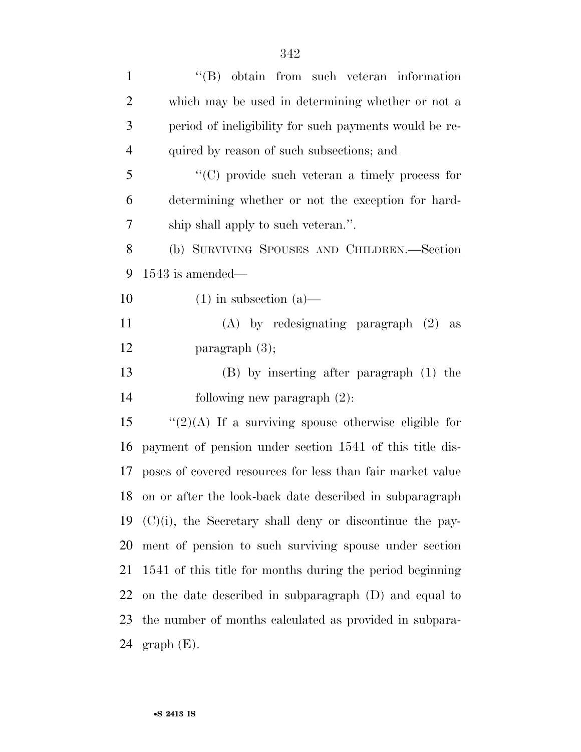"(B) obtain from such veteran information which may be used in determining whether or not a period of ineligibility for such payments would be required by reason of such subsections; and

"(C) provide such veteran a timely process for determining whether or not the exception for hardship shall apply to such veteran.".

(b) SURVIVING SPOUSES AND CHILDREN.—Section 1543 is amended—

(1) in subsection (a)—

(A) by redesignating paragraph (2) as paragraph (3);

(B) by inserting after paragraph (1) the following new paragraph (2):

"(2)(A) If a surviving spouse otherwise eligible for payment of pension under section 1541 of this title disposes of covered resources for less than fair market value on or after the look-back date described in subparagraph (C)(i), the Secretary shall deny or discontinue the payment of pension to such surviving spouse under section 1541 of this title for months during the period beginning on the date described in subparagraph (D) and equal to the number of months calculated as provided in subparagraph (E).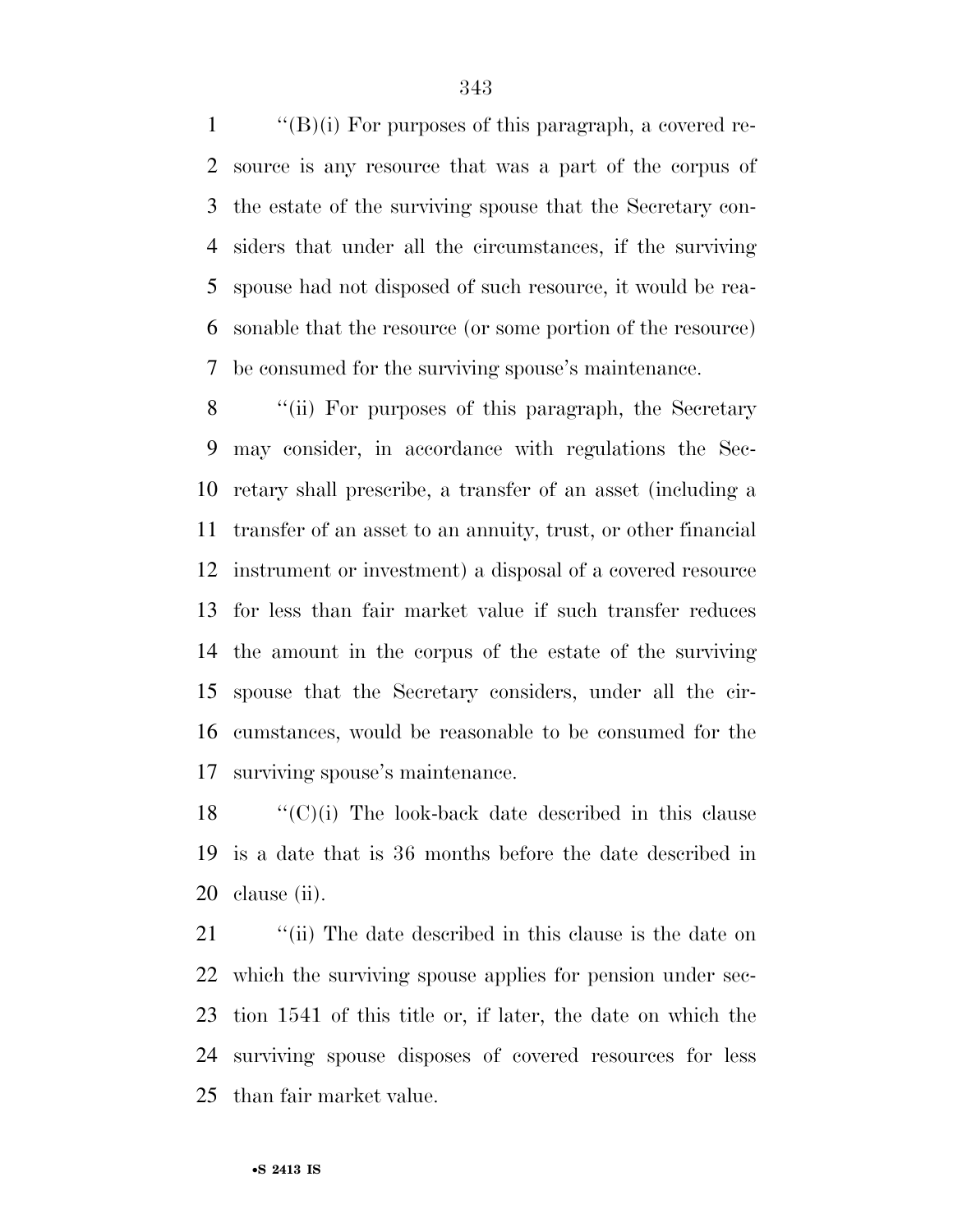''(B)(i) For purposes of this paragraph, a covered resource is any resource that was a part of the corpus of the estate of the surviving spouse that the Secretary considers that under all the circumstances, if the surviving spouse had not disposed of such resource, it would be reasonable that the resource (or some portion of the resource) be consumed for the surviving spouse's maintenance.

''(ii) For purposes of this paragraph, the Secretary may consider, in accordance with regulations the Secretary shall prescribe, a transfer of an asset (including a transfer of an asset to an annuity, trust, or other financial instrument or investment) a disposal of a covered resource for less than fair market value if such transfer reduces the amount in the corpus of the estate of the surviving spouse that the Secretary considers, under all the circumstances, would be reasonable to be consumed for the surviving spouse's maintenance.

''(C)(i) The look-back date described in this clause is a date that is 36 months before the date described in clause (ii).

''(ii) The date described in this clause is the date on which the surviving spouse applies for pension under section 1541 of this title or, if later, the date on which the surviving spouse disposes of covered resources for less than fair market value.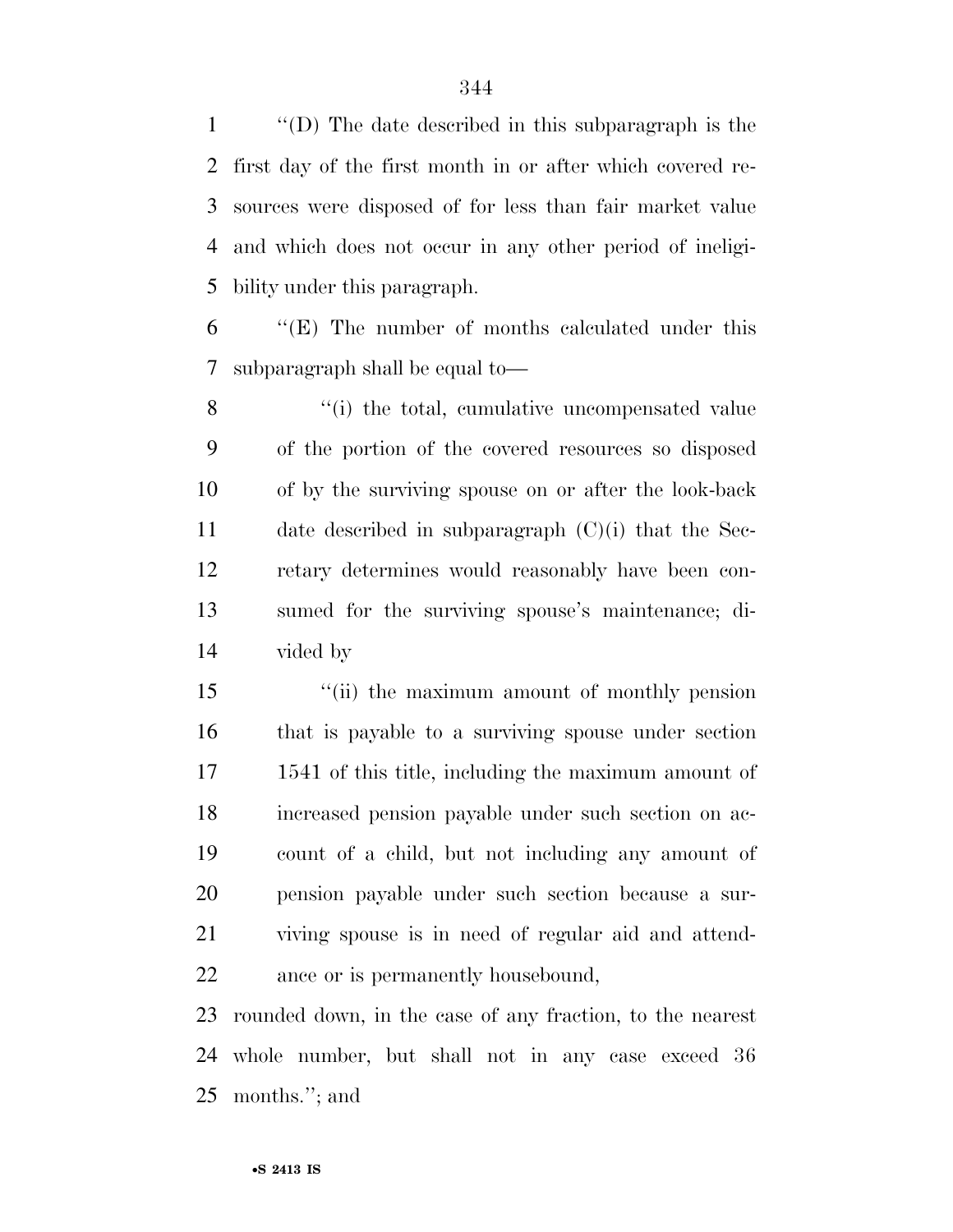''(D) The date described in this subparagraph is the first day of the first month in or after which covered resources were disposed of for less than fair market value and which does not occur in any other period of ineligibility under this paragraph.

''(E) The number of months calculated under this subparagraph shall be equal to—

''(i) the total, cumulative uncompensated value of the portion of the covered resources so disposed of by the surviving spouse on or after the look-back date described in subparagraph (C)(i) that the Secretary determines would reasonably have been consumed for the surviving spouse's maintenance; divided by

''(ii) the maximum amount of monthly pension that is payable to a surviving spouse under section 1541 of this title, including the maximum amount of increased pension payable under such section on account of a child, but not including any amount of pension payable under such section because a surviving spouse is in need of regular aid and attendance or is permanently housebound,

rounded down, in the case of any fraction, to the nearest whole number, but shall not in any case exceed 36 months.''; and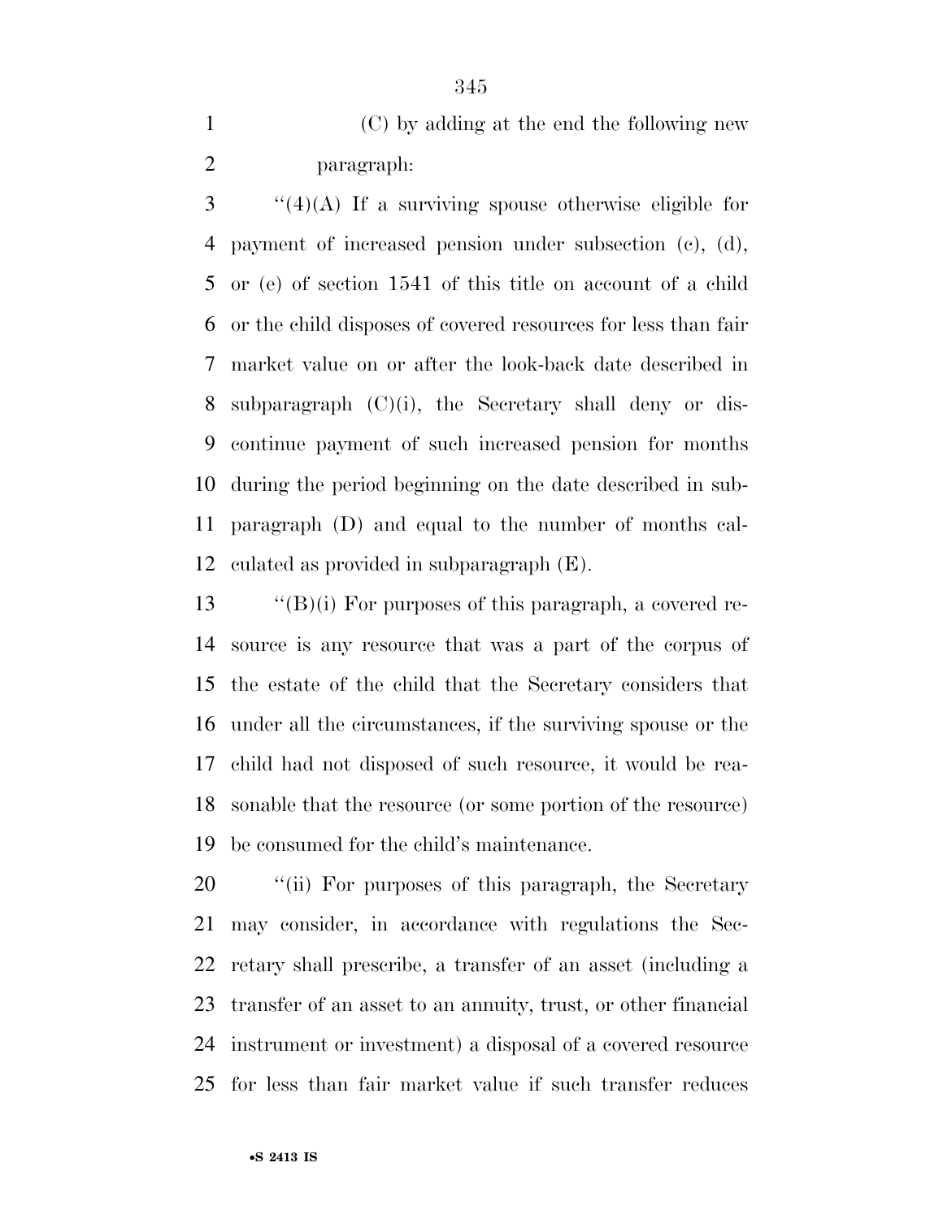(C) by adding at the end the following new paragraph:

"(4)(A) If a surviving spouse otherwise eligible for payment of increased pension under subsection (c), (d), or (e) of section 1541 of this title on account of a child or the child disposes of covered resources for less than fair market value on or after the look-back date described in subparagraph (C)(i), the Secretary shall deny or discontinue payment of such increased pension for months during the period beginning on the date described in subparagraph (D) and equal to the number of months calculated as provided in subparagraph (E).

"(B)(i) For purposes of this paragraph, a covered resource is any resource that was a part of the corpus of the estate of the child that the Secretary considers that under all the circumstances, if the surviving spouse or the child had not disposed of such resource, it would be reasonable that the resource (or some portion of the resource) be consumed for the child's maintenance.

"(ii) For purposes of this paragraph, the Secretary may consider, in accordance with regulations the Secretary shall prescribe, a transfer of an asset (including a transfer of an asset to an annuity, trust, or other financial instrument or investment) a disposal of a covered resource for less than fair market value if such transfer reduces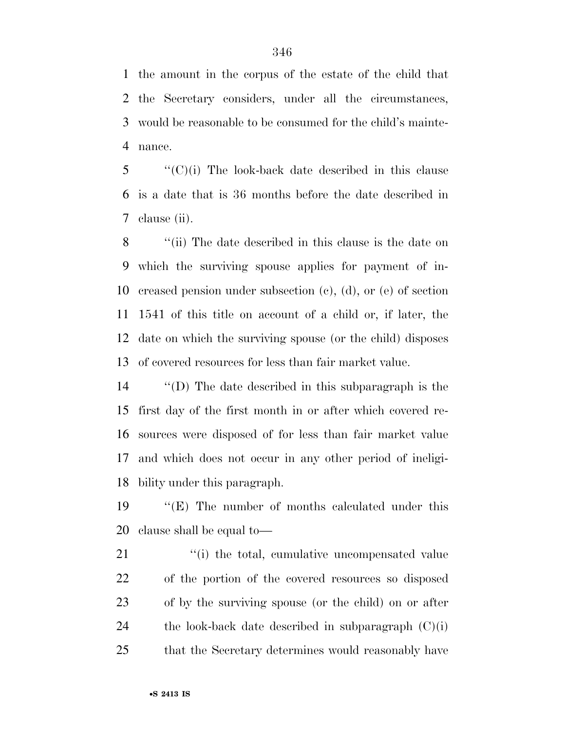the amount in the corpus of the estate of the child that the Secretary considers, under all the circumstances, would be reasonable to be consumed for the child's maintenance.

"(C)(i) The look-back date described in this clause is a date that is 36 months before the date described in clause (ii).

"(ii) The date described in this clause is the date on which the surviving spouse applies for payment of increased pension under subsection (c), (d), or (e) of section 1541 of this title on account of a child or, if later, the date on which the surviving spouse (or the child) disposes of covered resources for less than fair market value.

"(D) The date described in this subparagraph is the first day of the first month in or after which covered resources were disposed of for less than fair market value and which does not occur in any other period of ineligibility under this paragraph.

"(E) The number of months calculated under this clause shall be equal to—

"(i) the total, cumulative uncompensated value of the portion of the covered resources so disposed of by the surviving spouse (or the child) on or after the look-back date described in subparagraph (C)(i) that the Secretary determines would reasonably have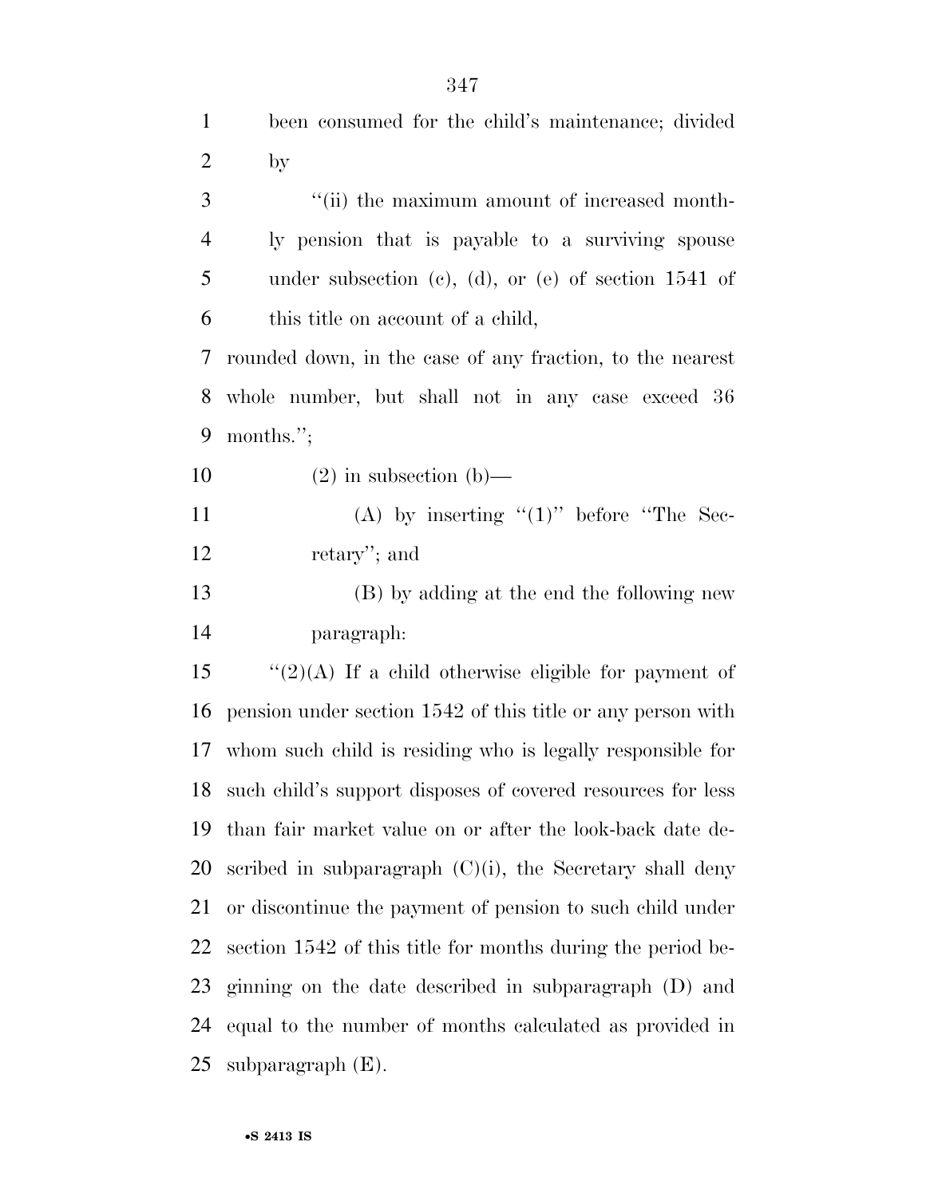been consumed for the child's maintenance; divided by

"(ii) the maximum amount of increased monthly pension that is payable to a surviving spouse under subsection (c), (d), or (e) of section 1541 of this title on account of a child,

rounded down, in the case of any fraction, to the nearest whole number, but shall not in any case exceed 36 months.";

(2) in subsection (b)—

(A) by inserting "(1)" before "The Secretary"; and

(B) by adding at the end the following new paragraph:

"(2)(A) If a child otherwise eligible for payment of pension under section 1542 of this title or any person with whom such child is residing who is legally responsible for such child's support disposes of covered resources for less than fair market value on or after the look-back date described in subparagraph (C)(i), the Secretary shall deny or discontinue the payment of pension to such child under section 1542 of this title for months during the period beginning on the date described in subparagraph (D) and equal to the number of months calculated as provided in subparagraph (E).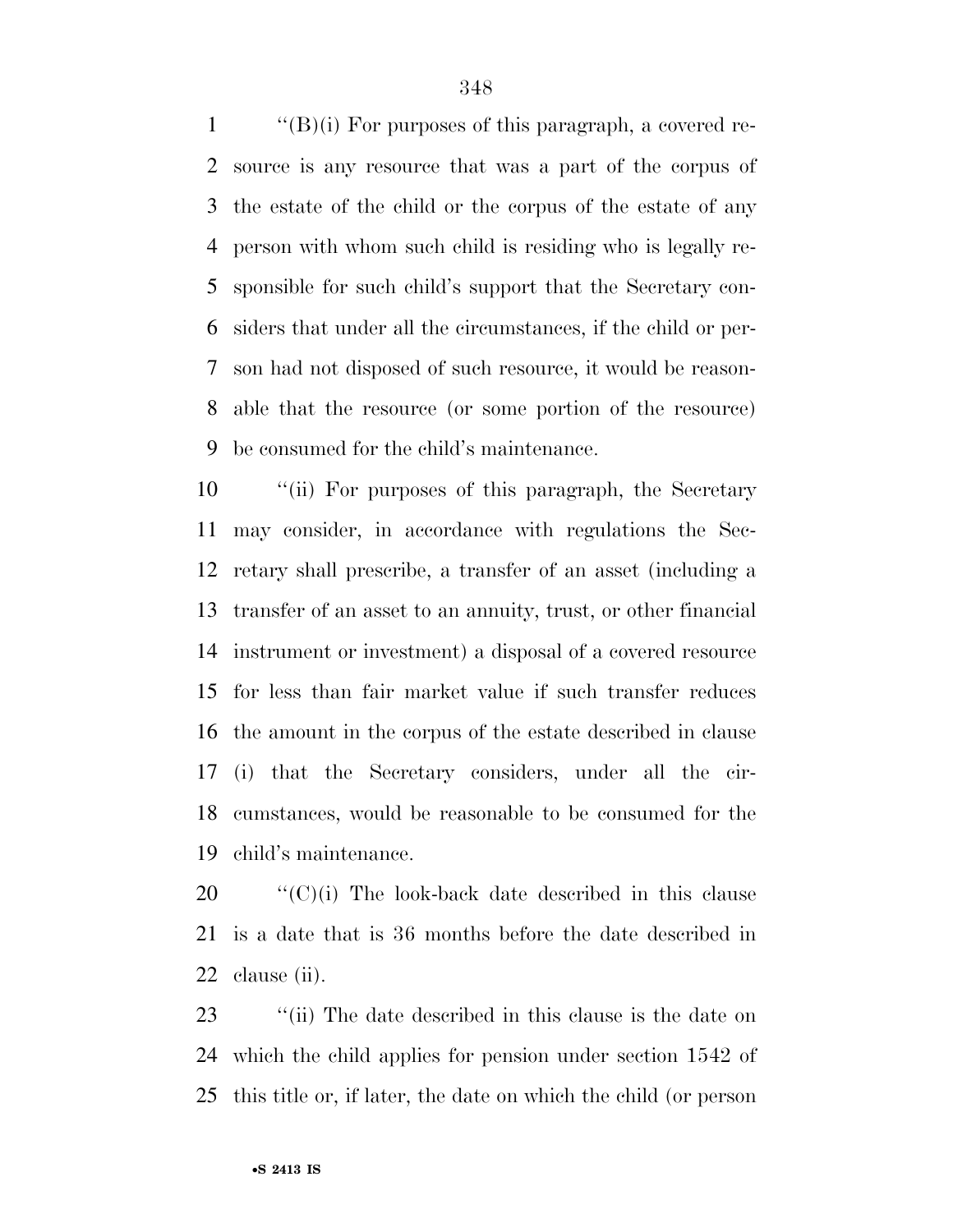''(B)(i) For purposes of this paragraph, a covered resource is any resource that was a part of the corpus of the estate of the child or the corpus of the estate of any person with whom such child is residing who is legally responsible for such child's support that the Secretary considers that under all the circumstances, if the child or person had not disposed of such resource, it would be reasonable that the resource (or some portion of the resource) be consumed for the child's maintenance.

''(ii) For purposes of this paragraph, the Secretary may consider, in accordance with regulations the Secretary shall prescribe, a transfer of an asset (including a transfer of an asset to an annuity, trust, or other financial instrument or investment) a disposal of a covered resource for less than fair market value if such transfer reduces the amount in the corpus of the estate described in clause (i) that the Secretary considers, under all the circumstances, would be reasonable to be consumed for the child's maintenance.

''(C)(i) The look-back date described in this clause is a date that is 36 months before the date described in clause (ii).

''(ii) The date described in this clause is the date on which the child applies for pension under section 1542 of this title or, if later, the date on which the child (or person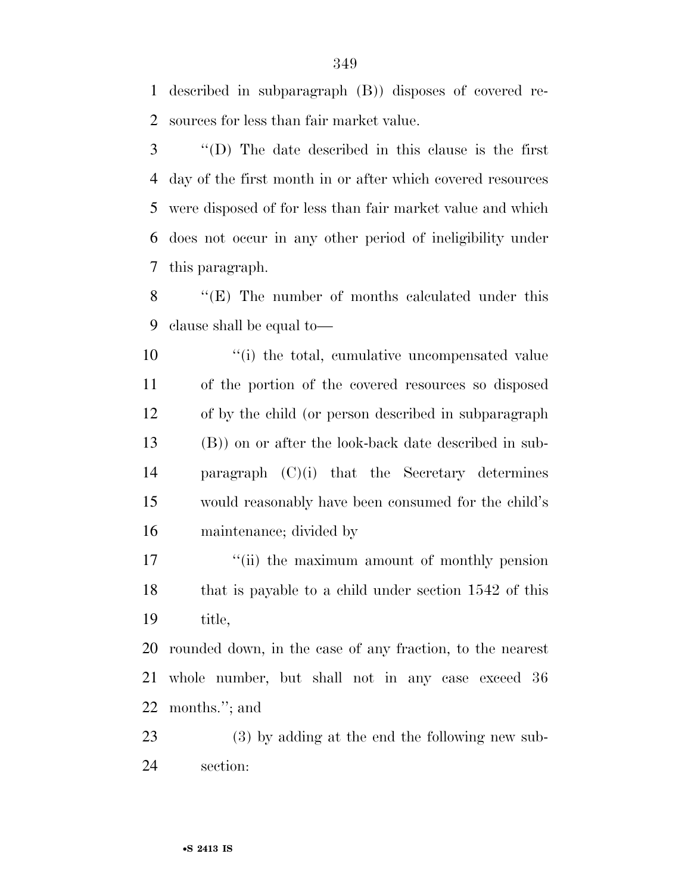described in subparagraph (B)) disposes of covered resources for less than fair market value.

''(D) The date described in this clause is the first day of the first month in or after which covered resources were disposed of for less than fair market value and which does not occur in any other period of ineligibility under this paragraph.

''(E) The number of months calculated under this clause shall be equal to—

''(i) the total, cumulative uncompensated value of the portion of the covered resources so disposed of by the child (or person described in subparagraph (B)) on or after the look-back date described in subparagraph (C)(i) that the Secretary determines would reasonably have been consumed for the child's maintenance; divided by

''(ii) the maximum amount of monthly pension that is payable to a child under section 1542 of this title,

rounded down, in the case of any fraction, to the nearest whole number, but shall not in any case exceed 36 months.''; and

(3) by adding at the end the following new subsection: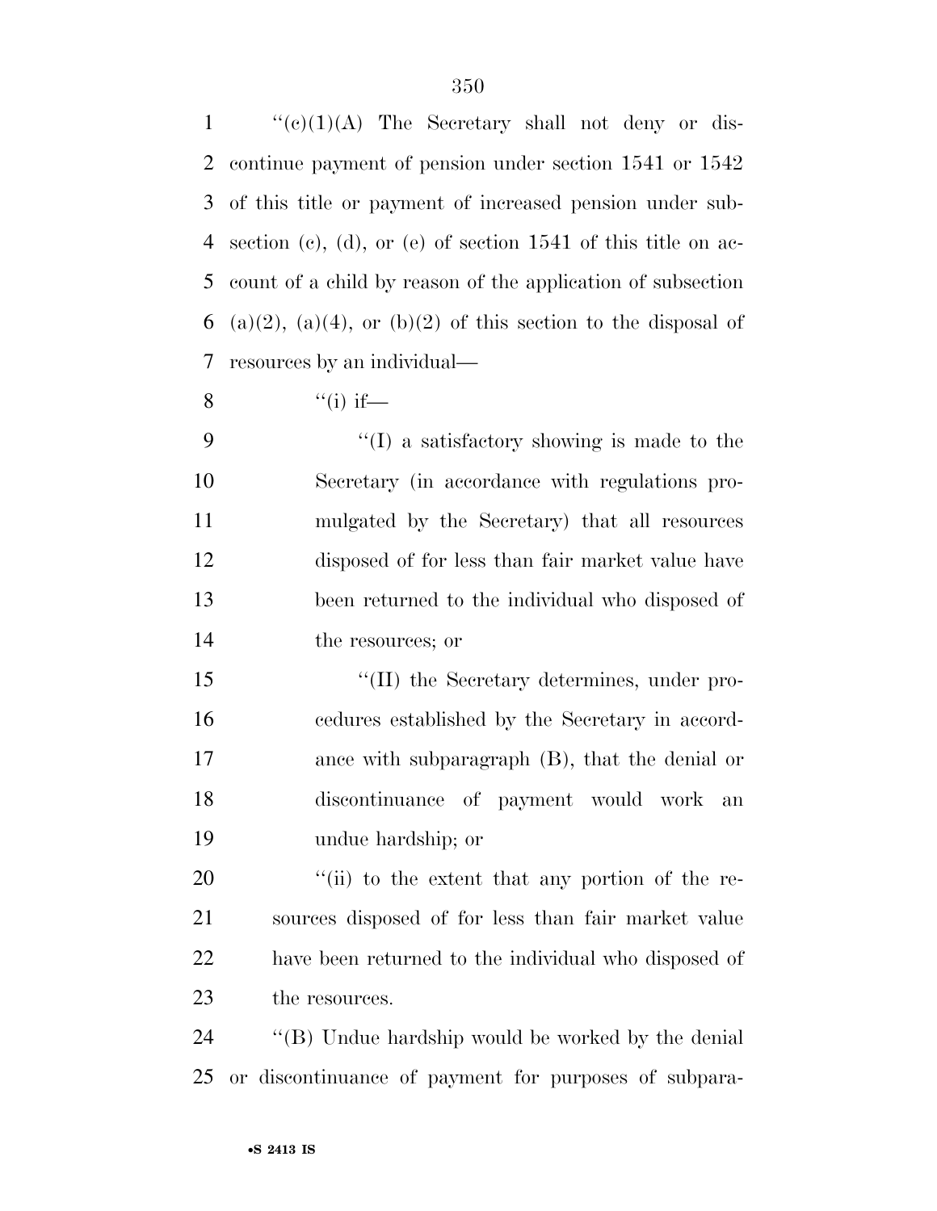"(c)(1)(A) The Secretary shall not deny or discontinue payment of pension under section 1541 or 1542 of this title or payment of increased pension under subsection (c), (d), or (e) of section 1541 of this title on account of a child by reason of the application of subsection (a)(2), (a)(4), or (b)(2) of this section to the disposal of resources by an individual—

"(i) if—

"(I) a satisfactory showing is made to the Secretary (in accordance with regulations promulgated by the Secretary) that all resources disposed of for less than fair market value have been returned to the individual who disposed of the resources; or

"(II) the Secretary determines, under procedures established by the Secretary in accordance with subparagraph (B), that the denial or discontinuance of payment would work an undue hardship; or

"(ii) to the extent that any portion of the resources disposed of for less than fair market value have been returned to the individual who disposed of the resources.

"(B) Undue hardship would be worked by the denial or discontinuance of payment for purposes of subpara-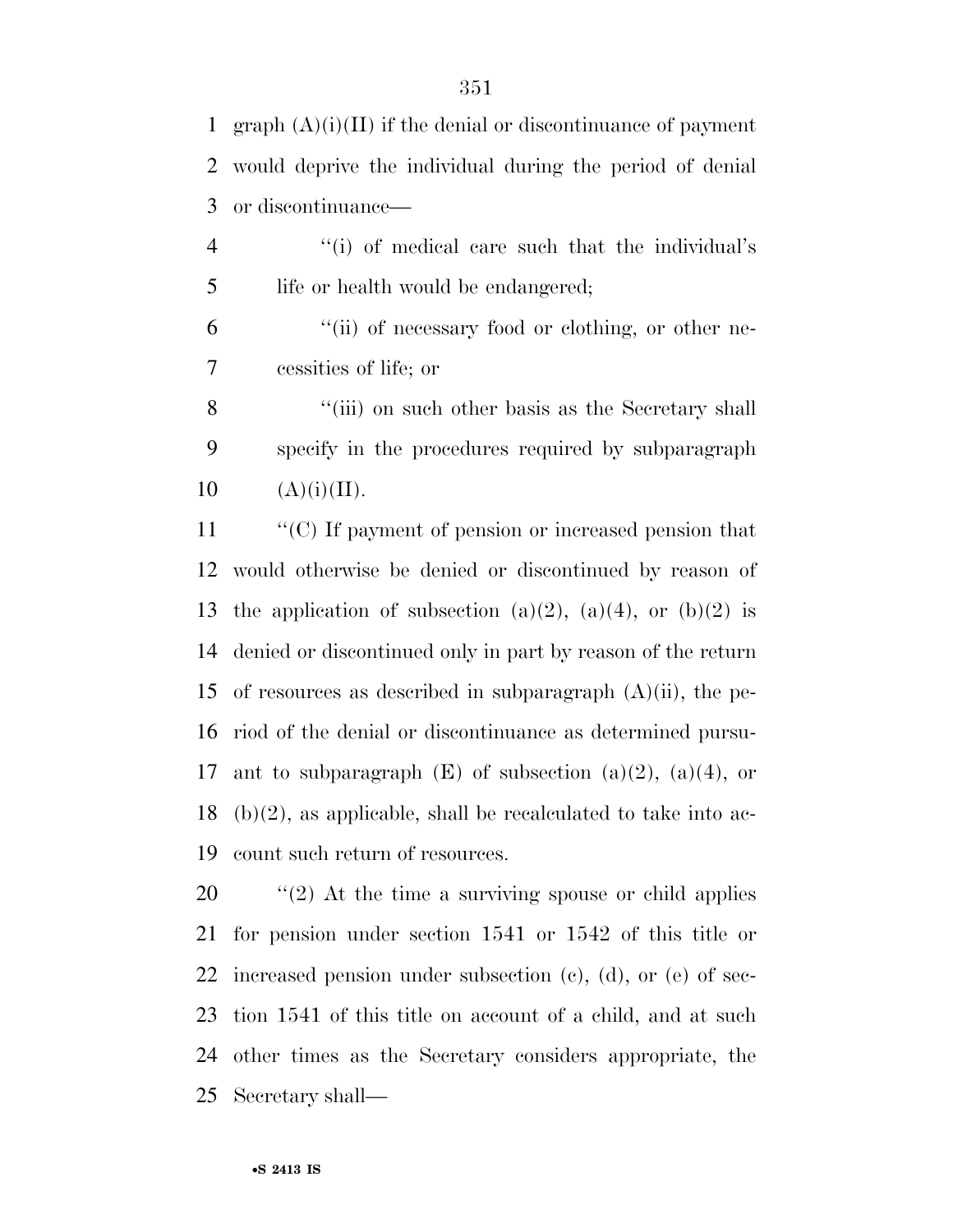graph (A)(i)(II) if the denial or discontinuance of payment would deprive the individual during the period of denial or discontinuance—

''(i) of medical care such that the individual's life or health would be endangered;

''(ii) of necessary food or clothing, or other necessities of life; or

''(iii) on such other basis as the Secretary shall specify in the procedures required by subparagraph (A)(i)(II).

''(C) If payment of pension or increased pension that would otherwise be denied or discontinued by reason of the application of subsection (a)(2), (a)(4), or (b)(2) is denied or discontinued only in part by reason of the return of resources as described in subparagraph (A)(ii), the period of the denial or discontinuance as determined pursuant to subparagraph (E) of subsection (a)(2), (a)(4), or (b)(2), as applicable, shall be recalculated to take into account such return of resources.

''(2) At the time a surviving spouse or child applies for pension under section 1541 or 1542 of this title or increased pension under subsection (c), (d), or (e) of section 1541 of this title on account of a child, and at such other times as the Secretary considers appropriate, the Secretary shall—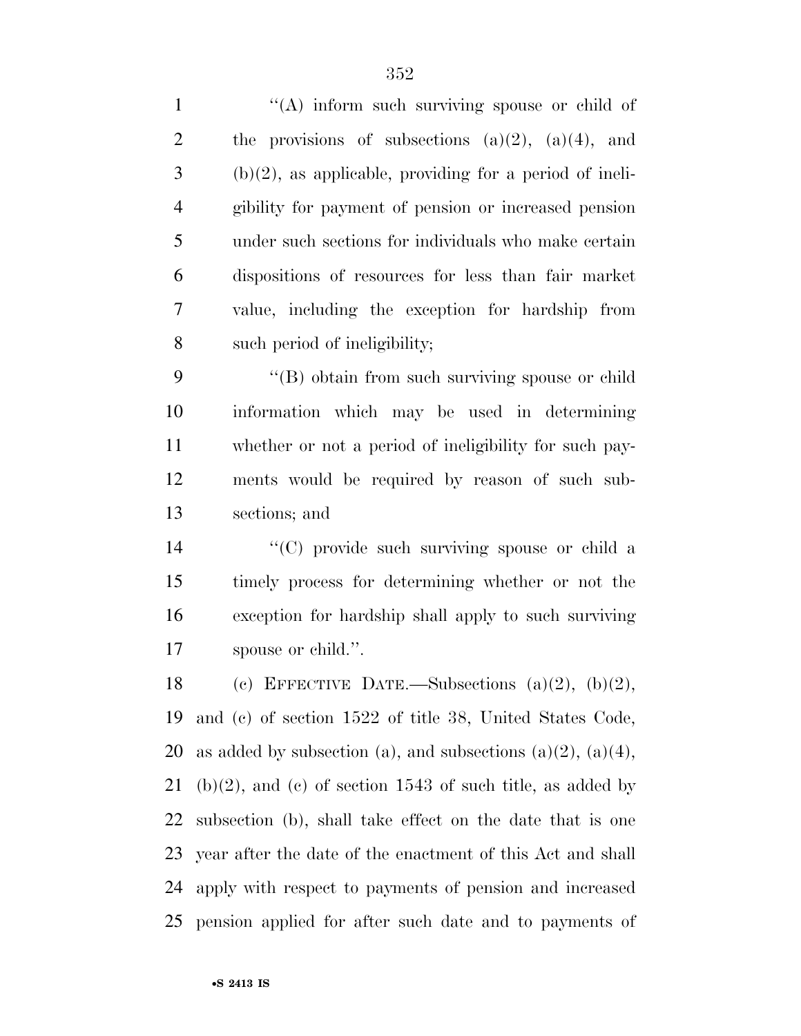''(A) inform such surviving spouse or child of the provisions of subsections (a)(2), (a)(4), and (b)(2), as applicable, providing for a period of ineligibility for payment of pension or increased pension under such sections for individuals who make certain dispositions of resources for less than fair market value, including the exception for hardship from such period of ineligibility;

''(B) obtain from such surviving spouse or child information which may be used in determining whether or not a period of ineligibility for such payments would be required by reason of such subsections; and

''(C) provide such surviving spouse or child a timely process for determining whether or not the exception for hardship shall apply to such surviving spouse or child.''.

(c) EFFECTIVE DATE.—Subsections (a)(2), (b)(2), and (c) of section 1522 of title 38, United States Code, as added by subsection (a), and subsections (a)(2), (a)(4), (b)(2), and (c) of section 1543 of such title, as added by subsection (b), shall take effect on the date that is one year after the date of the enactment of this Act and shall apply with respect to payments of pension and increased pension applied for after such date and to payments of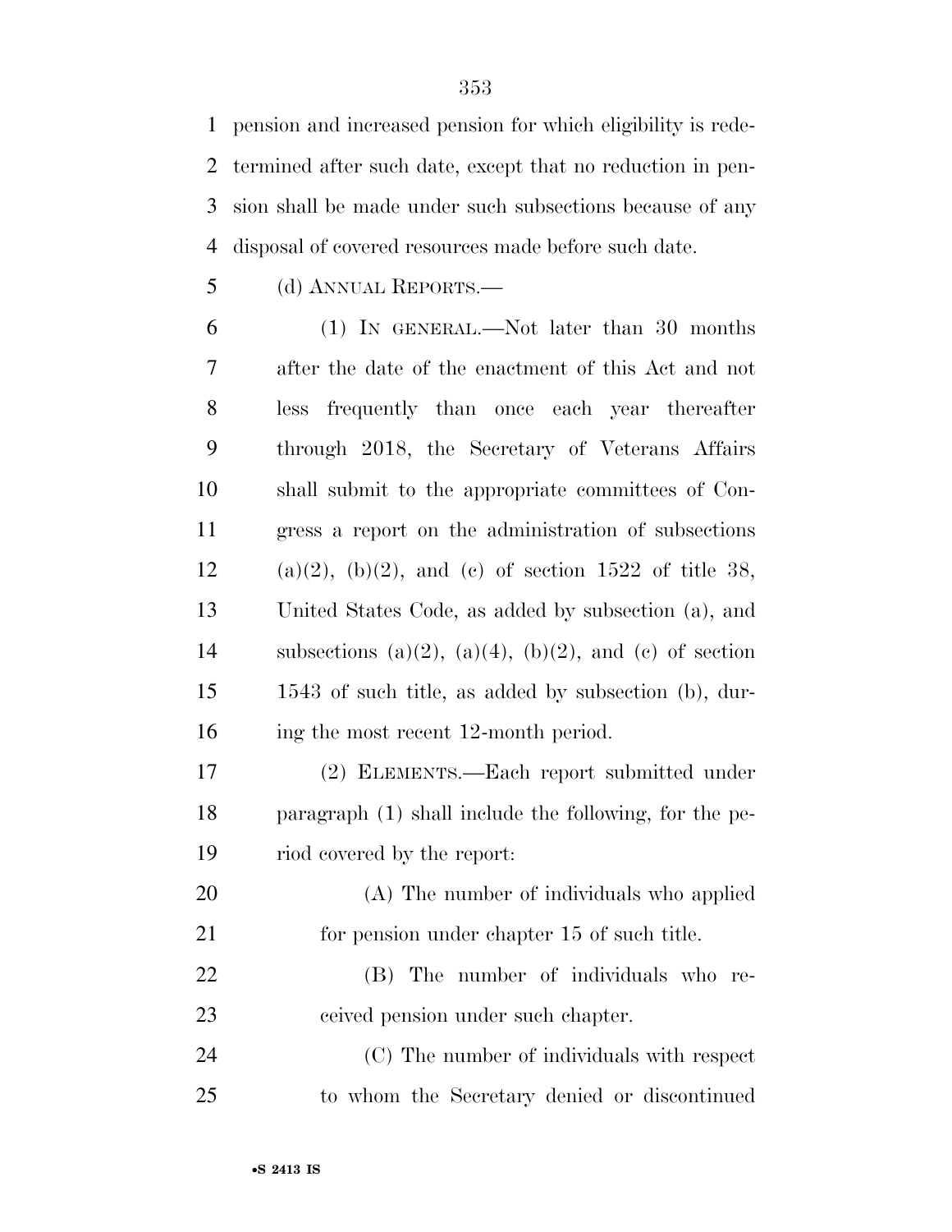pension and increased pension for which eligibility is redetermined after such date, except that no reduction in pension shall be made under such subsections because of any disposal of covered resources made before such date.

(d) ANNUAL REPORTS.—

(1) IN GENERAL.—Not later than 30 months after the date of the enactment of this Act and not less frequently than once each year thereafter through 2018, the Secretary of Veterans Affairs shall submit to the appropriate committees of Congress a report on the administration of subsections (a)(2), (b)(2), and (c) of section 1522 of title 38, United States Code, as added by subsection (a), and subsections (a)(2), (a)(4), (b)(2), and (c) of section 1543 of such title, as added by subsection (b), during the most recent 12-month period.

(2) ELEMENTS.—Each report submitted under paragraph (1) shall include the following, for the period covered by the report:

(A) The number of individuals who applied for pension under chapter 15 of such title.

(B) The number of individuals who received pension under such chapter.

(C) The number of individuals with respect to whom the Secretary denied or discontinued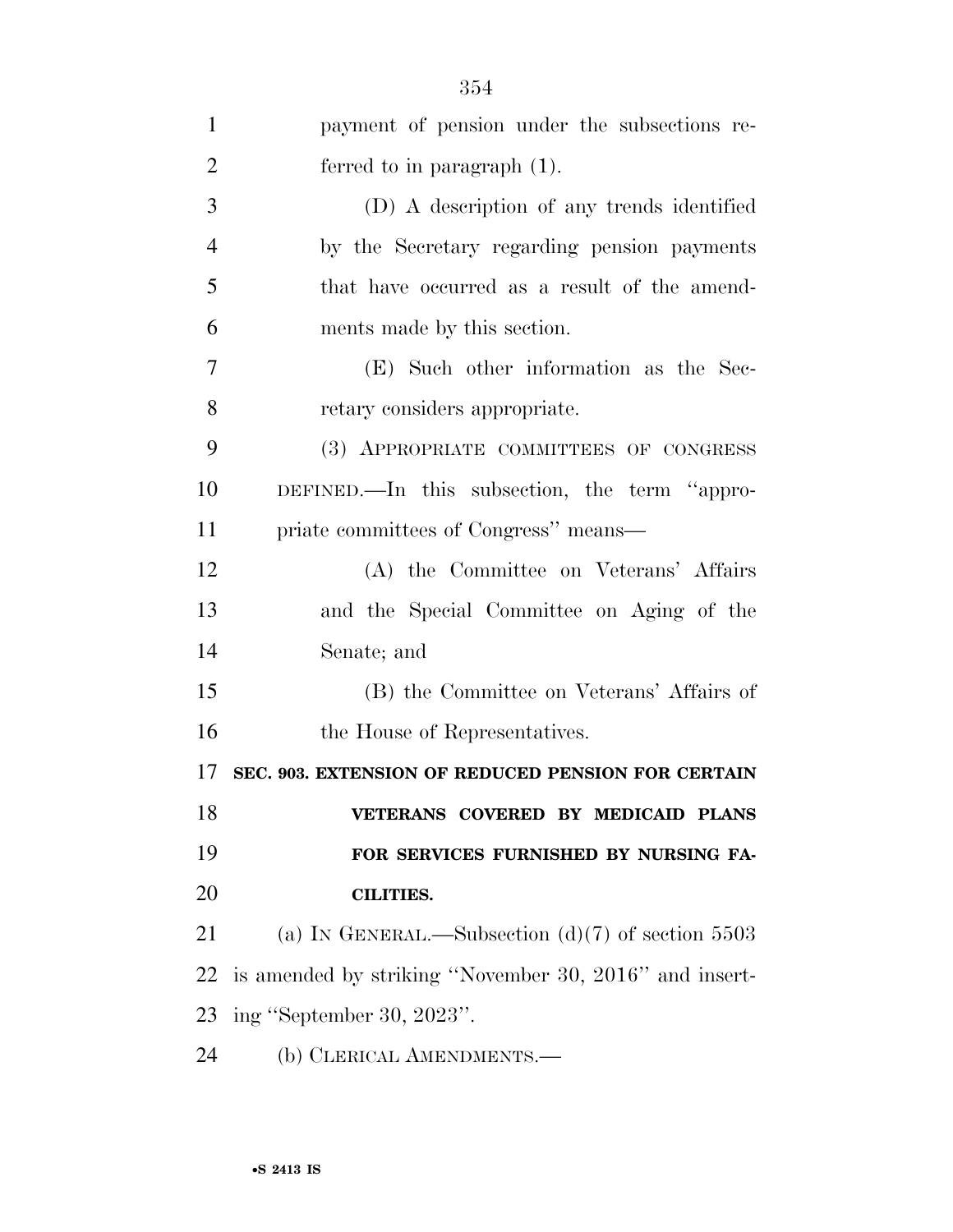payment of pension under the subsections referred to in paragraph (1).

(D) A description of any trends identified by the Secretary regarding pension payments that have occurred as a result of the amendments made by this section.

(E) Such other information as the Secretary considers appropriate.

(3) APPROPRIATE COMMITTEES OF CONGRESS DEFINED.—In this subsection, the term ''appropriate committees of Congress'' means—

(A) the Committee on Veterans' Affairs and the Special Committee on Aging of the Senate; and

(B) the Committee on Veterans' Affairs of the House of Representatives.

**SEC. 903. EXTENSION OF REDUCED PENSION FOR CERTAIN VETERANS COVERED BY MEDICAID PLANS FOR SERVICES FURNISHED BY NURSING FACILITIES.**

(a) IN GENERAL.—Subsection (d)(7) of section 5503 is amended by striking ''November 30, 2016'' and inserting ''September 30, 2023''.

(b) CLERICAL AMENDMENTS.—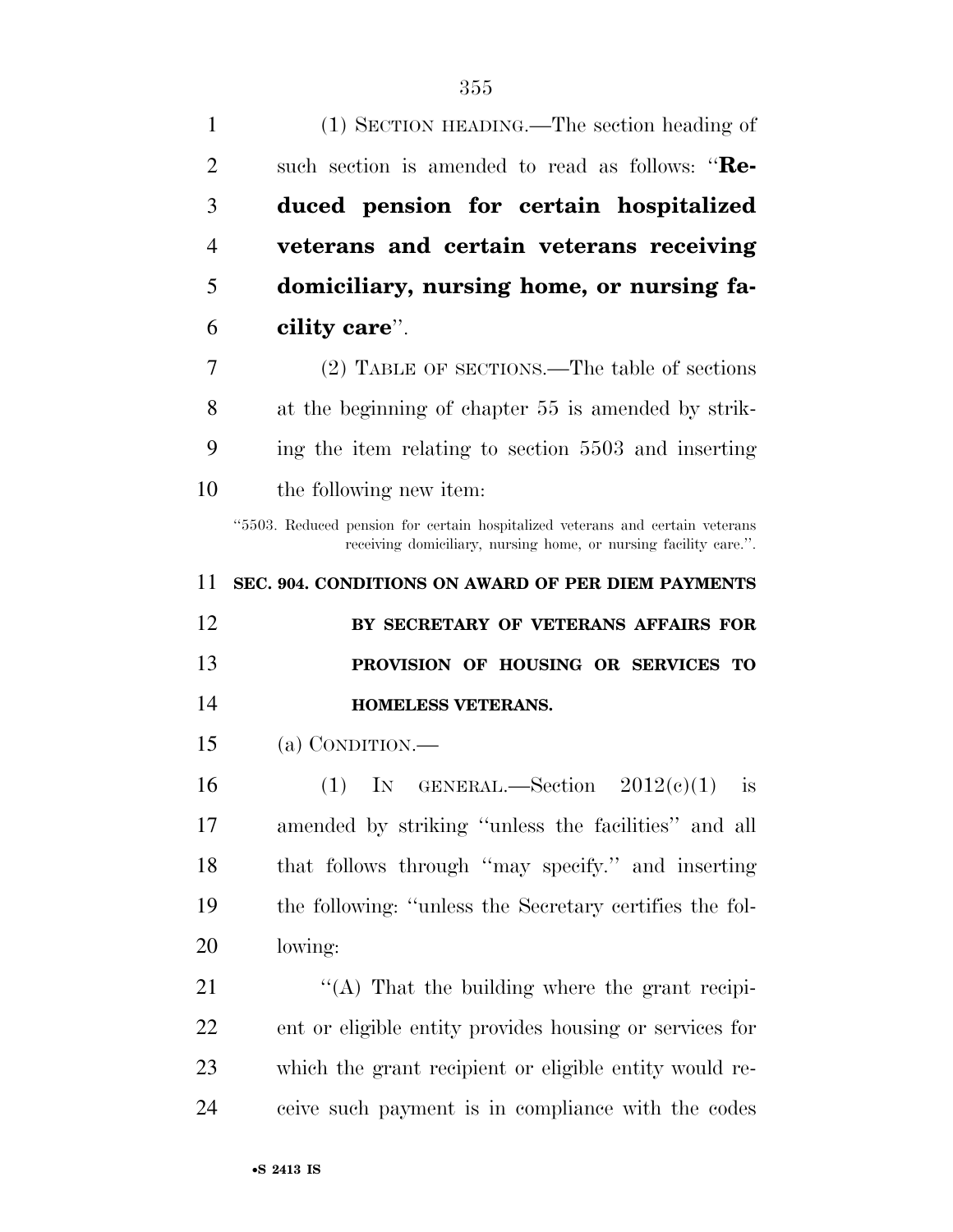(1) SECTION HEADING.—The section heading of such section is amended to read as follows: "**Reduced pension for certain hospitalized veterans and certain veterans receiving domiciliary, nursing home, or nursing facility care**".

(2) TABLE OF SECTIONS.—The table of sections at the beginning of chapter 55 is amended by striking the item relating to section 5503 and inserting the following new item:

"5503. Reduced pension for certain hospitalized veterans and certain veterans receiving domiciliary, nursing home, or nursing facility care.".

**SEC. 904. CONDITIONS ON AWARD OF PER DIEM PAYMENTS BY SECRETARY OF VETERANS AFFAIRS FOR PROVISION OF HOUSING OR SERVICES TO HOMELESS VETERANS.**

(a) CONDITION.—

(1) IN GENERAL.—Section 2012(c)(1) is amended by striking "unless the facilities" and all that follows through "may specify." and inserting the following: "unless the Secretary certifies the following:

"(A) That the building where the grant recipient or eligible entity provides housing or services for which the grant recipient or eligible entity would receive such payment is in compliance with the codes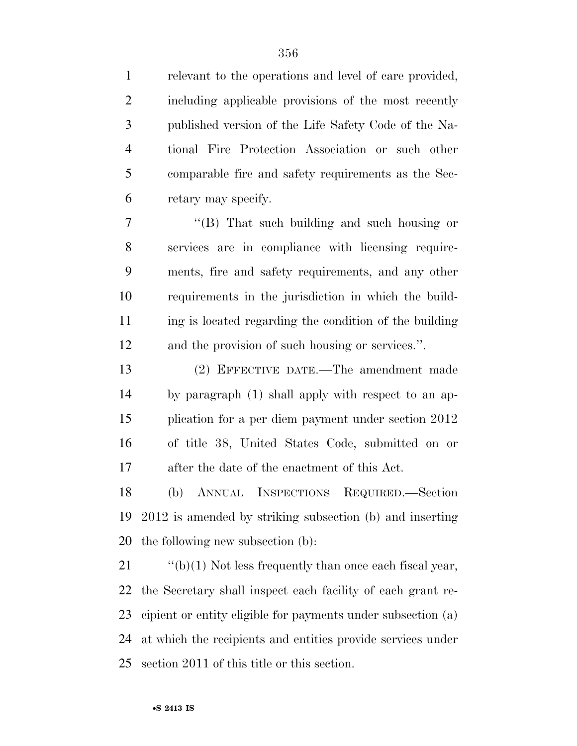relevant to the operations and level of care provided, including applicable provisions of the most recently published version of the Life Safety Code of the National Fire Protection Association or such other comparable fire and safety requirements as the Secretary may specify.

"(B) That such building and such housing or services are in compliance with licensing requirements, fire and safety requirements, and any other requirements in the jurisdiction in which the building is located regarding the condition of the building and the provision of such housing or services.".

(2) EFFECTIVE DATE.—The amendment made by paragraph (1) shall apply with respect to an application for a per diem payment under section 2012 of title 38, United States Code, submitted on or after the date of the enactment of this Act.

(b) ANNUAL INSPECTIONS REQUIRED.—Section 2012 is amended by striking subsection (b) and inserting the following new subsection (b):

"(b)(1) Not less frequently than once each fiscal year, the Secretary shall inspect each facility of each grant recipient or entity eligible for payments under subsection (a) at which the recipients and entities provide services under section 2011 of this title or this section.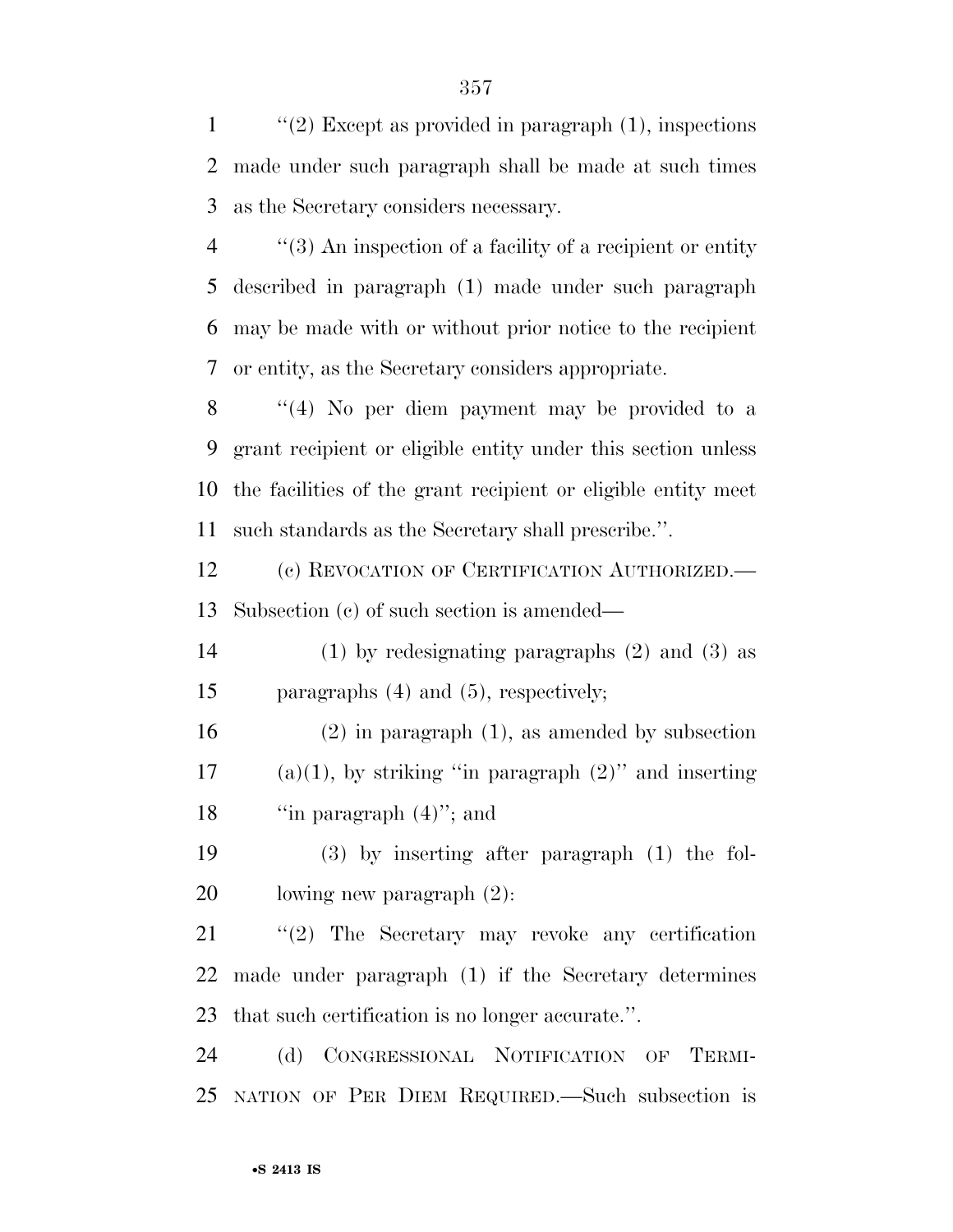''(2) Except as provided in paragraph (1), inspections made under such paragraph shall be made at such times as the Secretary considers necessary.

''(3) An inspection of a facility of a recipient or entity described in paragraph (1) made under such paragraph may be made with or without prior notice to the recipient or entity, as the Secretary considers appropriate.

''(4) No per diem payment may be provided to a grant recipient or eligible entity under this section unless the facilities of the grant recipient or eligible entity meet such standards as the Secretary shall prescribe.''.

(c) REVOCATION OF CERTIFICATION AUTHORIZED.—Subsection (c) of such section is amended—

(1) by redesignating paragraphs (2) and (3) as paragraphs (4) and (5), respectively;

(2) in paragraph (1), as amended by subsection (a)(1), by striking ''in paragraph (2)'' and inserting ''in paragraph (4)''; and

(3) by inserting after paragraph (1) the following new paragraph (2):

''(2) The Secretary may revoke any certification made under paragraph (1) if the Secretary determines that such certification is no longer accurate.''.

(d) CONGRESSIONAL NOTIFICATION OF TERMINATION OF PER DIEM REQUIRED.—Such subsection is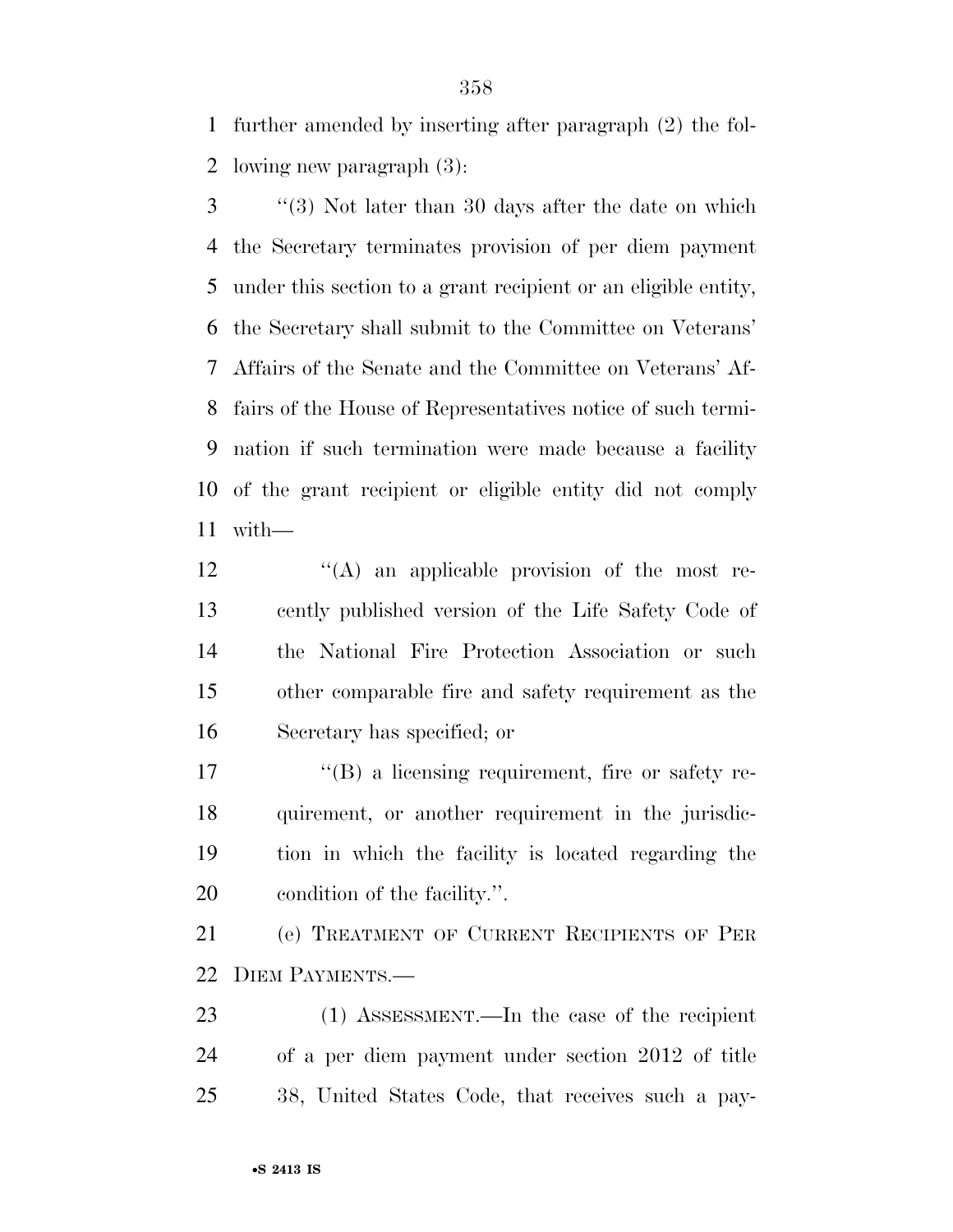further amended by inserting after paragraph (2) the following new paragraph (3):

''(3) Not later than 30 days after the date on which the Secretary terminates provision of per diem payment under this section to a grant recipient or an eligible entity, the Secretary shall submit to the Committee on Veterans' Affairs of the Senate and the Committee on Veterans' Affairs of the House of Representatives notice of such termination if such termination were made because a facility of the grant recipient or eligible entity did not comply with—

''(A) an applicable provision of the most recently published version of the Life Safety Code of the National Fire Protection Association or such other comparable fire and safety requirement as the Secretary has specified; or

''(B) a licensing requirement, fire or safety requirement, or another requirement in the jurisdiction in which the facility is located regarding the condition of the facility.''.

(e) TREATMENT OF CURRENT RECIPIENTS OF PER DIEM PAYMENTS.—

(1) ASSESSMENT.—In the case of the recipient of a per diem payment under section 2012 of title 38, United States Code, that receives such a pay-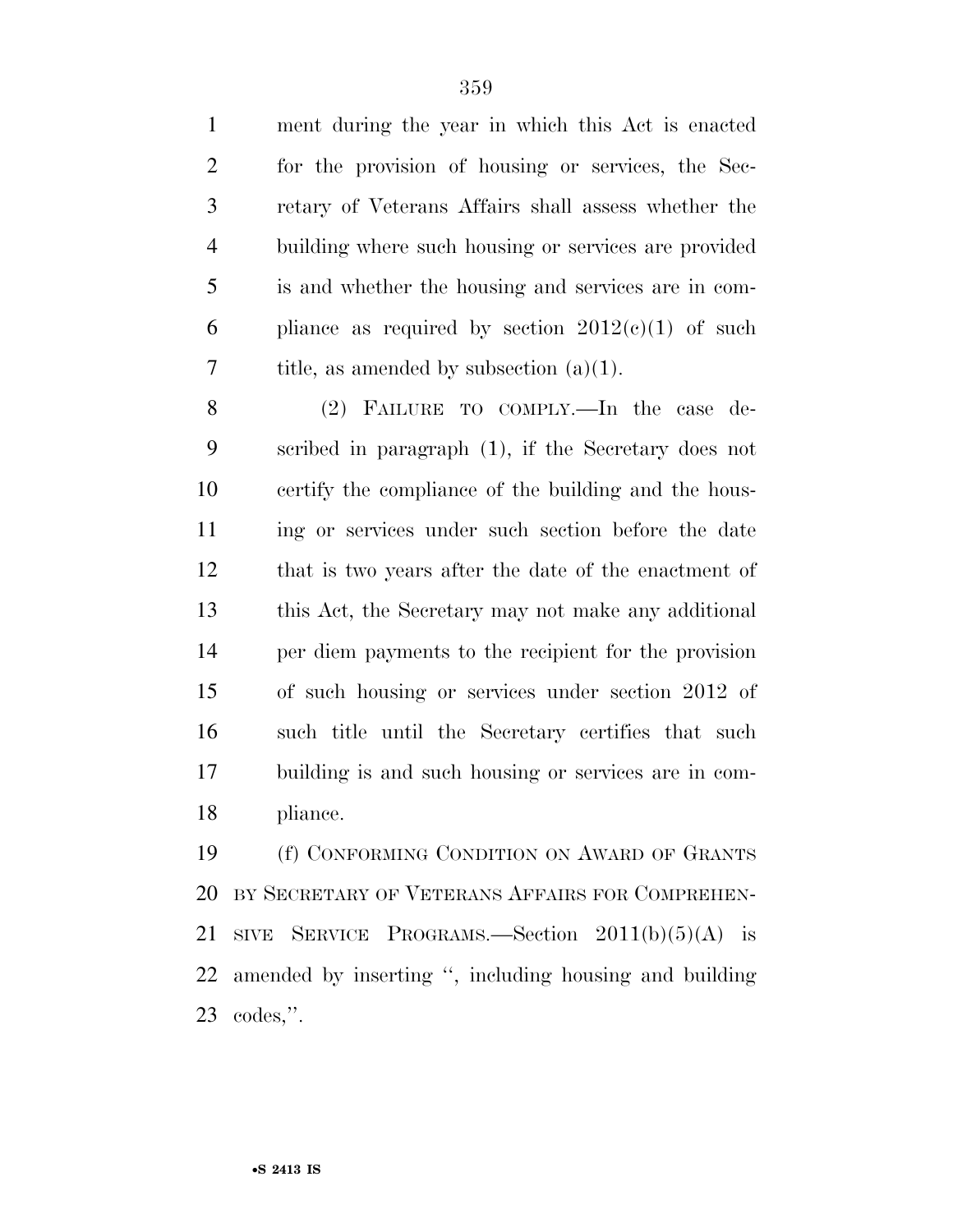ment during the year in which this Act is enacted for the provision of housing or services, the Secretary of Veterans Affairs shall assess whether the building where such housing or services are provided is and whether the housing and services are in compliance as required by section 2012(c)(1) of such title, as amended by subsection (a)(1).

(2) FAILURE TO COMPLY.—In the case described in paragraph (1), if the Secretary does not certify the compliance of the building and the housing or services under such section before the date that is two years after the date of the enactment of this Act, the Secretary may not make any additional per diem payments to the recipient for the provision of such housing or services under section 2012 of such title until the Secretary certifies that such building is and such housing or services are in compliance.

(f) CONFORMING CONDITION ON AWARD OF GRANTS BY SECRETARY OF VETERANS AFFAIRS FOR COMPREHENSIVE SERVICE PROGRAMS.—Section 2011(b)(5)(A) is amended by inserting ", including housing and building codes,".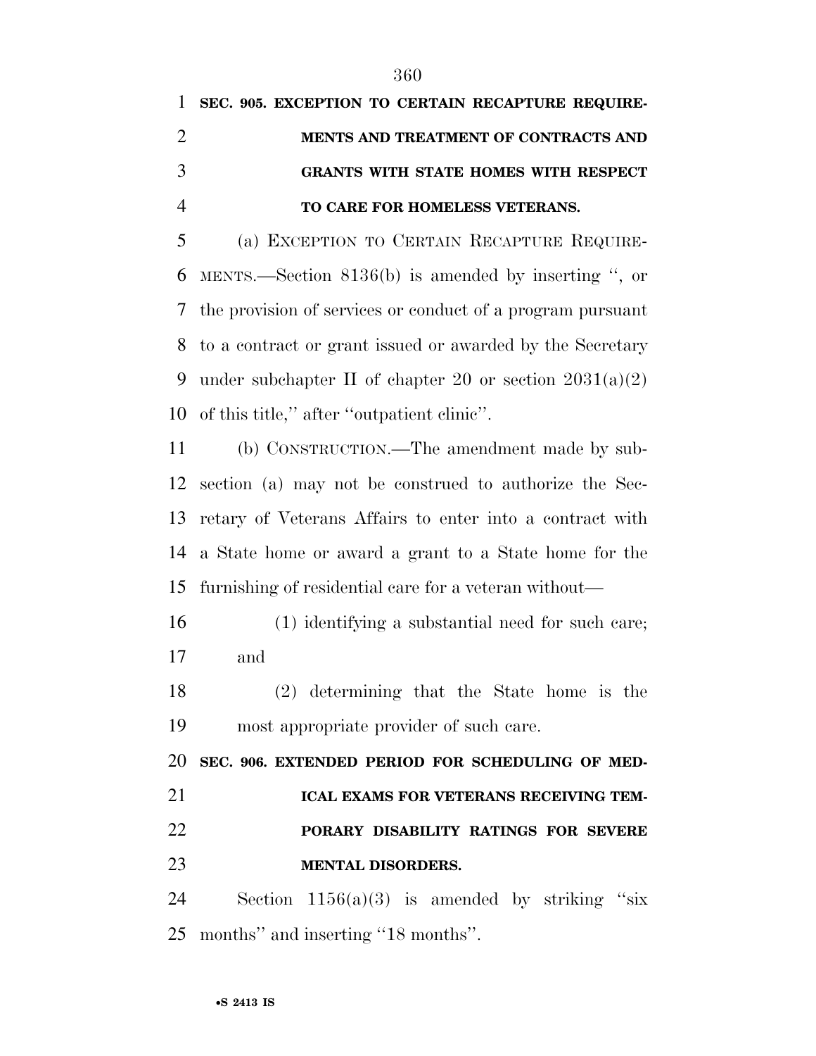**SEC. 905. EXCEPTION TO CERTAIN RECAPTURE REQUIREMENTS AND TREATMENT OF CONTRACTS AND GRANTS WITH STATE HOMES WITH RESPECT TO CARE FOR HOMELESS VETERANS.**

(a) EXCEPTION TO CERTAIN RECAPTURE REQUIREMENTS.—Section 8136(b) is amended by inserting '', or the provision of services or conduct of a program pursuant to a contract or grant issued or awarded by the Secretary under subchapter II of chapter 20 or section 2031(a)(2) of this title,'' after ''outpatient clinic''.

(b) CONSTRUCTION.—The amendment made by subsection (a) may not be construed to authorize the Secretary of Veterans Affairs to enter into a contract with a State home or award a grant to a State home for the furnishing of residential care for a veteran without—

(1) identifying a substantial need for such care; and

(2) determining that the State home is the most appropriate provider of such care.

**SEC. 906. EXTENDED PERIOD FOR SCHEDULING OF MEDICAL EXAMS FOR VETERANS RECEIVING TEMPORARY DISABILITY RATINGS FOR SEVERE MENTAL DISORDERS.**

Section 1156(a)(3) is amended by striking ''six months'' and inserting ''18 months''.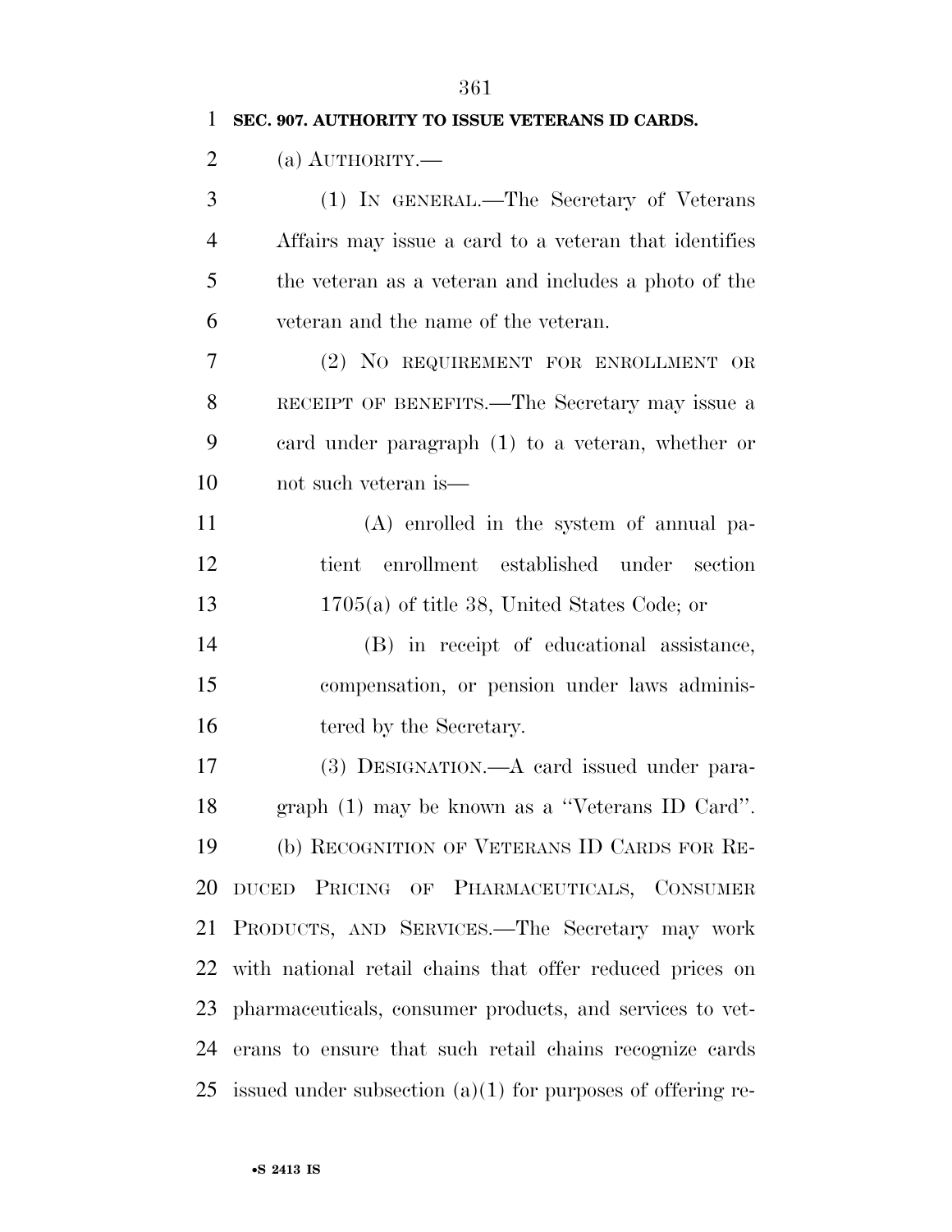**SEC. 907. AUTHORITY TO ISSUE VETERANS ID CARDS.**

(a) AUTHORITY.—

(1) IN GENERAL.—The Secretary of Veterans Affairs may issue a card to a veteran that identifies the veteran as a veteran and includes a photo of the veteran and the name of the veteran.

(2) NO REQUIREMENT FOR ENROLLMENT OR RECEIPT OF BENEFITS.—The Secretary may issue a card under paragraph (1) to a veteran, whether or not such veteran is—

(A) enrolled in the system of annual patient enrollment established under section 1705(a) of title 38, United States Code; or

(B) in receipt of educational assistance, compensation, or pension under laws administered by the Secretary.

(3) DESIGNATION.—A card issued under paragraph (1) may be known as a ''Veterans ID Card''.

(b) RECOGNITION OF VETERANS ID CARDS FOR REDUCED PRICING OF PHARMACEUTICALS, CONSUMER PRODUCTS, AND SERVICES.—The Secretary may work with national retail chains that offer reduced prices on pharmaceuticals, consumer products, and services to veterans to ensure that such retail chains recognize cards issued under subsection (a)(1) for purposes of offering re-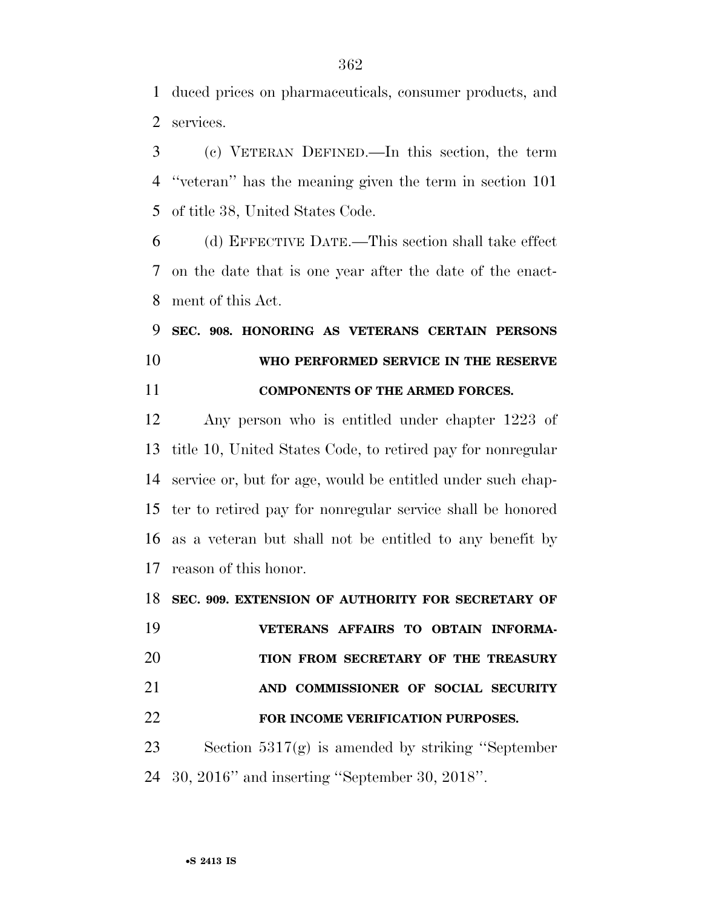duced prices on pharmaceuticals, consumer products, and services.

(c) VETERAN DEFINED.—In this section, the term ''veteran'' has the meaning given the term in section 101 of title 38, United States Code.

(d) EFFECTIVE DATE.—This section shall take effect on the date that is one year after the date of the enactment of this Act.

**SEC. 908. HONORING AS VETERANS CERTAIN PERSONS WHO PERFORMED SERVICE IN THE RESERVE COMPONENTS OF THE ARMED FORCES.**

Any person who is entitled under chapter 1223 of title 10, United States Code, to retired pay for nonregular service or, but for age, would be entitled under such chapter to retired pay for nonregular service shall be honored as a veteran but shall not be entitled to any benefit by reason of this honor.

**SEC. 909. EXTENSION OF AUTHORITY FOR SECRETARY OF VETERANS AFFAIRS TO OBTAIN INFORMATION FROM SECRETARY OF THE TREASURY AND COMMISSIONER OF SOCIAL SECURITY FOR INCOME VERIFICATION PURPOSES.**

Section 5317(g) is amended by striking ''September 30, 2016'' and inserting ''September 30, 2018''.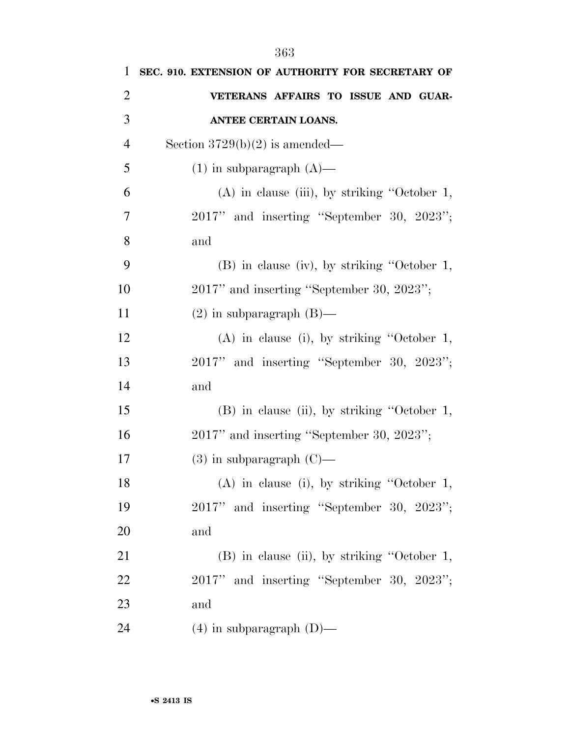**SEC. 910. EXTENSION OF AUTHORITY FOR SECRETARY OF VETERANS AFFAIRS TO ISSUE AND GUARANTEE CERTAIN LOANS.**

Section 3729(b)(2) is amended—

(1) in subparagraph (A)—

(A) in clause (iii), by striking ''October 1, 2017'' and inserting ''September 30, 2023''; and

(B) in clause (iv), by striking ''October 1, 2017'' and inserting ''September 30, 2023'';

(2) in subparagraph (B)—

(A) in clause (i), by striking ''October 1, 2017'' and inserting ''September 30, 2023''; and

(B) in clause (ii), by striking ''October 1, 2017'' and inserting ''September 30, 2023'';

(3) in subparagraph (C)—

(A) in clause (i), by striking ''October 1, 2017'' and inserting ''September 30, 2023''; and

(B) in clause (ii), by striking ''October 1, 2017'' and inserting ''September 30, 2023''; and

(4) in subparagraph (D)—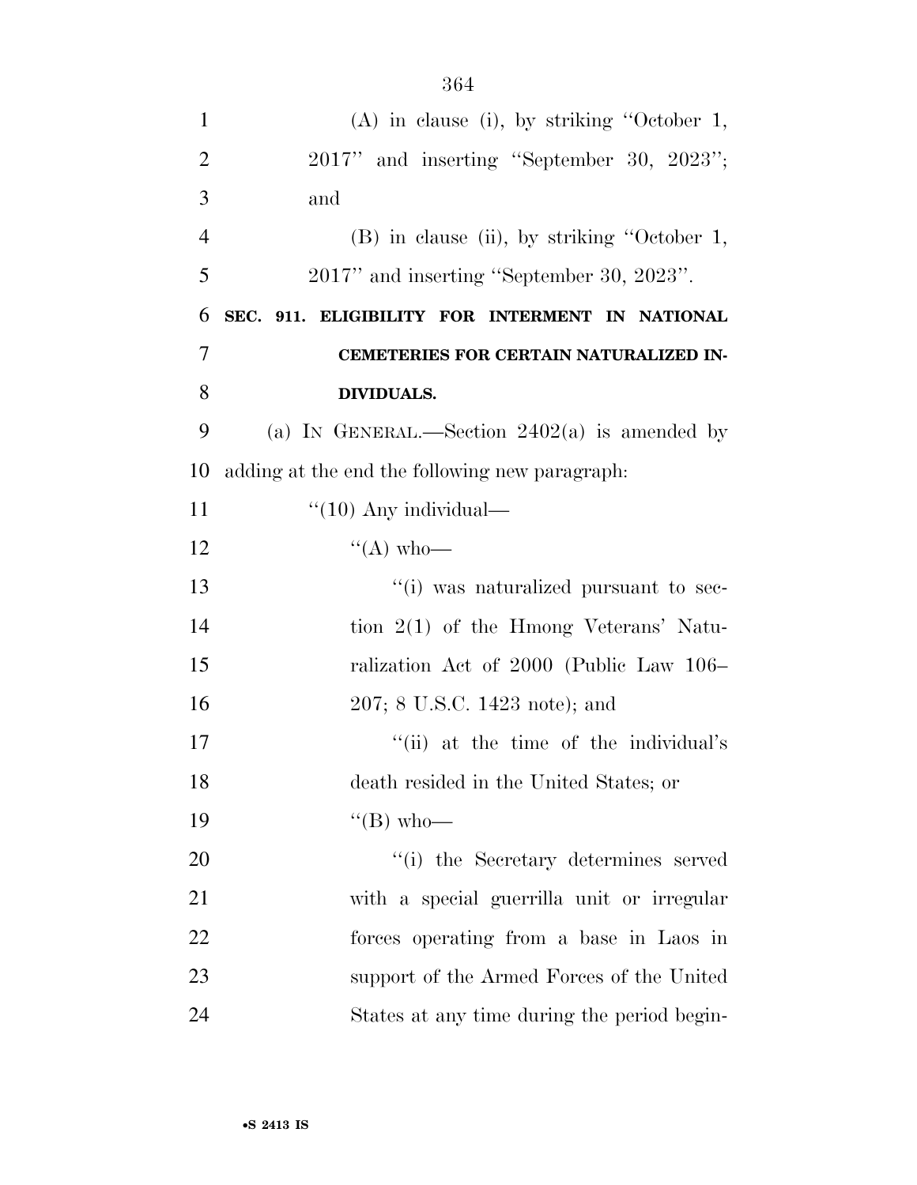(A) in clause (i), by striking ''October 1, 2017'' and inserting ''September 30, 2023''; and

(B) in clause (ii), by striking ''October 1, 2017'' and inserting ''September 30, 2023''.

**SEC. 911. ELIGIBILITY FOR INTERMENT IN NATIONAL CEMETERIES FOR CERTAIN NATURALIZED INDIVIDUALS.**

(a) IN GENERAL.—Section 2402(a) is amended by adding at the end the following new paragraph:

''(10) Any individual—

''(A) who—

''(i) was naturalized pursuant to section 2(1) of the Hmong Veterans' Naturalization Act of 2000 (Public Law 106–207; 8 U.S.C. 1423 note); and

''(ii) at the time of the individual's death resided in the United States; or

''(B) who—

''(i) the Secretary determines served with a special guerrilla unit or irregular forces operating from a base in Laos in support of the Armed Forces of the United States at any time during the period begin-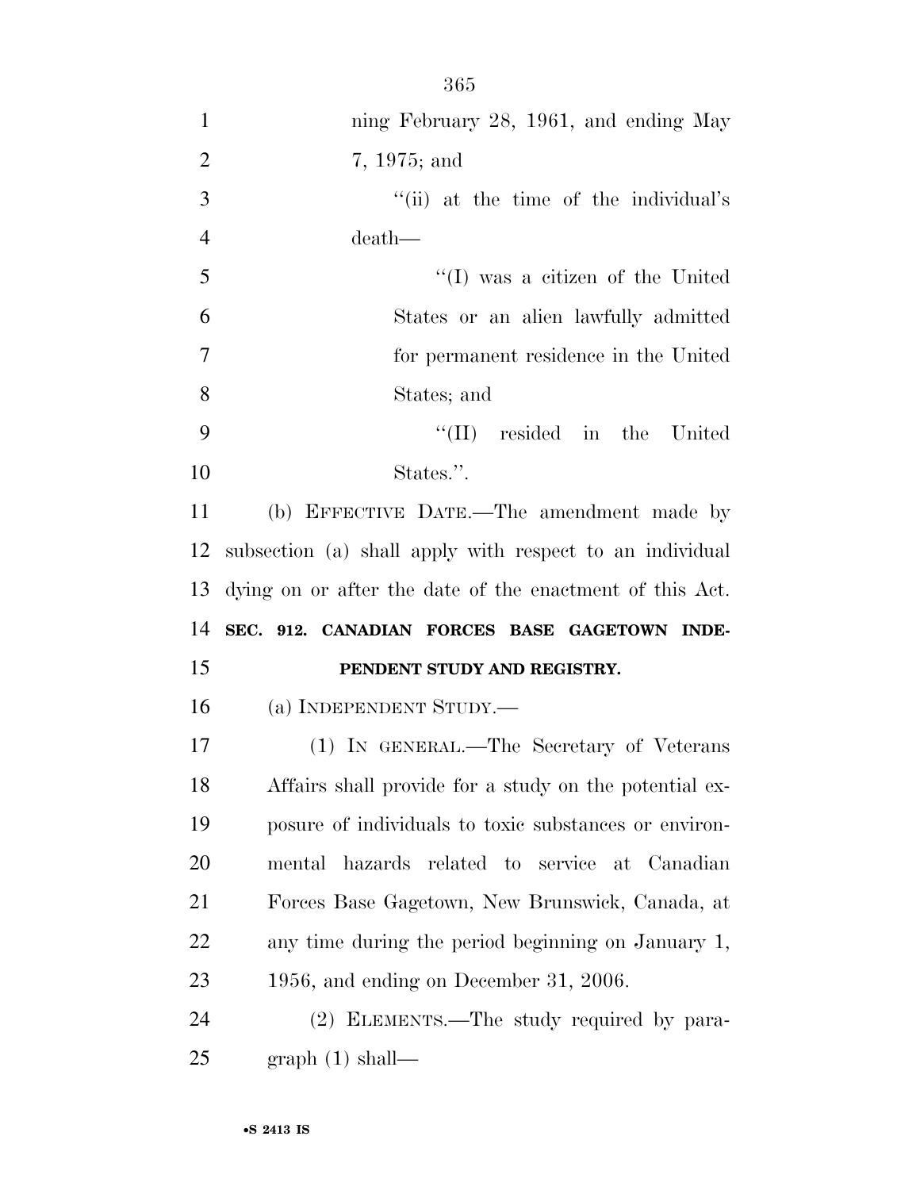ning February 28, 1961, and ending May 7, 1975; and

''(ii) at the time of the individual's death—

''(I) was a citizen of the United States or an alien lawfully admitted for permanent residence in the United States; and

''(II) resided in the United States.''.

(b) EFFECTIVE DATE.—The amendment made by subsection (a) shall apply with respect to an individual dying on or after the date of the enactment of this Act.

**SEC. 912. CANADIAN FORCES BASE GAGETOWN INDEPENDENT STUDY AND REGISTRY.**

(a) INDEPENDENT STUDY.—

(1) IN GENERAL.—The Secretary of Veterans Affairs shall provide for a study on the potential exposure of individuals to toxic substances or environmental hazards related to service at Canadian Forces Base Gagetown, New Brunswick, Canada, at any time during the period beginning on January 1, 1956, and ending on December 31, 2006.

(2) ELEMENTS.—The study required by paragraph (1) shall—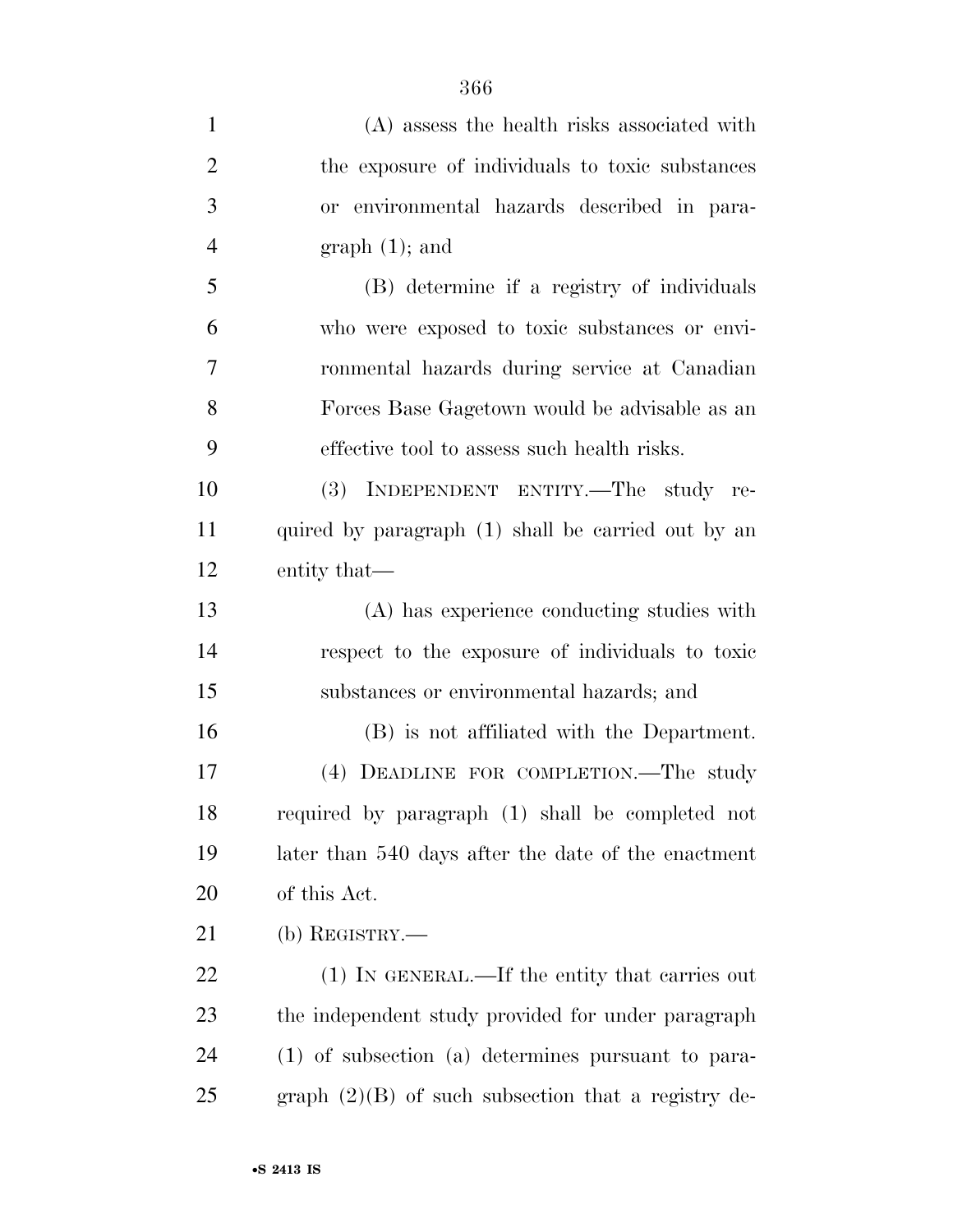(A) assess the health risks associated with the exposure of individuals to toxic substances or environmental hazards described in paragraph (1); and

(B) determine if a registry of individuals who were exposed to toxic substances or environmental hazards during service at Canadian Forces Base Gagetown would be advisable as an effective tool to assess such health risks.

(3) INDEPENDENT ENTITY.—The study required by paragraph (1) shall be carried out by an entity that—

(A) has experience conducting studies with respect to the exposure of individuals to toxic substances or environmental hazards; and

(B) is not affiliated with the Department.

(4) DEADLINE FOR COMPLETION.—The study required by paragraph (1) shall be completed not later than 540 days after the date of the enactment of this Act.

(b) REGISTRY.—

(1) IN GENERAL.—If the entity that carries out the independent study provided for under paragraph (1) of subsection (a) determines pursuant to paragraph (2)(B) of such subsection that a registry de-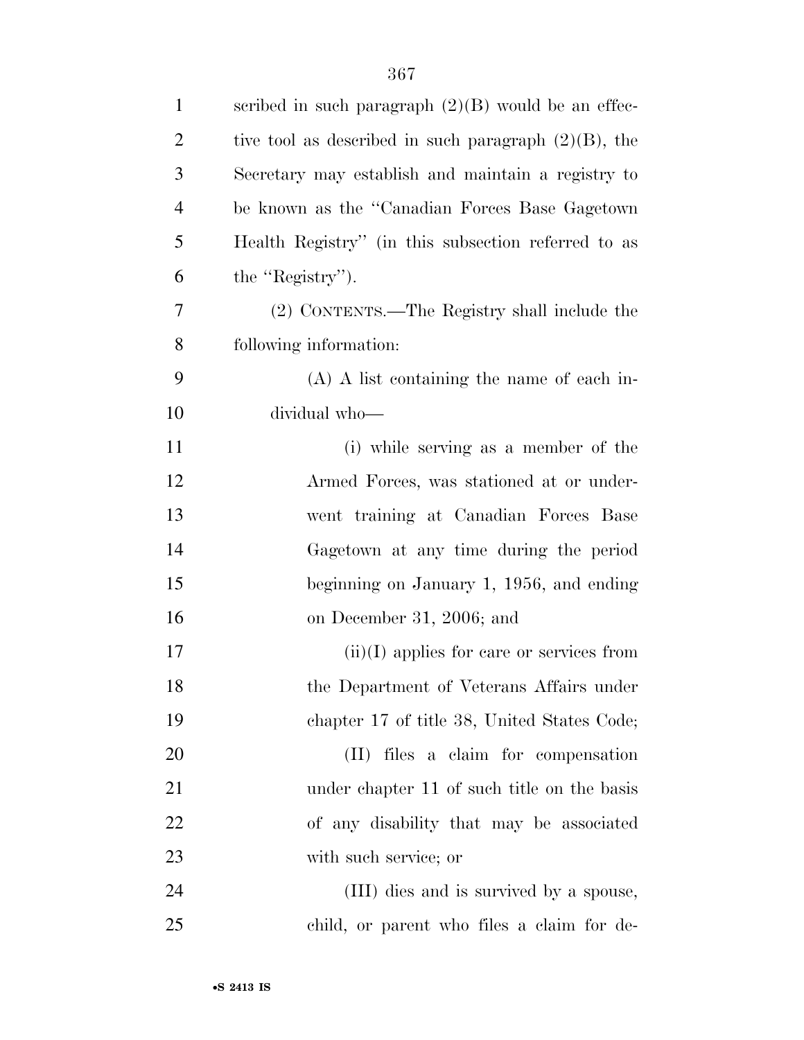scribed in such paragraph (2)(B) would be an effective tool as described in such paragraph (2)(B), the Secretary may establish and maintain a registry to be known as the "Canadian Forces Base Gagetown Health Registry" (in this subsection referred to as the "Registry").

(2) CONTENTS.—The Registry shall include the following information:

(A) A list containing the name of each individual who—

(i) while serving as a member of the Armed Forces, was stationed at or underwent training at Canadian Forces Base Gagetown at any time during the period beginning on January 1, 1956, and ending on December 31, 2006; and

(ii)(I) applies for care or services from the Department of Veterans Affairs under chapter 17 of title 38, United States Code;

(II) files a claim for compensation under chapter 11 of such title on the basis of any disability that may be associated with such service; or

(III) dies and is survived by a spouse, child, or parent who files a claim for de-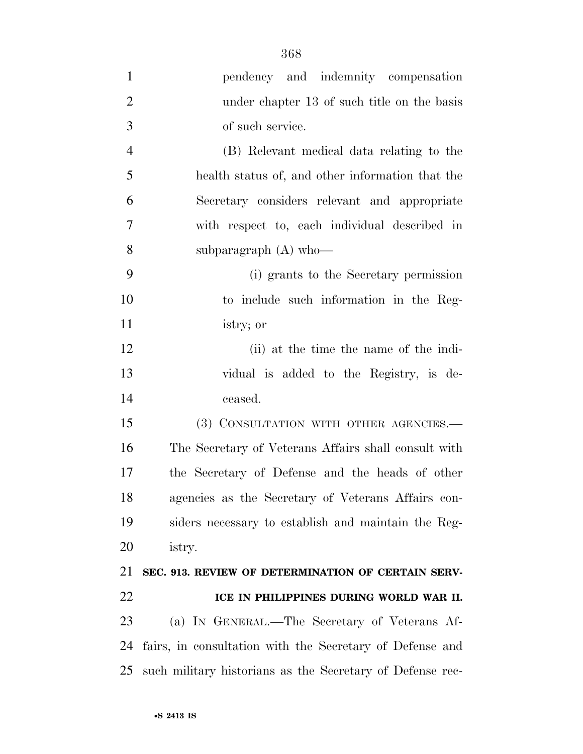pendency and indemnity compensation under chapter 13 of such title on the basis of such service.

(B) Relevant medical data relating to the health status of, and other information that the Secretary considers relevant and appropriate with respect to, each individual described in subparagraph (A) who—

(i) grants to the Secretary permission to include such information in the Registry; or

(ii) at the time the name of the individual is added to the Registry, is deceased.

(3) CONSULTATION WITH OTHER AGENCIES.—The Secretary of Veterans Affairs shall consult with the Secretary of Defense and the heads of other agencies as the Secretary of Veterans Affairs considers necessary to establish and maintain the Registry.

**SEC. 913. REVIEW OF DETERMINATION OF CERTAIN SERVICE IN PHILIPPINES DURING WORLD WAR II.**

(a) IN GENERAL.—The Secretary of Veterans Affairs, in consultation with the Secretary of Defense and such military historians as the Secretary of Defense rec-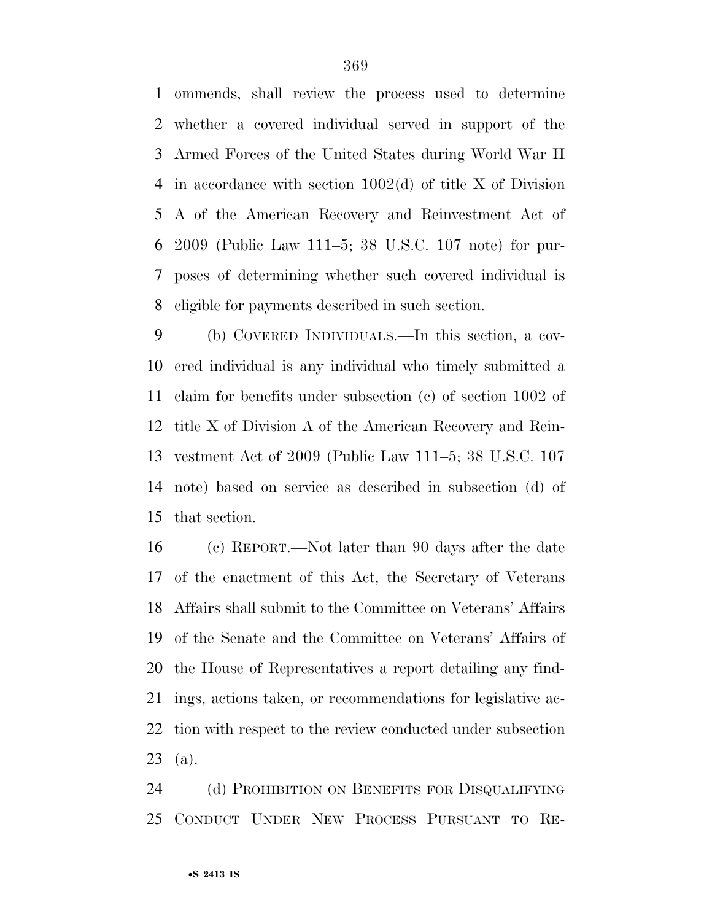ommends, shall review the process used to determine whether a covered individual served in support of the Armed Forces of the United States during World War II in accordance with section 1002(d) of title X of Division A of the American Recovery and Reinvestment Act of 2009 (Public Law 111–5; 38 U.S.C. 107 note) for purposes of determining whether such covered individual is eligible for payments described in such section.

(b) COVERED INDIVIDUALS.—In this section, a covered individual is any individual who timely submitted a claim for benefits under subsection (c) of section 1002 of title X of Division A of the American Recovery and Reinvestment Act of 2009 (Public Law 111–5; 38 U.S.C. 107 note) based on service as described in subsection (d) of that section.

(c) REPORT.—Not later than 90 days after the date of the enactment of this Act, the Secretary of Veterans Affairs shall submit to the Committee on Veterans' Affairs of the Senate and the Committee on Veterans' Affairs of the House of Representatives a report detailing any findings, actions taken, or recommendations for legislative action with respect to the review conducted under subsection (a).

(d) PROHIBITION ON BENEFITS FOR DISQUALIFYING CONDUCT UNDER NEW PROCESS PURSUANT TO RE-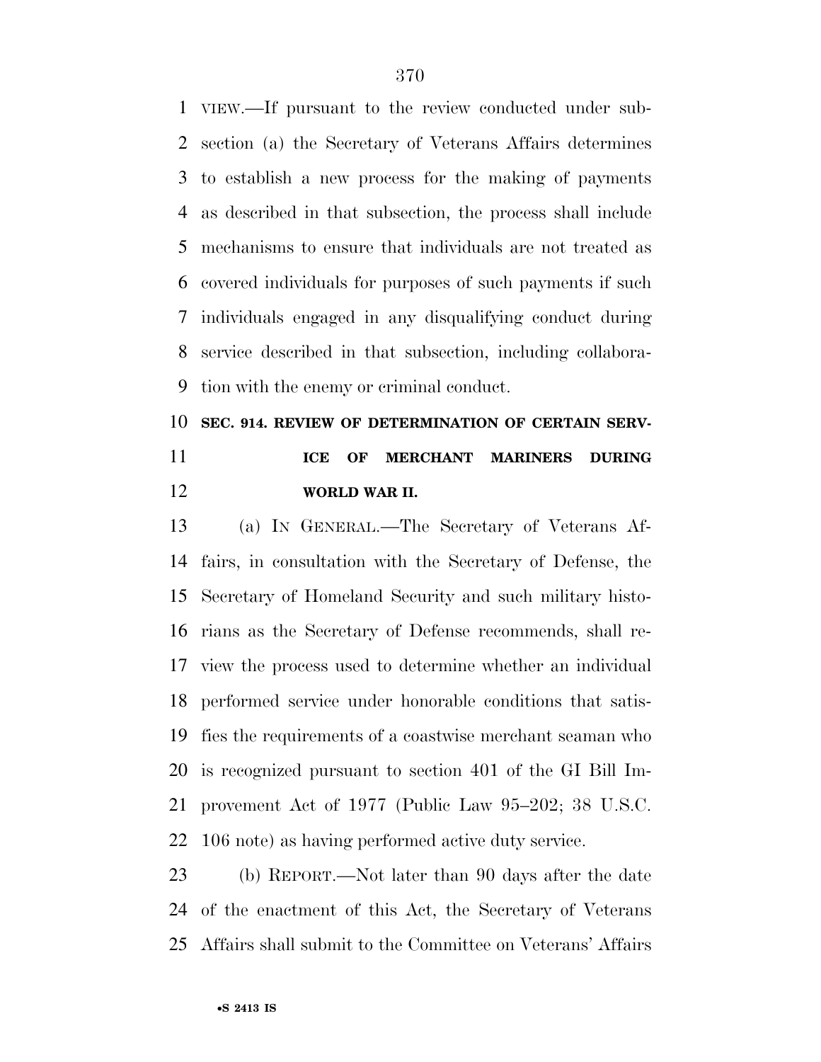VIEW.—If pursuant to the review conducted under subsection (a) the Secretary of Veterans Affairs determines to establish a new process for the making of payments as described in that subsection, the process shall include mechanisms to ensure that individuals are not treated as covered individuals for purposes of such payments if such individuals engaged in any disqualifying conduct during service described in that subsection, including collaboration with the enemy or criminal conduct.

**SEC. 914. REVIEW OF DETERMINATION OF CERTAIN SERVICE OF MERCHANT MARINERS DURING WORLD WAR II.**

(a) IN GENERAL.—The Secretary of Veterans Affairs, in consultation with the Secretary of Defense, the Secretary of Homeland Security and such military historians as the Secretary of Defense recommends, shall review the process used to determine whether an individual performed service under honorable conditions that satisfies the requirements of a coastwise merchant seaman who is recognized pursuant to section 401 of the GI Bill Improvement Act of 1977 (Public Law 95–202; 38 U.S.C. 106 note) as having performed active duty service.

(b) REPORT.—Not later than 90 days after the date of the enactment of this Act, the Secretary of Veterans Affairs shall submit to the Committee on Veterans' Affairs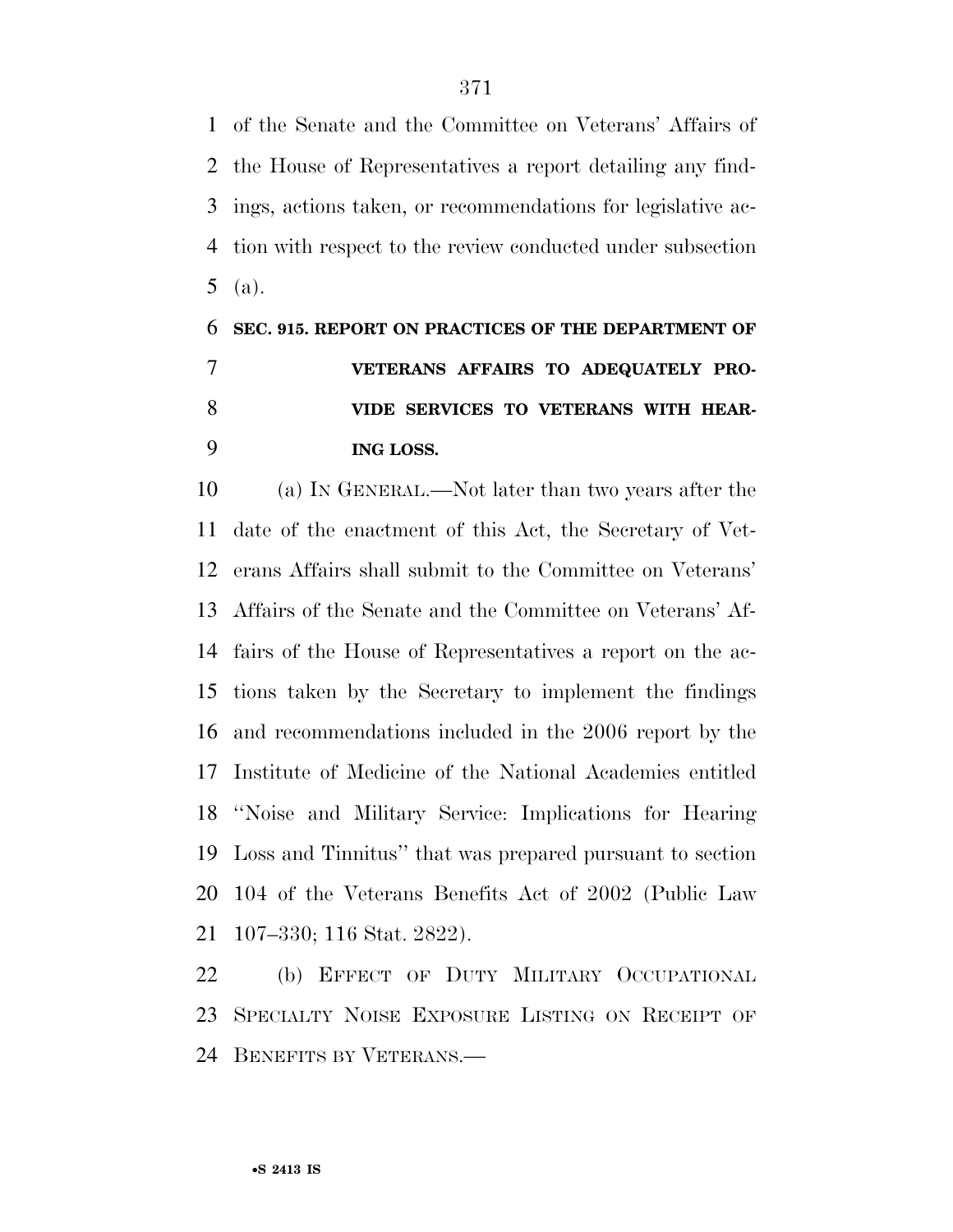of the Senate and the Committee on Veterans' Affairs of the House of Representatives a report detailing any findings, actions taken, or recommendations for legislative action with respect to the review conducted under subsection (a).

### SEC. 915. REPORT ON PRACTICES OF THE DEPARTMENT OF VETERANS AFFAIRS TO ADEQUATELY PROVIDE SERVICES TO VETERANS WITH HEARING LOSS.

(a) IN GENERAL.—Not later than two years after the date of the enactment of this Act, the Secretary of Veterans Affairs shall submit to the Committee on Veterans' Affairs of the Senate and the Committee on Veterans' Affairs of the House of Representatives a report on the actions taken by the Secretary to implement the findings and recommendations included in the 2006 report by the Institute of Medicine of the National Academies entitled ''Noise and Military Service: Implications for Hearing Loss and Tinnitus'' that was prepared pursuant to section 104 of the Veterans Benefits Act of 2002 (Public Law 107–330; 116 Stat. 2822).

(b) EFFECT OF DUTY MILITARY OCCUPATIONAL SPECIALTY NOISE EXPOSURE LISTING ON RECEIPT OF BENEFITS BY VETERANS.—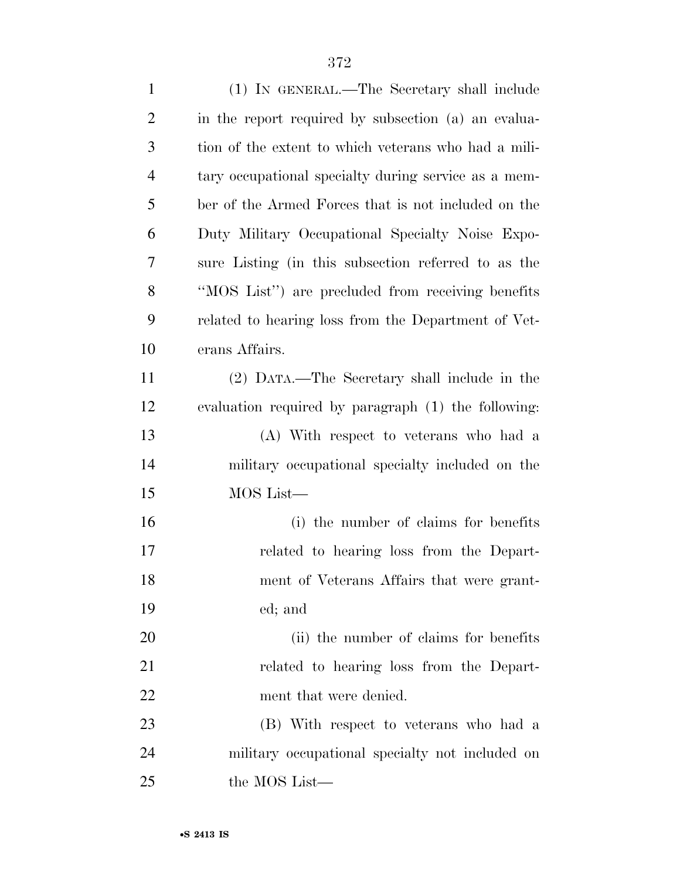(1) IN GENERAL.—The Secretary shall include in the report required by subsection (a) an evaluation of the extent to which veterans who had a military occupational specialty during service as a member of the Armed Forces that is not included on the Duty Military Occupational Specialty Noise Exposure Listing (in this subsection referred to as the "MOS List") are precluded from receiving benefits related to hearing loss from the Department of Veterans Affairs.

(2) DATA.—The Secretary shall include in the evaluation required by paragraph (1) the following:

(A) With respect to veterans who had a military occupational specialty included on the MOS List—

(i) the number of claims for benefits related to hearing loss from the Department of Veterans Affairs that were granted; and

(ii) the number of claims for benefits related to hearing loss from the Department that were denied.

(B) With respect to veterans who had a military occupational specialty not included on the MOS List—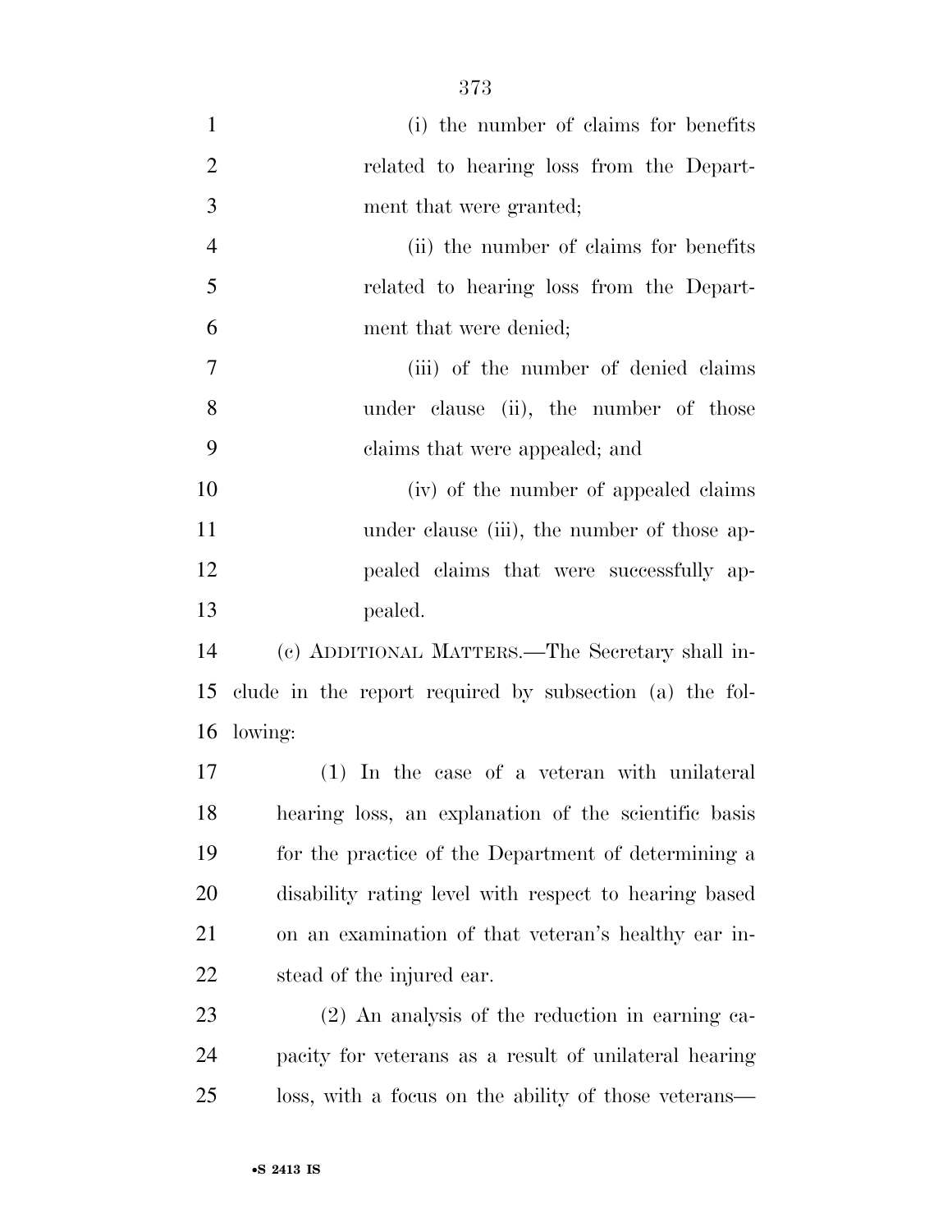(i) the number of claims for benefits related to hearing loss from the Department that were granted;

(ii) the number of claims for benefits related to hearing loss from the Department that were denied;

(iii) of the number of denied claims under clause (ii), the number of those claims that were appealed; and

(iv) of the number of appealed claims under clause (iii), the number of those appealed claims that were successfully appealed.

(c) ADDITIONAL MATTERS.—The Secretary shall include in the report required by subsection (a) the following:

(1) In the case of a veteran with unilateral hearing loss, an explanation of the scientific basis for the practice of the Department of determining a disability rating level with respect to hearing based on an examination of that veteran's healthy ear instead of the injured ear.

(2) An analysis of the reduction in earning capacity for veterans as a result of unilateral hearing loss, with a focus on the ability of those veterans—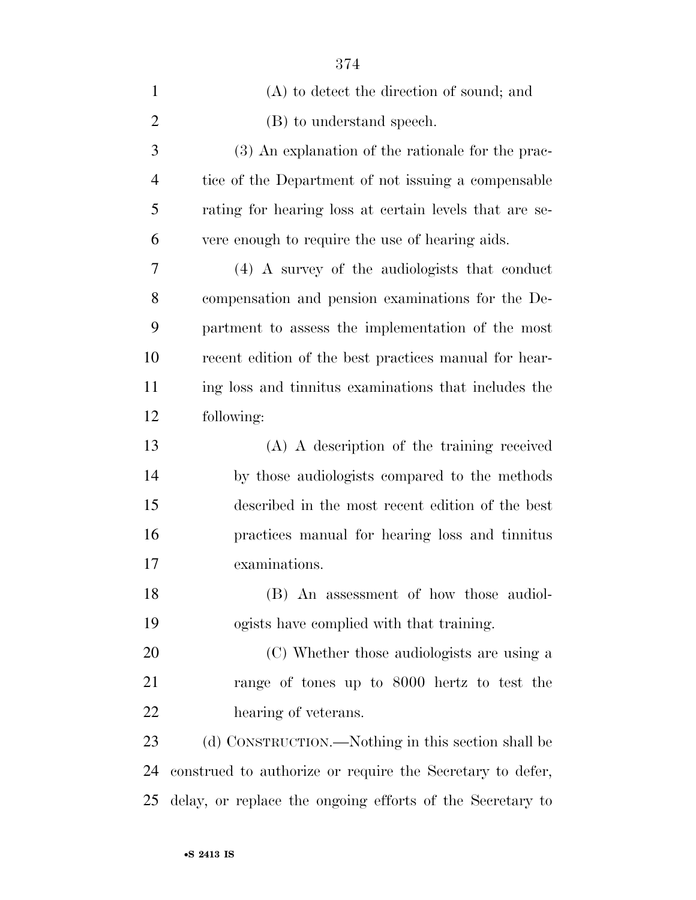(A) to detect the direction of sound; and

(B) to understand speech.

(3) An explanation of the rationale for the practice of the Department of not issuing a compensable rating for hearing loss at certain levels that are severe enough to require the use of hearing aids.

(4) A survey of the audiologists that conduct compensation and pension examinations for the Department to assess the implementation of the most recent edition of the best practices manual for hearing loss and tinnitus examinations that includes the following:

(A) A description of the training received by those audiologists compared to the methods described in the most recent edition of the best practices manual for hearing loss and tinnitus examinations.

(B) An assessment of how those audiologists have complied with that training.

(C) Whether those audiologists are using a range of tones up to 8000 hertz to test the hearing of veterans.

(d) CONSTRUCTION.—Nothing in this section shall be construed to authorize or require the Secretary to defer, delay, or replace the ongoing efforts of the Secretary to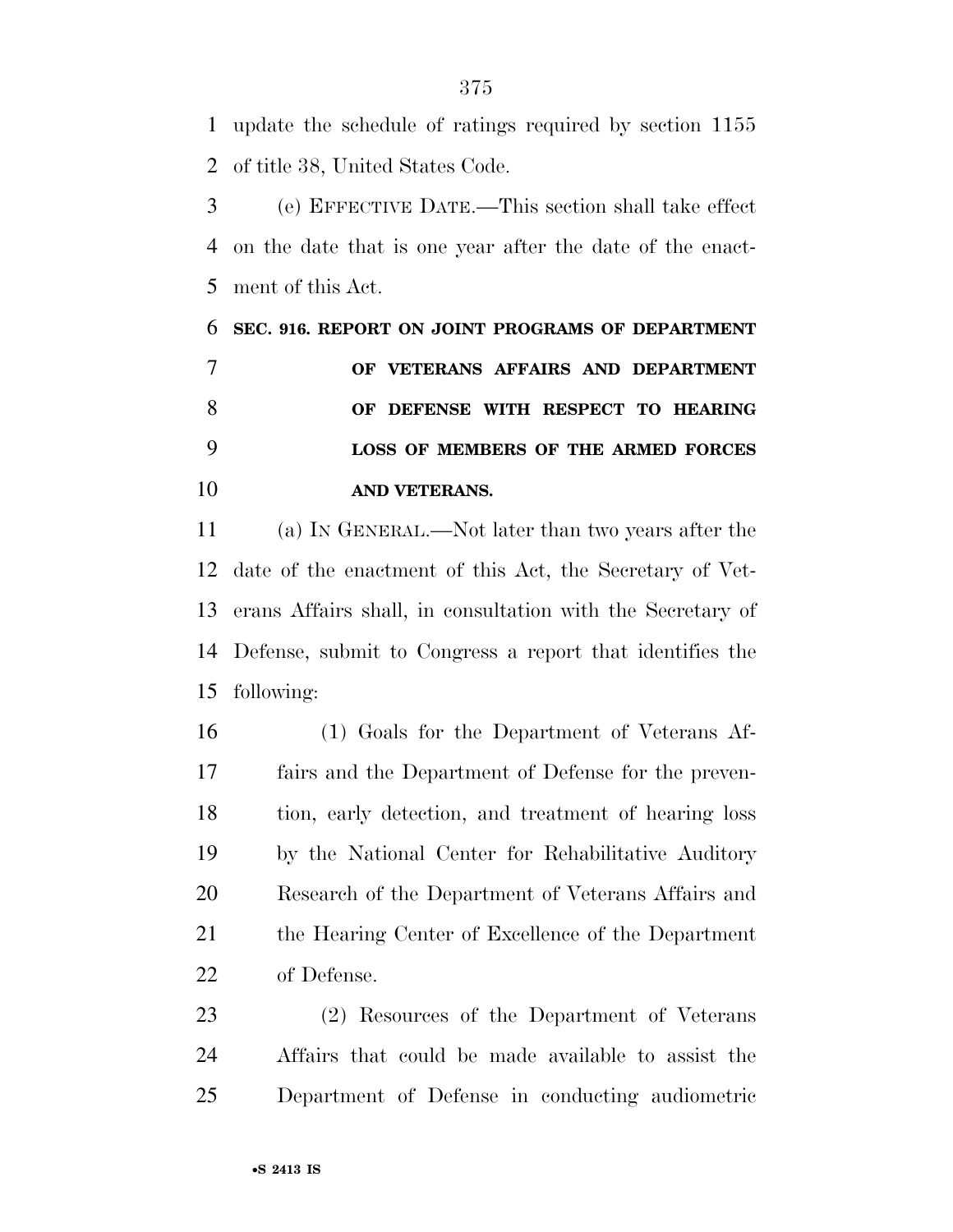update the schedule of ratings required by section 1155 of title 38, United States Code.

(e) EFFECTIVE DATE.—This section shall take effect on the date that is one year after the date of the enactment of this Act.

**SEC. 916. REPORT ON JOINT PROGRAMS OF DEPARTMENT OF VETERANS AFFAIRS AND DEPARTMENT OF DEFENSE WITH RESPECT TO HEARING LOSS OF MEMBERS OF THE ARMED FORCES AND VETERANS.**

(a) IN GENERAL.—Not later than two years after the date of the enactment of this Act, the Secretary of Veterans Affairs shall, in consultation with the Secretary of Defense, submit to Congress a report that identifies the following:

(1) Goals for the Department of Veterans Affairs and the Department of Defense for the prevention, early detection, and treatment of hearing loss by the National Center for Rehabilitative Auditory Research of the Department of Veterans Affairs and the Hearing Center of Excellence of the Department of Defense.

(2) Resources of the Department of Veterans Affairs that could be made available to assist the Department of Defense in conducting audiometric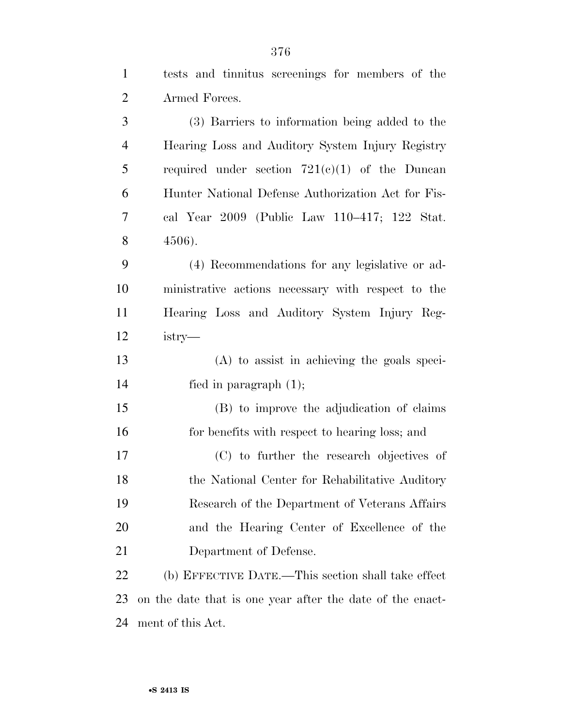tests and tinnitus screenings for members of the Armed Forces.

(3) Barriers to information being added to the Hearing Loss and Auditory System Injury Registry required under section 721(c)(1) of the Duncan Hunter National Defense Authorization Act for Fiscal Year 2009 (Public Law 110–417; 122 Stat. 4506).

(4) Recommendations for any legislative or administrative actions necessary with respect to the Hearing Loss and Auditory System Injury Registry—

(A) to assist in achieving the goals specified in paragraph (1);

(B) to improve the adjudication of claims for benefits with respect to hearing loss; and

(C) to further the research objectives of the National Center for Rehabilitative Auditory Research of the Department of Veterans Affairs and the Hearing Center of Excellence of the Department of Defense.

(b) EFFECTIVE DATE.—This section shall take effect on the date that is one year after the date of the enactment of this Act.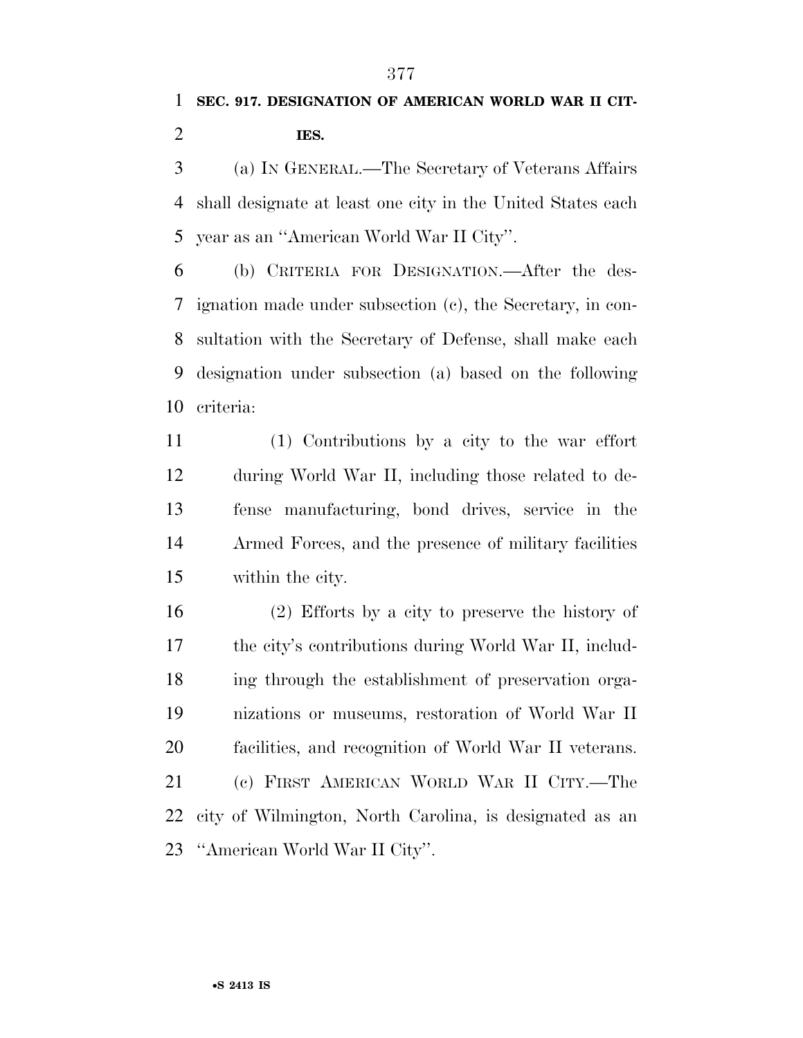**SEC. 917. DESIGNATION OF AMERICAN WORLD WAR II CITIES.**

(a) IN GENERAL.—The Secretary of Veterans Affairs shall designate at least one city in the United States each year as an ''American World War II City''.

(b) CRITERIA FOR DESIGNATION.—After the designation made under subsection (c), the Secretary, in consultation with the Secretary of Defense, shall make each designation under subsection (a) based on the following criteria:

(1) Contributions by a city to the war effort during World War II, including those related to defense manufacturing, bond drives, service in the Armed Forces, and the presence of military facilities within the city.

(2) Efforts by a city to preserve the history of the city's contributions during World War II, including through the establishment of preservation organizations or museums, restoration of World War II facilities, and recognition of World War II veterans.

(c) FIRST AMERICAN WORLD WAR II CITY.—The city of Wilmington, North Carolina, is designated as an ''American World War II City''.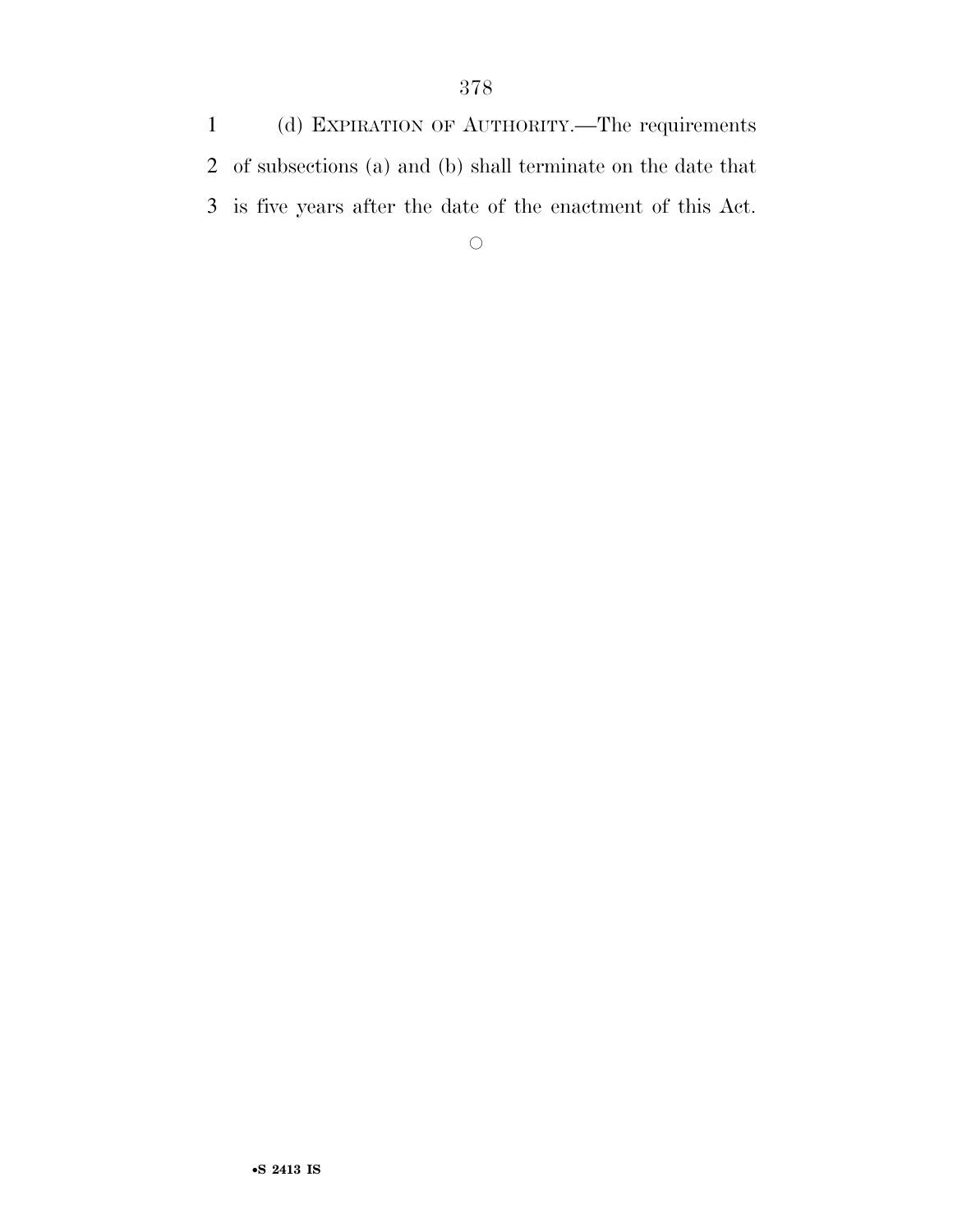(d) EXPIRATION OF AUTHORITY.—The requirements of subsections (a) and (b) shall terminate on the date that is five years after the date of the enactment of this Act.

○